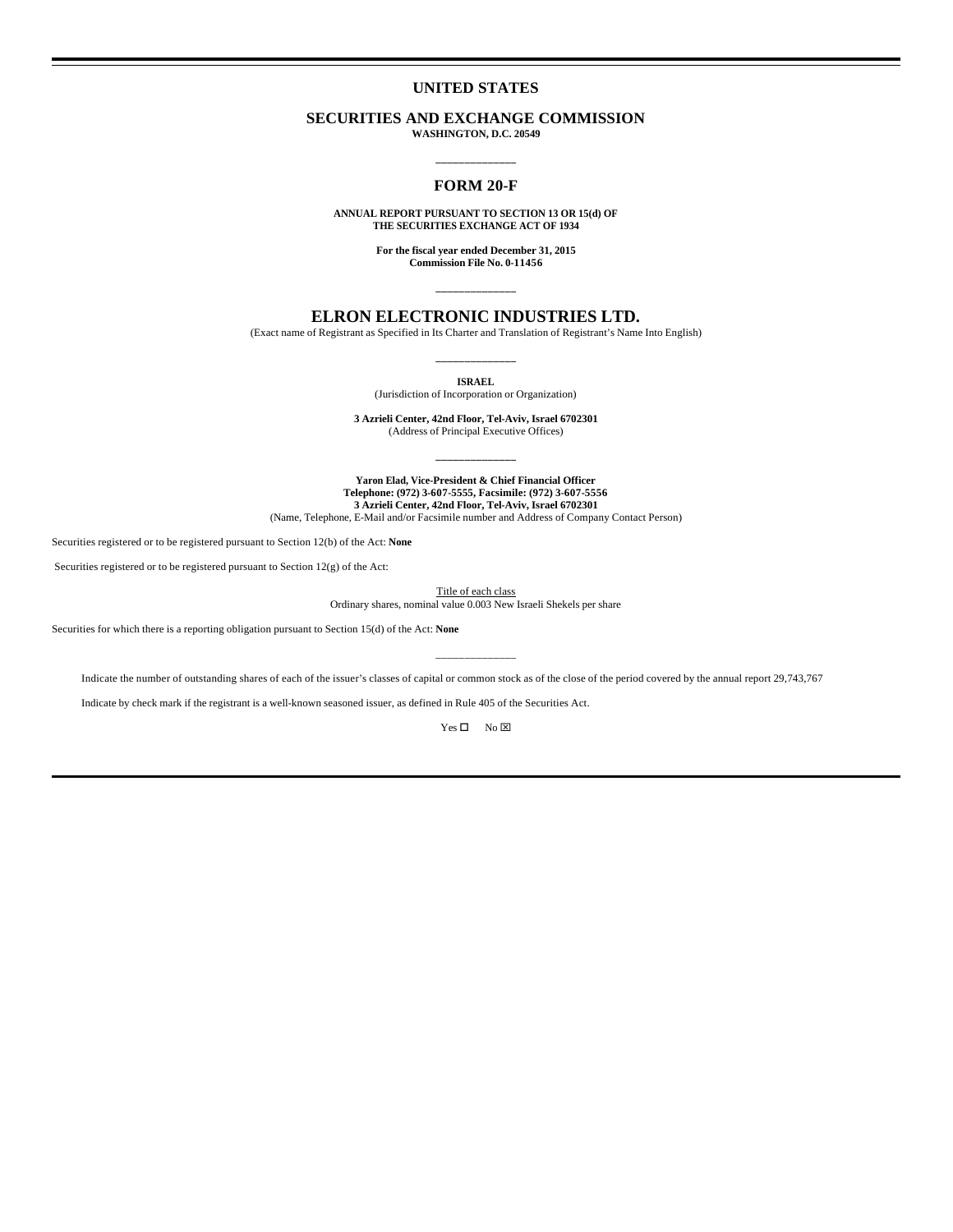# UNITED STATES

## SECURITIES AND EXCHANGE COMMISSION

**WASHINGTON, D.C. 20549**

---

## FORM 20-F

**ANNUAL REPORT PURSUANT TO SECTION 13 OR 15(d) OF THE SECURITIES EXCHANGE ACT OF 1934**

**For the fiscal year ended December 31, 2015**
**Commission File No. 0-11456**

---

## ELRON ELECTRONIC INDUSTRIES LTD.

(Exact name of Registrant as Specified in Its Charter and Translation of Registrant's Name Into English)

---

**ISRAEL**
(Jurisdiction of Incorporation or Organization)

**3 Azrieli Center, 42nd Floor, Tel-Aviv, Israel 6702301**
(Address of Principal Executive Offices)

---

**Yaron Elad, Vice-President & Chief Financial Officer**
**Telephone: (972) 3-607-5555, Facsimile: (972) 3-607-5556**
**3 Azrieli Center, 42nd Floor, Tel-Aviv, Israel 6702301**
(Name, Telephone, E-Mail and/or Facsimile number and Address of Company Contact Person)

Securities registered or to be registered pursuant to Section 12(b) of the Act: **None**

Securities registered or to be registered pursuant to Section 12(g) of the Act:

Title of each class
Ordinary shares, nominal value 0.003 New Israeli Shekels per share

Securities for which there is a reporting obligation pursuant to Section 15(d) of the Act: **None**

---

Indicate the number of outstanding shares of each of the issuer's classes of capital or common stock as of the close of the period covered by the annual report 29,743,767

Indicate by check mark if the registrant is a well-known seasoned issuer, as defined in Rule 405 of the Securities Act.

Yes ☐ No ☒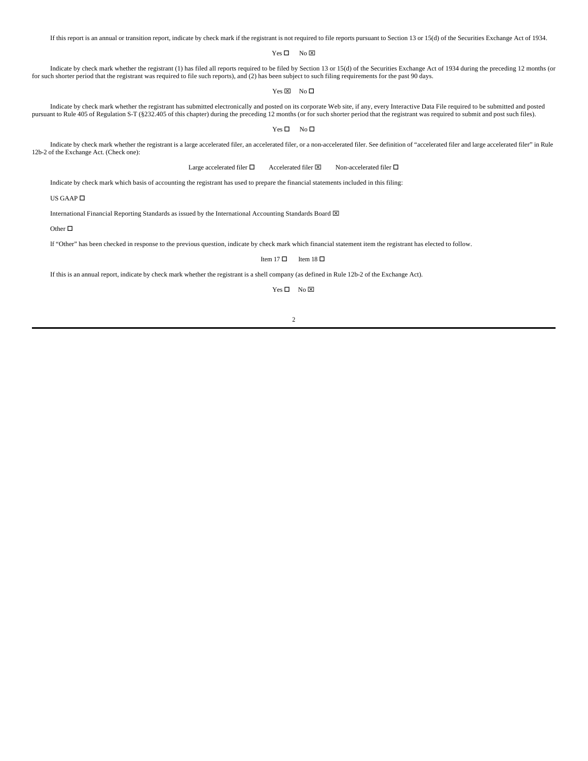If this report is an annual or transition report, indicate by check mark if the registrant is not required to file reports pursuant to Section 13 or 15(d) of the Securities Exchange Act of 1934.

Yes ☐ No ☒

Indicate by check mark whether the registrant (1) has filed all reports required to be filed by Section 13 or 15(d) of the Securities Exchange Act of 1934 during the preceding 12 months (or for such shorter period that the registrant was required to file such reports), and (2) has been subject to such filing requirements for the past 90 days.

Yes ☒ No ☐

Indicate by check mark whether the registrant has submitted electronically and posted on its corporate Web site, if any, every Interactive Data File required to be submitted and posted pursuant to Rule 405 of Regulation S-T (§232.405 of this chapter) during the preceding 12 months (or for such shorter period that the registrant was required to submit and post such files).

Yes ☐ No ☐

Indicate by check mark whether the registrant is a large accelerated filer, an accelerated filer, or a non-accelerated filer. See definition of "accelerated filer and large accelerated filer" in Rule 12b-2 of the Exchange Act. (Check one):

Large accelerated filer ☐ Accelerated filer ☒ Non-accelerated filer ☐

Indicate by check mark which basis of accounting the registrant has used to prepare the financial statements included in this filing:

US GAAP ☐

International Financial Reporting Standards as issued by the International Accounting Standards Board ☒

Other ☐

If "Other" has been checked in response to the previous question, indicate by check mark which financial statement item the registrant has elected to follow.

Item 17 ☐ Item 18 ☐

If this is an annual report, indicate by check mark whether the registrant is a shell company (as defined in Rule 12b-2 of the Exchange Act).

Yes ☐ No ☒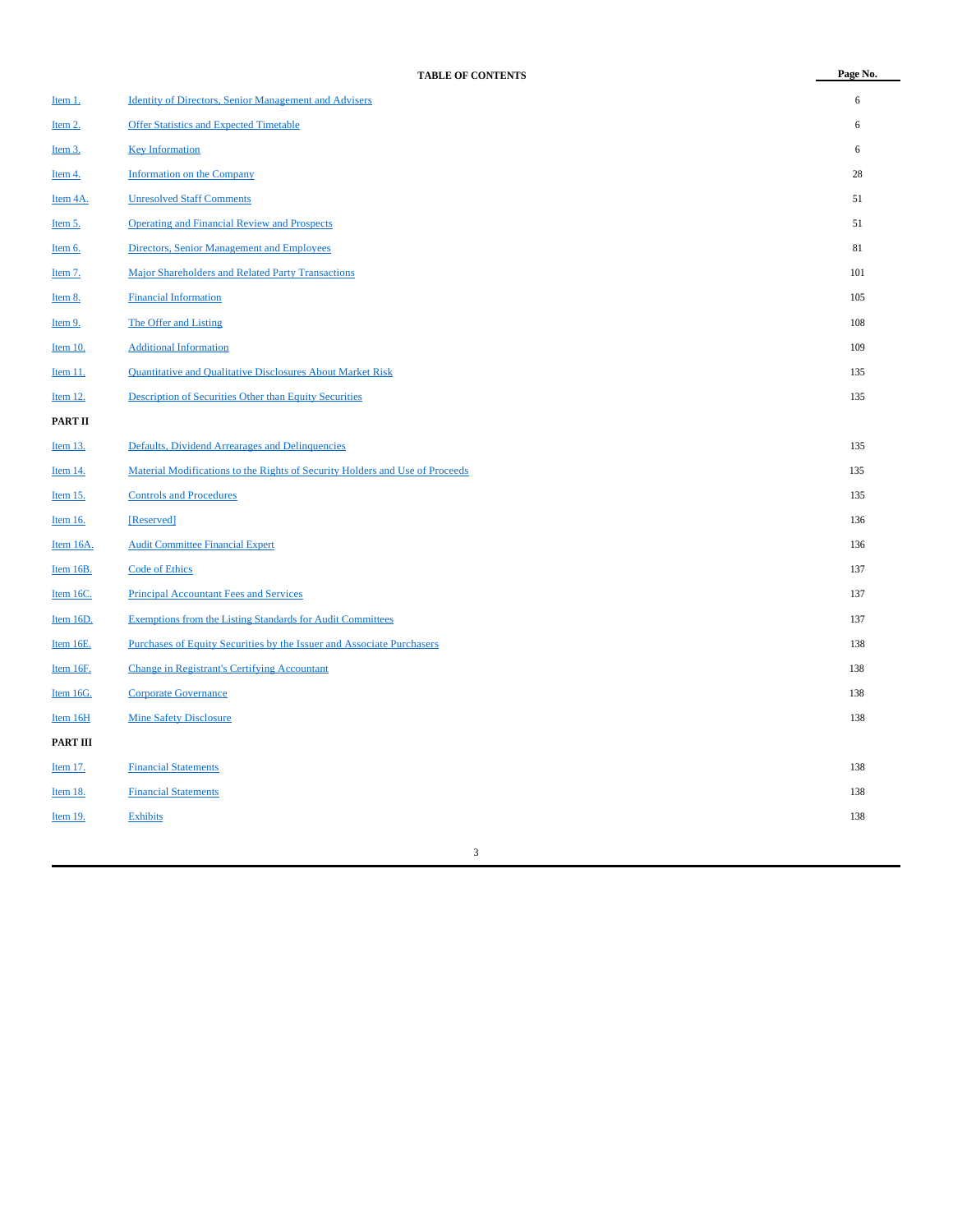## TABLE OF CONTENTS

| | | Page No. |
|---|---|---|
| Item 1. | Identity of Directors, Senior Management and Advisers | 6 |
| Item 2. | Offer Statistics and Expected Timetable | 6 |
| Item 3. | Key Information | 6 |
| Item 4. | Information on the Company | 28 |
| Item 4A. | Unresolved Staff Comments | 51 |
| Item 5. | Operating and Financial Review and Prospects | 51 |
| Item 6. | Directors, Senior Management and Employees | 81 |
| Item 7. | Major Shareholders and Related Party Transactions | 101 |
| Item 8. | Financial Information | 105 |
| Item 9. | The Offer and Listing | 108 |
| Item 10. | Additional Information | 109 |
| Item 11. | Quantitative and Qualitative Disclosures About Market Risk | 135 |
| Item 12. | Description of Securities Other than Equity Securities | 135 |
| **PART II** | | |
| Item 13. | Defaults, Dividend Arrearages and Delinquencies | 135 |
| Item 14. | Material Modifications to the Rights of Security Holders and Use of Proceeds | 135 |
| Item 15. | Controls and Procedures | 135 |
| Item 16. | [Reserved] | 136 |
| Item 16A. | Audit Committee Financial Expert | 136 |
| Item 16B. | Code of Ethics | 137 |
| Item 16C. | Principal Accountant Fees and Services | 137 |
| Item 16D. | Exemptions from the Listing Standards for Audit Committees | 137 |
| Item 16E. | Purchases of Equity Securities by the Issuer and Associate Purchasers | 138 |
| Item 16F. | Change in Registrant's Certifying Accountant | 138 |
| Item 16G. | Corporate Governance | 138 |
| Item 16H | Mine Safety Disclosure | 138 |
| **PART III** | | |
| Item 17. | Financial Statements | 138 |
| Item 18. | Financial Statements | 138 |
| Item 19. | Exhibits | 138 |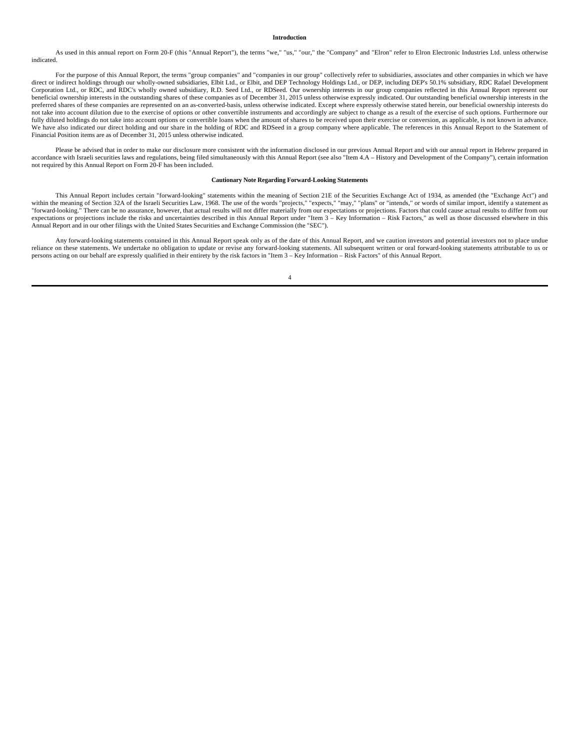## Introduction

As used in this annual report on Form 20-F (this "Annual Report"), the terms "we," "us," "our," the "Company" and "Elron" refer to Elron Electronic Industries Ltd. unless otherwise indicated.

For the purpose of this Annual Report, the terms "group companies" and "companies in our group" collectively refer to subsidiaries, associates and other companies in which we have direct or indirect holdings through our wholly-owned subsidiaries, Elbit Ltd., or Elbit, and DEP Technology Holdings Ltd., or DEP, including DEP's 50.1% subsidiary, RDC Rafael Development Corporation Ltd., or RDC, and RDC's wholly owned subsidiary, R.D. Seed Ltd., or RDSeed. Our ownership interests in our group companies reflected in this Annual Report represent our beneficial ownership interests in the outstanding shares of these companies as of December 31, 2015 unless otherwise expressly indicated. Our outstanding beneficial ownership interests in the preferred shares of these companies are represented on an as-converted-basis, unless otherwise indicated. Except where expressly otherwise stated herein, our beneficial ownership interests do not take into account dilution due to the exercise of options or other convertible instruments and accordingly are subject to change as a result of the exercise of such options. Furthermore our fully diluted holdings do not take into account options or convertible loans when the amount of shares to be received upon their exercise or conversion, as applicable, is not known in advance. We have also indicated our direct holding and our share in the holding of RDC and RDSeed in a group company where applicable. The references in this Annual Report to the Statement of Financial Position items are as of December 31, 2015 unless otherwise indicated.

Please be advised that in order to make our disclosure more consistent with the information disclosed in our previous Annual Report and with our annual report in Hebrew prepared in accordance with Israeli securities laws and regulations, being filed simultaneously with this Annual Report (see also "Item 4.A – History and Development of the Company"), certain information not required by this Annual Report on Form 20-F has been included.

## Cautionary Note Regarding Forward-Looking Statements

This Annual Report includes certain "forward-looking" statements within the meaning of Section 21E of the Securities Exchange Act of 1934, as amended (the "Exchange Act") and within the meaning of Section 32A of the Israeli Securities Law, 1968. The use of the words "projects," "expects," "may," "plans" or "intends," or words of similar import, identify a statement as "forward-looking." There can be no assurance, however, that actual results will not differ materially from our expectations or projections. Factors that could cause actual results to differ from our expectations or projections include the risks and uncertainties described in this Annual Report under "Item 3 – Key Information – Risk Factors," as well as those discussed elsewhere in this Annual Report and in our other filings with the United States Securities and Exchange Commission (the "SEC").

Any forward-looking statements contained in this Annual Report speak only as of the date of this Annual Report, and we caution investors and potential investors not to place undue reliance on these statements. We undertake no obligation to update or revise any forward-looking statements. All subsequent written or oral forward-looking statements attributable to us or persons acting on our behalf are expressly qualified in their entirety by the risk factors in "Item 3 – Key Information – Risk Factors" of this Annual Report.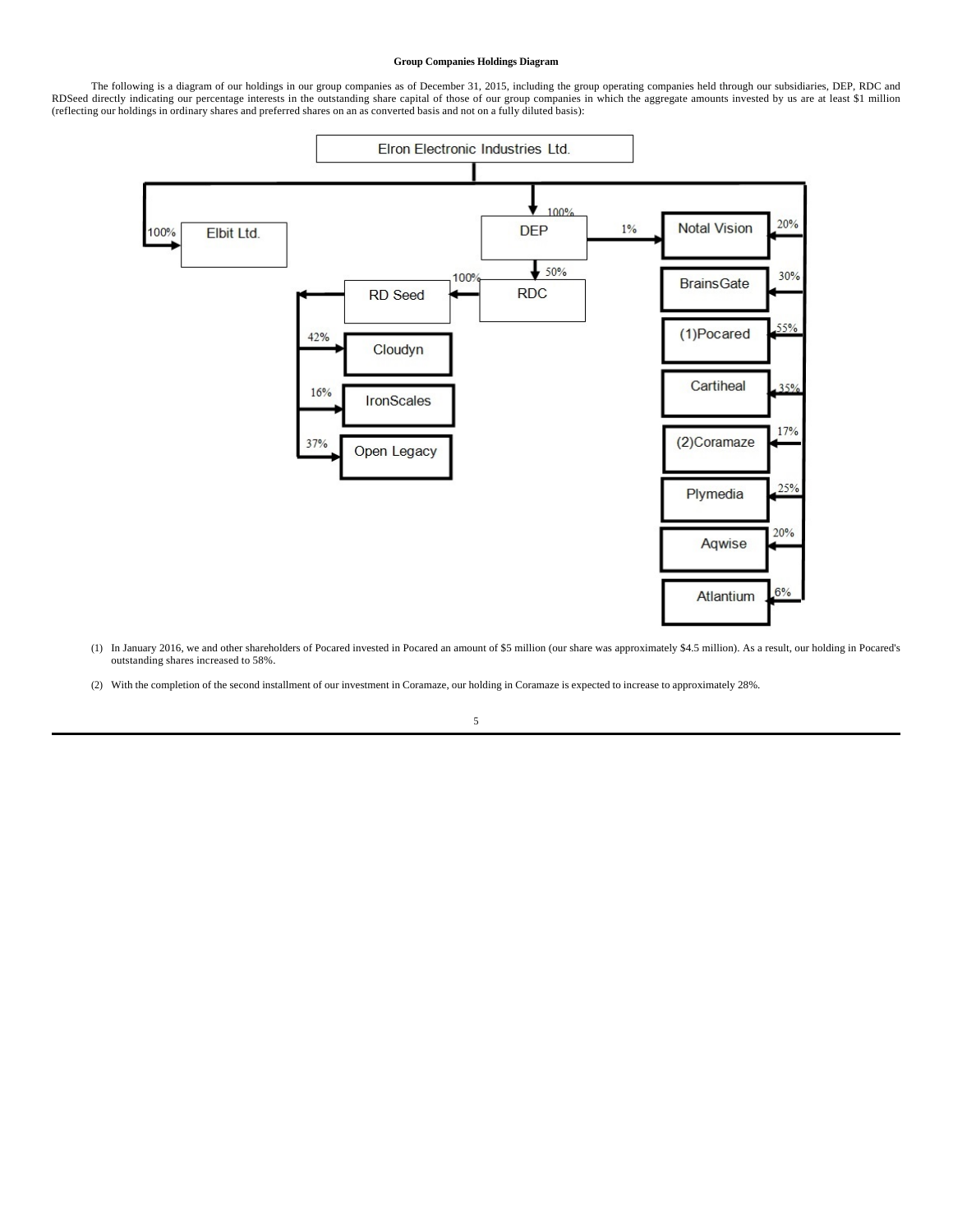**Group Companies Holdings Diagram**

The following is a diagram of our holdings in our group companies as of December 31, 2015, including the group operating companies held through our subsidiaries, DEP, RDC and RDSeed directly indicating our percentage interests in the outstanding share capital of those of our group companies in which the aggregate amounts invested by us are at least $1 million (reflecting our holdings in ordinary shares and preferred shares on an as converted basis and not on a fully diluted basis):

Elron Electronic Industries Ltd.
- 100% Elbit Ltd.
- 100% DEP
  - 50% RDC
    - 100% RD Seed
      - 42% Cloudyn
      - 16% IronScales
      - 37% Open Legacy
  - 1% Notal Vision
- 20% Notal Vision
- 30% BrainsGate
- 55% (1)Pocared
- 35% Cartiheal
- 17% (2)Coramaze
- 25% Plymedia
- 20% Aqwise
- 6% Atlantium

(1) In January 2016, we and other shareholders of Pocared invested in Pocared an amount of $5 million (our share was approximately $4.5 million). As a result, our holding in Pocared's outstanding shares increased to 58%.

(2) With the completion of the second installment of our investment in Coramaze, our holding in Coramaze is expected to increase to approximately 28%.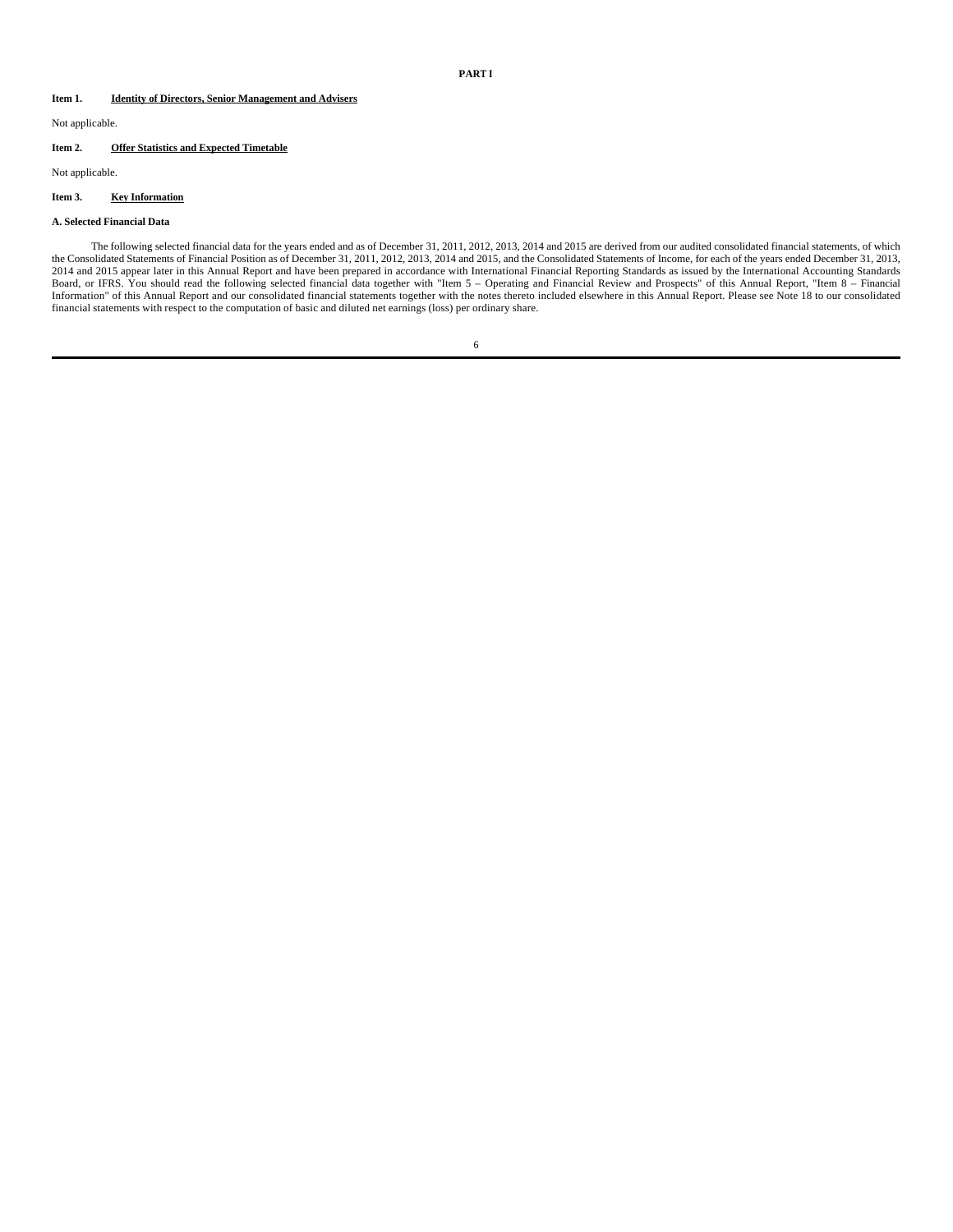# PART I

**Item 1.** **Identity of Directors, Senior Management and Advisers**

Not applicable.

**Item 2.** **Offer Statistics and Expected Timetable**

Not applicable.

**Item 3.** **Key Information**

**A. Selected Financial Data**

The following selected financial data for the years ended and as of December 31, 2011, 2012, 2013, 2014 and 2015 are derived from our audited consolidated financial statements, of which the Consolidated Statements of Financial Position as of December 31, 2011, 2012, 2013, 2014 and 2015, and the Consolidated Statements of Income, for each of the years ended December 31, 2013, 2014 and 2015 appear later in this Annual Report and have been prepared in accordance with International Financial Reporting Standards as issued by the International Accounting Standards Board, or IFRS. You should read the following selected financial data together with "Item 5 – Operating and Financial Review and Prospects" of this Annual Report, "Item 8 – Financial Information" of this Annual Report and our consolidated financial statements together with the notes thereto included elsewhere in this Annual Report. Please see Note 18 to our consolidated financial statements with respect to the computation of basic and diluted net earnings (loss) per ordinary share.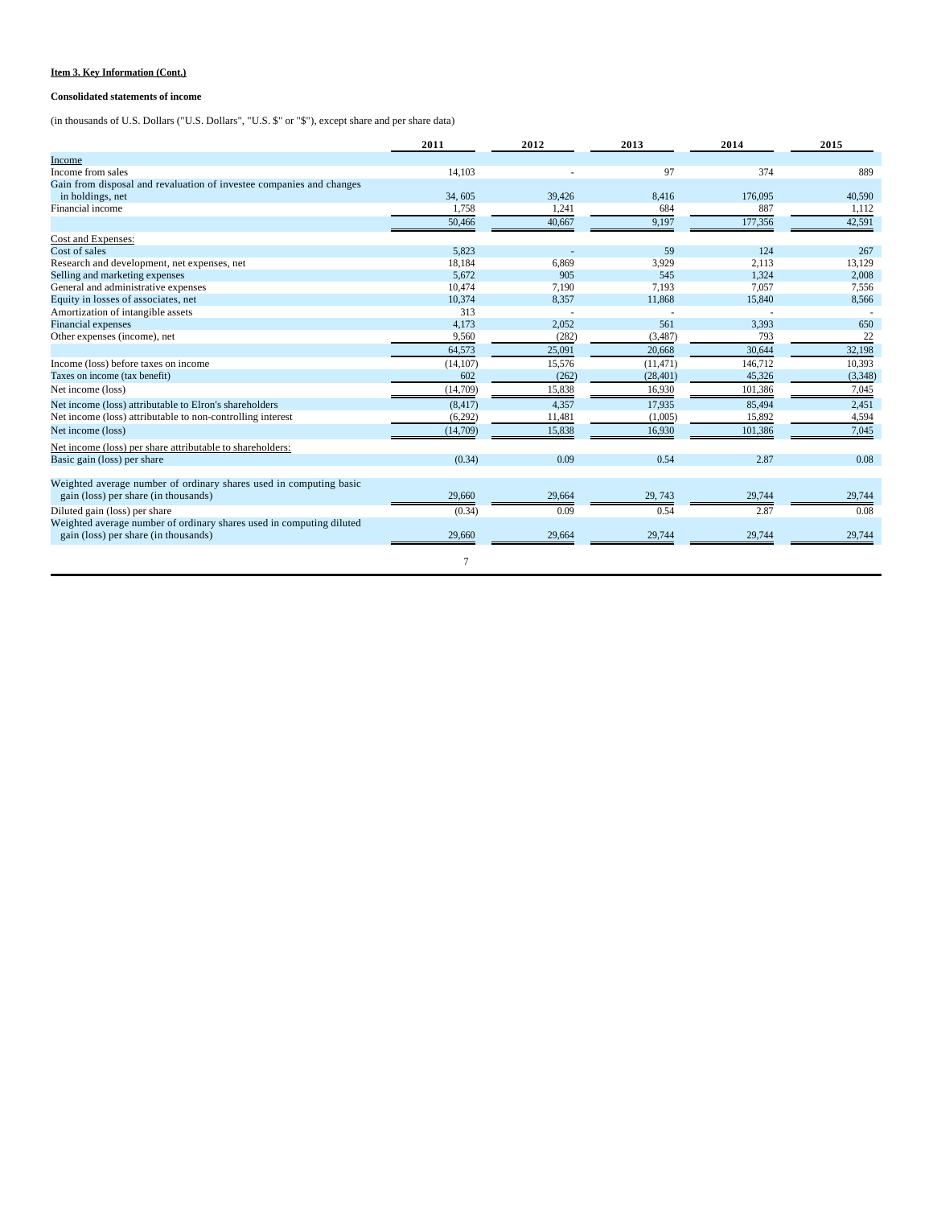**Item 3. Key Information (Cont.)**

**Consolidated statements of income**

(in thousands of U.S. Dollars ("U.S. Dollars", "U.S. $" or "$"), except share and per share data)

| | 2011 | 2012 | 2013 | 2014 | 2015 |
|---|---|---|---|---|---|
| Income | | | | | |
| Income from sales | 14,103 | - | 97 | 374 | 889 |
| Gain from disposal and revaluation of investee companies and changes in holdings, net | 34, 605 | 39,426 | 8,416 | 176,095 | 40,590 |
| Financial income | 1,758 | 1,241 | 684 | 887 | 1,112 |
| | 50,466 | 40,667 | 9,197 | 177,356 | 42,591 |
| Cost and Expenses: | | | | | |
| Cost of sales | 5,823 | - | 59 | 124 | 267 |
| Research and development, net expenses, net | 18,184 | 6,869 | 3,929 | 2,113 | 13,129 |
| Selling and marketing expenses | 5,672 | 905 | 545 | 1,324 | 2,008 |
| General and administrative expenses | 10,474 | 7,190 | 7,193 | 7,057 | 7,556 |
| Equity in losses of associates, net | 10,374 | 8,357 | 11,868 | 15,840 | 8,566 |
| Amortization of intangible assets | 313 | - | - | - | - |
| Financial expenses | 4,173 | 2,052 | 561 | 3,393 | 650 |
| Other expenses (income), net | 9,560 | (282) | (3,487) | 793 | 22 |
| | 64,573 | 25,091 | 20,668 | 30,644 | 32,198 |
| Income (loss) before taxes on income | (14,107) | 15,576 | (11,471) | 146,712 | 10,393 |
| Taxes on income (tax benefit) | 602 | (262) | (28,401) | 45,326 | (3,348) |
| Net income (loss) | (14,709) | 15,838 | 16,930 | 101,386 | 7,045 |
| Net income (loss) attributable to Elron's shareholders | (8,417) | 4,357 | 17,935 | 85,494 | 2,451 |
| Net income (loss) attributable to non-controlling interest | (6,292) | 11,481 | (1,005) | 15,892 | 4,594 |
| Net income (loss) | (14,709) | 15,838 | 16,930 | 101,386 | 7,045 |
| Net income (loss) per share attributable to shareholders: | | | | | |
| Basic gain (loss) per share | (0.34) | 0.09 | 0.54 | 2.87 | 0.08 |
| Weighted average number of ordinary shares used in computing basic gain (loss) per share (in thousands) | 29,660 | 29,664 | 29, 743 | 29,744 | 29,744 |
| Diluted gain (loss) per share | (0.34) | 0.09 | 0.54 | 2.87 | 0.08 |
| Weighted average number of ordinary shares used in computing diluted gain (loss) per share (in thousands) | 29,660 | 29,664 | 29,744 | 29,744 | 29,744 |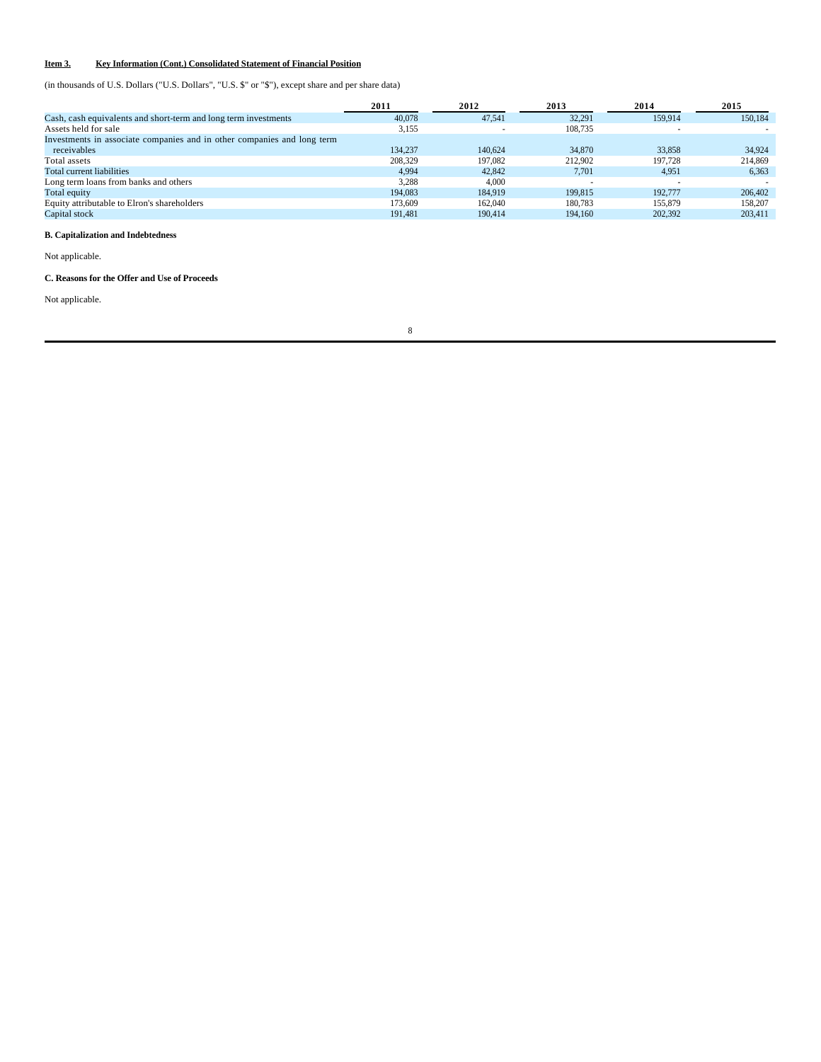**Item 3. Key Information (Cont.) Consolidated Statement of Financial Position**

(in thousands of U.S. Dollars ("U.S. Dollars", "U.S. $" or "$"), except share and per share data)

| | 2011 | 2012 | 2013 | 2014 | 2015 |
|---|---|---|---|---|---|
| Cash, cash equivalents and short-term and long term investments | 40,078 | 47,541 | 32,291 | 159,914 | 150,184 |
| Assets held for sale | 3,155 | - | 108,735 | - | - |
| Investments in associate companies and in other companies and long term receivables | 134,237 | 140,624 | 34,870 | 33,858 | 34,924 |
| Total assets | 208,329 | 197,082 | 212,902 | 197,728 | 214,869 |
| Total current liabilities | 4,994 | 42,842 | 7,701 | 4,951 | 6,363 |
| Long term loans from banks and others | 3,288 | 4,000 | - | - | - |
| Total equity | 194,083 | 184,919 | 199,815 | 192,777 | 206,402 |
| Equity attributable to Elron's shareholders | 173,609 | 162,040 | 180,783 | 155,879 | 158,207 |
| Capital stock | 191,481 | 190,414 | 194,160 | 202,392 | 203,411 |

**B. Capitalization and Indebtedness**

Not applicable.

**C. Reasons for the Offer and Use of Proceeds**

Not applicable.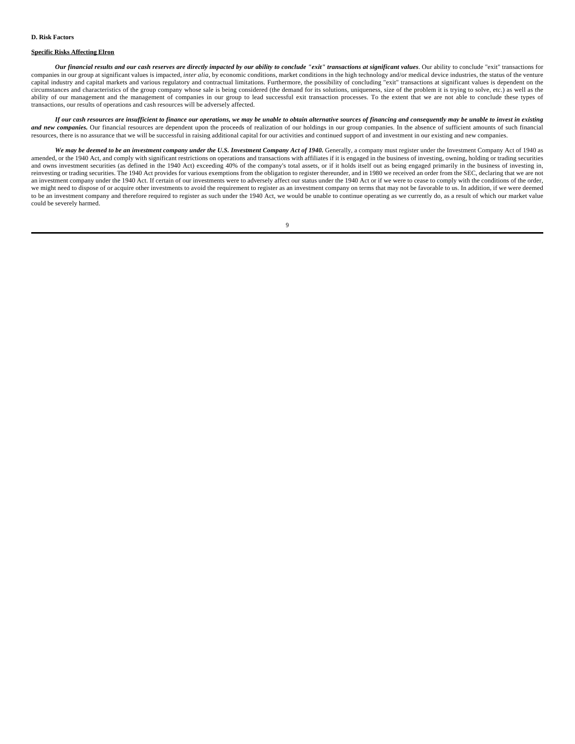### D. Risk Factors

**Specific Risks Affecting Elron**

***Our financial results and our cash reserves are directly impacted by our ability to conclude "exit" transactions at significant values***. Our ability to conclude "exit" transactions for companies in our group at significant values is impacted, *inter alia*, by economic conditions, market conditions in the high technology and/or medical device industries, the status of the venture capital industry and capital markets and various regulatory and contractual limitations. Furthermore, the possibility of concluding "exit" transactions at significant values is dependent on the circumstances and characteristics of the group company whose sale is being considered (the demand for its solutions, uniqueness, size of the problem it is trying to solve, etc.) as well as the ability of our management and the management of companies in our group to lead successful exit transaction processes. To the extent that we are not able to conclude these types of transactions, our results of operations and cash resources will be adversely affected.

***If our cash resources are insufficient to finance our operations, we may be unable to obtain alternative sources of financing and consequently may be unable to invest in existing and new companies.*** Our financial resources are dependent upon the proceeds of realization of our holdings in our group companies. In the absence of sufficient amounts of such financial resources, there is no assurance that we will be successful in raising additional capital for our activities and continued support of and investment in our existing and new companies.

***We may be deemed to be an investment company under the U.S. Investment Company Act of 1940.*** Generally, a company must register under the Investment Company Act of 1940 as amended, or the 1940 Act, and comply with significant restrictions on operations and transactions with affiliates if it is engaged in the business of investing, owning, holding or trading securities and owns investment securities (as defined in the 1940 Act) exceeding 40% of the company's total assets, or if it holds itself out as being engaged primarily in the business of investing in, reinvesting or trading securities. The 1940 Act provides for various exemptions from the obligation to register thereunder, and in 1980 we received an order from the SEC, declaring that we are not an investment company under the 1940 Act. If certain of our investments were to adversely affect our status under the 1940 Act or if we were to cease to comply with the conditions of the order, we might need to dispose of or acquire other investments to avoid the requirement to register as an investment company on terms that may not be favorable to us. In addition, if we were deemed to be an investment company and therefore required to register as such under the 1940 Act, we would be unable to continue operating as we currently do, as a result of which our market value could be severely harmed.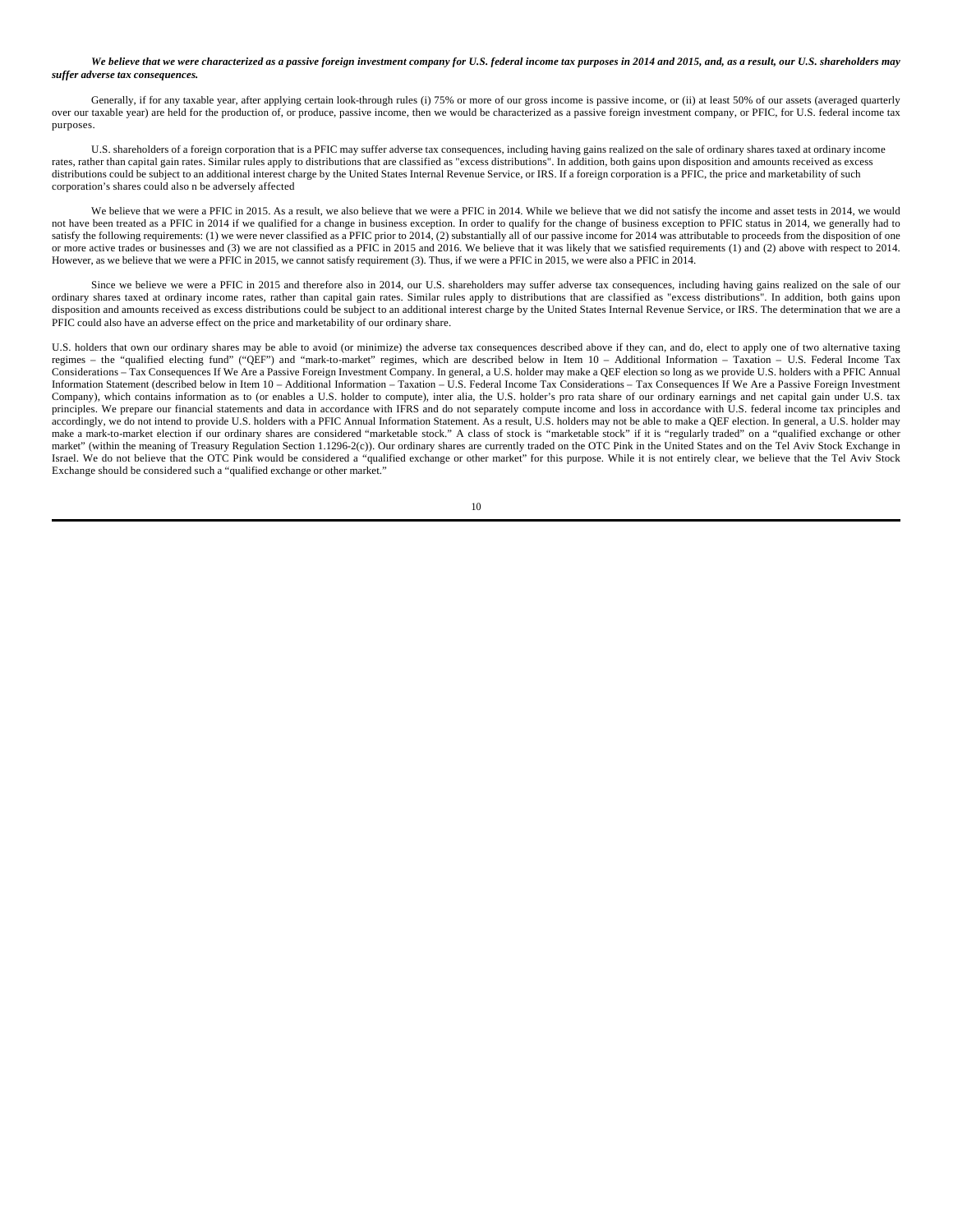***We believe that we were characterized as a passive foreign investment company for U.S. federal income tax purposes in 2014 and 2015, and, as a result, our U.S. shareholders may suffer adverse tax consequences.***

Generally, if for any taxable year, after applying certain look-through rules (i) 75% or more of our gross income is passive income, or (ii) at least 50% of our assets (averaged quarterly over our taxable year) are held for the production of, or produce, passive income, then we would be characterized as a passive foreign investment company, or PFIC, for U.S. federal income tax purposes.

U.S. shareholders of a foreign corporation that is a PFIC may suffer adverse tax consequences, including having gains realized on the sale of ordinary shares taxed at ordinary income rates, rather than capital gain rates. Similar rules apply to distributions that are classified as "excess distributions". In addition, both gains upon disposition and amounts received as excess distributions could be subject to an additional interest charge by the United States Internal Revenue Service, or IRS. If a foreign corporation is a PFIC, the price and marketability of such corporation's shares could also n be adversely affected

We believe that we were a PFIC in 2015. As a result, we also believe that we were a PFIC in 2014. While we believe that we did not satisfy the income and asset tests in 2014, we would not have been treated as a PFIC in 2014 if we qualified for a change in business exception. In order to qualify for the change of business exception to PFIC status in 2014, we generally had to satisfy the following requirements: (1) we were never classified as a PFIC prior to 2014, (2) substantially all of our passive income for 2014 was attributable to proceeds from the disposition of one or more active trades or businesses and (3) we are not classified as a PFIC in 2015 and 2016. We believe that it was likely that we satisfied requirements (1) and (2) above with respect to 2014. However, as we believe that we were a PFIC in 2015, we cannot satisfy requirement (3). Thus, if we were a PFIC in 2015, we were also a PFIC in 2014.

Since we believe we were a PFIC in 2015 and therefore also in 2014, our U.S. shareholders may suffer adverse tax consequences, including having gains realized on the sale of our ordinary shares taxed at ordinary income rates, rather than capital gain rates. Similar rules apply to distributions that are classified as "excess distributions". In addition, both gains upon disposition and amounts received as excess distributions could be subject to an additional interest charge by the United States Internal Revenue Service, or IRS. The determination that we are a PFIC could also have an adverse effect on the price and marketability of our ordinary share.

U.S. holders that own our ordinary shares may be able to avoid (or minimize) the adverse tax consequences described above if they can, and do, elect to apply one of two alternative taxing regimes – the "qualified electing fund" ("QEF") and "mark-to-market" regimes, which are described below in Item 10 – Additional Information – Taxation – U.S. Federal Income Tax Considerations – Tax Consequences If We Are a Passive Foreign Investment Company. In general, a U.S. holder may make a QEF election so long as we provide U.S. holders with a PFIC Annual Information Statement (described below in Item 10 – Additional Information – Taxation – U.S. Federal Income Tax Considerations – Tax Consequences If We Are a Passive Foreign Investment Company), which contains information as to (or enables a U.S. holder to compute), inter alia, the U.S. holder's pro rata share of our ordinary earnings and net capital gain under U.S. tax principles. We prepare our financial statements and data in accordance with IFRS and do not separately compute income and loss in accordance with U.S. federal income tax principles and accordingly, we do not intend to provide U.S. holders with a PFIC Annual Information Statement. As a result, U.S. holders may not be able to make a QEF election. In general, a U.S. holder may make a mark-to-market election if our ordinary shares are considered "marketable stock." A class of stock is "marketable stock" if it is "regularly traded" on a "qualified exchange or other market" (within the meaning of Treasury Regulation Section 1.1296-2(c)). Our ordinary shares are currently traded on the OTC Pink in the United States and on the Tel Aviv Stock Exchange in Israel. We do not believe that the OTC Pink would be considered a "qualified exchange or other market" for this purpose. While it is not entirely clear, we believe that the Tel Aviv Stock Exchange should be considered such a "qualified exchange or other market."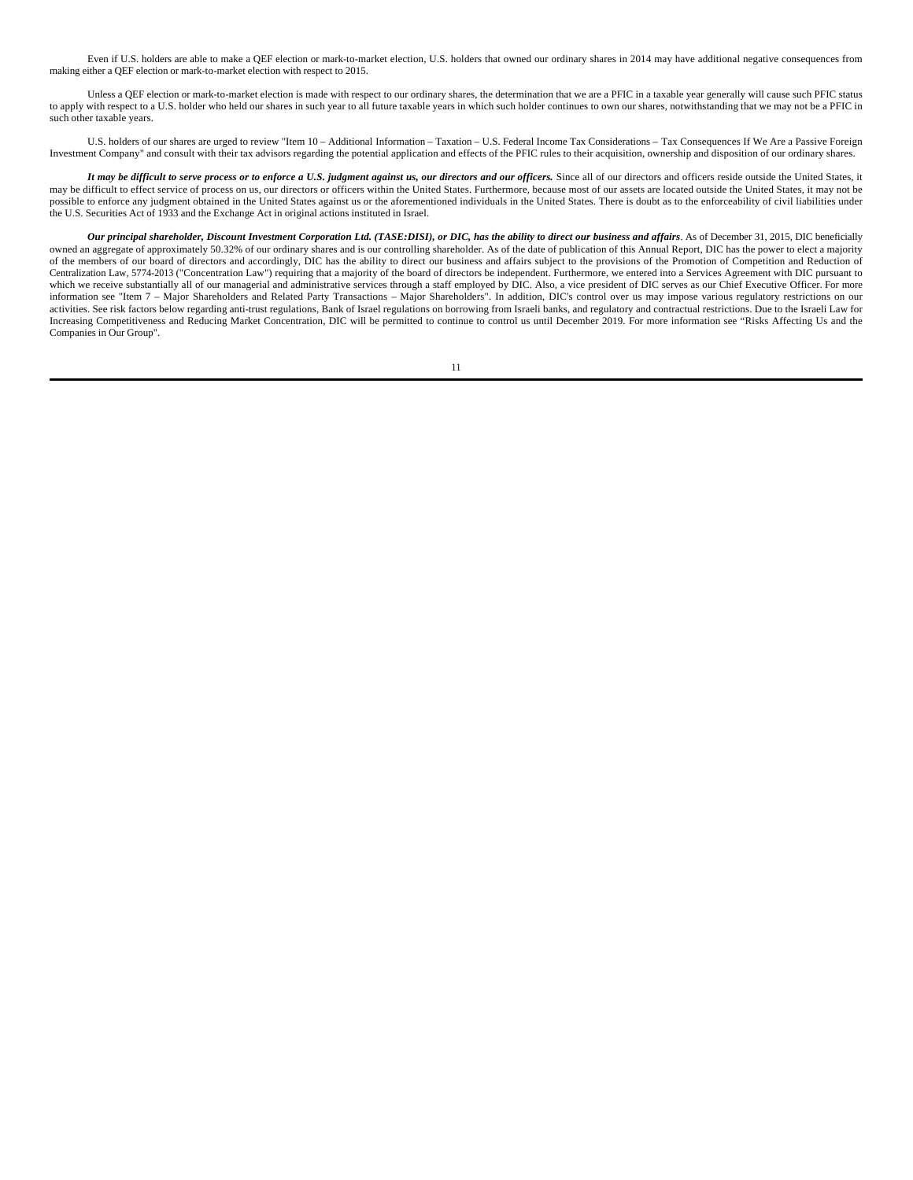Even if U.S. holders are able to make a QEF election or mark-to-market election, U.S. holders that owned our ordinary shares in 2014 may have additional negative consequences from making either a QEF election or mark-to-market election with respect to 2015.

Unless a QEF election or mark-to-market election is made with respect to our ordinary shares, the determination that we are a PFIC in a taxable year generally will cause such PFIC status to apply with respect to a U.S. holder who held our shares in such year to all future taxable years in which such holder continues to own our shares, notwithstanding that we may not be a PFIC in such other taxable years.

U.S. holders of our shares are urged to review "Item 10 – Additional Information – Taxation – U.S. Federal Income Tax Considerations – Tax Consequences If We Are a Passive Foreign Investment Company" and consult with their tax advisors regarding the potential application and effects of the PFIC rules to their acquisition, ownership and disposition of our ordinary shares.

***It may be difficult to serve process or to enforce a U.S. judgment against us, our directors and our officers.*** Since all of our directors and officers reside outside the United States, it may be difficult to effect service of process on us, our directors or officers within the United States. Furthermore, because most of our assets are located outside the United States, it may not be possible to enforce any judgment obtained in the United States against us or the aforementioned individuals in the United States. There is doubt as to the enforceability of civil liabilities under the U.S. Securities Act of 1933 and the Exchange Act in original actions instituted in Israel.

***Our principal shareholder, Discount Investment Corporation Ltd. (TASE:DISI), or DIC, has the ability to direct our business and affairs***. As of December 31, 2015, DIC beneficially owned an aggregate of approximately 50.32% of our ordinary shares and is our controlling shareholder. As of the date of publication of this Annual Report, DIC has the power to elect a majority of the members of our board of directors and accordingly, DIC has the ability to direct our business and affairs subject to the provisions of the Promotion of Competition and Reduction of Centralization Law, 5774-2013 ("Concentration Law") requiring that a majority of the board of directors be independent. Furthermore, we entered into a Services Agreement with DIC pursuant to which we receive substantially all of our managerial and administrative services through a staff employed by DIC. Also, a vice president of DIC serves as our Chief Executive Officer. For more information see "Item 7 – Major Shareholders and Related Party Transactions – Major Shareholders". In addition, DIC's control over us may impose various regulatory restrictions on our activities. See risk factors below regarding anti-trust regulations, Bank of Israel regulations on borrowing from Israeli banks, and regulatory and contractual restrictions. Due to the Israeli Law for Increasing Competitiveness and Reducing Market Concentration, DIC will be permitted to continue to control us until December 2019. For more information see "Risks Affecting Us and the Companies in Our Group".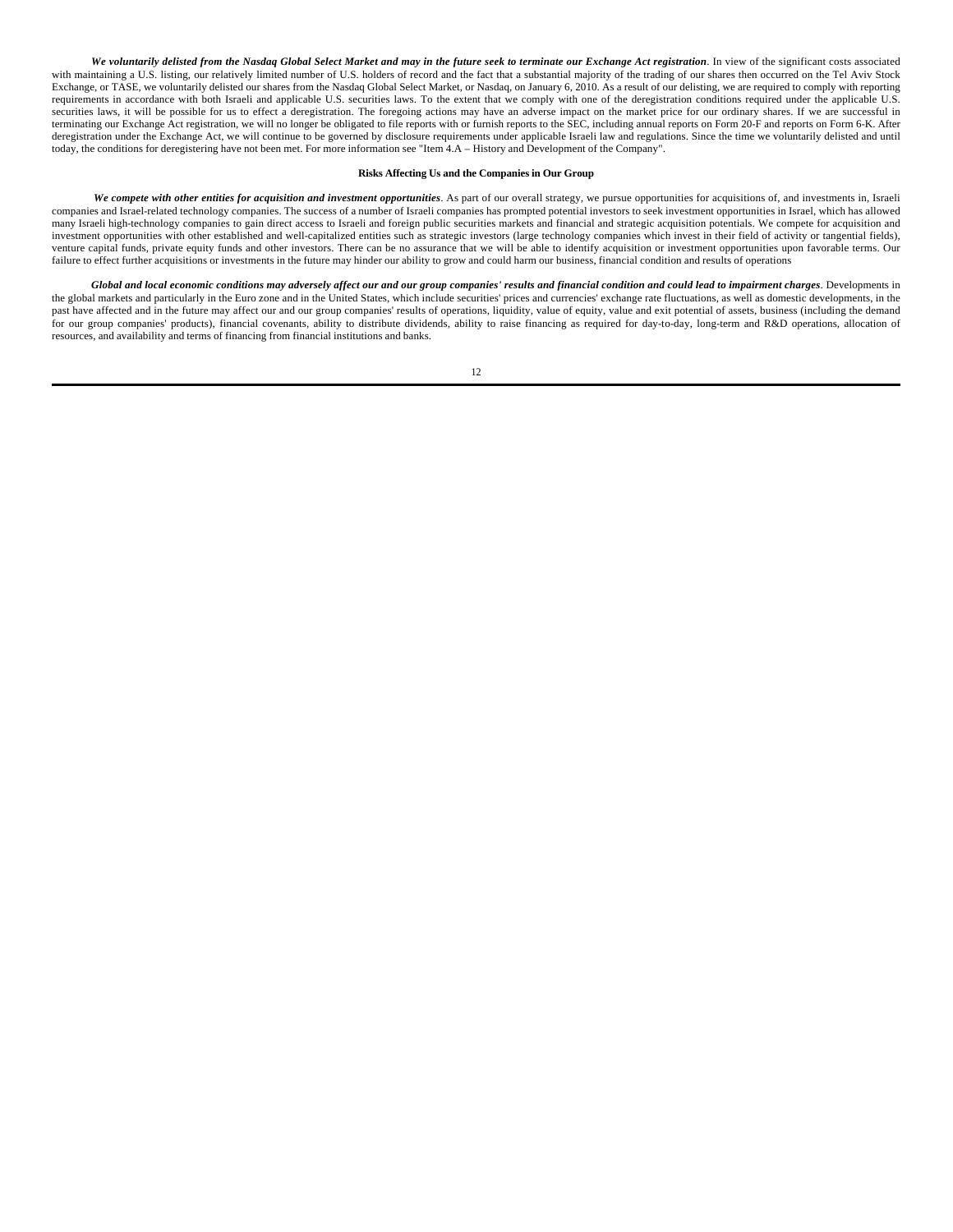***We voluntarily delisted from the Nasdaq Global Select Market and may in the future seek to terminate our Exchange Act registration***. In view of the significant costs associated with maintaining a U.S. listing, our relatively limited number of U.S. holders of record and the fact that a substantial majority of the trading of our shares then occurred on the Tel Aviv Stock Exchange, or TASE, we voluntarily delisted our shares from the Nasdaq Global Select Market, or Nasdaq, on January 6, 2010. As a result of our delisting, we are required to comply with reporting requirements in accordance with both Israeli and applicable U.S. securities laws. To the extent that we comply with one of the deregistration conditions required under the applicable U.S. securities laws, it will be possible for us to effect a deregistration. The foregoing actions may have an adverse impact on the market price for our ordinary shares. If we are successful in terminating our Exchange Act registration, we will no longer be obligated to file reports with or furnish reports to the SEC, including annual reports on Form 20-F and reports on Form 6-K. After deregistration under the Exchange Act, we will continue to be governed by disclosure requirements under applicable Israeli law and regulations. Since the time we voluntarily delisted and until today, the conditions for deregistering have not been met. For more information see "Item 4.A – History and Development of the Company".

**Risks Affecting Us and the Companies in Our Group**

***We compete with other entities for acquisition and investment opportunities***. As part of our overall strategy, we pursue opportunities for acquisitions of, and investments in, Israeli companies and Israel-related technology companies. The success of a number of Israeli companies has prompted potential investors to seek investment opportunities in Israel, which has allowed many Israeli high-technology companies to gain direct access to Israeli and foreign public securities markets and financial and strategic acquisition potentials. We compete for acquisition and investment opportunities with other established and well-capitalized entities such as strategic investors (large technology companies which invest in their field of activity or tangential fields), venture capital funds, private equity funds and other investors. There can be no assurance that we will be able to identify acquisition or investment opportunities upon favorable terms. Our failure to effect further acquisitions or investments in the future may hinder our ability to grow and could harm our business, financial condition and results of operations

***Global and local economic conditions may adversely affect our and our group companies' results and financial condition and could lead to impairment charges***. Developments in the global markets and particularly in the Euro zone and in the United States, which include securities' prices and currencies' exchange rate fluctuations, as well as domestic developments, in the past have affected and in the future may affect our and our group companies' results of operations, liquidity, value of equity, value and exit potential of assets, business (including the demand for our group companies' products), financial covenants, ability to distribute dividends, ability to raise financing as required for day-to-day, long-term and R&D operations, allocation of resources, and availability and terms of financing from financial institutions and banks.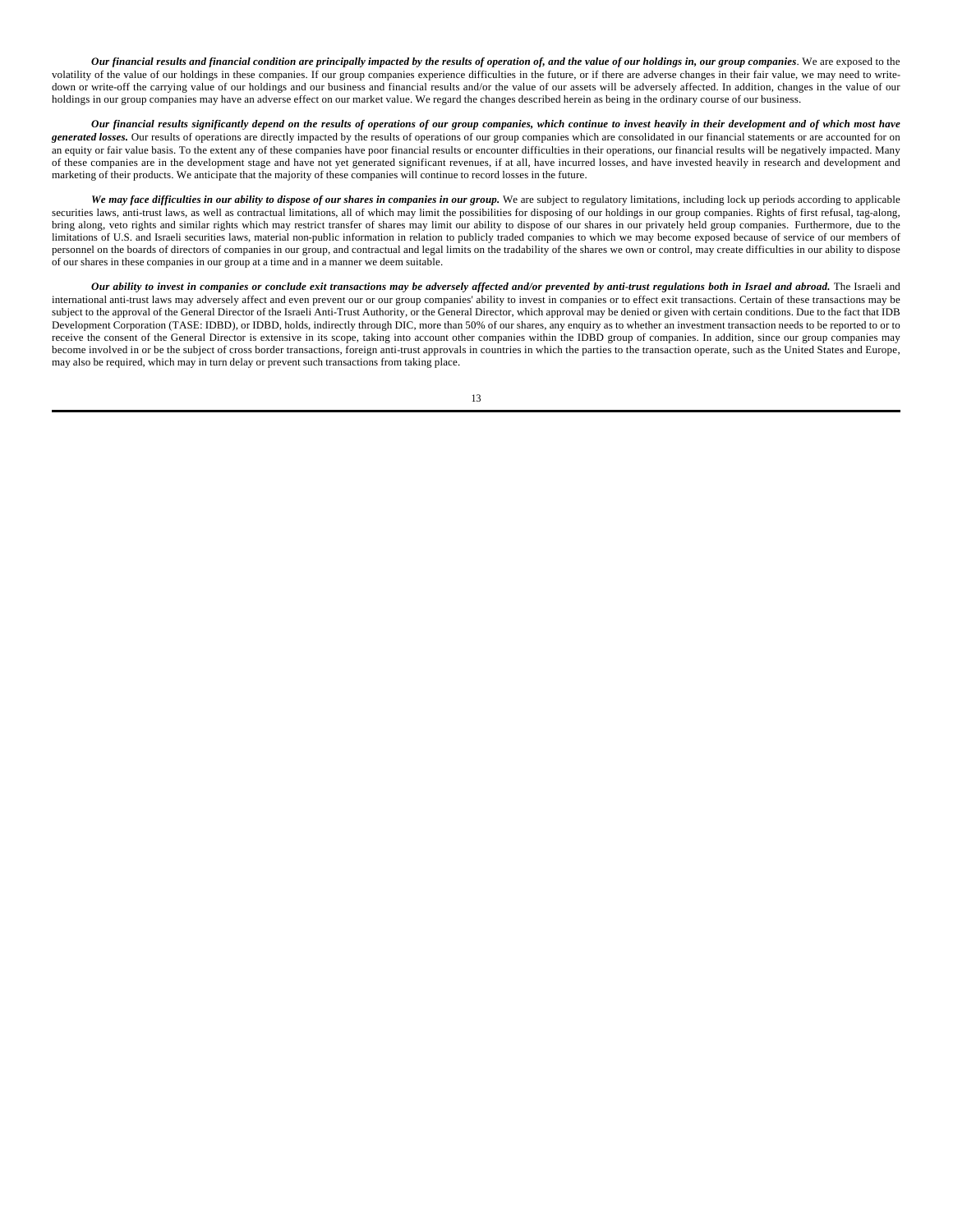***Our financial results and financial condition are principally impacted by the results of operation of, and the value of our holdings in, our group companies***. We are exposed to the volatility of the value of our holdings in these companies. If our group companies experience difficulties in the future, or if there are adverse changes in their fair value, we may need to write-down or write-off the carrying value of our holdings and our business and financial results and/or the value of our assets will be adversely affected. In addition, changes in the value of our holdings in our group companies may have an adverse effect on our market value. We regard the changes described herein as being in the ordinary course of our business.

***Our financial results significantly depend on the results of operations of our group companies, which continue to invest heavily in their development and of which most have generated losses.*** Our results of operations are directly impacted by the results of operations of our group companies which are consolidated in our financial statements or are accounted for on an equity or fair value basis. To the extent any of these companies have poor financial results or encounter difficulties in their operations, our financial results will be negatively impacted. Many of these companies are in the development stage and have not yet generated significant revenues, if at all, have incurred losses, and have invested heavily in research and development and marketing of their products. We anticipate that the majority of these companies will continue to record losses in the future.

***We may face difficulties in our ability to dispose of our shares in companies in our group.*** We are subject to regulatory limitations, including lock up periods according to applicable securities laws, anti-trust laws, as well as contractual limitations, all of which may limit the possibilities for disposing of our holdings in our group companies. Rights of first refusal, tag-along, bring along, veto rights and similar rights which may restrict transfer of shares may limit our ability to dispose of our shares in our privately held group companies. Furthermore, due to the limitations of U.S. and Israeli securities laws, material non-public information in relation to publicly traded companies to which we may become exposed because of service of our members of personnel on the boards of directors of companies in our group, and contractual and legal limits on the tradability of the shares we own or control, may create difficulties in our ability to dispose of our shares in these companies in our group at a time and in a manner we deem suitable.

***Our ability to invest in companies or conclude exit transactions may be adversely affected and/or prevented by anti-trust regulations both in Israel and abroad.*** The Israeli and international anti-trust laws may adversely affect and even prevent our or our group companies' ability to invest in companies or to effect exit transactions. Certain of these transactions may be subject to the approval of the General Director of the Israeli Anti-Trust Authority, or the General Director, which approval may be denied or given with certain conditions. Due to the fact that IDB Development Corporation (TASE: IDBD), or IDBD, holds, indirectly through DIC, more than 50% of our shares, any enquiry as to whether an investment transaction needs to be reported to or to receive the consent of the General Director is extensive in its scope, taking into account other companies within the IDBD group of companies. In addition, since our group companies may become involved in or be the subject of cross border transactions, foreign anti-trust approvals in countries in which the parties to the transaction operate, such as the United States and Europe, may also be required, which may in turn delay or prevent such transactions from taking place.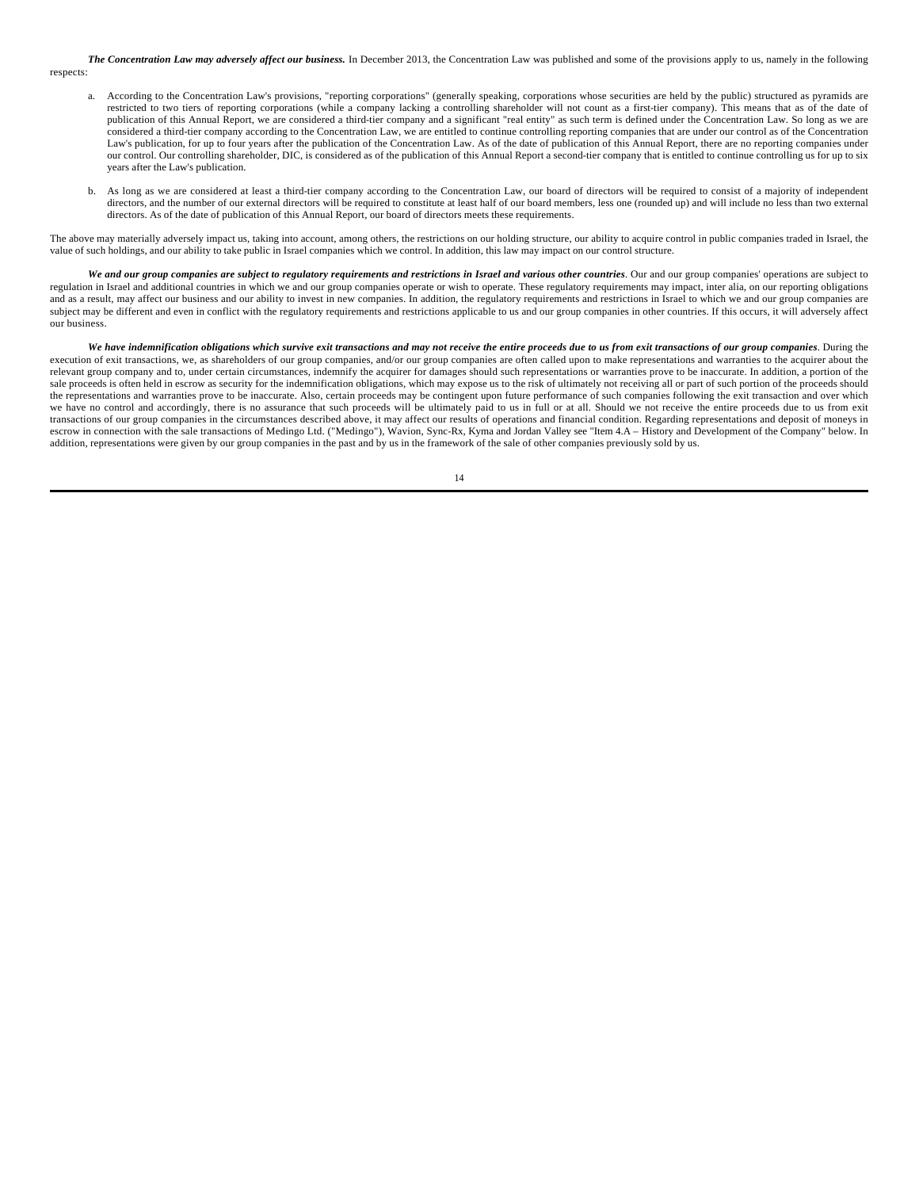***The Concentration Law may adversely affect our business.*** In December 2013, the Concentration Law was published and some of the provisions apply to us, namely in the following respects:

a. According to the Concentration Law's provisions, "reporting corporations" (generally speaking, corporations whose securities are held by the public) structured as pyramids are restricted to two tiers of reporting corporations (while a company lacking a controlling shareholder will not count as a first-tier company). This means that as of the date of publication of this Annual Report, we are considered a third-tier company and a significant "real entity" as such term is defined under the Concentration Law. So long as we are considered a third-tier company according to the Concentration Law, we are entitled to continue controlling reporting companies that are under our control as of the Concentration Law's publication, for up to four years after the publication of the Concentration Law. As of the date of publication of this Annual Report, there are no reporting companies under our control. Our controlling shareholder, DIC, is considered as of the publication of this Annual Report a second-tier company that is entitled to continue controlling us for up to six years after the Law's publication.

b. As long as we are considered at least a third-tier company according to the Concentration Law, our board of directors will be required to consist of a majority of independent directors, and the number of our external directors will be required to constitute at least half of our board members, less one (rounded up) and will include no less than two external directors. As of the date of publication of this Annual Report, our board of directors meets these requirements.

The above may materially adversely impact us, taking into account, among others, the restrictions on our holding structure, our ability to acquire control in public companies traded in Israel, the value of such holdings, and our ability to take public in Israel companies which we control. In addition, this law may impact on our control structure.

***We and our group companies are subject to regulatory requirements and restrictions in Israel and various other countries***. Our and our group companies' operations are subject to regulation in Israel and additional countries in which we and our group companies operate or wish to operate. These regulatory requirements may impact, inter alia, on our reporting obligations and as a result, may affect our business and our ability to invest in new companies. In addition, the regulatory requirements and restrictions in Israel to which we and our group companies are subject may be different and even in conflict with the regulatory requirements and restrictions applicable to us and our group companies in other countries. If this occurs, it will adversely affect our business.

***We have indemnification obligations which survive exit transactions and may not receive the entire proceeds due to us from exit transactions of our group companies***. During the execution of exit transactions, we, as shareholders of our group companies, and/or our group companies are often called upon to make representations and warranties to the acquirer about the relevant group company and to, under certain circumstances, indemnify the acquirer for damages should such representations or warranties prove to be inaccurate. In addition, a portion of the sale proceeds is often held in escrow as security for the indemnification obligations, which may expose us to the risk of ultimately not receiving all or part of such portion of the proceeds should the representations and warranties prove to be inaccurate. Also, certain proceeds may be contingent upon future performance of such companies following the exit transaction and over which we have no control and accordingly, there is no assurance that such proceeds will be ultimately paid to us in full or at all. Should we not receive the entire proceeds due to us from exit transactions of our group companies in the circumstances described above, it may affect our results of operations and financial condition. Regarding representations and deposit of moneys in escrow in connection with the sale transactions of Medingo Ltd. ("Medingo"), Wavion, Sync-Rx, Kyma and Jordan Valley see "Item 4.A – History and Development of the Company" below. In addition, representations were given by our group companies in the past and by us in the framework of the sale of other companies previously sold by us.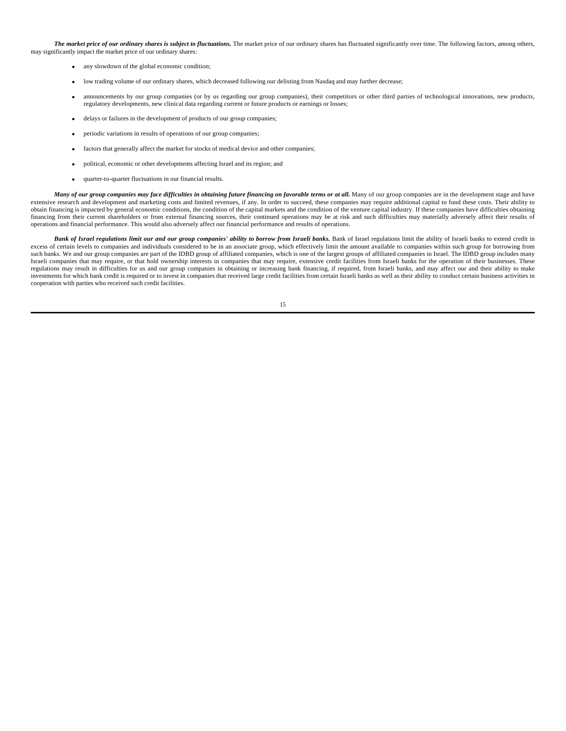***The market price of our ordinary shares is subject to fluctuations.*** The market price of our ordinary shares has fluctuated significantly over time. The following factors, among others, may significantly impact the market price of our ordinary shares:

- any slowdown of the global economic condition;
- low trading volume of our ordinary shares, which decreased following our delisting from Nasdaq and may further decrease;
- announcements by our group companies (or by us regarding our group companies), their competitors or other third parties of technological innovations, new products, regulatory developments, new clinical data regarding current or future products or earnings or losses;
- delays or failures in the development of products of our group companies;
- periodic variations in results of operations of our group companies;
- factors that generally affect the market for stocks of medical device and other companies;
- political, economic or other developments affecting Israel and its region; and
- quarter-to-quarter fluctuations in our financial results.

***Many of our group companies may face difficulties in obtaining future financing on favorable terms or at all.*** Many of our group companies are in the development stage and have extensive research and development and marketing costs and limited revenues, if any. In order to succeed, these companies may require additional capital to fund these costs. Their ability to obtain financing is impacted by general economic conditions, the condition of the capital markets and the condition of the venture capital industry. If these companies have difficulties obtaining financing from their current shareholders or from external financing sources, their continued operations may be at risk and such difficulties may materially adversely affect their results of operations and financial performance. This would also adversely affect our financial performance and results of operations.

***Bank of Israel regulations limit our and our group companies' ability to borrow from Israeli banks.*** Bank of Israel regulations limit the ability of Israeli banks to extend credit in excess of certain levels to companies and individuals considered to be in an associate group, which effectively limit the amount available to companies within such group for borrowing from such banks. We and our group companies are part of the IDBD group of affiliated companies, which is one of the largest groups of affiliated companies in Israel. The IDBD group includes many Israeli companies that may require, or that hold ownership interests in companies that may require, extensive credit facilities from Israeli banks for the operation of their businesses. These regulations may result in difficulties for us and our group companies in obtaining or increasing bank financing, if required, from Israeli banks, and may affect our and their ability to make investments for which bank credit is required or to invest in companies that received large credit facilities from certain Israeli banks as well as their ability to conduct certain business activities in cooperation with parties who received such credit facilities.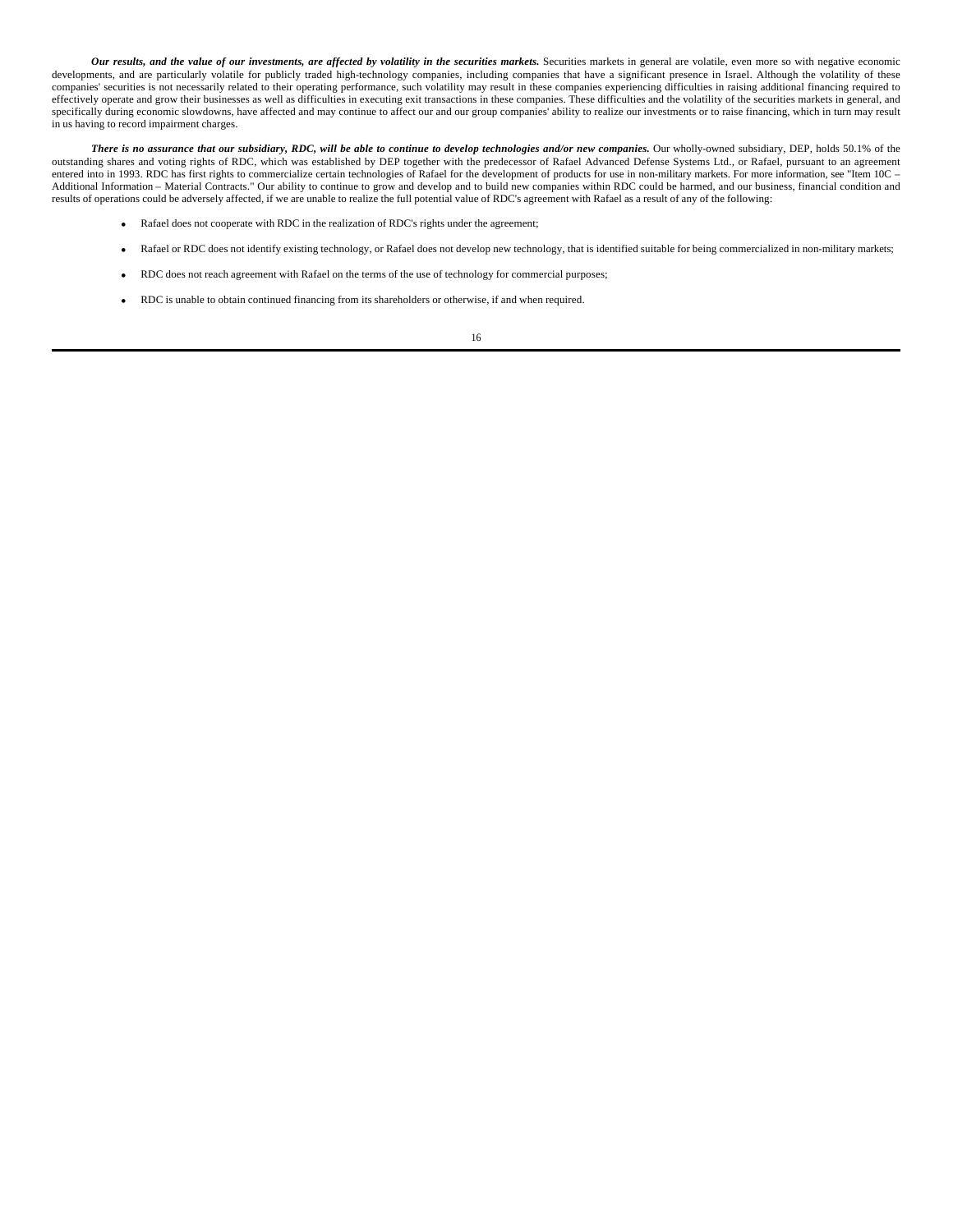***Our results, and the value of our investments, are affected by volatility in the securities markets.*** Securities markets in general are volatile, even more so with negative economic developments, and are particularly volatile for publicly traded high-technology companies, including companies that have a significant presence in Israel. Although the volatility of these companies' securities is not necessarily related to their operating performance, such volatility may result in these companies experiencing difficulties in raising additional financing required to effectively operate and grow their businesses as well as difficulties in executing exit transactions in these companies. These difficulties and the volatility of the securities markets in general, and specifically during economic slowdowns, have affected and may continue to affect our and our group companies' ability to realize our investments or to raise financing, which in turn may result in us having to record impairment charges.

***There is no assurance that our subsidiary, RDC, will be able to continue to develop technologies and/or new companies.*** Our wholly-owned subsidiary, DEP, holds 50.1% of the outstanding shares and voting rights of RDC, which was established by DEP together with the predecessor of Rafael Advanced Defense Systems Ltd., or Rafael, pursuant to an agreement entered into in 1993. RDC has first rights to commercialize certain technologies of Rafael for the development of products for use in non-military markets. For more information, see "Item 10C – Additional Information – Material Contracts." Our ability to continue to grow and develop and to build new companies within RDC could be harmed, and our business, financial condition and results of operations could be adversely affected, if we are unable to realize the full potential value of RDC's agreement with Rafael as a result of any of the following:

- Rafael does not cooperate with RDC in the realization of RDC's rights under the agreement;
- Rafael or RDC does not identify existing technology, or Rafael does not develop new technology, that is identified suitable for being commercialized in non-military markets;
- RDC does not reach agreement with Rafael on the terms of the use of technology for commercial purposes;
- RDC is unable to obtain continued financing from its shareholders or otherwise, if and when required.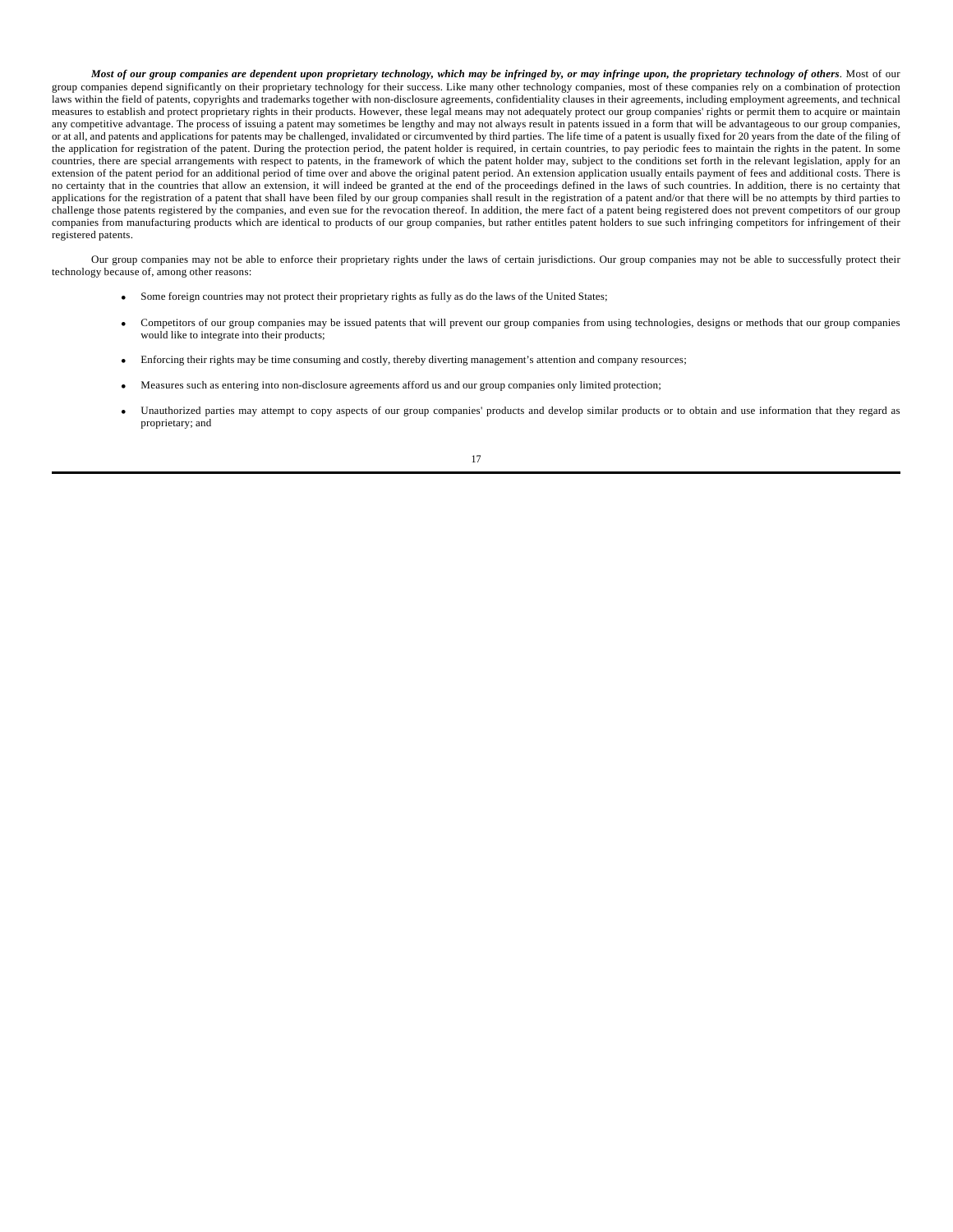***Most of our group companies are dependent upon proprietary technology, which may be infringed by, or may infringe upon, the proprietary technology of others***. Most of our group companies depend significantly on their proprietary technology for their success. Like many other technology companies, most of these companies rely on a combination of protection laws within the field of patents, copyrights and trademarks together with non-disclosure agreements, confidentiality clauses in their agreements, including employment agreements, and technical measures to establish and protect proprietary rights in their products. However, these legal means may not adequately protect our group companies' rights or permit them to acquire or maintain any competitive advantage. The process of issuing a patent may sometimes be lengthy and may not always result in patents issued in a form that will be advantageous to our group companies, or at all, and patents and applications for patents may be challenged, invalidated or circumvented by third parties. The life time of a patent is usually fixed for 20 years from the date of the filing of the application for registration of the patent. During the protection period, the patent holder is required, in certain countries, to pay periodic fees to maintain the rights in the patent. In some countries, there are special arrangements with respect to patents, in the framework of which the patent holder may, subject to the conditions set forth in the relevant legislation, apply for an extension of the patent period for an additional period of time over and above the original patent period. An extension application usually entails payment of fees and additional costs. There is no certainty that in the countries that allow an extension, it will indeed be granted at the end of the proceedings defined in the laws of such countries. In addition, there is no certainty that applications for the registration of a patent that shall have been filed by our group companies shall result in the registration of a patent and/or that there will be no attempts by third parties to challenge those patents registered by the companies, and even sue for the revocation thereof. In addition, the mere fact of a patent being registered does not prevent competitors of our group companies from manufacturing products which are identical to products of our group companies, but rather entitles patent holders to sue such infringing competitors for infringement of their registered patents.

Our group companies may not be able to enforce their proprietary rights under the laws of certain jurisdictions. Our group companies may not be able to successfully protect their technology because of, among other reasons:

- Some foreign countries may not protect their proprietary rights as fully as do the laws of the United States;
- Competitors of our group companies may be issued patents that will prevent our group companies from using technologies, designs or methods that our group companies would like to integrate into their products;
- Enforcing their rights may be time consuming and costly, thereby diverting management's attention and company resources;
- Measures such as entering into non-disclosure agreements afford us and our group companies only limited protection;
- Unauthorized parties may attempt to copy aspects of our group companies' products and develop similar products or to obtain and use information that they regard as proprietary; and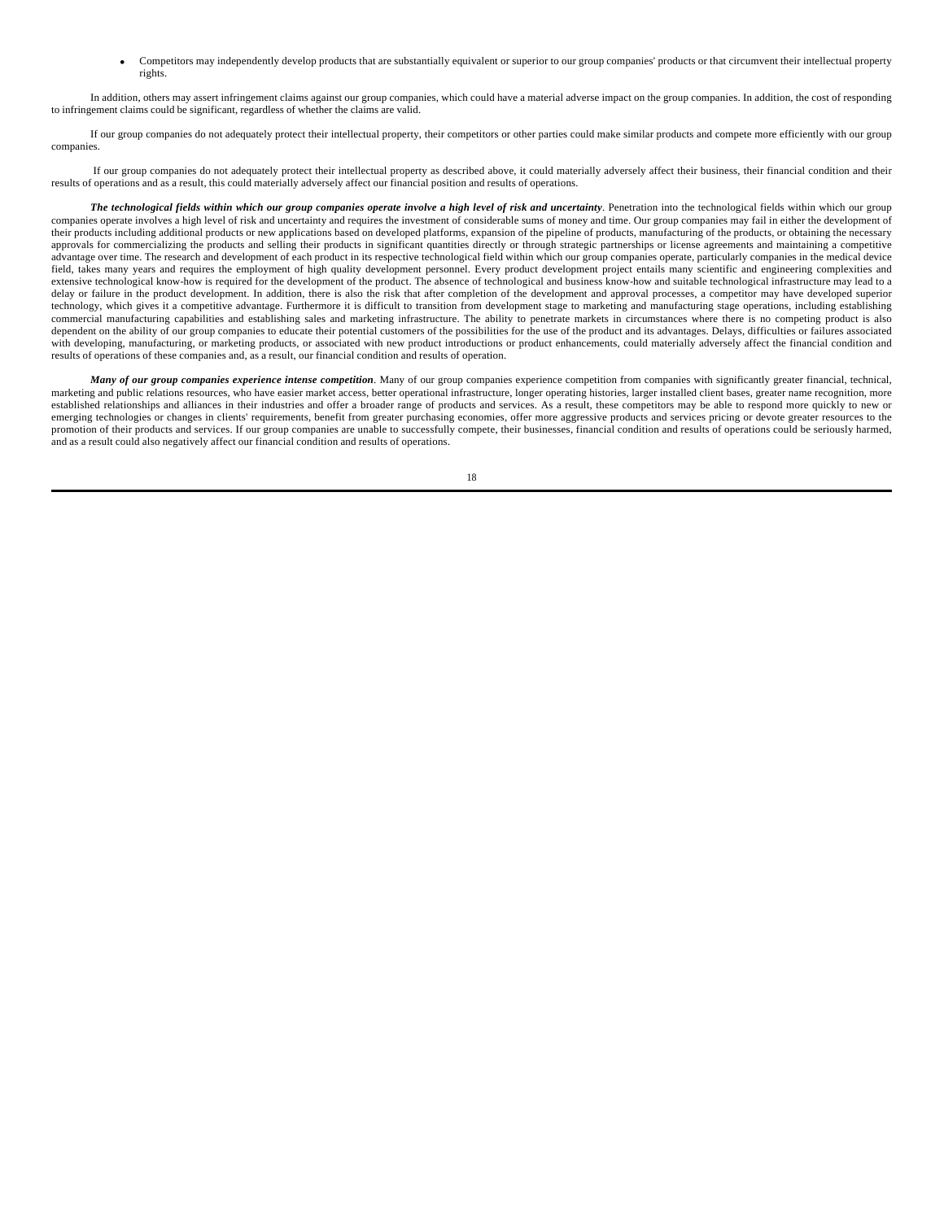- Competitors may independently develop products that are substantially equivalent or superior to our group companies' products or that circumvent their intellectual property rights.

In addition, others may assert infringement claims against our group companies, which could have a material adverse impact on the group companies. In addition, the cost of responding to infringement claims could be significant, regardless of whether the claims are valid.

If our group companies do not adequately protect their intellectual property, their competitors or other parties could make similar products and compete more efficiently with our group companies.

If our group companies do not adequately protect their intellectual property as described above, it could materially adversely affect their business, their financial condition and their results of operations and as a result, this could materially adversely affect our financial position and results of operations.

***The technological fields within which our group companies operate involve a high level of risk and uncertainty***. Penetration into the technological fields within which our group companies operate involves a high level of risk and uncertainty and requires the investment of considerable sums of money and time. Our group companies may fail in either the development of their products including additional products or new applications based on developed platforms, expansion of the pipeline of products, manufacturing of the products, or obtaining the necessary approvals for commercializing the products and selling their products in significant quantities directly or through strategic partnerships or license agreements and maintaining a competitive advantage over time. The research and development of each product in its respective technological field within which our group companies operate, particularly companies in the medical device field, takes many years and requires the employment of high quality development personnel. Every product development project entails many scientific and engineering complexities and extensive technological know-how is required for the development of the product. The absence of technological and business know-how and suitable technological infrastructure may lead to a delay or failure in the product development. In addition, there is also the risk that after completion of the development and approval processes, a competitor may have developed superior technology, which gives it a competitive advantage. Furthermore it is difficult to transition from development stage to marketing and manufacturing stage operations, including establishing commercial manufacturing capabilities and establishing sales and marketing infrastructure. The ability to penetrate markets in circumstances where there is no competing product is also dependent on the ability of our group companies to educate their potential customers of the possibilities for the use of the product and its advantages. Delays, difficulties or failures associated with developing, manufacturing, or marketing products, or associated with new product introductions or product enhancements, could materially adversely affect the financial condition and results of operations of these companies and, as a result, our financial condition and results of operation.

***Many of our group companies experience intense competition***. Many of our group companies experience competition from companies with significantly greater financial, technical, marketing and public relations resources, who have easier market access, better operational infrastructure, longer operating histories, larger installed client bases, greater name recognition, more established relationships and alliances in their industries and offer a broader range of products and services. As a result, these competitors may be able to respond more quickly to new or emerging technologies or changes in clients' requirements, benefit from greater purchasing economies, offer more aggressive products and services pricing or devote greater resources to the promotion of their products and services. If our group companies are unable to successfully compete, their businesses, financial condition and results of operations could be seriously harmed, and as a result could also negatively affect our financial condition and results of operations.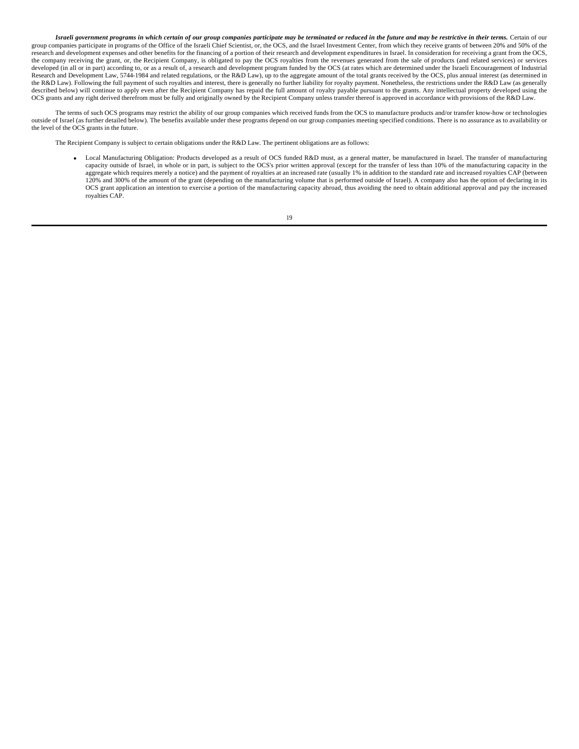***Israeli government programs in which certain of our group companies participate may be terminated or reduced in the future and may be restrictive in their terms.*** Certain of our group companies participate in programs of the Office of the Israeli Chief Scientist, or, the OCS, and the Israel Investment Center, from which they receive grants of between 20% and 50% of the research and development expenses and other benefits for the financing of a portion of their research and development expenditures in Israel. In consideration for receiving a grant from the OCS, the company receiving the grant, or, the Recipient Company, is obligated to pay the OCS royalties from the revenues generated from the sale of products (and related services) or services developed (in all or in part) according to, or as a result of, a research and development program funded by the OCS (at rates which are determined under the Israeli Encouragement of Industrial Research and Development Law, 5744-1984 and related regulations, or the R&D Law), up to the aggregate amount of the total grants received by the OCS, plus annual interest (as determined in the R&D Law). Following the full payment of such royalties and interest, there is generally no further liability for royalty payment. Nonetheless, the restrictions under the R&D Law (as generally described below) will continue to apply even after the Recipient Company has repaid the full amount of royalty payable pursuant to the grants. Any intellectual property developed using the OCS grants and any right derived therefrom must be fully and originally owned by the Recipient Company unless transfer thereof is approved in accordance with provisions of the R&D Law.

The terms of such OCS programs may restrict the ability of our group companies which received funds from the OCS to manufacture products and/or transfer know-how or technologies outside of Israel (as further detailed below). The benefits available under these programs depend on our group companies meeting specified conditions. There is no assurance as to availability or the level of the OCS grants in the future.

The Recipient Company is subject to certain obligations under the R&D Law. The pertinent obligations are as follows:

- Local Manufacturing Obligation: Products developed as a result of OCS funded R&D must, as a general matter, be manufactured in Israel. The transfer of manufacturing capacity outside of Israel, in whole or in part, is subject to the OCS's prior written approval (except for the transfer of less than 10% of the manufacturing capacity in the aggregate which requires merely a notice) and the payment of royalties at an increased rate (usually 1% in addition to the standard rate and increased royalties CAP (between 120% and 300% of the amount of the grant (depending on the manufacturing volume that is performed outside of Israel). A company also has the option of declaring in its OCS grant application an intention to exercise a portion of the manufacturing capacity abroad, thus avoiding the need to obtain additional approval and pay the increased royalties CAP.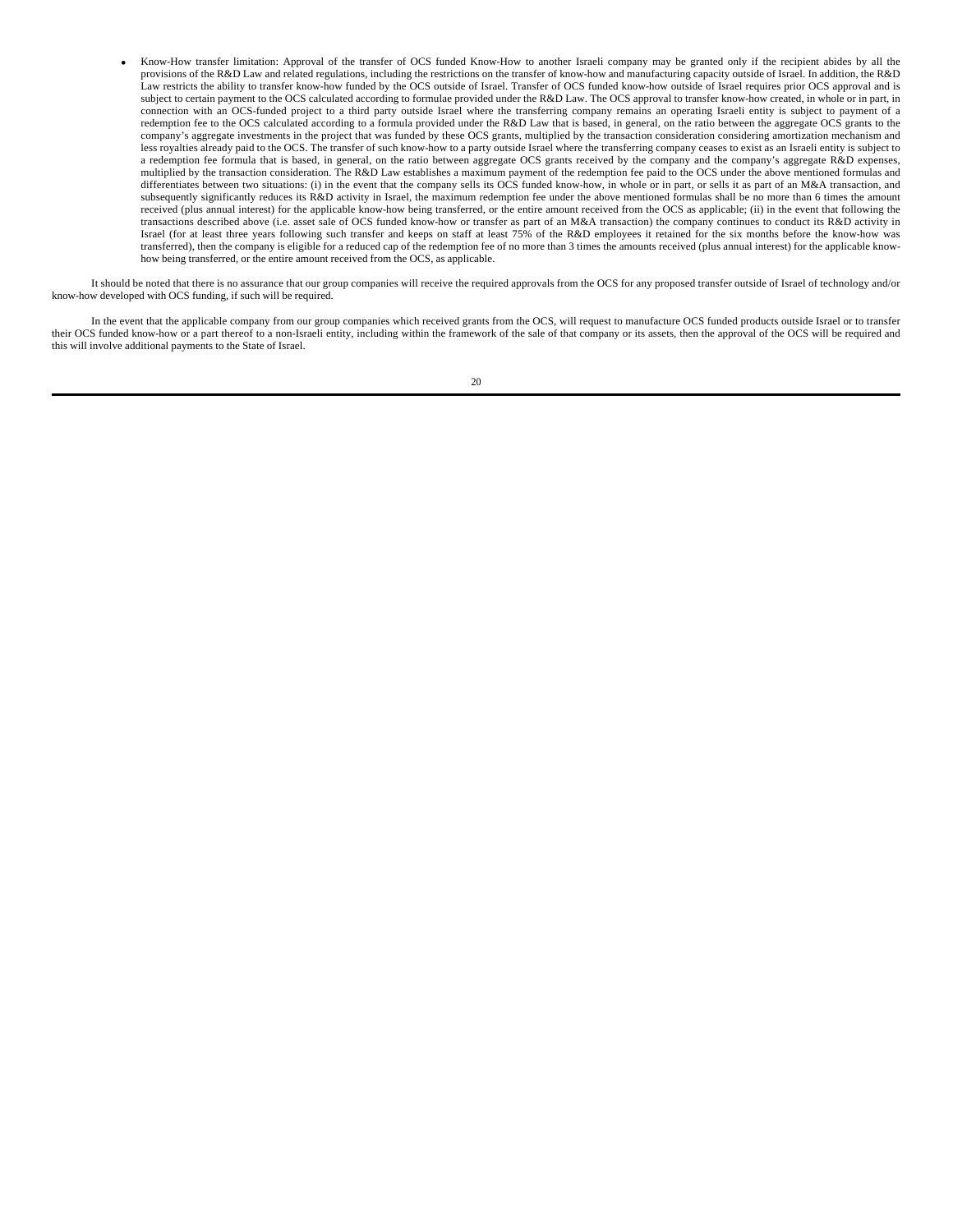- Know-How transfer limitation: Approval of the transfer of OCS funded Know-How to another Israeli company may be granted only if the recipient abides by all the provisions of the R&D Law and related regulations, including the restrictions on the transfer of know-how and manufacturing capacity outside of Israel. In addition, the R&D Law restricts the ability to transfer know-how funded by the OCS outside of Israel. Transfer of OCS funded know-how outside of Israel requires prior OCS approval and is subject to certain payment to the OCS calculated according to formulae provided under the R&D Law. The OCS approval to transfer know-how created, in whole or in part, in connection with an OCS-funded project to a third party outside Israel where the transferring company remains an operating Israeli entity is subject to payment of a redemption fee to the OCS calculated according to a formula provided under the R&D Law that is based, in general, on the ratio between the aggregate OCS grants to the company's aggregate investments in the project that was funded by these OCS grants, multiplied by the transaction consideration considering amortization mechanism and less royalties already paid to the OCS. The transfer of such know-how to a party outside Israel where the transferring company ceases to exist as an Israeli entity is subject to a redemption fee formula that is based, in general, on the ratio between aggregate OCS grants received by the company and the company's aggregate R&D expenses, multiplied by the transaction consideration. The R&D Law establishes a maximum payment of the redemption fee paid to the OCS under the above mentioned formulas and differentiates between two situations: (i) in the event that the company sells its OCS funded know-how, in whole or in part, or sells it as part of an M&A transaction, and subsequently significantly reduces its R&D activity in Israel, the maximum redemption fee under the above mentioned formulas shall be no more than 6 times the amount received (plus annual interest) for the applicable know-how being transferred, or the entire amount received from the OCS as applicable; (ii) in the event that following the transactions described above (i.e. asset sale of OCS funded know-how or transfer as part of an M&A transaction) the company continues to conduct its R&D activity in Israel (for at least three years following such transfer and keeps on staff at least 75% of the R&D employees it retained for the six months before the know-how was transferred), then the company is eligible for a reduced cap of the redemption fee of no more than 3 times the amounts received (plus annual interest) for the applicable know-how being transferred, or the entire amount received from the OCS, as applicable.

It should be noted that there is no assurance that our group companies will receive the required approvals from the OCS for any proposed transfer outside of Israel of technology and/or know-how developed with OCS funding, if such will be required.

In the event that the applicable company from our group companies which received grants from the OCS, will request to manufacture OCS funded products outside Israel or to transfer their OCS funded know-how or a part thereof to a non-Israeli entity, including within the framework of the sale of that company or its assets, then the approval of the OCS will be required and this will involve additional payments to the State of Israel.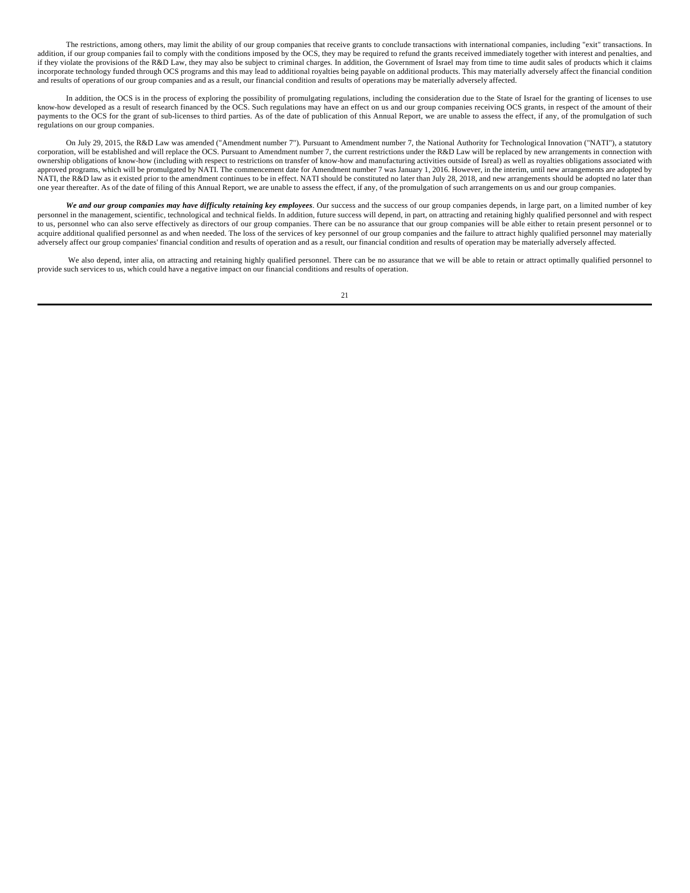The restrictions, among others, may limit the ability of our group companies that receive grants to conclude transactions with international companies, including "exit" transactions. In addition, if our group companies fail to comply with the conditions imposed by the OCS, they may be required to refund the grants received immediately together with interest and penalties, and if they violate the provisions of the R&D Law, they may also be subject to criminal charges. In addition, the Government of Israel may from time to time audit sales of products which it claims incorporate technology funded through OCS programs and this may lead to additional royalties being payable on additional products. This may materially adversely affect the financial condition and results of operations of our group companies and as a result, our financial condition and results of operations may be materially adversely affected.

In addition, the OCS is in the process of exploring the possibility of promulgating regulations, including the consideration due to the State of Israel for the granting of licenses to use know-how developed as a result of research financed by the OCS. Such regulations may have an effect on us and our group companies receiving OCS grants, in respect of the amount of their payments to the OCS for the grant of sub-licenses to third parties. As of the date of publication of this Annual Report, we are unable to assess the effect, if any, of the promulgation of such regulations on our group companies.

On July 29, 2015, the R&D Law was amended ("Amendment number 7"). Pursuant to Amendment number 7, the National Authority for Technological Innovation ("NATI"), a statutory corporation, will be established and will replace the OCS. Pursuant to Amendment number 7, the current restrictions under the R&D Law will be replaced by new arrangements in connection with ownership obligations of know-how (including with respect to restrictions on transfer of know-how and manufacturing activities outside of Isreal) as well as royalties obligations associated with approved programs, which will be promulgated by NATI. The commencement date for Amendment number 7 was January 1, 2016. However, in the interim, until new arrangements are adopted by NATI, the R&D law as it existed prior to the amendment continues to be in effect. NATI should be constituted no later than July 28, 2018, and new arrangements should be adopted no later than one year thereafter. As of the date of filing of this Annual Report, we are unable to assess the effect, if any, of the promulgation of such arrangements on us and our group companies.

***We and our group companies may have difficulty retaining key employees***. Our success and the success of our group companies depends, in large part, on a limited number of key personnel in the management, scientific, technological and technical fields. In addition, future success will depend, in part, on attracting and retaining highly qualified personnel and with respect to us, personnel who can also serve effectively as directors of our group companies. There can be no assurance that our group companies will be able either to retain present personnel or to acquire additional qualified personnel as and when needed. The loss of the services of key personnel of our group companies and the failure to attract highly qualified personnel may materially adversely affect our group companies' financial condition and results of operation and as a result, our financial condition and results of operation may be materially adversely affected.

We also depend, inter alia, on attracting and retaining highly qualified personnel. There can be no assurance that we will be able to retain or attract optimally qualified personnel to provide such services to us, which could have a negative impact on our financial conditions and results of operation.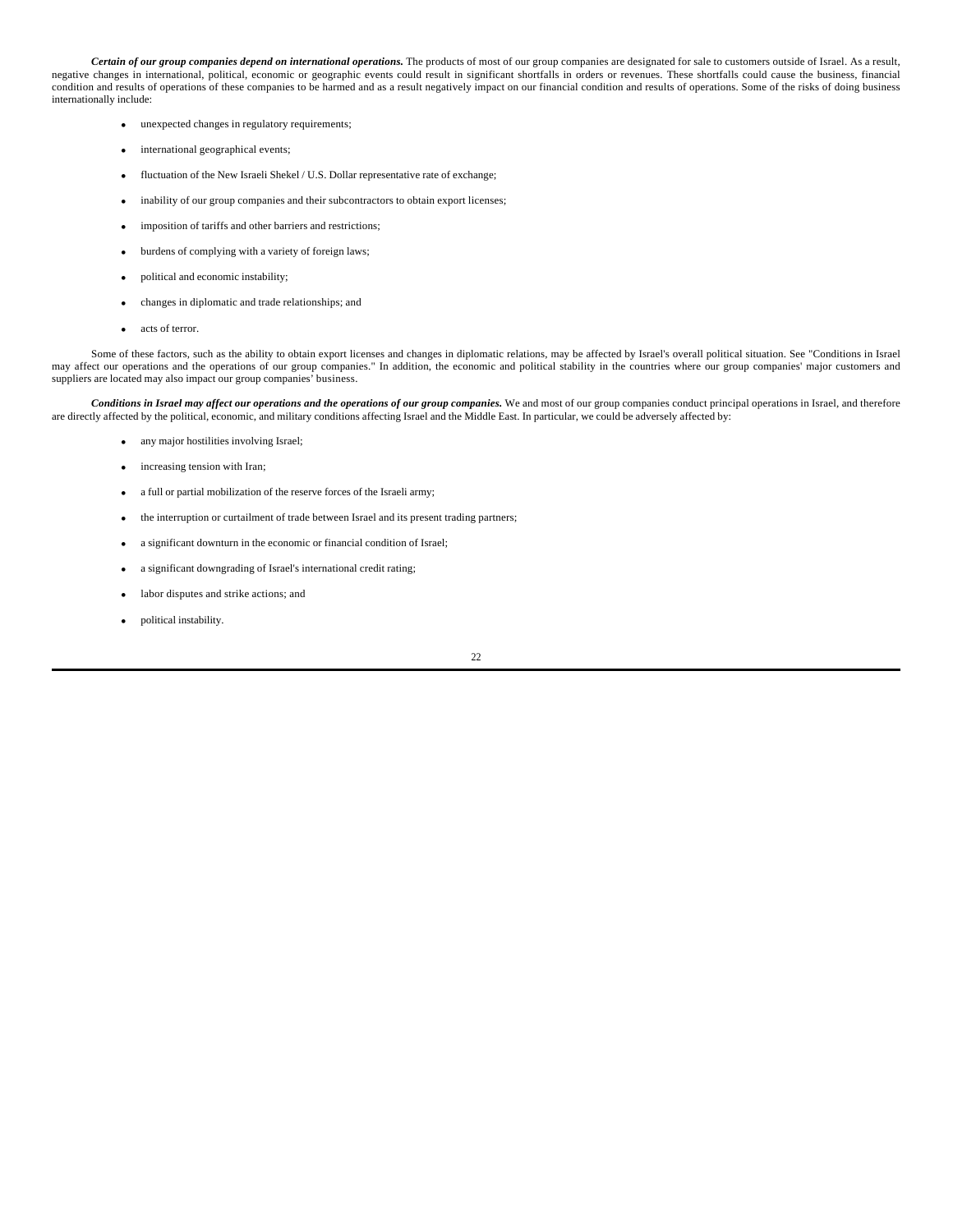***Certain of our group companies depend on international operations.*** The products of most of our group companies are designated for sale to customers outside of Israel. As a result, negative changes in international, political, economic or geographic events could result in significant shortfalls in orders or revenues. These shortfalls could cause the business, financial condition and results of operations of these companies to be harmed and as a result negatively impact on our financial condition and results of operations. Some of the risks of doing business internationally include:

- unexpected changes in regulatory requirements;
- international geographical events;
- fluctuation of the New Israeli Shekel / U.S. Dollar representative rate of exchange;
- inability of our group companies and their subcontractors to obtain export licenses;
- imposition of tariffs and other barriers and restrictions;
- burdens of complying with a variety of foreign laws;
- political and economic instability;
- changes in diplomatic and trade relationships; and
- acts of terror.

Some of these factors, such as the ability to obtain export licenses and changes in diplomatic relations, may be affected by Israel's overall political situation. See "Conditions in Israel may affect our operations and the operations of our group companies." In addition, the economic and political stability in the countries where our group companies' major customers and suppliers are located may also impact our group companies' business.

***Conditions in Israel may affect our operations and the operations of our group companies.*** We and most of our group companies conduct principal operations in Israel, and therefore are directly affected by the political, economic, and military conditions affecting Israel and the Middle East. In particular, we could be adversely affected by:

- any major hostilities involving Israel;
- increasing tension with Iran;
- a full or partial mobilization of the reserve forces of the Israeli army;
- the interruption or curtailment of trade between Israel and its present trading partners;
- a significant downturn in the economic or financial condition of Israel;
- a significant downgrading of Israel's international credit rating;
- labor disputes and strike actions; and
- political instability.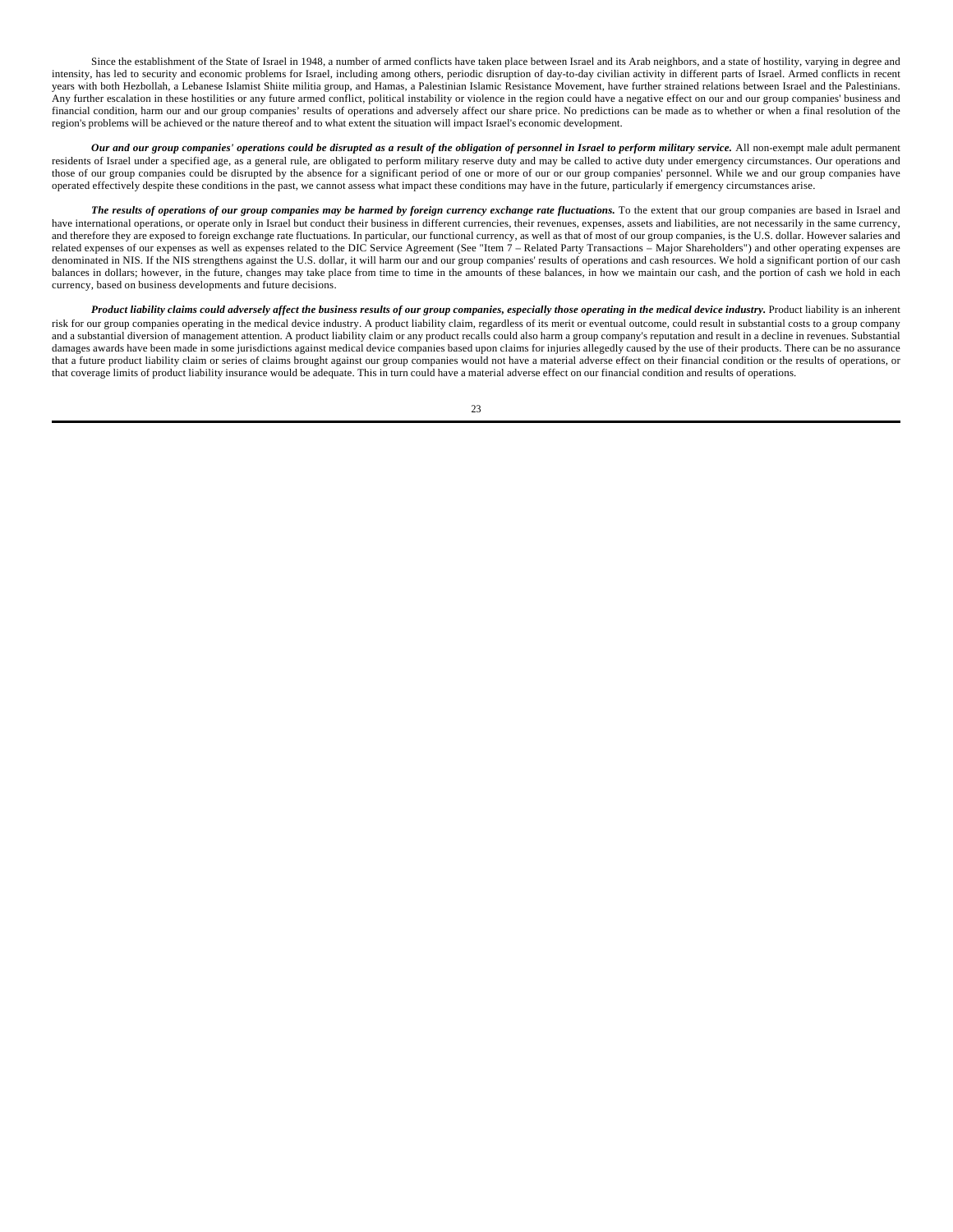Since the establishment of the State of Israel in 1948, a number of armed conflicts have taken place between Israel and its Arab neighbors, and a state of hostility, varying in degree and intensity, has led to security and economic problems for Israel, including among others, periodic disruption of day-to-day civilian activity in different parts of Israel. Armed conflicts in recent years with both Hezbollah, a Lebanese Islamist Shiite militia group, and Hamas, a Palestinian Islamic Resistance Movement, have further strained relations between Israel and the Palestinians. Any further escalation in these hostilities or any future armed conflict, political instability or violence in the region could have a negative effect on our and our group companies' business and financial condition, harm our and our group companies' results of operations and adversely affect our share price. No predictions can be made as to whether or when a final resolution of the region's problems will be achieved or the nature thereof and to what extent the situation will impact Israel's economic development.

***Our and our group companies' operations could be disrupted as a result of the obligation of personnel in Israel to perform military service.*** All non-exempt male adult permanent residents of Israel under a specified age, as a general rule, are obligated to perform military reserve duty and may be called to active duty under emergency circumstances. Our operations and those of our group companies could be disrupted by the absence for a significant period of one or more of our or our group companies' personnel. While we and our group companies have operated effectively despite these conditions in the past, we cannot assess what impact these conditions may have in the future, particularly if emergency circumstances arise.

***The results of operations of our group companies may be harmed by foreign currency exchange rate fluctuations.*** To the extent that our group companies are based in Israel and have international operations, or operate only in Israel but conduct their business in different currencies, their revenues, expenses, assets and liabilities, are not necessarily in the same currency, and therefore they are exposed to foreign exchange rate fluctuations. In particular, our functional currency, as well as that of most of our group companies, is the U.S. dollar. However salaries and related expenses of our expenses as well as expenses related to the DIC Service Agreement (See "Item 7 – Related Party Transactions – Major Shareholders") and other operating expenses are denominated in NIS. If the NIS strengthens against the U.S. dollar, it will harm our and our group companies' results of operations and cash resources. We hold a significant portion of our cash balances in dollars; however, in the future, changes may take place from time to time in the amounts of these balances, in how we maintain our cash, and the portion of cash we hold in each currency, based on business developments and future decisions.

***Product liability claims could adversely affect the business results of our group companies, especially those operating in the medical device industry.*** Product liability is an inherent risk for our group companies operating in the medical device industry. A product liability claim, regardless of its merit or eventual outcome, could result in substantial costs to a group company and a substantial diversion of management attention. A product liability claim or any product recalls could also harm a group company's reputation and result in a decline in revenues. Substantial damages awards have been made in some jurisdictions against medical device companies based upon claims for injuries allegedly caused by the use of their products. There can be no assurance that a future product liability claim or series of claims brought against our group companies would not have a material adverse effect on their financial condition or the results of operations, or that coverage limits of product liability insurance would be adequate. This in turn could have a material adverse effect on our financial condition and results of operations.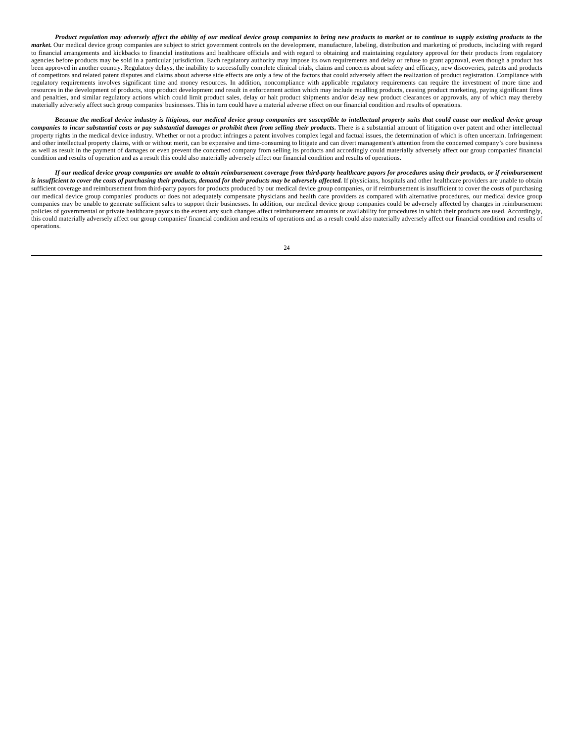***Product regulation may adversely affect the ability of our medical device group companies to bring new products to market or to continue to supply existing products to the market.*** Our medical device group companies are subject to strict government controls on the development, manufacture, labeling, distribution and marketing of products, including with regard to financial arrangements and kickbacks to financial institutions and healthcare officials and with regard to obtaining and maintaining regulatory approval for their products from regulatory agencies before products may be sold in a particular jurisdiction. Each regulatory authority may impose its own requirements and delay or refuse to grant approval, even though a product has been approved in another country. Regulatory delays, the inability to successfully complete clinical trials, claims and concerns about safety and efficacy, new discoveries, patents and products of competitors and related patent disputes and claims about adverse side effects are only a few of the factors that could adversely affect the realization of product registration. Compliance with regulatory requirements involves significant time and money resources. In addition, noncompliance with applicable regulatory requirements can require the investment of more time and resources in the development of products, stop product development and result in enforcement action which may include recalling products, ceasing product marketing, paying significant fines and penalties, and similar regulatory actions which could limit product sales, delay or halt product shipments and/or delay new product clearances or approvals, any of which may thereby materially adversely affect such group companies' businesses. This in turn could have a material adverse effect on our financial condition and results of operations.

***Because the medical device industry is litigious, our medical device group companies are susceptible to intellectual property suits that could cause our medical device group companies to incur substantial costs or pay substantial damages or prohibit them from selling their products.*** There is a substantial amount of litigation over patent and other intellectual property rights in the medical device industry. Whether or not a product infringes a patent involves complex legal and factual issues, the determination of which is often uncertain. Infringement and other intellectual property claims, with or without merit, can be expensive and time-consuming to litigate and can divert management's attention from the concerned company's core business as well as result in the payment of damages or even prevent the concerned company from selling its products and accordingly could materially adversely affect our group companies' financial condition and results of operation and as a result this could also materially adversely affect our financial condition and results of operations.

***If our medical device group companies are unable to obtain reimbursement coverage from third-party healthcare payors for procedures using their products, or if reimbursement is insufficient to cover the costs of purchasing their products, demand for their products may be adversely affected.*** If physicians, hospitals and other healthcare providers are unable to obtain sufficient coverage and reimbursement from third-party payors for products produced by our medical device group companies, or if reimbursement is insufficient to cover the costs of purchasing our medical device group companies' products or does not adequately compensate physicians and health care providers as compared with alternative procedures, our medical device group companies may be unable to generate sufficient sales to support their businesses. In addition, our medical device group companies could be adversely affected by changes in reimbursement policies of governmental or private healthcare payors to the extent any such changes affect reimbursement amounts or availability for procedures in which their products are used. Accordingly, this could materially adversely affect our group companies' financial condition and results of operations and as a result could also materially adversely affect our financial condition and results of operations.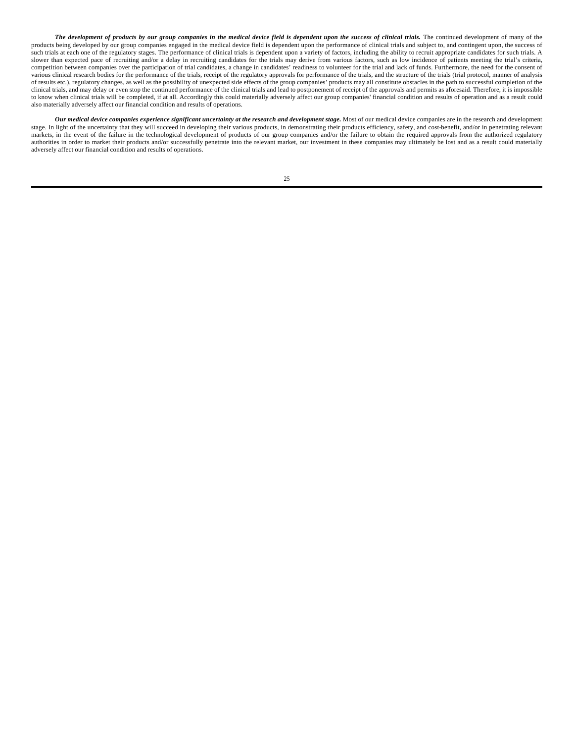***The development of products by our group companies in the medical device field is dependent upon the success of clinical trials.*** The continued development of many of the products being developed by our group companies engaged in the medical device field is dependent upon the performance of clinical trials and subject to, and contingent upon, the success of such trials at each one of the regulatory stages. The performance of clinical trials is dependent upon a variety of factors, including the ability to recruit appropriate candidates for such trials. A slower than expected pace of recruiting and/or a delay in recruiting candidates for the trials may derive from various factors, such as low incidence of patients meeting the trial's criteria, competition between companies over the participation of trial candidates, a change in candidates' readiness to volunteer for the trial and lack of funds. Furthermore, the need for the consent of various clinical research bodies for the performance of the trials, receipt of the regulatory approvals for performance of the trials, and the structure of the trials (trial protocol, manner of analysis of results etc.), regulatory changes, as well as the possibility of unexpected side effects of the group companies' products may all constitute obstacles in the path to successful completion of the clinical trials, and may delay or even stop the continued performance of the clinical trials and lead to postponement of receipt of the approvals and permits as aforesaid. Therefore, it is impossible to know when clinical trials will be completed, if at all. Accordingly this could materially adversely affect our group companies' financial condition and results of operation and as a result could also materially adversely affect our financial condition and results of operations.

***Our medical device companies experience significant uncertainty at the research and development stage.*** Most of our medical device companies are in the research and development stage. In light of the uncertainty that they will succeed in developing their various products, in demonstrating their products efficiency, safety, and cost-benefit, and/or in penetrating relevant markets, in the event of the failure in the technological development of products of our group companies and/or the failure to obtain the required approvals from the authorized regulatory authorities in order to market their products and/or successfully penetrate into the relevant market, our investment in these companies may ultimately be lost and as a result could materially adversely affect our financial condition and results of operations.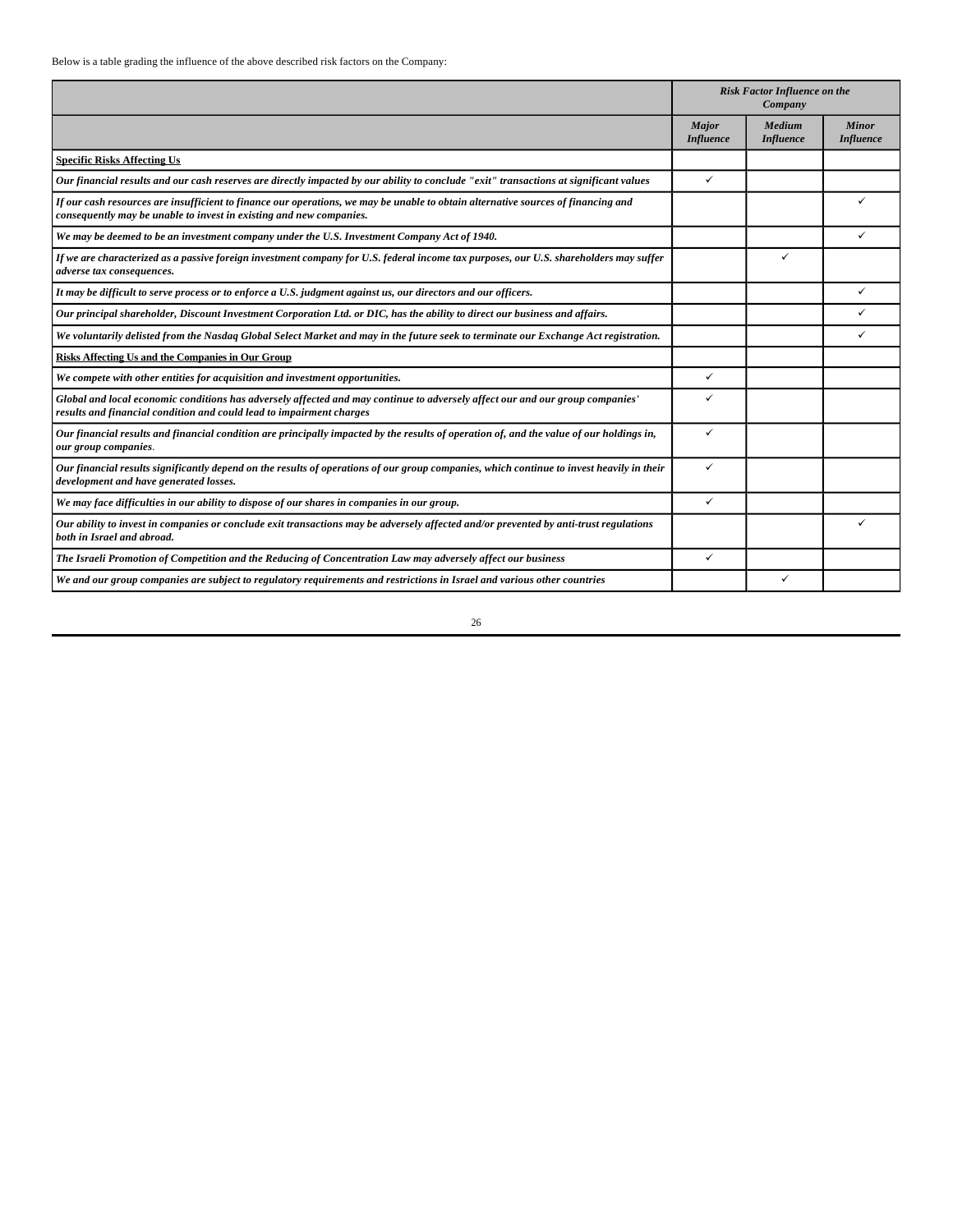Below is a table grading the influence of the above described risk factors on the Company:

| | ***Risk Factor Influence on the Company*** | | |
|---|---|---|---|
| | ***Major Influence*** | ***Medium Influence*** | ***Minor Influence*** |
| **Specific Risks Affecting Us** | | | |
| ***Our financial results and our cash reserves are directly impacted by our ability to conclude "exit" transactions at significant values*** | ✓ | | |
| ***If our cash resources are insufficient to finance our operations, we may be unable to obtain alternative sources of financing and consequently may be unable to invest in existing and new companies.*** | | | ✓ |
| ***We may be deemed to be an investment company under the U.S. Investment Company Act of 1940.*** | | | ✓ |
| ***If we are characterized as a passive foreign investment company for U.S. federal income tax purposes, our U.S. shareholders may suffer adverse tax consequences.*** | | ✓ | |
| ***It may be difficult to serve process or to enforce a U.S. judgment against us, our directors and our officers.*** | | | ✓ |
| ***Our principal shareholder, Discount Investment Corporation Ltd. or DIC, has the ability to direct our business and affairs.*** | | | ✓ |
| ***We voluntarily delisted from the Nasdaq Global Select Market and may in the future seek to terminate our Exchange Act registration.*** | | | ✓ |
| **Risks Affecting Us and the Companies in Our Group** | | | |
| ***We compete with other entities for acquisition and investment opportunities.*** | ✓ | | |
| ***Global and local economic conditions has adversely affected and may continue to adversely affect our and our group companies' results and financial condition and could lead to impairment charges*** | ✓ | | |
| ***Our financial results and financial condition are principally impacted by the results of operation of, and the value of our holdings in, our group companies.*** | ✓ | | |
| ***Our financial results significantly depend on the results of operations of our group companies, which continue to invest heavily in their development and have generated losses.*** | ✓ | | |
| ***We may face difficulties in our ability to dispose of our shares in companies in our group.*** | ✓ | | |
| ***Our ability to invest in companies or conclude exit transactions may be adversely affected and/or prevented by anti-trust regulations both in Israel and abroad.*** | | | ✓ |
| ***The Israeli Promotion of Competition and the Reducing of Concentration Law may adversely affect our business*** | ✓ | | |
| ***We and our group companies are subject to regulatory requirements and restrictions in Israel and various other countries*** | | ✓ | |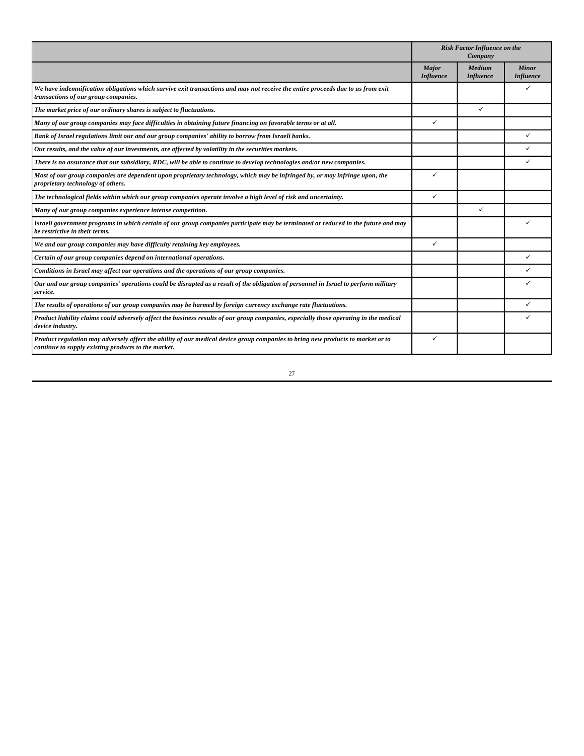| | *Risk Factor Influence on the Company* | | |
|---|---|---|---|
| | ***Major Influence*** | ***Medium Influence*** | ***Minor Influence*** |
| ***We have indemnification obligations which survive exit transactions and may not receive the entire proceeds due to us from exit transactions of our group companies.*** | | | ✓ |
| ***The market price of our ordinary shares is subject to fluctuations.*** | | ✓ | |
| ***Many of our group companies may face difficulties in obtaining future financing on favorable terms or at all.*** | ✓ | | |
| ***Bank of Israel regulations limit our and our group companies' ability to borrow from Israeli banks.*** | | | ✓ |
| ***Our results, and the value of our investments, are affected by volatility in the securities markets.*** | | | ✓ |
| ***There is no assurance that our subsidiary, RDC, will be able to continue to develop technologies and/or new companies.*** | | | ✓ |
| ***Most of our group companies are dependent upon proprietary technology, which may be infringed by, or may infringe upon, the proprietary technology of others.*** | ✓ | | |
| ***The technological fields within which our group companies operate involve a high level of risk and uncertainty.*** | ✓ | | |
| ***Many of our group companies experience intense competition.*** | | ✓ | |
| ***Israeli government programs in which certain of our group companies participate may be terminated or reduced in the future and may be restrictive in their terms.*** | | | ✓ |
| ***We and our group companies may have difficulty retaining key employees.*** | ✓ | | |
| ***Certain of our group companies depend on international operations.*** | | | ✓ |
| ***Conditions in Israel may affect our operations and the operations of our group companies.*** | | | ✓ |
| ***Our and our group companies' operations could be disrupted as a result of the obligation of personnel in Israel to perform military service.*** | | | ✓ |
| ***The results of operations of our group companies may be harmed by foreign currency exchange rate fluctuations.*** | | | ✓ |
| ***Product liability claims could adversely affect the business results of our group companies, especially those operating in the medical device industry.*** | | | ✓ |
| ***Product regulation may adversely affect the ability of our medical device group companies to bring new products to market or to continue to supply existing products to the market.*** | ✓ | | |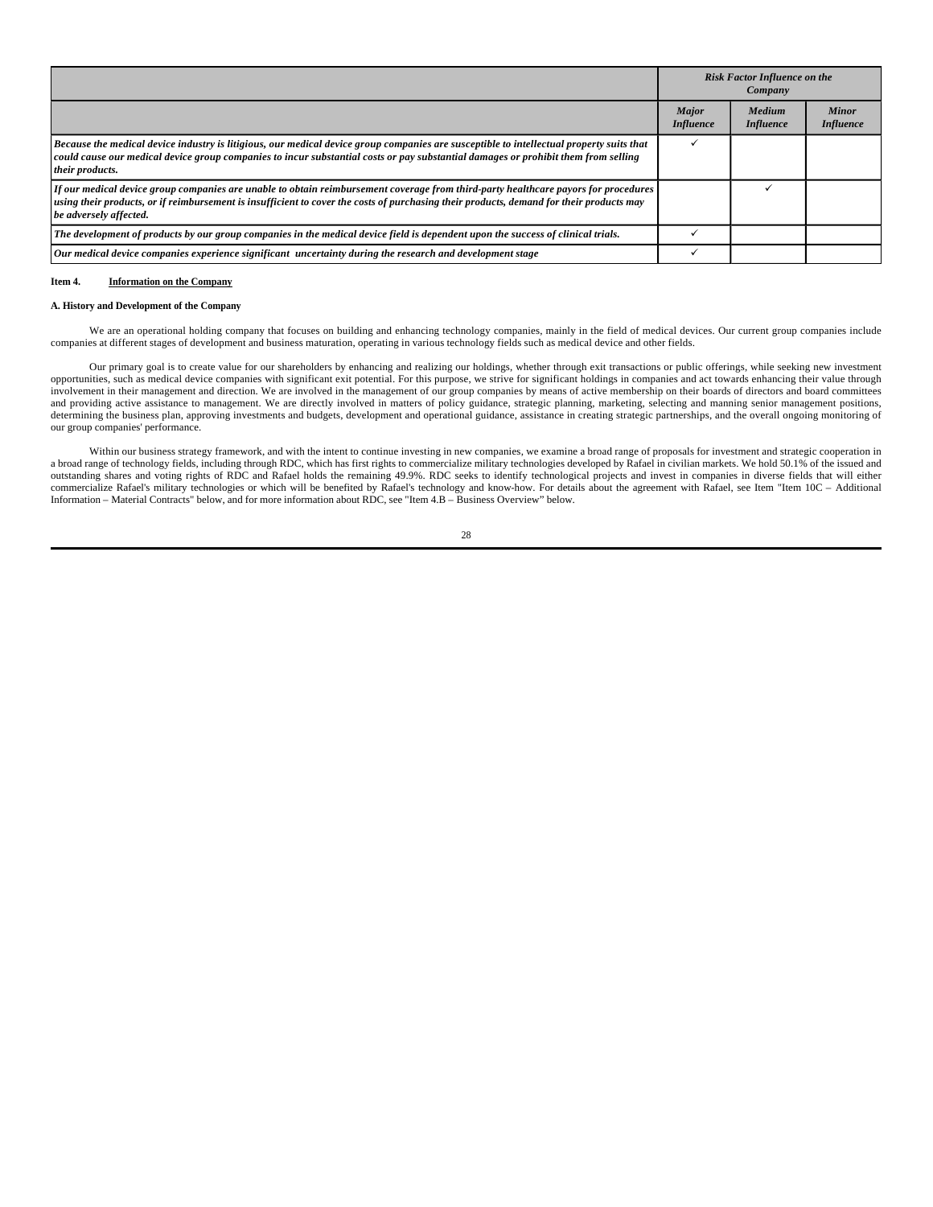| | *Risk Factor Influence on the Company* | | |
|---|---|---|---|
| | ***Major Influence*** | ***Medium Influence*** | ***Minor Influence*** |
| ***Because the medical device industry is litigious, our medical device group companies are susceptible to intellectual property suits that could cause our medical device group companies to incur substantial costs or pay substantial damages or prohibit them from selling their products.*** | ✓ | | |
| ***If our medical device group companies are unable to obtain reimbursement coverage from third-party healthcare payors for procedures using their products, or if reimbursement is insufficient to cover the costs of purchasing their products, demand for their products may be adversely affected.*** | | ✓ | |
| ***The development of products by our group companies in the medical device field is dependent upon the success of clinical trials.*** | ✓ | | |
| ***Our medical device companies experience significant uncertainty during the research and development stage*** | ✓ | | |

## Item 4. Information on the Company

### A. History and Development of the Company

We are an operational holding company that focuses on building and enhancing technology companies, mainly in the field of medical devices. Our current group companies include companies at different stages of development and business maturation, operating in various technology fields such as medical device and other fields.

Our primary goal is to create value for our shareholders by enhancing and realizing our holdings, whether through exit transactions or public offerings, while seeking new investment opportunities, such as medical device companies with significant exit potential. For this purpose, we strive for significant holdings in companies and act towards enhancing their value through involvement in their management and direction. We are involved in the management of our group companies by means of active membership on their boards of directors and board committees and providing active assistance to management. We are directly involved in matters of policy guidance, strategic planning, marketing, selecting and manning senior management positions, determining the business plan, approving investments and budgets, development and operational guidance, assistance in creating strategic partnerships, and the overall ongoing monitoring of our group companies' performance.

Within our business strategy framework, and with the intent to continue investing in new companies, we examine a broad range of proposals for investment and strategic cooperation in a broad range of technology fields, including through RDC, which has first rights to commercialize military technologies developed by Rafael in civilian markets. We hold 50.1% of the issued and outstanding shares and voting rights of RDC and Rafael holds the remaining 49.9%. RDC seeks to identify technological projects and invest in companies in diverse fields that will either commercialize Rafael's military technologies or which will be benefited by Rafael's technology and know-how. For details about the agreement with Rafael, see Item "Item 10C – Additional Information – Material Contracts" below, and for more information about RDC, see "Item 4.B – Business Overview" below.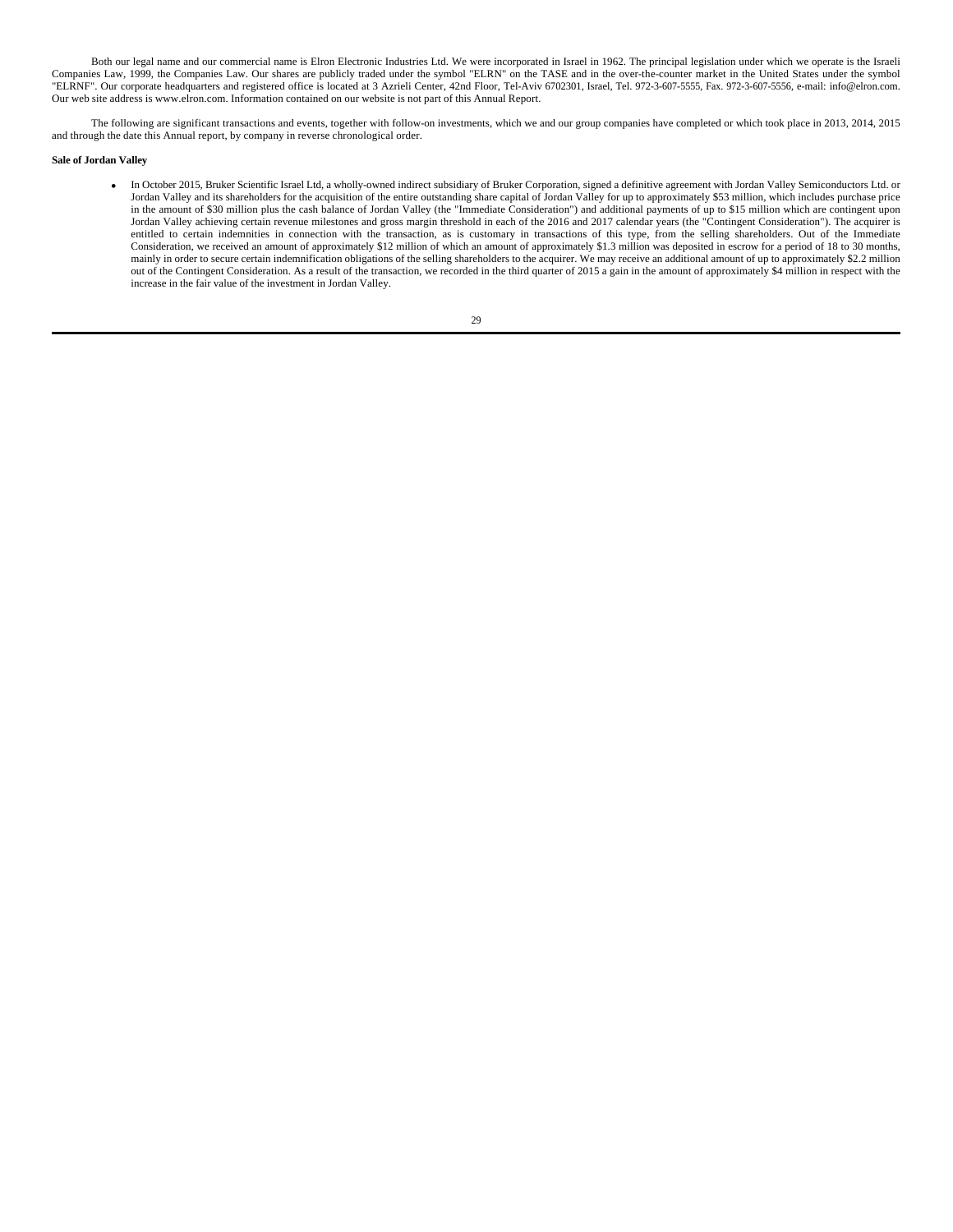Both our legal name and our commercial name is Elron Electronic Industries Ltd. We were incorporated in Israel in 1962. The principal legislation under which we operate is the Israeli Companies Law, 1999, the Companies Law. Our shares are publicly traded under the symbol "ELRN" on the TASE and in the over-the-counter market in the United States under the symbol "ELRNF". Our corporate headquarters and registered office is located at 3 Azrieli Center, 42nd Floor, Tel-Aviv 6702301, Israel, Tel. 972-3-607-5555, Fax. 972-3-607-5556, e-mail: info@elron.com. Our web site address is www.elron.com. Information contained on our website is not part of this Annual Report.

The following are significant transactions and events, together with follow-on investments, which we and our group companies have completed or which took place in 2013, 2014, 2015 and through the date this Annual report, by company in reverse chronological order.

**Sale of Jordan Valley**

- In October 2015, Bruker Scientific Israel Ltd, a wholly-owned indirect subsidiary of Bruker Corporation, signed a definitive agreement with Jordan Valley Semiconductors Ltd. or Jordan Valley and its shareholders for the acquisition of the entire outstanding share capital of Jordan Valley for up to approximately $53 million, which includes purchase price in the amount of $30 million plus the cash balance of Jordan Valley (the "Immediate Consideration") and additional payments of up to $15 million which are contingent upon Jordan Valley achieving certain revenue milestones and gross margin threshold in each of the 2016 and 2017 calendar years (the "Contingent Consideration"). The acquirer is entitled to certain indemnities in connection with the transaction, as is customary in transactions of this type, from the selling shareholders. Out of the Immediate Consideration, we received an amount of approximately $12 million of which an amount of approximately $1.3 million was deposited in escrow for a period of 18 to 30 months, mainly in order to secure certain indemnification obligations of the selling shareholders to the acquirer. We may receive an additional amount of up to approximately $2.2 million out of the Contingent Consideration. As a result of the transaction, we recorded in the third quarter of 2015 a gain in the amount of approximately $4 million in respect with the increase in the fair value of the investment in Jordan Valley.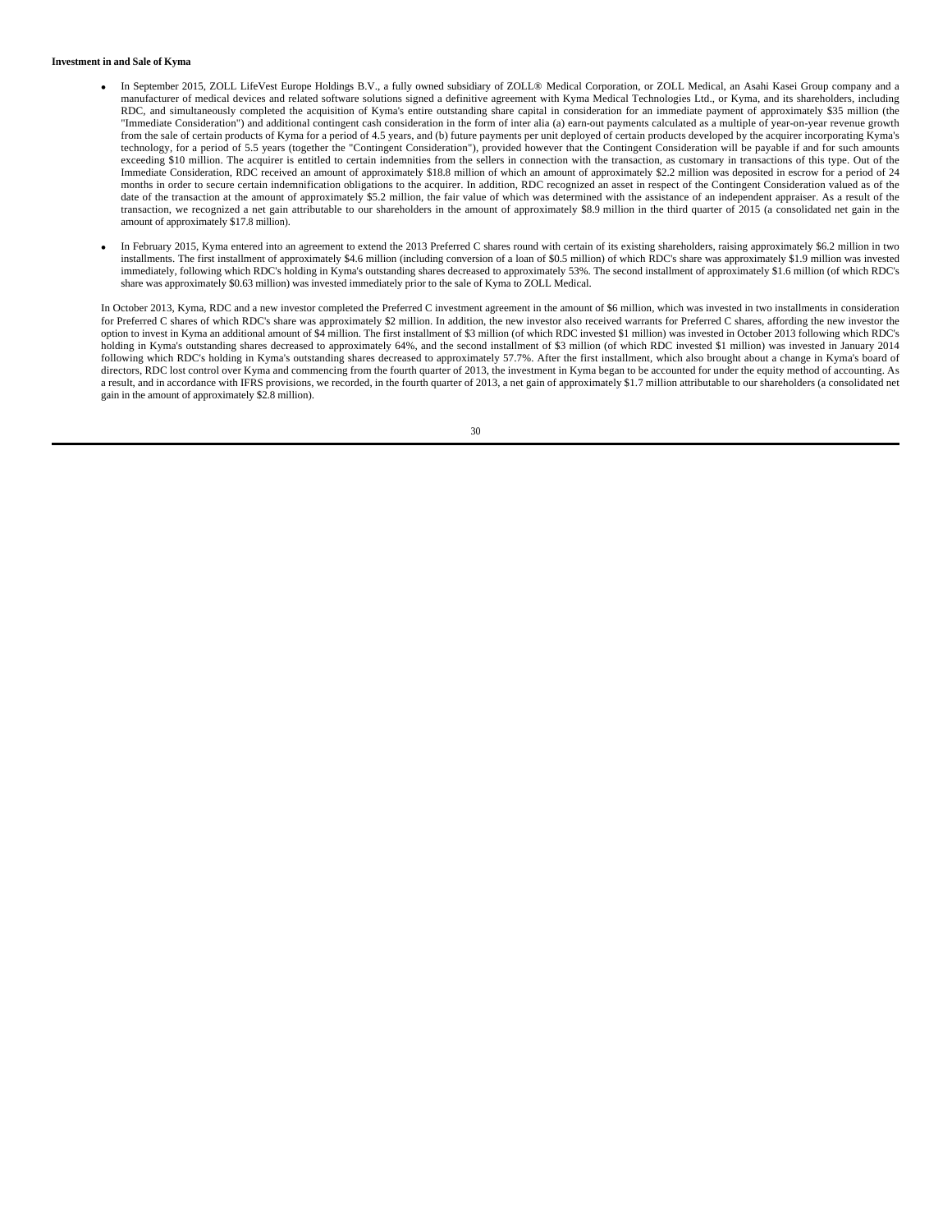**Investment in and Sale of Kyma**

- In September 2015, ZOLL LifeVest Europe Holdings B.V., a fully owned subsidiary of ZOLL® Medical Corporation, or ZOLL Medical, an Asahi Kasei Group company and a manufacturer of medical devices and related software solutions signed a definitive agreement with Kyma Medical Technologies Ltd., or Kyma, and its shareholders, including RDC, and simultaneously completed the acquisition of Kyma's entire outstanding share capital in consideration for an immediate payment of approximately $35 million (the "Immediate Consideration") and additional contingent cash consideration in the form of inter alia (a) earn-out payments calculated as a multiple of year-on-year revenue growth from the sale of certain products of Kyma for a period of 4.5 years, and (b) future payments per unit deployed of certain products developed by the acquirer incorporating Kyma's technology, for a period of 5.5 years (together the "Contingent Consideration"), provided however that the Contingent Consideration will be payable if and for such amounts exceeding $10 million. The acquirer is entitled to certain indemnities from the sellers in connection with the transaction, as customary in transactions of this type. Out of the Immediate Consideration, RDC received an amount of approximately $18.8 million of which an amount of approximately $2.2 million was deposited in escrow for a period of 24 months in order to secure certain indemnification obligations to the acquirer. In addition, RDC recognized an asset in respect of the Contingent Consideration valued as of the date of the transaction at the amount of approximately $5.2 million, the fair value of which was determined with the assistance of an independent appraiser. As a result of the transaction, we recognized a net gain attributable to our shareholders in the amount of approximately $8.9 million in the third quarter of 2015 (a consolidated net gain in the amount of approximately $17.8 million).

- In February 2015, Kyma entered into an agreement to extend the 2013 Preferred C shares round with certain of its existing shareholders, raising approximately $6.2 million in two installments. The first installment of approximately $4.6 million (including conversion of a loan of $0.5 million) of which RDC's share was approximately $1.9 million was invested immediately, following which RDC's holding in Kyma's outstanding shares decreased to approximately 53%. The second installment of approximately $1.6 million (of which RDC's share was approximately $0.63 million) was invested immediately prior to the sale of Kyma to ZOLL Medical.

In October 2013, Kyma, RDC and a new investor completed the Preferred C investment agreement in the amount of $6 million, which was invested in two installments in consideration for Preferred C shares of which RDC's share was approximately $2 million. In addition, the new investor also received warrants for Preferred C shares, affording the new investor the option to invest in Kyma an additional amount of $4 million. The first installment of $3 million (of which RDC invested $1 million) was invested in October 2013 following which RDC's holding in Kyma's outstanding shares decreased to approximately 64%, and the second installment of $3 million (of which RDC invested $1 million) was invested in January 2014 following which RDC's holding in Kyma's outstanding shares decreased to approximately 57.7%. After the first installment, which also brought about a change in Kyma's board of directors, RDC lost control over Kyma and commencing from the fourth quarter of 2013, the investment in Kyma began to be accounted for under the equity method of accounting. As a result, and in accordance with IFRS provisions, we recorded, in the fourth quarter of 2013, a net gain of approximately $1.7 million attributable to our shareholders (a consolidated net gain in the amount of approximately $2.8 million).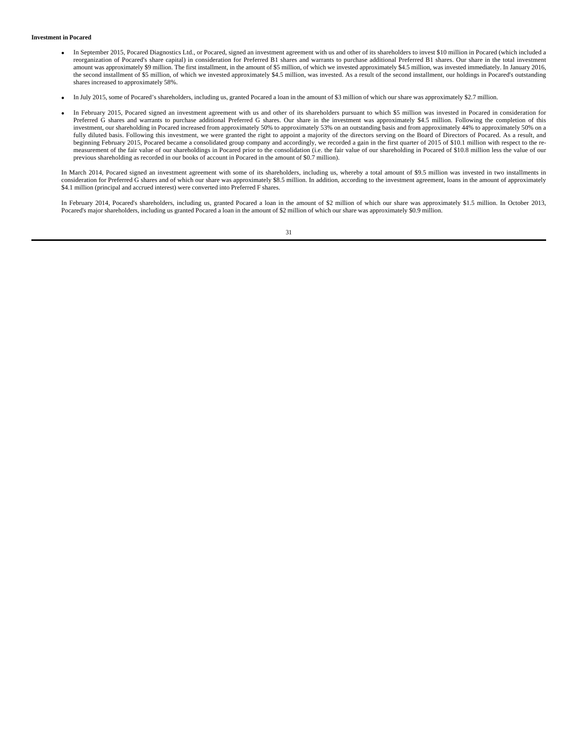**Investment in Pocared**

- In September 2015, Pocared Diagnostics Ltd., or Pocared, signed an investment agreement with us and other of its shareholders to invest $10 million in Pocared (which included a reorganization of Pocared's share capital) in consideration for Preferred B1 shares and warrants to purchase additional Preferred B1 shares. Our share in the total investment amount was approximately $9 million. The first installment, in the amount of $5 million, of which we invested approximately $4.5 million, was invested immediately. In January 2016, the second installment of $5 million, of which we invested approximately $4.5 million, was invested. As a result of the second installment, our holdings in Pocared's outstanding shares increased to approximately 58%.

- In July 2015, some of Pocared's shareholders, including us, granted Pocared a loan in the amount of $3 million of which our share was approximately $2.7 million.

- In February 2015, Pocared signed an investment agreement with us and other of its shareholders pursuant to which $5 million was invested in Pocared in consideration for Preferred G shares and warrants to purchase additional Preferred G shares. Our share in the investment was approximately $4.5 million. Following the completion of this investment, our shareholding in Pocared increased from approximately 50% to approximately 53% on an outstanding basis and from approximately 44% to approximately 50% on a fully diluted basis. Following this investment, we were granted the right to appoint a majority of the directors serving on the Board of Directors of Pocared. As a result, and beginning February 2015, Pocared became a consolidated group company and accordingly, we recorded a gain in the first quarter of 2015 of $10.1 million with respect to the re-measurement of the fair value of our shareholdings in Pocared prior to the consolidation (i.e. the fair value of our shareholding in Pocared of $10.8 million less the value of our previous shareholding as recorded in our books of account in Pocared in the amount of $0.7 million).

In March 2014, Pocared signed an investment agreement with some of its shareholders, including us, whereby a total amount of $9.5 million was invested in two installments in consideration for Preferred G shares and of which our share was approximately $8.5 million. In addition, according to the investment agreement, loans in the amount of approximately $4.1 million (principal and accrued interest) were converted into Preferred F shares.

In February 2014, Pocared's shareholders, including us, granted Pocared a loan in the amount of $2 million of which our share was approximately $1.5 million. In October 2013, Pocared's major shareholders, including us granted Pocared a loan in the amount of $2 million of which our share was approximately $0.9 million.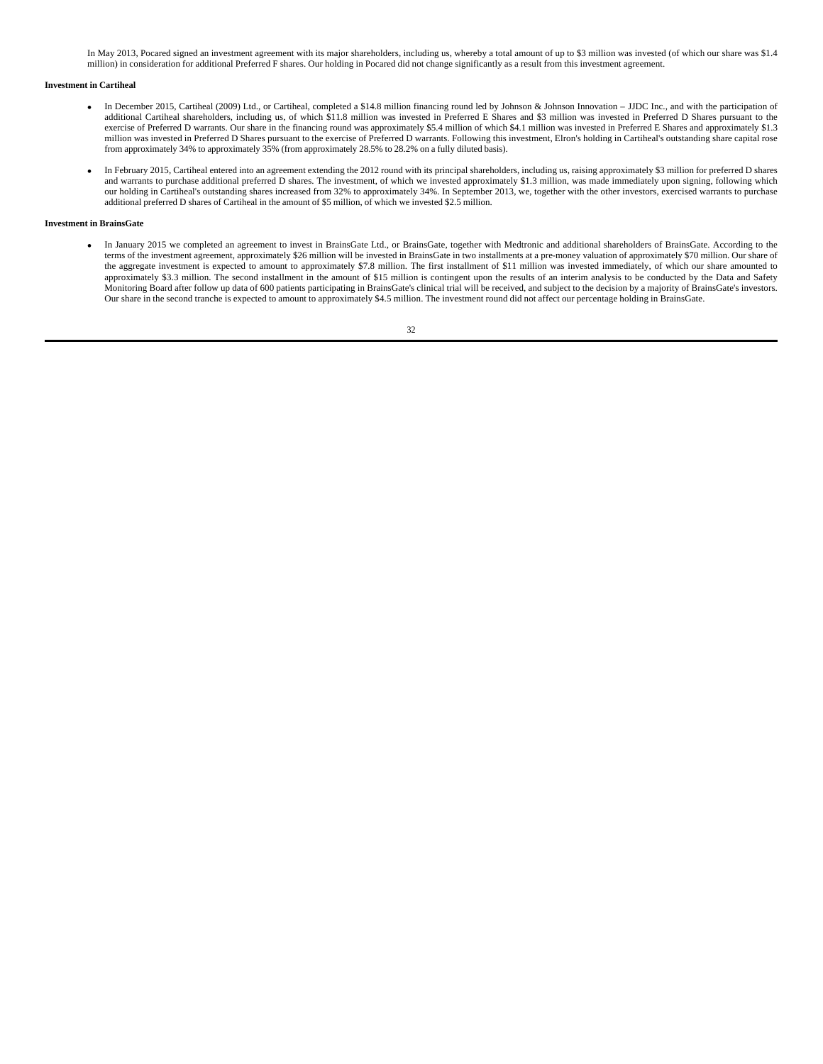In May 2013, Pocared signed an investment agreement with its major shareholders, including us, whereby a total amount of up to $3 million was invested (of which our share was $1.4 million) in consideration for additional Preferred F shares. Our holding in Pocared did not change significantly as a result from this investment agreement.

**Investment in Cartiheal**

- In December 2015, Cartiheal (2009) Ltd., or Cartiheal, completed a $14.8 million financing round led by Johnson & Johnson Innovation – JJDC Inc., and with the participation of additional Cartiheal shareholders, including us, of which $11.8 million was invested in Preferred E Shares and $3 million was invested in Preferred D Shares pursuant to the exercise of Preferred D warrants. Our share in the financing round was approximately $5.4 million of which $4.1 million was invested in Preferred E Shares and approximately $1.3 million was invested in Preferred D Shares pursuant to the exercise of Preferred D warrants. Following this investment, Elron's holding in Cartiheal's outstanding share capital rose from approximately 34% to approximately 35% (from approximately 28.5% to 28.2% on a fully diluted basis).

- In February 2015, Cartiheal entered into an agreement extending the 2012 round with its principal shareholders, including us, raising approximately $3 million for preferred D shares and warrants to purchase additional preferred D shares. The investment, of which we invested approximately $1.3 million, was made immediately upon signing, following which our holding in Cartiheal's outstanding shares increased from 32% to approximately 34%. In September 2013, we, together with the other investors, exercised warrants to purchase additional preferred D shares of Cartiheal in the amount of $5 million, of which we invested $2.5 million.

**Investment in BrainsGate**

- In January 2015 we completed an agreement to invest in BrainsGate Ltd., or BrainsGate, together with Medtronic and additional shareholders of BrainsGate. According to the terms of the investment agreement, approximately $26 million will be invested in BrainsGate in two installments at a pre-money valuation of approximately $70 million. Our share of the aggregate investment is expected to amount to approximately $7.8 million. The first installment of $11 million was invested immediately, of which our share amounted to approximately $3.3 million. The second installment in the amount of $15 million is contingent upon the results of an interim analysis to be conducted by the Data and Safety Monitoring Board after follow up data of 600 patients participating in BrainsGate's clinical trial will be received, and subject to the decision by a majority of BrainsGate's investors. Our share in the second tranche is expected to amount to approximately $4.5 million. The investment round did not affect our percentage holding in BrainsGate.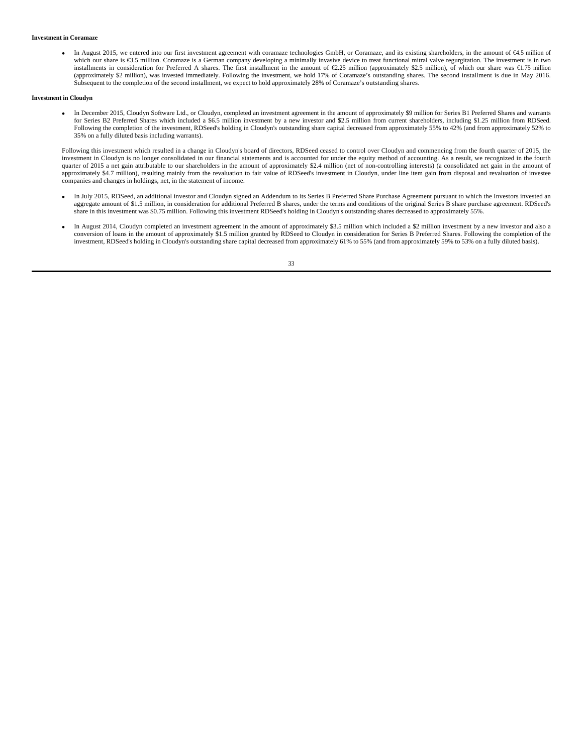**Investment in Coramaze**

- In August 2015, we entered into our first investment agreement with coramaze technologies GmbH, or Coramaze, and its existing shareholders, in the amount of €4.5 million of which our share is €3.5 million. Coramaze is a German company developing a minimally invasive device to treat functional mitral valve regurgitation. The investment is in two installments in consideration for Preferred A shares. The first installment in the amount of €2.25 million (approximately $2.5 million), of which our share was €1.75 million (approximately $2 million), was invested immediately. Following the investment, we hold 17% of Coramaze's outstanding shares. The second installment is due in May 2016. Subsequent to the completion of the second installment, we expect to hold approximately 28% of Coramaze's outstanding shares.

**Investment in Cloudyn**

- In December 2015, Cloudyn Software Ltd., or Cloudyn, completed an investment agreement in the amount of approximately $9 million for Series B1 Preferred Shares and warrants for Series B2 Preferred Shares which included a $6.5 million investment by a new investor and $2.5 million from current shareholders, including $1.25 million from RDSeed. Following the completion of the investment, RDSeed's holding in Cloudyn's outstanding share capital decreased from approximately 55% to 42% (and from approximately 52% to 35% on a fully diluted basis including warrants).

Following this investment which resulted in a change in Cloudyn's board of directors, RDSeed ceased to control over Cloudyn and commencing from the fourth quarter of 2015, the investment in Cloudyn is no longer consolidated in our financial statements and is accounted for under the equity method of accounting. As a result, we recognized in the fourth quarter of 2015 a net gain attributable to our shareholders in the amount of approximately $2.4 million (net of non-controlling interests) (a consolidated net gain in the amount of approximately $4.7 million), resulting mainly from the revaluation to fair value of RDSeed's investment in Cloudyn, under line item gain from disposal and revaluation of investee companies and changes in holdings, net, in the statement of income.

- In July 2015, RDSeed, an additional investor and Cloudyn signed an Addendum to its Series B Preferred Share Purchase Agreement pursuant to which the Investors invested an aggregate amount of $1.5 million, in consideration for additional Preferred B shares, under the terms and conditions of the original Series B share purchase agreement. RDSeed's share in this investment was $0.75 million. Following this investment RDSeed's holding in Cloudyn's outstanding shares decreased to approximately 55%.

- In August 2014, Cloudyn completed an investment agreement in the amount of approximately $3.5 million which included a $2 million investment by a new investor and also a conversion of loans in the amount of approximately $1.5 million granted by RDSeed to Cloudyn in consideration for Series B Preferred Shares. Following the completion of the investment, RDSeed's holding in Cloudyn's outstanding share capital decreased from approximately 61% to 55% (and from approximately 59% to 53% on a fully diluted basis).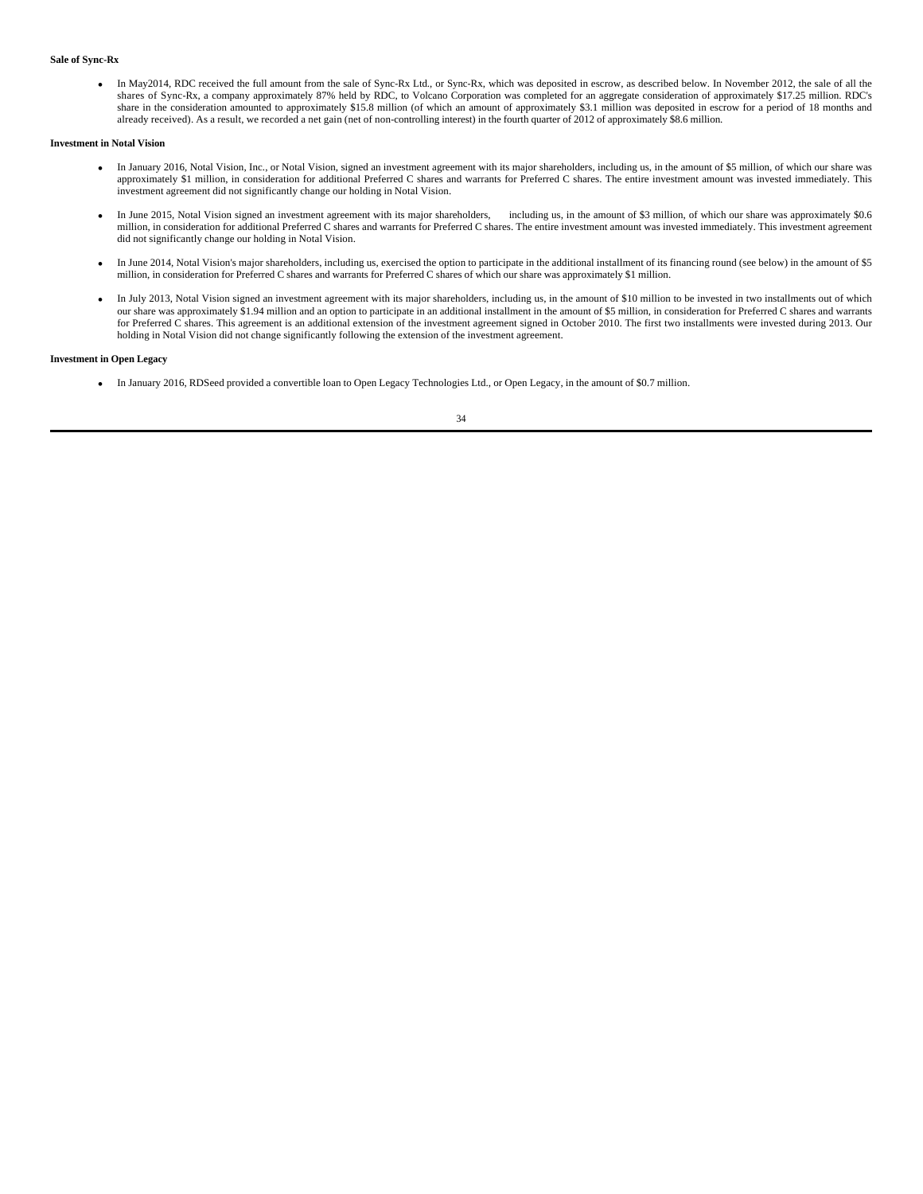**Sale of Sync-Rx**

- In May2014, RDC received the full amount from the sale of Sync-Rx Ltd., or Sync-Rx, which was deposited in escrow, as described below. In November 2012, the sale of all the shares of Sync-Rx, a company approximately 87% held by RDC, to Volcano Corporation was completed for an aggregate consideration of approximately $17.25 million. RDC's share in the consideration amounted to approximately $15.8 million (of which an amount of approximately $3.1 million was deposited in escrow for a period of 18 months and already received). As a result, we recorded a net gain (net of non-controlling interest) in the fourth quarter of 2012 of approximately $8.6 million.

**Investment in Notal Vision**

- In January 2016, Notal Vision, Inc., or Notal Vision, signed an investment agreement with its major shareholders, including us, in the amount of $5 million, of which our share was approximately $1 million, in consideration for additional Preferred C shares and warrants for Preferred C shares. The entire investment amount was invested immediately. This investment agreement did not significantly change our holding in Notal Vision.

- In June 2015, Notal Vision signed an investment agreement with its major shareholders, including us, in the amount of $3 million, of which our share was approximately $0.6 million, in consideration for additional Preferred C shares and warrants for Preferred C shares. The entire investment amount was invested immediately. This investment agreement did not significantly change our holding in Notal Vision.

- In June 2014, Notal Vision's major shareholders, including us, exercised the option to participate in the additional installment of its financing round (see below) in the amount of $5 million, in consideration for Preferred C shares and warrants for Preferred C shares of which our share was approximately $1 million.

- In July 2013, Notal Vision signed an investment agreement with its major shareholders, including us, in the amount of $10 million to be invested in two installments out of which our share was approximately $1.94 million and an option to participate in an additional installment in the amount of $5 million, in consideration for Preferred C shares and warrants for Preferred C shares. This agreement is an additional extension of the investment agreement signed in October 2010. The first two installments were invested during 2013. Our holding in Notal Vision did not change significantly following the extension of the investment agreement.

**Investment in Open Legacy**

- In January 2016, RDSeed provided a convertible loan to Open Legacy Technologies Ltd., or Open Legacy, in the amount of $0.7 million.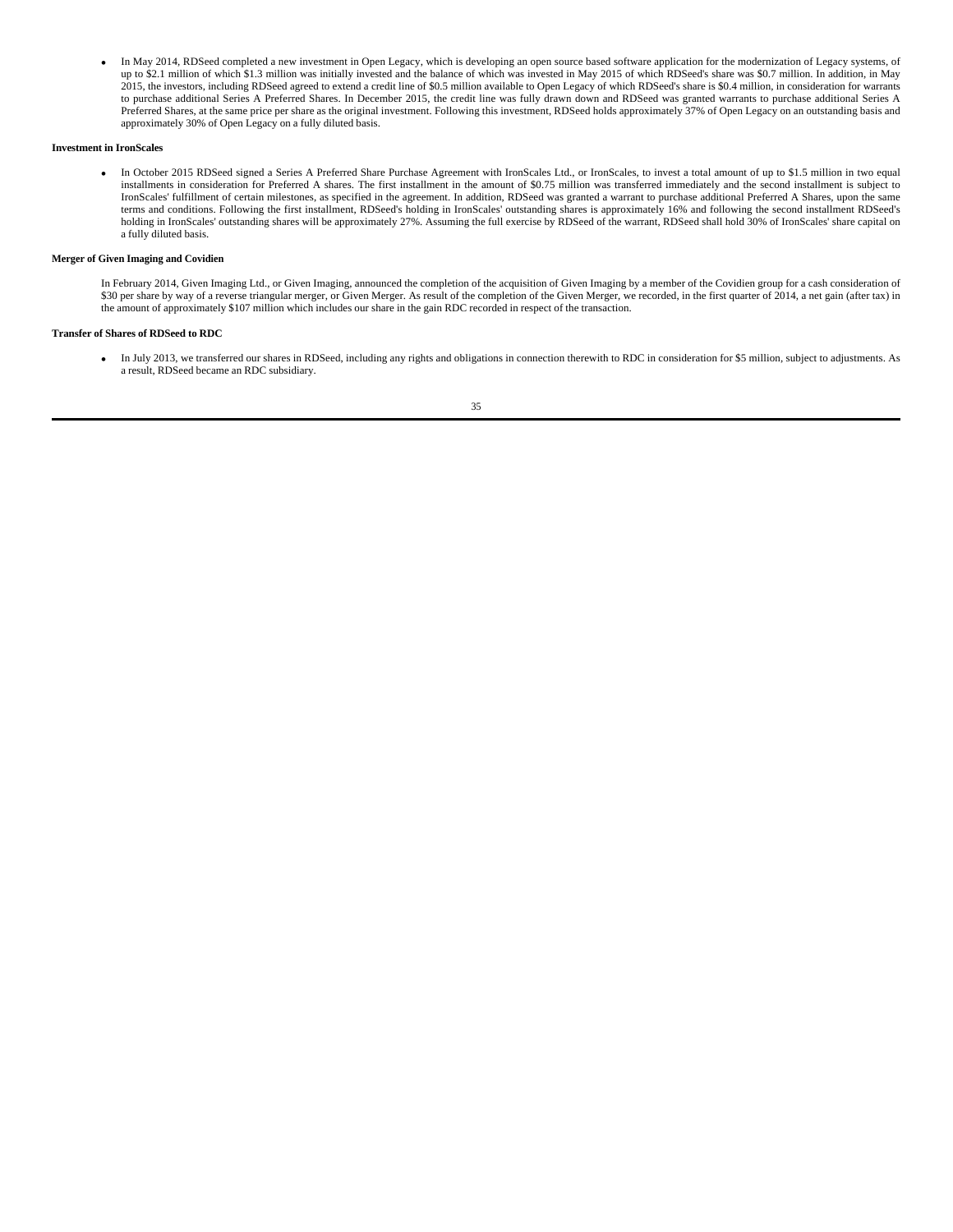- In May 2014, RDSeed completed a new investment in Open Legacy, which is developing an open source based software application for the modernization of Legacy systems, of up to $2.1 million of which $1.3 million was initially invested and the balance of which was invested in May 2015 of which RDSeed's share was $0.7 million. In addition, in May 2015, the investors, including RDSeed agreed to extend a credit line of $0.5 million available to Open Legacy of which RDSeed's share is $0.4 million, in consideration for warrants to purchase additional Series A Preferred Shares. In December 2015, the credit line was fully drawn down and RDSeed was granted warrants to purchase additional Series A Preferred Shares, at the same price per share as the original investment. Following this investment, RDSeed holds approximately 37% of Open Legacy on an outstanding basis and approximately 30% of Open Legacy on a fully diluted basis.

**Investment in IronScales**

- In October 2015 RDSeed signed a Series A Preferred Share Purchase Agreement with IronScales Ltd., or IronScales, to invest a total amount of up to $1.5 million in two equal installments in consideration for Preferred A shares. The first installment in the amount of $0.75 million was transferred immediately and the second installment is subject to IronScales' fulfillment of certain milestones, as specified in the agreement. In addition, RDSeed was granted a warrant to purchase additional Preferred A Shares, upon the same terms and conditions. Following the first installment, RDSeed's holding in IronScales' outstanding shares is approximately 16% and following the second installment RDSeed's holding in IronScales' outstanding shares will be approximately 27%. Assuming the full exercise by RDSeed of the warrant, RDSeed shall hold 30% of IronScales' share capital on a fully diluted basis.

**Merger of Given Imaging and Covidien**

In February 2014, Given Imaging Ltd., or Given Imaging, announced the completion of the acquisition of Given Imaging by a member of the Covidien group for a cash consideration of $30 per share by way of a reverse triangular merger, or Given Merger. As result of the completion of the Given Merger, we recorded, in the first quarter of 2014, a net gain (after tax) in the amount of approximately $107 million which includes our share in the gain RDC recorded in respect of the transaction.

**Transfer of Shares of RDSeed to RDC**

- In July 2013, we transferred our shares in RDSeed, including any rights and obligations in connection therewith to RDC in consideration for $5 million, subject to adjustments. As a result, RDSeed became an RDC subsidiary.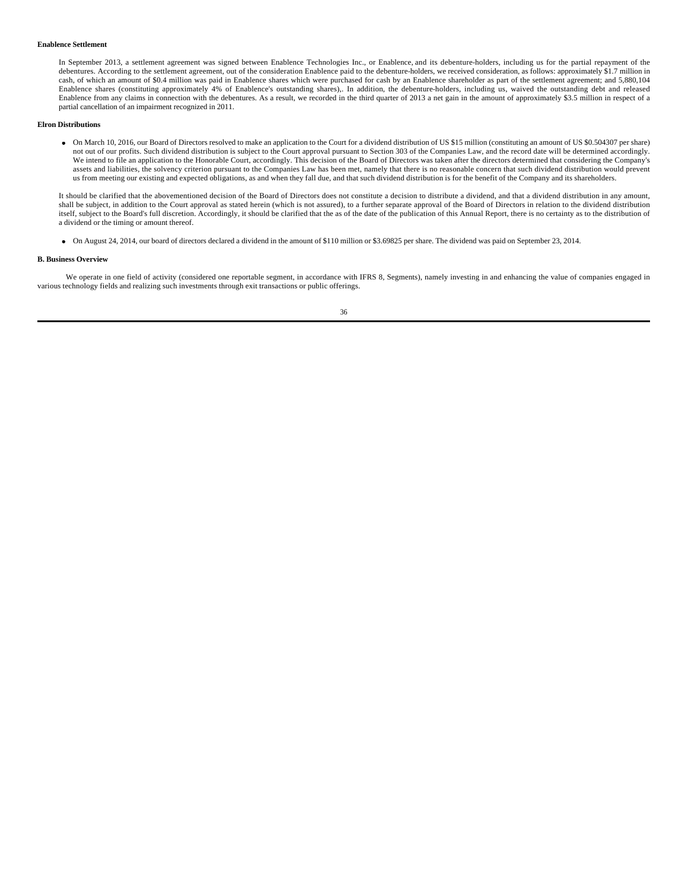**Enablence Settlement**

In September 2013, a settlement agreement was signed between Enablence Technologies Inc., or Enablence, and its debenture-holders, including us for the partial repayment of the debentures. According to the settlement agreement, out of the consideration Enablence paid to the debenture-holders, we received consideration, as follows: approximately $1.7 million in cash, of which an amount of $0.4 million was paid in Enablence shares which were purchased for cash by an Enablence shareholder as part of the settlement agreement; and 5,880,104 Enablence shares (constituting approximately 4% of Enablence's outstanding shares),. In addition, the debenture-holders, including us, waived the outstanding debt and released Enablence from any claims in connection with the debentures. As a result, we recorded in the third quarter of 2013 a net gain in the amount of approximately $3.5 million in respect of a partial cancellation of an impairment recognized in 2011.

**Elron Distributions**

- On March 10, 2016, our Board of Directors resolved to make an application to the Court for a dividend distribution of US $15 million (constituting an amount of US $0.504307 per share) not out of our profits. Such dividend distribution is subject to the Court approval pursuant to Section 303 of the Companies Law, and the record date will be determined accordingly. We intend to file an application to the Honorable Court, accordingly. This decision of the Board of Directors was taken after the directors determined that considering the Company's assets and liabilities, the solvency criterion pursuant to the Companies Law has been met, namely that there is no reasonable concern that such dividend distribution would prevent us from meeting our existing and expected obligations, as and when they fall due, and that such dividend distribution is for the benefit of the Company and its shareholders.

It should be clarified that the abovementioned decision of the Board of Directors does not constitute a decision to distribute a dividend, and that a dividend distribution in any amount, shall be subject, in addition to the Court approval as stated herein (which is not assured), to a further separate approval of the Board of Directors in relation to the dividend distribution itself, subject to the Board's full discretion. Accordingly, it should be clarified that the as of the date of the publication of this Annual Report, there is no certainty as to the distribution of a dividend or the timing or amount thereof.

- On August 24, 2014, our board of directors declared a dividend in the amount of $110 million or $3.69825 per share. The dividend was paid on September 23, 2014.

**B. Business Overview**

We operate in one field of activity (considered one reportable segment, in accordance with IFRS 8, Segments), namely investing in and enhancing the value of companies engaged in various technology fields and realizing such investments through exit transactions or public offerings.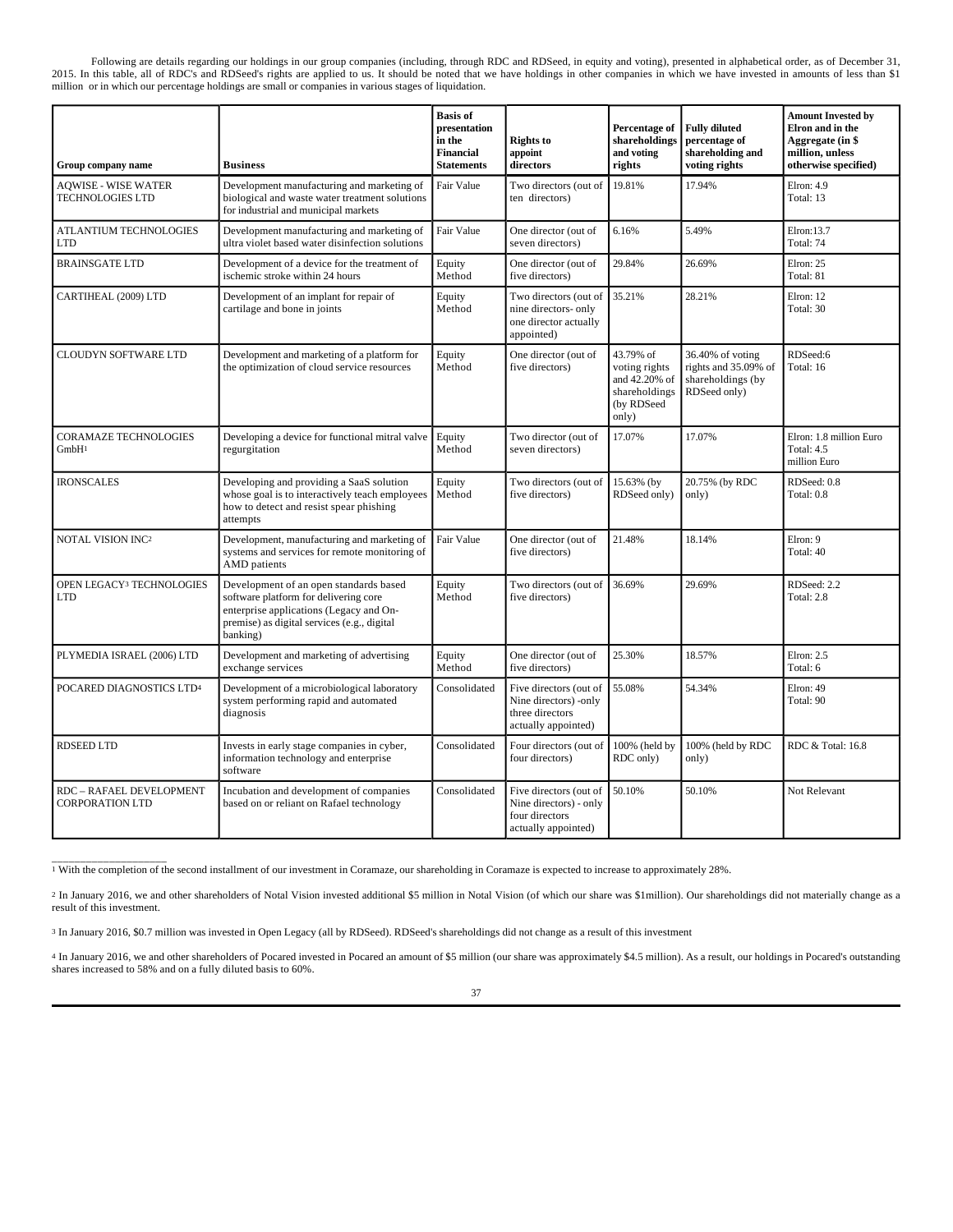Following are details regarding our holdings in our group companies (including, through RDC and RDSeed, in equity and voting), presented in alphabetical order, as of December 31, 2015. In this table, all of RDC's and RDSeed's rights are applied to us. It should be noted that we have holdings in other companies in which we have invested in amounts of less than $1 million or in which our percentage holdings are small or companies in various stages of liquidation.

| Group company name | Business | Basis of presentation in the Financial Statements | Rights to appoint directors | Percentage of shareholdings and voting rights | Fully diluted percentage of shareholding and voting rights | Amount Invested by Elron and in the Aggregate (in $ million, unless otherwise specified) |
|---|---|---|---|---|---|---|
| AQWISE - WISE WATER TECHNOLOGIES LTD | Development manufacturing and marketing of biological and waste water treatment solutions for industrial and municipal markets | Fair Value | Two directors (out of ten directors) | 19.81% | 17.94% | Elron: 4.9<br>Total: 13 |
| ATLANTIUM TECHNOLOGIES LTD | Development manufacturing and marketing of ultra violet based water disinfection solutions | Fair Value | One director (out of seven directors) | 6.16% | 5.49% | Elron:13.7<br>Total: 74 |
| BRAINSGATE LTD | Development of a device for the treatment of ischemic stroke within 24 hours | Equity Method | One director (out of five directors) | 29.84% | 26.69% | Elron: 25<br>Total: 81 |
| CARTIHEAL (2009) LTD | Development of an implant for repair of cartilage and bone in joints | Equity Method | Two directors (out of nine directors- only one director actually appointed) | 35.21% | 28.21% | Elron: 12<br>Total: 30 |
| CLOUDYN SOFTWARE LTD | Development and marketing of a platform for the optimization of cloud service resources | Equity Method | One director (out of five directors) | 43.79% of voting rights and 42.20% of shareholdings (by RDSeed only) | 36.40% of voting rights and 35.09% of shareholdings (by RDSeed only) | RDSeed:6<br>Total: 16 |
| CORAMAZE TECHNOLOGIES GmbH[1] | Developing a device for functional mitral valve regurgitation | Equity Method | Two director (out of seven directors) | 17.07% | 17.07% | Elron: 1.8 million Euro<br>Total: 4.5 million Euro |
| IRONSCALES | Developing and providing a SaaS solution whose goal is to interactively teach employees how to detect and resist spear phishing attempts | Equity Method | Two directors (out of five directors) | 15.63% (by RDSeed only) | 20.75% (by RDC only) | RDSeed: 0.8<br>Total: 0.8 |
| NOTAL VISION INC[2] | Development, manufacturing and marketing of systems and services for remote monitoring of AMD patients | Fair Value | One director (out of five directors) | 21.48% | 18.14% | Elron: 9<br>Total: 40 |
| OPEN LEGACY[3] TECHNOLOGIES LTD | Development of an open standards based software platform for delivering core enterprise applications (Legacy and On-premise) as digital services (e.g., digital banking) | Equity Method | Two directors (out of five directors) | 36.69% | 29.69% | RDSeed: 2.2<br>Total: 2.8 |
| PLYMEDIA ISRAEL (2006) LTD | Development and marketing of advertising exchange services | Equity Method | One director (out of five directors) | 25.30% | 18.57% | Elron: 2.5<br>Total: 6 |
| POCARED DIAGNOSTICS LTD[4] | Development of a microbiological laboratory system performing rapid and automated diagnosis | Consolidated | Five directors (out of Nine directors) -only three directors actually appointed) | 55.08% | 54.34% | Elron: 49<br>Total: 90 |
| RDSEED LTD | Invests in early stage companies in cyber, information technology and enterprise software | Consolidated | Four directors (out of four directors) | 100% (held by RDC only) | 100% (held by RDC only) | RDC & Total: 16.8 |
| RDC – RAFAEL DEVELOPMENT CORPORATION LTD | Incubation and development of companies based on or reliant on Rafael technology | Consolidated | Five directors (out of Nine directors) - only four directors actually appointed) | 50.10% | 50.10% | Not Relevant |

[1] With the completion of the second installment of our investment in Coramaze, our shareholding in Coramaze is expected to increase to approximately 28%.

[2] In January 2016, we and other shareholders of Notal Vision invested additional $5 million in Notal Vision (of which our share was $1million). Our shareholdings did not materially change as a result of this investment.

[3] In January 2016, $0.7 million was invested in Open Legacy (all by RDSeed). RDSeed's shareholdings did not change as a result of this investment

[4] In January 2016, we and other shareholders of Pocared invested in Pocared an amount of $5 million (our share was approximately $4.5 million). As a result, our holdings in Pocared's outstanding shares increased to 58% and on a fully diluted basis to 60%.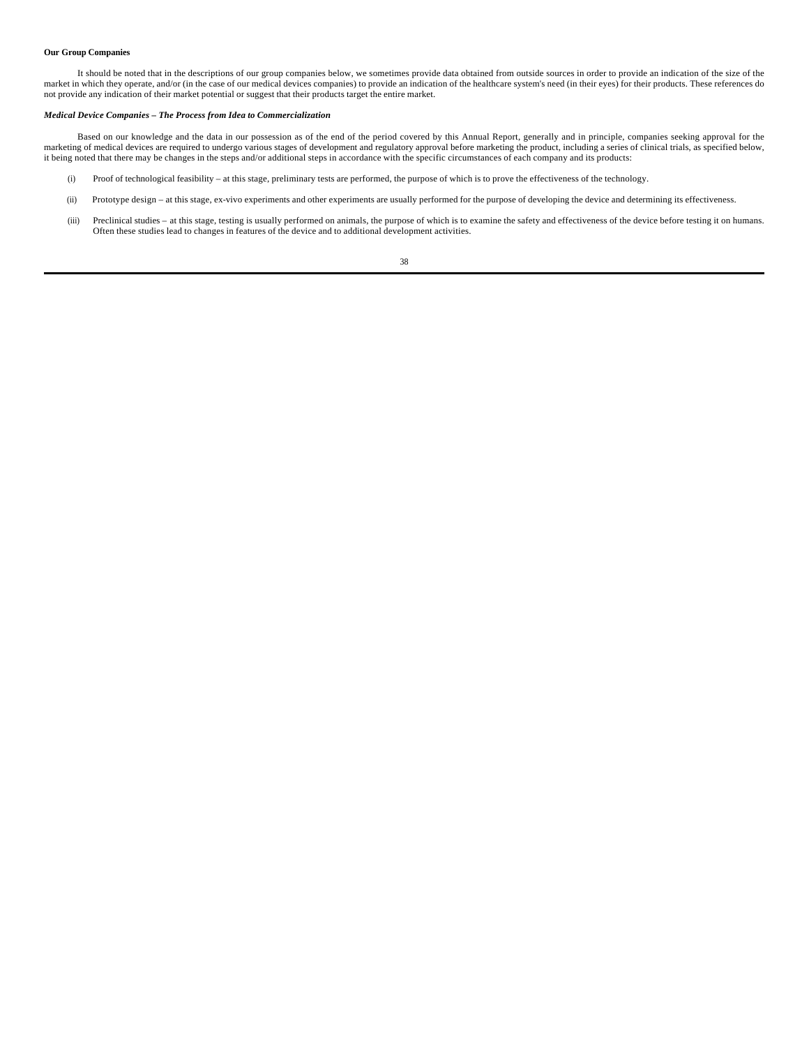**Our Group Companies**

It should be noted that in the descriptions of our group companies below, we sometimes provide data obtained from outside sources in order to provide an indication of the size of the market in which they operate, and/or (in the case of our medical devices companies) to provide an indication of the healthcare system's need (in their eyes) for their products. These references do not provide any indication of their market potential or suggest that their products target the entire market.

***Medical Device Companies – The Process from Idea to Commercialization***

Based on our knowledge and the data in our possession as of the end of the period covered by this Annual Report, generally and in principle, companies seeking approval for the marketing of medical devices are required to undergo various stages of development and regulatory approval before marketing the product, including a series of clinical trials, as specified below, it being noted that there may be changes in the steps and/or additional steps in accordance with the specific circumstances of each company and its products:

(i) Proof of technological feasibility – at this stage, preliminary tests are performed, the purpose of which is to prove the effectiveness of the technology.

(ii) Prototype design – at this stage, ex-vivo experiments and other experiments are usually performed for the purpose of developing the device and determining its effectiveness.

(iii) Preclinical studies – at this stage, testing is usually performed on animals, the purpose of which is to examine the safety and effectiveness of the device before testing it on humans. Often these studies lead to changes in features of the device and to additional development activities.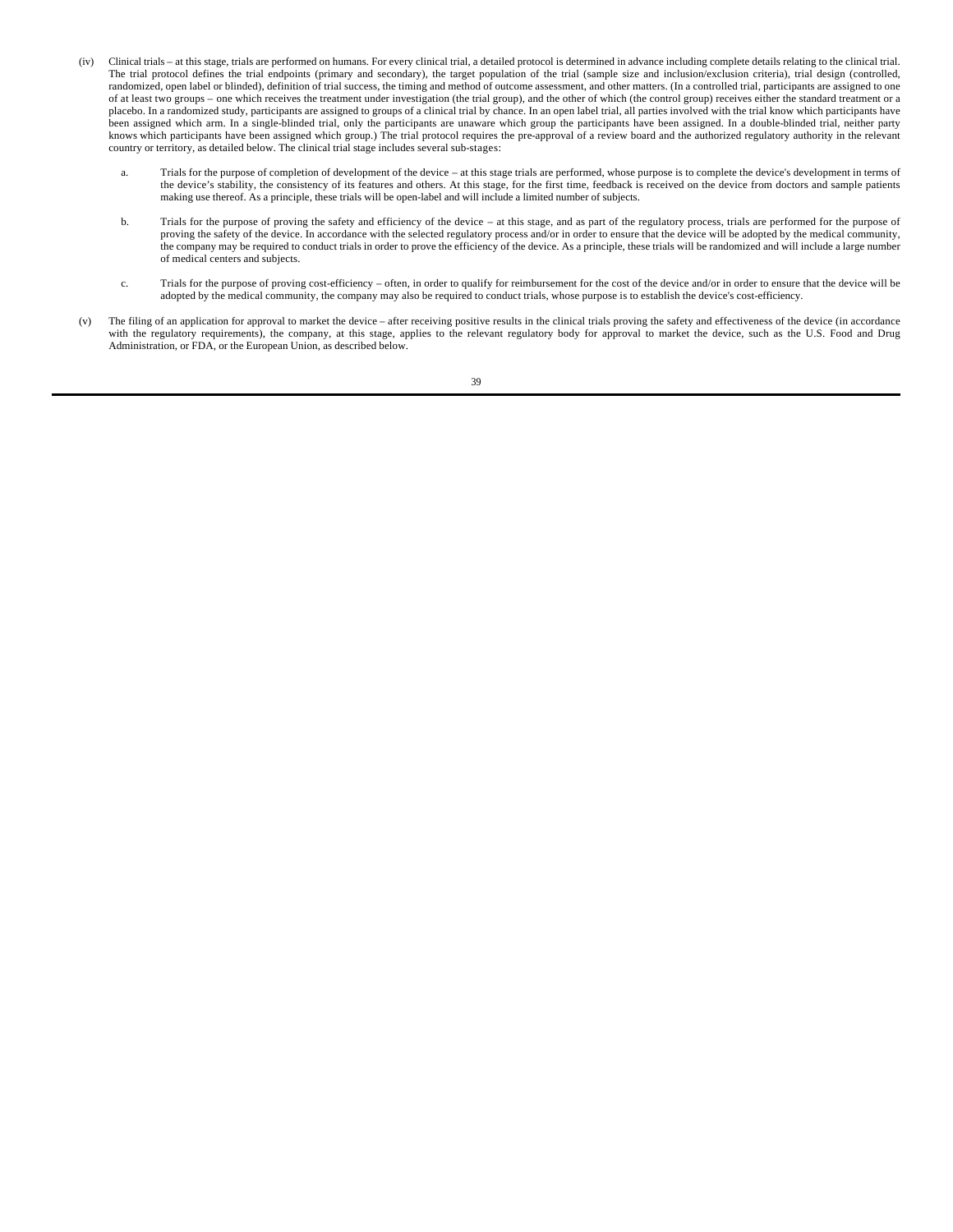(iv) Clinical trials – at this stage, trials are performed on humans. For every clinical trial, a detailed protocol is determined in advance including complete details relating to the clinical trial. The trial protocol defines the trial endpoints (primary and secondary), the target population of the trial (sample size and inclusion/exclusion criteria), trial design (controlled, randomized, open label or blinded), definition of trial success, the timing and method of outcome assessment, and other matters. (In a controlled trial, participants are assigned to one of at least two groups – one which receives the treatment under investigation (the trial group), and the other of which (the control group) receives either the standard treatment or a placebo. In a randomized study, participants are assigned to groups of a clinical trial by chance. In an open label trial, all parties involved with the trial know which participants have been assigned which arm. In a single-blinded trial, only the participants are unaware which group the participants have been assigned. In a double-blinded trial, neither party knows which participants have been assigned which group.) The trial protocol requires the pre-approval of a review board and the authorized regulatory authority in the relevant country or territory, as detailed below. The clinical trial stage includes several sub-stages:

  a. Trials for the purpose of completion of development of the device – at this stage trials are performed, whose purpose is to complete the device's development in terms of the device's stability, the consistency of its features and others. At this stage, for the first time, feedback is received on the device from doctors and sample patients making use thereof. As a principle, these trials will be open-label and will include a limited number of subjects.

  b. Trials for the purpose of proving the safety and efficiency of the device – at this stage, and as part of the regulatory process, trials are performed for the purpose of proving the safety of the device. In accordance with the selected regulatory process and/or in order to ensure that the device will be adopted by the medical community, the company may be required to conduct trials in order to prove the efficiency of the device. As a principle, these trials will be randomized and will include a large number of medical centers and subjects.

  c. Trials for the purpose of proving cost-efficiency – often, in order to qualify for reimbursement for the cost of the device and/or in order to ensure that the device will be adopted by the medical community, the company may also be required to conduct trials, whose purpose is to establish the device's cost-efficiency.

(v) The filing of an application for approval to market the device – after receiving positive results in the clinical trials proving the safety and effectiveness of the device (in accordance with the regulatory requirements), the company, at this stage, applies to the relevant regulatory body for approval to market the device, such as the U.S. Food and Drug Administration, or FDA, or the European Union, as described below.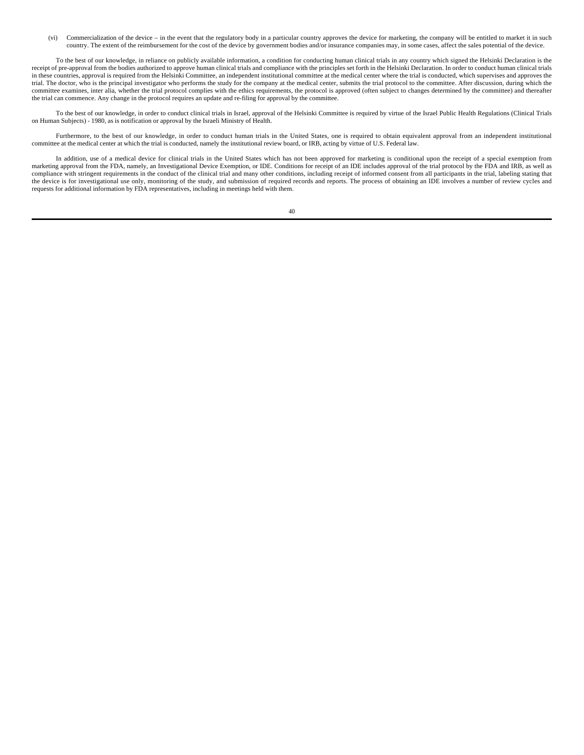(vi) Commercialization of the device – in the event that the regulatory body in a particular country approves the device for marketing, the company will be entitled to market it in such country. The extent of the reimbursement for the cost of the device by government bodies and/or insurance companies may, in some cases, affect the sales potential of the device.

To the best of our knowledge, in reliance on publicly available information, a condition for conducting human clinical trials in any country which signed the Helsinki Declaration is the receipt of pre-approval from the bodies authorized to approve human clinical trials and compliance with the principles set forth in the Helsinki Declaration. In order to conduct human clinical trials in these countries, approval is required from the Helsinki Committee, an independent institutional committee at the medical center where the trial is conducted, which supervises and approves the trial. The doctor, who is the principal investigator who performs the study for the company at the medical center, submits the trial protocol to the committee. After discussion, during which the committee examines, inter alia, whether the trial protocol complies with the ethics requirements, the protocol is approved (often subject to changes determined by the committee) and thereafter the trial can commence. Any change in the protocol requires an update and re-filing for approval by the committee.

To the best of our knowledge, in order to conduct clinical trials in Israel, approval of the Helsinki Committee is required by virtue of the Israel Public Health Regulations (Clinical Trials on Human Subjects) - 1980, as is notification or approval by the Israeli Ministry of Health.

Furthermore, to the best of our knowledge, in order to conduct human trials in the United States, one is required to obtain equivalent approval from an independent institutional committee at the medical center at which the trial is conducted, namely the institutional review board, or IRB, acting by virtue of U.S. Federal law.

In addition, use of a medical device for clinical trials in the United States which has not been approved for marketing is conditional upon the receipt of a special exemption from marketing approval from the FDA, namely, an Investigational Device Exemption, or IDE. Conditions for receipt of an IDE includes approval of the trial protocol by the FDA and IRB, as well as compliance with stringent requirements in the conduct of the clinical trial and many other conditions, including receipt of informed consent from all participants in the trial, labeling stating that the device is for investigational use only, monitoring of the study, and submission of required records and reports. The process of obtaining an IDE involves a number of review cycles and requests for additional information by FDA representatives, including in meetings held with them.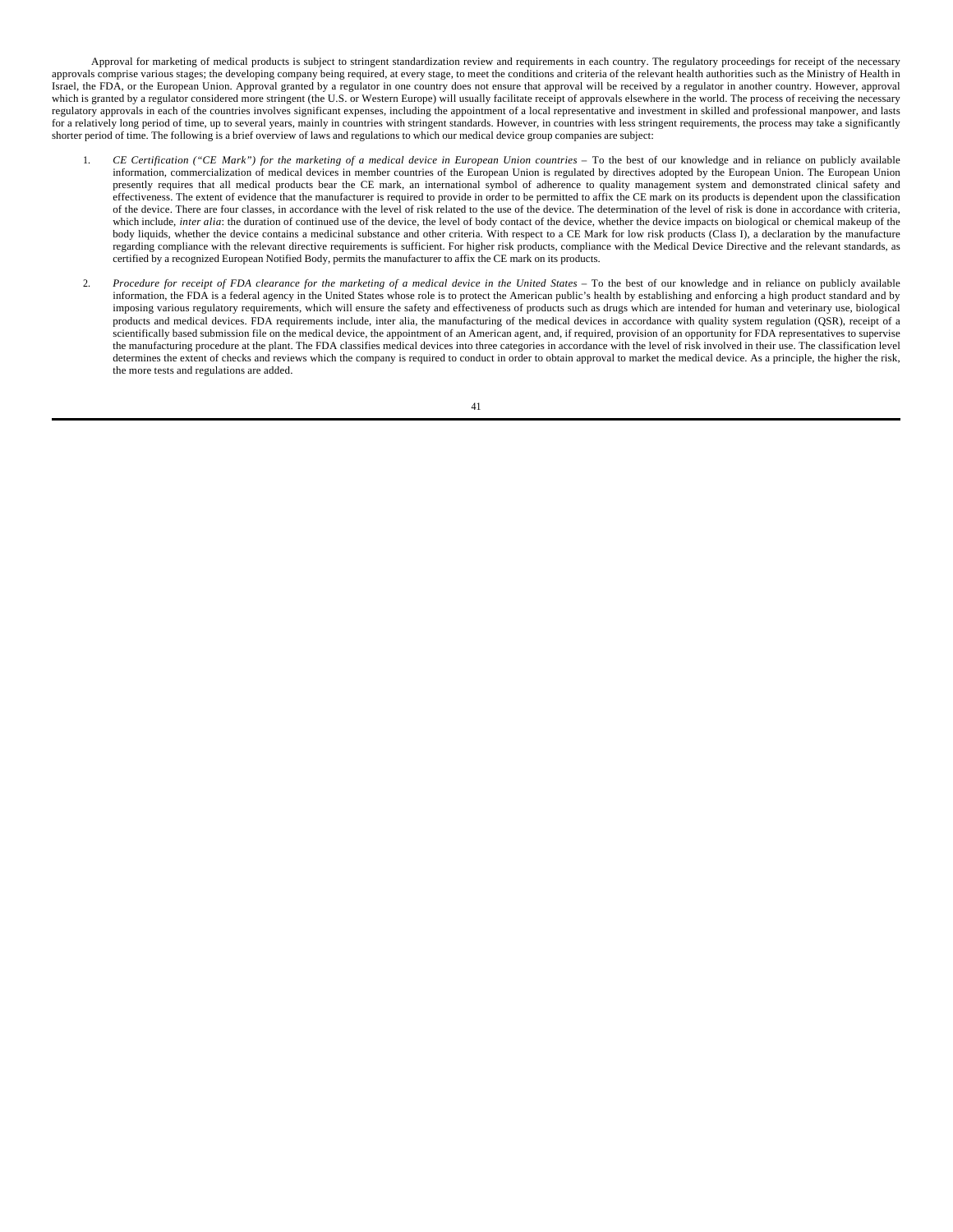Approval for marketing of medical products is subject to stringent standardization review and requirements in each country. The regulatory proceedings for receipt of the necessary approvals comprise various stages; the developing company being required, at every stage, to meet the conditions and criteria of the relevant health authorities such as the Ministry of Health in Israel, the FDA, or the European Union. Approval granted by a regulator in one country does not ensure that approval will be received by a regulator in another country. However, approval which is granted by a regulator considered more stringent (the U.S. or Western Europe) will usually facilitate receipt of approvals elsewhere in the world. The process of receiving the necessary regulatory approvals in each of the countries involves significant expenses, including the appointment of a local representative and investment in skilled and professional manpower, and lasts for a relatively long period of time, up to several years, mainly in countries with stringent standards. However, in countries with less stringent requirements, the process may take a significantly shorter period of time. The following is a brief overview of laws and regulations to which our medical device group companies are subject:

1. *CE Certification ("CE Mark") for the marketing of a medical device in European Union countries* – To the best of our knowledge and in reliance on publicly available information, commercialization of medical devices in member countries of the European Union is regulated by directives adopted by the European Union. The European Union presently requires that all medical products bear the CE mark, an international symbol of adherence to quality management system and demonstrated clinical safety and effectiveness. The extent of evidence that the manufacturer is required to provide in order to be permitted to affix the CE mark on its products is dependent upon the classification of the device. There are four classes, in accordance with the level of risk related to the use of the device. The determination of the level of risk is done in accordance with criteria, which include, *inter alia*: the duration of continued use of the device, the level of body contact of the device, whether the device impacts on biological or chemical makeup of the body liquids, whether the device contains a medicinal substance and other criteria. With respect to a CE Mark for low risk products (Class I), a declaration by the manufacture regarding compliance with the relevant directive requirements is sufficient. For higher risk products, compliance with the Medical Device Directive and the relevant standards, as certified by a recognized European Notified Body, permits the manufacturer to affix the CE mark on its products.

2. *Procedure for receipt of FDA clearance for the marketing of a medical device in the United States* – To the best of our knowledge and in reliance on publicly available information, the FDA is a federal agency in the United States whose role is to protect the American public's health by establishing and enforcing a high product standard and by imposing various regulatory requirements, which will ensure the safety and effectiveness of products such as drugs which are intended for human and veterinary use, biological products and medical devices. FDA requirements include, inter alia, the manufacturing of the medical devices in accordance with quality system regulation (QSR), receipt of a scientifically based submission file on the medical device, the appointment of an American agent, and, if required, provision of an opportunity for FDA representatives to supervise the manufacturing procedure at the plant. The FDA classifies medical devices into three categories in accordance with the level of risk involved in their use. The classification level determines the extent of checks and reviews which the company is required to conduct in order to obtain approval to market the medical device. As a principle, the higher the risk, the more tests and regulations are added.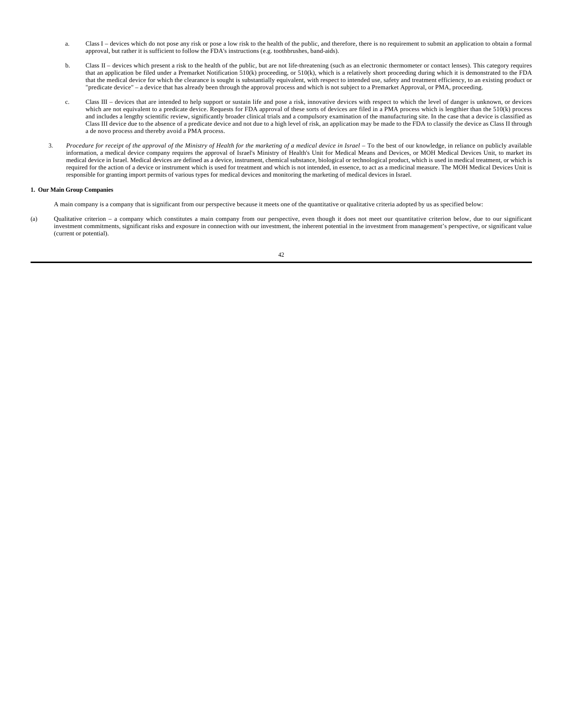a. Class I – devices which do not pose any risk or pose a low risk to the health of the public, and therefore, there is no requirement to submit an application to obtain a formal approval, but rather it is sufficient to follow the FDA's instructions (e.g. toothbrushes, band-aids).

b. Class II – devices which present a risk to the health of the public, but are not life-threatening (such as an electronic thermometer or contact lenses). This category requires that an application be filed under a Premarket Notification 510(k) proceeding, or 510(k), which is a relatively short proceeding during which it is demonstrated to the FDA that the medical device for which the clearance is sought is substantially equivalent, with respect to intended use, safety and treatment efficiency, to an existing product or "predicate device" – a device that has already been through the approval process and which is not subject to a Premarket Approval, or PMA, proceeding.

c. Class III – devices that are intended to help support or sustain life and pose a risk, innovative devices with respect to which the level of danger is unknown, or devices which are not equivalent to a predicate device. Requests for FDA approval of these sorts of devices are filed in a PMA process which is lengthier than the 510(k) process and includes a lengthy scientific review, significantly broader clinical trials and a compulsory examination of the manufacturing site. In the case that a device is classified as Class III device due to the absence of a predicate device and not due to a high level of risk, an application may be made to the FDA to classify the device as Class II through a de novo process and thereby avoid a PMA process.

3. *Procedure for receipt of the approval of the Ministry of Health for the marketing of a medical device in Israel* – To the best of our knowledge, in reliance on publicly available information, a medical device company requires the approval of Israel's Ministry of Health's Unit for Medical Means and Devices, or MOH Medical Devices Unit, to market its medical device in Israel. Medical devices are defined as a device, instrument, chemical substance, biological or technological product, which is used in medical treatment, or which is required for the action of a device or instrument which is used for treatment and which is not intended, in essence, to act as a medicinal measure. The MOH Medical Devices Unit is responsible for granting import permits of various types for medical devices and monitoring the marketing of medical devices in Israel.

**1. Our Main Group Companies**

A main company is a company that is significant from our perspective because it meets one of the quantitative or qualitative criteria adopted by us as specified below:

(a) Qualitative criterion – a company which constitutes a main company from our perspective, even though it does not meet our quantitative criterion below, due to our significant investment commitments, significant risks and exposure in connection with our investment, the inherent potential in the investment from management's perspective, or significant value (current or potential).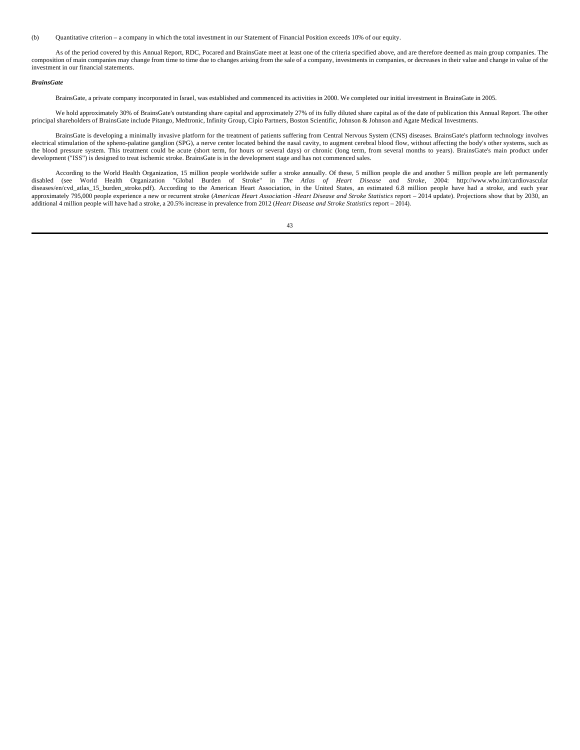(b) Quantitative criterion – a company in which the total investment in our Statement of Financial Position exceeds 10% of our equity.

As of the period covered by this Annual Report, RDC, Pocared and BrainsGate meet at least one of the criteria specified above, and are therefore deemed as main group companies. The composition of main companies may change from time to time due to changes arising from the sale of a company, investments in companies, or decreases in their value and change in value of the investment in our financial statements.

***BrainsGate***

BrainsGate, a private company incorporated in Israel, was established and commenced its activities in 2000. We completed our initial investment in BrainsGate in 2005.

We hold approximately 30% of BrainsGate's outstanding share capital and approximately 27% of its fully diluted share capital as of the date of publication this Annual Report. The other principal shareholders of BrainsGate include Pitango, Medtronic, Infinity Group, Cipio Partners, Boston Scientific, Johnson & Johnson and Agate Medical Investments.

BrainsGate is developing a minimally invasive platform for the treatment of patients suffering from Central Nervous System (CNS) diseases. BrainsGate's platform technology involves electrical stimulation of the spheno-palatine ganglion (SPG), a nerve center located behind the nasal cavity, to augment cerebral blood flow, without affecting the body's other systems, such as the blood pressure system. This treatment could be acute (short term, for hours or several days) or chronic (long term, from several months to years). BrainsGate's main product under development ("ISS") is designed to treat ischemic stroke. BrainsGate is in the development stage and has not commenced sales.

According to the World Health Organization, 15 million people worldwide suffer a stroke annually. Of these, 5 million people die and another 5 million people are left permanently disabled (see World Health Organization "Global Burden of Stroke" in *The Atlas of Heart Disease and Stroke*, 2004: http://www.who.int/cardiovascular diseases/en/cvd_atlas_15_burden_stroke.pdf). According to the American Heart Association, in the United States, an estimated 6.8 million people have had a stroke, and each year approximately 795,000 people experience a new or recurrent stroke (*American Heart Association -Heart Disease and Stroke Statistics* report – 2014 update). Projections show that by 2030, an additional 4 million people will have had a stroke, a 20.5% increase in prevalence from 2012 (*Heart Disease and Stroke Statistics* report – 2014).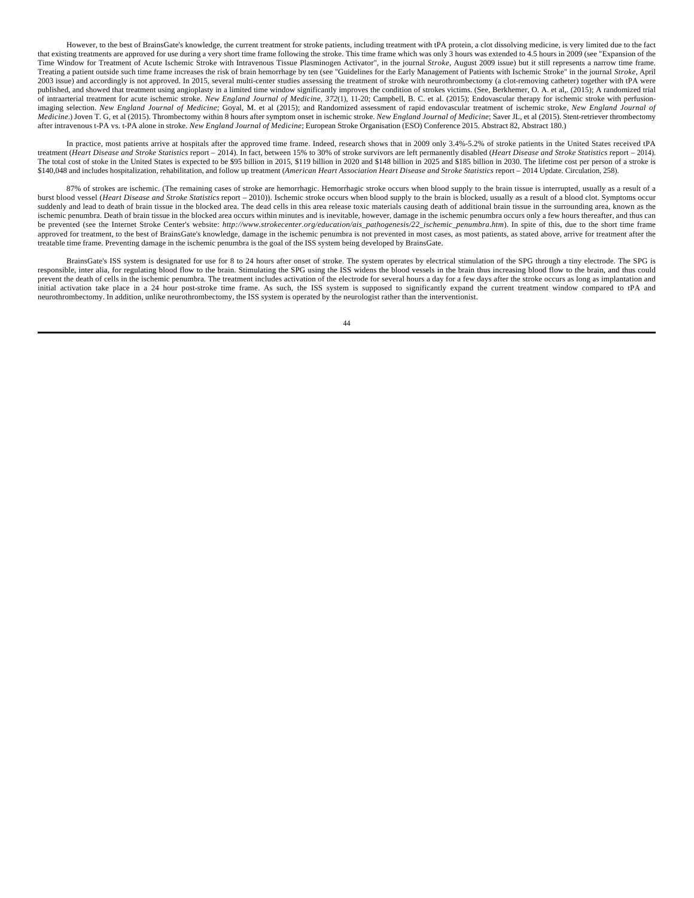However, to the best of BrainsGate's knowledge, the current treatment for stroke patients, including treatment with tPA protein, a clot dissolving medicine, is very limited due to the fact that existing treatments are approved for use during a very short time frame following the stroke. This time frame which was only 3 hours was extended to 4.5 hours in 2009 (see "Expansion of the Time Window for Treatment of Acute Ischemic Stroke with Intravenous Tissue Plasminogen Activator", in the journal *Stroke*, August 2009 issue) but it still represents a narrow time frame. Treating a patient outside such time frame increases the risk of brain hemorrhage by ten (see "Guidelines for the Early Management of Patients with Ischemic Stroke" in the journal *Stroke*, April 2003 issue) and accordingly is not approved. In 2015, several multi-center studies assessing the treatment of stroke with neurothrombectomy (a clot-removing catheter) together with tPA were published, and showed that treatment using angioplasty in a limited time window significantly improves the condition of strokes victims. (See, Berkhemer, O. A. et al,. (2015); A randomized trial of intraarterial treatment for acute ischemic stroke. *New England Journal of Medicine, 372*(1), 11-20; Campbell, B. C. et al. (2015); Endovascular therapy for ischemic stroke with perfusion-imaging selection. *New England Journal of Medicine*; Goyal, M. et al (2015); and Randomized assessment of rapid endovascular treatment of ischemic stroke, *New England Journal of Medicine*.) Joven T. G, et al (2015). Thrombectomy within 8 hours after symptom onset in ischemic stroke. *New England Journal of Medicine*; Saver JL, et al (2015). Stent-retriever thrombectomy after intravenous t-PA vs. t-PA alone in stroke. *New England Journal of Medicine*; European Stroke Organisation (ESO) Conference 2015. Abstract 82, Abstract 180.)

In practice, most patients arrive at hospitals after the approved time frame. Indeed, research shows that in 2009 only 3.4%-5.2% of stroke patients in the United States received tPA treatment (*Heart Disease and Stroke Statistics* report – 2014). In fact, between 15% to 30% of stroke survivors are left permanently disabled (*Heart Disease and Stroke Statistics* report – 2014). The total cost of stoke in the United States is expected to be $95 billion in 2015, $119 billion in 2020 and $148 billion in 2025 and $185 billion in 2030. The lifetime cost per person of a stroke is $140,048 and includes hospitalization, rehabilitation, and follow up treatment (*American Heart Association Heart Disease and Stroke Statistics* report – 2014 Update. Circulation, 258).

87% of strokes are ischemic. (The remaining cases of stroke are hemorrhagic. Hemorrhagic stroke occurs when blood supply to the brain tissue is interrupted, usually as a result of a burst blood vessel (*Heart Disease and Stroke Statistics* report – 2010)). Ischemic stroke occurs when blood supply to the brain is blocked, usually as a result of a blood clot. Symptoms occur suddenly and lead to death of brain tissue in the blocked area. The dead cells in this area release toxic materials causing death of additional brain tissue in the surrounding area, known as the ischemic penumbra. Death of brain tissue in the blocked area occurs within minutes and is inevitable, however, damage in the ischemic penumbra occurs only a few hours thereafter, and thus can be prevented (see the Internet Stroke Center's website: *http://www.strokecenter.org/education/ais_pathogenesis/22_ischemic_penumbra.htm*). In spite of this, due to the short time frame approved for treatment, to the best of BrainsGate's knowledge, damage in the ischemic penumbra is not prevented in most cases, as most patients, as stated above, arrive for treatment after the treatable time frame. Preventing damage in the ischemic penumbra is the goal of the ISS system being developed by BrainsGate.

BrainsGate's ISS system is designated for use for 8 to 24 hours after onset of stroke. The system operates by electrical stimulation of the SPG through a tiny electrode. The SPG is responsible, inter alia, for regulating blood flow to the brain. Stimulating the SPG using the ISS widens the blood vessels in the brain thus increasing blood flow to the brain, and thus could prevent the death of cells in the ischemic penumbra. The treatment includes activation of the electrode for several hours a day for a few days after the stroke occurs as long as implantation and initial activation take place in a 24 hour post-stroke time frame. As such, the ISS system is supposed to significantly expand the current treatment window compared to tPA and neurothrombectomy. In addition, unlike neurothrombectomy, the ISS system is operated by the neurologist rather than the interventionist.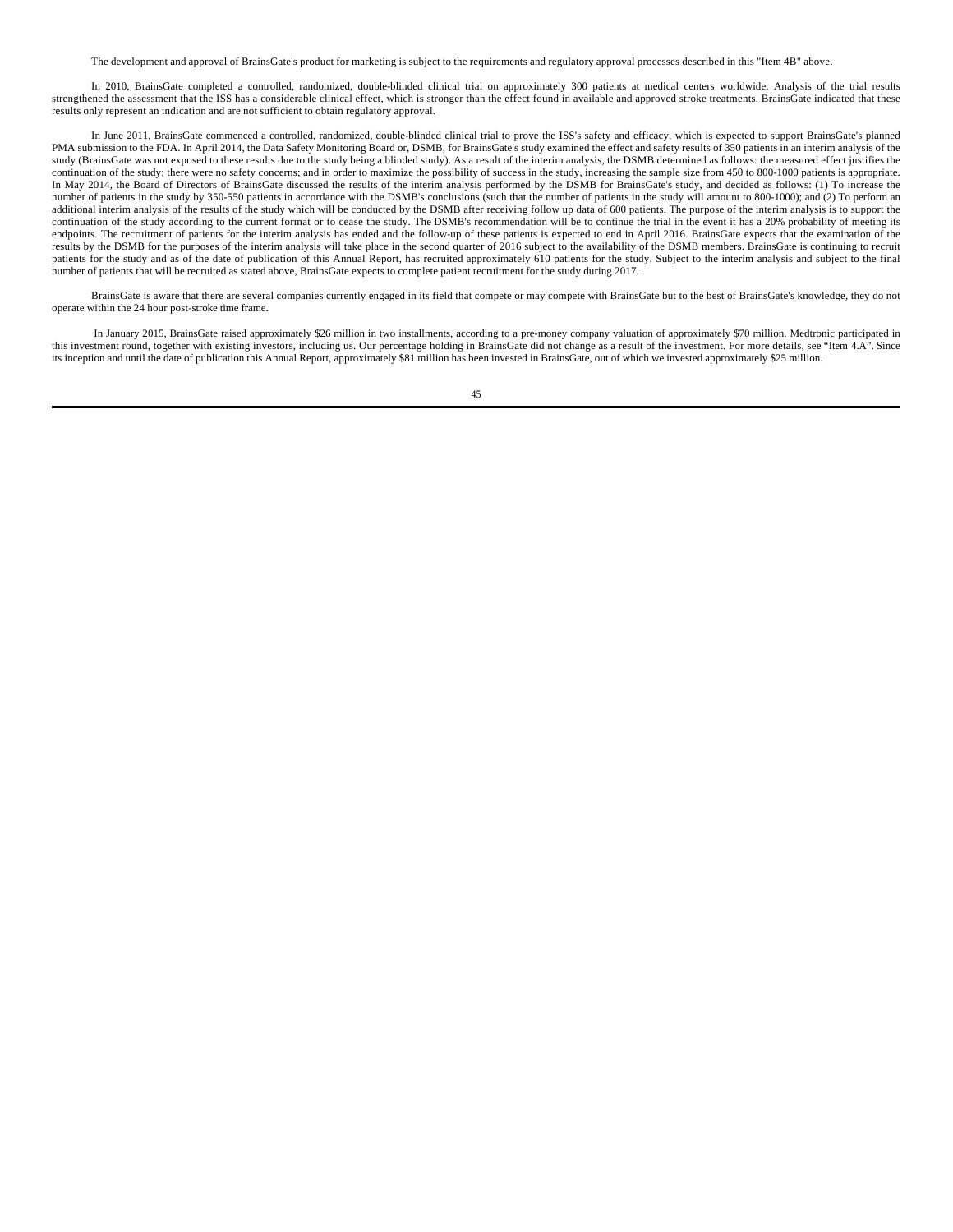The development and approval of BrainsGate's product for marketing is subject to the requirements and regulatory approval processes described in this "Item 4B" above.

In 2010, BrainsGate completed a controlled, randomized, double-blinded clinical trial on approximately 300 patients at medical centers worldwide. Analysis of the trial results strengthened the assessment that the ISS has a considerable clinical effect, which is stronger than the effect found in available and approved stroke treatments. BrainsGate indicated that these results only represent an indication and are not sufficient to obtain regulatory approval.

In June 2011, BrainsGate commenced a controlled, randomized, double-blinded clinical trial to prove the ISS's safety and efficacy, which is expected to support BrainsGate's planned PMA submission to the FDA. In April 2014, the Data Safety Monitoring Board or, DSMB, for BrainsGate's study examined the effect and safety results of 350 patients in an interim analysis of the study (BrainsGate was not exposed to these results due to the study being a blinded study). As a result of the interim analysis, the DSMB determined as follows: the measured effect justifies the continuation of the study; there were no safety concerns; and in order to maximize the possibility of success in the study, increasing the sample size from 450 to 800-1000 patients is appropriate. In May 2014, the Board of Directors of BrainsGate discussed the results of the interim analysis performed by the DSMB for BrainsGate's study, and decided as follows: (1) To increase the number of patients in the study by 350-550 patients in accordance with the DSMB's conclusions (such that the number of patients in the study will amount to 800-1000); and (2) To perform an additional interim analysis of the results of the study which will be conducted by the DSMB after receiving follow up data of 600 patients. The purpose of the interim analysis is to support the continuation of the study according to the current format or to cease the study. The DSMB's recommendation will be to continue the trial in the event it has a 20% probability of meeting its endpoints. The recruitment of patients for the interim analysis has ended and the follow-up of these patients is expected to end in April 2016. BrainsGate expects that the examination of the results by the DSMB for the purposes of the interim analysis will take place in the second quarter of 2016 subject to the availability of the DSMB members. BrainsGate is continuing to recruit patients for the study and as of the date of publication of this Annual Report, has recruited approximately 610 patients for the study. Subject to the interim analysis and subject to the final number of patients that will be recruited as stated above, BrainsGate expects to complete patient recruitment for the study during 2017.

BrainsGate is aware that there are several companies currently engaged in its field that compete or may compete with BrainsGate but to the best of BrainsGate's knowledge, they do not operate within the 24 hour post-stroke time frame.

In January 2015, BrainsGate raised approximately $26 million in two installments, according to a pre-money company valuation of approximately $70 million. Medtronic participated in this investment round, together with existing investors, including us. Our percentage holding in BrainsGate did not change as a result of the investment. For more details, see "Item 4.A". Since its inception and until the date of publication this Annual Report, approximately $81 million has been invested in BrainsGate, out of which we invested approximately $25 million.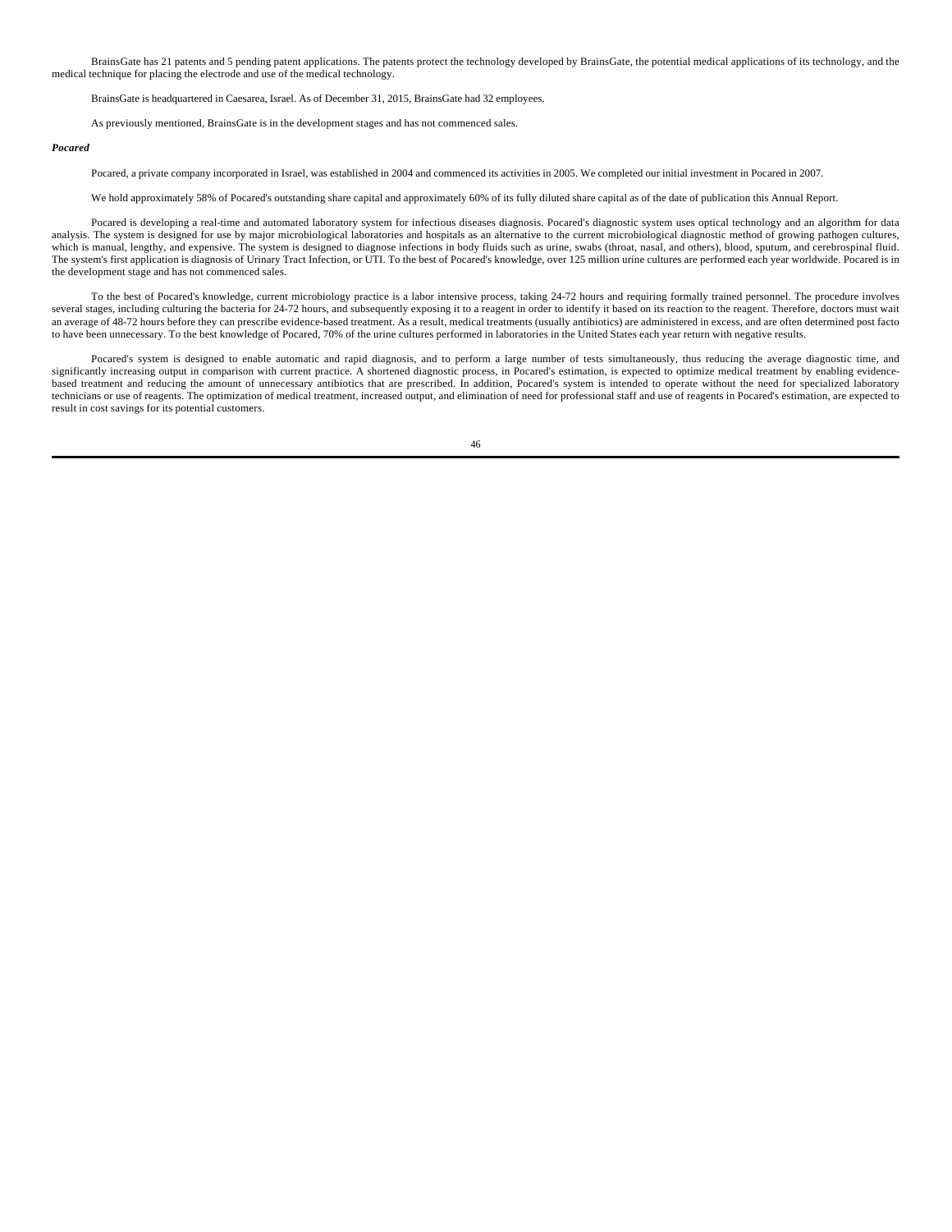BrainsGate has 21 patents and 5 pending patent applications. The patents protect the technology developed by BrainsGate, the potential medical applications of its technology, and the medical technique for placing the electrode and use of the medical technology.

BrainsGate is headquartered in Caesarea, Israel. As of December 31, 2015, BrainsGate had 32 employees.

As previously mentioned, BrainsGate is in the development stages and has not commenced sales.

***Pocared***

Pocared, a private company incorporated in Israel, was established in 2004 and commenced its activities in 2005. We completed our initial investment in Pocared in 2007.

We hold approximately 58% of Pocared's outstanding share capital and approximately 60% of its fully diluted share capital as of the date of publication this Annual Report.

Pocared is developing a real-time and automated laboratory system for infectious diseases diagnosis. Pocared's diagnostic system uses optical technology and an algorithm for data analysis. The system is designed for use by major microbiological laboratories and hospitals as an alternative to the current microbiological diagnostic method of growing pathogen cultures, which is manual, lengthy, and expensive. The system is designed to diagnose infections in body fluids such as urine, swabs (throat, nasal, and others), blood, sputum, and cerebrospinal fluid. The system's first application is diagnosis of Urinary Tract Infection, or UTI. To the best of Pocared's knowledge, over 125 million urine cultures are performed each year worldwide. Pocared is in the development stage and has not commenced sales.

To the best of Pocared's knowledge, current microbiology practice is a labor intensive process, taking 24-72 hours and requiring formally trained personnel. The procedure involves several stages, including culturing the bacteria for 24-72 hours, and subsequently exposing it to a reagent in order to identify it based on its reaction to the reagent. Therefore, doctors must wait an average of 48-72 hours before they can prescribe evidence-based treatment. As a result, medical treatments (usually antibiotics) are administered in excess, and are often determined post facto to have been unnecessary. To the best knowledge of Pocared, 70% of the urine cultures performed in laboratories in the United States each year return with negative results.

Pocared's system is designed to enable automatic and rapid diagnosis, and to perform a large number of tests simultaneously, thus reducing the average diagnostic time, and significantly increasing output in comparison with current practice. A shortened diagnostic process, in Pocared's estimation, is expected to optimize medical treatment by enabling evidence-based treatment and reducing the amount of unnecessary antibiotics that are prescribed. In addition, Pocared's system is intended to operate without the need for specialized laboratory technicians or use of reagents. The optimization of medical treatment, increased output, and elimination of need for professional staff and use of reagents in Pocared's estimation, are expected to result in cost savings for its potential customers.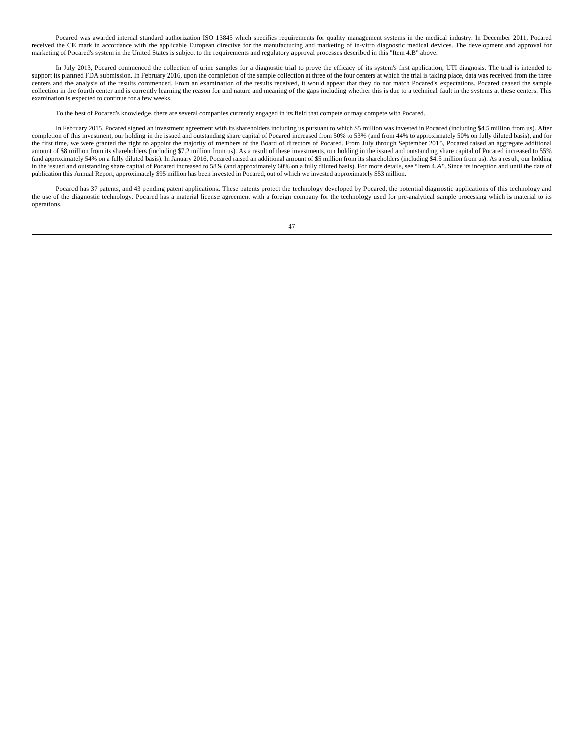Pocared was awarded internal standard authorization ISO 13845 which specifies requirements for quality management systems in the medical industry. In December 2011, Pocared received the CE mark in accordance with the applicable European directive for the manufacturing and marketing of in-vitro diagnostic medical devices. The development and approval for marketing of Pocared's system in the United States is subject to the requirements and regulatory approval processes described in this "Item 4.B" above.

In July 2013, Pocared commenced the collection of urine samples for a diagnostic trial to prove the efficacy of its system's first application, UTI diagnosis. The trial is intended to support its planned FDA submission. In February 2016, upon the completion of the sample collection at three of the four centers at which the trial is taking place, data was received from the three centers and the analysis of the results commenced. From an examination of the results received, it would appear that they do not match Pocared's expectations. Pocared ceased the sample collection in the fourth center and is currently learning the reason for and nature and meaning of the gaps including whether this is due to a technical fault in the systems at these centers. This examination is expected to continue for a few weeks.

To the best of Pocared's knowledge, there are several companies currently engaged in its field that compete or may compete with Pocared.

In February 2015, Pocared signed an investment agreement with its shareholders including us pursuant to which $5 million was invested in Pocared (including $4.5 million from us). After completion of this investment, our holding in the issued and outstanding share capital of Pocared increased from 50% to 53% (and from 44% to approximately 50% on fully diluted basis), and for the first time, we were granted the right to appoint the majority of members of the Board of directors of Pocared. From July through September 2015, Pocared raised an aggregate additional amount of $8 million from its shareholders (including $7.2 million from us). As a result of these investments, our holding in the issued and outstanding share capital of Pocared increased to 55% (and approximately 54% on a fully diluted basis). In January 2016, Pocared raised an additional amount of $5 million from its shareholders (including $4.5 million from us). As a result, our holding in the issued and outstanding share capital of Pocared increased to 58% (and approximately 60% on a fully diluted basis). For more details, see "Item 4.A". Since its inception and until the date of publication this Annual Report, approximately $95 million has been invested in Pocared, out of which we invested approximately $53 million.

Pocared has 37 patents, and 43 pending patent applications. These patents protect the technology developed by Pocared, the potential diagnostic applications of this technology and the use of the diagnostic technology. Pocared has a material license agreement with a foreign company for the technology used for pre-analytical sample processing which is material to its operations.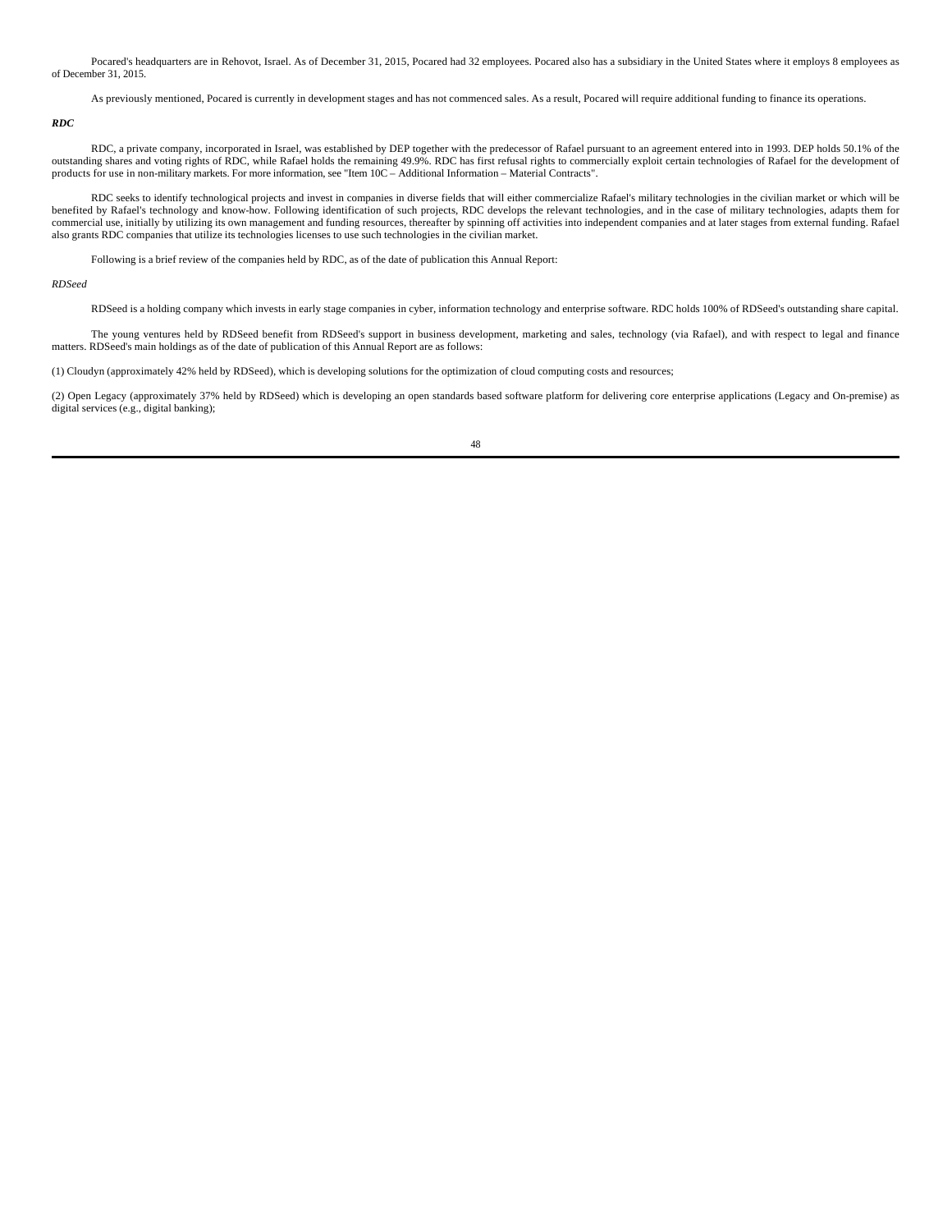Pocared's headquarters are in Rehovot, Israel. As of December 31, 2015, Pocared had 32 employees. Pocared also has a subsidiary in the United States where it employs 8 employees as of December 31, 2015.

As previously mentioned, Pocared is currently in development stages and has not commenced sales. As a result, Pocared will require additional funding to finance its operations.

***RDC***

RDC, a private company, incorporated in Israel, was established by DEP together with the predecessor of Rafael pursuant to an agreement entered into in 1993. DEP holds 50.1% of the outstanding shares and voting rights of RDC, while Rafael holds the remaining 49.9%. RDC has first refusal rights to commercially exploit certain technologies of Rafael for the development of products for use in non-military markets. For more information, see "Item 10C – Additional Information – Material Contracts".

RDC seeks to identify technological projects and invest in companies in diverse fields that will either commercialize Rafael's military technologies in the civilian market or which will be benefited by Rafael's technology and know-how. Following identification of such projects, RDC develops the relevant technologies, and in the case of military technologies, adapts them for commercial use, initially by utilizing its own management and funding resources, thereafter by spinning off activities into independent companies and at later stages from external funding. Rafael also grants RDC companies that utilize its technologies licenses to use such technologies in the civilian market.

Following is a brief review of the companies held by RDC, as of the date of publication this Annual Report:

*RDSeed*

RDSeed is a holding company which invests in early stage companies in cyber, information technology and enterprise software. RDC holds 100% of RDSeed's outstanding share capital.

The young ventures held by RDSeed benefit from RDSeed's support in business development, marketing and sales, technology (via Rafael), and with respect to legal and finance matters. RDSeed's main holdings as of the date of publication of this Annual Report are as follows:

(1) Cloudyn (approximately 42% held by RDSeed), which is developing solutions for the optimization of cloud computing costs and resources;

(2) Open Legacy (approximately 37% held by RDSeed) which is developing an open standards based software platform for delivering core enterprise applications (Legacy and On-premise) as digital services (e.g., digital banking);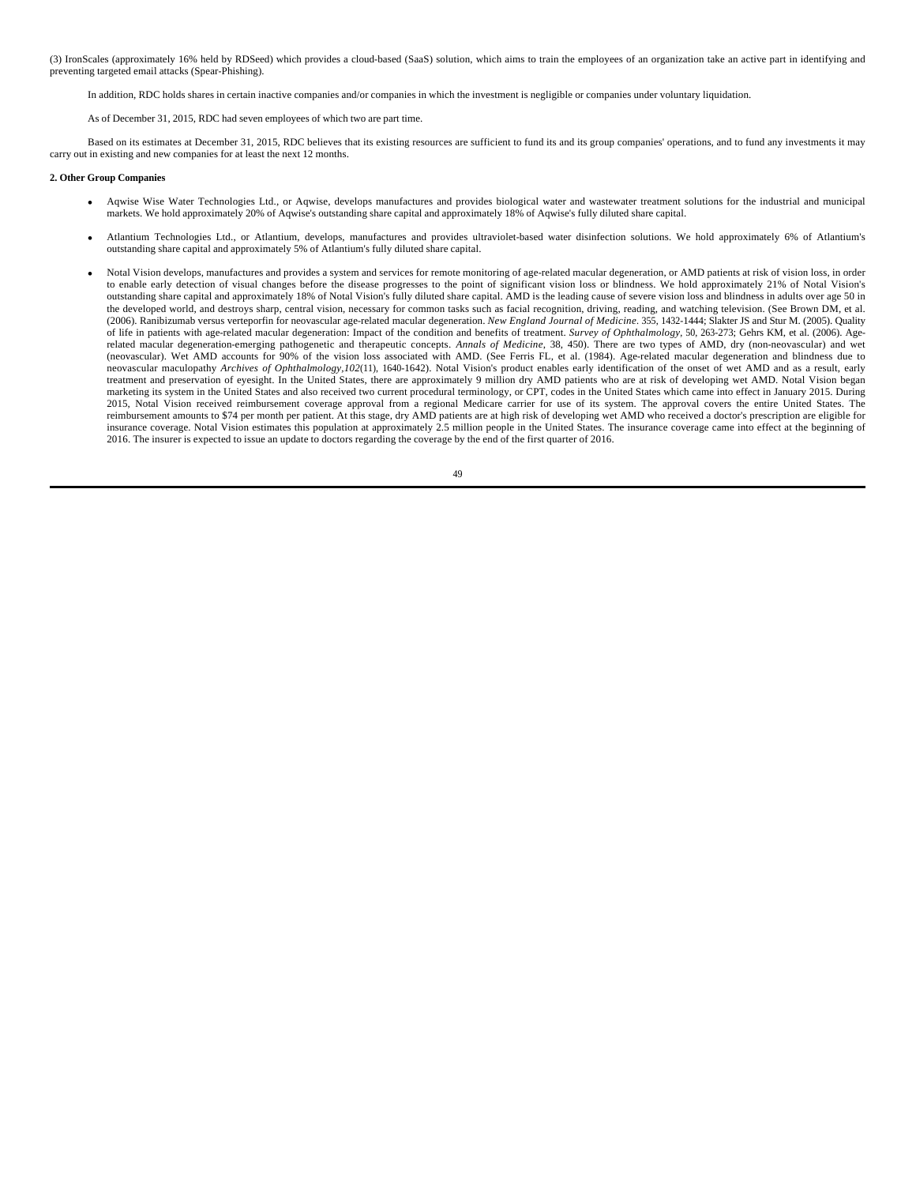(3) IronScales (approximately 16% held by RDSeed) which provides a cloud-based (SaaS) solution, which aims to train the employees of an organization take an active part in identifying and preventing targeted email attacks (Spear-Phishing).

In addition, RDC holds shares in certain inactive companies and/or companies in which the investment is negligible or companies under voluntary liquidation.

As of December 31, 2015, RDC had seven employees of which two are part time.

Based on its estimates at December 31, 2015, RDC believes that its existing resources are sufficient to fund its and its group companies' operations, and to fund any investments it may carry out in existing and new companies for at least the next 12 months.

**2. Other Group Companies**

- Aqwise Wise Water Technologies Ltd., or Aqwise, develops manufactures and provides biological water and wastewater treatment solutions for the industrial and municipal markets. We hold approximately 20% of Aqwise's outstanding share capital and approximately 18% of Aqwise's fully diluted share capital.

- Atlantium Technologies Ltd., or Atlantium, develops, manufactures and provides ultraviolet-based water disinfection solutions. We hold approximately 6% of Atlantium's outstanding share capital and approximately 5% of Atlantium's fully diluted share capital.

- Notal Vision develops, manufactures and provides a system and services for remote monitoring of age-related macular degeneration, or AMD patients at risk of vision loss, in order to enable early detection of visual changes before the disease progresses to the point of significant vision loss or blindness. We hold approximately 21% of Notal Vision's outstanding share capital and approximately 18% of Notal Vision's fully diluted share capital. AMD is the leading cause of severe vision loss and blindness in adults over age 50 in the developed world, and destroys sharp, central vision, necessary for common tasks such as facial recognition, driving, reading, and watching television. (See Brown DM, et al. (2006). Ranibizumab versus verteporfin for neovascular age-related macular degeneration. *New England Journal of Medicine*. 355, 1432-1444; Slakter JS and Stur M. (2005). Quality of life in patients with age-related macular degeneration: Impact of the condition and benefits of treatment. *Survey of Ophthalmology*, 50, 263-273; Gehrs KM, et al. (2006). Age-related macular degeneration-emerging pathogenetic and therapeutic concepts. *Annals of Medicine*, 38, 450). There are two types of AMD, dry (non-neovascular) and wet (neovascular). Wet AMD accounts for 90% of the vision loss associated with AMD. (See Ferris FL, et al. (1984). Age-related macular degeneration and blindness due to neovascular maculopathy *Archives of Ophthalmology*,*102*(11), 1640-1642). Notal Vision's product enables early identification of the onset of wet AMD and as a result, early treatment and preservation of eyesight. In the United States, there are approximately 9 million dry AMD patients who are at risk of developing wet AMD. Notal Vision began marketing its system in the United States and also received two current procedural terminology, or CPT, codes in the United States which came into effect in January 2015. During 2015, Notal Vision received reimbursement coverage approval from a regional Medicare carrier for use of its system. The approval covers the entire United States. The reimbursement amounts to $74 per month per patient. At this stage, dry AMD patients are at high risk of developing wet AMD who received a doctor's prescription are eligible for insurance coverage. Notal Vision estimates this population at approximately 2.5 million people in the United States. The insurance coverage came into effect at the beginning of 2016. The insurer is expected to issue an update to doctors regarding the coverage by the end of the first quarter of 2016.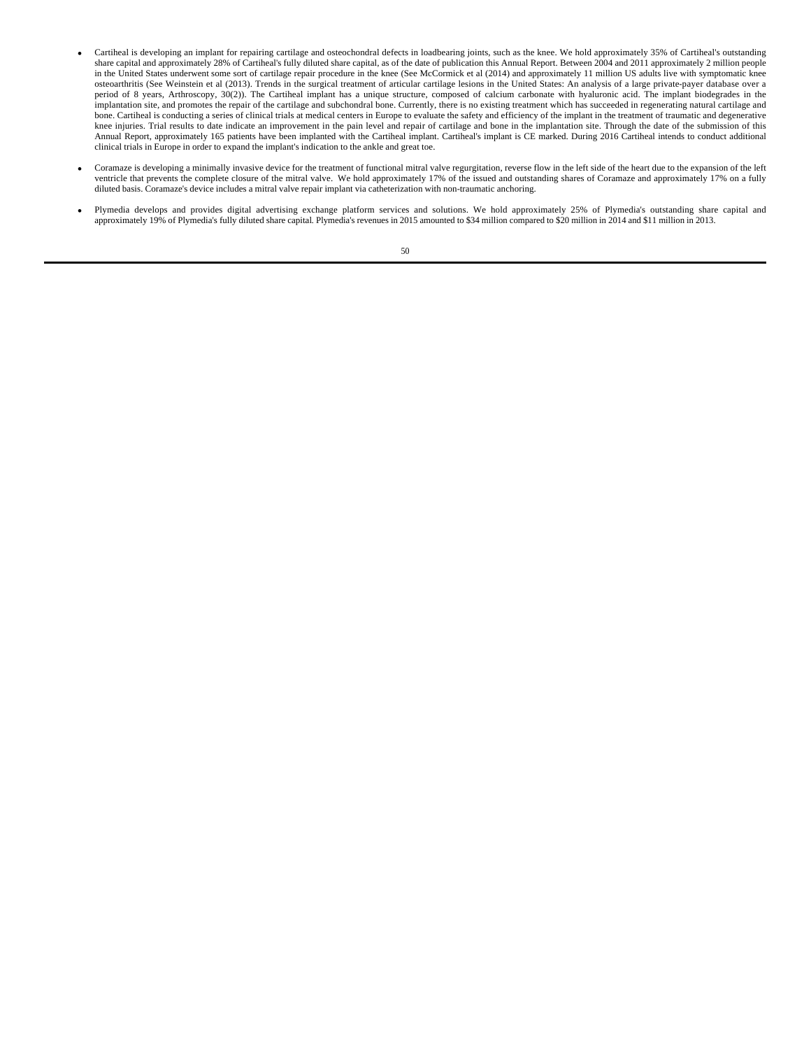- Cartiheal is developing an implant for repairing cartilage and osteochondral defects in loadbearing joints, such as the knee. We hold approximately 35% of Cartiheal's outstanding share capital and approximately 28% of Cartiheal's fully diluted share capital, as of the date of publication this Annual Report. Between 2004 and 2011 approximately 2 million people in the United States underwent some sort of cartilage repair procedure in the knee (See McCormick et al (2014) and approximately 11 million US adults live with symptomatic knee osteoarthritis (See Weinstein et al (2013). Trends in the surgical treatment of articular cartilage lesions in the United States: An analysis of a large private-payer database over a period of 8 years, Arthroscopy, 30(2)). The Cartiheal implant has a unique structure, composed of calcium carbonate with hyaluronic acid. The implant biodegrades in the implantation site, and promotes the repair of the cartilage and subchondral bone. Currently, there is no existing treatment which has succeeded in regenerating natural cartilage and bone. Cartiheal is conducting a series of clinical trials at medical centers in Europe to evaluate the safety and efficiency of the implant in the treatment of traumatic and degenerative knee injuries. Trial results to date indicate an improvement in the pain level and repair of cartilage and bone in the implantation site. Through the date of the submission of this Annual Report, approximately 165 patients have been implanted with the Cartiheal implant. Cartiheal's implant is CE marked. During 2016 Cartiheal intends to conduct additional clinical trials in Europe in order to expand the implant's indication to the ankle and great toe.

- Coramaze is developing a minimally invasive device for the treatment of functional mitral valve regurgitation, reverse flow in the left side of the heart due to the expansion of the left ventricle that prevents the complete closure of the mitral valve. We hold approximately 17% of the issued and outstanding shares of Coramaze and approximately 17% on a fully diluted basis. Coramaze's device includes a mitral valve repair implant via catheterization with non-traumatic anchoring.

- Plymedia develops and provides digital advertising exchange platform services and solutions. We hold approximately 25% of Plymedia's outstanding share capital and approximately 19% of Plymedia's fully diluted share capital. Plymedia's revenues in 2015 amounted to $34 million compared to $20 million in 2014 and $11 million in 2013.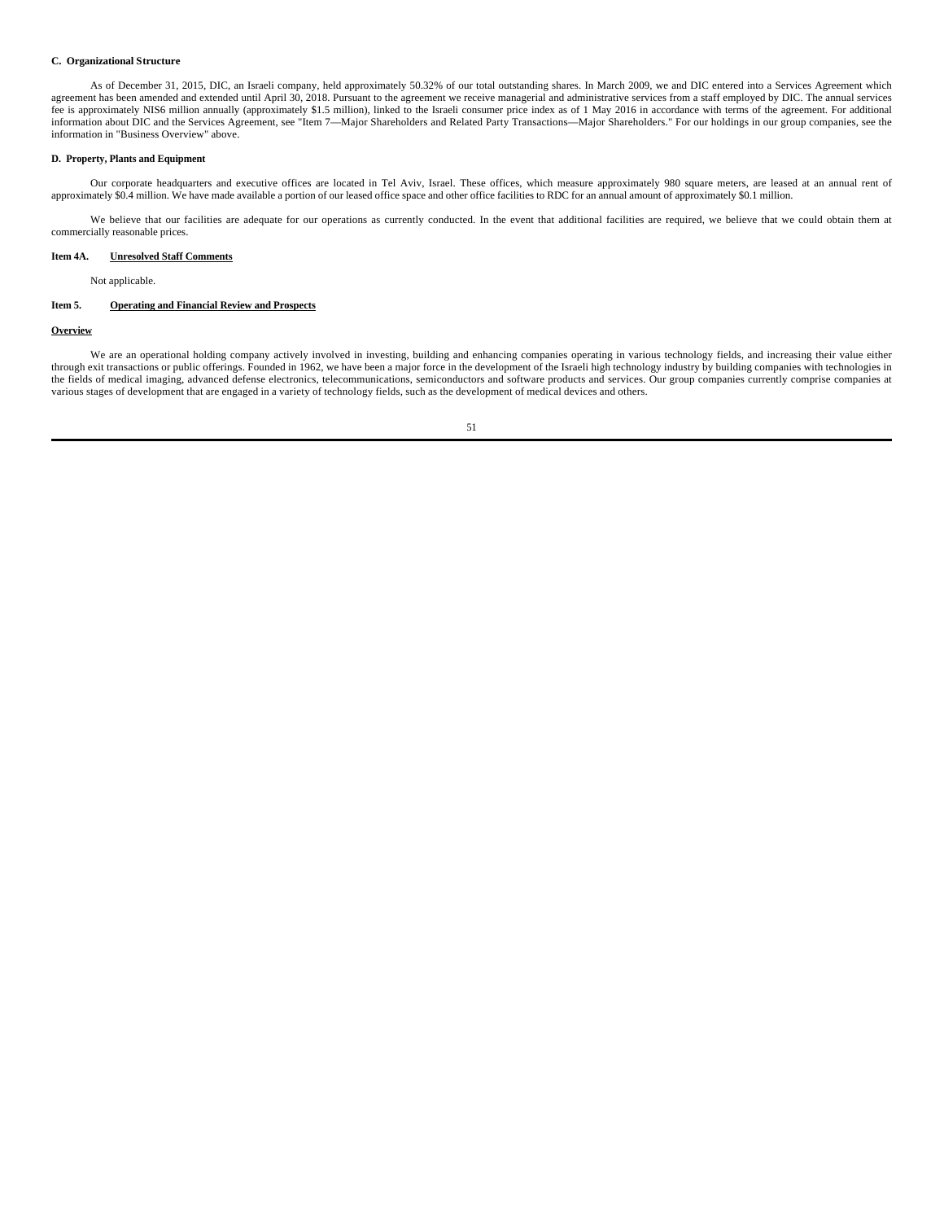#### C. Organizational Structure

As of December 31, 2015, DIC, an Israeli company, held approximately 50.32% of our total outstanding shares. In March 2009, we and DIC entered into a Services Agreement which agreement has been amended and extended until April 30, 2018. Pursuant to the agreement we receive managerial and administrative services from a staff employed by DIC. The annual services fee is approximately NIS6 million annually (approximately $1.5 million), linked to the Israeli consumer price index as of 1 May 2016 in accordance with terms of the agreement. For additional information about DIC and the Services Agreement, see "Item 7—Major Shareholders and Related Party Transactions—Major Shareholders." For our holdings in our group companies, see the information in "Business Overview" above.

#### D. Property, Plants and Equipment

Our corporate headquarters and executive offices are located in Tel Aviv, Israel. These offices, which measure approximately 980 square meters, are leased at an annual rent of approximately $0.4 million. We have made available a portion of our leased office space and other office facilities to RDC for an annual amount of approximately $0.1 million.

We believe that our facilities are adequate for our operations as currently conducted. In the event that additional facilities are required, we believe that we could obtain them at commercially reasonable prices.

### Item 4A. Unresolved Staff Comments

Not applicable.

### Item 5. Operating and Financial Review and Prospects

#### Overview

We are an operational holding company actively involved in investing, building and enhancing companies operating in various technology fields, and increasing their value either through exit transactions or public offerings. Founded in 1962, we have been a major force in the development of the Israeli high technology industry by building companies with technologies in the fields of medical imaging, advanced defense electronics, telecommunications, semiconductors and software products and services. Our group companies currently comprise companies at various stages of development that are engaged in a variety of technology fields, such as the development of medical devices and others.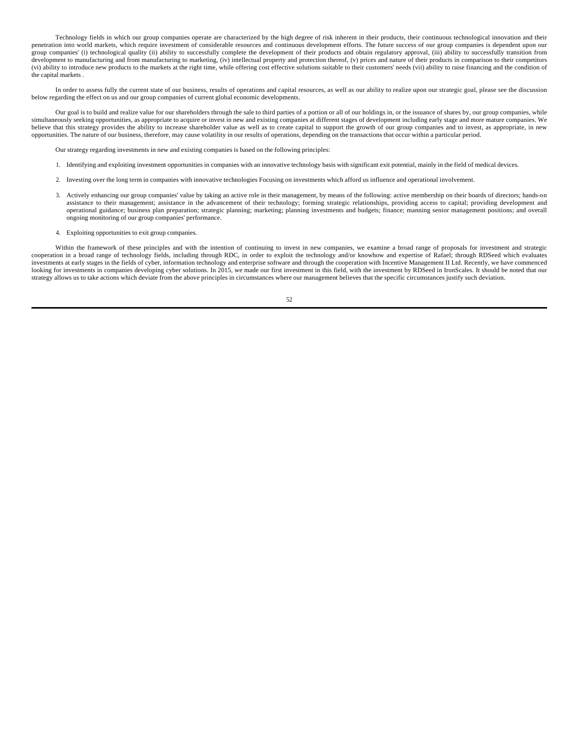Technology fields in which our group companies operate are characterized by the high degree of risk inherent in their products, their continuous technological innovation and their penetration into world markets, which require investment of considerable resources and continuous development efforts. The future success of our group companies is dependent upon our group companies' (i) technological quality (ii) ability to successfully complete the development of their products and obtain regulatory approval, (iii) ability to successfully transition from development to manufacturing and from manufacturing to marketing, (iv) intellectual property and protection thereof, (v) prices and nature of their products in comparison to their competitors (vi) ability to introduce new products to the markets at the right time, while offering cost effective solutions suitable to their customers' needs (vii) ability to raise financing and the condition of the capital markets .

In order to assess fully the current state of our business, results of operations and capital resources, as well as our ability to realize upon our strategic goal, please see the discussion below regarding the effect on us and our group companies of current global economic developments.

Our goal is to build and realize value for our shareholders through the sale to third parties of a portion or all of our holdings in, or the issuance of shares by, our group companies, while simultaneously seeking opportunities, as appropriate to acquire or invest in new and existing companies at different stages of development including early stage and more mature companies. We believe that this strategy provides the ability to increase shareholder value as well as to create capital to support the growth of our group companies and to invest, as appropriate, in new opportunities. The nature of our business, therefore, may cause volatility in our results of operations, depending on the transactions that occur within a particular period.

Our strategy regarding investments in new and existing companies is based on the following principles:

1. Identifying and exploiting investment opportunities in companies with an innovative technology basis with significant exit potential, mainly in the field of medical devices.

2. Investing over the long term in companies with innovative technologies Focusing on investments which afford us influence and operational involvement.

3. Actively enhancing our group companies' value by taking an active role in their management, by means of the following: active membership on their boards of directors; hands-on assistance to their management; assistance in the advancement of their technology; forming strategic relationships, providing access to capital; providing development and operational guidance; business plan preparation; strategic planning; marketing; planning investments and budgets; finance; manning senior management positions; and overall ongoing monitoring of our group companies' performance.

4. Exploiting opportunities to exit group companies.

Within the framework of these principles and with the intention of continuing to invest in new companies, we examine a broad range of proposals for investment and strategic cooperation in a broad range of technology fields, including through RDC, in order to exploit the technology and/or knowhow and expertise of Rafael; through RDSeed which evaluates investments at early stages in the fields of cyber, information technology and enterprise software and through the cooperation with Incentive Management II Ltd. Recently, we have commenced looking for investments in companies developing cyber solutions. In 2015, we made our first investment in this field, with the investment by RDSeed in IronScales. It should be noted that our strategy allows us to take actions which deviate from the above principles in circumstances where our management believes that the specific circumstances justify such deviation.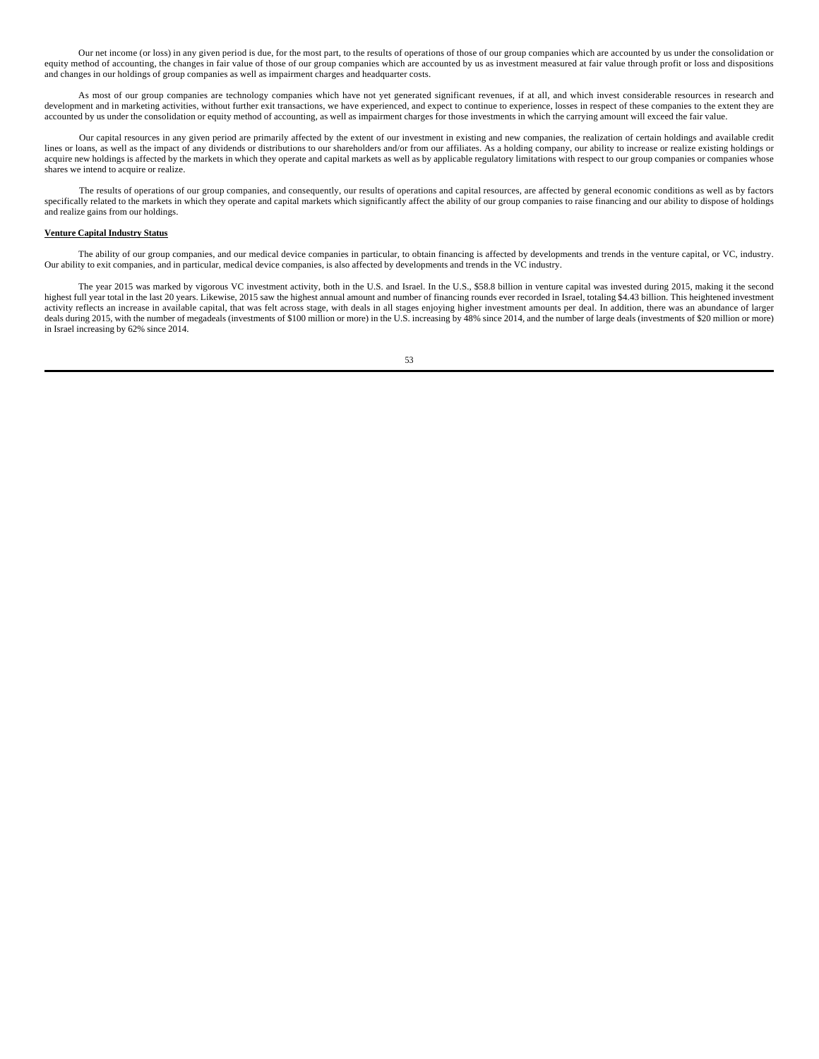Our net income (or loss) in any given period is due, for the most part, to the results of operations of those of our group companies which are accounted by us under the consolidation or equity method of accounting, the changes in fair value of those of our group companies which are accounted by us as investment measured at fair value through profit or loss and dispositions and changes in our holdings of group companies as well as impairment charges and headquarter costs.

As most of our group companies are technology companies which have not yet generated significant revenues, if at all, and which invest considerable resources in research and development and in marketing activities, without further exit transactions, we have experienced, and expect to continue to experience, losses in respect of these companies to the extent they are accounted by us under the consolidation or equity method of accounting, as well as impairment charges for those investments in which the carrying amount will exceed the fair value.

Our capital resources in any given period are primarily affected by the extent of our investment in existing and new companies, the realization of certain holdings and available credit lines or loans, as well as the impact of any dividends or distributions to our shareholders and/or from our affiliates. As a holding company, our ability to increase or realize existing holdings or acquire new holdings is affected by the markets in which they operate and capital markets as well as by applicable regulatory limitations with respect to our group companies or companies whose shares we intend to acquire or realize.

The results of operations of our group companies, and consequently, our results of operations and capital resources, are affected by general economic conditions as well as by factors specifically related to the markets in which they operate and capital markets which significantly affect the ability of our group companies to raise financing and our ability to dispose of holdings and realize gains from our holdings.

**Venture Capital Industry Status**

The ability of our group companies, and our medical device companies in particular, to obtain financing is affected by developments and trends in the venture capital, or VC, industry. Our ability to exit companies, and in particular, medical device companies, is also affected by developments and trends in the VC industry.

The year 2015 was marked by vigorous VC investment activity, both in the U.S. and Israel. In the U.S., $58.8 billion in venture capital was invested during 2015, making it the second highest full year total in the last 20 years. Likewise, 2015 saw the highest annual amount and number of financing rounds ever recorded in Israel, totaling $4.43 billion. This heightened investment activity reflects an increase in available capital, that was felt across stage, with deals in all stages enjoying higher investment amounts per deal. In addition, there was an abundance of larger deals during 2015, with the number of megadeals (investments of $100 million or more) in the U.S. increasing by 48% since 2014, and the number of large deals (investments of $20 million or more) in Israel increasing by 62% since 2014.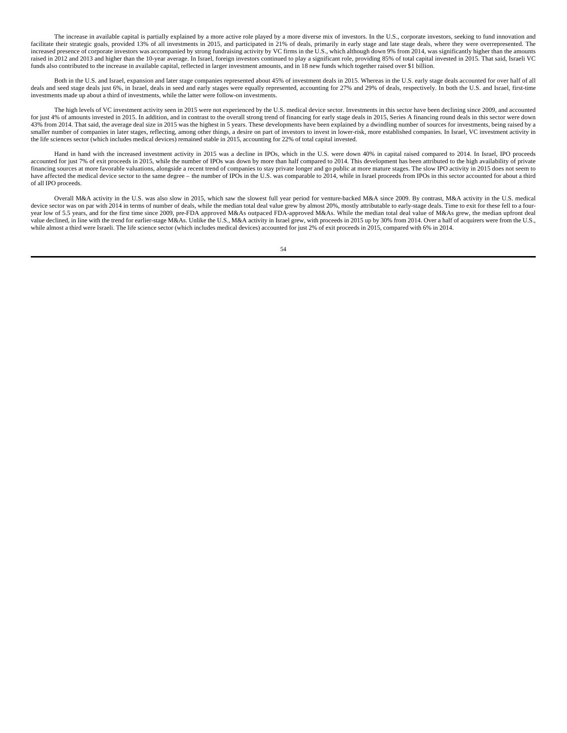The increase in available capital is partially explained by a more active role played by a more diverse mix of investors. In the U.S., corporate investors, seeking to fund innovation and facilitate their strategic goals, provided 13% of all investments in 2015, and participated in 21% of deals, primarily in early stage and late stage deals, where they were overrepresented. The increased presence of corporate investors was accompanied by strong fundraising activity by VC firms in the U.S., which although down 9% from 2014, was significantly higher than the amounts raised in 2012 and 2013 and higher than the 10-year average. In Israel, foreign investors continued to play a significant role, providing 85% of total capital invested in 2015. That said, Israeli VC funds also contributed to the increase in available capital, reflected in larger investment amounts, and in 18 new funds which together raised over $1 billion.

Both in the U.S. and Israel, expansion and later stage companies represented about 45% of investment deals in 2015. Whereas in the U.S. early stage deals accounted for over half of all deals and seed stage deals just 6%, in Israel, deals in seed and early stages were equally represented, accounting for 27% and 29% of deals, respectively. In both the U.S. and Israel, first-time investments made up about a third of investments, while the latter were follow-on investments.

The high levels of VC investment activity seen in 2015 were not experienced by the U.S. medical device sector. Investments in this sector have been declining since 2009, and accounted for just 4% of amounts invested in 2015. In addition, and in contrast to the overall strong trend of financing for early stage deals in 2015, Series A financing round deals in this sector were down 43% from 2014. That said, the average deal size in 2015 was the highest in 5 years. These developments have been explained by a dwindling number of sources for investments, being raised by a smaller number of companies in later stages, reflecting, among other things, a desire on part of investors to invest in lower-risk, more established companies. In Israel, VC investment activity in the life sciences sector (which includes medical devices) remained stable in 2015, accounting for 22% of total capital invested.

Hand in hand with the increased investment activity in 2015 was a decline in IPOs, which in the U.S. were down 40% in capital raised compared to 2014. In Israel, IPO proceeds accounted for just 7% of exit proceeds in 2015, while the number of IPOs was down by more than half compared to 2014. This development has been attributed to the high availability of private financing sources at more favorable valuations, alongside a recent trend of companies to stay private longer and go public at more mature stages. The slow IPO activity in 2015 does not seem to have affected the medical device sector to the same degree – the number of IPOs in the U.S. was comparable to 2014, while in Israel proceeds from IPOs in this sector accounted for about a third of all IPO proceeds.

Overall M&A activity in the U.S. was also slow in 2015, which saw the slowest full year period for venture-backed M&A since 2009. By contrast, M&A activity in the U.S. medical device sector was on par with 2014 in terms of number of deals, while the median total deal value grew by almost 20%, mostly attributable to early-stage deals. Time to exit for these fell to a four-year low of 5.5 years, and for the first time since 2009, pre-FDA approved M&As outpaced FDA-approved M&As. While the median total deal value of M&As grew, the median upfront deal value declined, in line with the trend for earlier-stage M&As. Unlike the U.S., M&A activity in Israel grew, with proceeds in 2015 up by 30% from 2014. Over a half of acquirers were from the U.S., while almost a third were Israeli. The life science sector (which includes medical devices) accounted for just 2% of exit proceeds in 2015, compared with 6% in 2014.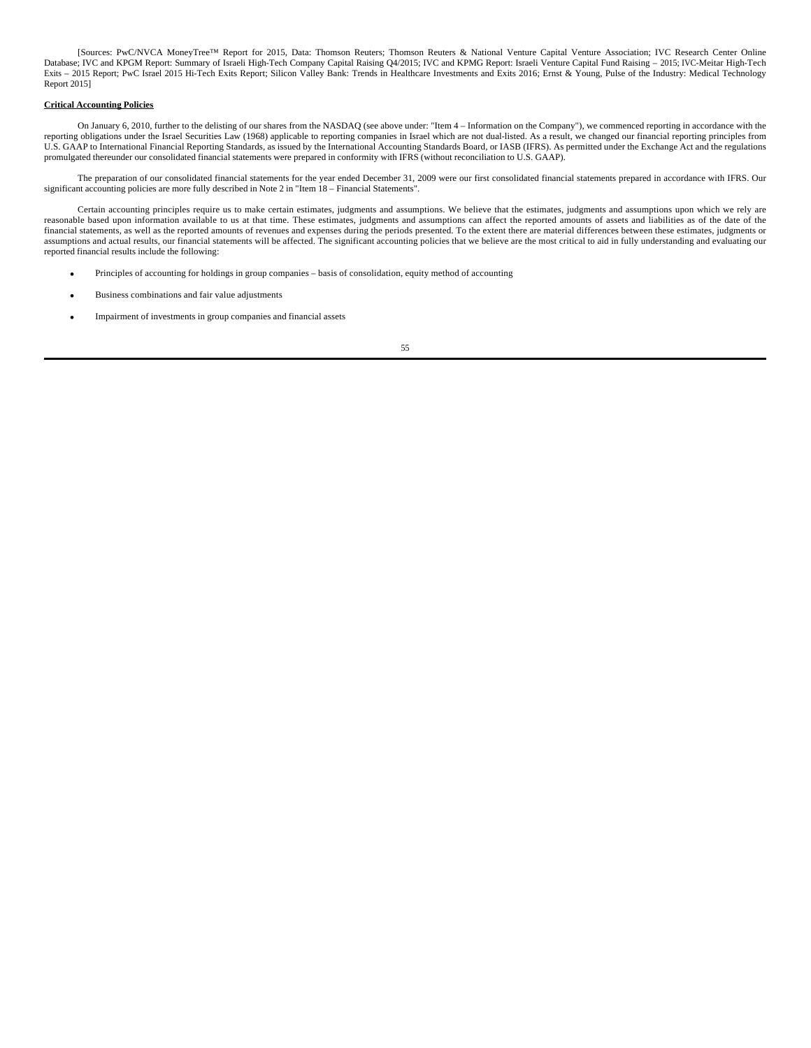[Sources: PwC/NVCA MoneyTree™ Report for 2015, Data: Thomson Reuters; Thomson Reuters & National Venture Capital Venture Association; IVC Research Center Online Database; IVC and KPGM Report: Summary of Israeli High-Tech Company Capital Raising Q4/2015; IVC and KPMG Report: Israeli Venture Capital Fund Raising – 2015; IVC-Meitar High-Tech Exits – 2015 Report; PwC Israel 2015 Hi-Tech Exits Report; Silicon Valley Bank: Trends in Healthcare Investments and Exits 2016; Ernst & Young, Pulse of the Industry: Medical Technology Report 2015]

**Critical Accounting Policies**

On January 6, 2010, further to the delisting of our shares from the NASDAQ (see above under: "Item 4 – Information on the Company"), we commenced reporting in accordance with the reporting obligations under the Israel Securities Law (1968) applicable to reporting companies in Israel which are not dual-listed. As a result, we changed our financial reporting principles from U.S. GAAP to International Financial Reporting Standards, as issued by the International Accounting Standards Board, or IASB (IFRS). As permitted under the Exchange Act and the regulations promulgated thereunder our consolidated financial statements were prepared in conformity with IFRS (without reconciliation to U.S. GAAP).

The preparation of our consolidated financial statements for the year ended December 31, 2009 were our first consolidated financial statements prepared in accordance with IFRS. Our significant accounting policies are more fully described in Note 2 in "Item 18 – Financial Statements".

Certain accounting principles require us to make certain estimates, judgments and assumptions. We believe that the estimates, judgments and assumptions upon which we rely are reasonable based upon information available to us at that time. These estimates, judgments and assumptions can affect the reported amounts of assets and liabilities as of the date of the financial statements, as well as the reported amounts of revenues and expenses during the periods presented. To the extent there are material differences between these estimates, judgments or assumptions and actual results, our financial statements will be affected. The significant accounting policies that we believe are the most critical to aid in fully understanding and evaluating our reported financial results include the following:

- Principles of accounting for holdings in group companies – basis of consolidation, equity method of accounting
- Business combinations and fair value adjustments
- Impairment of investments in group companies and financial assets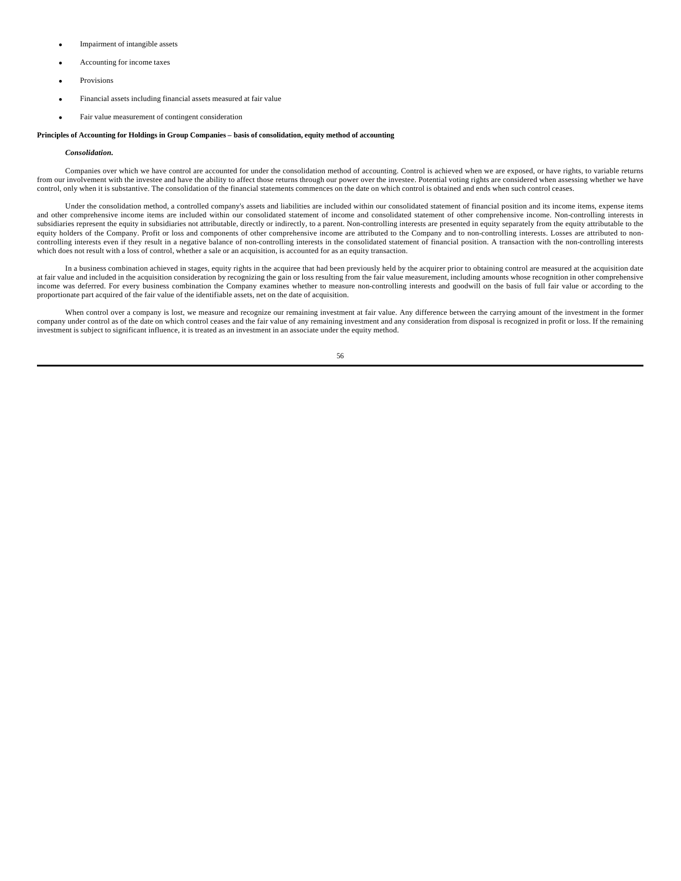- Impairment of intangible assets
- Accounting for income taxes
- Provisions
- Financial assets including financial assets measured at fair value
- Fair value measurement of contingent consideration

**Principles of Accounting for Holdings in Group Companies – basis of consolidation, equity method of accounting**

***Consolidation.***

Companies over which we have control are accounted for under the consolidation method of accounting. Control is achieved when we are exposed, or have rights, to variable returns from our involvement with the investee and have the ability to affect those returns through our power over the investee. Potential voting rights are considered when assessing whether we have control, only when it is substantive. The consolidation of the financial statements commences on the date on which control is obtained and ends when such control ceases.

Under the consolidation method, a controlled company's assets and liabilities are included within our consolidated statement of financial position and its income items, expense items and other comprehensive income items are included within our consolidated statement of income and consolidated statement of other comprehensive income. Non-controlling interests in subsidiaries represent the equity in subsidiaries not attributable, directly or indirectly, to a parent. Non-controlling interests are presented in equity separately from the equity attributable to the equity holders of the Company. Profit or loss and components of other comprehensive income are attributed to the Company and to non-controlling interests. Losses are attributed to non-controlling interests even if they result in a negative balance of non-controlling interests in the consolidated statement of financial position. A transaction with the non-controlling interests which does not result with a loss of control, whether a sale or an acquisition, is accounted for as an equity transaction.

In a business combination achieved in stages, equity rights in the acquiree that had been previously held by the acquirer prior to obtaining control are measured at the acquisition date at fair value and included in the acquisition consideration by recognizing the gain or loss resulting from the fair value measurement, including amounts whose recognition in other comprehensive income was deferred. For every business combination the Company examines whether to measure non-controlling interests and goodwill on the basis of full fair value or according to the proportionate part acquired of the fair value of the identifiable assets, net on the date of acquisition.

When control over a company is lost, we measure and recognize our remaining investment at fair value. Any difference between the carrying amount of the investment in the former company under control as of the date on which control ceases and the fair value of any remaining investment and any consideration from disposal is recognized in profit or loss. If the remaining investment is subject to significant influence, it is treated as an investment in an associate under the equity method.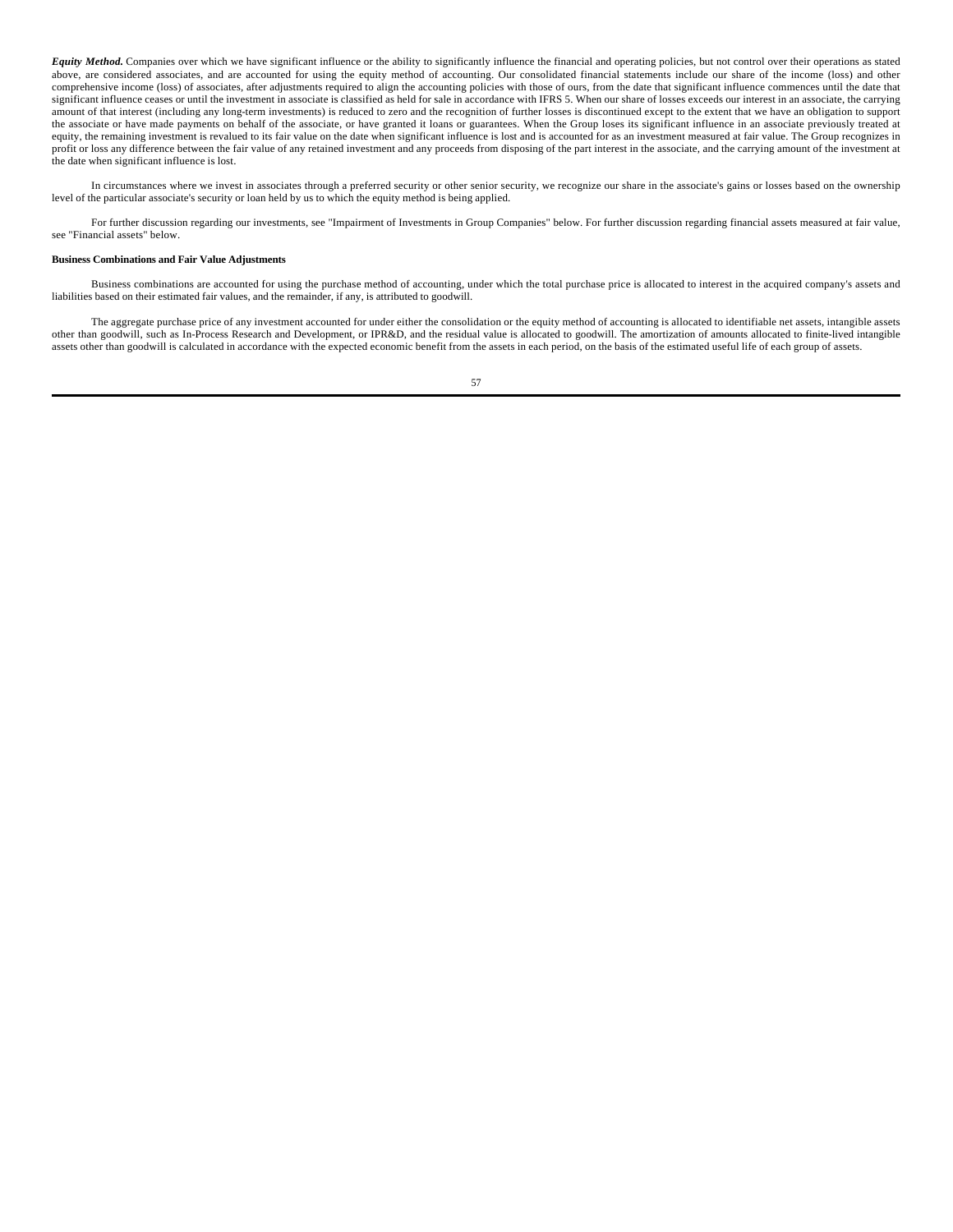***Equity Method.*** Companies over which we have significant influence or the ability to significantly influence the financial and operating policies, but not control over their operations as stated above, are considered associates, and are accounted for using the equity method of accounting. Our consolidated financial statements include our share of the income (loss) and other comprehensive income (loss) of associates, after adjustments required to align the accounting policies with those of ours, from the date that significant influence commences until the date that significant influence ceases or until the investment in associate is classified as held for sale in accordance with IFRS 5. When our share of losses exceeds our interest in an associate, the carrying amount of that interest (including any long-term investments) is reduced to zero and the recognition of further losses is discontinued except to the extent that we have an obligation to support the associate or have made payments on behalf of the associate, or have granted it loans or guarantees. When the Group loses its significant influence in an associate previously treated at equity, the remaining investment is revalued to its fair value on the date when significant influence is lost and is accounted for as an investment measured at fair value. The Group recognizes in profit or loss any difference between the fair value of any retained investment and any proceeds from disposing of the part interest in the associate, and the carrying amount of the investment at the date when significant influence is lost.

In circumstances where we invest in associates through a preferred security or other senior security, we recognize our share in the associate's gains or losses based on the ownership level of the particular associate's security or loan held by us to which the equity method is being applied.

For further discussion regarding our investments, see "Impairment of Investments in Group Companies" below. For further discussion regarding financial assets measured at fair value, see "Financial assets" below.

**Business Combinations and Fair Value Adjustments**

Business combinations are accounted for using the purchase method of accounting, under which the total purchase price is allocated to interest in the acquired company's assets and liabilities based on their estimated fair values, and the remainder, if any, is attributed to goodwill.

The aggregate purchase price of any investment accounted for under either the consolidation or the equity method of accounting is allocated to identifiable net assets, intangible assets other than goodwill, such as In-Process Research and Development, or IPR&D, and the residual value is allocated to goodwill. The amortization of amounts allocated to finite-lived intangible assets other than goodwill is calculated in accordance with the expected economic benefit from the assets in each period, on the basis of the estimated useful life of each group of assets.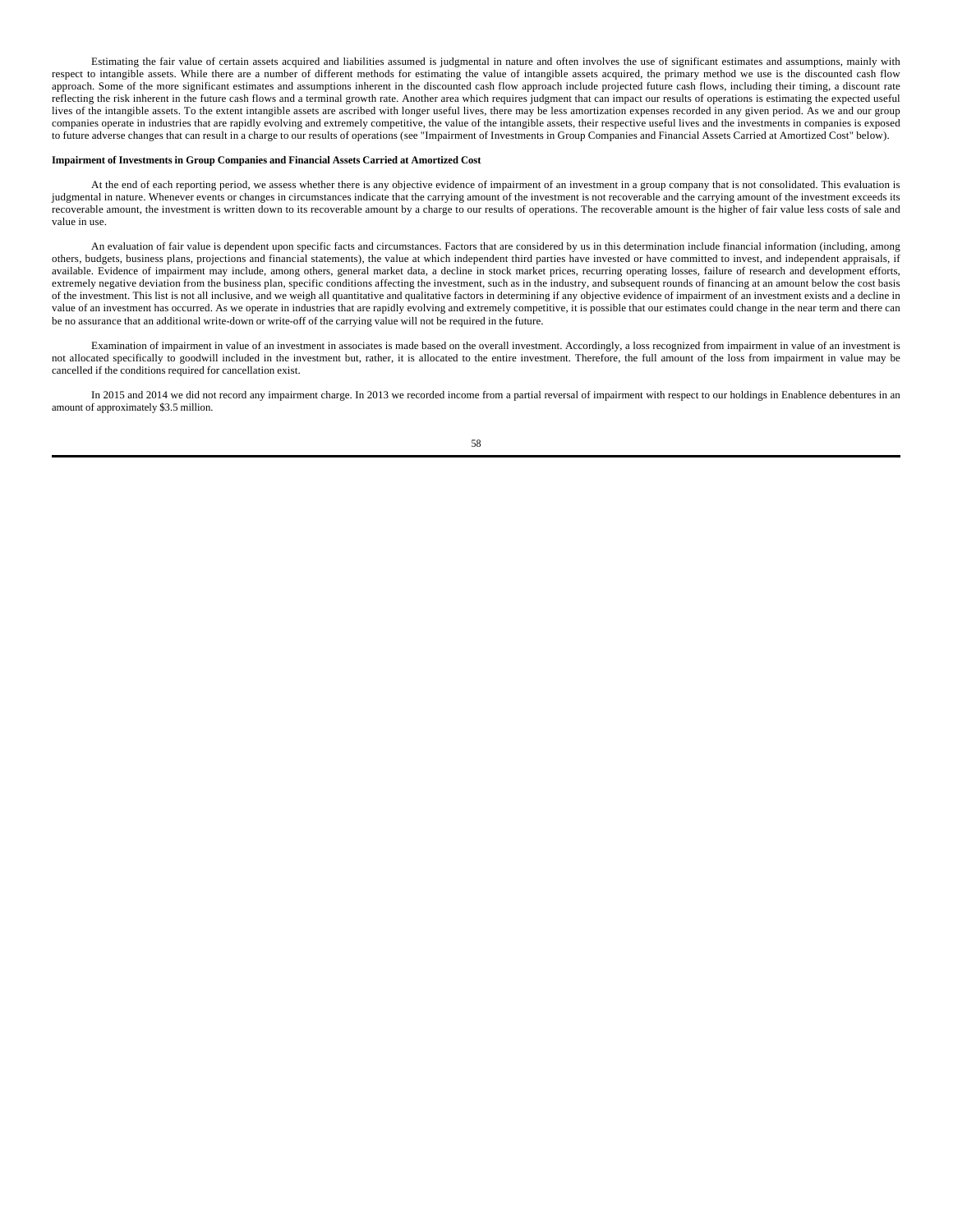Estimating the fair value of certain assets acquired and liabilities assumed is judgmental in nature and often involves the use of significant estimates and assumptions, mainly with respect to intangible assets. While there are a number of different methods for estimating the value of intangible assets acquired, the primary method we use is the discounted cash flow approach. Some of the more significant estimates and assumptions inherent in the discounted cash flow approach include projected future cash flows, including their timing, a discount rate reflecting the risk inherent in the future cash flows and a terminal growth rate. Another area which requires judgment that can impact our results of operations is estimating the expected useful lives of the intangible assets. To the extent intangible assets are ascribed with longer useful lives, there may be less amortization expenses recorded in any given period. As we and our group companies operate in industries that are rapidly evolving and extremely competitive, the value of the intangible assets, their respective useful lives and the investments in companies is exposed to future adverse changes that can result in a charge to our results of operations (see "Impairment of Investments in Group Companies and Financial Assets Carried at Amortized Cost" below).

**Impairment of Investments in Group Companies and Financial Assets Carried at Amortized Cost**

At the end of each reporting period, we assess whether there is any objective evidence of impairment of an investment in a group company that is not consolidated. This evaluation is judgmental in nature. Whenever events or changes in circumstances indicate that the carrying amount of the investment is not recoverable and the carrying amount of the investment exceeds its recoverable amount, the investment is written down to its recoverable amount by a charge to our results of operations. The recoverable amount is the higher of fair value less costs of sale and value in use.

An evaluation of fair value is dependent upon specific facts and circumstances. Factors that are considered by us in this determination include financial information (including, among others, budgets, business plans, projections and financial statements), the value at which independent third parties have invested or have committed to invest, and independent appraisals, if available. Evidence of impairment may include, among others, general market data, a decline in stock market prices, recurring operating losses, failure of research and development efforts, extremely negative deviation from the business plan, specific conditions affecting the investment, such as in the industry, and subsequent rounds of financing at an amount below the cost basis of the investment. This list is not all inclusive, and we weigh all quantitative and qualitative factors in determining if any objective evidence of impairment of an investment exists and a decline in value of an investment has occurred. As we operate in industries that are rapidly evolving and extremely competitive, it is possible that our estimates could change in the near term and there can be no assurance that an additional write-down or write-off of the carrying value will not be required in the future.

Examination of impairment in value of an investment in associates is made based on the overall investment. Accordingly, a loss recognized from impairment in value of an investment is not allocated specifically to goodwill included in the investment but, rather, it is allocated to the entire investment. Therefore, the full amount of the loss from impairment in value may be cancelled if the conditions required for cancellation exist.

In 2015 and 2014 we did not record any impairment charge. In 2013 we recorded income from a partial reversal of impairment with respect to our holdings in Enablence debentures in an amount of approximately $3.5 million.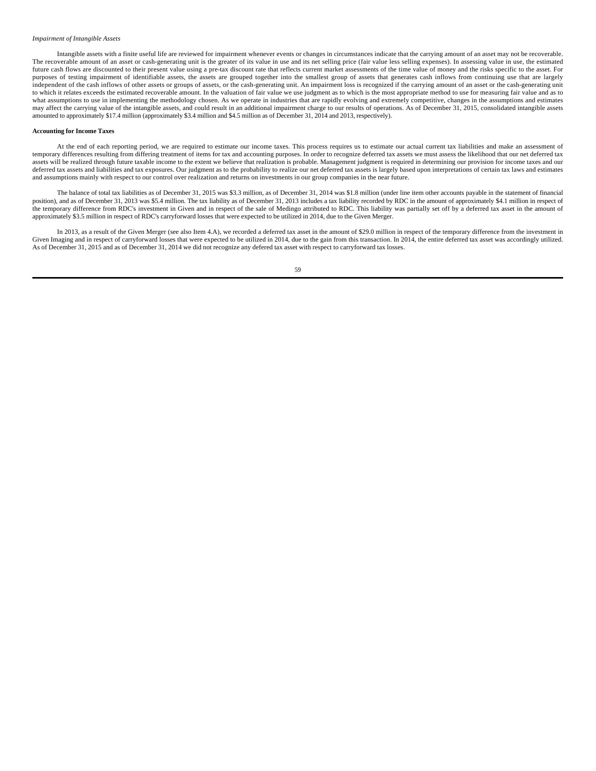*Impairment of Intangible Assets*

Intangible assets with a finite useful life are reviewed for impairment whenever events or changes in circumstances indicate that the carrying amount of an asset may not be recoverable. The recoverable amount of an asset or cash-generating unit is the greater of its value in use and its net selling price (fair value less selling expenses). In assessing value in use, the estimated future cash flows are discounted to their present value using a pre-tax discount rate that reflects current market assessments of the time value of money and the risks specific to the asset. For purposes of testing impairment of identifiable assets, the assets are grouped together into the smallest group of assets that generates cash inflows from continuing use that are largely independent of the cash inflows of other assets or groups of assets, or the cash-generating unit. An impairment loss is recognized if the carrying amount of an asset or the cash-generating unit to which it relates exceeds the estimated recoverable amount. In the valuation of fair value we use judgment as to which is the most appropriate method to use for measuring fair value and as to what assumptions to use in implementing the methodology chosen. As we operate in industries that are rapidly evolving and extremely competitive, changes in the assumptions and estimates may affect the carrying value of the intangible assets, and could result in an additional impairment charge to our results of operations. As of December 31, 2015, consolidated intangible assets amounted to approximately $17.4 million (approximately $3.4 million and $4.5 million as of December 31, 2014 and 2013, respectively).

**Accounting for Income Taxes**

At the end of each reporting period, we are required to estimate our income taxes. This process requires us to estimate our actual current tax liabilities and make an assessment of temporary differences resulting from differing treatment of items for tax and accounting purposes. In order to recognize deferred tax assets we must assess the likelihood that our net deferred tax assets will be realized through future taxable income to the extent we believe that realization is probable. Management judgment is required in determining our provision for income taxes and our deferred tax assets and liabilities and tax exposures. Our judgment as to the probability to realize our net deferred tax assets is largely based upon interpretations of certain tax laws and estimates and assumptions mainly with respect to our control over realization and returns on investments in our group companies in the near future.

The balance of total tax liabilities as of December 31, 2015 was $3.3 million, as of December 31, 2014 was $1.8 million (under line item other accounts payable in the statement of financial position), and as of December 31, 2013 was $5.4 million. The tax liability as of December 31, 2013 includes a tax liability recorded by RDC in the amount of approximately $4.1 million in respect of the temporary difference from RDC's investment in Given and in respect of the sale of Medingo attributed to RDC. This liability was partially set off by a deferred tax asset in the amount of approximately $3.5 million in respect of RDC's carryforward losses that were expected to be utilized in 2014, due to the Given Merger.

In 2013, as a result of the Given Merger (see also Item 4.A), we recorded a deferred tax asset in the amount of $29.0 million in respect of the temporary difference from the investment in Given Imaging and in respect of carryforward losses that were expected to be utilized in 2014, due to the gain from this transaction. In 2014, the entire deferred tax asset was accordingly utilized. As of December 31, 2015 and as of December 31, 2014 we did not recognize any defered tax asset with respect to carryforward tax losses.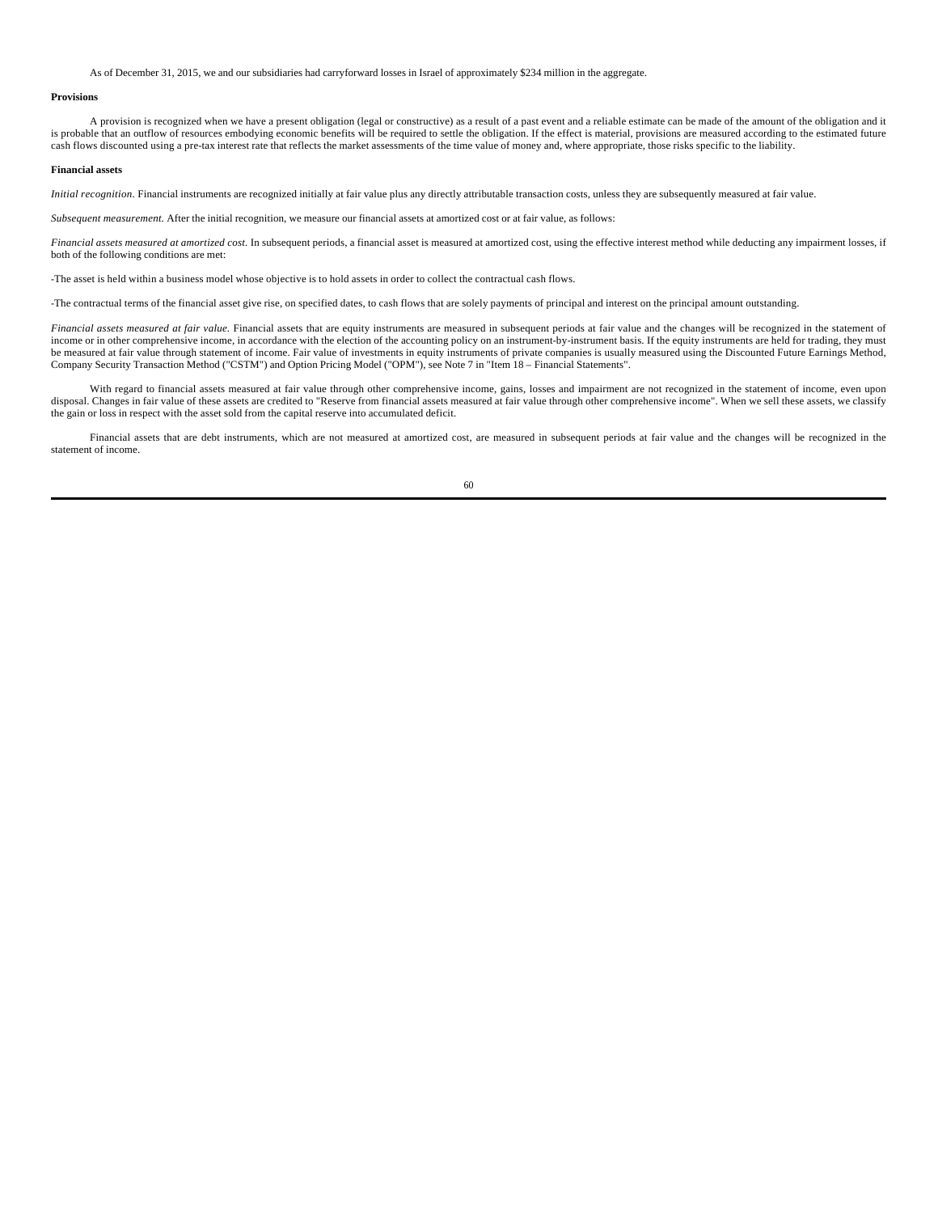As of December 31, 2015, we and our subsidiaries had carryforward losses in Israel of approximately $234 million in the aggregate.

**Provisions**

A provision is recognized when we have a present obligation (legal or constructive) as a result of a past event and a reliable estimate can be made of the amount of the obligation and it is probable that an outflow of resources embodying economic benefits will be required to settle the obligation. If the effect is material, provisions are measured according to the estimated future cash flows discounted using a pre-tax interest rate that reflects the market assessments of the time value of money and, where appropriate, those risks specific to the liability.

**Financial assets**

*Initial recognition*. Financial instruments are recognized initially at fair value plus any directly attributable transaction costs, unless they are subsequently measured at fair value.

*Subsequent measurement.* After the initial recognition, we measure our financial assets at amortized cost or at fair value, as follows:

*Financial assets measured at amortized cost*. In subsequent periods, a financial asset is measured at amortized cost, using the effective interest method while deducting any impairment losses, if both of the following conditions are met:

-The asset is held within a business model whose objective is to hold assets in order to collect the contractual cash flows.

-The contractual terms of the financial asset give rise, on specified dates, to cash flows that are solely payments of principal and interest on the principal amount outstanding.

*Financial assets measured at fair value.* Financial assets that are equity instruments are measured in subsequent periods at fair value and the changes will be recognized in the statement of income or in other comprehensive income, in accordance with the election of the accounting policy on an instrument-by-instrument basis. If the equity instruments are held for trading, they must be measured at fair value through statement of income. Fair value of investments in equity instruments of private companies is usually measured using the Discounted Future Earnings Method, Company Security Transaction Method ("CSTM") and Option Pricing Model ("OPM"), see Note 7 in "Item 18 – Financial Statements".

With regard to financial assets measured at fair value through other comprehensive income, gains, losses and impairment are not recognized in the statement of income, even upon disposal. Changes in fair value of these assets are credited to "Reserve from financial assets measured at fair value through other comprehensive income". When we sell these assets, we classify the gain or loss in respect with the asset sold from the capital reserve into accumulated deficit.

Financial assets that are debt instruments, which are not measured at amortized cost, are measured in subsequent periods at fair value and the changes will be recognized in the statement of income.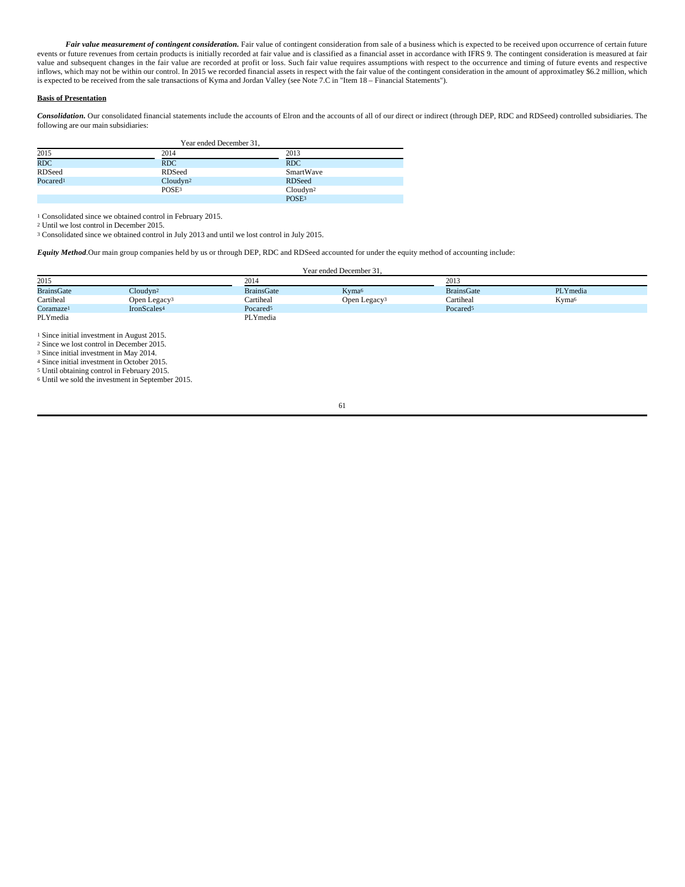***Fair value measurement of contingent consideration.*** Fair value of contingent consideration from sale of a business which is expected to be received upon occurrence of certain future events or future revenues from certain products is initially recorded at fair value and is classified as a financial asset in accordance with IFRS 9. The contingent consideration is measured at fair value and subsequent changes in the fair value are recorded at profit or loss. Such fair value requires assumptions with respect to the occurrence and timing of future events and respective inflows, which may not be within our control. In 2015 we recorded financial assets in respect with the fair value of the contingent consideration in the amount of approximatley $6.2 million, which is expected to be received from the sale transactions of Kyma and Jordan Valley (see Note 7.C in "Item 18 – Financial Statements").

**Basis of Presentation**

***Consolidation.*** Our consolidated financial statements include the accounts of Elron and the accounts of all of our direct or indirect (through DEP, RDC and RDSeed) controlled subsidiaries. The following are our main subsidiaries:

| Year ended December 31, | | |
|---|---|---|
| 2015 | 2014 | 2013 |
| RDC | RDC | RDC |
| RDSeed | RDSeed | SmartWave |
| Pocared[1] | Cloudyn[2] | RDSeed |
| | POSE[3] | Cloudyn[2] |
| | | POSE[3] |

[1] Consolidated since we obtained control in February 2015.
[2] Until we lost control in December 2015.
[3] Consolidated since we obtained control in July 2013 and until we lost control in July 2015.

***Equity Method***.Our main group companies held by us or through DEP, RDC and RDSeed accounted for under the equity method of accounting include:

| Year ended December 31, | | | | | |
|---|---|---|---|---|---|
| 2015 | | 2014 | | 2013 | |
| BrainsGate | Cloudyn[2] | BrainsGate | Kyma[6] | BrainsGate | PLYmedia |
| Cartiheal | Open Legacy[3] | Cartiheal | Open Legacy[3] | Cartiheal | Kyma[6] |
| Coramaze[1] | IronScales[4] | Pocared[5] | | Pocared[5] | |
| PLYmedia | | PLYmedia | | | |

[1] Since initial investment in August 2015.
[2] Since we lost control in December 2015.
[3] Since initial investment in May 2014.
[4] Since initial investment in October 2015.
[5] Until obtaining control in February 2015.
[6] Until we sold the investment in September 2015.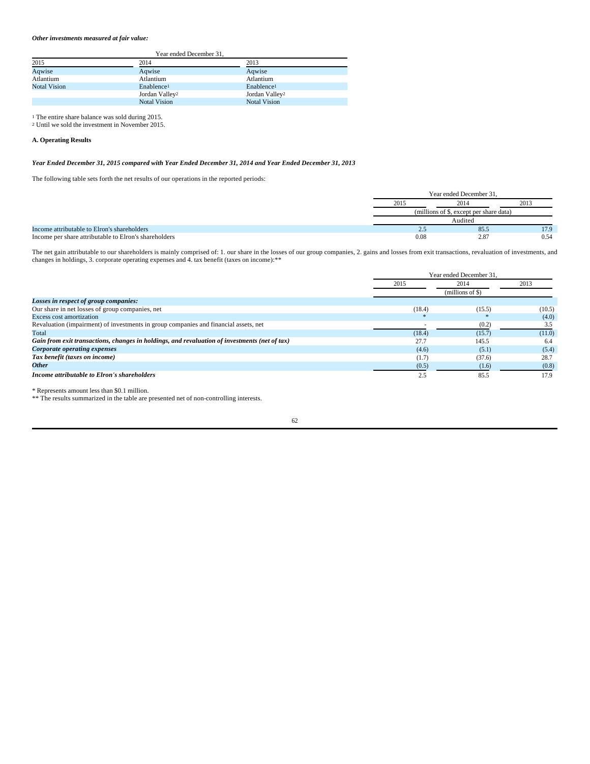***Other investments measured at fair value:***

| Year ended December 31, | | |
|---|---|---|
| 2015 | 2014 | 2013 |
| Aqwise | Aqwise | Aqwise |
| Atlantium | Atlantium | Atlantium |
| Notal Vision | Enablence[1] | Enablence[1] |
| | Jordan Valley[2] | Jordan Valley[2] |
| | Notal Vision | Notal Vision |

[1] The entire share balance was sold during 2015.
[2] Until we sold the investment in November 2015.

**A. Operating Results**

***Year Ended December 31, 2015 compared with Year Ended December 31, 2014 and Year Ended December 31, 2013***

The following table sets forth the net results of our operations in the reported periods:

| | Year ended December 31, | | |
|---|---|---|---|
| | 2015 | 2014 | 2013 |
| | (millions of $, except per share data) | | |
| | Audited | | |
| Income attributable to Elron's shareholders | 2.5 | 85.5 | 17.9 |
| Income per share attributable to Elron's shareholders | 0.08 | 2.87 | 0.54 |

The net gain attributable to our shareholders is mainly comprised of: 1. our share in the losses of our group companies, 2. gains and losses from exit transactions, revaluation of investments, and changes in holdings, 3. corporate operating expenses and 4. tax benefit (taxes on income):**

| | Year ended December 31, | | |
|---|---|---|---|
| | 2015 | 2014 | 2013 |
| | (millions of $) | | |
| ***Losses in respect of group companies:*** | | | |
| Our share in net losses of group companies, net | (18.4) | (15.5) | (10.5) |
| Excess cost amortization | * | * | (4.0) |
| Revaluation (impairment) of investments in group companies and financial assets, net | - | (0.2) | 3.5 |
| Total | (18.4) | (15.7) | (11.0) |
| ***Gain from exit transactions, changes in holdings, and revaluation of investments (net of tax)*** | 27.7 | 145.5 | 6.4 |
| ***Corporate operating expenses*** | (4.6) | (5.1) | (5.4) |
| ***Tax benefit (taxes on income)*** | (1.7) | (37.6) | 28.7 |
| ***Other*** | (0.5) | (1.6) | (0.8) |
| ***Income attributable to Elron's shareholders*** | 2.5 | 85.5 | 17.9 |

\* Represents amount less than $0.1 million.
** The results summarized in the table are presented net of non-controlling interests.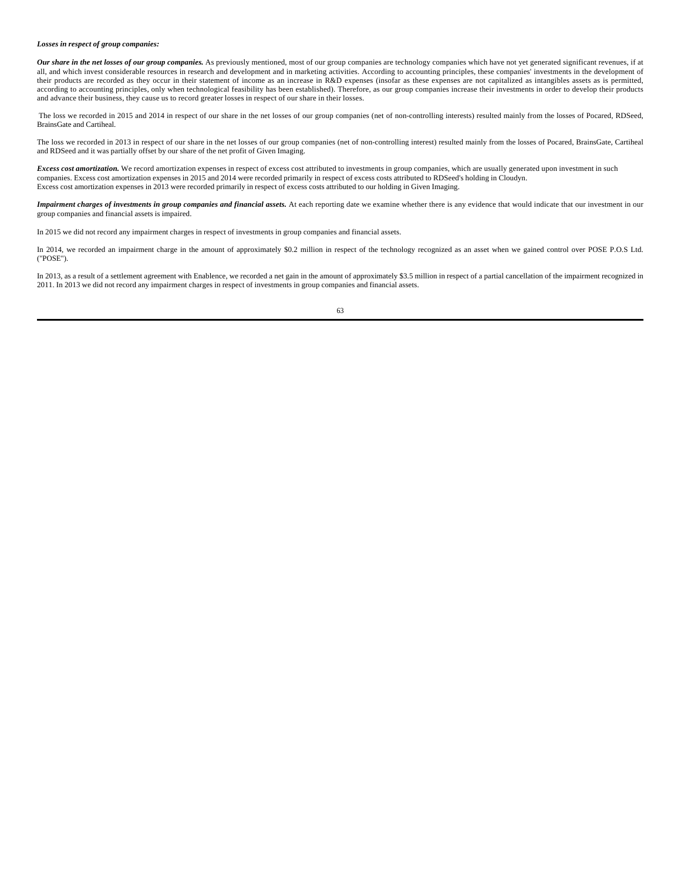***Losses in respect of group companies:***

***Our share in the net losses of our group companies.*** As previously mentioned, most of our group companies are technology companies which have not yet generated significant revenues, if at all, and which invest considerable resources in research and development and in marketing activities. According to accounting principles, these companies' investments in the development of their products are recorded as they occur in their statement of income as an increase in R&D expenses (insofar as these expenses are not capitalized as intangibles assets as is permitted, according to accounting principles, only when technological feasibility has been established). Therefore, as our group companies increase their investments in order to develop their products and advance their business, they cause us to record greater losses in respect of our share in their losses.

The loss we recorded in 2015 and 2014 in respect of our share in the net losses of our group companies (net of non-controlling interests) resulted mainly from the losses of Pocared, RDSeed, BrainsGate and Cartiheal.

The loss we recorded in 2013 in respect of our share in the net losses of our group companies (net of non-controlling interest) resulted mainly from the losses of Pocared, BrainsGate, Cartiheal and RDSeed and it was partially offset by our share of the net profit of Given Imaging.

***Excess cost amortization.*** We record amortization expenses in respect of excess cost attributed to investments in group companies, which are usually generated upon investment in such companies. Excess cost amortization expenses in 2015 and 2014 were recorded primarily in respect of excess costs attributed to RDSeed's holding in Cloudyn.
Excess cost amortization expenses in 2013 were recorded primarily in respect of excess costs attributed to our holding in Given Imaging.

***Impairment charges of investments in group companies and financial assets.*** At each reporting date we examine whether there is any evidence that would indicate that our investment in our group companies and financial assets is impaired.

In 2015 we did not record any impairment charges in respect of investments in group companies and financial assets.

In 2014, we recorded an impairment charge in the amount of approximately $0.2 million in respect of the technology recognized as an asset when we gained control over POSE P.O.S Ltd. ("POSE").

In 2013, as a result of a settlement agreement with Enablence, we recorded a net gain in the amount of approximately $3.5 million in respect of a partial cancellation of the impairment recognized in 2011. In 2013 we did not record any impairment charges in respect of investments in group companies and financial assets.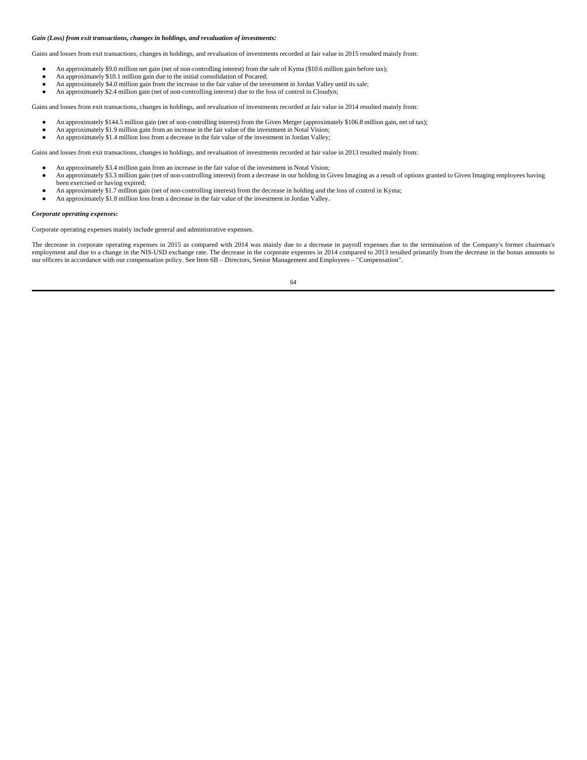***Gain (Loss) from exit transactions, changes in holdings, and revaluation of investments:***

Gains and losses from exit transactions, changes in holdings, and revaluation of investments recorded at fair value in 2015 resulted mainly from:

- An approximately $9.0 million net gain (net of non-controlling interest) from the sale of Kyma ($10.6 million gain before tax);
- An approximately $10.1 million gain due to the initial consolidation of Pocared;
- An approximately $4.0 million gain from the increase in the fair value of the investment in Jordan Valley until its sale;
- An approximately $2.4 million gain (net of non-controlling interest) due to the loss of control in Cloudyn;

Gains and losses from exit transactions, changes in holdings, and revaluation of investments recorded at fair value in 2014 resulted mainly from:

- An approximately $144.5 million gain (net of non-controlling interest) from the Given Merger (approximately $106.8 million gain, net of tax);
- An approximately $1.9 million gain from an increase in the fair value of the investment in Notal Vision;
- An approximately $1.4 million loss from a decrease in the fair value of the investment in Jordan Valley;

Gains and losses from exit transactions, changes in holdings, and revaluation of investments recorded at fair value in 2013 resulted mainly from:

- An approximately $3.4 million gain from an increase in the fair value of the investment in Notal Vision;
- An approximately $3.3 million gain (net of non-controlling interest) from a decrease in our holding in Given Imaging as a result of options granted to Given Imaging employees having been exercised or having expired;
- An approximately $1.7 million gain (net of non-controlling interest) from the decrease in holding and the loss of control in Kyma;
- An approximately $1.8 million loss from a decrease in the fair value of the investment in Jordan Valley.

***Corporate operating expenses:***

Corporate operating expenses mainly include general and administrative expenses.

The decrease in corporate operating expenses in 2015 as compared with 2014 was mainly due to a decrease in payroll expenses due to the termination of the Company's former chairman's employment and due to a change in the NIS-USD exchange rate. The decrease in the corporate expenses in 2014 compared to 2013 resulted primarily from the decrease in the bonus amounts to our officers in accordance with our compensation policy. See Item 6B – Directors, Senior Management and Employees – "Compensation".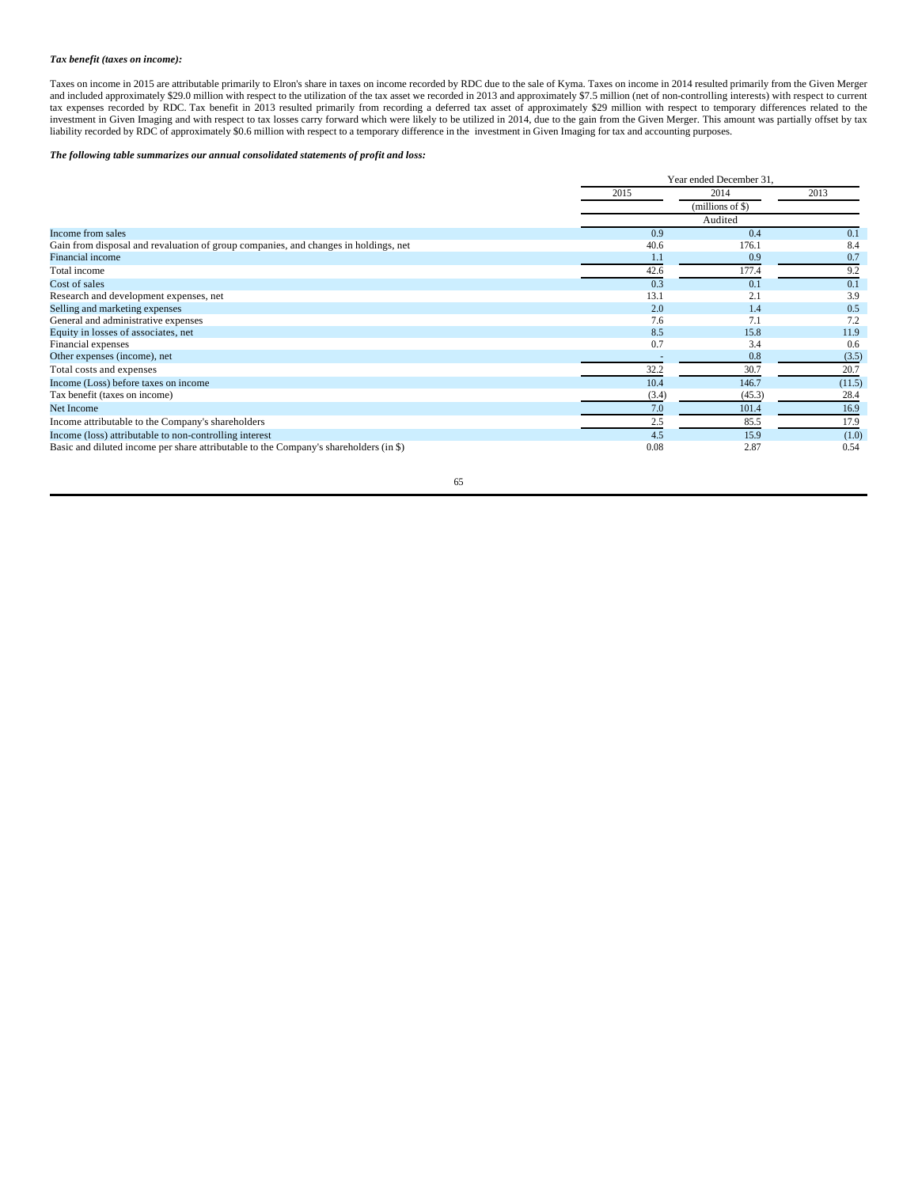***Tax benefit (taxes on income):***

Taxes on income in 2015 are attributable primarily to Elron's share in taxes on income recorded by RDC due to the sale of Kyma. Taxes on income in 2014 resulted primarily from the Given Merger and included approximately $29.0 million with respect to the utilization of the tax asset we recorded in 2013 and approximately $7.5 million (net of non-controlling interests) with respect to current tax expenses recorded by RDC. Tax benefit in 2013 resulted primarily from recording a deferred tax asset of approximately $29 million with respect to temporary differences related to the investment in Given Imaging and with respect to tax losses carry forward which were likely to be utilized in 2014, due to the gain from the Given Merger. This amount was partially offset by tax liability recorded by RDC of approximately $0.6 million with respect to a temporary difference in the investment in Given Imaging for tax and accounting purposes.

***The following table summarizes our annual consolidated statements of profit and loss:***

| | Year ended December 31, | | |
|---|---|---|---|
| | 2015 | 2014 | 2013 |
| | | (millions of $) | |
| | | Audited | |
| Income from sales | 0.9 | 0.4 | 0.1 |
| Gain from disposal and revaluation of group companies, and changes in holdings, net | 40.6 | 176.1 | 8.4 |
| Financial income | 1.1 | 0.9 | 0.7 |
| Total income | 42.6 | 177.4 | 9.2 |
| Cost of sales | 0.3 | 0.1 | 0.1 |
| Research and development expenses, net | 13.1 | 2.1 | 3.9 |
| Selling and marketing expenses | 2.0 | 1.4 | 0.5 |
| General and administrative expenses | 7.6 | 7.1 | 7.2 |
| Equity in losses of associates, net | 8.5 | 15.8 | 11.9 |
| Financial expenses | 0.7 | 3.4 | 0.6 |
| Other expenses (income), net | - | 0.8 | (3.5) |
| Total costs and expenses | 32.2 | 30.7 | 20.7 |
| Income (Loss) before taxes on income | 10.4 | 146.7 | (11.5) |
| Tax benefit (taxes on income) | (3.4) | (45.3) | 28.4 |
| Net Income | 7.0 | 101.4 | 16.9 |
| Income attributable to the Company's shareholders | 2.5 | 85.5 | 17.9 |
| Income (loss) attributable to non-controlling interest | 4.5 | 15.9 | (1.0) |
| Basic and diluted income per share attributable to the Company's shareholders (in $) | 0.08 | 2.87 | 0.54 |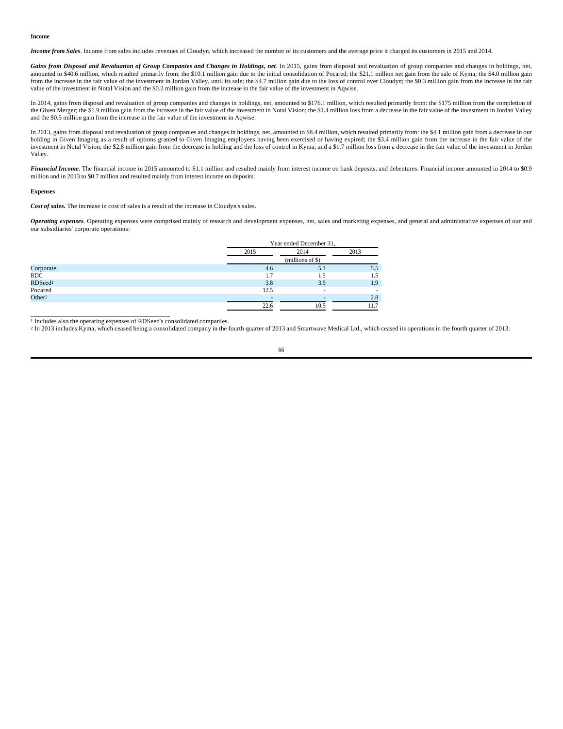**Income**

***Income from Sales***. Income from sales includes revenues of Cloudyn, which increased the number of its customers and the average price it charged its customers in 2015 and 2014.

***Gains from Disposal and Revaluation of Group Companies and Changes in Holdings, net***. In 2015, gains from disposal and revaluation of group companies and changes in holdings, net, amounted to $40.6 million, which resulted primarily from: the $10.1 million gain due to the initial consolidation of Pocared; the $21.1 million net gain from the sale of Kyma; the $4.0 million gain from the increase in the fair value of the investment in Jordan Valley, until its sale; the $4.7 million gain due to the loss of control over Cloudyn; the $0.3 million gain from the increase in the fair value of the investment in Notal Vision and the $0.2 million gain from the increase in the fair value of the investment in Aqwise.

In 2014, gains from disposal and revaluation of group companies and changes in holdings, net, amounted to $176.1 million, which resulted primarily from: the $175 million from the completion of the Given Merger; the $1.9 million gain from the increase in the fair value of the investment in Notal Vision; the $1.4 million loss from a decrease in the fair value of the investment in Jordan Valley and the $0.5 million gain from the increase in the fair value of the investment in Aqwise.

In 2013, gains from disposal and revaluation of group companies and changes in holdings, net, amounted to $8.4 million, which resulted primarily from: the $4.1 million gain from a decrease in our holding in Given Imaging as a result of options granted to Given Imaging employees having been exercised or having expired; the $3.4 million gain from the increase in the fair value of the investment in Notal Vision; the $2.8 million gain from the decrease in holding and the loss of control in Kyma; and a $1.7 million loss from a decrease in the fair value of the investment in Jordan Valley.

***Financial Income***. The financial income in 2015 amounted to $1.1 million and resulted mainly from interest income on bank deposits, and debentures. Financial income amounted in 2014 to $0.9 million and in 2013 to $0.7 million and resulted mainly from interest income on deposits.

**Expenses**

***Cost of sales.*** The increase in cost of sales is a result of the increase in Cloudyn's sales.

***Operating expenses***. Operating expenses were comprised mainly of research and development expenses, net, sales and marketing expenses, and general and administrative expenses of our and our subsidiaries' corporate operations:

| | Year ended December 31, | | |
|---|---|---|---|
| | 2015 | 2014 | 2013 |
| | (millions of $) | | |
| Corporate | 4.6 | 5.1 | 5.5 |
| RDC | 1.7 | 1.5 | 1.5 |
| RDSeed[1] | 3.8 | 3.9 | 1.9 |
| Pocared | 12.5 | - | - |
| Other[2] | - | - | 2.8 |
| | 22.6 | 10.5 | 11.7 |

[1] Includes also the operating expenses of RDSeed's consolidated companies.

[2] In 2013 includes Kyma, which ceased being a consolidated company in the fourth quarter of 2013 and Smartwave Medical Ltd., which ceased its operations in the fourth quarter of 2013.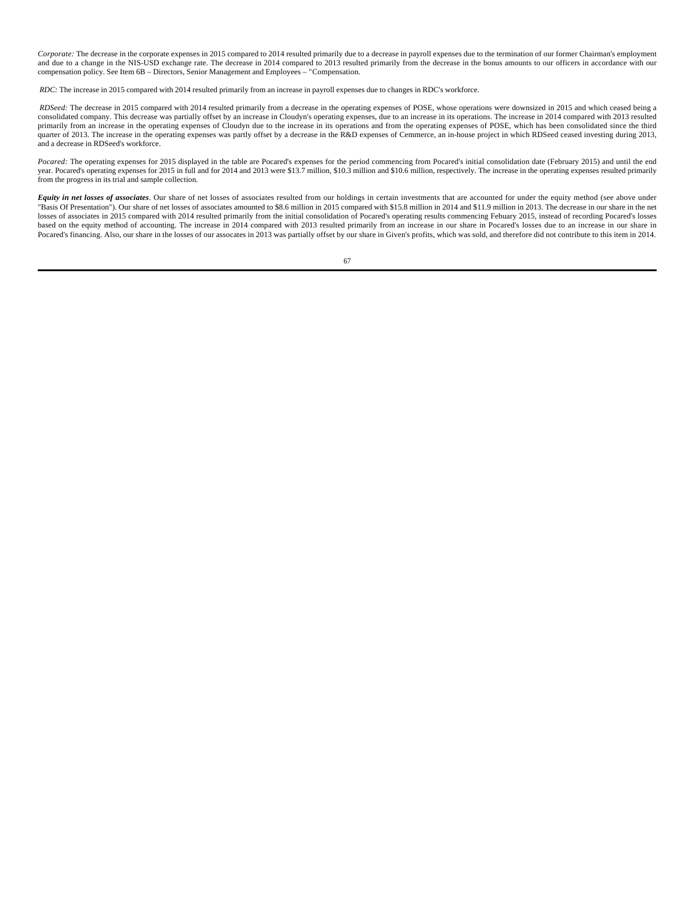*Corporate:* The decrease in the corporate expenses in 2015 compared to 2014 resulted primarily due to a decrease in payroll expenses due to the termination of our former Chairman's employment and due to a change in the NIS-USD exchange rate. The decrease in 2014 compared to 2013 resulted primarily from the decrease in the bonus amounts to our officers in accordance with our compensation policy. See Item 6B – Directors, Senior Management and Employees – "Compensation.

*RDC:* The increase in 2015 compared with 2014 resulted primarily from an increase in payroll expenses due to changes in RDC's workforce.

*RDSeed:* The decrease in 2015 compared with 2014 resulted primarily from a decrease in the operating expenses of POSE, whose operations were downsized in 2015 and which ceased being a consolidated company. This decrease was partially offset by an increase in Cloudyn's operating expenses, due to an increase in its operations. The increase in 2014 compared with 2013 resulted primarily from an increase in the operating expenses of Cloudyn due to the increase in its operations and from the operating expenses of POSE, which has been consolidated since the third quarter of 2013. The increase in the operating expenses was partly offset by a decrease in the R&D expenses of Cemmerce, an in-house project in which RDSeed ceased investing during 2013, and a decrease in RDSeed's workforce.

*Pocared:* The operating expenses for 2015 displayed in the table are Pocared's expenses for the period commencing from Pocared's initial consolidation date (February 2015) and until the end year. Pocared's operating expenses for 2015 in full and for 2014 and 2013 were $13.7 million, $10.3 million and $10.6 million, respectively. The increase in the operating expenses resulted primarily from the progress in its trial and sample collection.

***Equity in net losses of associates***. Our share of net losses of associates resulted from our holdings in certain investments that are accounted for under the equity method (see above under "Basis Of Presentation"). Our share of net losses of associates amounted to $8.6 million in 2015 compared with $15.8 million in 2014 and $11.9 million in 2013. The decrease in our share in the net losses of associates in 2015 compared with 2014 resulted primarily from the initial consolidation of Pocared's operating results commencing Febuary 2015, instead of recording Pocared's losses based on the equity method of accounting. The increase in 2014 compared with 2013 resulted primarily from an increase in our share in Pocared's losses due to an increase in our share in Pocared's financing. Also, our share in the losses of our assocates in 2013 was partially offset by our share in Given's profits, which was sold, and therefore did not contribute to this item in 2014.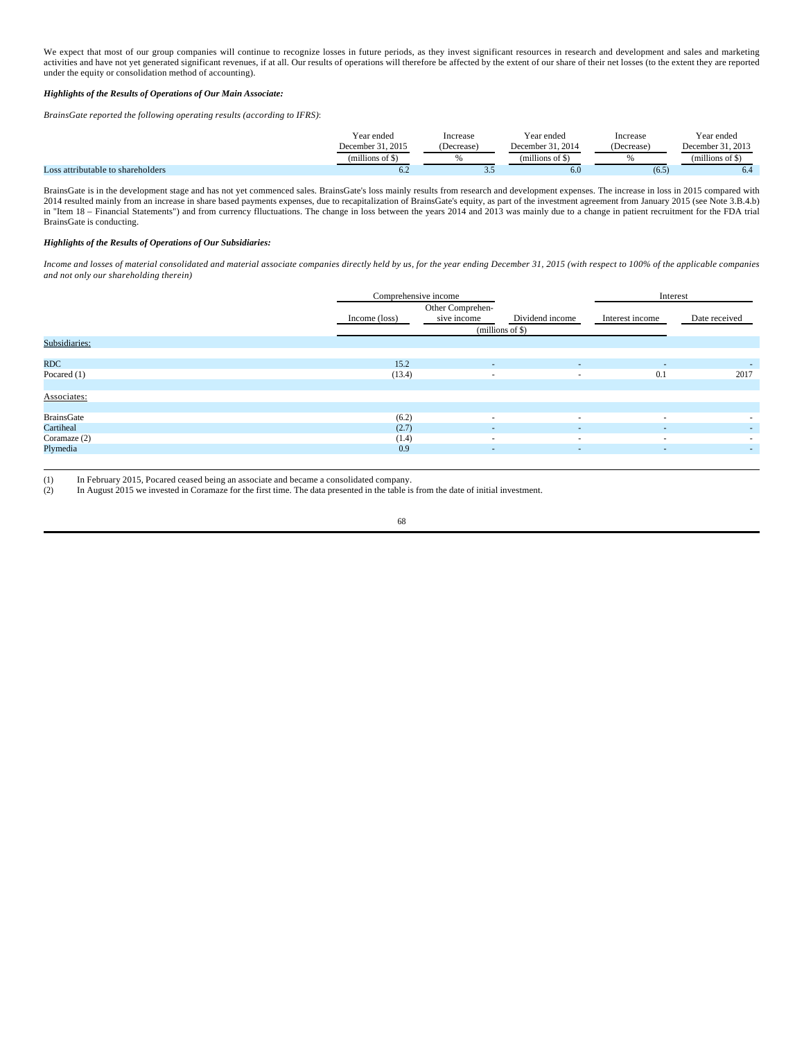We expect that most of our group companies will continue to recognize losses in future periods, as they invest significant resources in research and development and sales and marketing activities and have not yet generated significant revenues, if at all. Our results of operations will therefore be affected by the extent of our share of their net losses (to the extent they are reported under the equity or consolidation method of accounting).

***Highlights of the Results of Operations of Our Main Associate:***

*BrainsGate reported the following operating results (according to IFRS)*:

| | Year ended December 31, 2015 | Increase (Decrease) | Year ended December 31, 2014 | Increase (Decrease) | Year ended December 31, 2013 |
|---|---|---|---|---|---|
| | (millions of $) | % | (millions of $) | % | (millions of $) |
| Loss attributable to shareholders | 6.2 | 3.5 | 6.0 | (6.5) | 6.4 |

BrainsGate is in the development stage and has not yet commenced sales. BrainsGate's loss mainly results from research and development expenses. The increase in loss in 2015 compared with 2014 resulted mainly from an increase in share based payments expenses, due to recapitalization of BrainsGate's equity, as part of the investment agreement from January 2015 (see Note 3.B.4.b) in "Item 18 – Financial Statements") and from currency flluctuations. The change in loss between the years 2014 and 2013 was mainly due to a change in patient recruitment for the FDA trial BrainsGate is conducting.

***Highlights of the Results of Operations of Our Subsidiaries:***

*Income and losses of material consolidated and material associate companies directly held by us, for the year ending December 31, 2015 (with respect to 100% of the applicable companies and not only our shareholding therein)*

| | Comprehensive income | | | Interest | |
|---|---|---|---|---|---|
| | Income (loss) | Other Comprehensive income | Dividend income | Interest income | Date received |
| | (millions of $) | | | | |
| Subsidiaries: | | | | | |
| RDC | 15.2 | - | - | - | - |
| Pocared (1) | (13.4) | - | - | 0.1 | 2017 |
| Associates: | | | | | |
| BrainsGate | (6.2) | - | - | - | - |
| Cartiheal | (2.7) | - | - | - | - |
| Coramaze (2) | (1.4) | - | - | - | - |
| Plymedia | 0.9 | - | - | - | - |

(1) In February 2015, Pocared ceased being an associate and became a consolidated company.

(2) In August 2015 we invested in Coramaze for the first time. The data presented in the table is from the date of initial investment.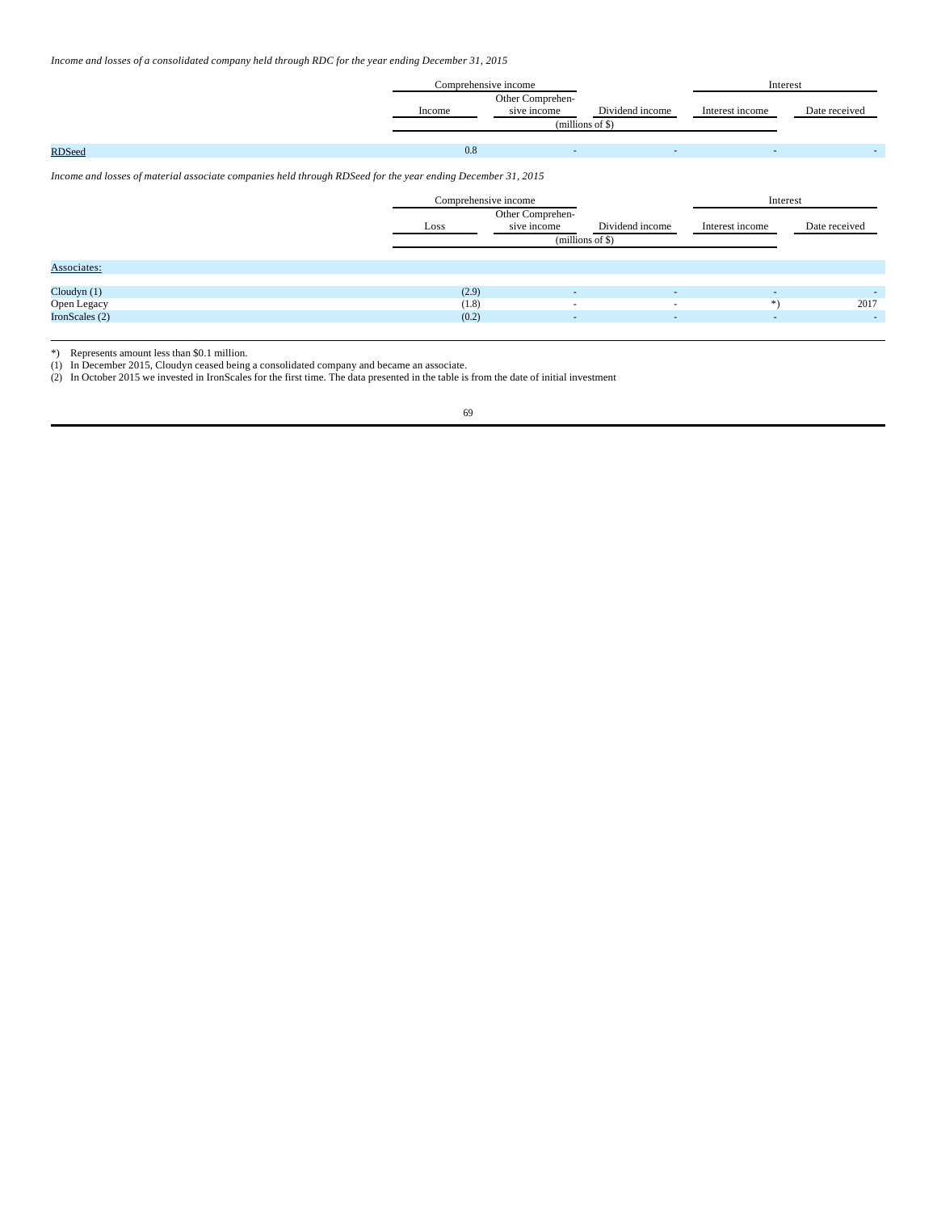*Income and losses of a consolidated company held through RDC for the year ending December 31, 2015*

| | Comprehensive income | | | Interest | |
|---|---|---|---|---|---|
| | Income | Other Comprehensive income | Dividend income | Interest income | Date received |
| | (millions of $) | | | | |
| RDSeed | 0.8 | - | - | - | - |

*Income and losses of material associate companies held through RDSeed for the year ending December 31, 2015*

| | Comprehensive income | | | Interest | |
|---|---|---|---|---|---|
| | Loss | Other Comprehensive income | Dividend income | Interest income | Date received |
| | (millions of $) | | | | |
| Associates: | | | | | |
| Cloudyn (1) | (2.9) | - | - | - | - |
| Open Legacy | (1.8) | - | - | *) | 2017 |
| IronScales (2) | (0.2) | - | - | - | - |

*) Represents amount less than $0.1 million.

(1) In December 2015, Cloudyn ceased being a consolidated company and became an associate.

(2) In October 2015 we invested in IronScales for the first time. The data presented in the table is from the date of initial investment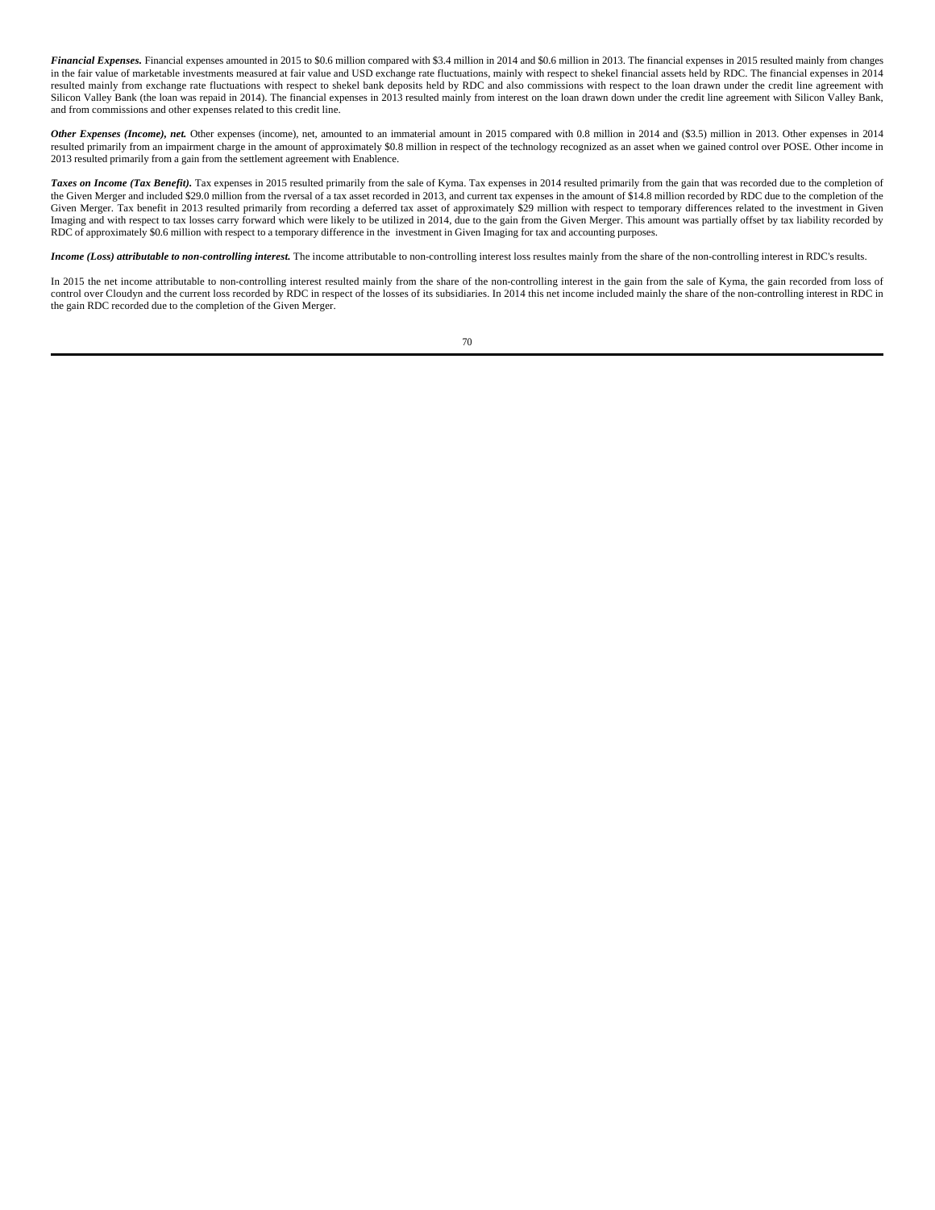***Financial Expenses.*** Financial expenses amounted in 2015 to $0.6 million compared with $3.4 million in 2014 and $0.6 million in 2013. The financial expenses in 2015 resulted mainly from changes in the fair value of marketable investments measured at fair value and USD exchange rate fluctuations, mainly with respect to shekel financial assets held by RDC. The financial expenses in 2014 resulted mainly from exchange rate fluctuations with respect to shekel bank deposits held by RDC and also commissions with respect to the loan drawn under the credit line agreement with Silicon Valley Bank (the loan was repaid in 2014). The financial expenses in 2013 resulted mainly from interest on the loan drawn down under the credit line agreement with Silicon Valley Bank, and from commissions and other expenses related to this credit line.

***Other Expenses (Income), net.*** Other expenses (income), net, amounted to an immaterial amount in 2015 compared with 0.8 million in 2014 and ($3.5) million in 2013. Other expenses in 2014 resulted primarily from an impairment charge in the amount of approximately $0.8 million in respect of the technology recognized as an asset when we gained control over POSE. Other income in 2013 resulted primarily from a gain from the settlement agreement with Enablence.

***Taxes on Income (Tax Benefit).*** Tax expenses in 2015 resulted primarily from the sale of Kyma. Tax expenses in 2014 resulted primarily from the gain that was recorded due to the completion of the Given Merger and included $29.0 million from the rversal of a tax asset recorded in 2013, and current tax expenses in the amount of $14.8 million recorded by RDC due to the completion of the Given Merger. Tax benefit in 2013 resulted primarily from recording a deferred tax asset of approximately $29 million with respect to temporary differences related to the investment in Given Imaging and with respect to tax losses carry forward which were likely to be utilized in 2014, due to the gain from the Given Merger. This amount was partially offset by tax liability recorded by RDC of approximately $0.6 million with respect to a temporary difference in the investment in Given Imaging for tax and accounting purposes.

***Income (Loss) attributable to non-controlling interest.*** The income attributable to non-controlling interest loss resultes mainly from the share of the non-controlling interest in RDC's results.

In 2015 the net income attributable to non-controlling interest resulted mainly from the share of the non-controlling interest in the gain from the sale of Kyma, the gain recorded from loss of control over Cloudyn and the current loss recorded by RDC in respect of the losses of its subsidiaries. In 2014 this net income included mainly the share of the non-controlling interest in RDC in the gain RDC recorded due to the completion of the Given Merger.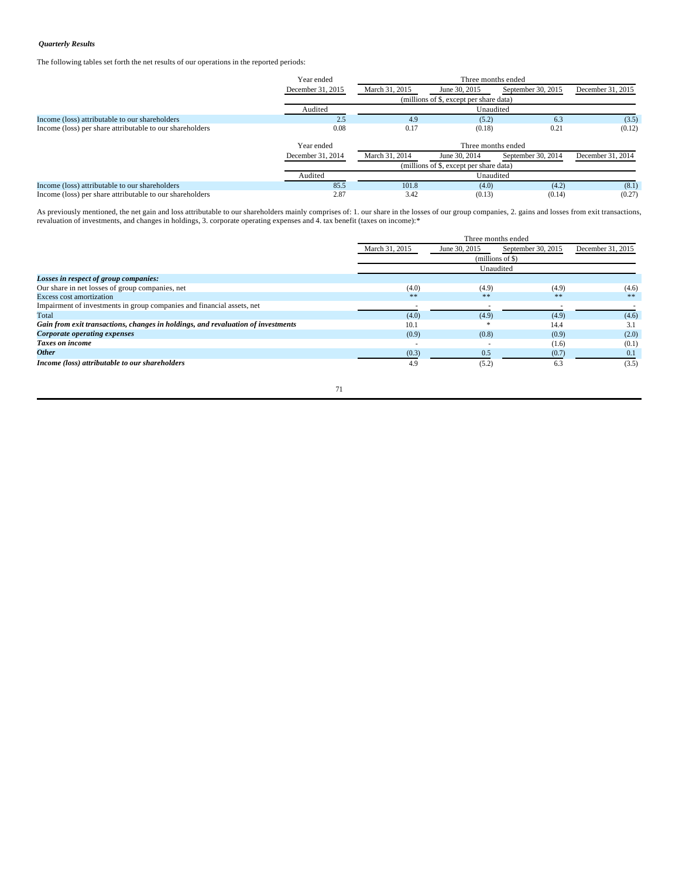***Quarterly Results***

The following tables set forth the net results of our operations in the reported periods:

| | Year ended | Three months ended | | | |
|---|---|---|---|---|---|
| | December 31, 2015 | March 31, 2015 | June 30, 2015 | September 30, 2015 | December 31, 2015 |
| | | (millions of $, except per share data) | | | |
| | Audited | Unaudited | | | |
| Income (loss) attributable to our shareholders | 2.5 | 4.9 | (5.2) | 6.3 | (3.5) |
| Income (loss) per share attributable to our shareholders | 0.08 | 0.17 | (0.18) | 0.21 | (0.12) |

| | Year ended | Three months ended | | | |
|---|---|---|---|---|---|
| | December 31, 2014 | March 31, 2014 | June 30, 2014 | September 30, 2014 | December 31, 2014 |
| | | (millions of $, except per share data) | | | |
| | Audited | Unaudited | | | |
| Income (loss) attributable to our shareholders | 85.5 | 101.8 | (4.0) | (4.2) | (8.1) |
| Income (loss) per share attributable to our shareholders | 2.87 | 3.42 | (0.13) | (0.14) | (0.27) |

As previously mentioned, the net gain and loss attributable to our shareholders mainly comprises of: 1. our share in the losses of our group companies, 2. gains and losses from exit transactions, revaluation of investments, and changes in holdings, 3. corporate operating expenses and 4. tax benefit (taxes on income):*

| | Three months ended | | | |
|---|---|---|---|---|
| | March 31, 2015 | June 30, 2015 | September 30, 2015 | December 31, 2015 |
| | (millions of $) | | | |
| | Unaudited | | | |
| ***Losses in respect of group companies:*** | | | | |
| Our share in net losses of group companies, net | (4.0) | (4.9) | (4.9) | (4.6) |
| Excess cost amortization | ** | ** | ** | ** |
| Impairment of investments in group companies and financial assets, net | - | - | - | - |
| Total | (4.0) | (4.9) | (4.9) | (4.6) |
| ***Gain from exit transactions, changes in holdings, and revaluation of investments*** | 10.1 | * | 14.4 | 3.1 |
| ***Corporate operating expenses*** | (0.9) | (0.8) | (0.9) | (2.0) |
| ***Taxes on income*** | - | - | (1.6) | (0.1) |
| ***Other*** | (0.3) | 0.5 | (0.7) | 0.1 |
| ***Income (loss) attributable to our shareholders*** | 4.9 | (5.2) | 6.3 | (3.5) |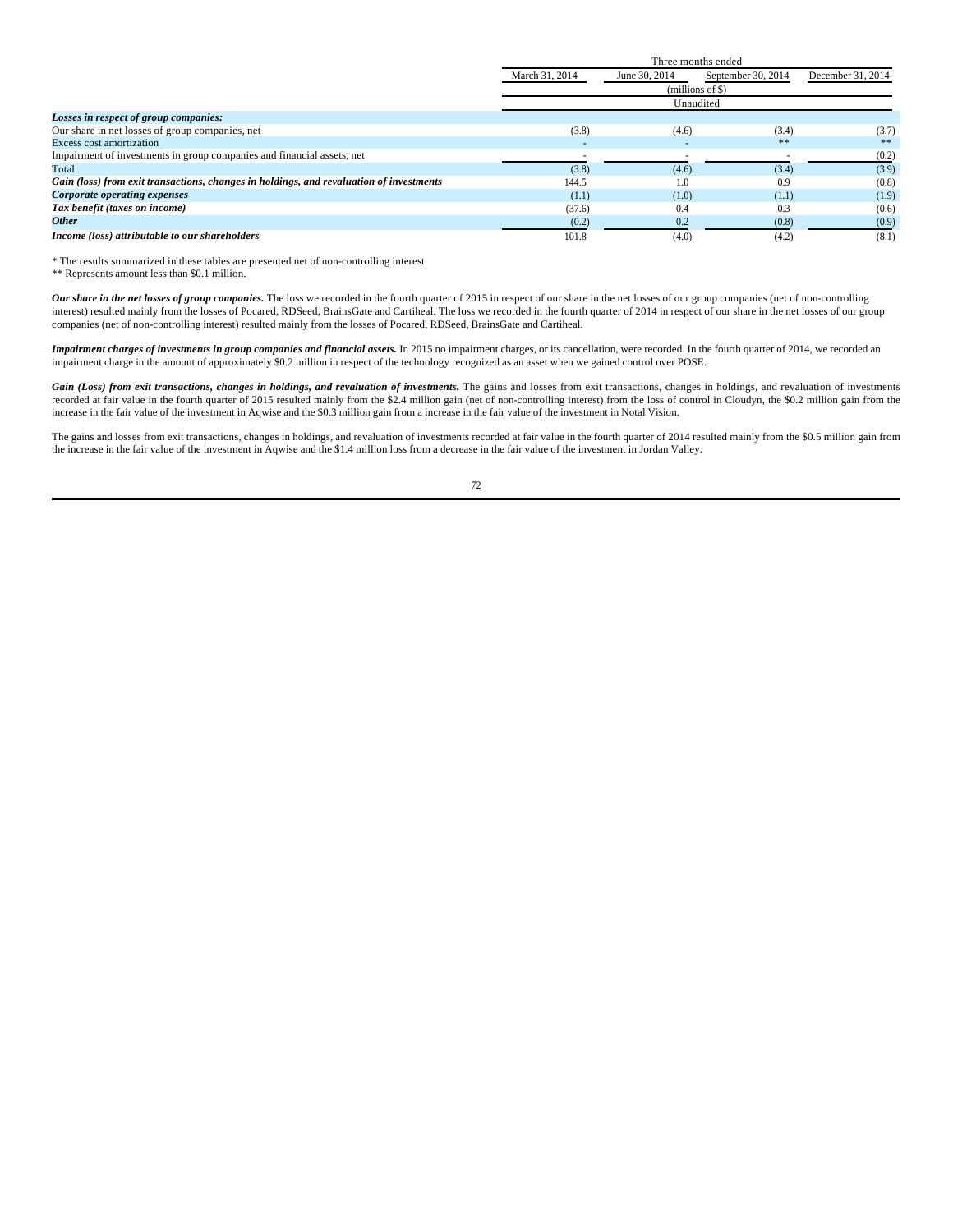| | Three months ended | | | |
|---|---|---|---|---|
| | March 31, 2014 | June 30, 2014 | September 30, 2014 | December 31, 2014 |
| | (millions of $) | | | |
| | Unaudited | | | |
| ***Losses in respect of group companies:*** | | | | |
| Our share in net losses of group companies, net | (3.8) | (4.6) | (3.4) | (3.7) |
| Excess cost amortization | - | - | ** | ** |
| Impairment of investments in group companies and financial assets, net | - | - | - | (0.2) |
| Total | (3.8) | (4.6) | (3.4) | (3.9) |
| ***Gain (loss) from exit transactions, changes in holdings, and revaluation of investments*** | 144.5 | 1.0 | 0.9 | (0.8) |
| ***Corporate operating expenses*** | (1.1) | (1.0) | (1.1) | (1.9) |
| ***Tax benefit (taxes on income)*** | (37.6) | 0.4 | 0.3 | (0.6) |
| ***Other*** | (0.2) | 0.2 | (0.8) | (0.9) |
| ***Income (loss) attributable to our shareholders*** | 101.8 | (4.0) | (4.2) | (8.1) |

\* The results summarized in these tables are presented net of non-controlling interest.

\** Represents amount less than $0.1 million.

***Our share in the net losses of group companies.*** The loss we recorded in the fourth quarter of 2015 in respect of our share in the net losses of our group companies (net of non-controlling interest) resulted mainly from the losses of Pocared, RDSeed, BrainsGate and Cartiheal. The loss we recorded in the fourth quarter of 2014 in respect of our share in the net losses of our group companies (net of non-controlling interest) resulted mainly from the losses of Pocared, RDSeed, BrainsGate and Cartiheal.

***Impairment charges of investments in group companies and financial assets.*** In 2015 no impairment charges, or its cancellation, were recorded. In the fourth quarter of 2014, we recorded an impairment charge in the amount of approximately $0.2 million in respect of the technology recognized as an asset when we gained control over POSE.

***Gain (Loss) from exit transactions, changes in holdings, and revaluation of investments.*** The gains and losses from exit transactions, changes in holdings, and revaluation of investments recorded at fair value in the fourth quarter of 2015 resulted mainly from the $2.4 million gain (net of non-controlling interest) from the loss of control in Cloudyn, the $0.2 million gain from the increase in the fair value of the investment in Aqwise and the $0.3 million gain from a increase in the fair value of the investment in Notal Vision.

The gains and losses from exit transactions, changes in holdings, and revaluation of investments recorded at fair value in the fourth quarter of 2014 resulted mainly from the $0.5 million gain from the increase in the fair value of the investment in Aqwise and the $1.4 million loss from a decrease in the fair value of the investment in Jordan Valley.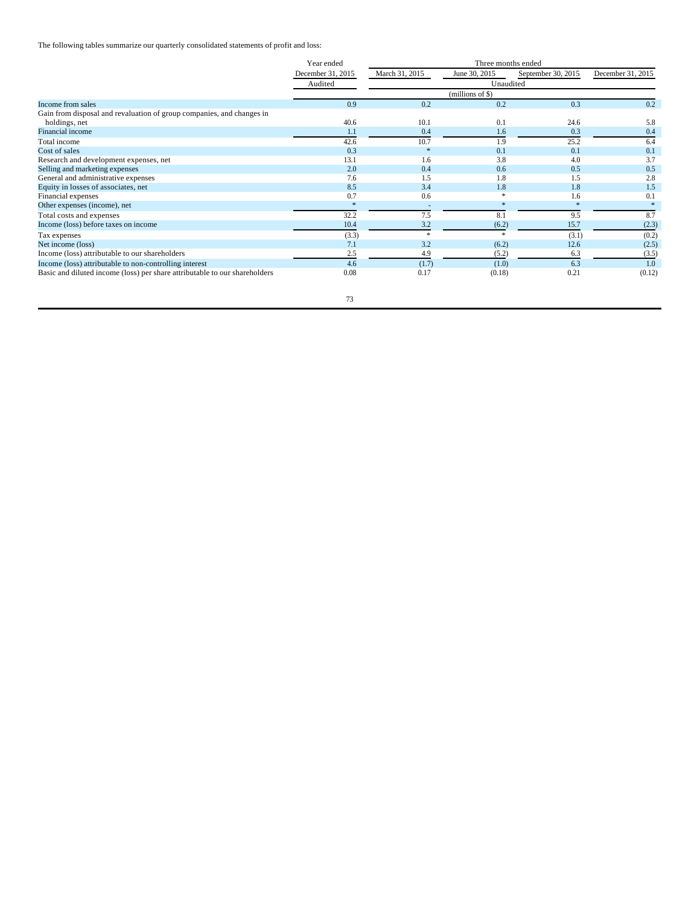The following tables summarize our quarterly consolidated statements of profit and loss:

| | Year ended | Three months ended | | | |
|---|---|---|---|---|---|
| | December 31, 2015 | March 31, 2015 | June 30, 2015 | September 30, 2015 | December 31, 2015 |
| | Audited | Unaudited | | | |
| | (millions of $) | | | | |
| Income from sales | 0.9 | 0.2 | 0.2 | 0.3 | 0.2 |
| Gain from disposal and revaluation of group companies, and changes in holdings, net | 40.6 | 10.1 | 0.1 | 24.6 | 5.8 |
| Financial income | 1.1 | 0.4 | 1.6 | 0.3 | 0.4 |
| Total income | 42.6 | 10.7 | 1.9 | 25.2 | 6.4 |
| Cost of sales | 0.3 | * | 0.1 | 0.1 | 0.1 |
| Research and development expenses, net | 13.1 | 1.6 | 3.8 | 4.0 | 3.7 |
| Selling and marketing expenses | 2.0 | 0.4 | 0.6 | 0.5 | 0.5 |
| General and administrative expenses | 7.6 | 1.5 | 1.8 | 1.5 | 2.8 |
| Equity in losses of associates, net | 8.5 | 3.4 | 1.8 | 1.8 | 1.5 |
| Financial expenses | 0.7 | 0.6 | * | 1.6 | 0.1 |
| Other expenses (income), net | * | - | * | * | * |
| Total costs and expenses | 32.2 | 7.5 | 8.1 | 9.5 | 8.7 |
| Income (loss) before taxes on income | 10.4 | 3.2 | (6.2) | 15.7 | (2.3) |
| Tax expenses | (3.3) | * | * | (3.1) | (0.2) |
| Net income (loss) | 7.1 | 3.2 | (6.2) | 12.6 | (2.5) |
| Income (loss) attributable to our shareholders | 2.5 | 4.9 | (5.2) | 6.3 | (3.5) |
| Income (loss) attributable to non-controlling interest | 4.6 | (1.7) | (1.0) | 6.3 | 1.0 |
| Basic and diluted income (loss) per share attributable to our shareholders | 0.08 | 0.17 | (0.18) | 0.21 | (0.12) |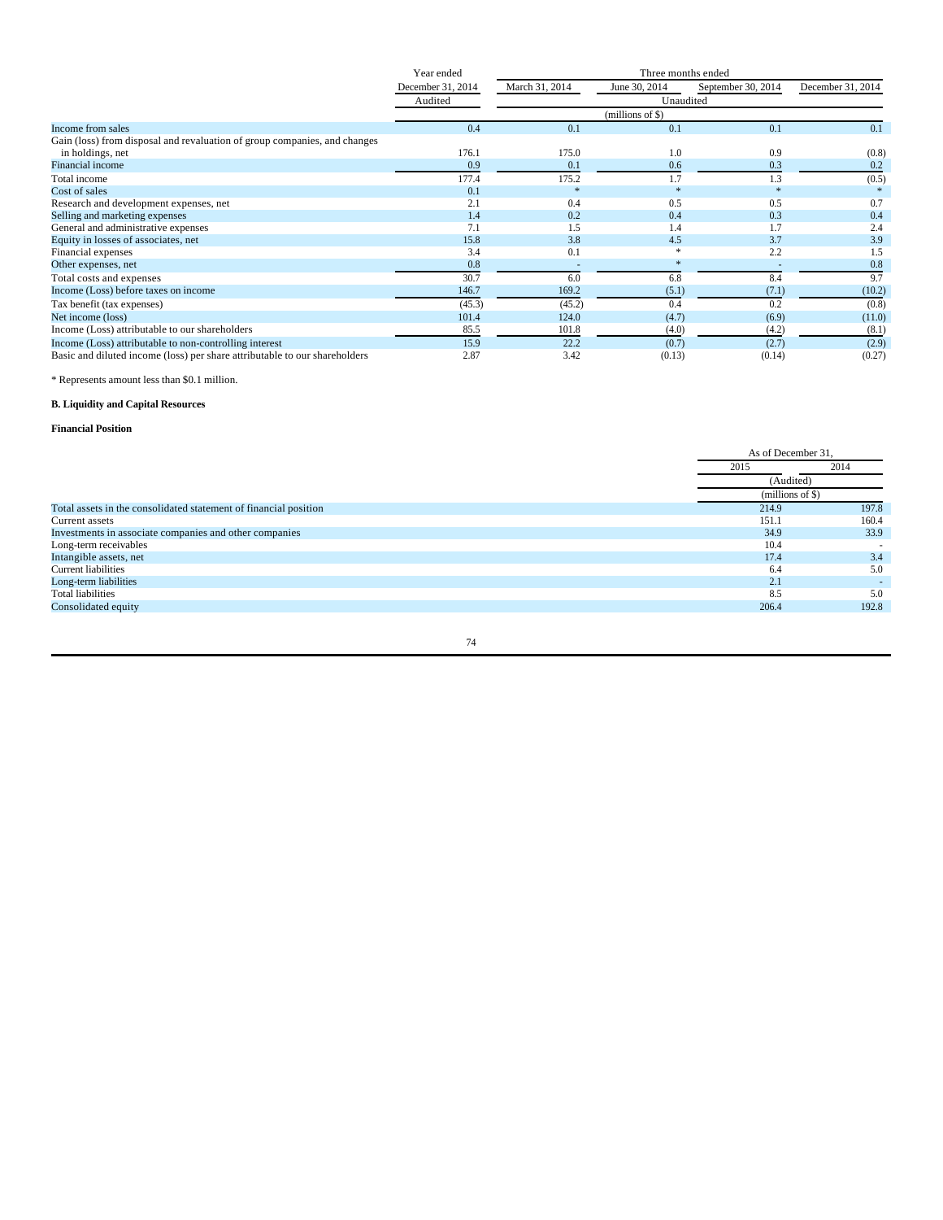| | Year ended | Three months ended | | | |
|---|---|---|---|---|---|
| | December 31, 2014 | March 31, 2014 | June 30, 2014 | September 30, 2014 | December 31, 2014 |
| | Audited | Unaudited | | | |
| | (millions of $) | | | | |
| Income from sales | 0.4 | 0.1 | 0.1 | 0.1 | 0.1 |
| Gain (loss) from disposal and revaluation of group companies, and changes in holdings, net | 176.1 | 175.0 | 1.0 | 0.9 | (0.8) |
| Financial income | 0.9 | 0.1 | 0.6 | 0.3 | 0.2 |
| Total income | 177.4 | 175.2 | 1.7 | 1.3 | (0.5) |
| Cost of sales | 0.1 | * | * | * | * |
| Research and development expenses, net | 2.1 | 0.4 | 0.5 | 0.5 | 0.7 |
| Selling and marketing expenses | 1.4 | 0.2 | 0.4 | 0.3 | 0.4 |
| General and administrative expenses | 7.1 | 1.5 | 1.4 | 1.7 | 2.4 |
| Equity in losses of associates, net | 15.8 | 3.8 | 4.5 | 3.7 | 3.9 |
| Financial expenses | 3.4 | 0.1 | * | 2.2 | 1.5 |
| Other expenses, net | 0.8 | - | * | - | 0.8 |
| Total costs and expenses | 30.7 | 6.0 | 6.8 | 8.4 | 9.7 |
| Income (Loss) before taxes on income | 146.7 | 169.2 | (5.1) | (7.1) | (10.2) |
| Tax benefit (tax expenses) | (45.3) | (45.2) | 0.4 | 0.2 | (0.8) |
| Net income (loss) | 101.4 | 124.0 | (4.7) | (6.9) | (11.0) |
| Income (Loss) attributable to our shareholders | 85.5 | 101.8 | (4.0) | (4.2) | (8.1) |
| Income (Loss) attributable to non-controlling interest | 15.9 | 22.2 | (0.7) | (2.7) | (2.9) |
| Basic and diluted income (loss) per share attributable to our shareholders | 2.87 | 3.42 | (0.13) | (0.14) | (0.27) |

* Represents amount less than $0.1 million.

**B. Liquidity and Capital Resources**

**Financial Position**

| | As of December 31, | |
|---|---|---|
| | 2015 | 2014 |
| | (Audited) | |
| | (millions of $) | |
| Total assets in the consolidated statement of financial position | 214.9 | 197.8 |
| Current assets | 151.1 | 160.4 |
| Investments in associate companies and other companies | 34.9 | 33.9 |
| Long-term receivables | 10.4 | - |
| Intangible assets, net | 17.4 | 3.4 |
| Current liabilities | 6.4 | 5.0 |
| Long-term liabilities | 2.1 | - |
| Total liabilities | 8.5 | 5.0 |
| Consolidated equity | 206.4 | 192.8 |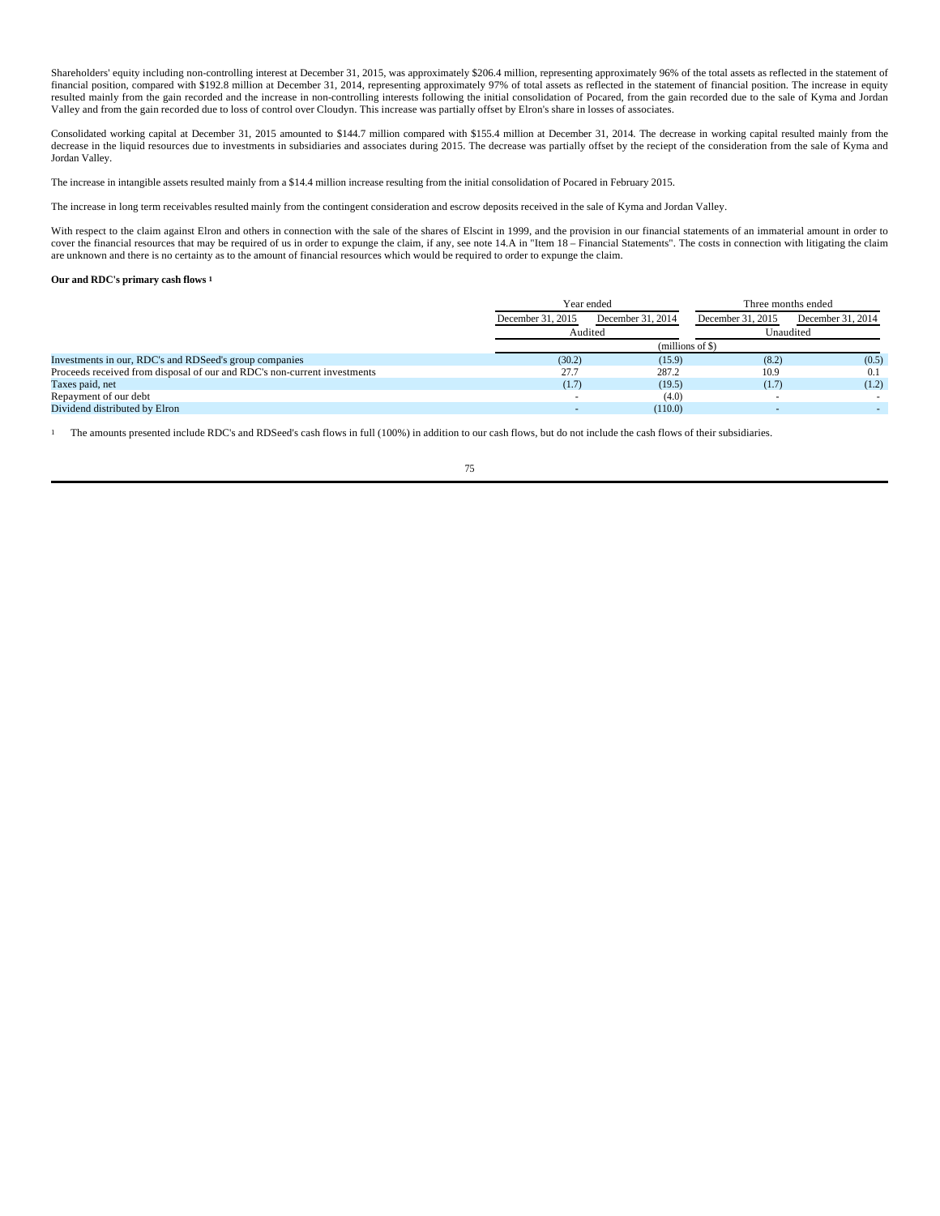Shareholders' equity including non-controlling interest at December 31, 2015, was approximately $206.4 million, representing approximately 96% of the total assets as reflected in the statement of financial position, compared with $192.8 million at December 31, 2014, representing approximately 97% of total assets as reflected in the statement of financial position. The increase in equity resulted mainly from the gain recorded and the increase in non-controlling interests following the initial consolidation of Pocared, from the gain recorded due to the sale of Kyma and Jordan Valley and from the gain recorded due to loss of control over Cloudyn. This increase was partially offset by Elron's share in losses of associates.

Consolidated working capital at December 31, 2015 amounted to $144.7 million compared with $155.4 million at December 31, 2014. The decrease in working capital resulted mainly from the decrease in the liquid resources due to investments in subsidiaries and associates during 2015. The decrease was partially offset by the reciept of the consideration from the sale of Kyma and Jordan Valley.

The increase in intangible assets resulted mainly from a $14.4 million increase resulting from the initial consolidation of Pocared in February 2015.

The increase in long term receivables resulted mainly from the contingent consideration and escrow deposits received in the sale of Kyma and Jordan Valley.

With respect to the claim against Elron and others in connection with the sale of the shares of Elscint in 1999, and the provision in our financial statements of an immaterial amount in order to cover the financial resources that may be required of us in order to expunge the claim, if any, see note 14.A in "Item 18 – Financial Statements". The costs in connection with litigating the claim are unknown and there is no certainty as to the amount of financial resources which would be required to order to expunge the claim.

**Our and RDC's primary cash flows [1]**

| | Year ended | | Three months ended | |
|---|---|---|---|---|
| | December 31, 2015 | December 31, 2014 | December 31, 2015 | December 31, 2014 |
| | Audited | | Unaudited | |
| | (millions of $) | | | |
| Investments in our, RDC's and RDSeed's group companies | (30.2) | (15.9) | (8.2) | (0.5) |
| Proceeds received from disposal of our and RDC's non-current investments | 27.7 | 287.2 | 10.9 | 0.1 |
| Taxes paid, net | (1.7) | (19.5) | (1.7) | (1.2) |
| Repayment of our debt | - | (4.0) | - | - |
| Dividend distributed by Elron | - | (110.0) | - | - |

[1] The amounts presented include RDC's and RDSeed's cash flows in full (100%) in addition to our cash flows, but do not include the cash flows of their subsidiaries.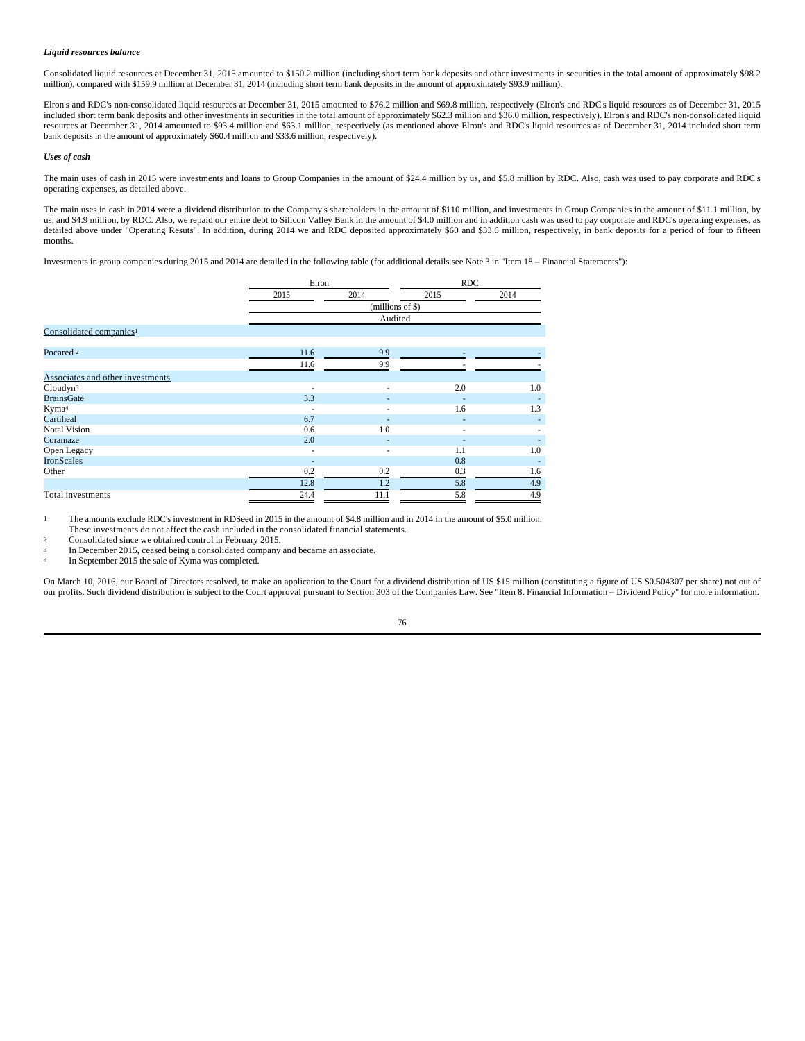***Liquid resources balance***

Consolidated liquid resources at December 31, 2015 amounted to $150.2 million (including short term bank deposits and other investments in securities in the total amount of approximately $98.2 million), compared with $159.9 million at December 31, 2014 (including short term bank deposits in the amount of approximately $93.9 million).

Elron's and RDC's non-consolidated liquid resources at December 31, 2015 amounted to $76.2 million and $69.8 million, respectively (Elron's and RDC's liquid resources as of December 31, 2015 included short term bank deposits and other investments in securities in the total amount of approximately $62.3 million and $36.0 million, respectively). Elron's and RDC's non-consolidated liquid resources at December 31, 2014 amounted to $93.4 million and $63.1 million, respectively (as mentioned above Elron's and RDC's liquid resources as of December 31, 2014 included short term bank deposits in the amount of approximately $60.4 million and $33.6 million, respectively).

***Uses of cash***

The main uses of cash in 2015 were investments and loans to Group Companies in the amount of $24.4 million by us, and $5.8 million by RDC. Also, cash was used to pay corporate and RDC's operating expenses, as detailed above.

The main uses in cash in 2014 were a dividend distribution to the Company's shareholders in the amount of $110 million, and investments in Group Companies in the amount of $11.1 million, by us, and $4.9 million, by RDC. Also, we repaid our entire debt to Silicon Valley Bank in the amount of $4.0 million and in addition cash was used to pay corporate and RDC's operating expenses, as detailed above under "Operating Resuts". In addition, during 2014 we and RDC deposited approximately $60 and $33.6 million, respectively, in bank deposits for a period of four to fifteen months.

Investments in group companies during 2015 and 2014 are detailed in the following table (for additional details see Note 3 in "Item 18 – Financial Statements"):

| | Elron | | RDC | |
|---|---|---|---|---|
| | 2015 | 2014 | 2015 | 2014 |
| | (millions of $) | | | |
| | Audited | | | |
| Consolidated companies[1] | | | | |
| Pocared [2] | 11.6 | 9.9 | - | - |
| | 11.6 | 9.9 | - | - |
| Associates and other investments | | | | |
| Cloudyn[3] | - | - | 2.0 | 1.0 |
| BrainsGate | 3.3 | - | - | - |
| Kyma[4] | - | - | 1.6 | 1.3 |
| Cartiheal | 6.7 | - | - | - |
| Notal Vision | 0.6 | 1.0 | - | - |
| Coramaze | 2.0 | - | - | - |
| Open Legacy | - | - | 1.1 | 1.0 |
| IronScales | - | | 0.8 | - |
| Other | 0.2 | 0.2 | 0.3 | 1.6 |
| | 12.8 | 1.2 | 5.8 | 4.9 |
| Total investments | 24.4 | 11.1 | 5.8 | 4.9 |

[1] The amounts exclude RDC's investment in RDSeed in 2015 in the amount of $4.8 million and in 2014 in the amount of $5.0 million. These investments do not affect the cash included in the consolidated financial statements.

[2] Consolidated since we obtained control in February 2015.

[3] In December 2015, ceased being a consolidated company and became an associate.

[4] In September 2015 the sale of Kyma was completed.

On March 10, 2016, our Board of Directors resolved, to make an application to the Court for a dividend distribution of US $15 million (constituting a figure of US $0.504307 per share) not out of our profits. Such dividend distribution is subject to the Court approval pursuant to Section 303 of the Companies Law. See "Item 8. Financial Information – Dividend Policy" for more information.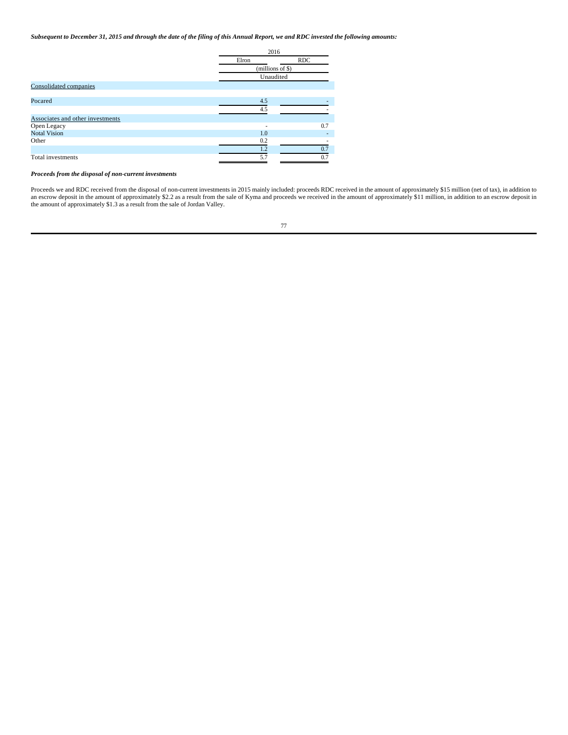***Subsequent to December 31, 2015 and through the date of the filing of this Annual Report, we and RDC invested the following amounts:***

| | 2016 | |
|---|---|---|
| | Elron | RDC |
| | (millions of $) | |
| | Unaudited | |
| Consolidated companies | | |
| Pocared | 4.5 | - |
| | 4.5 | - |
| Associates and other investments | | |
| Open Legacy | - | 0.7 |
| Notal Vision | 1.0 | - |
| Other | 0.2 | - |
| | 1.2 | 0.7 |
| Total investments | 5.7 | 0.7 |

***Proceeds from the disposal of non-current investments***

Proceeds we and RDC received from the disposal of non-current investments in 2015 mainly included: proceeds RDC received in the amount of approximately $15 million (net of tax), in addition to an escrow deposit in the amount of approximately $2.2 as a result from the sale of Kyma and proceeds we received in the amount of approximately $11 million, in addition to an escrow deposit in the amount of approximately $1.3 as a result from the sale of Jordan Valley.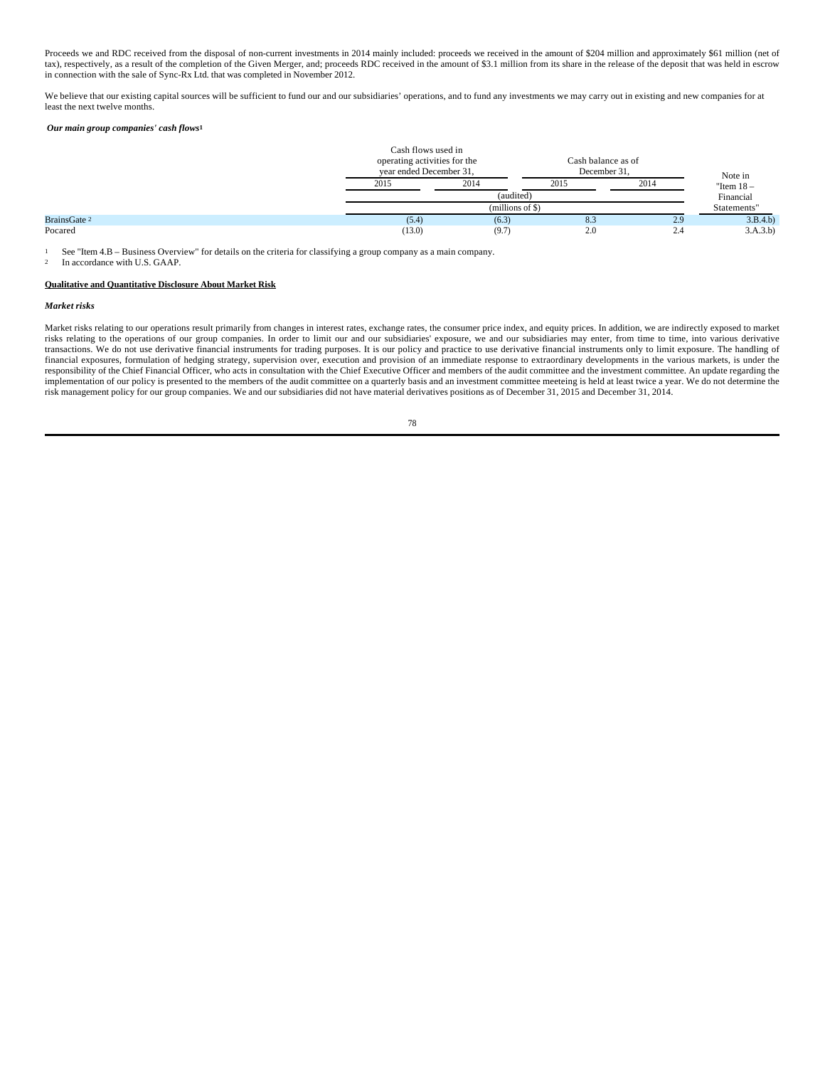Proceeds we and RDC received from the disposal of non-current investments in 2014 mainly included: proceeds we received in the amount of $204 million and approximately $61 million (net of tax), respectively, as a result of the completion of the Given Merger, and; proceeds RDC received in the amount of $3.1 million from its share in the release of the deposit that was held in escrow in connection with the sale of Sync-Rx Ltd. that was completed in November 2012.

We believe that our existing capital sources will be sufficient to fund our and our subsidiaries' operations, and to fund any investments we may carry out in existing and new companies for at least the next twelve months.

***Our main group companies' cash flows***[1]

| | Cash flows used in operating activities for the year ended December 31, | | Cash balance as of December 31, | | Note in "Item 18 – Financial Statements" |
|---|---|---|---|---|---|
| | 2015 | 2014 | 2015 | 2014 | |
| | (audited) | | | | |
| | (millions of $) | | | | |
| BrainsGate [2] | (5.4) | (6.3) | 8.3 | 2.9 | 3.B.4.b) |
| Pocared | (13.0) | (9.7) | 2.0 | 2.4 | 3.A.3.b) |

1 See "Item 4.B – Business Overview" for details on the criteria for classifying a group company as a main company.

2 In accordance with U.S. GAAP.

**Qualitative and Quantitative Disclosure About Market Risk**

***Market risks***

Market risks relating to our operations result primarily from changes in interest rates, exchange rates, the consumer price index, and equity prices. In addition, we are indirectly exposed to market risks relating to the operations of our group companies. In order to limit our and our subsidiaries' exposure, we and our subsidiaries may enter, from time to time, into various derivative transactions. We do not use derivative financial instruments for trading purposes. It is our policy and practice to use derivative financial instruments only to limit exposure. The handling of financial exposures, formulation of hedging strategy, supervision over, execution and provision of an immediate response to extraordinary developments in the various markets, is under the responsibility of the Chief Financial Officer, who acts in consultation with the Chief Executive Officer and members of the audit committee and the investment committee. An update regarding the implementation of our policy is presented to the members of the audit committee on a quarterly basis and an investment committee meeteing is held at least twice a year. We do not determine the risk management policy for our group companies. We and our subsidiaries did not have material derivatives positions as of December 31, 2015 and December 31, 2014.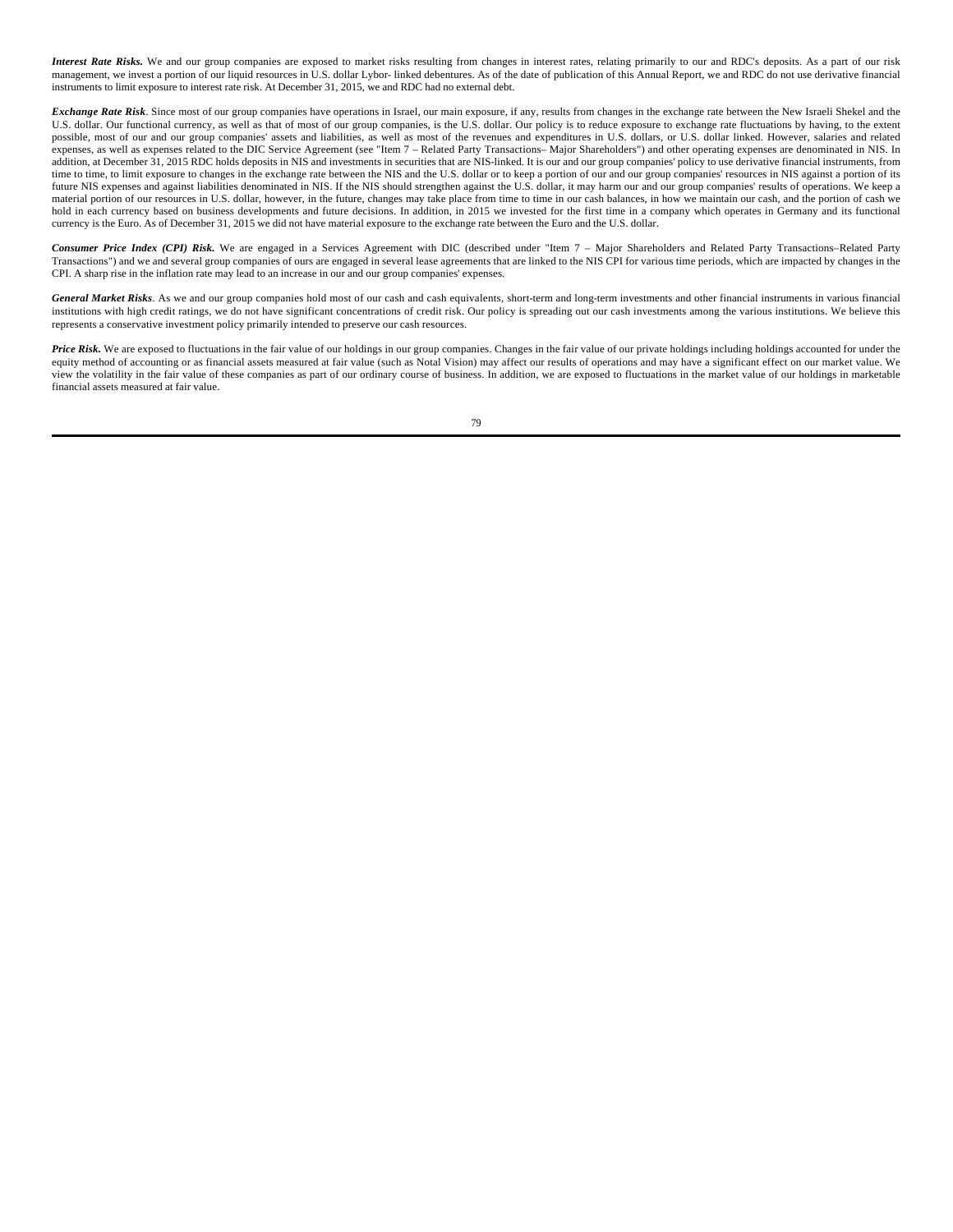***Interest Rate Risks.*** We and our group companies are exposed to market risks resulting from changes in interest rates, relating primarily to our and RDC's deposits. As a part of our risk management, we invest a portion of our liquid resources in U.S. dollar Lybor- linked debentures. As of the date of publication of this Annual Report, we and RDC do not use derivative financial instruments to limit exposure to interest rate risk. At December 31, 2015, we and RDC had no external debt.

***Exchange Rate Risk***. Since most of our group companies have operations in Israel, our main exposure, if any, results from changes in the exchange rate between the New Israeli Shekel and the U.S. dollar. Our functional currency, as well as that of most of our group companies, is the U.S. dollar. Our policy is to reduce exposure to exchange rate fluctuations by having, to the extent possible, most of our and our group companies' assets and liabilities, as well as most of the revenues and expenditures in U.S. dollars, or U.S. dollar linked. However, salaries and related expenses, as well as expenses related to the DIC Service Agreement (see "Item 7 – Related Party Transactions– Major Shareholders") and other operating expenses are denominated in NIS. In addition, at December 31, 2015 RDC holds deposits in NIS and investments in securities that are NIS-linked. It is our and our group companies' policy to use derivative financial instruments, from time to time, to limit exposure to changes in the exchange rate between the NIS and the U.S. dollar or to keep a portion of our and our group companies' resources in NIS against a portion of its future NIS expenses and against liabilities denominated in NIS. If the NIS should strengthen against the U.S. dollar, it may harm our and our group companies' results of operations. We keep a material portion of our resources in U.S. dollar, however, in the future, changes may take place from time to time in our cash balances, in how we maintain our cash, and the portion of cash we hold in each currency based on business developments and future decisions. In addition, in 2015 we invested for the first time in a company which operates in Germany and its functional currency is the Euro. As of December 31, 2015 we did not have material exposure to the exchange rate between the Euro and the U.S. dollar.

***Consumer Price Index (CPI) Risk.*** We are engaged in a Services Agreement with DIC (described under "Item 7 – Major Shareholders and Related Party Transactions–Related Party Transactions") and we and several group companies of ours are engaged in several lease agreements that are linked to the NIS CPI for various time periods, which are impacted by changes in the CPI. A sharp rise in the inflation rate may lead to an increase in our and our group companies' expenses.

***General Market Risks***. As we and our group companies hold most of our cash and cash equivalents, short-term and long-term investments and other financial instruments in various financial institutions with high credit ratings, we do not have significant concentrations of credit risk. Our policy is spreading out our cash investments among the various institutions. We believe this represents a conservative investment policy primarily intended to preserve our cash resources.

***Price Risk.*** We are exposed to fluctuations in the fair value of our holdings in our group companies. Changes in the fair value of our private holdings including holdings accounted for under the equity method of accounting or as financial assets measured at fair value (such as Notal Vision) may affect our results of operations and may have a significant effect on our market value. We view the volatility in the fair value of these companies as part of our ordinary course of business. In addition, we are exposed to fluctuations in the market value of our holdings in marketable financial assets measured at fair value.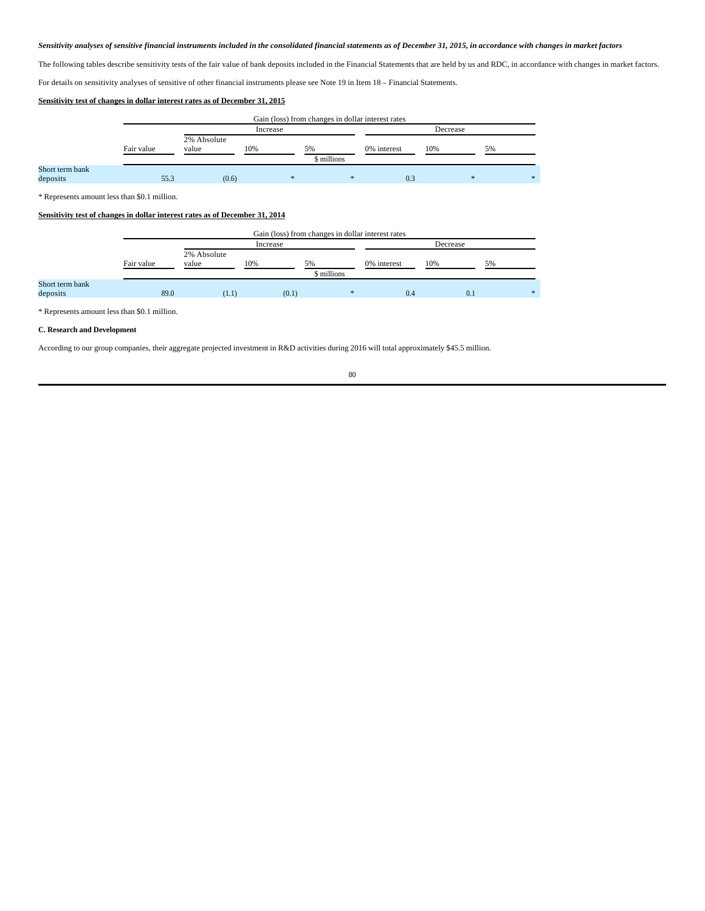*Sensitivity analyses of sensitive financial instruments included in the consolidated financial statements as of December 31, 2015, in accordance with changes in market factors*

The following tables describe sensitivity tests of the fair value of bank deposits included in the Financial Statements that are held by us and RDC, in accordance with changes in market factors.

For details on sensitivity analyses of sensitive of other financial instruments please see Note 19 in Item 18 – Financial Statements.

**Sensitivity test of changes in dollar interest rates as of December 31, 2015**

| | Gain (loss) from changes in dollar interest rates | | | | | | |
|---|---|---|---|---|---|---|---|
| | | Increase | | | Decrease | | |
| | Fair value | 2% Absolute value | 10% | 5% | 0% interest | 10% | 5% |
| | $ millions | | | | | | |
| Short term bank deposits | 55.3 | (0.6) | * | * | 0.3 | * | * |

\* Represents amount less than $0.1 million.

**Sensitivity test of changes in dollar interest rates as of December 31, 2014**

| | Gain (loss) from changes in dollar interest rates | | | | | | |
|---|---|---|---|---|---|---|---|
| | | Increase | | | Decrease | | |
| | Fair value | 2% Absolute value | 10% | 5% | 0% interest | 10% | 5% |
| | $ millions | | | | | | |
| Short term bank deposits | 89.0 | (1.1) | (0.1) | * | 0.4 | 0.1 | * |

\* Represents amount less than $0.1 million.

**C. Research and Development**

According to our group companies, their aggregate projected investment in R&D activities during 2016 will total approximately $45.5 million.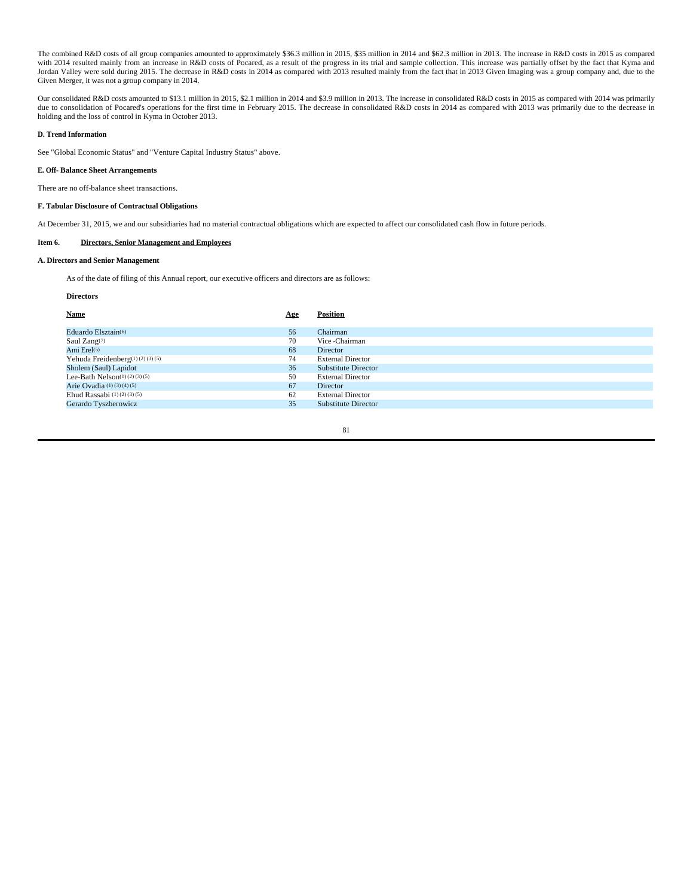The combined R&D costs of all group companies amounted to approximately $36.3 million in 2015, $35 million in 2014 and $62.3 million in 2013. The increase in R&D costs in 2015 as compared with 2014 resulted mainly from an increase in R&D costs of Pocared, as a result of the progress in its trial and sample collection. This increase was partially offset by the fact that Kyma and Jordan Valley were sold during 2015. The decrease in R&D costs in 2014 as compared with 2013 resulted mainly from the fact that in 2013 Given Imaging was a group company and, due to the Given Merger, it was not a group company in 2014.

Our consolidated R&D costs amounted to $13.1 million in 2015, $2.1 million in 2014 and $3.9 million in 2013. The increase in consolidated R&D costs in 2015 as compared with 2014 was primarily due to consolidation of Pocared's operations for the first time in February 2015. The decrease in consolidated R&D costs in 2014 as compared with 2013 was primarily due to the decrease in holding and the loss of control in Kyma in October 2013.

#### D. Trend Information

See "Global Economic Status" and "Venture Capital Industry Status" above.

#### E. Off- Balance Sheet Arrangements

There are no off-balance sheet transactions.

#### F. Tabular Disclosure of Contractual Obligations

At December 31, 2015, we and our subsidiaries had no material contractual obligations which are expected to affect our consolidated cash flow in future periods.

## Item 6. Directors, Senior Management and Employees

#### A. Directors and Senior Management

As of the date of filing of this Annual report, our executive officers and directors are as follows:

**Directors**

| Name | Age | Position |
|---|---|---|
| Eduardo Elsztain(6) | 56 | Chairman |
| Saul Zang(7) | 70 | Vice -Chairman |
| Ami Erel(5) | 68 | Director |
| Yehuda Freidenberg(1) (2) (3) (5) | 74 | External Director |
| Sholem (Saul) Lapidot | 36 | Substitute Director |
| Lee-Bath Nelson(1) (2) (3) (5) | 50 | External Director |
| Arie Ovadia (1) (3) (4) (5) | 67 | Director |
| Ehud Rassabi (1) (2) (3) (5) | 62 | External Director |
| Gerardo Tyszberowicz | 35 | Substitute Director |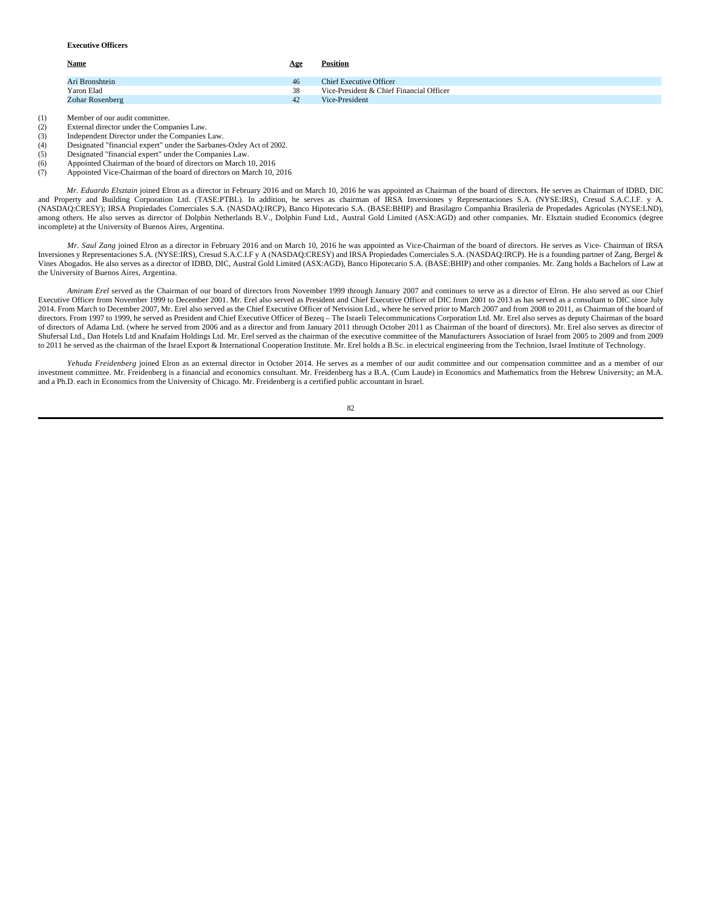**Executive Officers**

| Name | Age | Position |
|---|---|---|
| Ari Bronshtein | 46 | Chief Executive Officer |
| Yaron Elad | 38 | Vice-President & Chief Financial Officer |
| Zohar Rosenberg | 42 | Vice-President |

(1) Member of our audit committee.
(2) External director under the Companies Law.
(3) Independent Director under the Companies Law.
(4) Designated "financial expert" under the Sarbanes-Oxley Act of 2002.
(5) Designated "financial expert" under the Companies Law.
(6) Appointed Chairman of the board of directors on March 10, 2016
(7) Appointed Vice-Chairman of the board of directors on March 10, 2016

*Mr. Eduardo Elsztain* joined Elron as a director in February 2016 and on March 10, 2016 he was appointed as Chairman of the board of directors. He serves as Chairman of IDBD, DIC and Property and Building Corporation Ltd. (TASE:PTBL). In addition, he serves as chairman of IRSA Inversiones y Representaciones S.A. (NYSE:IRS), Cresud S.A.C.I.F. y A. (NASDAQ:CRESY); IRSA Propiedades Comerciales S.A. (NASDAQ:IRCP), Banco Hipotecario S.A. (BASE:BHIP) and Brasilagro Companhia Brasileria de Propedades Agricolas (NYSE:LND), among others. He also serves as director of Dolphin Netherlands B.V., Dolphin Fund Ltd., Austral Gold Limited (ASX:AGD) and other companies. Mr. Elsztain studied Economics (degree incomplete) at the University of Buenos Aires, Argentina.

*Mr. Saul Zang* joined Elron as a director in February 2016 and on March 10, 2016 he was appointed as Vice-Chairman of the board of directors. He serves as Vice- Chairman of IRSA Inversiones y Representaciones S.A. (NYSE:IRS), Cresud S.A.C.I.F y A (NASDAQ:CRESY) and IRSA Propiedades Comerciales S.A. (NASDAQ:IRCP). He is a founding partner of Zang, Bergel & Vines Abogados. He also serves as a director of IDBD, DIC, Austral Gold Limited (ASX:AGD), Banco Hipotecario S.A. (BASE:BHIP) and other companies. Mr. Zang holds a Bachelors of Law at the University of Buenos Aires, Argentina.

*Amiram Erel* served as the Chairman of our board of directors from November 1999 through January 2007 and continues to serve as a director of Elron. He also served as our Chief Executive Officer from November 1999 to December 2001. Mr. Erel also served as President and Chief Executive Officer of DIC from 2001 to 2013 as has served as a consultant to DIC since July 2014. From March to December 2007, Mr. Erel also served as the Chief Executive Officer of Netvision Ltd., where he served prior to March 2007 and from 2008 to 2011, as Chairman of the board of directors. From 1997 to 1999, he served as President and Chief Executive Officer of Bezeq – The Israeli Telecommunications Corporation Ltd. Mr. Erel also serves as deputy Chairman of the board of directors of Adama Ltd. (where he served from 2006 and as a director and from January 2011 through October 2011 as Chairman of the board of directors). Mr. Erel also serves as director of Shufersal Ltd., Dan Hotels Ltd and Knafaim Holdings Ltd. Mr. Erel served as the chairman of the executive committee of the Manufacturers Association of Israel from 2005 to 2009 and from 2009 to 2011 he served as the chairman of the Israel Export & International Cooperation Institute. Mr. Erel holds a B.Sc. in electrical engineering from the Technion, Israel Institute of Technology.

*Yehuda Freidenberg* joined Elron as an external director in October 2014. He serves as a member of our audit committee and our compensation committee and as a member of our investment committee. Mr. Freidenberg is a financial and economics consultant. Mr. Freidenberg has a B.A. (Cum Laude) in Economics and Mathematics from the Hebrew University; an M.A. and a Ph.D. each in Economics from the University of Chicago. Mr. Freidenberg is a certified public accountant in Israel.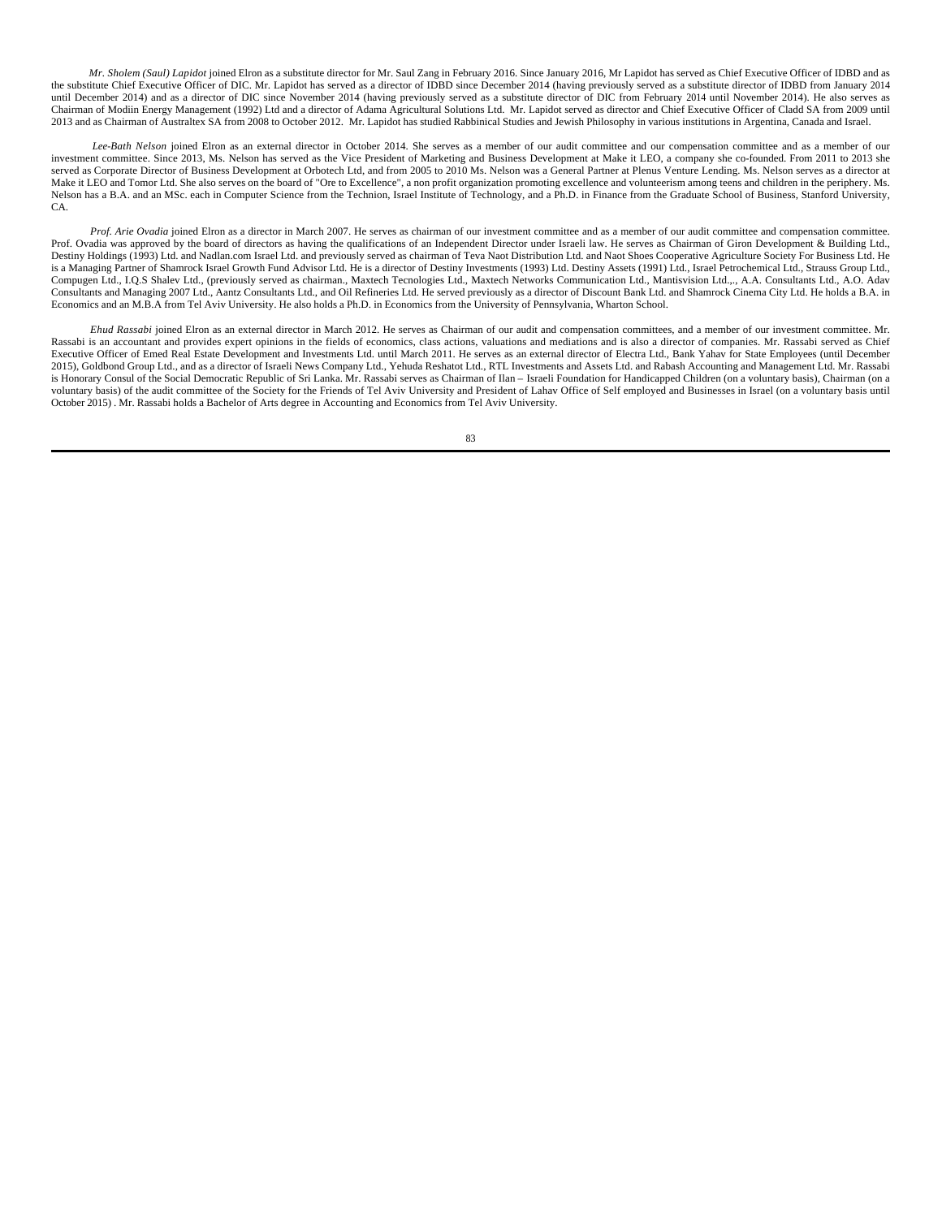*Mr. Sholem (Saul) Lapidot* joined Elron as a substitute director for Mr. Saul Zang in February 2016. Since January 2016, Mr Lapidot has served as Chief Executive Officer of IDBD and as the substitute Chief Executive Officer of DIC. Mr. Lapidot has served as a director of IDBD since December 2014 (having previously served as a substitute director of IDBD from January 2014 until December 2014) and as a director of DIC since November 2014 (having previously served as a substitute director of DIC from February 2014 until November 2014). He also serves as Chairman of Modiin Energy Management (1992) Ltd and a director of Adama Agricultural Solutions Ltd. Mr. Lapidot served as director and Chief Executive Officer of Cladd SA from 2009 until 2013 and as Chairman of Australtex SA from 2008 to October 2012. Mr. Lapidot has studied Rabbinical Studies and Jewish Philosophy in various institutions in Argentina, Canada and Israel.

*Lee-Bath Nelson* joined Elron as an external director in October 2014. She serves as a member of our audit committee and our compensation committee and as a member of our investment committee. Since 2013, Ms. Nelson has served as the Vice President of Marketing and Business Development at Make it LEO, a company she co-founded. From 2011 to 2013 she served as Corporate Director of Business Development at Orbotech Ltd, and from 2005 to 2010 Ms. Nelson was a General Partner at Plenus Venture Lending. Ms. Nelson serves as a director at Make it LEO and Tomor Ltd. She also serves on the board of "Ore to Excellence", a non profit organization promoting excellence and volunteerism among teens and children in the periphery. Ms. Nelson has a B.A. and an MSc. each in Computer Science from the Technion, Israel Institute of Technology, and a Ph.D. in Finance from the Graduate School of Business, Stanford University, CA.

*Prof. Arie Ovadia* joined Elron as a director in March 2007. He serves as chairman of our investment committee and as a member of our audit committee and compensation committee. Prof. Ovadia was approved by the board of directors as having the qualifications of an Independent Director under Israeli law. He serves as Chairman of Giron Development & Building Ltd., Destiny Holdings (1993) Ltd. and Nadlan.com Israel Ltd. and previously served as chairman of Teva Naot Distribution Ltd. and Naot Shoes Cooperative Agriculture Society For Business Ltd. He is a Managing Partner of Shamrock Israel Growth Fund Advisor Ltd. He is a director of Destiny Investments (1993) Ltd. Destiny Assets (1991) Ltd., Israel Petrochemical Ltd., Strauss Group Ltd., Compugen Ltd., I.Q.S Shalev Ltd., (previously served as chairman., Maxtech Tecnologies Ltd., Maxtech Networks Communication Ltd., Mantisvision Ltd.,., A.A. Consultants Ltd., A.O. Adav Consultants and Managing 2007 Ltd., Aantz Consultants Ltd., and Oil Refineries Ltd. He served previously as a director of Discount Bank Ltd. and Shamrock Cinema City Ltd. He holds a B.A. in Economics and an M.B.A from Tel Aviv University. He also holds a Ph.D. in Economics from the University of Pennsylvania, Wharton School.

*Ehud Rassabi* joined Elron as an external director in March 2012. He serves as Chairman of our audit and compensation committees, and a member of our investment committee. Mr. Rassabi is an accountant and provides expert opinions in the fields of economics, class actions, valuations and mediations and is also a director of companies. Mr. Rassabi served as Chief Executive Officer of Emed Real Estate Development and Investments Ltd. until March 2011. He serves as an external director of Electra Ltd., Bank Yahav for State Employees (until December 2015), Goldbond Group Ltd., and as a director of Israeli News Company Ltd., Yehuda Reshatot Ltd., RTL Investments and Assets Ltd. and Rabash Accounting and Management Ltd. Mr. Rassabi is Honorary Consul of the Social Democratic Republic of Sri Lanka. Mr. Rassabi serves as Chairman of Ilan – Israeli Foundation for Handicapped Children (on a voluntary basis), Chairman (on a voluntary basis) of the audit committee of the Society for the Friends of Tel Aviv University and President of Lahav Office of Self employed and Businesses in Israel (on a voluntary basis until October 2015) . Mr. Rassabi holds a Bachelor of Arts degree in Accounting and Economics from Tel Aviv University.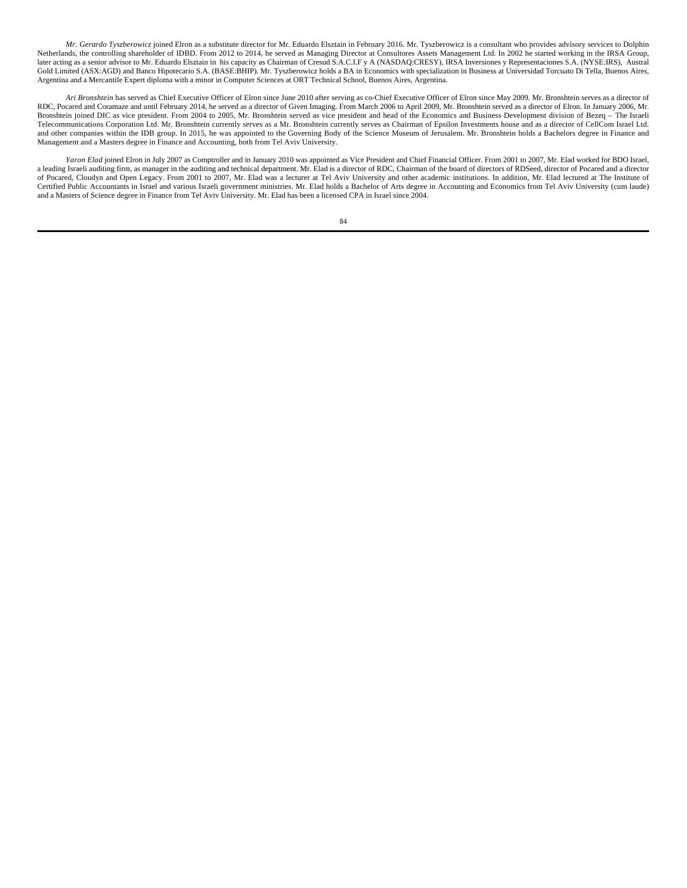*Mr. Gerardo Tyszberowicz* joined Elron as a substitute director for Mr. Eduardo Elsztain in February 2016. Mr. Tyszberowicz is a consultant who provides advisory services to Dolphin Netherlands, the controlling shareholder of IDBD. From 2012 to 2014, he served as Managing Director at Consultores Assets Management Ltd. In 2002 he started working in the IRSA Group, later acting as a senior advisor to Mr. Eduardo Elsztain in his capacity as Chairman of Cresud S.A.C.I.F y A (NASDAQ:CRESY), IRSA Inversiones y Representaciones S.A. (NYSE:IRS), Austral Gold Limited (ASX:AGD) and Banco Hipotecario S.A. (BASE:BHIP). Mr. Tyszberowicz holds a BA in Economics with specialization in Business at Universidad Torcuato Di Tella, Buenos Aires, Argentina and a Mercantile Expert diploma with a minor in Computer Sciences at ORT Technical School, Buenos Aires, Argentina.

*Ari Bronshtein* has served as Chief Executive Officer of Elron since June 2010 after serving as co-Chief Executive Officer of Elron since May 2009. Mr. Bronshtein serves as a director of RDC, Pocared and Coramaze and until February 2014, he served as a director of Given Imaging. From March 2006 to April 2009, Mr. Bronshtein served as a director of Elron. In January 2006, Mr. Bronshtein joined DIC as vice president. From 2004 to 2005, Mr. Bronshtein served as vice president and head of the Economics and Business Development division of Bezeq – The Israeli Telecommunications Corporation Ltd. Mr. Bronshtein currently serves as a Mr. Bronshtein currently serves as Chairman of Epsilon Investments house and as a director of CellCom Israel Ltd. and other companies within the IDB group. In 2015, he was appointed to the Governing Body of the Science Museum of Jerusalem. Mr. Bronshtein holds a Bachelors degree in Finance and Management and a Masters degree in Finance and Accounting, both from Tel Aviv University.

*Yaron Elad* joined Elron in July 2007 as Comptroller and in January 2010 was appointed as Vice President and Chief Financial Officer. From 2001 to 2007, Mr. Elad worked for BDO Israel, a leading Israeli auditing firm, as manager in the auditing and technical department. Mr. Elad is a director of RDC, Chairman of the board of directors of RDSeed, director of Pocared and a director of Pocared, Cloudyn and Open Legacy. From 2001 to 2007, Mr. Elad was a lecturer at Tel Aviv University and other academic institutions. In addition, Mr. Elad lectured at The Institute of Certified Public Accountants in Israel and various Israeli government ministries. Mr. Elad holds a Bachelor of Arts degree in Accounting and Economics from Tel Aviv University (cum laude) and a Masters of Science degree in Finance from Tel Aviv University. Mr. Elad has been a licensed CPA in Israel since 2004.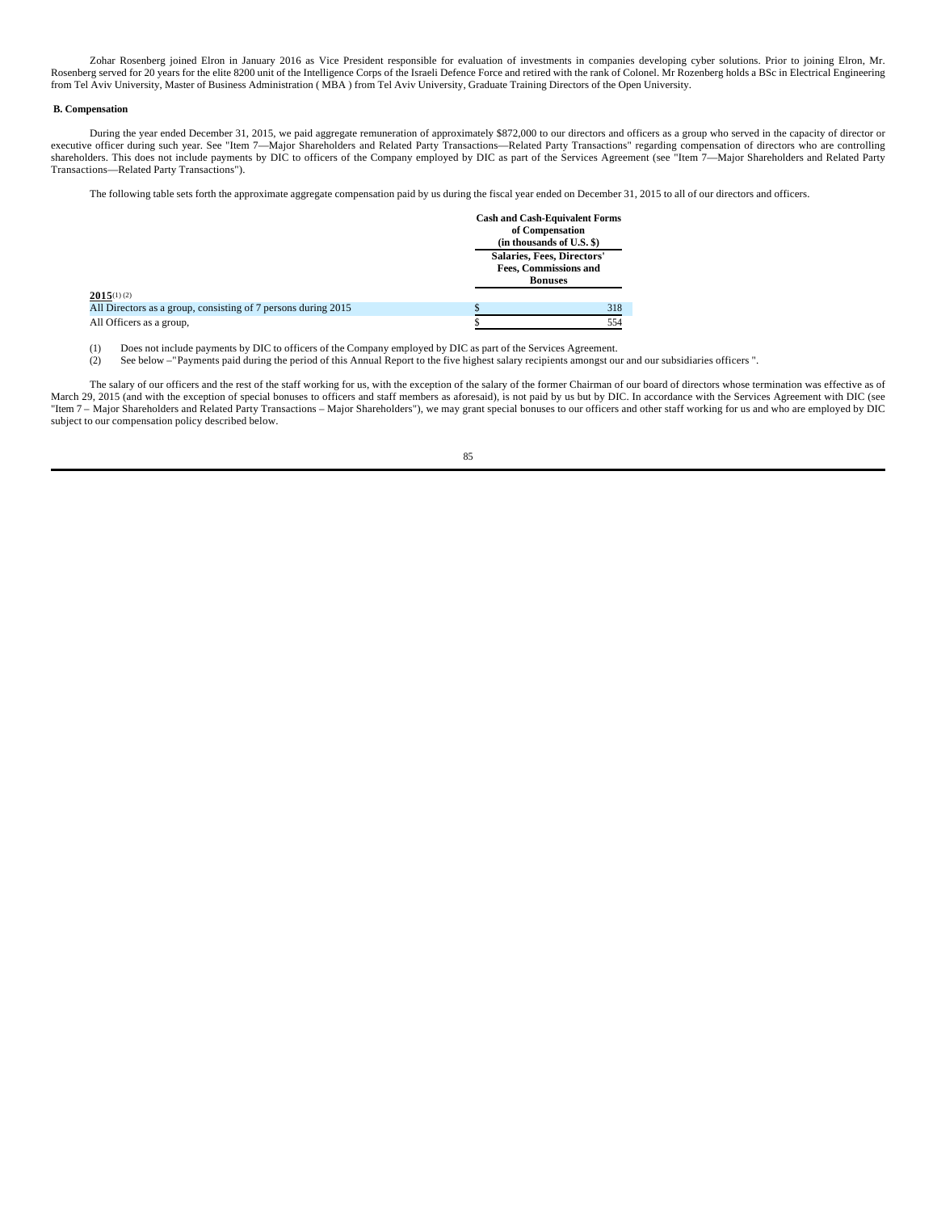Zohar Rosenberg joined Elron in January 2016 as Vice President responsible for evaluation of investments in companies developing cyber solutions. Prior to joining Elron, Mr. Rosenberg served for 20 years for the elite 8200 unit of the Intelligence Corps of the Israeli Defence Force and retired with the rank of Colonel. Mr Rozenberg holds a BSc in Electrical Engineering from Tel Aviv University, Master of Business Administration ( MBA ) from Tel Aviv University, Graduate Training Directors of the Open University.

### B. Compensation

During the year ended December 31, 2015, we paid aggregate remuneration of approximately $872,000 to our directors and officers as a group who served in the capacity of director or executive officer during such year. See "Item 7—Major Shareholders and Related Party Transactions—Related Party Transactions" regarding compensation of directors who are controlling shareholders. This does not include payments by DIC to officers of the Company employed by DIC as part of the Services Agreement (see "Item 7—Major Shareholders and Related Party Transactions—Related Party Transactions").

The following table sets forth the approximate aggregate compensation paid by us during the fiscal year ended on December 31, 2015 to all of our directors and officers.

| | Cash and Cash-Equivalent Forms of Compensation (in thousands of U.S. $) |
|---|---|
| | Salaries, Fees, Directors' Fees, Commissions and Bonuses |
| **2015** (1) (2) | |
| All Directors as a group, consisting of 7 persons during 2015 | $ 318 |
| All Officers as a group, | $ 554 |

(1) Does not include payments by DIC to officers of the Company employed by DIC as part of the Services Agreement.

(2) See below –"Payments paid during the period of this Annual Report to the five highest salary recipients amongst our and our subsidiaries officers ".

The salary of our officers and the rest of the staff working for us, with the exception of the salary of the former Chairman of our board of directors whose termination was effective as of March 29, 2015 (and with the exception of special bonuses to officers and staff members as aforesaid), is not paid by us but by DIC. In accordance with the Services Agreement with DIC (see "Item 7 – Major Shareholders and Related Party Transactions – Major Shareholders"), we may grant special bonuses to our officers and other staff working for us and who are employed by DIC subject to our compensation policy described below.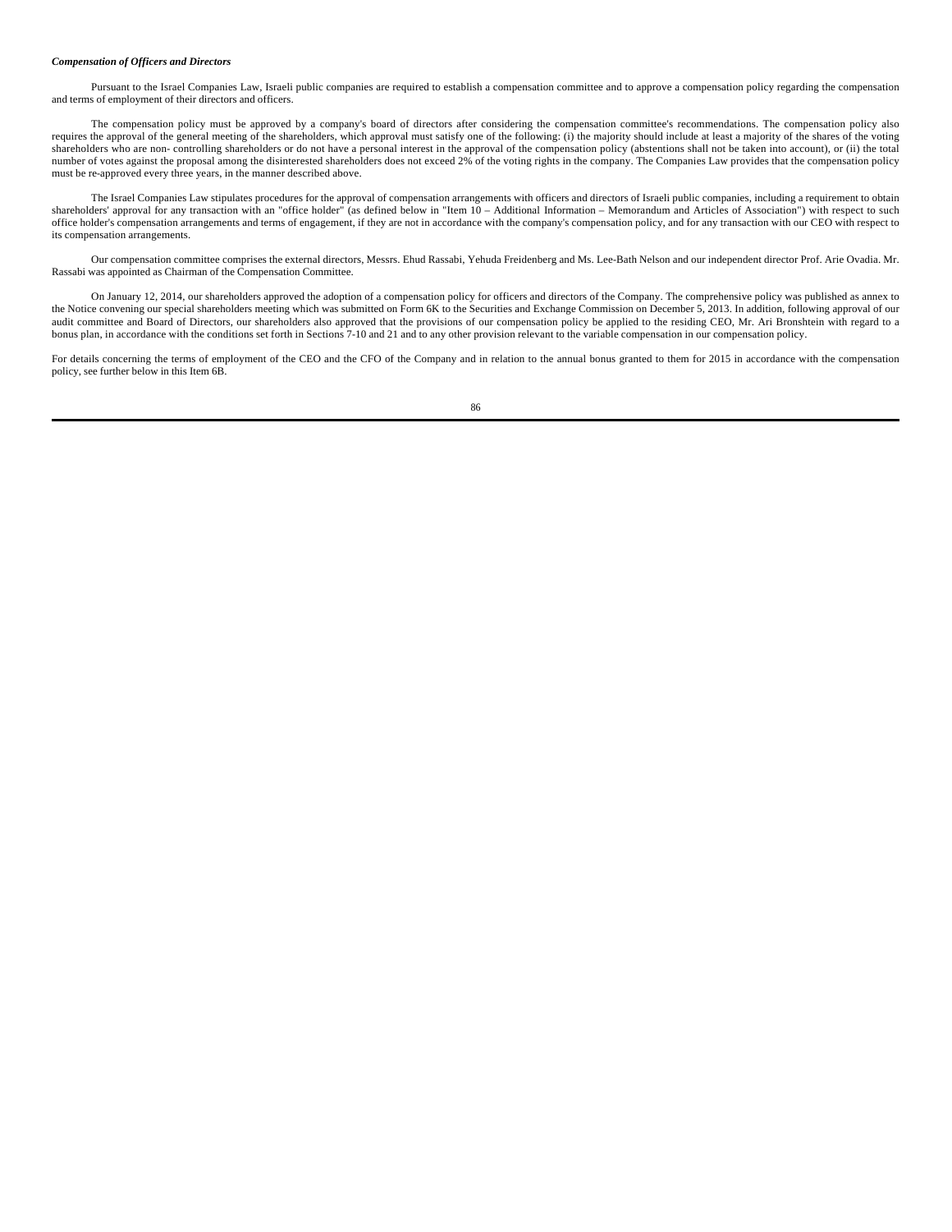***Compensation of Officers and Directors***

Pursuant to the Israel Companies Law, Israeli public companies are required to establish a compensation committee and to approve a compensation policy regarding the compensation and terms of employment of their directors and officers.

The compensation policy must be approved by a company's board of directors after considering the compensation committee's recommendations. The compensation policy also requires the approval of the general meeting of the shareholders, which approval must satisfy one of the following: (i) the majority should include at least a majority of the shares of the voting shareholders who are non- controlling shareholders or do not have a personal interest in the approval of the compensation policy (abstentions shall not be taken into account), or (ii) the total number of votes against the proposal among the disinterested shareholders does not exceed 2% of the voting rights in the company. The Companies Law provides that the compensation policy must be re-approved every three years, in the manner described above.

The Israel Companies Law stipulates procedures for the approval of compensation arrangements with officers and directors of Israeli public companies, including a requirement to obtain shareholders' approval for any transaction with an "office holder" (as defined below in "Item 10 – Additional Information – Memorandum and Articles of Association") with respect to such office holder's compensation arrangements and terms of engagement, if they are not in accordance with the company's compensation policy, and for any transaction with our CEO with respect to its compensation arrangements.

Our compensation committee comprises the external directors, Messrs. Ehud Rassabi, Yehuda Freidenberg and Ms. Lee-Bath Nelson and our independent director Prof. Arie Ovadia. Mr. Rassabi was appointed as Chairman of the Compensation Committee.

On January 12, 2014, our shareholders approved the adoption of a compensation policy for officers and directors of the Company. The comprehensive policy was published as annex to the Notice convening our special shareholders meeting which was submitted on Form 6K to the Securities and Exchange Commission on December 5, 2013. In addition, following approval of our audit committee and Board of Directors, our shareholders also approved that the provisions of our compensation policy be applied to the residing CEO, Mr. Ari Bronshtein with regard to a bonus plan, in accordance with the conditions set forth in Sections 7-10 and 21 and to any other provision relevant to the variable compensation in our compensation policy.

For details concerning the terms of employment of the CEO and the CFO of the Company and in relation to the annual bonus granted to them for 2015 in accordance with the compensation policy, see further below in this Item 6B.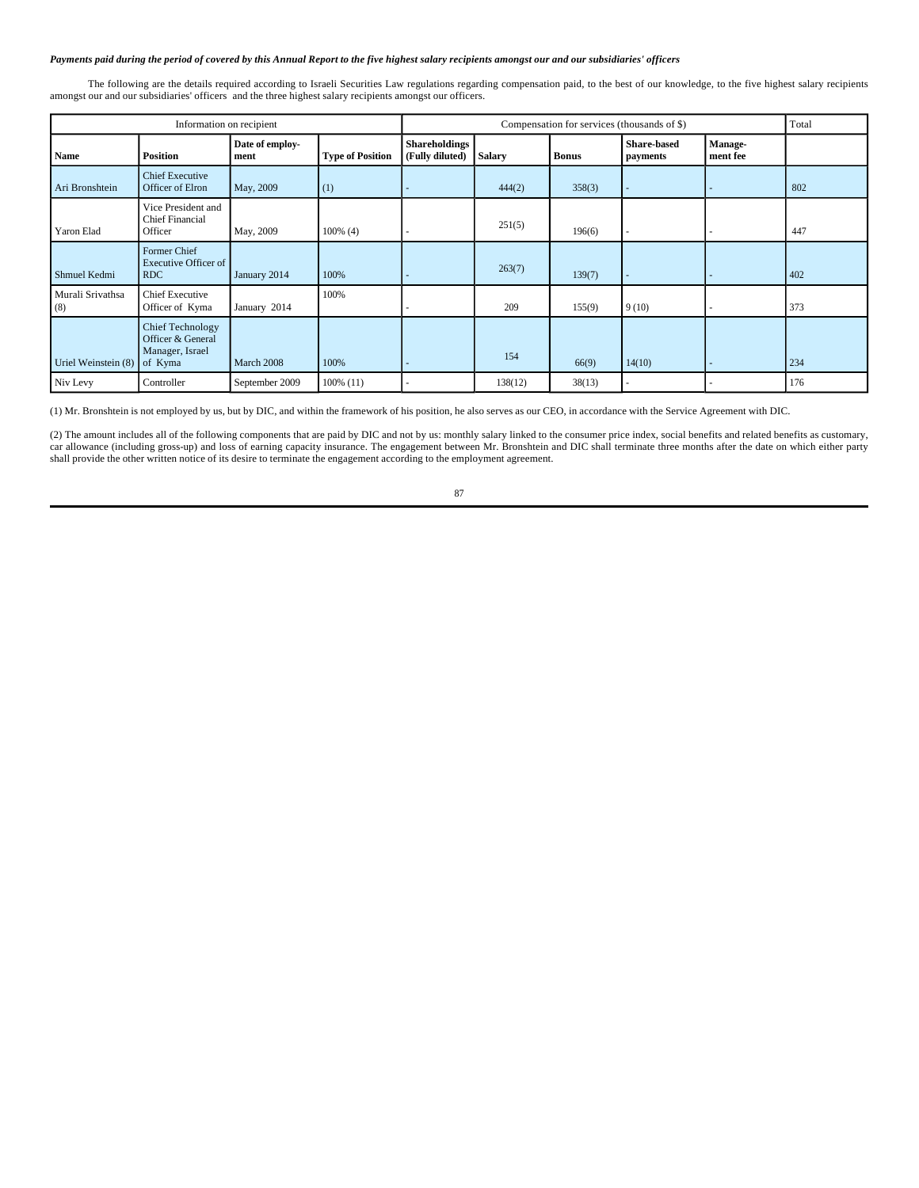*Payments paid during the period of covered by this Annual Report to the five highest salary recipients amongst our and our subsidiaries' officers*

The following are the details required according to Israeli Securities Law regulations regarding compensation paid, to the best of our knowledge, to the five highest salary recipients amongst our and our subsidiaries' officers and the three highest salary recipients amongst our officers.

| Information on recipient | | | | Compensation for services (thousands of $) | | | | | Total |
|---|---|---|---|---|---|---|---|---|---|
| **Name** | **Position** | **Date of employ-ment** | **Type of Position** | **Shareholdings (Fully diluted)** | **Salary** | **Bonus** | **Share-based payments** | **Manage-ment fee** | |
| Ari Bronshtein | Chief Executive Officer of Elron | May, 2009 | (1) | - | 444(2) | 358(3) | - | - | 802 |
| Yaron Elad | Vice President and Chief Financial Officer | May, 2009 | 100% (4) | - | 251(5) | 196(6) | - | - | 447 |
| Shmuel Kedmi | Former Chief Executive Officer of RDC | January 2014 | 100% | - | 263(7) | 139(7) | - | - | 402 |
| Murali Srivathsa (8) | Chief Executive Officer of Kyma | January 2014 | 100% | - | 209 | 155(9) | 9 (10) | - | 373 |
| Uriel Weinstein (8) | Chief Technology Officer & General Manager, Israel of Kyma | March 2008 | 100% | - | 154 | 66(9) | 14(10) | - | 234 |
| Niv Levy | Controller | September 2009 | 100% (11) | - | 138(12) | 38(13) | - | - | 176 |

(1) Mr. Bronshtein is not employed by us, but by DIC, and within the framework of his position, he also serves as our CEO, in accordance with the Service Agreement with DIC.

(2) The amount includes all of the following components that are paid by DIC and not by us: monthly salary linked to the consumer price index, social benefits and related benefits as customary, car allowance (including gross-up) and loss of earning capacity insurance. The engagement between Mr. Bronshtein and DIC shall terminate three months after the date on which either party shall provide the other written notice of its desire to terminate the engagement according to the employment agreement.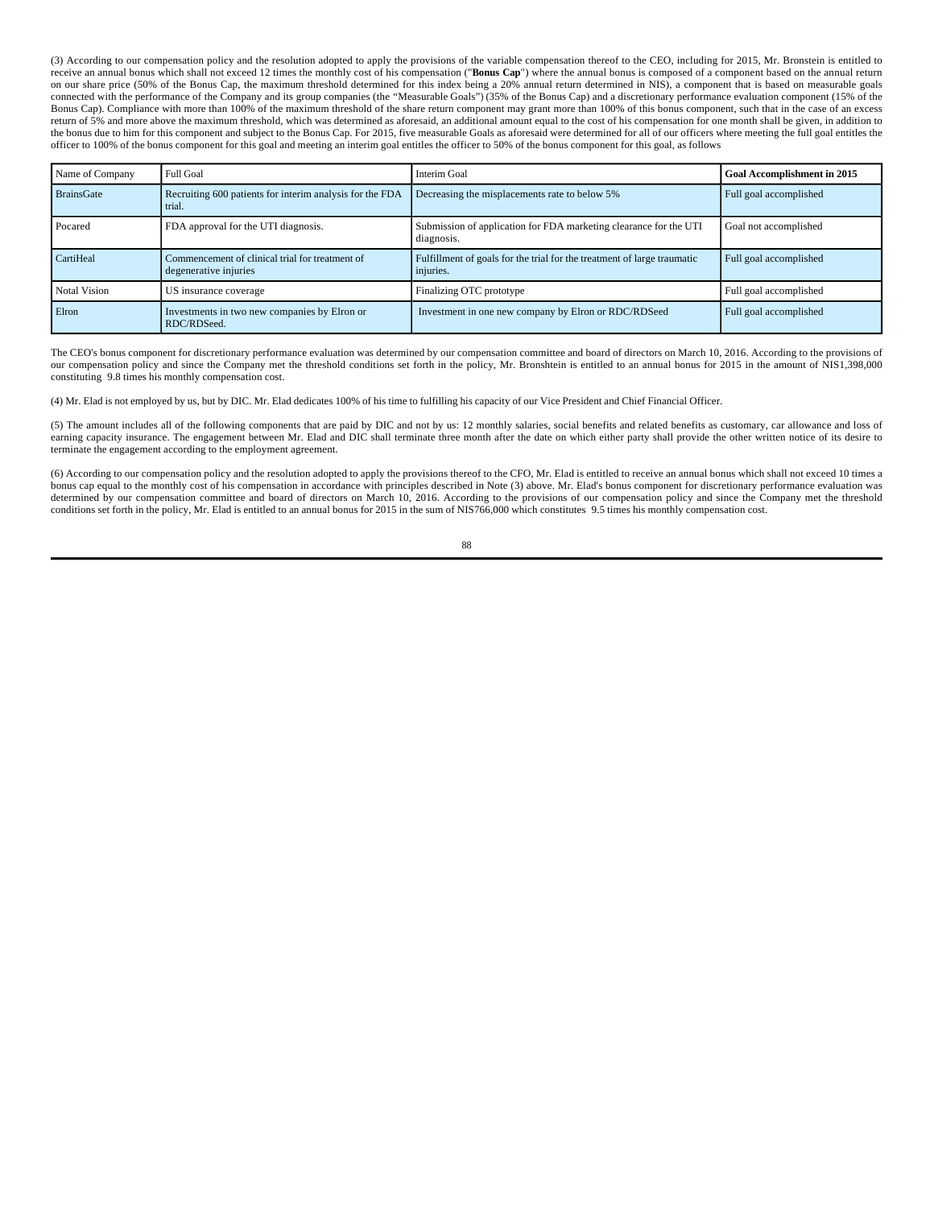(3) According to our compensation policy and the resolution adopted to apply the provisions of the variable compensation thereof to the CEO, including for 2015, Mr. Bronstein is entitled to receive an annual bonus which shall not exceed 12 times the monthly cost of his compensation ("**Bonus Cap**") where the annual bonus is composed of a component based on the annual return on our share price (50% of the Bonus Cap, the maximum threshold determined for this index being a 20% annual return determined in NIS), a component that is based on measurable goals connected with the performance of the Company and its group companies (the "Measurable Goals") (35% of the Bonus Cap) and a discretionary performance evaluation component (15% of the Bonus Cap). Compliance with more than 100% of the maximum threshold of the share return component may grant more than 100% of this bonus component, such that in the case of an excess return of 5% and more above the maximum threshold, which was determined as aforesaid, an additional amount equal to the cost of his compensation for one month shall be given, in addition to the bonus due to him for this component and subject to the Bonus Cap. For 2015, five measurable Goals as aforesaid were determined for all of our officers where meeting the full goal entitles the officer to 100% of the bonus component for this goal and meeting an interim goal entitles the officer to 50% of the bonus component for this goal, as follows

| Name of Company | Full Goal | Interim Goal | **Goal Accomplishment in 2015** |
|---|---|---|---|
| BrainsGate | Recruiting 600 patients for interim analysis for the FDA trial. | Decreasing the misplacements rate to below 5% | Full goal accomplished |
| Pocared | FDA approval for the UTI diagnosis. | Submission of application for FDA marketing clearance for the UTI diagnosis. | Goal not accomplished |
| CartiHeal | Commencement of clinical trial for treatment of degenerative injuries | Fulfillment of goals for the trial for the treatment of large traumatic injuries. | Full goal accomplished |
| Notal Vision | US insurance coverage | Finalizing OTC prototype | Full goal accomplished |
| Elron | Investments in two new companies by Elron or RDC/RDSeed. | Investment in one new company by Elron or RDC/RDSeed | Full goal accomplished |

The CEO's bonus component for discretionary performance evaluation was determined by our compensation committee and board of directors on March 10, 2016. According to the provisions of our compensation policy and since the Company met the threshold conditions set forth in the policy, Mr. Bronshtein is entitled to an annual bonus for 2015 in the amount of NIS1,398,000 constituting 9.8 times his monthly compensation cost.

(4) Mr. Elad is not employed by us, but by DIC. Mr. Elad dedicates 100% of his time to fulfilling his capacity of our Vice President and Chief Financial Officer.

(5) The amount includes all of the following components that are paid by DIC and not by us: 12 monthly salaries, social benefits and related benefits as customary, car allowance and loss of earning capacity insurance. The engagement between Mr. Elad and DIC shall terminate three month after the date on which either party shall provide the other written notice of its desire to terminate the engagement according to the employment agreement.

(6) According to our compensation policy and the resolution adopted to apply the provisions thereof to the CFO, Mr. Elad is entitled to receive an annual bonus which shall not exceed 10 times a bonus cap equal to the monthly cost of his compensation in accordance with principles described in Note (3) above. Mr. Elad's bonus component for discretionary performance evaluation was determined by our compensation committee and board of directors on March 10, 2016. According to the provisions of our compensation policy and since the Company met the threshold conditions set forth in the policy, Mr. Elad is entitled to an annual bonus for 2015 in the sum of NIS766,000 which constitutes 9.5 times his monthly compensation cost.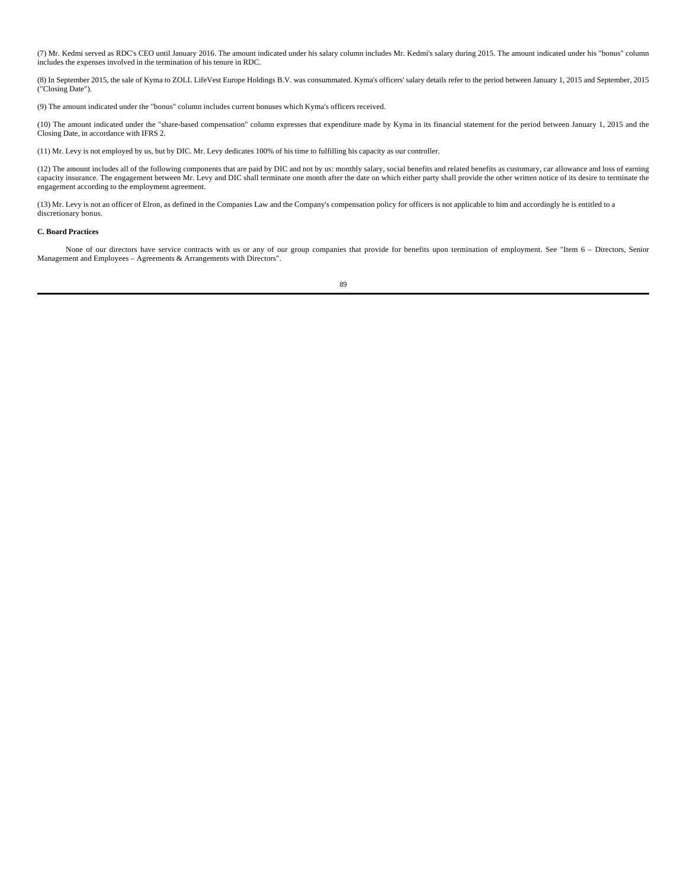(7) Mr. Kedmi served as RDC's CEO until January 2016. The amount indicated under his salary column includes Mr. Kedmi's salary during 2015. The amount indicated under his "bonus" column includes the expenses involved in the termination of his tenure in RDC.

(8) In September 2015, the sale of Kyma to ZOLL LifeVest Europe Holdings B.V. was consummated. Kyma's officers' salary details refer to the period between January 1, 2015 and September, 2015 ("Closing Date").

(9) The amount indicated under the "bonus" column includes current bonuses which Kyma's officers received.

(10) The amount indicated under the "share-based compensation" column expresses that expenditure made by Kyma in its financial statement for the period between January 1, 2015 and the Closing Date, in accordance with IFRS 2.

(11) Mr. Levy is not employed by us, but by DIC. Mr. Levy dedicates 100% of his time to fulfilling his capacity as our controller.

(12) The amount includes all of the following components that are paid by DIC and not by us: monthly salary, social benefits and related benefits as customary, car allowance and loss of earning capacity insurance. The engagement between Mr. Levy and DIC shall terminate one month after the date on which either party shall provide the other written notice of its desire to terminate the engagement according to the employment agreement.

(13) Mr. Levy is not an officer of Elron, as defined in the Companies Law and the Company's compensation policy for officers is not applicable to him and accordingly he is entitled to a discretionary bonus.

**C. Board Practices**

None of our directors have service contracts with us or any of our group companies that provide for benefits upon termination of employment. See "Item 6 – Directors, Senior Management and Employees – Agreements & Arrangements with Directors".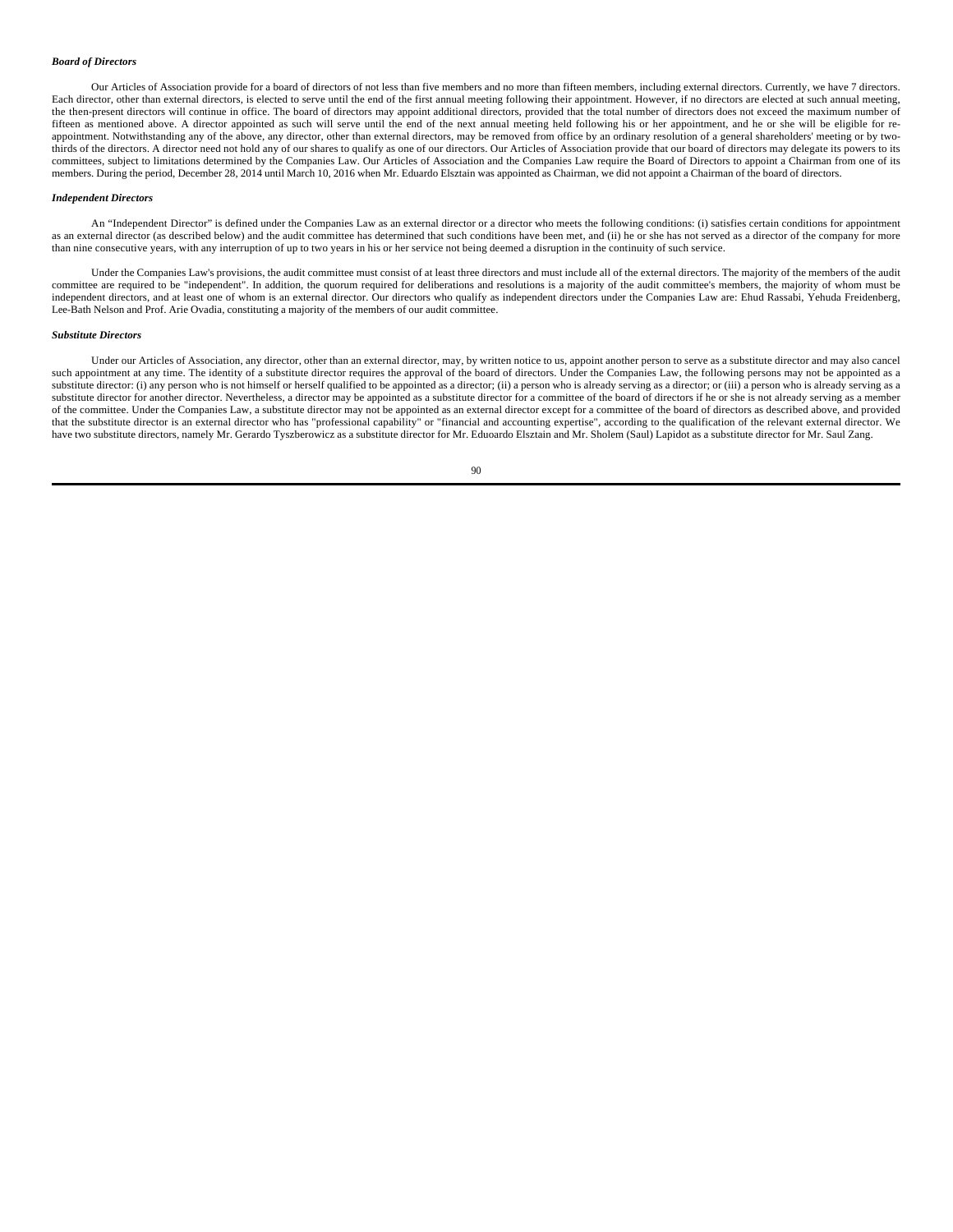***Board of Directors***

Our Articles of Association provide for a board of directors of not less than five members and no more than fifteen members, including external directors. Currently, we have 7 directors. Each director, other than external directors, is elected to serve until the end of the first annual meeting following their appointment. However, if no directors are elected at such annual meeting, the then-present directors will continue in office. The board of directors may appoint additional directors, provided that the total number of directors does not exceed the maximum number of fifteen as mentioned above. A director appointed as such will serve until the end of the next annual meeting held following his or her appointment, and he or she will be eligible for re-appointment. Notwithstanding any of the above, any director, other than external directors, may be removed from office by an ordinary resolution of a general shareholders' meeting or by two-thirds of the directors. A director need not hold any of our shares to qualify as one of our directors. Our Articles of Association provide that our board of directors may delegate its powers to its committees, subject to limitations determined by the Companies Law. Our Articles of Association and the Companies Law require the Board of Directors to appoint a Chairman from one of its members. During the period, December 28, 2014 until March 10, 2016 when Mr. Eduardo Elsztain was appointed as Chairman, we did not appoint a Chairman of the board of directors.

***Independent Directors***

An "Independent Director" is defined under the Companies Law as an external director or a director who meets the following conditions: (i) satisfies certain conditions for appointment as an external director (as described below) and the audit committee has determined that such conditions have been met, and (ii) he or she has not served as a director of the company for more than nine consecutive years, with any interruption of up to two years in his or her service not being deemed a disruption in the continuity of such service.

Under the Companies Law's provisions, the audit committee must consist of at least three directors and must include all of the external directors. The majority of the members of the audit committee are required to be "independent". In addition, the quorum required for deliberations and resolutions is a majority of the audit committee's members, the majority of whom must be independent directors, and at least one of whom is an external director. Our directors who qualify as independent directors under the Companies Law are: Ehud Rassabi, Yehuda Freidenberg, Lee-Bath Nelson and Prof. Arie Ovadia, constituting a majority of the members of our audit committee.

***Substitute Directors***

Under our Articles of Association, any director, other than an external director, may, by written notice to us, appoint another person to serve as a substitute director and may also cancel such appointment at any time. The identity of a substitute director requires the approval of the board of directors. Under the Companies Law, the following persons may not be appointed as a substitute director: (i) any person who is not himself or herself qualified to be appointed as a director; (ii) a person who is already serving as a director; or (iii) a person who is already serving as a substitute director for another director. Nevertheless, a director may be appointed as a substitute director for a committee of the board of directors if he or she is not already serving as a member of the committee. Under the Companies Law, a substitute director may not be appointed as an external director except for a committee of the board of directors as described above, and provided that the substitute director is an external director who has "professional capability" or "financial and accounting expertise", according to the qualification of the relevant external director. We have two substitute directors, namely Mr. Gerardo Tyszberowicz as a substitute director for Mr. Eduoardo Elsztain and Mr. Sholem (Saul) Lapidot as a substitute director for Mr. Saul Zang.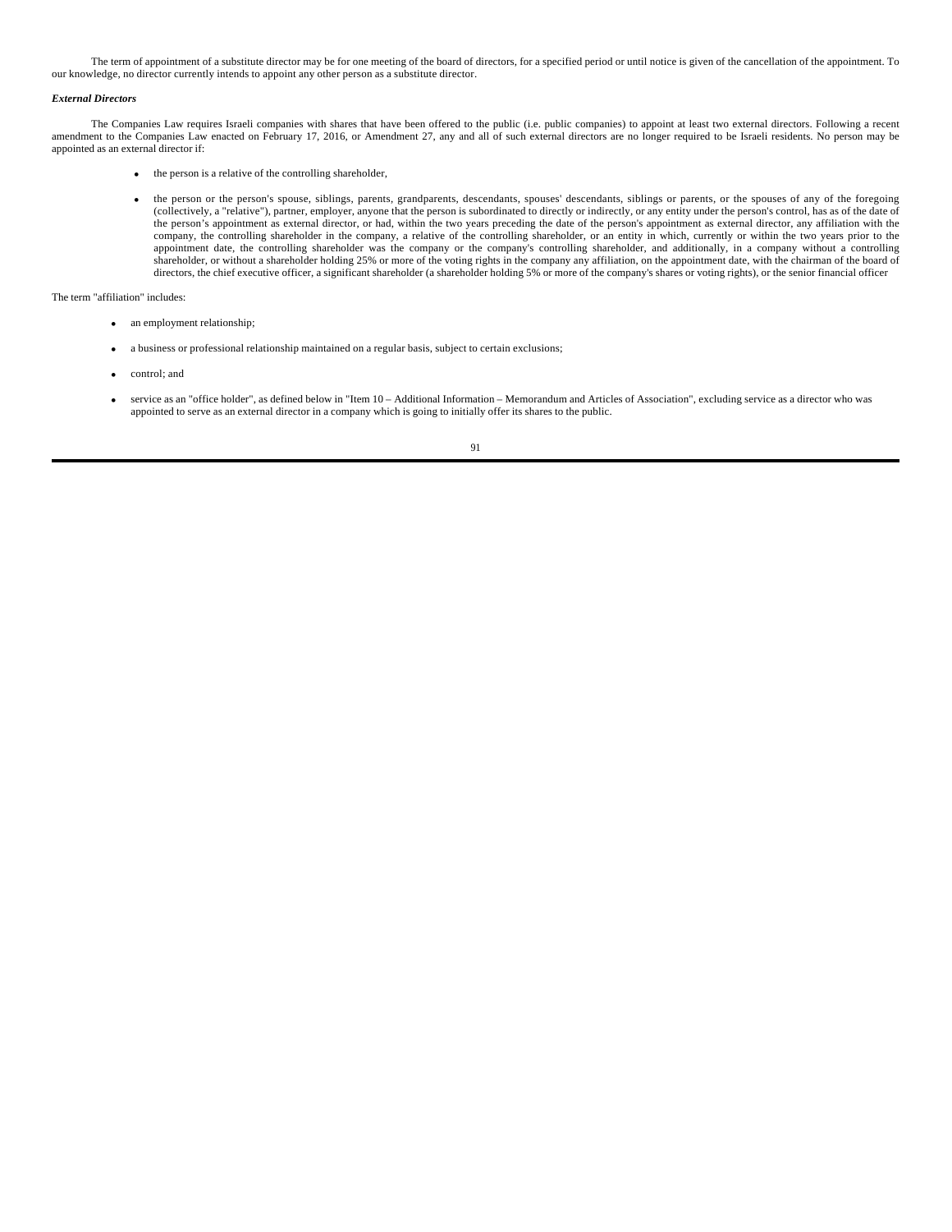The term of appointment of a substitute director may be for one meeting of the board of directors, for a specified period or until notice is given of the cancellation of the appointment. To our knowledge, no director currently intends to appoint any other person as a substitute director.

***External Directors***

The Companies Law requires Israeli companies with shares that have been offered to the public (i.e. public companies) to appoint at least two external directors. Following a recent amendment to the Companies Law enacted on February 17, 2016, or Amendment 27, any and all of such external directors are no longer required to be Israeli residents. No person may be appointed as an external director if:

- the person is a relative of the controlling shareholder,
- the person or the person's spouse, siblings, parents, grandparents, descendants, spouses' descendants, siblings or parents, or the spouses of any of the foregoing (collectively, a "relative"), partner, employer, anyone that the person is subordinated to directly or indirectly, or any entity under the person's control, has as of the date of the person's appointment as external director, or had, within the two years preceding the date of the person's appointment as external director, any affiliation with the company, the controlling shareholder in the company, a relative of the controlling shareholder, or an entity in which, currently or within the two years prior to the appointment date, the controlling shareholder was the company or the company's controlling shareholder, and additionally, in a company without a controlling shareholder, or without a shareholder holding 25% or more of the voting rights in the company any affiliation, on the appointment date, with the chairman of the board of directors, the chief executive officer, a significant shareholder (a shareholder holding 5% or more of the company's shares or voting rights), or the senior financial officer

The term "affiliation" includes:

- an employment relationship;
- a business or professional relationship maintained on a regular basis, subject to certain exclusions;
- control; and
- service as an "office holder", as defined below in "Item 10 – Additional Information – Memorandum and Articles of Association", excluding service as a director who was appointed to serve as an external director in a company which is going to initially offer its shares to the public.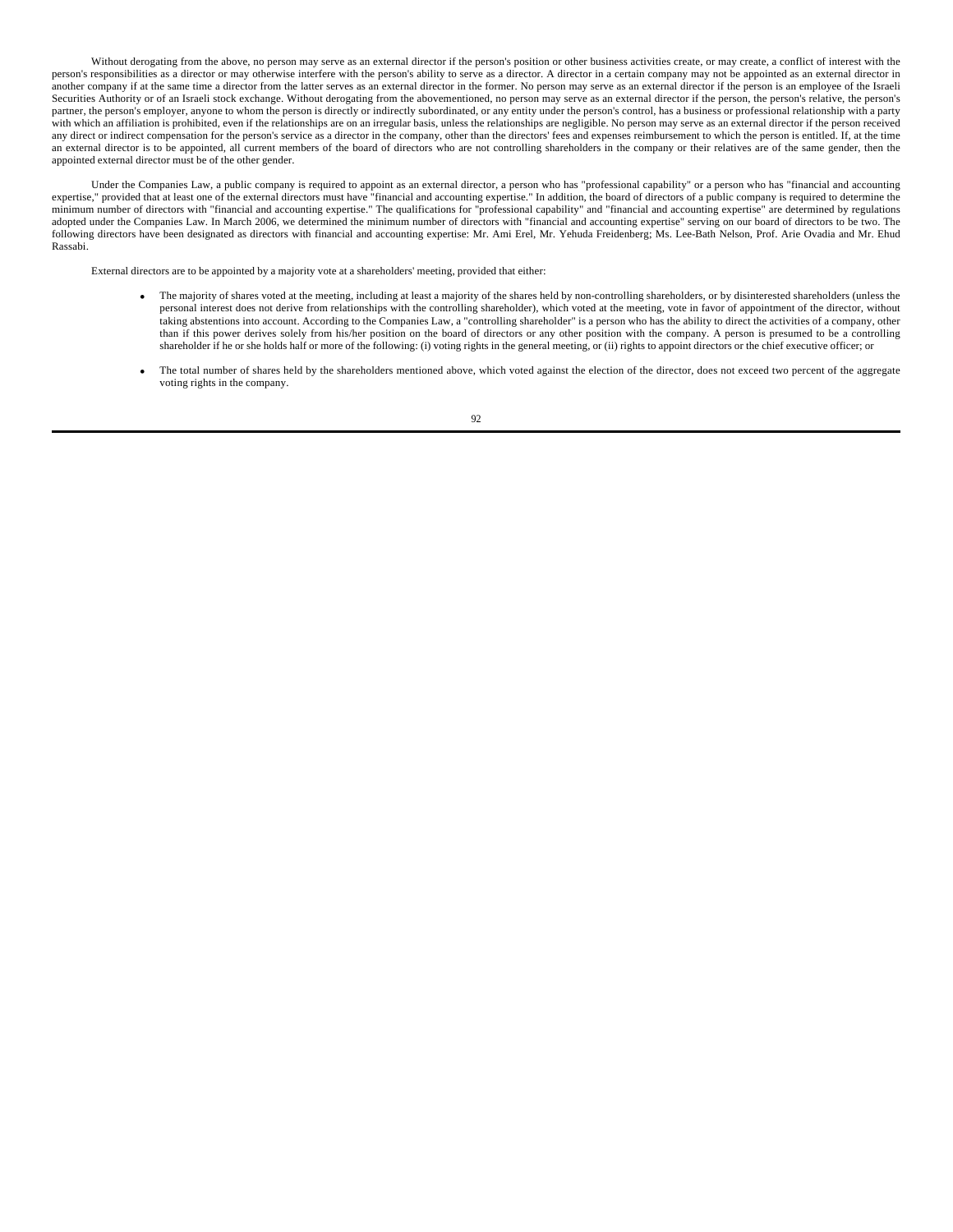Without derogating from the above, no person may serve as an external director if the person's position or other business activities create, or may create, a conflict of interest with the person's responsibilities as a director or may otherwise interfere with the person's ability to serve as a director. A director in a certain company may not be appointed as an external director in another company if at the same time a director from the latter serves as an external director in the former. No person may serve as an external director if the person is an employee of the Israeli Securities Authority or of an Israeli stock exchange. Without derogating from the abovementioned, no person may serve as an external director if the person, the person's relative, the person's partner, the person's employer, anyone to whom the person is directly or indirectly subordinated, or any entity under the person's control, has a business or professional relationship with a party with which an affiliation is prohibited, even if the relationships are on an irregular basis, unless the relationships are negligible. No person may serve as an external director if the person received any direct or indirect compensation for the person's service as a director in the company, other than the directors' fees and expenses reimbursement to which the person is entitled. If, at the time an external director is to be appointed, all current members of the board of directors who are not controlling shareholders in the company or their relatives are of the same gender, then the appointed external director must be of the other gender.

Under the Companies Law, a public company is required to appoint as an external director, a person who has "professional capability" or a person who has "financial and accounting expertise," provided that at least one of the external directors must have "financial and accounting expertise." In addition, the board of directors of a public company is required to determine the minimum number of directors with "financial and accounting expertise." The qualifications for "professional capability" and "financial and accounting expertise" are determined by regulations adopted under the Companies Law. In March 2006, we determined the minimum number of directors with "financial and accounting expertise" serving on our board of directors to be two. The following directors have been designated as directors with financial and accounting expertise: Mr. Ami Erel, Mr. Yehuda Freidenberg; Ms. Lee-Bath Nelson, Prof. Arie Ovadia and Mr. Ehud Rassabi.

External directors are to be appointed by a majority vote at a shareholders' meeting, provided that either:

- The majority of shares voted at the meeting, including at least a majority of the shares held by non-controlling shareholders, or by disinterested shareholders (unless the personal interest does not derive from relationships with the controlling shareholder), which voted at the meeting, vote in favor of appointment of the director, without taking abstentions into account. According to the Companies Law, a "controlling shareholder" is a person who has the ability to direct the activities of a company, other than if this power derives solely from his/her position on the board of directors or any other position with the company. A person is presumed to be a controlling shareholder if he or she holds half or more of the following: (i) voting rights in the general meeting, or (ii) rights to appoint directors or the chief executive officer; or

- The total number of shares held by the shareholders mentioned above, which voted against the election of the director, does not exceed two percent of the aggregate voting rights in the company.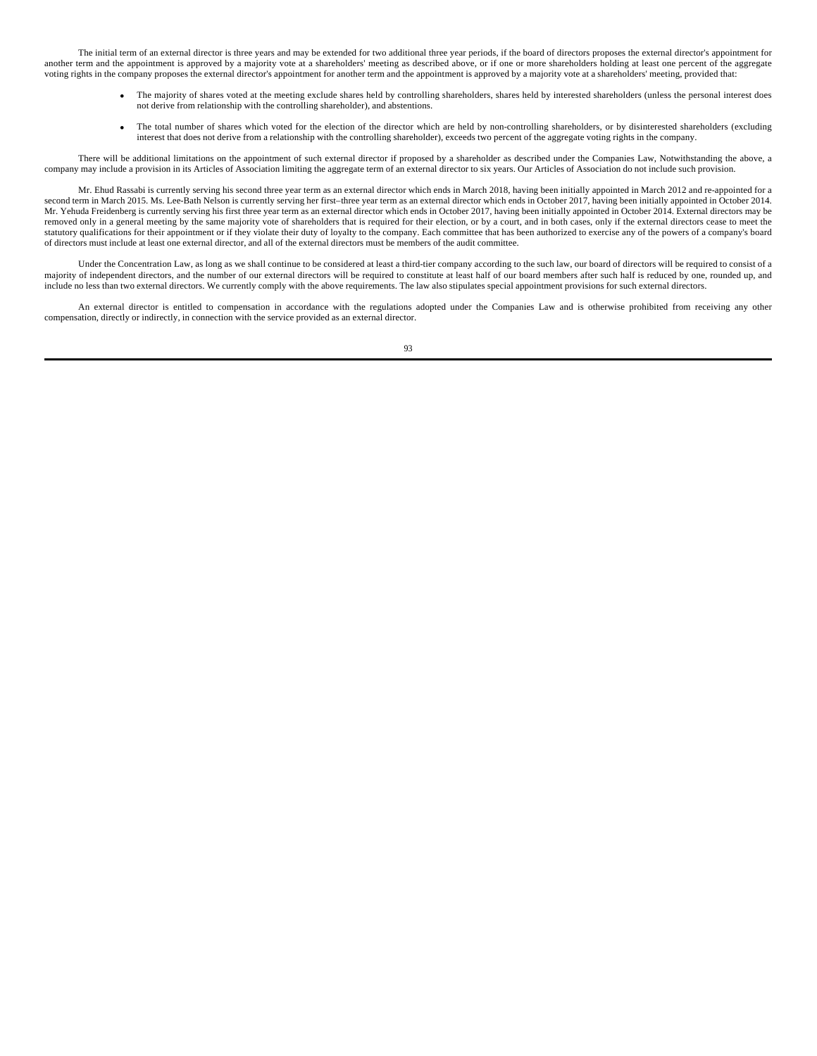The initial term of an external director is three years and may be extended for two additional three year periods, if the board of directors proposes the external director's appointment for another term and the appointment is approved by a majority vote at a shareholders' meeting as described above, or if one or more shareholders holding at least one percent of the aggregate voting rights in the company proposes the external director's appointment for another term and the appointment is approved by a majority vote at a shareholders' meeting, provided that:

- The majority of shares voted at the meeting exclude shares held by controlling shareholders, shares held by interested shareholders (unless the personal interest does not derive from relationship with the controlling shareholder), and abstentions.

- The total number of shares which voted for the election of the director which are held by non-controlling shareholders, or by disinterested shareholders (excluding interest that does not derive from a relationship with the controlling shareholder), exceeds two percent of the aggregate voting rights in the company.

There will be additional limitations on the appointment of such external director if proposed by a shareholder as described under the Companies Law, Notwithstanding the above, a company may include a provision in its Articles of Association limiting the aggregate term of an external director to six years. Our Articles of Association do not include such provision.

Mr. Ehud Rassabi is currently serving his second three year term as an external director which ends in March 2018, having been initially appointed in March 2012 and re-appointed for a second term in March 2015. Ms. Lee-Bath Nelson is currently serving her first–three year term as an external director which ends in October 2017, having been initially appointed in October 2014. Mr. Yehuda Freidenberg is currently serving his first three year term as an external director which ends in October 2017, having been initially appointed in October 2014. External directors may be removed only in a general meeting by the same majority vote of shareholders that is required for their election, or by a court, and in both cases, only if the external directors cease to meet the statutory qualifications for their appointment or if they violate their duty of loyalty to the company. Each committee that has been authorized to exercise any of the powers of a company's board of directors must include at least one external director, and all of the external directors must be members of the audit committee.

Under the Concentration Law, as long as we shall continue to be considered at least a third-tier company according to the such law, our board of directors will be required to consist of a majority of independent directors, and the number of our external directors will be required to constitute at least half of our board members after such half is reduced by one, rounded up, and include no less than two external directors. We currently comply with the above requirements. The law also stipulates special appointment provisions for such external directors.

An external director is entitled to compensation in accordance with the regulations adopted under the Companies Law and is otherwise prohibited from receiving any other compensation, directly or indirectly, in connection with the service provided as an external director.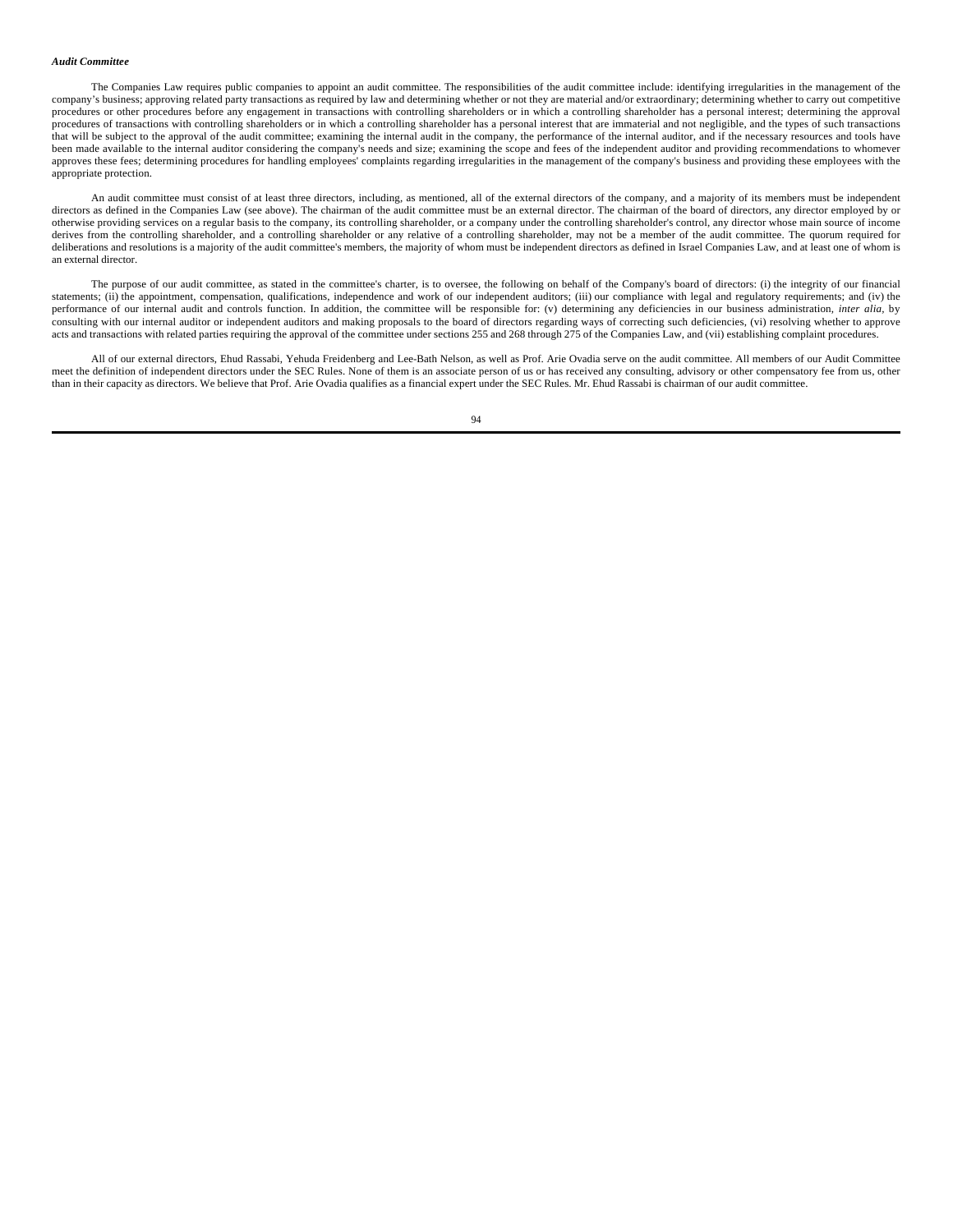***Audit Committee***

The Companies Law requires public companies to appoint an audit committee. The responsibilities of the audit committee include: identifying irregularities in the management of the company's business; approving related party transactions as required by law and determining whether or not they are material and/or extraordinary; determining whether to carry out competitive procedures or other procedures before any engagement in transactions with controlling shareholders or in which a controlling shareholder has a personal interest; determining the approval procedures of transactions with controlling shareholders or in which a controlling shareholder has a personal interest that are immaterial and not negligible, and the types of such transactions that will be subject to the approval of the audit committee; examining the internal audit in the company, the performance of the internal auditor, and if the necessary resources and tools have been made available to the internal auditor considering the company's needs and size; examining the scope and fees of the independent auditor and providing recommendations to whomever approves these fees; determining procedures for handling employees' complaints regarding irregularities in the management of the company's business and providing these employees with the appropriate protection.

An audit committee must consist of at least three directors, including, as mentioned, all of the external directors of the company, and a majority of its members must be independent directors as defined in the Companies Law (see above). The chairman of the audit committee must be an external director. The chairman of the board of directors, any director employed by or otherwise providing services on a regular basis to the company, its controlling shareholder, or a company under the controlling shareholder's control, any director whose main source of income derives from the controlling shareholder, and a controlling shareholder or any relative of a controlling shareholder, may not be a member of the audit committee. The quorum required for deliberations and resolutions is a majority of the audit committee's members, the majority of whom must be independent directors as defined in Israel Companies Law, and at least one of whom is an external director.

The purpose of our audit committee, as stated in the committee's charter, is to oversee, the following on behalf of the Company's board of directors: (i) the integrity of our financial statements; (ii) the appointment, compensation, qualifications, independence and work of our independent auditors; (iii) our compliance with legal and regulatory requirements; and (iv) the performance of our internal audit and controls function. In addition, the committee will be responsible for: (v) determining any deficiencies in our business administration, *inter alia*, by consulting with our internal auditor or independent auditors and making proposals to the board of directors regarding ways of correcting such deficiencies, (vi) resolving whether to approve acts and transactions with related parties requiring the approval of the committee under sections 255 and 268 through 275 of the Companies Law, and (vii) establishing complaint procedures.

All of our external directors, Ehud Rassabi, Yehuda Freidenberg and Lee-Bath Nelson, as well as Prof. Arie Ovadia serve on the audit committee. All members of our Audit Committee meet the definition of independent directors under the SEC Rules. None of them is an associate person of us or has received any consulting, advisory or other compensatory fee from us, other than in their capacity as directors. We believe that Prof. Arie Ovadia qualifies as a financial expert under the SEC Rules. Mr. Ehud Rassabi is chairman of our audit committee.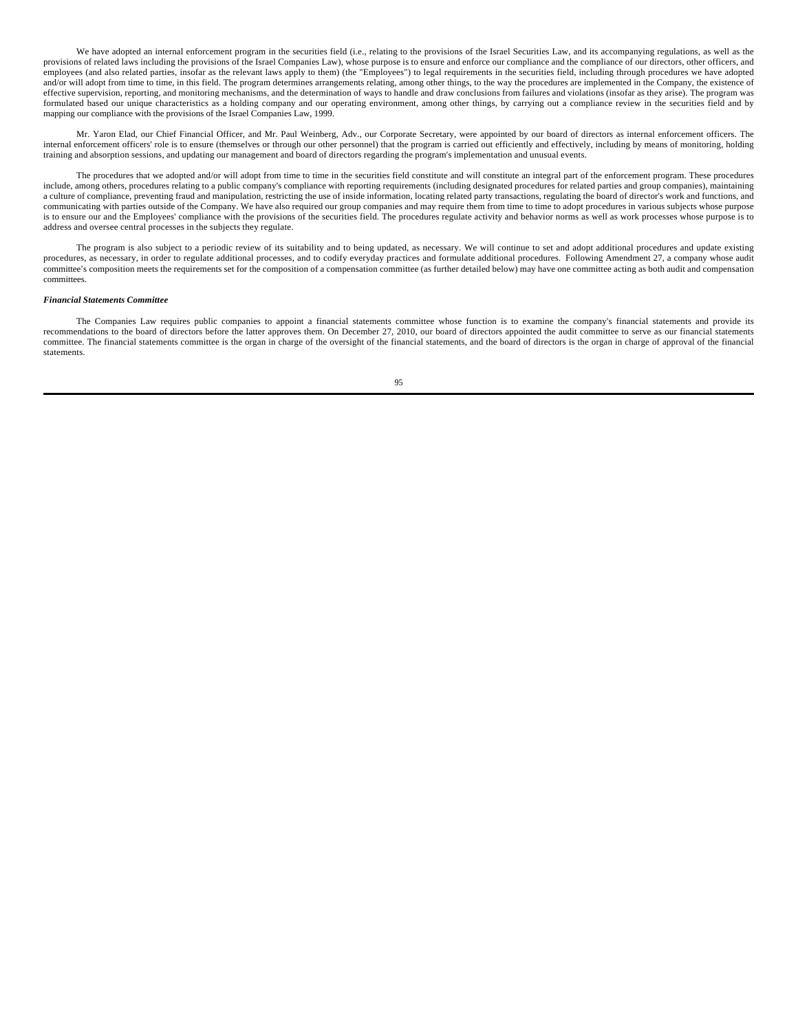We have adopted an internal enforcement program in the securities field (i.e., relating to the provisions of the Israel Securities Law, and its accompanying regulations, as well as the provisions of related laws including the provisions of the Israel Companies Law), whose purpose is to ensure and enforce our compliance and the compliance of our directors, other officers, and employees (and also related parties, insofar as the relevant laws apply to them) (the "Employees") to legal requirements in the securities field, including through procedures we have adopted and/or will adopt from time to time, in this field. The program determines arrangements relating, among other things, to the way the procedures are implemented in the Company, the existence of effective supervision, reporting, and monitoring mechanisms, and the determination of ways to handle and draw conclusions from failures and violations (insofar as they arise). The program was formulated based our unique characteristics as a holding company and our operating environment, among other things, by carrying out a compliance review in the securities field and by mapping our compliance with the provisions of the Israel Companies Law, 1999.

Mr. Yaron Elad, our Chief Financial Officer, and Mr. Paul Weinberg, Adv., our Corporate Secretary, were appointed by our board of directors as internal enforcement officers. The internal enforcement officers' role is to ensure (themselves or through our other personnel) that the program is carried out efficiently and effectively, including by means of monitoring, holding training and absorption sessions, and updating our management and board of directors regarding the program's implementation and unusual events.

The procedures that we adopted and/or will adopt from time to time in the securities field constitute and will constitute an integral part of the enforcement program. These procedures include, among others, procedures relating to a public company's compliance with reporting requirements (including designated procedures for related parties and group companies), maintaining a culture of compliance, preventing fraud and manipulation, restricting the use of inside information, locating related party transactions, regulating the board of director's work and functions, and communicating with parties outside of the Company. We have also required our group companies and may require them from time to time to adopt procedures in various subjects whose purpose is to ensure our and the Employees' compliance with the provisions of the securities field. The procedures regulate activity and behavior norms as well as work processes whose purpose is to address and oversee central processes in the subjects they regulate.

The program is also subject to a periodic review of its suitability and to being updated, as necessary. We will continue to set and adopt additional procedures and update existing procedures, as necessary, in order to regulate additional processes, and to codify everyday practices and formulate additional procedures. Following Amendment 27, a company whose audit committee's composition meets the requirements set for the composition of a compensation committee (as further detailed below) may have one committee acting as both audit and compensation committees.

***Financial Statements Committee***

The Companies Law requires public companies to appoint a financial statements committee whose function is to examine the company's financial statements and provide its recommendations to the board of directors before the latter approves them. On December 27, 2010, our board of directors appointed the audit committee to serve as our financial statements committee. The financial statements committee is the organ in charge of the oversight of the financial statements, and the board of directors is the organ in charge of approval of the financial statements.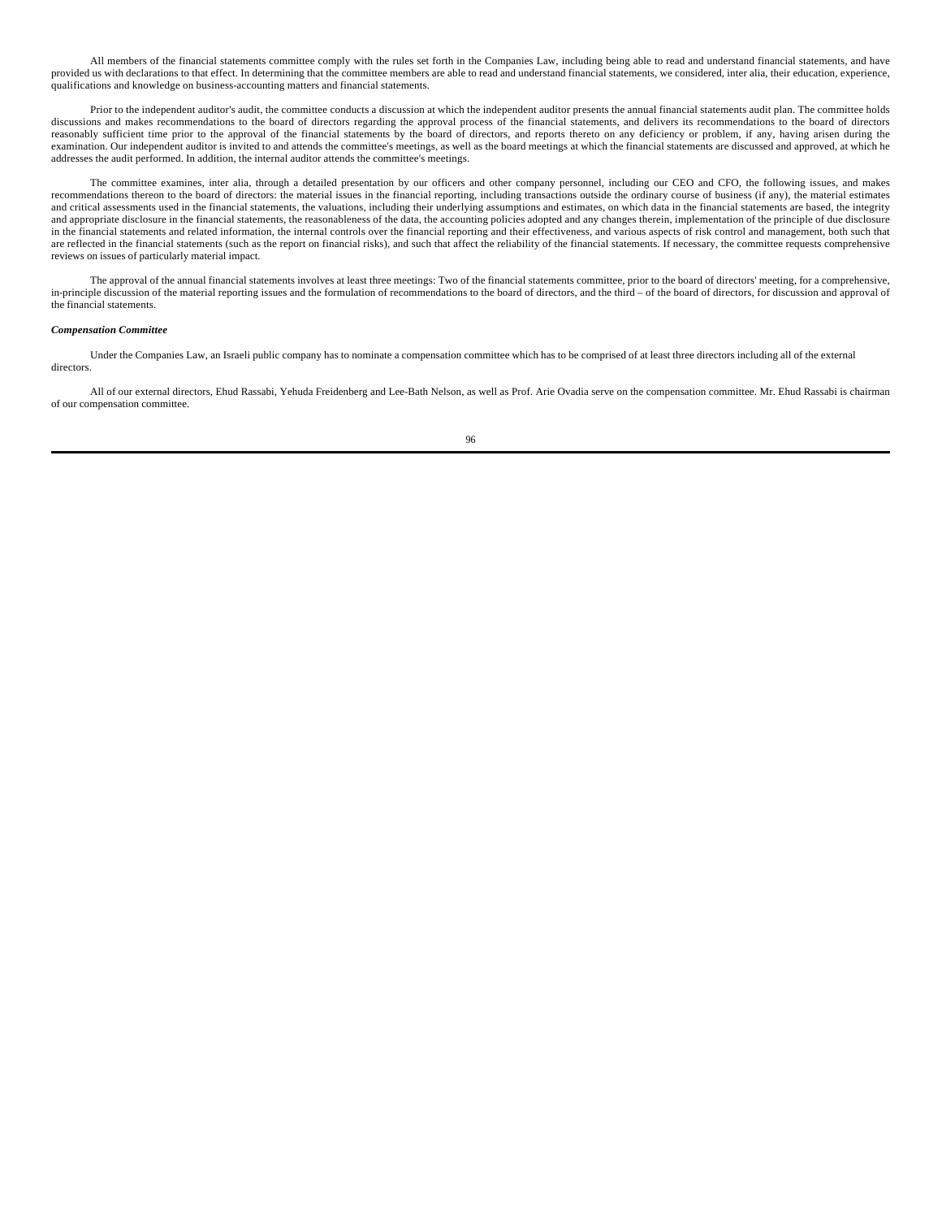All members of the financial statements committee comply with the rules set forth in the Companies Law, including being able to read and understand financial statements, and have provided us with declarations to that effect. In determining that the committee members are able to read and understand financial statements, we considered, inter alia, their education, experience, qualifications and knowledge on business-accounting matters and financial statements.

Prior to the independent auditor's audit, the committee conducts a discussion at which the independent auditor presents the annual financial statements audit plan. The committee holds discussions and makes recommendations to the board of directors regarding the approval process of the financial statements, and delivers its recommendations to the board of directors reasonably sufficient time prior to the approval of the financial statements by the board of directors, and reports thereto on any deficiency or problem, if any, having arisen during the examination. Our independent auditor is invited to and attends the committee's meetings, as well as the board meetings at which the financial statements are discussed and approved, at which he addresses the audit performed. In addition, the internal auditor attends the committee's meetings.

The committee examines, inter alia, through a detailed presentation by our officers and other company personnel, including our CEO and CFO, the following issues, and makes recommendations thereon to the board of directors: the material issues in the financial reporting, including transactions outside the ordinary course of business (if any), the material estimates and critical assessments used in the financial statements, the valuations, including their underlying assumptions and estimates, on which data in the financial statements are based, the integrity and appropriate disclosure in the financial statements, the reasonableness of the data, the accounting policies adopted and any changes therein, implementation of the principle of due disclosure in the financial statements and related information, the internal controls over the financial reporting and their effectiveness, and various aspects of risk control and management, both such that are reflected in the financial statements (such as the report on financial risks), and such that affect the reliability of the financial statements. If necessary, the committee requests comprehensive reviews on issues of particularly material impact.

The approval of the annual financial statements involves at least three meetings: Two of the financial statements committee, prior to the board of directors' meeting, for a comprehensive, in-principle discussion of the material reporting issues and the formulation of recommendations to the board of directors, and the third – of the board of directors, for discussion and approval of the financial statements.

***Compensation Committee***

Under the Companies Law, an Israeli public company has to nominate a compensation committee which has to be comprised of at least three directors including all of the external directors.

All of our external directors, Ehud Rassabi, Yehuda Freidenberg and Lee-Bath Nelson, as well as Prof. Arie Ovadia serve on the compensation committee. Mr. Ehud Rassabi is chairman of our compensation committee.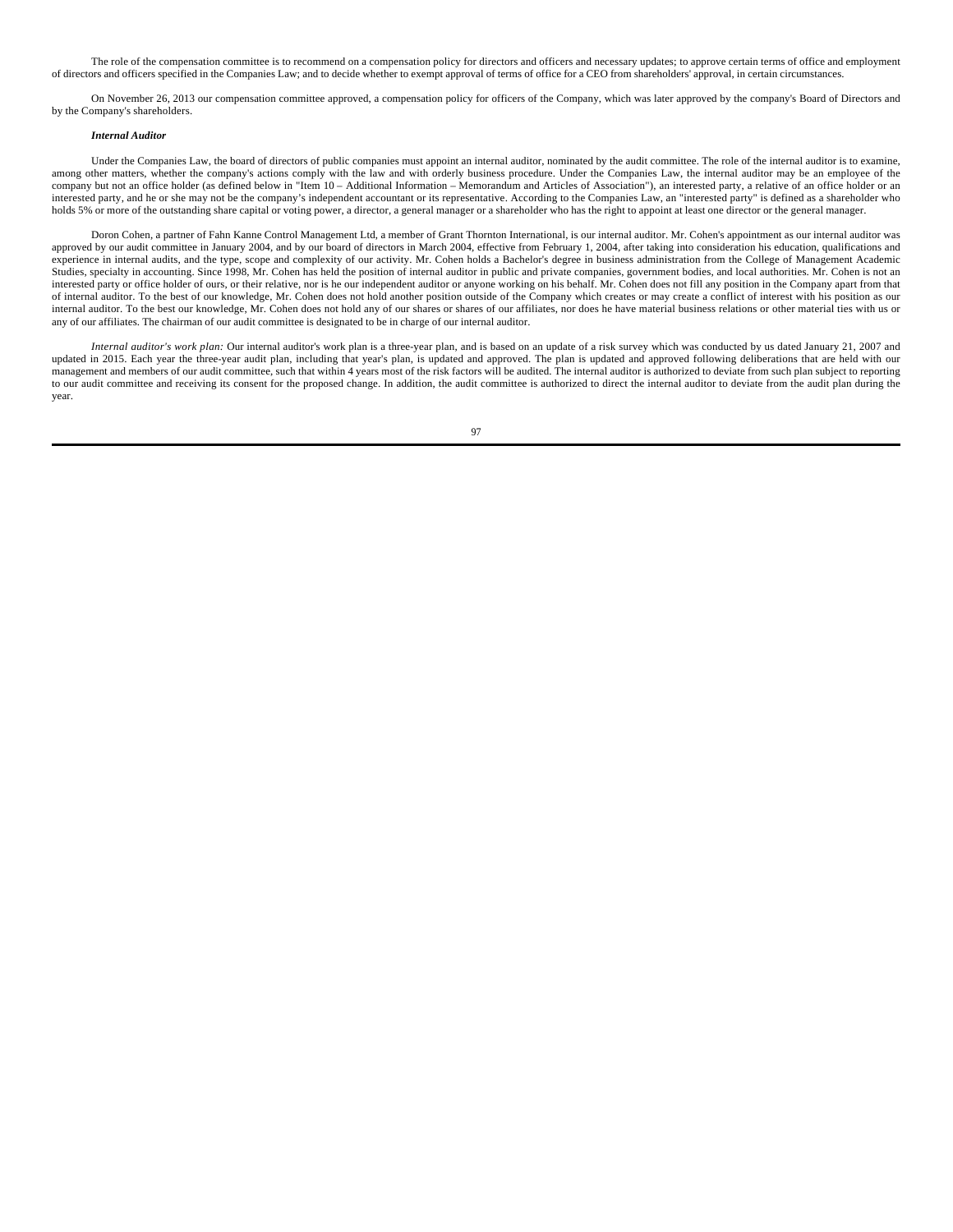The role of the compensation committee is to recommend on a compensation policy for directors and officers and necessary updates; to approve certain terms of office and employment of directors and officers specified in the Companies Law; and to decide whether to exempt approval of terms of office for a CEO from shareholders' approval, in certain circumstances.

On November 26, 2013 our compensation committee approved, a compensation policy for officers of the Company, which was later approved by the company's Board of Directors and by the Company's shareholders.

***Internal Auditor***

Under the Companies Law, the board of directors of public companies must appoint an internal auditor, nominated by the audit committee. The role of the internal auditor is to examine, among other matters, whether the company's actions comply with the law and with orderly business procedure. Under the Companies Law, the internal auditor may be an employee of the company but not an office holder (as defined below in "Item 10 – Additional Information – Memorandum and Articles of Association"), an interested party, a relative of an office holder or an interested party, and he or she may not be the company's independent accountant or its representative. According to the Companies Law, an "interested party" is defined as a shareholder who holds 5% or more of the outstanding share capital or voting power, a director, a general manager or a shareholder who has the right to appoint at least one director or the general manager.

Doron Cohen, a partner of Fahn Kanne Control Management Ltd, a member of Grant Thornton International, is our internal auditor. Mr. Cohen's appointment as our internal auditor was approved by our audit committee in January 2004, and by our board of directors in March 2004, effective from February 1, 2004, after taking into consideration his education, qualifications and experience in internal audits, and the type, scope and complexity of our activity. Mr. Cohen holds a Bachelor's degree in business administration from the College of Management Academic Studies, specialty in accounting. Since 1998, Mr. Cohen has held the position of internal auditor in public and private companies, government bodies, and local authorities. Mr. Cohen is not an interested party or office holder of ours, or their relative, nor is he our independent auditor or anyone working on his behalf. Mr. Cohen does not fill any position in the Company apart from that of internal auditor. To the best of our knowledge, Mr. Cohen does not hold another position outside of the Company which creates or may create a conflict of interest with his position as our internal auditor. To the best our knowledge, Mr. Cohen does not hold any of our shares or shares of our affiliates, nor does he have material business relations or other material ties with us or any of our affiliates. The chairman of our audit committee is designated to be in charge of our internal auditor.

*Internal auditor's work plan:* Our internal auditor's work plan is a three-year plan, and is based on an update of a risk survey which was conducted by us dated January 21, 2007 and updated in 2015. Each year the three-year audit plan, including that year's plan, is updated and approved. The plan is updated and approved following deliberations that are held with our management and members of our audit committee, such that within 4 years most of the risk factors will be audited. The internal auditor is authorized to deviate from such plan subject to reporting to our audit committee and receiving its consent for the proposed change. In addition, the audit committee is authorized to direct the internal auditor to deviate from the audit plan during the year.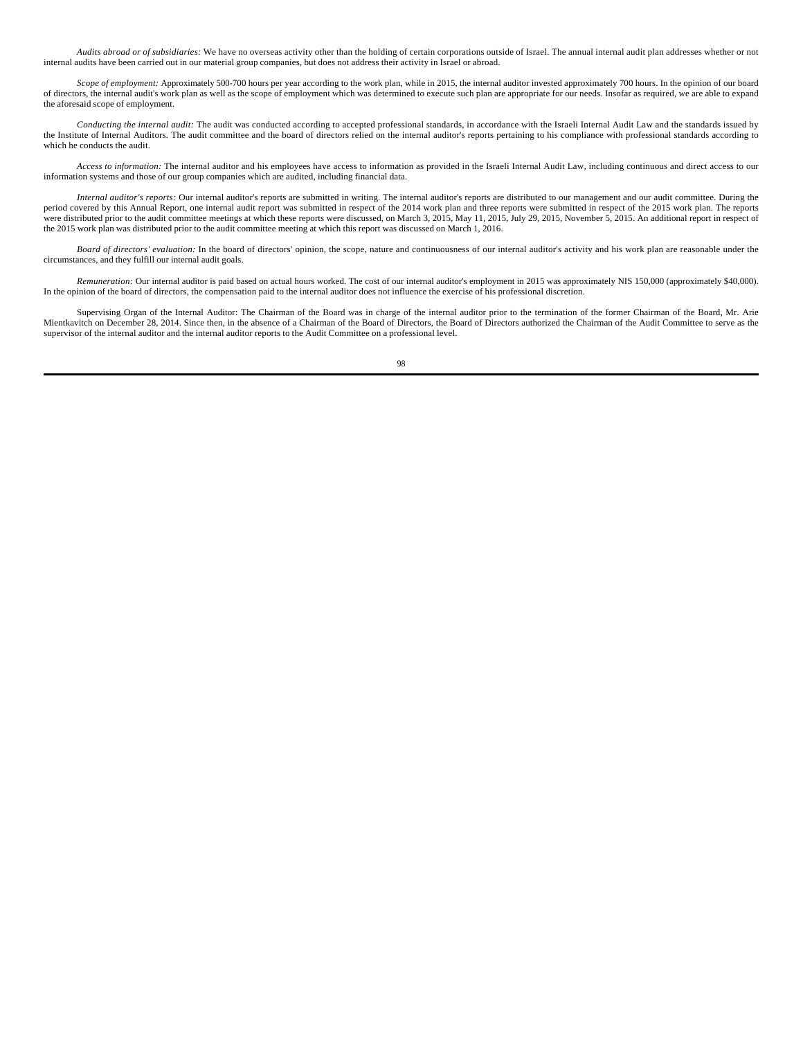*Audits abroad or of subsidiaries:* We have no overseas activity other than the holding of certain corporations outside of Israel. The annual internal audit plan addresses whether or not internal audits have been carried out in our material group companies, but does not address their activity in Israel or abroad.

*Scope of employment:* Approximately 500-700 hours per year according to the work plan, while in 2015, the internal auditor invested approximately 700 hours. In the opinion of our board of directors, the internal audit's work plan as well as the scope of employment which was determined to execute such plan are appropriate for our needs. Insofar as required, we are able to expand the aforesaid scope of employment.

*Conducting the internal audit:* The audit was conducted according to accepted professional standards, in accordance with the Israeli Internal Audit Law and the standards issued by the Institute of Internal Auditors. The audit committee and the board of directors relied on the internal auditor's reports pertaining to his compliance with professional standards according to which he conducts the audit.

*Access to information:* The internal auditor and his employees have access to information as provided in the Israeli Internal Audit Law, including continuous and direct access to our information systems and those of our group companies which are audited, including financial data.

*Internal auditor's reports:* Our internal auditor's reports are submitted in writing. The internal auditor's reports are distributed to our management and our audit committee. During the period covered by this Annual Report, one internal audit report was submitted in respect of the 2014 work plan and three reports were submitted in respect of the 2015 work plan. The reports were distributed prior to the audit committee meetings at which these reports were discussed, on March 3, 2015, May 11, 2015, July 29, 2015, November 5, 2015. An additional report in respect of the 2015 work plan was distributed prior to the audit committee meeting at which this report was discussed on March 1, 2016.

*Board of directors' evaluation:* In the board of directors' opinion, the scope, nature and continuousness of our internal auditor's activity and his work plan are reasonable under the circumstances, and they fulfill our internal audit goals.

*Remuneration:* Our internal auditor is paid based on actual hours worked. The cost of our internal auditor's employment in 2015 was approximately NIS 150,000 (approximately $40,000). In the opinion of the board of directors, the compensation paid to the internal auditor does not influence the exercise of his professional discretion.

Supervising Organ of the Internal Auditor: The Chairman of the Board was in charge of the internal auditor prior to the termination of the former Chairman of the Board, Mr. Arie Mientkavitch on December 28, 2014. Since then, in the absence of a Chairman of the Board of Directors, the Board of Directors authorized the Chairman of the Audit Committee to serve as the supervisor of the internal auditor and the internal auditor reports to the Audit Committee on a professional level.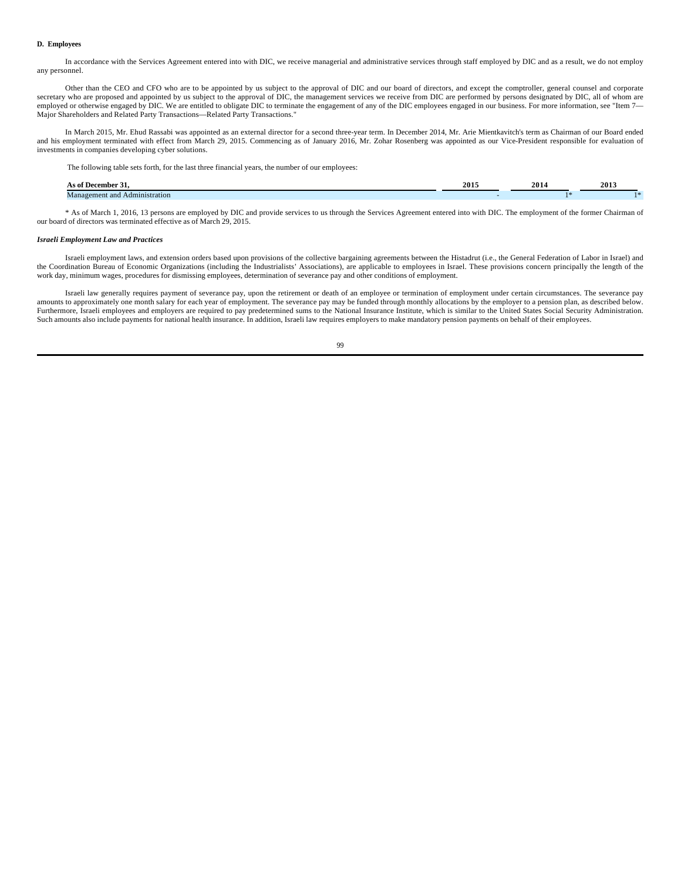**D. Employees**

In accordance with the Services Agreement entered into with DIC, we receive managerial and administrative services through staff employed by DIC and as a result, we do not employ any personnel.

Other than the CEO and CFO who are to be appointed by us subject to the approval of DIC and our board of directors, and except the comptroller, general counsel and corporate secretary who are proposed and appointed by us subject to the approval of DIC, the management services we receive from DIC are performed by persons designated by DIC, all of whom are employed or otherwise engaged by DIC. We are entitled to obligate DIC to terminate the engagement of any of the DIC employees engaged in our business. For more information, see "Item 7—Major Shareholders and Related Party Transactions—Related Party Transactions."

In March 2015, Mr. Ehud Rassabi was appointed as an external director for a second three-year term. In December 2014, Mr. Arie Mientkavitch's term as Chairman of our Board ended and his employment terminated with effect from March 29, 2015. Commencing as of January 2016, Mr. Zohar Rosenberg was appointed as our Vice-President responsible for evaluation of investments in companies developing cyber solutions.

The following table sets forth, for the last three financial years, the number of our employees:

| As of December 31, | 2015 | 2014 | 2013 |
|---|---|---|---|
| Management and Administration | - | 1* | 1* |

\* As of March 1, 2016, 13 persons are employed by DIC and provide services to us through the Services Agreement entered into with DIC. The employment of the former Chairman of our board of directors was terminated effective as of March 29, 2015.

***Israeli Employment Law and Practices***

Israeli employment laws, and extension orders based upon provisions of the collective bargaining agreements between the Histadrut (i.e., the General Federation of Labor in Israel) and the Coordination Bureau of Economic Organizations (including the Industrialists' Associations), are applicable to employees in Israel. These provisions concern principally the length of the work day, minimum wages, procedures for dismissing employees, determination of severance pay and other conditions of employment.

Israeli law generally requires payment of severance pay, upon the retirement or death of an employee or termination of employment under certain circumstances. The severance pay amounts to approximately one month salary for each year of employment. The severance pay may be funded through monthly allocations by the employer to a pension plan, as described below. Furthermore, Israeli employees and employers are required to pay predetermined sums to the National Insurance Institute, which is similar to the United States Social Security Administration. Such amounts also include payments for national health insurance. In addition, Israeli law requires employers to make mandatory pension payments on behalf of their employees.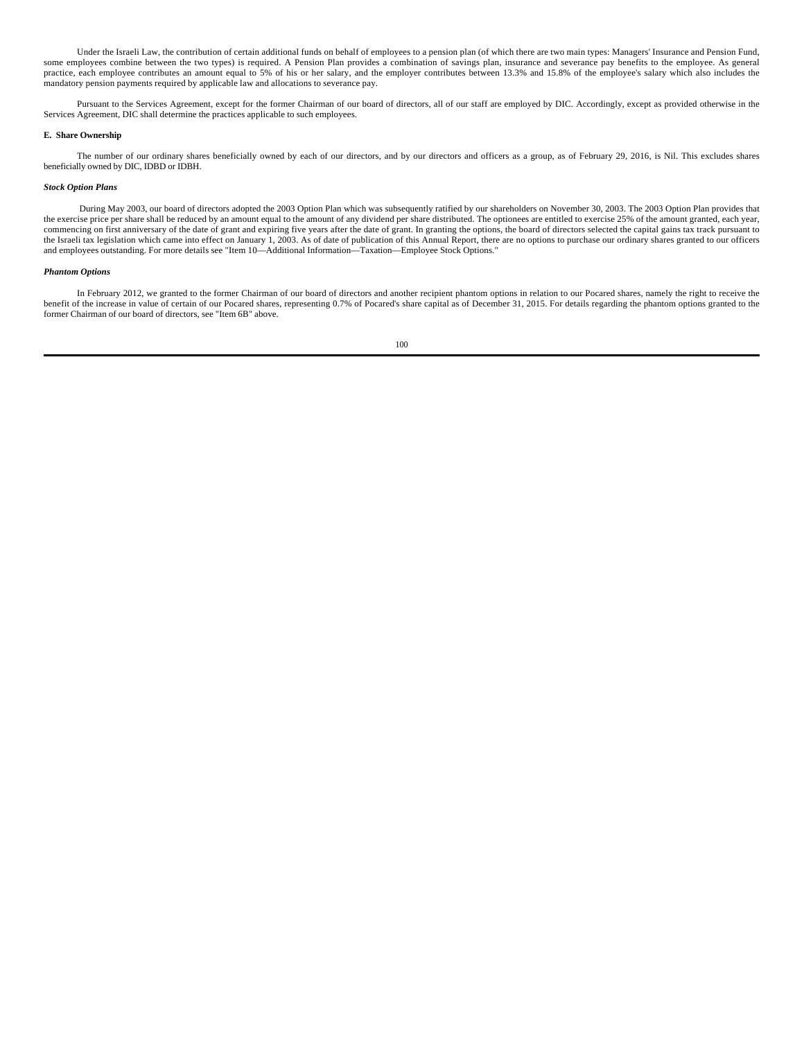Under the Israeli Law, the contribution of certain additional funds on behalf of employees to a pension plan (of which there are two main types: Managers' Insurance and Pension Fund, some employees combine between the two types) is required. A Pension Plan provides a combination of savings plan, insurance and severance pay benefits to the employee. As general practice, each employee contributes an amount equal to 5% of his or her salary, and the employer contributes between 13.3% and 15.8% of the employee's salary which also includes the mandatory pension payments required by applicable law and allocations to severance pay.

Pursuant to the Services Agreement, except for the former Chairman of our board of directors, all of our staff are employed by DIC. Accordingly, except as provided otherwise in the Services Agreement, DIC shall determine the practices applicable to such employees.

**E. Share Ownership**

The number of our ordinary shares beneficially owned by each of our directors, and by our directors and officers as a group, as of February 29, 2016, is Nil. This excludes shares beneficially owned by DIC, IDBD or IDBH.

***Stock Option Plans***

During May 2003, our board of directors adopted the 2003 Option Plan which was subsequently ratified by our shareholders on November 30, 2003. The 2003 Option Plan provides that the exercise price per share shall be reduced by an amount equal to the amount of any dividend per share distributed. The optionees are entitled to exercise 25% of the amount granted, each year, commencing on first anniversary of the date of grant and expiring five years after the date of grant. In granting the options, the board of directors selected the capital gains tax track pursuant to the Israeli tax legislation which came into effect on January 1, 2003. As of date of publication of this Annual Report, there are no options to purchase our ordinary shares granted to our officers and employees outstanding. For more details see "Item 10—Additional Information—Taxation—Employee Stock Options."

***Phantom Options***

In February 2012, we granted to the former Chairman of our board of directors and another recipient phantom options in relation to our Pocared shares, namely the right to receive the benefit of the increase in value of certain of our Pocared shares, representing 0.7% of Pocared's share capital as of December 31, 2015. For details regarding the phantom options granted to the former Chairman of our board of directors, see "Item 6B" above.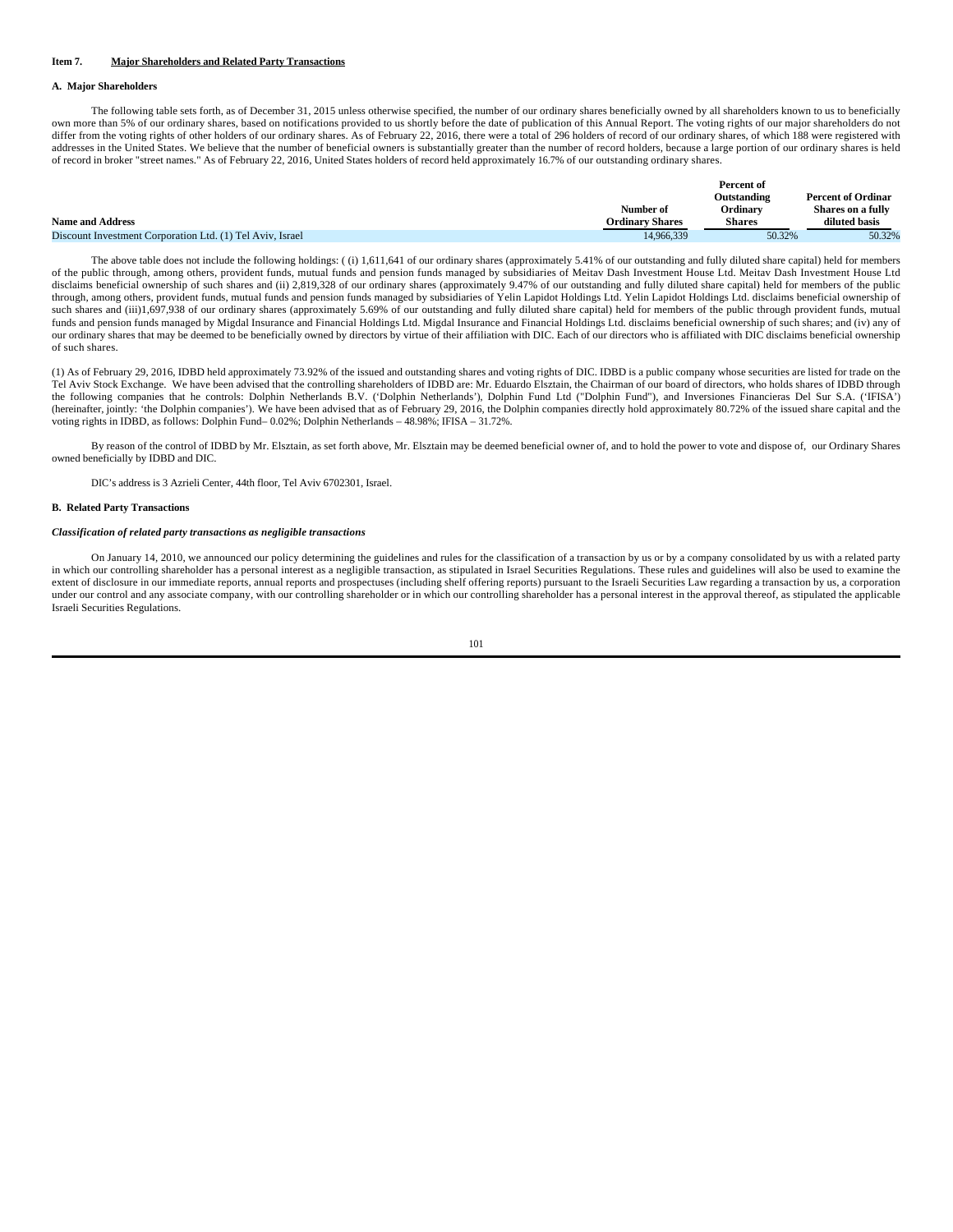**Item 7. Major Shareholders and Related Party Transactions**

**A. Major Shareholders**

The following table sets forth, as of December 31, 2015 unless otherwise specified, the number of our ordinary shares beneficially owned by all shareholders known to us to beneficially own more than 5% of our ordinary shares, based on notifications provided to us shortly before the date of publication of this Annual Report. The voting rights of our major shareholders do not differ from the voting rights of other holders of our ordinary shares. As of February 22, 2016, there were a total of 296 holders of record of our ordinary shares, of which 188 were registered with addresses in the United States. We believe that the number of beneficial owners is substantially greater than the number of record holders, because a large portion of our ordinary shares is held of record in broker "street names." As of February 22, 2016, United States holders of record held approximately 16.7% of our outstanding ordinary shares.

| Name and Address | Number of Ordinary Shares | Percent of Outstanding Ordinary Shares | Percent of Ordinar Shares on a fully diluted basis |
|---|---|---|---|
| Discount Investment Corporation Ltd. (1) Tel Aviv, Israel | 14,966,339 | 50.32% | 50.32% |

The above table does not include the following holdings: ( (i) 1,611,641 of our ordinary shares (approximately 5.41% of our outstanding and fully diluted share capital) held for members of the public through, among others, provident funds, mutual funds and pension funds managed by subsidiaries of Meitav Dash Investment House Ltd. Meitav Dash Investment House Ltd disclaims beneficial ownership of such shares and (ii) 2,819,328 of our ordinary shares (approximately 9.47% of our outstanding and fully diluted share capital) held for members of the public through, among others, provident funds, mutual funds and pension funds managed by subsidiaries of Yelin Lapidot Holdings Ltd. Yelin Lapidot Holdings Ltd. disclaims beneficial ownership of such shares and (iii)1,697,938 of our ordinary shares (approximately 5.69% of our outstanding and fully diluted share capital) held for members of the public through provident funds, mutual funds and pension funds managed by Migdal Insurance and Financial Holdings Ltd. Migdal Insurance and Financial Holdings Ltd. disclaims beneficial ownership of such shares; and (iv) any of our ordinary shares that may be deemed to be beneficially owned by directors by virtue of their affiliation with DIC. Each of our directors who is affiliated with DIC disclaims beneficial ownership of such shares.

(1) As of February 29, 2016, IDBD held approximately 73.92% of the issued and outstanding shares and voting rights of DIC. IDBD is a public company whose securities are listed for trade on the Tel Aviv Stock Exchange. We have been advised that the controlling shareholders of IDBD are: Mr. Eduardo Elsztain, the Chairman of our board of directors, who holds shares of IDBD through the following companies that he controls: Dolphin Netherlands B.V. ('Dolphin Netherlands'), Dolphin Fund Ltd ("Dolphin Fund"), and Inversiones Financieras Del Sur S.A. ('IFISA') (hereinafter, jointly: 'the Dolphin companies'). We have been advised that as of February 29, 2016, the Dolphin companies directly hold approximately 80.72% of the issued share capital and the voting rights in IDBD, as follows: Dolphin Fund– 0.02%; Dolphin Netherlands – 48.98%; IFISA – 31.72%.

By reason of the control of IDBD by Mr. Elsztain, as set forth above, Mr. Elsztain may be deemed beneficial owner of, and to hold the power to vote and dispose of, our Ordinary Shares owned beneficially by IDBD and DIC.

DIC's address is 3 Azrieli Center, 44th floor, Tel Aviv 6702301, Israel.

**B. Related Party Transactions**

***Classification of related party transactions as negligible transactions***

On January 14, 2010, we announced our policy determining the guidelines and rules for the classification of a transaction by us or by a company consolidated by us with a related party in which our controlling shareholder has a personal interest as a negligible transaction, as stipulated in Israel Securities Regulations. These rules and guidelines will also be used to examine the extent of disclosure in our immediate reports, annual reports and prospectuses (including shelf offering reports) pursuant to the Israeli Securities Law regarding a transaction by us, a corporation under our control and any associate company, with our controlling shareholder or in which our controlling shareholder has a personal interest in the approval thereof, as stipulated the applicable Israeli Securities Regulations.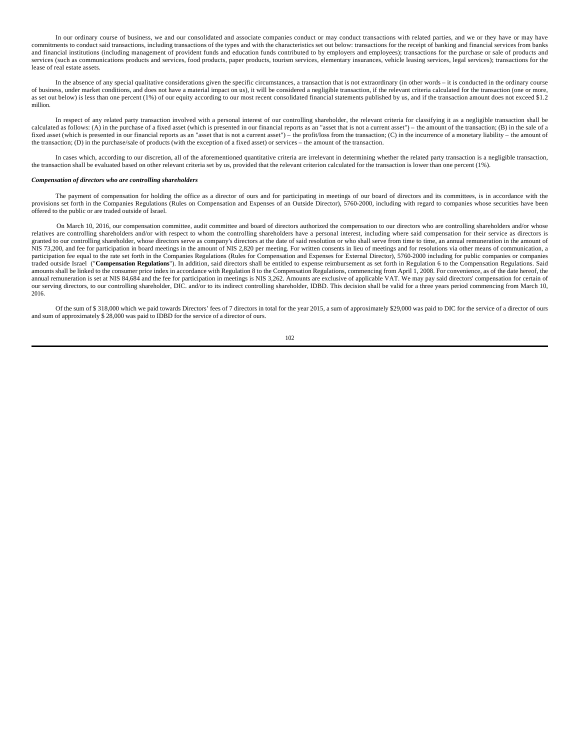In our ordinary course of business, we and our consolidated and associate companies conduct or may conduct transactions with related parties, and we or they have or may have commitments to conduct said transactions, including transactions of the types and with the characteristics set out below: transactions for the receipt of banking and financial services from banks and financial institutions (including management of provident funds and education funds contributed to by employers and employees); transactions for the purchase or sale of products and services (such as communications products and services, food products, paper products, tourism services, elementary insurances, vehicle leasing services, legal services); transactions for the lease of real estate assets.

In the absence of any special qualitative considerations given the specific circumstances, a transaction that is not extraordinary (in other words – it is conducted in the ordinary course of business, under market conditions, and does not have a material impact on us), it will be considered a negligible transaction, if the relevant criteria calculated for the transaction (one or more, as set out below) is less than one percent (1%) of our equity according to our most recent consolidated financial statements published by us, and if the transaction amount does not exceed $1.2 million.

In respect of any related party transaction involved with a personal interest of our controlling shareholder, the relevant criteria for classifying it as a negligible transaction shall be calculated as follows: (A) in the purchase of a fixed asset (which is presented in our financial reports as an "asset that is not a current asset") – the amount of the transaction; (B) in the sale of a fixed asset (which is presented in our financial reports as an "asset that is not a current asset") – the profit/loss from the transaction; (C) in the incurrence of a monetary liability – the amount of the transaction; (D) in the purchase/sale of products (with the exception of a fixed asset) or services – the amount of the transaction.

In cases which, according to our discretion, all of the aforementioned quantitative criteria are irrelevant in determining whether the related party transaction is a negligible transaction, the transaction shall be evaluated based on other relevant criteria set by us, provided that the relevant criterion calculated for the transaction is lower than one percent (1%).

***Compensation of directors who are controlling shareholders***

The payment of compensation for holding the office as a director of ours and for participating in meetings of our board of directors and its committees, is in accordance with the provisions set forth in the Companies Regulations (Rules on Compensation and Expenses of an Outside Director), 5760-2000, including with regard to companies whose securities have been offered to the public or are traded outside of Israel.

On March 10, 2016, our compensation committee, audit committee and board of directors authorized the compensation to our directors who are controlling shareholders and/or whose relatives are controlling shareholders and/or with respect to whom the controlling shareholders have a personal interest, including where said compensation for their service as directors is granted to our controlling shareholder, whose directors serve as company's directors at the date of said resolution or who shall serve from time to time, an annual remuneration in the amount of NIS 73,200, and fee for participation in board meetings in the amount of NIS 2,820 per meeting. For written consents in lieu of meetings and for resolutions via other means of communication, a participation fee equal to the rate set forth in the Companies Regulations (Rules for Compensation and Expenses for External Director), 5760-2000 including for public companies or companies traded outside Israel ("**Compensation Regulations**"). In addition, said directors shall be entitled to expense reimbursement as set forth in Regulation 6 to the Compensation Regulations. Said amounts shall be linked to the consumer price index in accordance with Regulation 8 to the Compensation Regulations, commencing from April 1, 2008. For convenience, as of the date hereof, the annual remuneration is set at NIS 84,684 and the fee for participation in meetings is NIS 3,262. Amounts are exclusive of applicable VAT. We may pay said directors' compensation for certain of our serving directors, to our controlling shareholder, DIC. and/or to its indirect controlling shareholder, IDBD. This decision shall be valid for a three years period commencing from March 10, 2016.

Of the sum of $ 318,000 which we paid towards Directors' fees of 7 directors in total for the year 2015, a sum of approximately $29,000 was paid to DIC for the service of a director of ours and sum of approximately $ 28,000 was paid to IDBD for the service of a director of ours.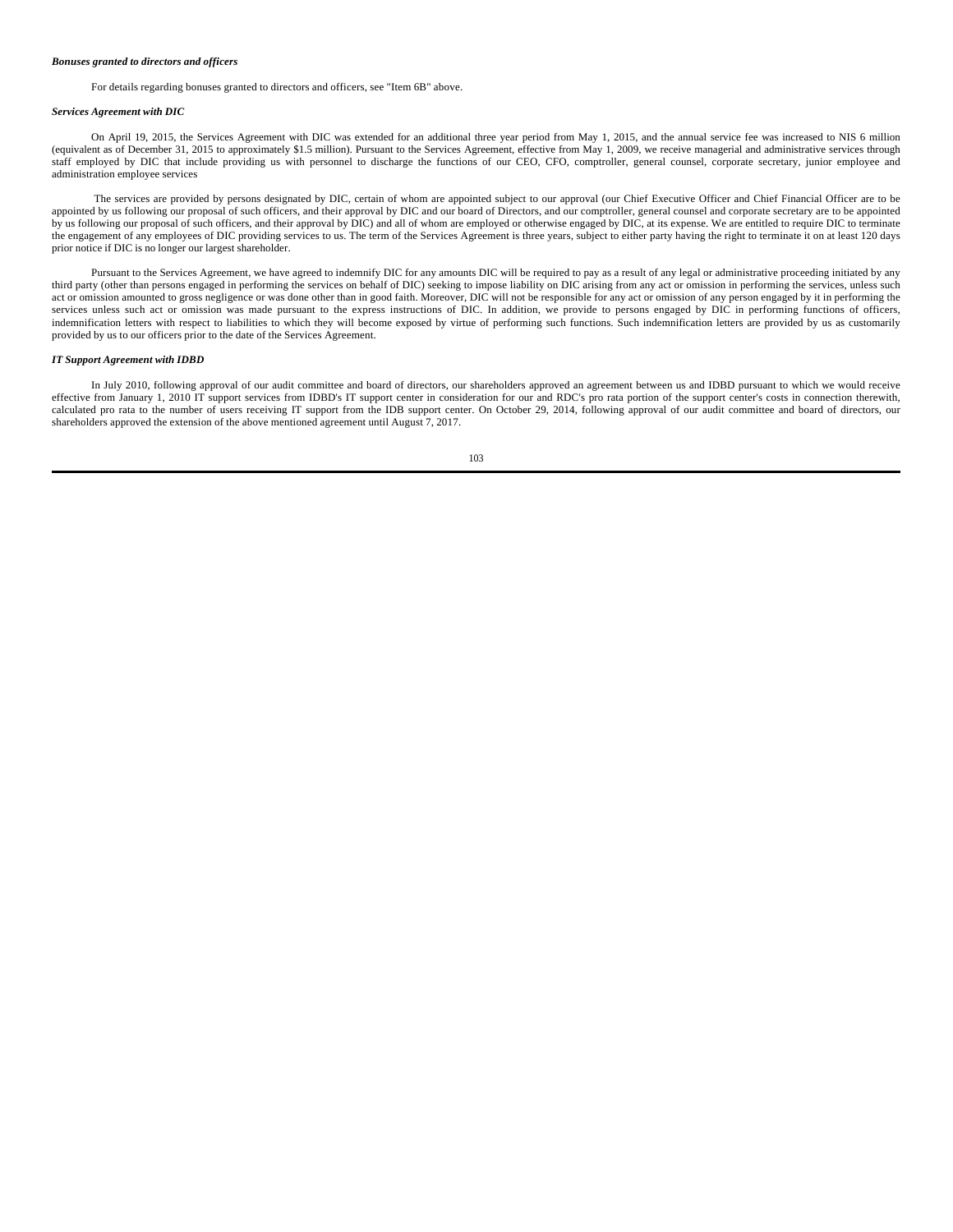***Bonuses granted to directors and officers***

For details regarding bonuses granted to directors and officers, see "Item 6B" above.

***Services Agreement with DIC***

On April 19, 2015, the Services Agreement with DIC was extended for an additional three year period from May 1, 2015, and the annual service fee was increased to NIS 6 million (equivalent as of December 31, 2015 to approximately $1.5 million). Pursuant to the Services Agreement, effective from May 1, 2009, we receive managerial and administrative services through staff employed by DIC that include providing us with personnel to discharge the functions of our CEO, CFO, comptroller, general counsel, corporate secretary, junior employee and administration employee services

The services are provided by persons designated by DIC, certain of whom are appointed subject to our approval (our Chief Executive Officer and Chief Financial Officer are to be appointed by us following our proposal of such officers, and their approval by DIC and our board of Directors, and our comptroller, general counsel and corporate secretary are to be appointed by us following our proposal of such officers, and their approval by DIC) and all of whom are employed or otherwise engaged by DIC, at its expense. We are entitled to require DIC to terminate the engagement of any employees of DIC providing services to us. The term of the Services Agreement is three years, subject to either party having the right to terminate it on at least 120 days prior notice if DIC is no longer our largest shareholder.

Pursuant to the Services Agreement, we have agreed to indemnify DIC for any amounts DIC will be required to pay as a result of any legal or administrative proceeding initiated by any third party (other than persons engaged in performing the services on behalf of DIC) seeking to impose liability on DIC arising from any act or omission in performing the services, unless such act or omission amounted to gross negligence or was done other than in good faith. Moreover, DIC will not be responsible for any act or omission of any person engaged by it in performing the services unless such act or omission was made pursuant to the express instructions of DIC. In addition, we provide to persons engaged by DIC in performing functions of officers, indemnification letters with respect to liabilities to which they will become exposed by virtue of performing such functions. Such indemnification letters are provided by us as customarily provided by us to our officers prior to the date of the Services Agreement.

***IT Support Agreement with IDBD***

In July 2010, following approval of our audit committee and board of directors, our shareholders approved an agreement between us and IDBD pursuant to which we would receive effective from January 1, 2010 IT support services from IDBD's IT support center in consideration for our and RDC's pro rata portion of the support center's costs in connection therewith, calculated pro rata to the number of users receiving IT support from the IDB support center. On October 29, 2014, following approval of our audit committee and board of directors, our shareholders approved the extension of the above mentioned agreement until August 7, 2017.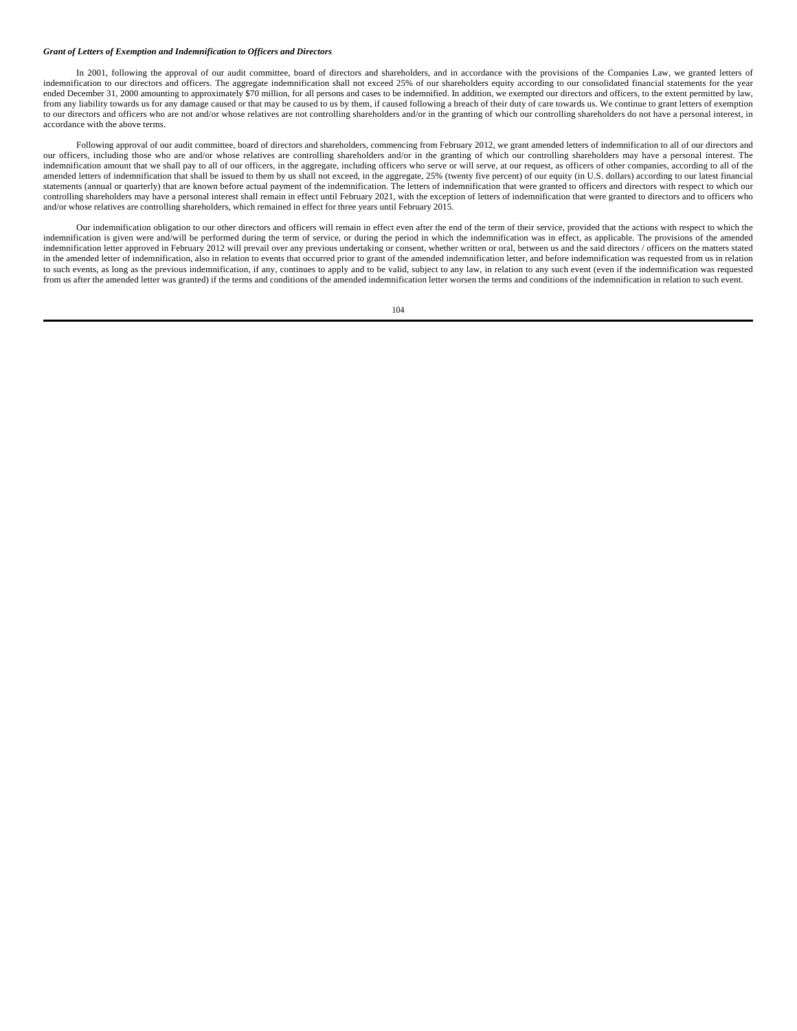***Grant of Letters of Exemption and Indemnification to Officers and Directors***

In 2001, following the approval of our audit committee, board of directors and shareholders, and in accordance with the provisions of the Companies Law, we granted letters of indemnification to our directors and officers. The aggregate indemnification shall not exceed 25% of our shareholders equity according to our consolidated financial statements for the year ended December 31, 2000 amounting to approximately $70 million, for all persons and cases to be indemnified. In addition, we exempted our directors and officers, to the extent permitted by law, from any liability towards us for any damage caused or that may be caused to us by them, if caused following a breach of their duty of care towards us. We continue to grant letters of exemption to our directors and officers who are not and/or whose relatives are not controlling shareholders and/or in the granting of which our controlling shareholders do not have a personal interest, in accordance with the above terms.

Following approval of our audit committee, board of directors and shareholders, commencing from February 2012, we grant amended letters of indemnification to all of our directors and our officers, including those who are and/or whose relatives are controlling shareholders and/or in the granting of which our controlling shareholders may have a personal interest. The indemnification amount that we shall pay to all of our officers, in the aggregate, including officers who serve or will serve, at our request, as officers of other companies, according to all of the amended letters of indemnification that shall be issued to them by us shall not exceed, in the aggregate, 25% (twenty five percent) of our equity (in U.S. dollars) according to our latest financial statements (annual or quarterly) that are known before actual payment of the indemnification. The letters of indemnification that were granted to officers and directors with respect to which our controlling shareholders may have a personal interest shall remain in effect until February 2021, with the exception of letters of indemnification that were granted to directors and to officers who and/or whose relatives are controlling shareholders, which remained in effect for three years until February 2015.

Our indemnification obligation to our other directors and officers will remain in effect even after the end of the term of their service, provided that the actions with respect to which the indemnification is given were and/will be performed during the term of service, or during the period in which the indemnification was in effect, as applicable. The provisions of the amended indemnification letter approved in February 2012 will prevail over any previous undertaking or consent, whether written or oral, between us and the said directors / officers on the matters stated in the amended letter of indemnification, also in relation to events that occurred prior to grant of the amended indemnification letter, and before indemnification was requested from us in relation to such events, as long as the previous indemnification, if any, continues to apply and to be valid, subject to any law, in relation to any such event (even if the indemnification was requested from us after the amended letter was granted) if the terms and conditions of the amended indemnification letter worsen the terms and conditions of the indemnification in relation to such event.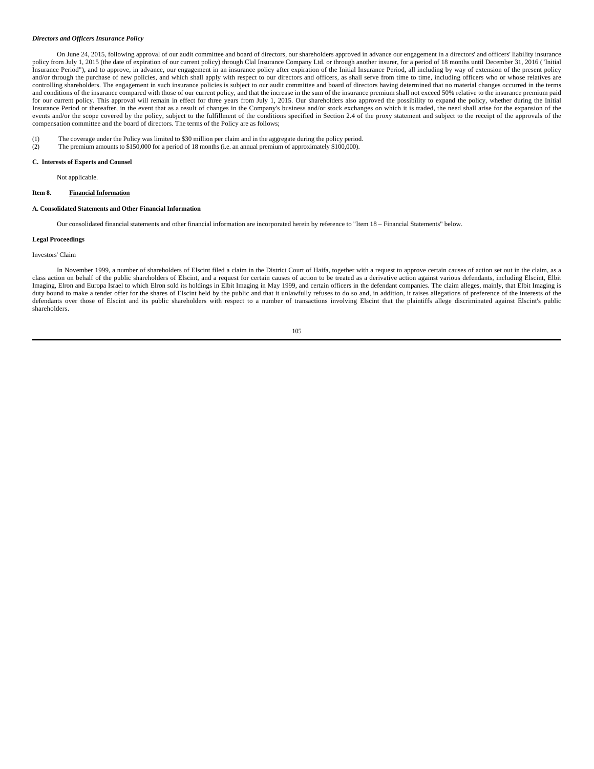***Directors and Officers Insurance Policy***

On June 24, 2015, following approval of our audit committee and board of directors, our shareholders approved in advance our engagement in a directors' and officers' liability insurance policy from July 1, 2015 (the date of expiration of our current policy) through Clal Insurance Company Ltd. or through another insurer, for a period of 18 months until December 31, 2016 ("Initial Insurance Period"), and to approve, in advance, our engagement in an insurance policy after expiration of the Initial Insurance Period, all including by way of extension of the present policy and/or through the purchase of new policies, and which shall apply with respect to our directors and officers, as shall serve from time to time, including officers who or whose relatives are controlling shareholders. The engagement in such insurance policies is subject to our audit committee and board of directors having determined that no material changes occurred in the terms and conditions of the insurance compared with those of our current policy, and that the increase in the sum of the insurance premium shall not exceed 50% relative to the insurance premium paid for our current policy. This approval will remain in effect for three years from July 1, 2015. Our shareholders also approved the possibility to expand the policy, whether during the Initial Insurance Period or thereafter, in the event that as a result of changes in the Company's business and/or stock exchanges on which it is traded, the need shall arise for the expansion of the events and/or the scope covered by the policy, subject to the fulfillment of the conditions specified in Section 2.4 of the proxy statement and subject to the receipt of the approvals of the compensation committee and the board of directors. The terms of the Policy are as follows;

(1) The coverage under the Policy was limited to $30 million per claim and in the aggregate during the policy period.
(2) The premium amounts to $150,000 for a period of 18 months (i.e. an annual premium of approximately $100,000).

**C. Interests of Experts and Counsel**

Not applicable.

## Item 8. Financial Information

**A. Consolidated Statements and Other Financial Information**

Our consolidated financial statements and other financial information are incorporated herein by reference to "Item 18 – Financial Statements" below.

**Legal Proceedings**

Investors' Claim

In November 1999, a number of shareholders of Elscint filed a claim in the District Court of Haifa, together with a request to approve certain causes of action set out in the claim, as a class action on behalf of the public shareholders of Elscint, and a request for certain causes of action to be treated as a derivative action against various defendants, including Elscint, Elbit Imaging, Elron and Europa Israel to which Elron sold its holdings in Elbit Imaging in May 1999, and certain officers in the defendant companies. The claim alleges, mainly, that Elbit Imaging is duty bound to make a tender offer for the shares of Elscint held by the public and that it unlawfully refuses to do so and, in addition, it raises allegations of preference of the interests of the defendants over those of Elscint and its public shareholders with respect to a number of transactions involving Elscint that the plaintiffs allege discriminated against Elscint's public shareholders.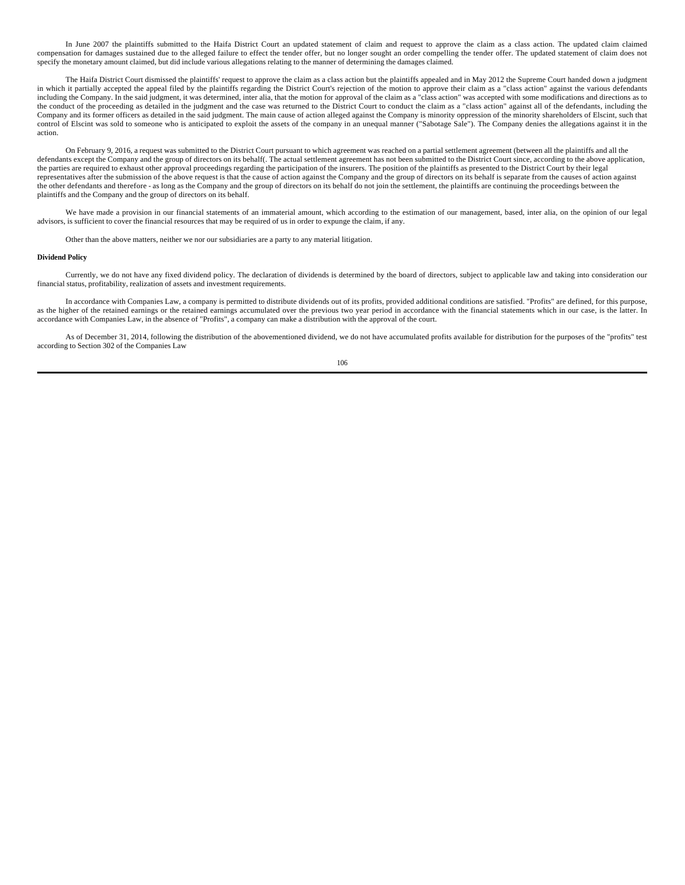In June 2007 the plaintiffs submitted to the Haifa District Court an updated statement of claim and request to approve the claim as a class action. The updated claim claimed compensation for damages sustained due to the alleged failure to effect the tender offer, but no longer sought an order compelling the tender offer. The updated statement of claim does not specify the monetary amount claimed, but did include various allegations relating to the manner of determining the damages claimed.

The Haifa District Court dismissed the plaintiffs' request to approve the claim as a class action but the plaintiffs appealed and in May 2012 the Supreme Court handed down a judgment in which it partially accepted the appeal filed by the plaintiffs regarding the District Court's rejection of the motion to approve their claim as a "class action" against the various defendants including the Company. In the said judgment, it was determined, inter alia, that the motion for approval of the claim as a "class action" was accepted with some modifications and directions as to the conduct of the proceeding as detailed in the judgment and the case was returned to the District Court to conduct the claim as a "class action" against all of the defendants, including the Company and its former officers as detailed in the said judgment. The main cause of action alleged against the Company is minority oppression of the minority shareholders of Elscint, such that control of Elscint was sold to someone who is anticipated to exploit the assets of the company in an unequal manner ("Sabotage Sale"). The Company denies the allegations against it in the action.

On February 9, 2016, a request was submitted to the District Court pursuant to which agreement was reached on a partial settlement agreement (between all the plaintiffs and all the defendants except the Company and the group of directors on its behalf(. The actual settlement agreement has not been submitted to the District Court since, according to the above application, the parties are required to exhaust other approval proceedings regarding the participation of the insurers. The position of the plaintiffs as presented to the District Court by their legal representatives after the submission of the above request is that the cause of action against the Company and the group of directors on its behalf is separate from the causes of action against the other defendants and therefore - as long as the Company and the group of directors on its behalf do not join the settlement, the plaintiffs are continuing the proceedings between the plaintiffs and the Company and the group of directors on its behalf.

We have made a provision in our financial statements of an immaterial amount, which according to the estimation of our management, based, inter alia, on the opinion of our legal advisors, is sufficient to cover the financial resources that may be required of us in order to expunge the claim, if any.

Other than the above matters, neither we nor our subsidiaries are a party to any material litigation.

**Dividend Policy**

Currently, we do not have any fixed dividend policy. The declaration of dividends is determined by the board of directors, subject to applicable law and taking into consideration our financial status, profitability, realization of assets and investment requirements.

In accordance with Companies Law, a company is permitted to distribute dividends out of its profits, provided additional conditions are satisfied. "Profits" are defined, for this purpose, as the higher of the retained earnings or the retained earnings accumulated over the previous two year period in accordance with the financial statements which in our case, is the latter. In accordance with Companies Law, in the absence of "Profits", a company can make a distribution with the approval of the court.

As of December 31, 2014, following the distribution of the abovementioned dividend, we do not have accumulated profits available for distribution for the purposes of the "profits" test according to Section 302 of the Companies Law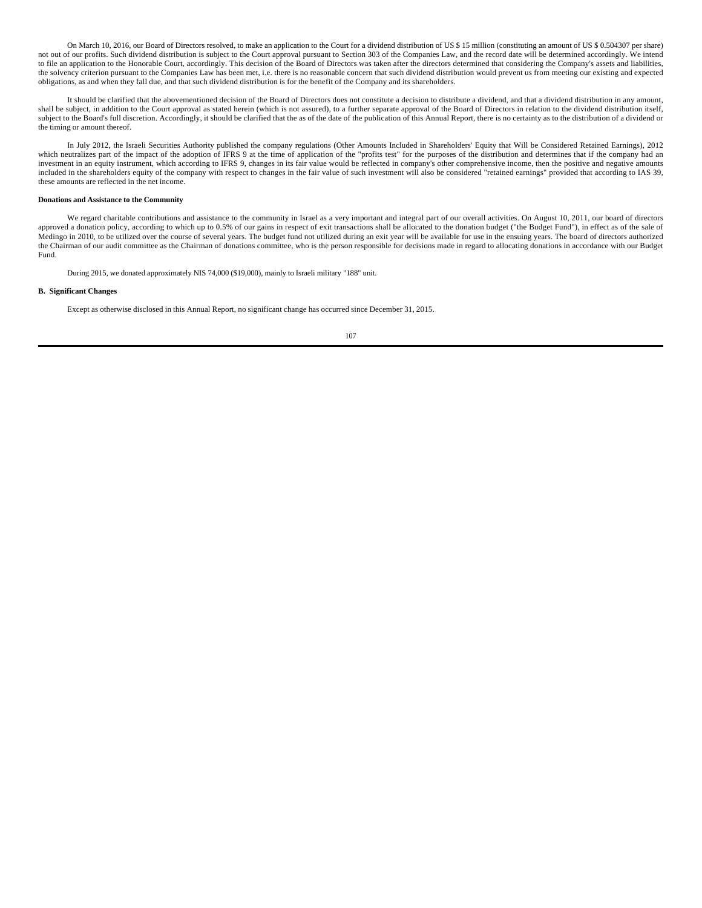On March 10, 2016, our Board of Directors resolved, to make an application to the Court for a dividend distribution of US $ 15 million (constituting an amount of US $ 0.504307 per share) not out of our profits. Such dividend distribution is subject to the Court approval pursuant to Section 303 of the Companies Law, and the record date will be determined accordingly. We intend to file an application to the Honorable Court, accordingly. This decision of the Board of Directors was taken after the directors determined that considering the Company's assets and liabilities, the solvency criterion pursuant to the Companies Law has been met, i.e. there is no reasonable concern that such dividend distribution would prevent us from meeting our existing and expected obligations, as and when they fall due, and that such dividend distribution is for the benefit of the Company and its shareholders.

It should be clarified that the abovementioned decision of the Board of Directors does not constitute a decision to distribute a dividend, and that a dividend distribution in any amount, shall be subject, in addition to the Court approval as stated herein (which is not assured), to a further separate approval of the Board of Directors in relation to the dividend distribution itself, subject to the Board's full discretion. Accordingly, it should be clarified that the as of the date of the publication of this Annual Report, there is no certainty as to the distribution of a dividend or the timing or amount thereof.

In July 2012, the Israeli Securities Authority published the company regulations (Other Amounts Included in Shareholders' Equity that Will be Considered Retained Earnings), 2012 which neutralizes part of the impact of the adoption of IFRS 9 at the time of application of the "profits test" for the purposes of the distribution and determines that if the company had an investment in an equity instrument, which according to IFRS 9, changes in its fair value would be reflected in company's other comprehensive income, then the positive and negative amounts included in the shareholders equity of the company with respect to changes in the fair value of such investment will also be considered "retained earnings" provided that according to IAS 39, these amounts are reflected in the net income.

**Donations and Assistance to the Community**

We regard charitable contributions and assistance to the community in Israel as a very important and integral part of our overall activities. On August 10, 2011, our board of directors approved a donation policy, according to which up to 0.5% of our gains in respect of exit transactions shall be allocated to the donation budget ("the Budget Fund"), in effect as of the sale of Medingo in 2010, to be utilized over the course of several years. The budget fund not utilized during an exit year will be available for use in the ensuing years. The board of directors authorized the Chairman of our audit committee as the Chairman of donations committee, who is the person responsible for decisions made in regard to allocating donations in accordance with our Budget Fund.

During 2015, we donated approximately NIS 74,000 ($19,000), mainly to Israeli military "188" unit.

**B. Significant Changes**

Except as otherwise disclosed in this Annual Report, no significant change has occurred since December 31, 2015.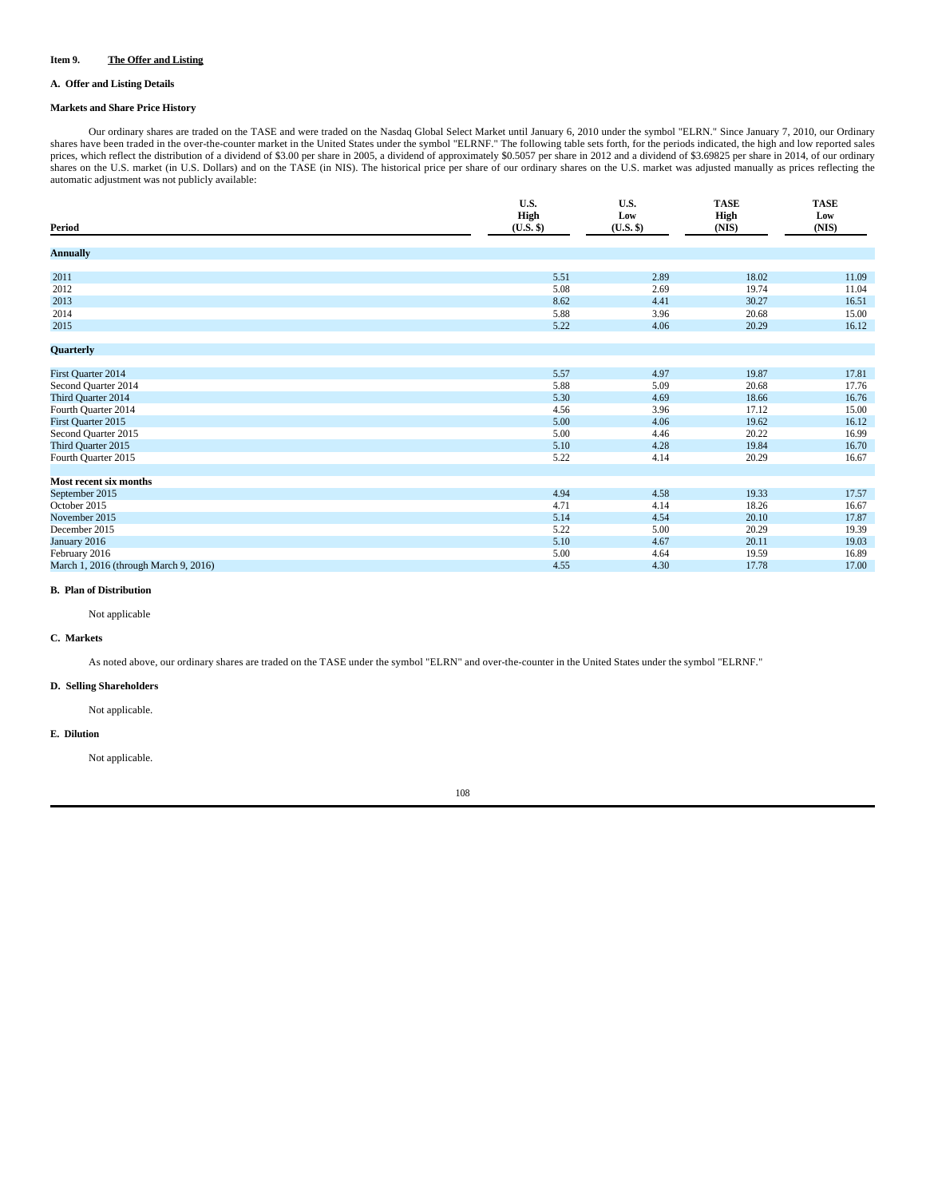**Item 9. The Offer and Listing**

**A. Offer and Listing Details**

**Markets and Share Price History**

Our ordinary shares are traded on the TASE and were traded on the Nasdaq Global Select Market until January 6, 2010 under the symbol "ELRN." Since January 7, 2010, our Ordinary shares have been traded in the over-the-counter market in the United States under the symbol "ELRNF." The following table sets forth, for the periods indicated, the high and low reported sales prices, which reflect the distribution of a dividend of $3.00 per share in 2005, a dividend of approximately $0.5057 per share in 2012 and a dividend of $3.69825 per share in 2014, of our ordinary shares on the U.S. market (in U.S. Dollars) and on the TASE (in NIS). The historical price per share of our ordinary shares on the U.S. market was adjusted manually as prices reflecting the automatic adjustment was not publicly available:

| Period | U.S. High (U.S. $) | U.S. Low (U.S. $) | TASE High (NIS) | TASE Low (NIS) |
|---|---|---|---|---|
| **Annually** | | | | |
| 2011 | 5.51 | 2.89 | 18.02 | 11.09 |
| 2012 | 5.08 | 2.69 | 19.74 | 11.04 |
| 2013 | 8.62 | 4.41 | 30.27 | 16.51 |
| 2014 | 5.88 | 3.96 | 20.68 | 15.00 |
| 2015 | 5.22 | 4.06 | 20.29 | 16.12 |
| **Quarterly** | | | | |
| First Quarter 2014 | 5.57 | 4.97 | 19.87 | 17.81 |
| Second Quarter 2014 | 5.88 | 5.09 | 20.68 | 17.76 |
| Third Quarter 2014 | 5.30 | 4.69 | 18.66 | 16.76 |
| Fourth Quarter 2014 | 4.56 | 3.96 | 17.12 | 15.00 |
| First Quarter 2015 | 5.00 | 4.06 | 19.62 | 16.12 |
| Second Quarter 2015 | 5.00 | 4.46 | 20.22 | 16.99 |
| Third Quarter 2015 | 5.10 | 4.28 | 19.84 | 16.70 |
| Fourth Quarter 2015 | 5.22 | 4.14 | 20.29 | 16.67 |
| **Most recent six months** | | | | |
| September 2015 | 4.94 | 4.58 | 19.33 | 17.57 |
| October 2015 | 4.71 | 4.14 | 18.26 | 16.67 |
| November 2015 | 5.14 | 4.54 | 20.10 | 17.87 |
| December 2015 | 5.22 | 5.00 | 20.29 | 19.39 |
| January 2016 | 5.10 | 4.67 | 20.11 | 19.03 |
| February 2016 | 5.00 | 4.64 | 19.59 | 16.89 |
| March 1, 2016 (through March 9, 2016) | 4.55 | 4.30 | 17.78 | 17.00 |

**B. Plan of Distribution**

Not applicable

**C. Markets**

As noted above, our ordinary shares are traded on the TASE under the symbol "ELRN" and over-the-counter in the United States under the symbol "ELRNF."

**D. Selling Shareholders**

Not applicable.

**E. Dilution**

Not applicable.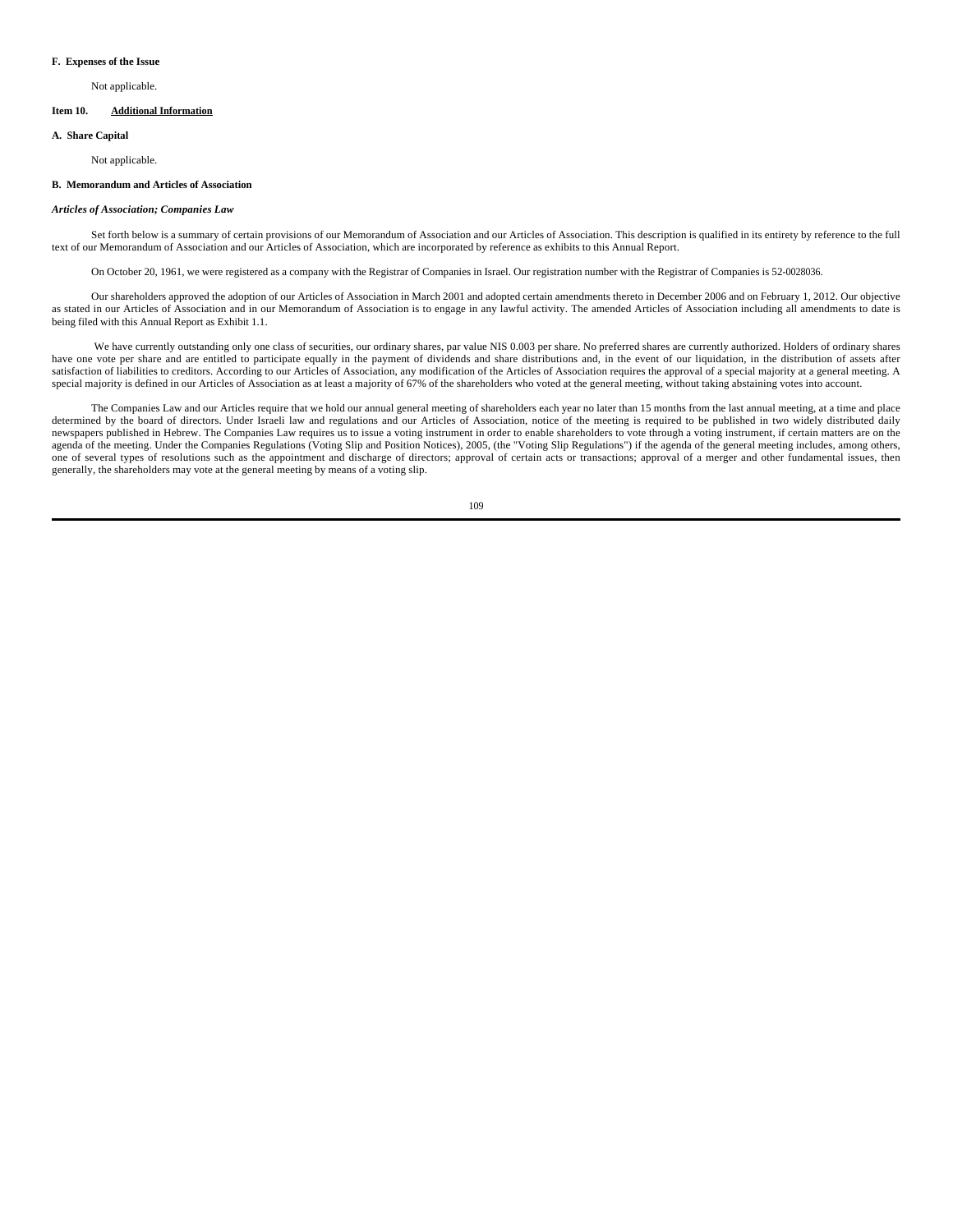**F. Expenses of the Issue**

Not applicable.

**Item 10. <u>Additional Information</u>**

**A. Share Capital**

Not applicable.

**B. Memorandum and Articles of Association**

***Articles of Association; Companies Law***

Set forth below is a summary of certain provisions of our Memorandum of Association and our Articles of Association. This description is qualified in its entirety by reference to the full text of our Memorandum of Association and our Articles of Association, which are incorporated by reference as exhibits to this Annual Report.

On October 20, 1961, we were registered as a company with the Registrar of Companies in Israel. Our registration number with the Registrar of Companies is 52-0028036.

Our shareholders approved the adoption of our Articles of Association in March 2001 and adopted certain amendments thereto in December 2006 and on February 1, 2012. Our objective as stated in our Articles of Association and in our Memorandum of Association is to engage in any lawful activity. The amended Articles of Association including all amendments to date is being filed with this Annual Report as Exhibit 1.1.

We have currently outstanding only one class of securities, our ordinary shares, par value NIS 0.003 per share. No preferred shares are currently authorized. Holders of ordinary shares have one vote per share and are entitled to participate equally in the payment of dividends and share distributions and, in the event of our liquidation, in the distribution of assets after satisfaction of liabilities to creditors. According to our Articles of Association, any modification of the Articles of Association requires the approval of a special majority at a general meeting. A special majority is defined in our Articles of Association as at least a majority of 67% of the shareholders who voted at the general meeting, without taking abstaining votes into account.

The Companies Law and our Articles require that we hold our annual general meeting of shareholders each year no later than 15 months from the last annual meeting, at a time and place determined by the board of directors. Under Israeli law and regulations and our Articles of Association, notice of the meeting is required to be published in two widely distributed daily newspapers published in Hebrew. The Companies Law requires us to issue a voting instrument in order to enable shareholders to vote through a voting instrument, if certain matters are on the agenda of the meeting. Under the Companies Regulations (Voting Slip and Position Notices), 2005, (the "Voting Slip Regulations") if the agenda of the general meeting includes, among others, one of several types of resolutions such as the appointment and discharge of directors; approval of certain acts or transactions; approval of a merger and other fundamental issues, then generally, the shareholders may vote at the general meeting by means of a voting slip.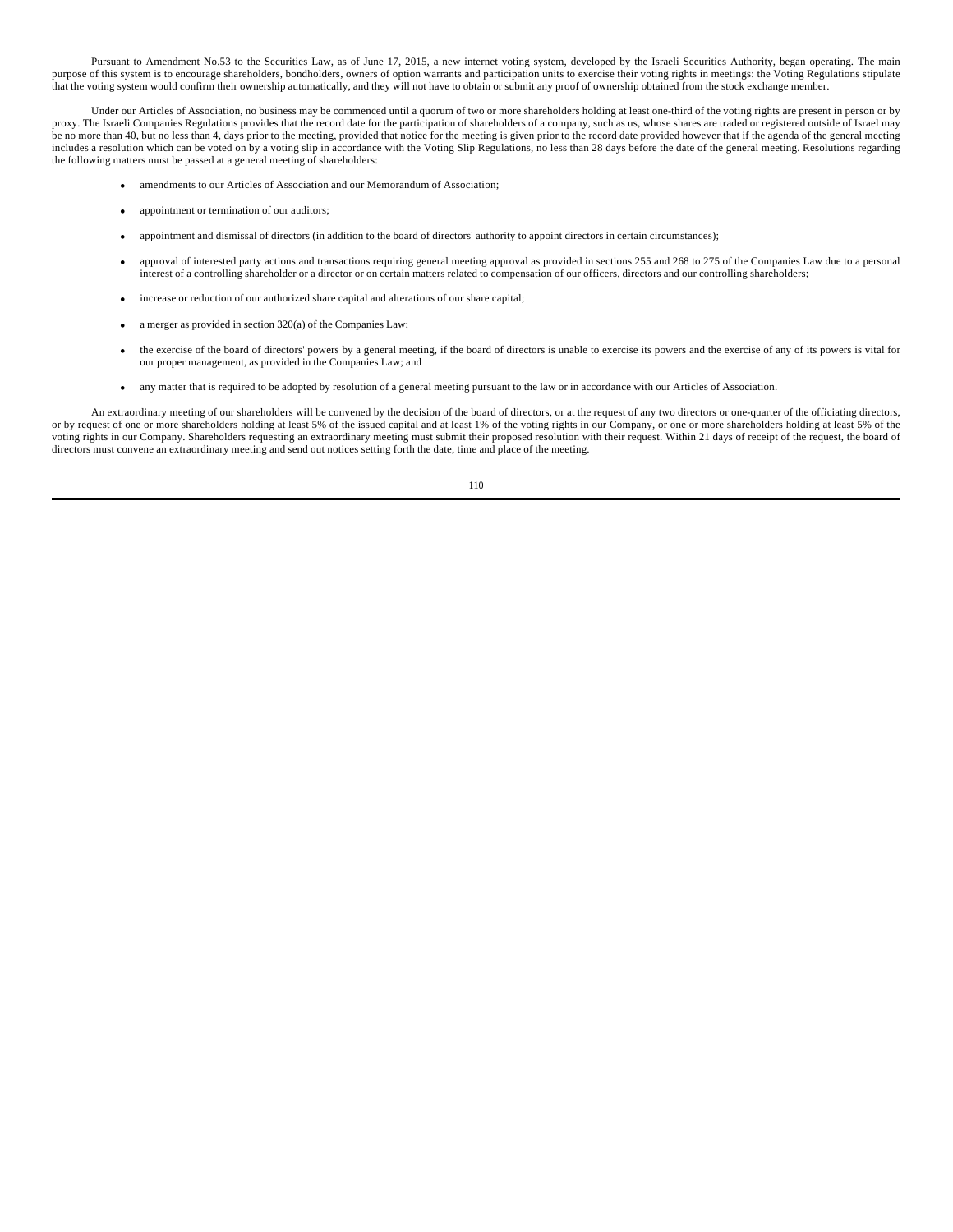Pursuant to Amendment No.53 to the Securities Law, as of June 17, 2015, a new internet voting system, developed by the Israeli Securities Authority, began operating. The main purpose of this system is to encourage shareholders, bondholders, owners of option warrants and participation units to exercise their voting rights in meetings: the Voting Regulations stipulate that the voting system would confirm their ownership automatically, and they will not have to obtain or submit any proof of ownership obtained from the stock exchange member.

Under our Articles of Association, no business may be commenced until a quorum of two or more shareholders holding at least one-third of the voting rights are present in person or by proxy. The Israeli Companies Regulations provides that the record date for the participation of shareholders of a company, such as us, whose shares are traded or registered outside of Israel may be no more than 40, but no less than 4, days prior to the meeting, provided that notice for the meeting is given prior to the record date provided however that if the agenda of the general meeting includes a resolution which can be voted on by a voting slip in accordance with the Voting Slip Regulations, no less than 28 days before the date of the general meeting. Resolutions regarding the following matters must be passed at a general meeting of shareholders:

- amendments to our Articles of Association and our Memorandum of Association;
- appointment or termination of our auditors;
- appointment and dismissal of directors (in addition to the board of directors' authority to appoint directors in certain circumstances);
- approval of interested party actions and transactions requiring general meeting approval as provided in sections 255 and 268 to 275 of the Companies Law due to a personal interest of a controlling shareholder or a director or on certain matters related to compensation of our officers, directors and our controlling shareholders;
- increase or reduction of our authorized share capital and alterations of our share capital;
- a merger as provided in section 320(a) of the Companies Law;
- the exercise of the board of directors' powers by a general meeting, if the board of directors is unable to exercise its powers and the exercise of any of its powers is vital for our proper management, as provided in the Companies Law; and
- any matter that is required to be adopted by resolution of a general meeting pursuant to the law or in accordance with our Articles of Association.

An extraordinary meeting of our shareholders will be convened by the decision of the board of directors, or at the request of any two directors or one-quarter of the officiating directors, or by request of one or more shareholders holding at least 5% of the issued capital and at least 1% of the voting rights in our Company, or one or more shareholders holding at least 5% of the voting rights in our Company. Shareholders requesting an extraordinary meeting must submit their proposed resolution with their request. Within 21 days of receipt of the request, the board of directors must convene an extraordinary meeting and send out notices setting forth the date, time and place of the meeting.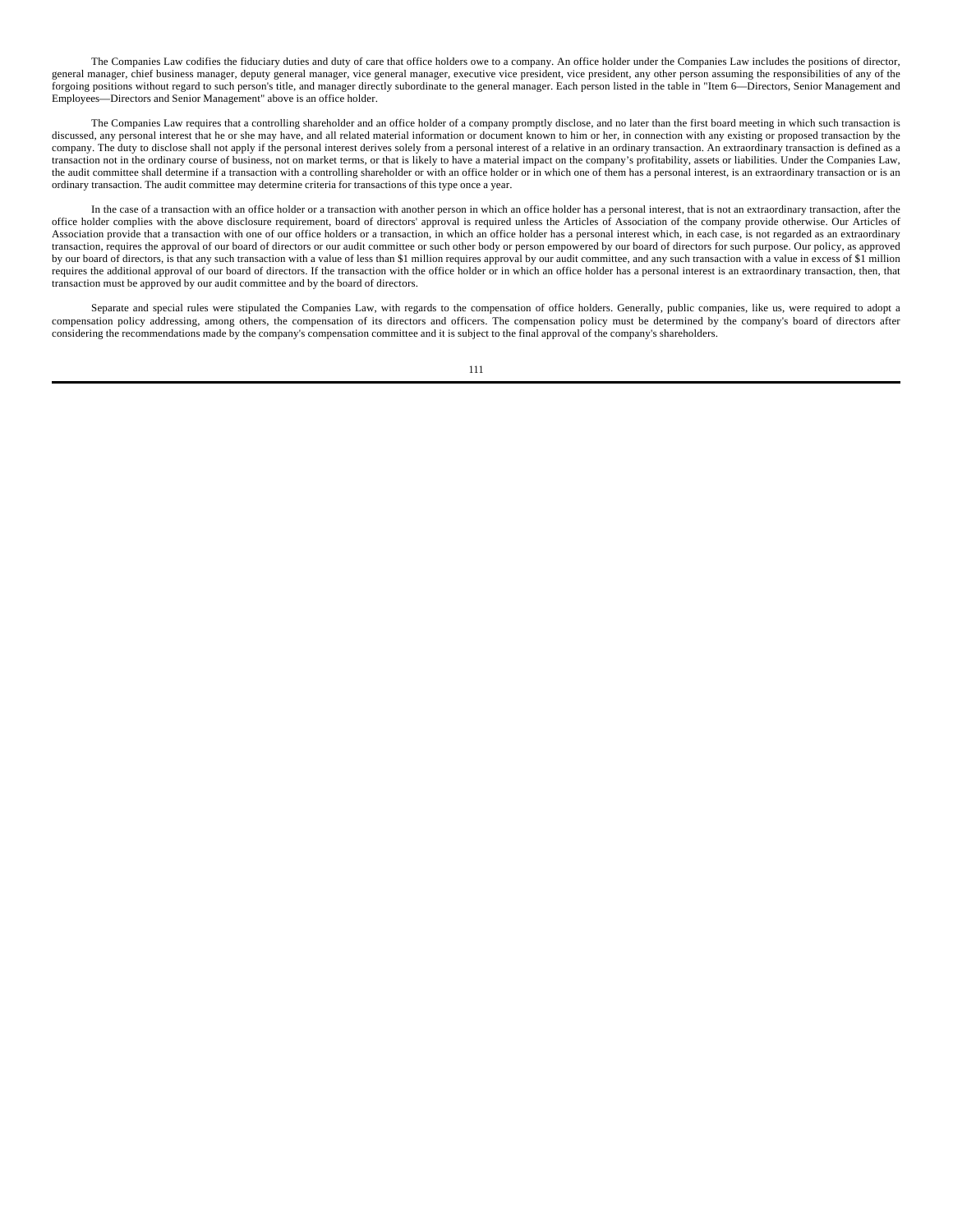The Companies Law codifies the fiduciary duties and duty of care that office holders owe to a company. An office holder under the Companies Law includes the positions of director, general manager, chief business manager, deputy general manager, vice general manager, executive vice president, vice president, any other person assuming the responsibilities of any of the forgoing positions without regard to such person's title, and manager directly subordinate to the general manager. Each person listed in the table in "Item 6—Directors, Senior Management and Employees—Directors and Senior Management" above is an office holder.

The Companies Law requires that a controlling shareholder and an office holder of a company promptly disclose, and no later than the first board meeting in which such transaction is discussed, any personal interest that he or she may have, and all related material information or document known to him or her, in connection with any existing or proposed transaction by the company. The duty to disclose shall not apply if the personal interest derives solely from a personal interest of a relative in an ordinary transaction. An extraordinary transaction is defined as a transaction not in the ordinary course of business, not on market terms, or that is likely to have a material impact on the company's profitability, assets or liabilities. Under the Companies Law, the audit committee shall determine if a transaction with a controlling shareholder or with an office holder or in which one of them has a personal interest, is an extraordinary transaction or is an ordinary transaction. The audit committee may determine criteria for transactions of this type once a year.

In the case of a transaction with an office holder or a transaction with another person in which an office holder has a personal interest, that is not an extraordinary transaction, after the office holder complies with the above disclosure requirement, board of directors' approval is required unless the Articles of Association of the company provide otherwise. Our Articles of Association provide that a transaction with one of our office holders or a transaction, in which an office holder has a personal interest which, in each case, is not regarded as an extraordinary transaction, requires the approval of our board of directors or our audit committee or such other body or person empowered by our board of directors for such purpose. Our policy, as approved by our board of directors, is that any such transaction with a value of less than $1 million requires approval by our audit committee, and any such transaction with a value in excess of $1 million requires the additional approval of our board of directors. If the transaction with the office holder or in which an office holder has a personal interest is an extraordinary transaction, then, that transaction must be approved by our audit committee and by the board of directors.

Separate and special rules were stipulated the Companies Law, with regards to the compensation of office holders. Generally, public companies, like us, were required to adopt a compensation policy addressing, among others, the compensation of its directors and officers. The compensation policy must be determined by the company's board of directors after considering the recommendations made by the company's compensation committee and it is subject to the final approval of the company's shareholders.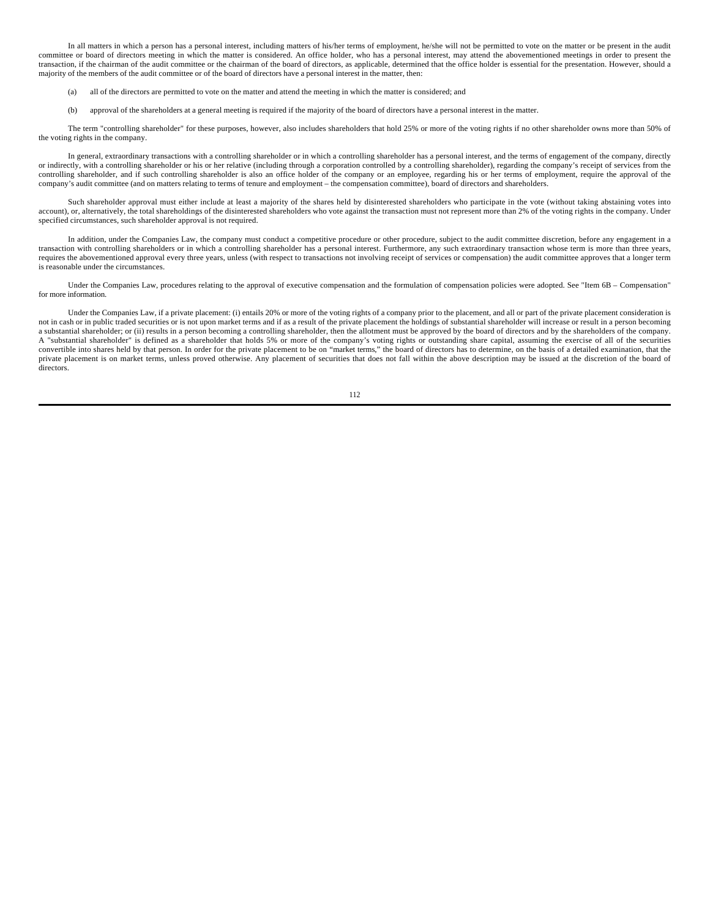In all matters in which a person has a personal interest, including matters of his/her terms of employment, he/she will not be permitted to vote on the matter or be present in the audit committee or board of directors meeting in which the matter is considered. An office holder, who has a personal interest, may attend the abovementioned meetings in order to present the transaction, if the chairman of the audit committee or the chairman of the board of directors, as applicable, determined that the office holder is essential for the presentation. However, should a majority of the members of the audit committee or of the board of directors have a personal interest in the matter, then:

(a) all of the directors are permitted to vote on the matter and attend the meeting in which the matter is considered; and

(b) approval of the shareholders at a general meeting is required if the majority of the board of directors have a personal interest in the matter.

The term "controlling shareholder" for these purposes, however, also includes shareholders that hold 25% or more of the voting rights if no other shareholder owns more than 50% of the voting rights in the company.

In general, extraordinary transactions with a controlling shareholder or in which a controlling shareholder has a personal interest, and the terms of engagement of the company, directly or indirectly, with a controlling shareholder or his or her relative (including through a corporation controlled by a controlling shareholder), regarding the company's receipt of services from the controlling shareholder, and if such controlling shareholder is also an office holder of the company or an employee, regarding his or her terms of employment, require the approval of the company's audit committee (and on matters relating to terms of tenure and employment – the compensation committee), board of directors and shareholders.

Such shareholder approval must either include at least a majority of the shares held by disinterested shareholders who participate in the vote (without taking abstaining votes into account), or, alternatively, the total shareholdings of the disinterested shareholders who vote against the transaction must not represent more than 2% of the voting rights in the company. Under specified circumstances, such shareholder approval is not required.

In addition, under the Companies Law, the company must conduct a competitive procedure or other procedure, subject to the audit committee discretion, before any engagement in a transaction with controlling shareholders or in which a controlling shareholder has a personal interest. Furthermore, any such extraordinary transaction whose term is more than three years, requires the abovementioned approval every three years, unless (with respect to transactions not involving receipt of services or compensation) the audit committee approves that a longer term is reasonable under the circumstances.

Under the Companies Law, procedures relating to the approval of executive compensation and the formulation of compensation policies were adopted. See "Item 6B – Compensation" for more information.

Under the Companies Law, if a private placement: (i) entails 20% or more of the voting rights of a company prior to the placement, and all or part of the private placement consideration is not in cash or in public traded securities or is not upon market terms and if as a result of the private placement the holdings of substantial shareholder will increase or result in a person becoming a substantial shareholder; or (ii) results in a person becoming a controlling shareholder, then the allotment must be approved by the board of directors and by the shareholders of the company. A "substantial shareholder" is defined as a shareholder that holds 5% or more of the company's voting rights or outstanding share capital, assuming the exercise of all of the securities convertible into shares held by that person. In order for the private placement to be on "market terms," the board of directors has to determine, on the basis of a detailed examination, that the private placement is on market terms, unless proved otherwise. Any placement of securities that does not fall within the above description may be issued at the discretion of the board of directors.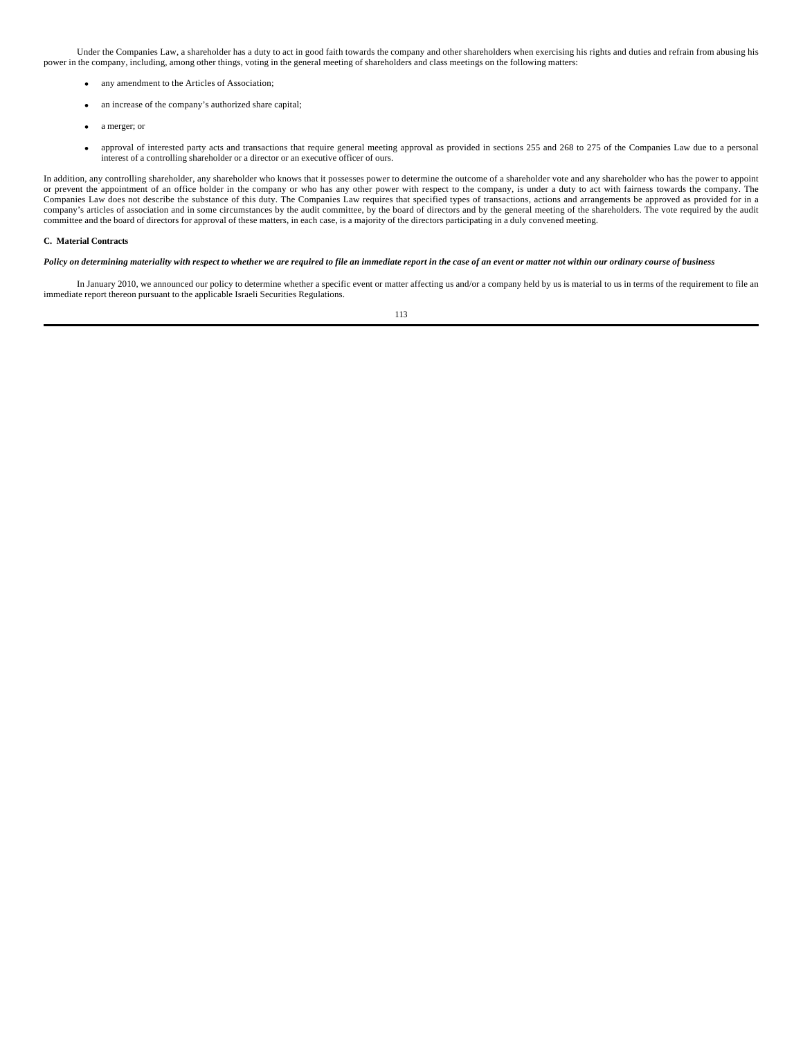Under the Companies Law, a shareholder has a duty to act in good faith towards the company and other shareholders when exercising his rights and duties and refrain from abusing his power in the company, including, among other things, voting in the general meeting of shareholders and class meetings on the following matters:

- any amendment to the Articles of Association;
- an increase of the company's authorized share capital;
- a merger; or
- approval of interested party acts and transactions that require general meeting approval as provided in sections 255 and 268 to 275 of the Companies Law due to a personal interest of a controlling shareholder or a director or an executive officer of ours.

In addition, any controlling shareholder, any shareholder who knows that it possesses power to determine the outcome of a shareholder vote and any shareholder who has the power to appoint or prevent the appointment of an office holder in the company or who has any other power with respect to the company, is under a duty to act with fairness towards the company. The Companies Law does not describe the substance of this duty. The Companies Law requires that specified types of transactions, actions and arrangements be approved as provided for in a company's articles of association and in some circumstances by the audit committee, by the board of directors and by the general meeting of the shareholders. The vote required by the audit committee and the board of directors for approval of these matters, in each case, is a majority of the directors participating in a duly convened meeting.

**C. Material Contracts**

***Policy on determining materiality with respect to whether we are required to file an immediate report in the case of an event or matter not within our ordinary course of business***

In January 2010, we announced our policy to determine whether a specific event or matter affecting us and/or a company held by us is material to us in terms of the requirement to file an immediate report thereon pursuant to the applicable Israeli Securities Regulations.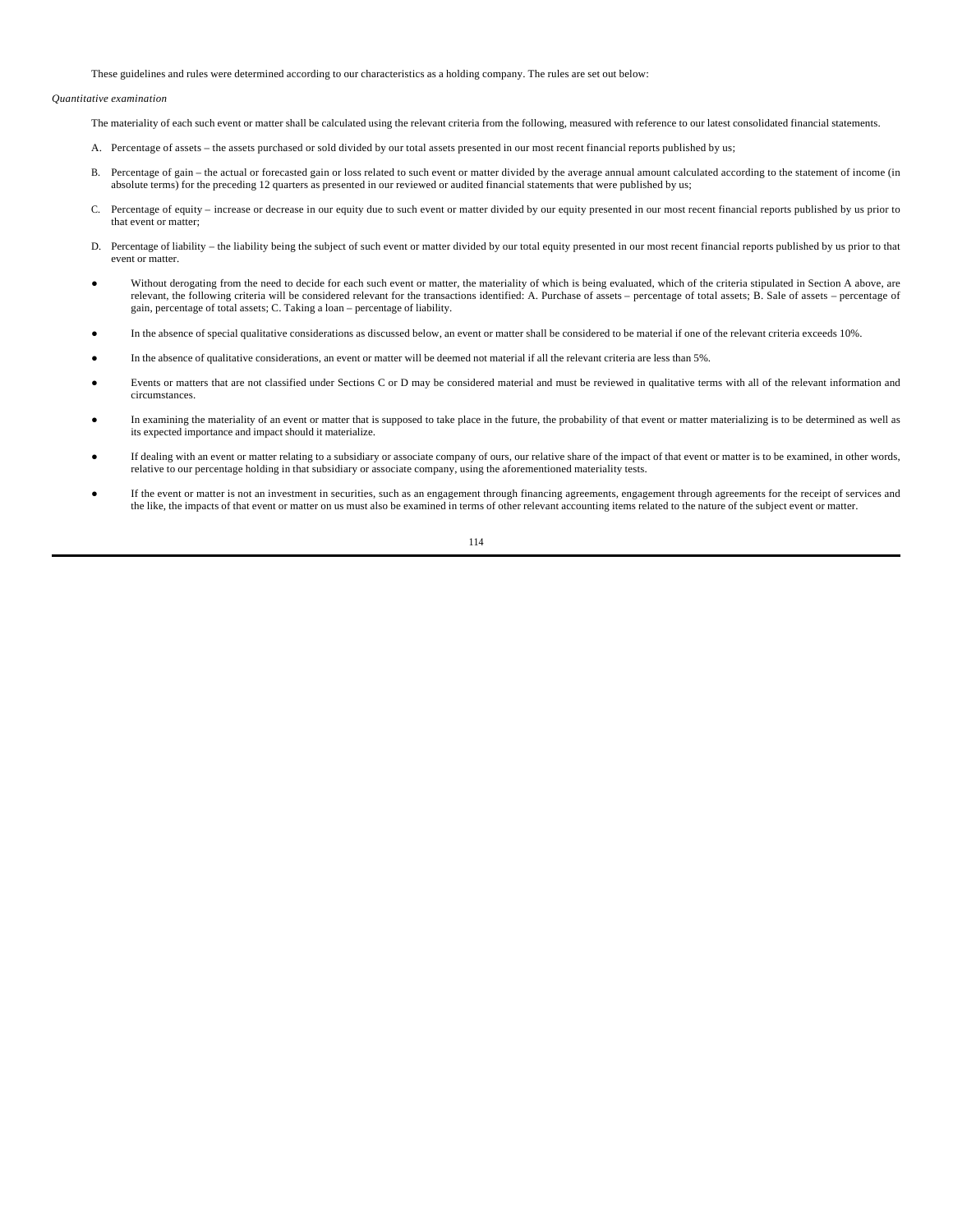These guidelines and rules were determined according to our characteristics as a holding company. The rules are set out below:

*Quantitative examination*

The materiality of each such event or matter shall be calculated using the relevant criteria from the following, measured with reference to our latest consolidated financial statements.

A. Percentage of assets – the assets purchased or sold divided by our total assets presented in our most recent financial reports published by us;

B. Percentage of gain – the actual or forecasted gain or loss related to such event or matter divided by the average annual amount calculated according to the statement of income (in absolute terms) for the preceding 12 quarters as presented in our reviewed or audited financial statements that were published by us;

C. Percentage of equity – increase or decrease in our equity due to such event or matter divided by our equity presented in our most recent financial reports published by us prior to that event or matter;

D. Percentage of liability – the liability being the subject of such event or matter divided by our total equity presented in our most recent financial reports published by us prior to that event or matter.

- Without derogating from the need to decide for each such event or matter, the materiality of which is being evaluated, which of the criteria stipulated in Section A above, are relevant, the following criteria will be considered relevant for the transactions identified: A. Purchase of assets – percentage of total assets; B. Sale of assets – percentage of gain, percentage of total assets; C. Taking a loan – percentage of liability.
- In the absence of special qualitative considerations as discussed below, an event or matter shall be considered to be material if one of the relevant criteria exceeds 10%.
- In the absence of qualitative considerations, an event or matter will be deemed not material if all the relevant criteria are less than 5%.
- Events or matters that are not classified under Sections C or D may be considered material and must be reviewed in qualitative terms with all of the relevant information and circumstances.
- In examining the materiality of an event or matter that is supposed to take place in the future, the probability of that event or matter materializing is to be determined as well as its expected importance and impact should it materialize.
- If dealing with an event or matter relating to a subsidiary or associate company of ours, our relative share of the impact of that event or matter is to be examined, in other words, relative to our percentage holding in that subsidiary or associate company, using the aforementioned materiality tests.
- If the event or matter is not an investment in securities, such as an engagement through financing agreements, engagement through agreements for the receipt of services and the like, the impacts of that event or matter on us must also be examined in terms of other relevant accounting items related to the nature of the subject event or matter.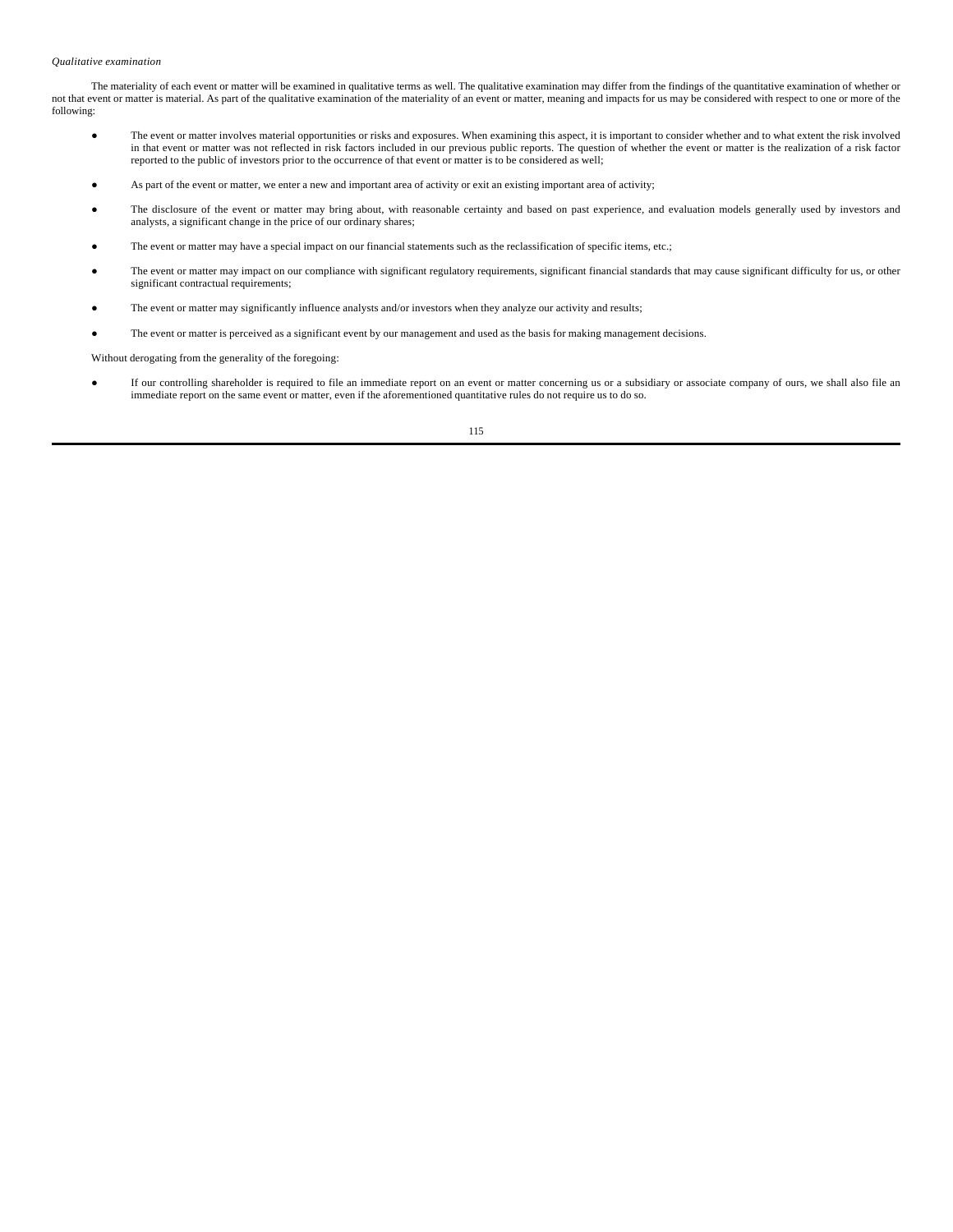*Qualitative examination*

The materiality of each event or matter will be examined in qualitative terms as well. The qualitative examination may differ from the findings of the quantitative examination of whether or not that event or matter is material. As part of the qualitative examination of the materiality of an event or matter, meaning and impacts for us may be considered with respect to one or more of the following:

- The event or matter involves material opportunities or risks and exposures. When examining this aspect, it is important to consider whether and to what extent the risk involved in that event or matter was not reflected in risk factors included in our previous public reports. The question of whether the event or matter is the realization of a risk factor reported to the public of investors prior to the occurrence of that event or matter is to be considered as well;
- As part of the event or matter, we enter a new and important area of activity or exit an existing important area of activity;
- The disclosure of the event or matter may bring about, with reasonable certainty and based on past experience, and evaluation models generally used by investors and analysts, a significant change in the price of our ordinary shares;
- The event or matter may have a special impact on our financial statements such as the reclassification of specific items, etc.;
- The event or matter may impact on our compliance with significant regulatory requirements, significant financial standards that may cause significant difficulty for us, or other significant contractual requirements;
- The event or matter may significantly influence analysts and/or investors when they analyze our activity and results;
- The event or matter is perceived as a significant event by our management and used as the basis for making management decisions.

Without derogating from the generality of the foregoing:

- If our controlling shareholder is required to file an immediate report on an event or matter concerning us or a subsidiary or associate company of ours, we shall also file an immediate report on the same event or matter, even if the aforementioned quantitative rules do not require us to do so.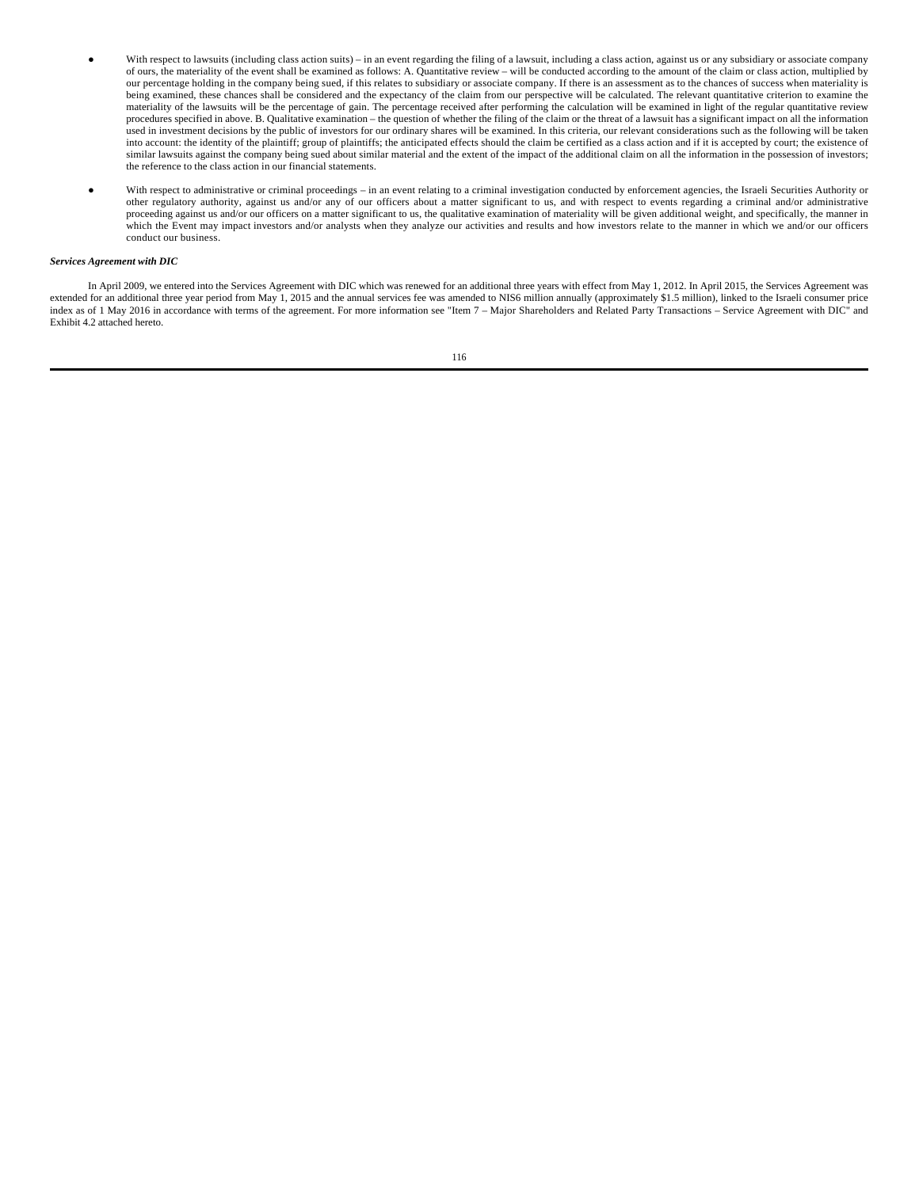- With respect to lawsuits (including class action suits) – in an event regarding the filing of a lawsuit, including a class action, against us or any subsidiary or associate company of ours, the materiality of the event shall be examined as follows: A. Quantitative review – will be conducted according to the amount of the claim or class action, multiplied by our percentage holding in the company being sued, if this relates to subsidiary or associate company. If there is an assessment as to the chances of success when materiality is being examined, these chances shall be considered and the expectancy of the claim from our perspective will be calculated. The relevant quantitative criterion to examine the materiality of the lawsuits will be the percentage of gain. The percentage received after performing the calculation will be examined in light of the regular quantitative review procedures specified in above. B. Qualitative examination – the question of whether the filing of the claim or the threat of a lawsuit has a significant impact on all the information used in investment decisions by the public of investors for our ordinary shares will be examined. In this criteria, our relevant considerations such as the following will be taken into account: the identity of the plaintiff; group of plaintiffs; the anticipated effects should the claim be certified as a class action and if it is accepted by court; the existence of similar lawsuits against the company being sued about similar material and the extent of the impact of the additional claim on all the information in the possession of investors; the reference to the class action in our financial statements.

- With respect to administrative or criminal proceedings – in an event relating to a criminal investigation conducted by enforcement agencies, the Israeli Securities Authority or other regulatory authority, against us and/or any of our officers about a matter significant to us, and with respect to events regarding a criminal and/or administrative proceeding against us and/or our officers on a matter significant to us, the qualitative examination of materiality will be given additional weight, and specifically, the manner in which the Event may impact investors and/or analysts when they analyze our activities and results and how investors relate to the manner in which we and/or our officers conduct our business.

***Services Agreement with DIC***

In April 2009, we entered into the Services Agreement with DIC which was renewed for an additional three years with effect from May 1, 2012. In April 2015, the Services Agreement was extended for an additional three year period from May 1, 2015 and the annual services fee was amended to NIS6 million annually (approximately $1.5 million), linked to the Israeli consumer price index as of 1 May 2016 in accordance with terms of the agreement. For more information see "Item 7 – Major Shareholders and Related Party Transactions – Service Agreement with DIC" and Exhibit 4.2 attached hereto.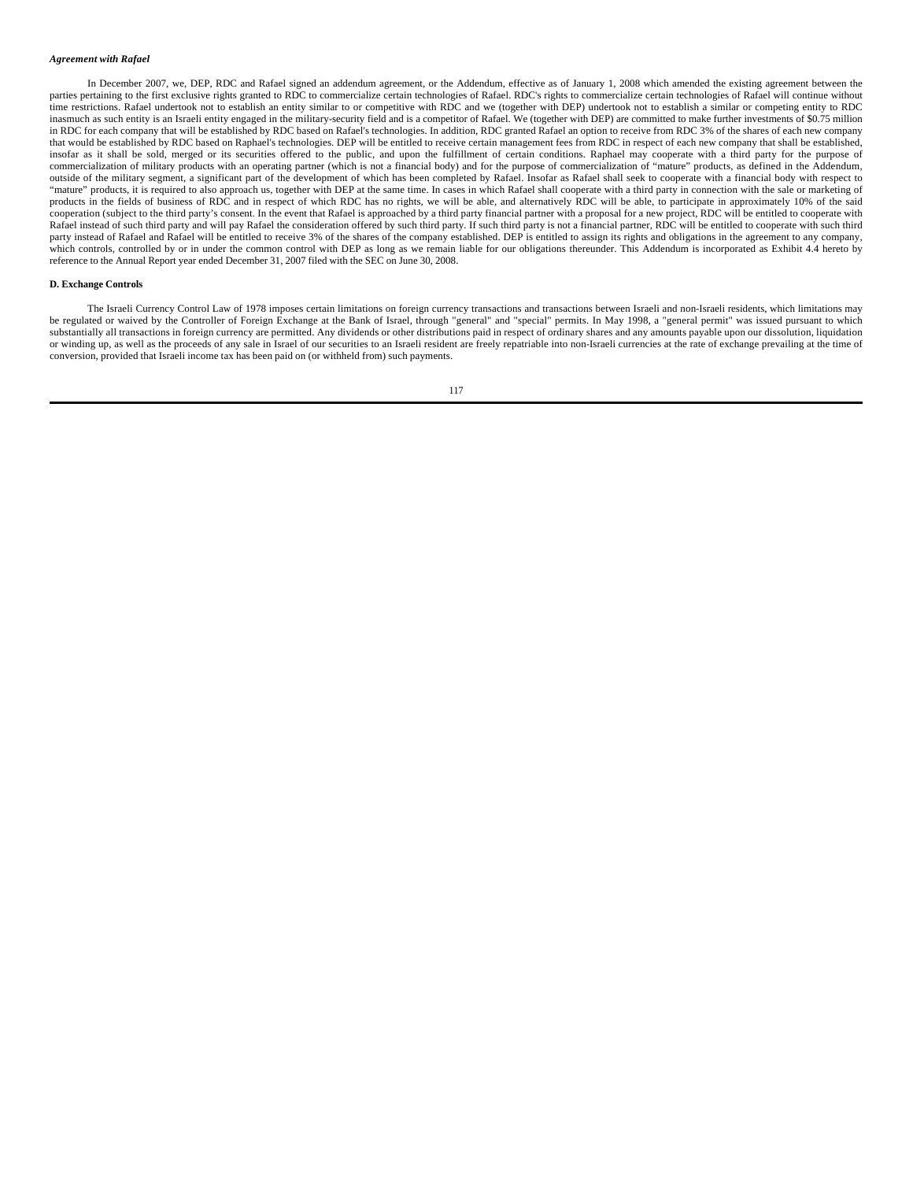***Agreement with Rafael***

In December 2007, we, DEP, RDC and Rafael signed an addendum agreement, or the Addendum, effective as of January 1, 2008 which amended the existing agreement between the parties pertaining to the first exclusive rights granted to RDC to commercialize certain technologies of Rafael. RDC's rights to commercialize certain technologies of Rafael will continue without time restrictions. Rafael undertook not to establish an entity similar to or competitive with RDC and we (together with DEP) undertook not to establish a similar or competing entity to RDC inasmuch as such entity is an Israeli entity engaged in the military-security field and is a competitor of Rafael. We (together with DEP) are committed to make further investments of $0.75 million in RDC for each company that will be established by RDC based on Rafael's technologies. In addition, RDC granted Rafael an option to receive from RDC 3% of the shares of each new company that would be established by RDC based on Raphael's technologies. DEP will be entitled to receive certain management fees from RDC in respect of each new company that shall be established, insofar as it shall be sold, merged or its securities offered to the public, and upon the fulfillment of certain conditions. Raphael may cooperate with a third party for the purpose of commercialization of military products with an operating partner (which is not a financial body) and for the purpose of commercialization of "mature" products, as defined in the Addendum, outside of the military segment, a significant part of the development of which has been completed by Rafael. Insofar as Rafael shall seek to cooperate with a financial body with respect to "mature" products, it is required to also approach us, together with DEP at the same time. In cases in which Rafael shall cooperate with a third party in connection with the sale or marketing of products in the fields of business of RDC and in respect of which RDC has no rights, we will be able, and alternatively RDC will be able, to participate in approximately 10% of the said cooperation (subject to the third party's consent. In the event that Rafael is approached by a third party financial partner with a proposal for a new project, RDC will be entitled to cooperate with Rafael instead of such third party and will pay Rafael the consideration offered by such third party. If such third party is not a financial partner, RDC will be entitled to cooperate with such third party instead of Rafael and Rafael will be entitled to receive 3% of the shares of the company established. DEP is entitled to assign its rights and obligations in the agreement to any company, which controls, controlled by or in under the common control with DEP as long as we remain liable for our obligations thereunder. This Addendum is incorporated as Exhibit 4.4 hereto by reference to the Annual Report year ended December 31, 2007 filed with the SEC on June 30, 2008.

**D. Exchange Controls**

The Israeli Currency Control Law of 1978 imposes certain limitations on foreign currency transactions and transactions between Israeli and non-Israeli residents, which limitations may be regulated or waived by the Controller of Foreign Exchange at the Bank of Israel, through "general" and "special" permits. In May 1998, a "general permit" was issued pursuant to which substantially all transactions in foreign currency are permitted. Any dividends or other distributions paid in respect of ordinary shares and any amounts payable upon our dissolution, liquidation or winding up, as well as the proceeds of any sale in Israel of our securities to an Israeli resident are freely repatriable into non-Israeli currencies at the rate of exchange prevailing at the time of conversion, provided that Israeli income tax has been paid on (or withheld from) such payments.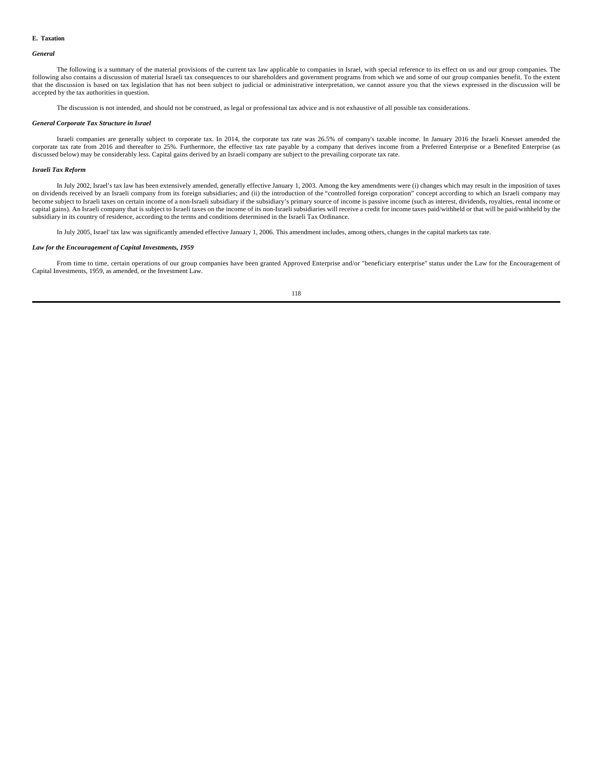## E. Taxation

### *General*

The following is a summary of the material provisions of the current tax law applicable to companies in Israel, with special reference to its effect on us and our group companies. The following also contains a discussion of material Israeli tax consequences to our shareholders and government programs from which we and some of our group companies benefit. To the extent that the discussion is based on tax legislation that has not been subject to judicial or administrative interpretation, we cannot assure you that the views expressed in the discussion will be accepted by the tax authorities in question.

The discussion is not intended, and should not be construed, as legal or professional tax advice and is not exhaustive of all possible tax considerations.

### *General Corporate Tax Structure in Israel*

Israeli companies are generally subject to corporate tax. In 2014, the corporate tax rate was 26.5% of company's taxable income. In January 2016 the Israeli Knesset amended the corporate tax rate from 2016 and thereafter to 25%. Furthermore, the effective tax rate payable by a company that derives income from a Preferred Enterprise or a Benefited Enterprise (as discussed below) may be considerably less. Capital gains derived by an Israeli company are subject to the prevailing corporate tax rate.

### *Israeli Tax Reform*

In July 2002, Israel's tax law has been extensively amended, generally effective January 1, 2003. Among the key amendments were (i) changes which may result in the imposition of taxes on dividends received by an Israeli company from its foreign subsidiaries; and (ii) the introduction of the "controlled foreign corporation" concept according to which an Israeli company may become subject to Israeli taxes on certain income of a non-Israeli subsidiary if the subsidiary's primary source of income is passive income (such as interest, dividends, royalties, rental income or capital gains). An Israeli company that is subject to Israeli taxes on the income of its non-Israeli subsidiaries will receive a credit for income taxes paid/withheld or that will be paid/withheld by the subsidiary in its country of residence, according to the terms and conditions determined in the Israeli Tax Ordinance.

In July 2005, Israel' tax law was significantly amended effective January 1, 2006. This amendment includes, among others, changes in the capital markets tax rate.

### *Law for the Encouragement of Capital Investments, 1959*

From time to time, certain operations of our group companies have been granted Approved Enterprise and/or "beneficiary enterprise" status under the Law for the Encouragement of Capital Investments, 1959, as amended, or the Investment Law.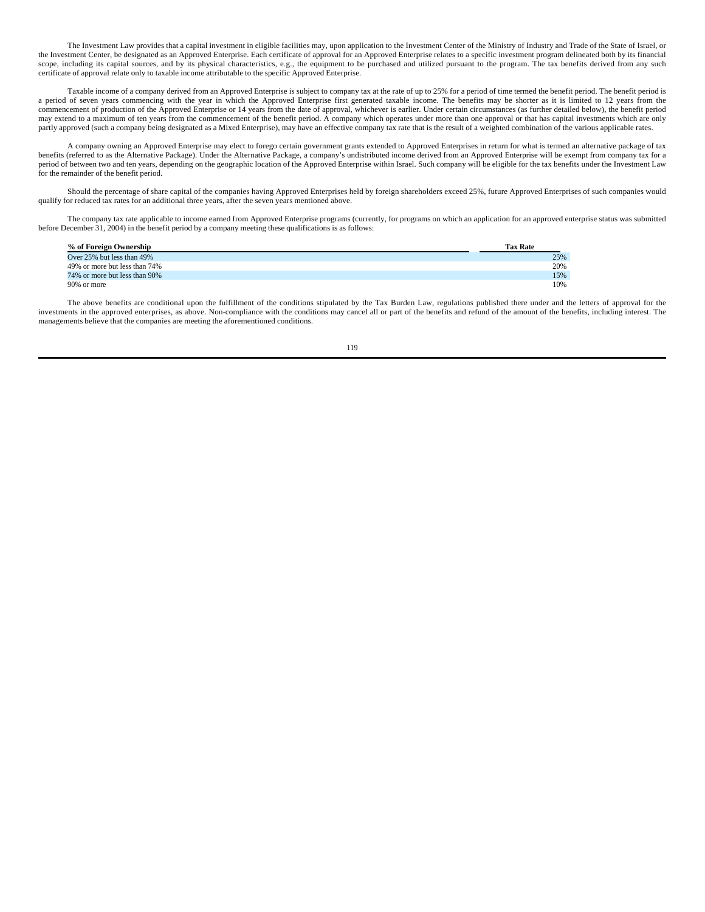The Investment Law provides that a capital investment in eligible facilities may, upon application to the Investment Center of the Ministry of Industry and Trade of the State of Israel, or the Investment Center, be designated as an Approved Enterprise. Each certificate of approval for an Approved Enterprise relates to a specific investment program delineated both by its financial scope, including its capital sources, and by its physical characteristics, e.g., the equipment to be purchased and utilized pursuant to the program. The tax benefits derived from any such certificate of approval relate only to taxable income attributable to the specific Approved Enterprise.

Taxable income of a company derived from an Approved Enterprise is subject to company tax at the rate of up to 25% for a period of time termed the benefit period. The benefit period is a period of seven years commencing with the year in which the Approved Enterprise first generated taxable income. The benefits may be shorter as it is limited to 12 years from the commencement of production of the Approved Enterprise or 14 years from the date of approval, whichever is earlier. Under certain circumstances (as further detailed below), the benefit period may extend to a maximum of ten years from the commencement of the benefit period. A company which operates under more than one approval or that has capital investments which are only partly approved (such a company being designated as a Mixed Enterprise), may have an effective company tax rate that is the result of a weighted combination of the various applicable rates.

A company owning an Approved Enterprise may elect to forego certain government grants extended to Approved Enterprises in return for what is termed an alternative package of tax benefits (referred to as the Alternative Package). Under the Alternative Package, a company's undistributed income derived from an Approved Enterprise will be exempt from company tax for a period of between two and ten years, depending on the geographic location of the Approved Enterprise within Israel. Such company will be eligible for the tax benefits under the Investment Law for the remainder of the benefit period.

Should the percentage of share capital of the companies having Approved Enterprises held by foreign shareholders exceed 25%, future Approved Enterprises of such companies would qualify for reduced tax rates for an additional three years, after the seven years mentioned above.

The company tax rate applicable to income earned from Approved Enterprise programs (currently, for programs on which an application for an approved enterprise status was submitted before December 31, 2004) in the benefit period by a company meeting these qualifications is as follows:

| % of Foreign Ownership | Tax Rate |
|---|---|
| Over 25% but less than 49% | 25% |
| 49% or more but less than 74% | 20% |
| 74% or more but less than 90% | 15% |
| 90% or more | 10% |

The above benefits are conditional upon the fulfillment of the conditions stipulated by the Tax Burden Law, regulations published there under and the letters of approval for the investments in the approved enterprises, as above. Non-compliance with the conditions may cancel all or part of the benefits and refund of the amount of the benefits, including interest. The managements believe that the companies are meeting the aforementioned conditions.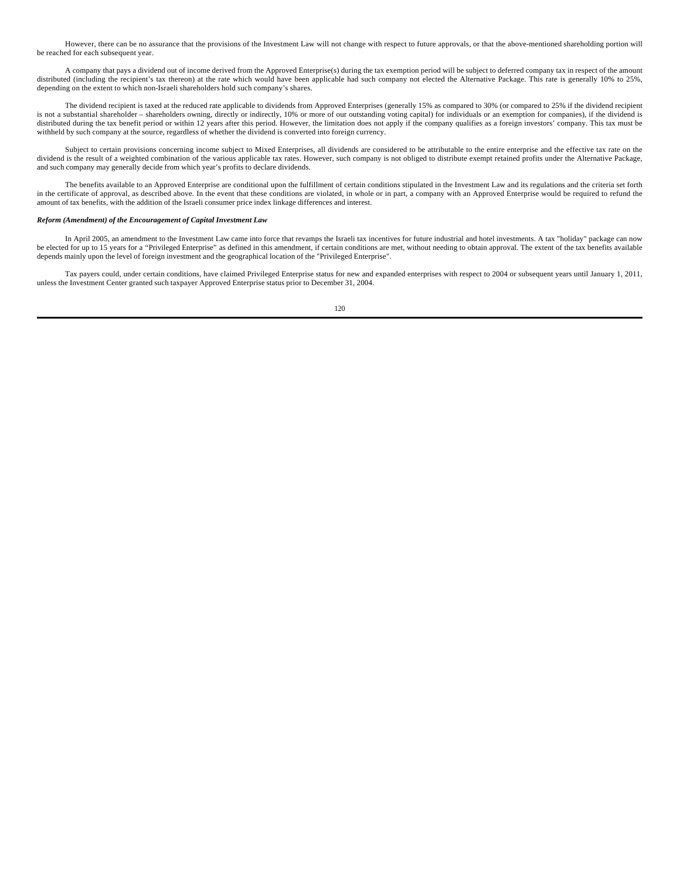However, there can be no assurance that the provisions of the Investment Law will not change with respect to future approvals, or that the above-mentioned shareholding portion will be reached for each subsequent year.

A company that pays a dividend out of income derived from the Approved Enterprise(s) during the tax exemption period will be subject to deferred company tax in respect of the amount distributed (including the recipient's tax thereon) at the rate which would have been applicable had such company not elected the Alternative Package. This rate is generally 10% to 25%, depending on the extent to which non-Israeli shareholders hold such company's shares.

The dividend recipient is taxed at the reduced rate applicable to dividends from Approved Enterprises (generally 15% as compared to 30% (or compared to 25% if the dividend recipient is not a substantial shareholder – shareholders owning, directly or indirectly, 10% or more of our outstanding voting capital) for individuals or an exemption for companies), if the dividend is distributed during the tax benefit period or within 12 years after this period. However, the limitation does not apply if the company qualifies as a foreign investors' company. This tax must be withheld by such company at the source, regardless of whether the dividend is converted into foreign currency.

Subject to certain provisions concerning income subject to Mixed Enterprises, all dividends are considered to be attributable to the entire enterprise and the effective tax rate on the dividend is the result of a weighted combination of the various applicable tax rates. However, such company is not obliged to distribute exempt retained profits under the Alternative Package, and such company may generally decide from which year's profits to declare dividends.

The benefits available to an Approved Enterprise are conditional upon the fulfillment of certain conditions stipulated in the Investment Law and its regulations and the criteria set forth in the certificate of approval, as described above. In the event that these conditions are violated, in whole or in part, a company with an Approved Enterprise would be required to refund the amount of tax benefits, with the addition of the Israeli consumer price index linkage differences and interest.

***Reform (Amendment) of the Encouragement of Capital Investment Law***

In April 2005, an amendment to the Investment Law came into force that revamps the Israeli tax incentives for future industrial and hotel investments. A tax "holiday" package can now be elected for up to 15 years for a "Privileged Enterprise" as defined in this amendment, if certain conditions are met, without needing to obtain approval. The extent of the tax benefits available depends mainly upon the level of foreign investment and the geographical location of the "Privileged Enterprise".

Tax payers could, under certain conditions, have claimed Privileged Enterprise status for new and expanded enterprises with respect to 2004 or subsequent years until January 1, 2011, unless the Investment Center granted such taxpayer Approved Enterprise status prior to December 31, 2004.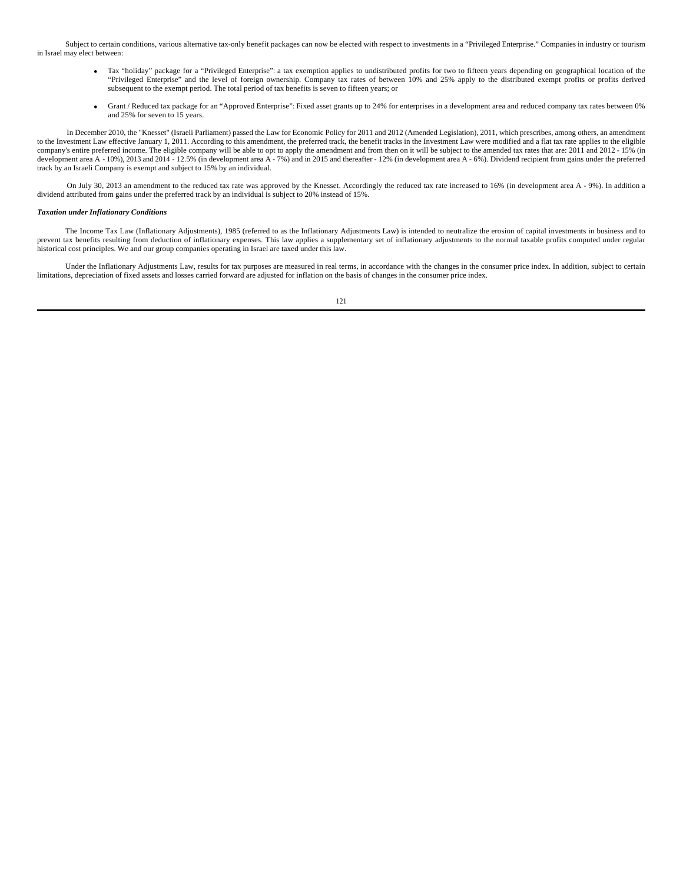Subject to certain conditions, various alternative tax-only benefit packages can now be elected with respect to investments in a "Privileged Enterprise." Companies in industry or tourism in Israel may elect between:

- Tax "holiday" package for a "Privileged Enterprise": a tax exemption applies to undistributed profits for two to fifteen years depending on geographical location of the "Privileged Enterprise" and the level of foreign ownership. Company tax rates of between 10% and 25% apply to the distributed exempt profits or profits derived subsequent to the exempt period. The total period of tax benefits is seven to fifteen years; or

- Grant / Reduced tax package for an "Approved Enterprise": Fixed asset grants up to 24% for enterprises in a development area and reduced company tax rates between 0% and 25% for seven to 15 years.

In December 2010, the "Knesset" (Israeli Parliament) passed the Law for Economic Policy for 2011 and 2012 (Amended Legislation), 2011, which prescribes, among others, an amendment to the Investment Law effective January 1, 2011. According to this amendment, the preferred track, the benefit tracks in the Investment Law were modified and a flat tax rate applies to the eligible company's entire preferred income. The eligible company will be able to opt to apply the amendment and from then on it will be subject to the amended tax rates that are: 2011 and 2012 - 15% (in development area A - 10%), 2013 and 2014 - 12.5% (in development area A - 7%) and in 2015 and thereafter - 12% (in development area A - 6%). Dividend recipient from gains under the preferred track by an Israeli Company is exempt and subject to 15% by an individual.

On July 30, 2013 an amendment to the reduced tax rate was approved by the Knesset. Accordingly the reduced tax rate increased to 16% (in development area A - 9%). In addition a dividend attributed from gains under the preferred track by an individual is subject to 20% instead of 15%.

***Taxation under Inflationary Conditions***

The Income Tax Law (Inflationary Adjustments), 1985 (referred to as the Inflationary Adjustments Law) is intended to neutralize the erosion of capital investments in business and to prevent tax benefits resulting from deduction of inflationary expenses. This law applies a supplementary set of inflationary adjustments to the normal taxable profits computed under regular historical cost principles. We and our group companies operating in Israel are taxed under this law.

Under the Inflationary Adjustments Law, results for tax purposes are measured in real terms, in accordance with the changes in the consumer price index. In addition, subject to certain limitations, depreciation of fixed assets and losses carried forward are adjusted for inflation on the basis of changes in the consumer price index.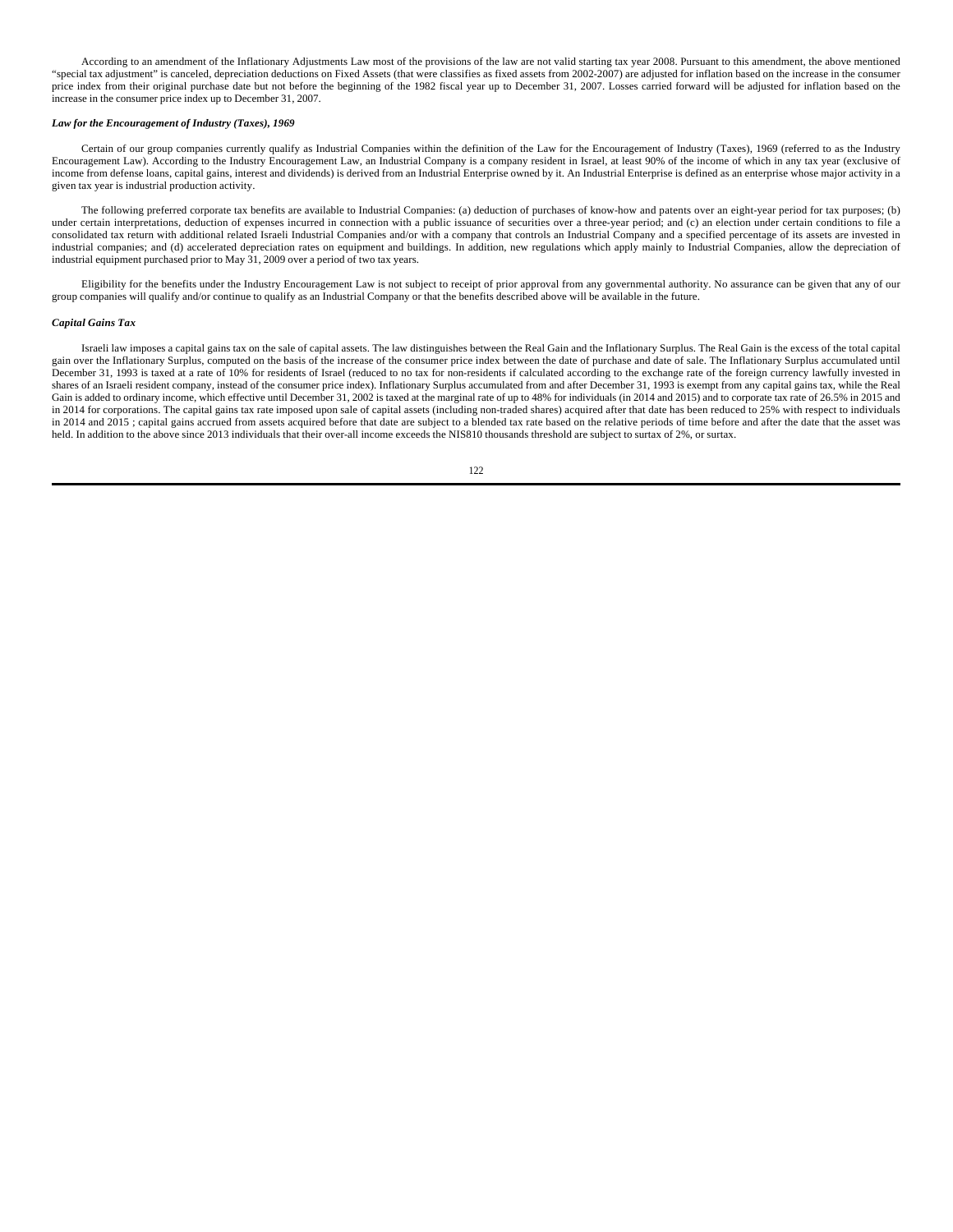According to an amendment of the Inflationary Adjustments Law most of the provisions of the law are not valid starting tax year 2008. Pursuant to this amendment, the above mentioned "special tax adjustment" is canceled, depreciation deductions on Fixed Assets (that were classifies as fixed assets from 2002-2007) are adjusted for inflation based on the increase in the consumer price index from their original purchase date but not before the beginning of the 1982 fiscal year up to December 31, 2007. Losses carried forward will be adjusted for inflation based on the increase in the consumer price index up to December 31, 2007.

***Law for the Encouragement of Industry (Taxes), 1969***

Certain of our group companies currently qualify as Industrial Companies within the definition of the Law for the Encouragement of Industry (Taxes), 1969 (referred to as the Industry Encouragement Law). According to the Industry Encouragement Law, an Industrial Company is a company resident in Israel, at least 90% of the income of which in any tax year (exclusive of income from defense loans, capital gains, interest and dividends) is derived from an Industrial Enterprise owned by it. An Industrial Enterprise is defined as an enterprise whose major activity in a given tax year is industrial production activity.

The following preferred corporate tax benefits are available to Industrial Companies: (a) deduction of purchases of know-how and patents over an eight-year period for tax purposes; (b) under certain interpretations, deduction of expenses incurred in connection with a public issuance of securities over a three-year period; and (c) an election under certain conditions to file a consolidated tax return with additional related Israeli Industrial Companies and/or with a company that controls an Industrial Company and a specified percentage of its assets are invested in industrial companies; and (d) accelerated depreciation rates on equipment and buildings. In addition, new regulations which apply mainly to Industrial Companies, allow the depreciation of industrial equipment purchased prior to May 31, 2009 over a period of two tax years.

Eligibility for the benefits under the Industry Encouragement Law is not subject to receipt of prior approval from any governmental authority. No assurance can be given that any of our group companies will qualify and/or continue to qualify as an Industrial Company or that the benefits described above will be available in the future.

***Capital Gains Tax***

Israeli law imposes a capital gains tax on the sale of capital assets. The law distinguishes between the Real Gain and the Inflationary Surplus. The Real Gain is the excess of the total capital gain over the Inflationary Surplus, computed on the basis of the increase of the consumer price index between the date of purchase and date of sale. The Inflationary Surplus accumulated until December 31, 1993 is taxed at a rate of 10% for residents of Israel (reduced to no tax for non-residents if calculated according to the exchange rate of the foreign currency lawfully invested in shares of an Israeli resident company, instead of the consumer price index). Inflationary Surplus accumulated from and after December 31, 1993 is exempt from any capital gains tax, while the Real Gain is added to ordinary income, which effective until December 31, 2002 is taxed at the marginal rate of up to 48% for individuals (in 2014 and 2015) and to corporate tax rate of 26.5% in 2015 and in 2014 for corporations. The capital gains tax rate imposed upon sale of capital assets (including non-traded shares) acquired after that date has been reduced to 25% with respect to individuals in 2014 and 2015 ; capital gains accrued from assets acquired before that date are subject to a blended tax rate based on the relative periods of time before and after the date that the asset was held. In addition to the above since 2013 individuals that their over-all income exceeds the NIS810 thousands threshold are subject to surtax of 2%, or surtax.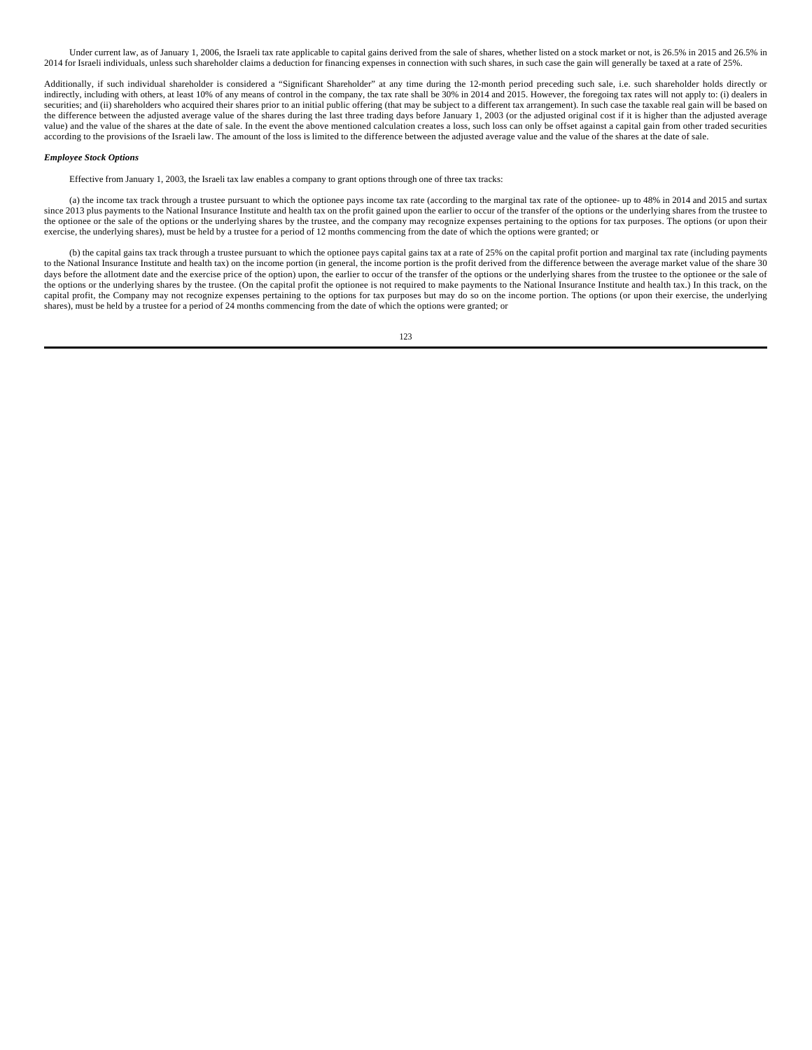Under current law, as of January 1, 2006, the Israeli tax rate applicable to capital gains derived from the sale of shares, whether listed on a stock market or not, is 26.5% in 2015 and 26.5% in 2014 for Israeli individuals, unless such shareholder claims a deduction for financing expenses in connection with such shares, in such case the gain will generally be taxed at a rate of 25%.

Additionally, if such individual shareholder is considered a "Significant Shareholder" at any time during the 12-month period preceding such sale, i.e. such shareholder holds directly or indirectly, including with others, at least 10% of any means of control in the company, the tax rate shall be 30% in 2014 and 2015. However, the foregoing tax rates will not apply to: (i) dealers in securities; and (ii) shareholders who acquired their shares prior to an initial public offering (that may be subject to a different tax arrangement). In such case the taxable real gain will be based on the difference between the adjusted average value of the shares during the last three trading days before January 1, 2003 (or the adjusted original cost if it is higher than the adjusted average value) and the value of the shares at the date of sale. In the event the above mentioned calculation creates a loss, such loss can only be offset against a capital gain from other traded securities according to the provisions of the Israeli law. The amount of the loss is limited to the difference between the adjusted average value and the value of the shares at the date of sale.

***Employee Stock Options***

Effective from January 1, 2003, the Israeli tax law enables a company to grant options through one of three tax tracks:

(a) the income tax track through a trustee pursuant to which the optionee pays income tax rate (according to the marginal tax rate of the optionee- up to 48% in 2014 and 2015 and surtax since 2013 plus payments to the National Insurance Institute and health tax on the profit gained upon the earlier to occur of the transfer of the options or the underlying shares from the trustee to the optionee or the sale of the options or the underlying shares by the trustee, and the company may recognize expenses pertaining to the options for tax purposes. The options (or upon their exercise, the underlying shares), must be held by a trustee for a period of 12 months commencing from the date of which the options were granted; or

(b) the capital gains tax track through a trustee pursuant to which the optionee pays capital gains tax at a rate of 25% on the capital profit portion and marginal tax rate (including payments to the National Insurance Institute and health tax) on the income portion (in general, the income portion is the profit derived from the difference between the average market value of the share 30 days before the allotment date and the exercise price of the option) upon, the earlier to occur of the transfer of the options or the underlying shares from the trustee to the optionee or the sale of the options or the underlying shares by the trustee. (On the capital profit the optionee is not required to make payments to the National Insurance Institute and health tax.) In this track, on the capital profit, the Company may not recognize expenses pertaining to the options for tax purposes but may do so on the income portion. The options (or upon their exercise, the underlying shares), must be held by a trustee for a period of 24 months commencing from the date of which the options were granted; or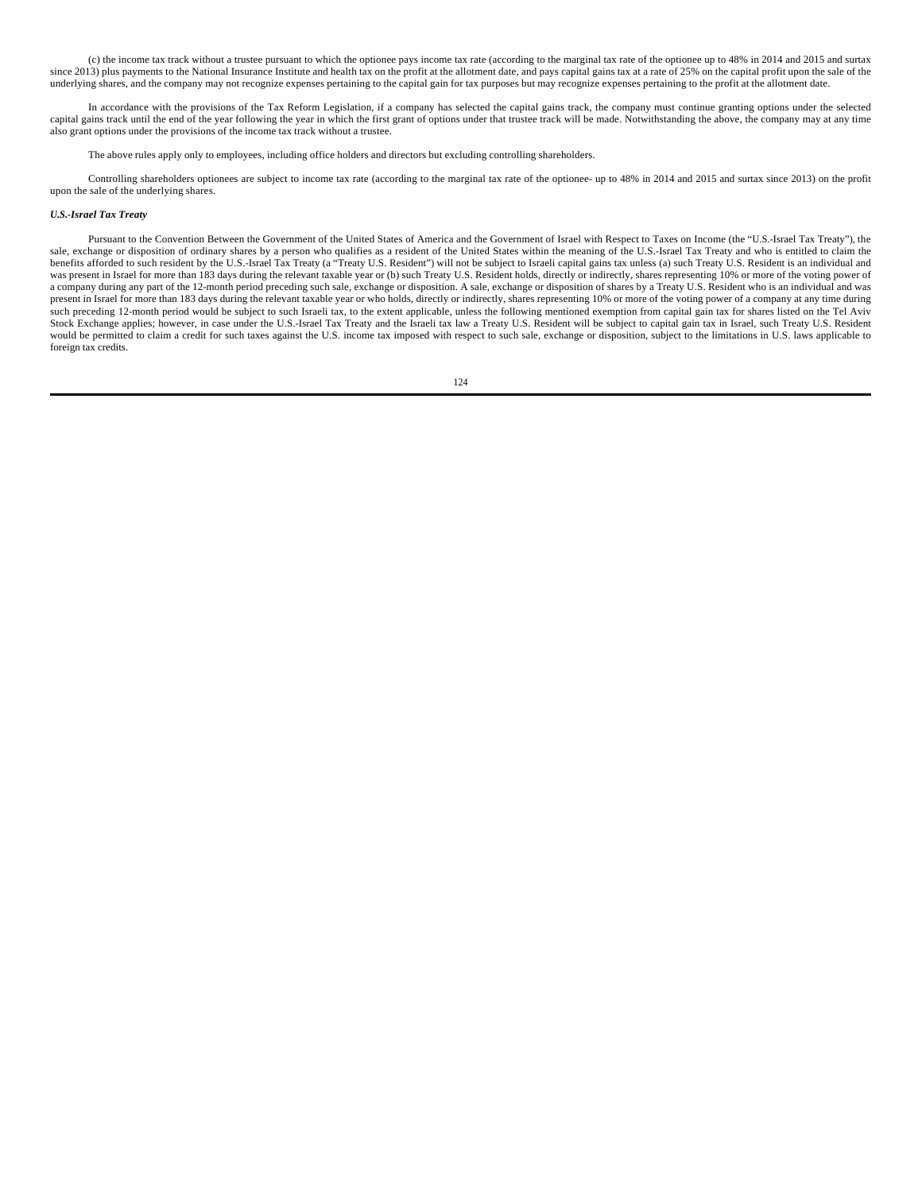(c) the income tax track without a trustee pursuant to which the optionee pays income tax rate (according to the marginal tax rate of the optionee up to 48% in 2014 and 2015 and surtax since 2013) plus payments to the National Insurance Institute and health tax on the profit at the allotment date, and pays capital gains tax at a rate of 25% on the capital profit upon the sale of the underlying shares, and the company may not recognize expenses pertaining to the capital gain for tax purposes but may recognize expenses pertaining to the profit at the allotment date.

In accordance with the provisions of the Tax Reform Legislation, if a company has selected the capital gains track, the company must continue granting options under the selected capital gains track until the end of the year following the year in which the first grant of options under that trustee track will be made. Notwithstanding the above, the company may at any time also grant options under the provisions of the income tax track without a trustee.

The above rules apply only to employees, including office holders and directors but excluding controlling shareholders.

Controlling shareholders optionees are subject to income tax rate (according to the marginal tax rate of the optionee- up to 48% in 2014 and 2015 and surtax since 2013) on the profit upon the sale of the underlying shares.

***U.S.-Israel Tax Treaty***

Pursuant to the Convention Between the Government of the United States of America and the Government of Israel with Respect to Taxes on Income (the “U.S.-Israel Tax Treaty”), the sale, exchange or disposition of ordinary shares by a person who qualifies as a resident of the United States within the meaning of the U.S.-Israel Tax Treaty and who is entitled to claim the benefits afforded to such resident by the U.S.-Israel Tax Treaty (a “Treaty U.S. Resident”) will not be subject to Israeli capital gains tax unless (a) such Treaty U.S. Resident is an individual and was present in Israel for more than 183 days during the relevant taxable year or (b) such Treaty U.S. Resident holds, directly or indirectly, shares representing 10% or more of the voting power of a company during any part of the 12-month period preceding such sale, exchange or disposition. A sale, exchange or disposition of shares by a Treaty U.S. Resident who is an individual and was present in Israel for more than 183 days during the relevant taxable year or who holds, directly or indirectly, shares representing 10% or more of the voting power of a company at any time during such preceding 12-month period would be subject to such Israeli tax, to the extent applicable, unless the following mentioned exemption from capital gain tax for shares listed on the Tel Aviv Stock Exchange applies; however, in case under the U.S.-Israel Tax Treaty and the Israeli tax law a Treaty U.S. Resident will be subject to capital gain tax in Israel, such Treaty U.S. Resident would be permitted to claim a credit for such taxes against the U.S. income tax imposed with respect to such sale, exchange or disposition, subject to the limitations in U.S. laws applicable to foreign tax credits.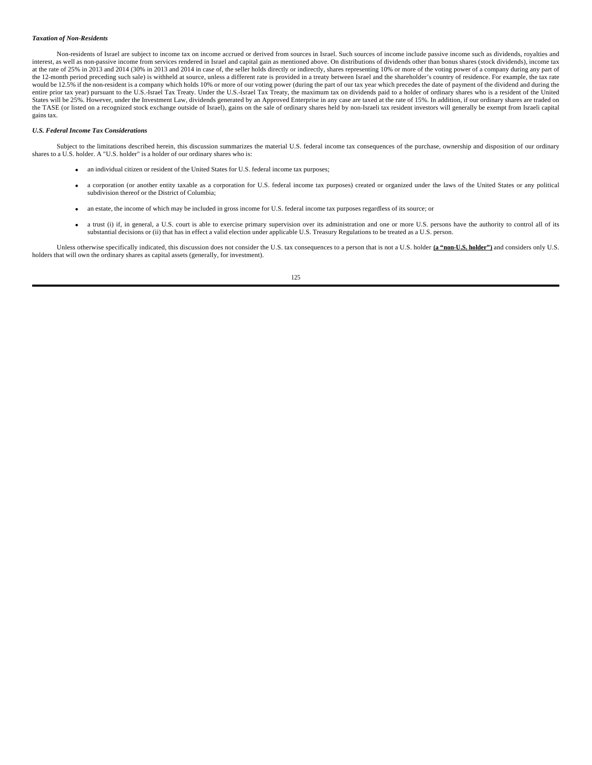***Taxation of Non-Residents***

Non-residents of Israel are subject to income tax on income accrued or derived from sources in Israel. Such sources of income include passive income such as dividends, royalties and interest, as well as non-passive income from services rendered in Israel and capital gain as mentioned above. On distributions of dividends other than bonus shares (stock dividends), income tax at the rate of 25% in 2013 and 2014 (30% in 2013 and 2014 in case of, the seller holds directly or indirectly, shares representing 10% or more of the voting power of a company during any part of the 12-month period preceding such sale) is withheld at source, unless a different rate is provided in a treaty between Israel and the shareholder's country of residence. For example, the tax rate would be 12.5% if the non-resident is a company which holds 10% or more of our voting power (during the part of our tax year which precedes the date of payment of the dividend and during the entire prior tax year) pursuant to the U.S.-Israel Tax Treaty. Under the U.S.-Israel Tax Treaty, the maximum tax on dividends paid to a holder of ordinary shares who is a resident of the United States will be 25%. However, under the Investment Law, dividends generated by an Approved Enterprise in any case are taxed at the rate of 15%. In addition, if our ordinary shares are traded on the TASE (or listed on a recognized stock exchange outside of Israel), gains on the sale of ordinary shares held by non-Israeli tax resident investors will generally be exempt from Israeli capital gains tax.

***U.S. Federal Income Tax Considerations***

Subject to the limitations described herein, this discussion summarizes the material U.S. federal income tax consequences of the purchase, ownership and disposition of our ordinary shares to a U.S. holder. A "U.S. holder" is a holder of our ordinary shares who is:

- an individual citizen or resident of the United States for U.S. federal income tax purposes;
- a corporation (or another entity taxable as a corporation for U.S. federal income tax purposes) created or organized under the laws of the United States or any political subdivision thereof or the District of Columbia;
- an estate, the income of which may be included in gross income for U.S. federal income tax purposes regardless of its source; or
- a trust (i) if, in general, a U.S. court is able to exercise primary supervision over its administration and one or more U.S. persons have the authority to control all of its substantial decisions or (ii) that has in effect a valid election under applicable U.S. Treasury Regulations to be treated as a U.S. person.

Unless otherwise specifically indicated, this discussion does not consider the U.S. tax consequences to a person that is not a U.S. holder **(a "non-U.S. holder")** and considers only U.S. holders that will own the ordinary shares as capital assets (generally, for investment).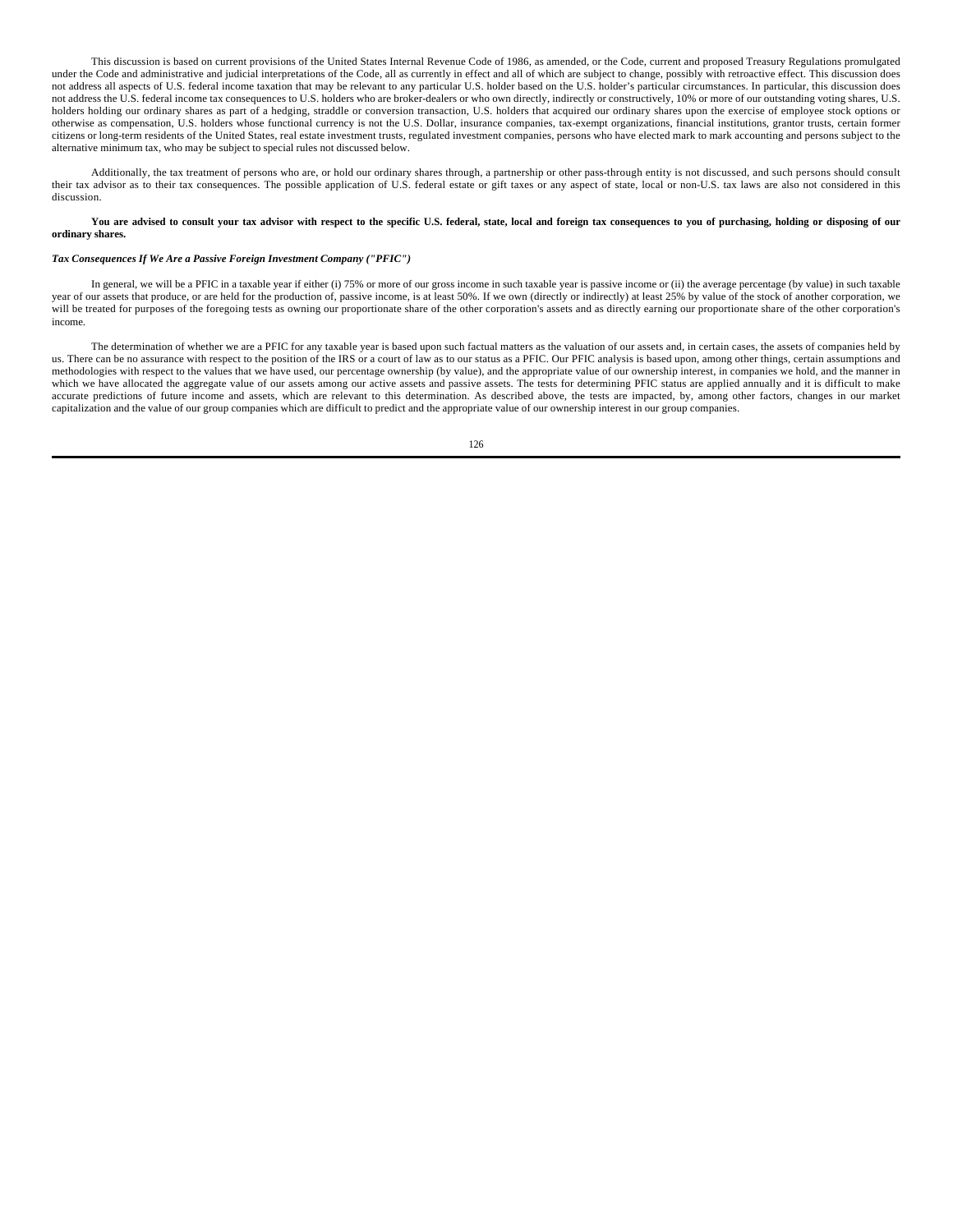This discussion is based on current provisions of the United States Internal Revenue Code of 1986, as amended, or the Code, current and proposed Treasury Regulations promulgated under the Code and administrative and judicial interpretations of the Code, all as currently in effect and all of which are subject to change, possibly with retroactive effect. This discussion does not address all aspects of U.S. federal income taxation that may be relevant to any particular U.S. holder based on the U.S. holder's particular circumstances. In particular, this discussion does not address the U.S. federal income tax consequences to U.S. holders who are broker-dealers or who own directly, indirectly or constructively, 10% or more of our outstanding voting shares, U.S. holders holding our ordinary shares as part of a hedging, straddle or conversion transaction, U.S. holders that acquired our ordinary shares upon the exercise of employee stock options or otherwise as compensation, U.S. holders whose functional currency is not the U.S. Dollar, insurance companies, tax-exempt organizations, financial institutions, grantor trusts, certain former citizens or long-term residents of the United States, real estate investment trusts, regulated investment companies, persons who have elected mark to mark accounting and persons subject to the alternative minimum tax, who may be subject to special rules not discussed below.

Additionally, the tax treatment of persons who are, or hold our ordinary shares through, a partnership or other pass-through entity is not discussed, and such persons should consult their tax advisor as to their tax consequences. The possible application of U.S. federal estate or gift taxes or any aspect of state, local or non-U.S. tax laws are also not considered in this discussion.

**You are advised to consult your tax advisor with respect to the specific U.S. federal, state, local and foreign tax consequences to you of purchasing, holding or disposing of our ordinary shares.**

***Tax Consequences If We Are a Passive Foreign Investment Company ("PFIC")***

In general, we will be a PFIC in a taxable year if either (i) 75% or more of our gross income in such taxable year is passive income or (ii) the average percentage (by value) in such taxable year of our assets that produce, or are held for the production of, passive income, is at least 50%. If we own (directly or indirectly) at least 25% by value of the stock of another corporation, we will be treated for purposes of the foregoing tests as owning our proportionate share of the other corporation's assets and as directly earning our proportionate share of the other corporation's income.

The determination of whether we are a PFIC for any taxable year is based upon such factual matters as the valuation of our assets and, in certain cases, the assets of companies held by us. There can be no assurance with respect to the position of the IRS or a court of law as to our status as a PFIC. Our PFIC analysis is based upon, among other things, certain assumptions and methodologies with respect to the values that we have used, our percentage ownership (by value), and the appropriate value of our ownership interest, in companies we hold, and the manner in which we have allocated the aggregate value of our assets among our active assets and passive assets. The tests for determining PFIC status are applied annually and it is difficult to make accurate predictions of future income and assets, which are relevant to this determination. As described above, the tests are impacted, by, among other factors, changes in our market capitalization and the value of our group companies which are difficult to predict and the appropriate value of our ownership interest in our group companies.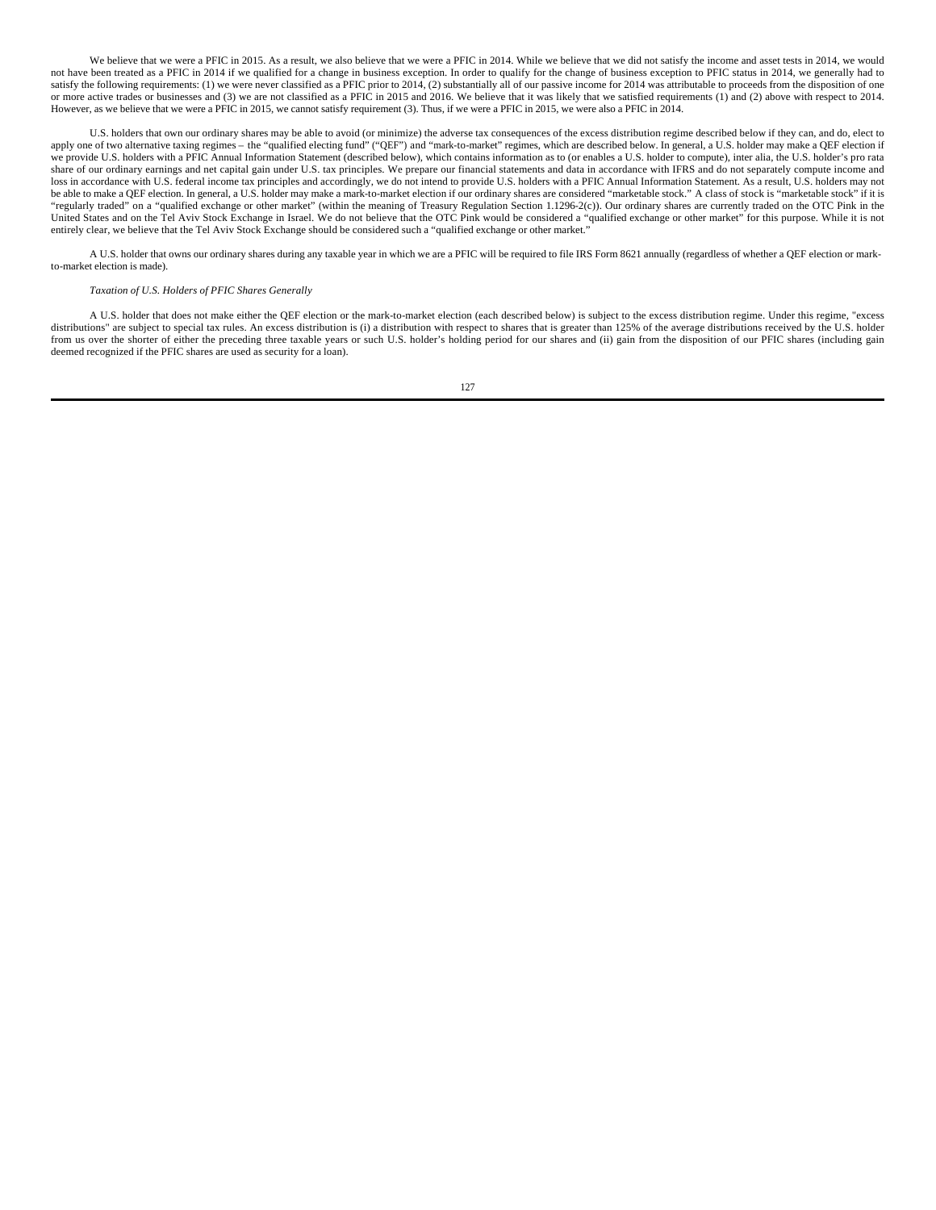We believe that we were a PFIC in 2015. As a result, we also believe that we were a PFIC in 2014. While we believe that we did not satisfy the income and asset tests in 2014, we would not have been treated as a PFIC in 2014 if we qualified for a change in business exception. In order to qualify for the change of business exception to PFIC status in 2014, we generally had to satisfy the following requirements: (1) we were never classified as a PFIC prior to 2014, (2) substantially all of our passive income for 2014 was attributable to proceeds from the disposition of one or more active trades or businesses and (3) we are not classified as a PFIC in 2015 and 2016. We believe that it was likely that we satisfied requirements (1) and (2) above with respect to 2014. However, as we believe that we were a PFIC in 2015, we cannot satisfy requirement (3). Thus, if we were a PFIC in 2015, we were also a PFIC in 2014.

U.S. holders that own our ordinary shares may be able to avoid (or minimize) the adverse tax consequences of the excess distribution regime described below if they can, and do, elect to apply one of two alternative taxing regimes – the "qualified electing fund" ("QEF") and "mark-to-market" regimes, which are described below. In general, a U.S. holder may make a QEF election if we provide U.S. holders with a PFIC Annual Information Statement (described below), which contains information as to (or enables a U.S. holder to compute), inter alia, the U.S. holder's pro rata share of our ordinary earnings and net capital gain under U.S. tax principles. We prepare our financial statements and data in accordance with IFRS and do not separately compute income and loss in accordance with U.S. federal income tax principles and accordingly, we do not intend to provide U.S. holders with a PFIC Annual Information Statement. As a result, U.S. holders may not be able to make a QEF election. In general, a U.S. holder may make a mark-to-market election if our ordinary shares are considered "marketable stock." A class of stock is "marketable stock" if it is "regularly traded" on a "qualified exchange or other market" (within the meaning of Treasury Regulation Section 1.1296-2(c)). Our ordinary shares are currently traded on the OTC Pink in the United States and on the Tel Aviv Stock Exchange in Israel. We do not believe that the OTC Pink would be considered a "qualified exchange or other market" for this purpose. While it is not entirely clear, we believe that the Tel Aviv Stock Exchange should be considered such a "qualified exchange or other market."

A U.S. holder that owns our ordinary shares during any taxable year in which we are a PFIC will be required to file IRS Form 8621 annually (regardless of whether a QEF election or mark-to-market election is made).

*Taxation of U.S. Holders of PFIC Shares Generally*

A U.S. holder that does not make either the QEF election or the mark-to-market election (each described below) is subject to the excess distribution regime. Under this regime, "excess distributions" are subject to special tax rules. An excess distribution is (i) a distribution with respect to shares that is greater than 125% of the average distributions received by the U.S. holder from us over the shorter of either the preceding three taxable years or such U.S. holder's holding period for our shares and (ii) gain from the disposition of our PFIC shares (including gain deemed recognized if the PFIC shares are used as security for a loan).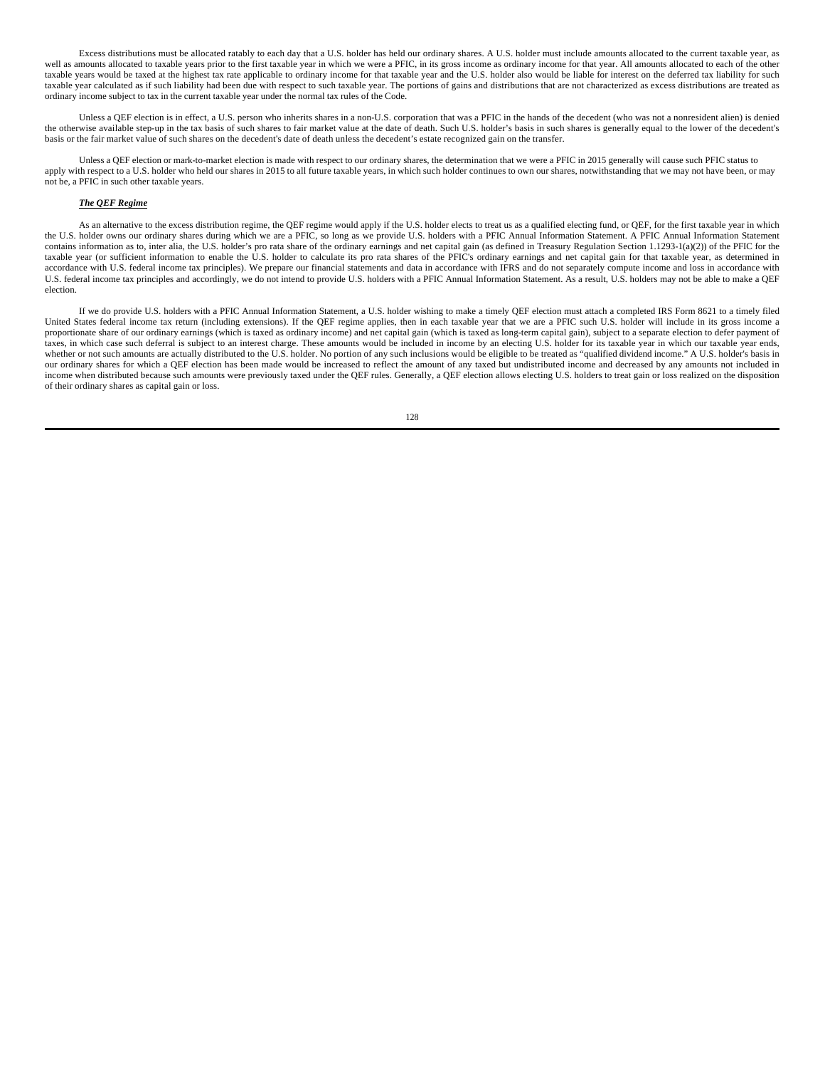Excess distributions must be allocated ratably to each day that a U.S. holder has held our ordinary shares. A U.S. holder must include amounts allocated to the current taxable year, as well as amounts allocated to taxable years prior to the first taxable year in which we were a PFIC, in its gross income as ordinary income for that year. All amounts allocated to each of the other taxable years would be taxed at the highest tax rate applicable to ordinary income for that taxable year and the U.S. holder also would be liable for interest on the deferred tax liability for such taxable year calculated as if such liability had been due with respect to such taxable year. The portions of gains and distributions that are not characterized as excess distributions are treated as ordinary income subject to tax in the current taxable year under the normal tax rules of the Code.

Unless a QEF election is in effect, a U.S. person who inherits shares in a non-U.S. corporation that was a PFIC in the hands of the decedent (who was not a nonresident alien) is denied the otherwise available step-up in the tax basis of such shares to fair market value at the date of death. Such U.S. holder's basis in such shares is generally equal to the lower of the decedent's basis or the fair market value of such shares on the decedent's date of death unless the decedent's estate recognized gain on the transfer.

Unless a QEF election or mark-to-market election is made with respect to our ordinary shares, the determination that we were a PFIC in 2015 generally will cause such PFIC status to apply with respect to a U.S. holder who held our shares in 2015 to all future taxable years, in which such holder continues to own our shares, notwithstanding that we may not have been, or may not be, a PFIC in such other taxable years.

***The QEF Regime***

As an alternative to the excess distribution regime, the QEF regime would apply if the U.S. holder elects to treat us as a qualified electing fund, or QEF, for the first taxable year in which the U.S. holder owns our ordinary shares during which we are a PFIC, so long as we provide U.S. holders with a PFIC Annual Information Statement. A PFIC Annual Information Statement contains information as to, inter alia, the U.S. holder's pro rata share of the ordinary earnings and net capital gain (as defined in Treasury Regulation Section 1.1293-1(a)(2)) of the PFIC for the taxable year (or sufficient information to enable the U.S. holder to calculate its pro rata shares of the PFIC's ordinary earnings and net capital gain for that taxable year, as determined in accordance with U.S. federal income tax principles). We prepare our financial statements and data in accordance with IFRS and do not separately compute income and loss in accordance with U.S. federal income tax principles and accordingly, we do not intend to provide U.S. holders with a PFIC Annual Information Statement. As a result, U.S. holders may not be able to make a QEF election.

If we do provide U.S. holders with a PFIC Annual Information Statement, a U.S. holder wishing to make a timely QEF election must attach a completed IRS Form 8621 to a timely filed United States federal income tax return (including extensions). If the QEF regime applies, then in each taxable year that we are a PFIC such U.S. holder will include in its gross income a proportionate share of our ordinary earnings (which is taxed as ordinary income) and net capital gain (which is taxed as long-term capital gain), subject to a separate election to defer payment of taxes, in which case such deferral is subject to an interest charge. These amounts would be included in income by an electing U.S. holder for its taxable year in which our taxable year ends, whether or not such amounts are actually distributed to the U.S. holder. No portion of any such inclusions would be eligible to be treated as "qualified dividend income." A U.S. holder's basis in our ordinary shares for which a QEF election has been made would be increased to reflect the amount of any taxed but undistributed income and decreased by any amounts not included in income when distributed because such amounts were previously taxed under the QEF rules. Generally, a QEF election allows electing U.S. holders to treat gain or loss realized on the disposition of their ordinary shares as capital gain or loss.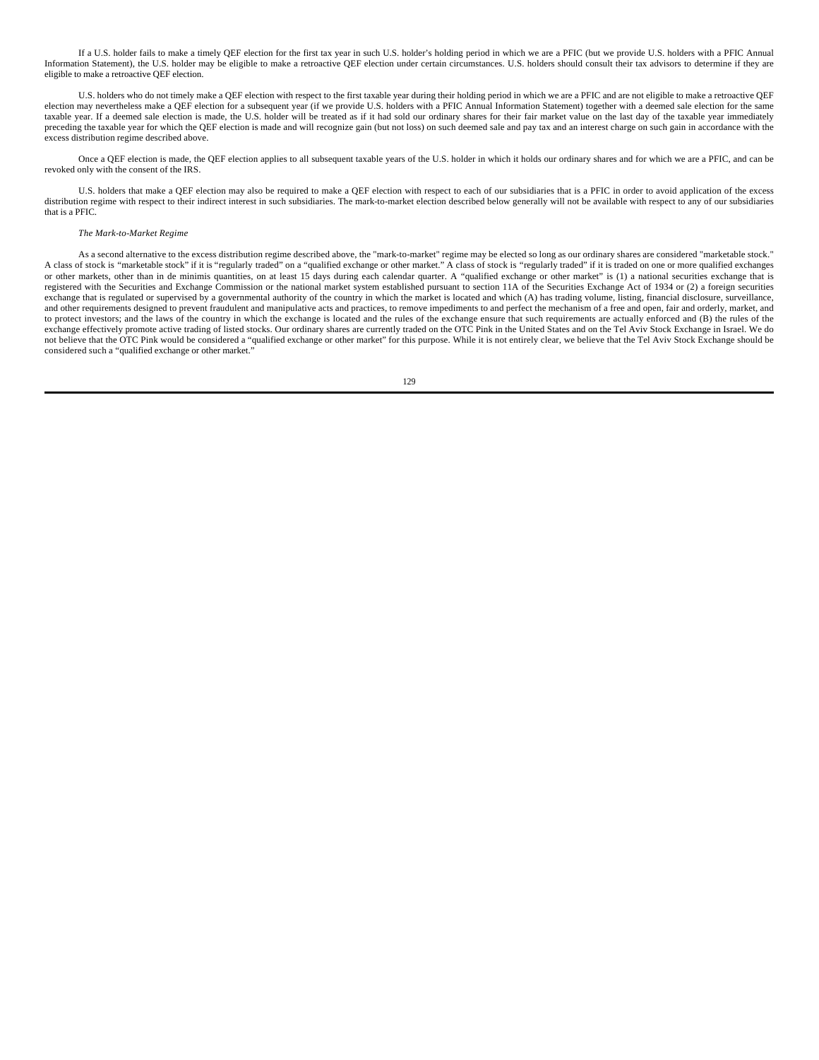If a U.S. holder fails to make a timely QEF election for the first tax year in such U.S. holder's holding period in which we are a PFIC (but we provide U.S. holders with a PFIC Annual Information Statement), the U.S. holder may be eligible to make a retroactive QEF election under certain circumstances. U.S. holders should consult their tax advisors to determine if they are eligible to make a retroactive QEF election.

U.S. holders who do not timely make a QEF election with respect to the first taxable year during their holding period in which we are a PFIC and are not eligible to make a retroactive QEF election may nevertheless make a QEF election for a subsequent year (if we provide U.S. holders with a PFIC Annual Information Statement) together with a deemed sale election for the same taxable year. If a deemed sale election is made, the U.S. holder will be treated as if it had sold our ordinary shares for their fair market value on the last day of the taxable year immediately preceding the taxable year for which the QEF election is made and will recognize gain (but not loss) on such deemed sale and pay tax and an interest charge on such gain in accordance with the excess distribution regime described above.

Once a QEF election is made, the QEF election applies to all subsequent taxable years of the U.S. holder in which it holds our ordinary shares and for which we are a PFIC, and can be revoked only with the consent of the IRS.

U.S. holders that make a QEF election may also be required to make a QEF election with respect to each of our subsidiaries that is a PFIC in order to avoid application of the excess distribution regime with respect to their indirect interest in such subsidiaries. The mark-to-market election described below generally will not be available with respect to any of our subsidiaries that is a PFIC.

*The Mark-to-Market Regime*

As a second alternative to the excess distribution regime described above, the "mark-to-market" regime may be elected so long as our ordinary shares are considered "marketable stock." A class of stock is "marketable stock" if it is "regularly traded" on a "qualified exchange or other market." A class of stock is "regularly traded" if it is traded on one or more qualified exchanges or other markets, other than in de minimis quantities, on at least 15 days during each calendar quarter. A "qualified exchange or other market" is (1) a national securities exchange that is registered with the Securities and Exchange Commission or the national market system established pursuant to section 11A of the Securities Exchange Act of 1934 or (2) a foreign securities exchange that is regulated or supervised by a governmental authority of the country in which the market is located and which (A) has trading volume, listing, financial disclosure, surveillance, and other requirements designed to prevent fraudulent and manipulative acts and practices, to remove impediments to and perfect the mechanism of a free and open, fair and orderly, market, and to protect investors; and the laws of the country in which the exchange is located and the rules of the exchange ensure that such requirements are actually enforced and (B) the rules of the exchange effectively promote active trading of listed stocks. Our ordinary shares are currently traded on the OTC Pink in the United States and on the Tel Aviv Stock Exchange in Israel. We do not believe that the OTC Pink would be considered a "qualified exchange or other market" for this purpose. While it is not entirely clear, we believe that the Tel Aviv Stock Exchange should be considered such a "qualified exchange or other market."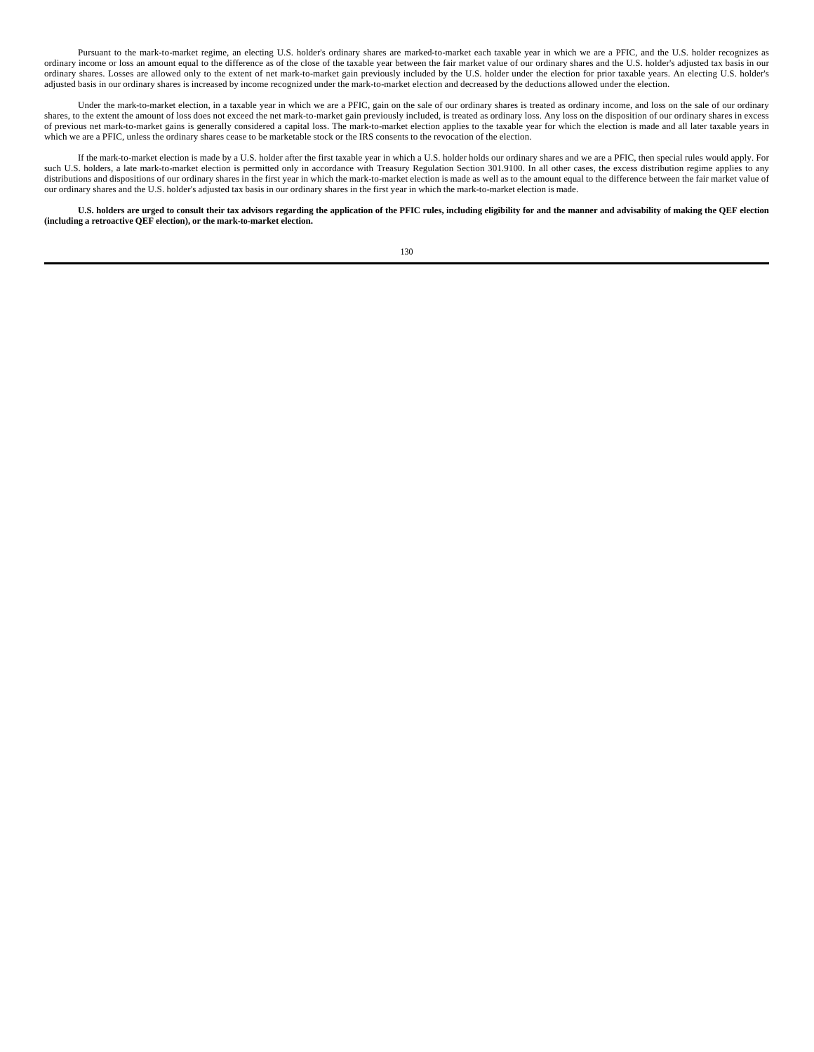Pursuant to the mark-to-market regime, an electing U.S. holder's ordinary shares are marked-to-market each taxable year in which we are a PFIC, and the U.S. holder recognizes as ordinary income or loss an amount equal to the difference as of the close of the taxable year between the fair market value of our ordinary shares and the U.S. holder's adjusted tax basis in our ordinary shares. Losses are allowed only to the extent of net mark-to-market gain previously included by the U.S. holder under the election for prior taxable years. An electing U.S. holder's adjusted basis in our ordinary shares is increased by income recognized under the mark-to-market election and decreased by the deductions allowed under the election.

Under the mark-to-market election, in a taxable year in which we are a PFIC, gain on the sale of our ordinary shares is treated as ordinary income, and loss on the sale of our ordinary shares, to the extent the amount of loss does not exceed the net mark-to-market gain previously included, is treated as ordinary loss. Any loss on the disposition of our ordinary shares in excess of previous net mark-to-market gains is generally considered a capital loss. The mark-to-market election applies to the taxable year for which the election is made and all later taxable years in which we are a PFIC, unless the ordinary shares cease to be marketable stock or the IRS consents to the revocation of the election.

If the mark-to-market election is made by a U.S. holder after the first taxable year in which a U.S. holder holds our ordinary shares and we are a PFIC, then special rules would apply. For such U.S. holders, a late mark-to-market election is permitted only in accordance with Treasury Regulation Section 301.9100. In all other cases, the excess distribution regime applies to any distributions and dispositions of our ordinary shares in the first year in which the mark-to-market election is made as well as to the amount equal to the difference between the fair market value of our ordinary shares and the U.S. holder's adjusted tax basis in our ordinary shares in the first year in which the mark-to-market election is made.

**U.S. holders are urged to consult their tax advisors regarding the application of the PFIC rules, including eligibility for and the manner and advisability of making the QEF election (including a retroactive QEF election), or the mark-to-market election.**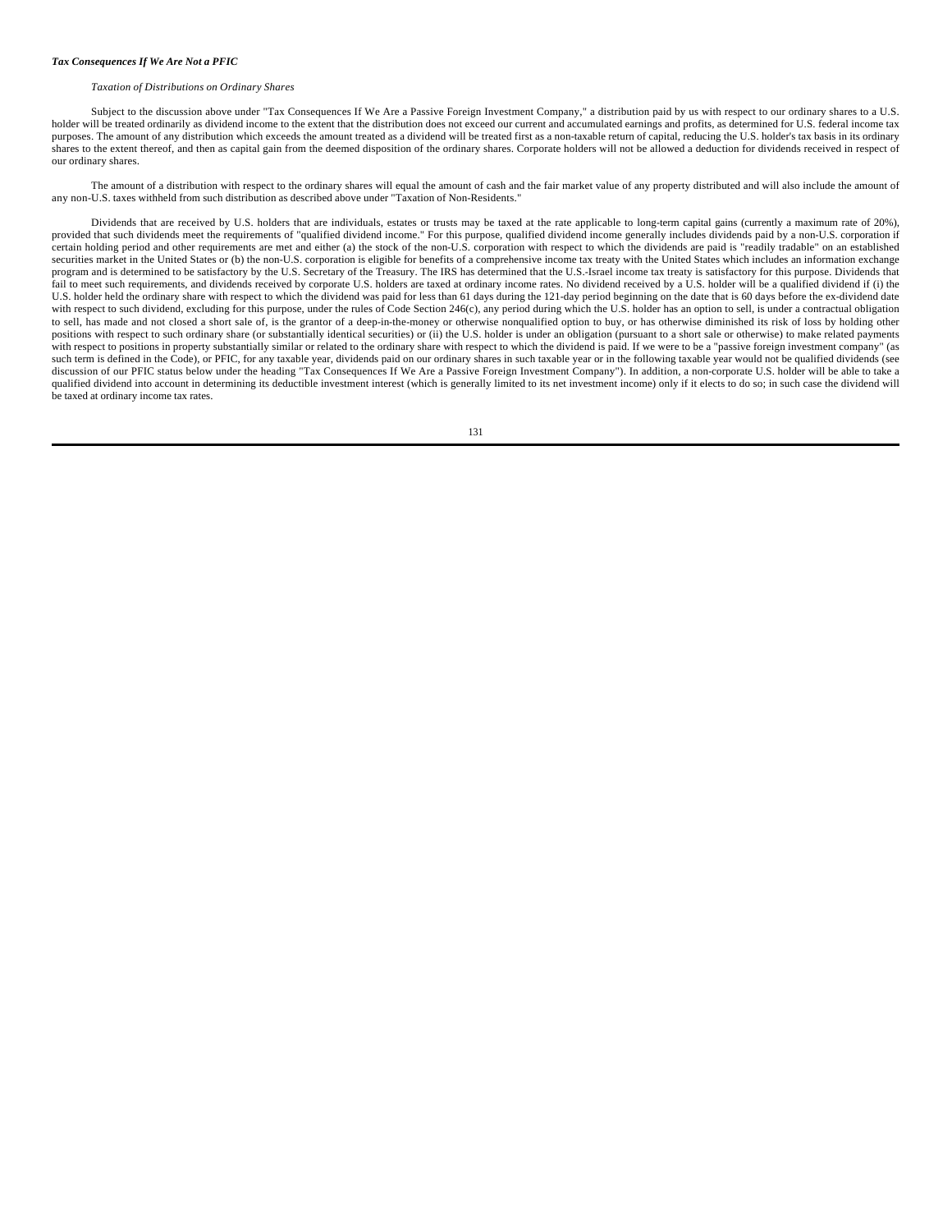***Tax Consequences If We Are Not a PFIC***

*Taxation of Distributions on Ordinary Shares*

Subject to the discussion above under "Tax Consequences If We Are a Passive Foreign Investment Company," a distribution paid by us with respect to our ordinary shares to a U.S. holder will be treated ordinarily as dividend income to the extent that the distribution does not exceed our current and accumulated earnings and profits, as determined for U.S. federal income tax purposes. The amount of any distribution which exceeds the amount treated as a dividend will be treated first as a non-taxable return of capital, reducing the U.S. holder's tax basis in its ordinary shares to the extent thereof, and then as capital gain from the deemed disposition of the ordinary shares. Corporate holders will not be allowed a deduction for dividends received in respect of our ordinary shares.

The amount of a distribution with respect to the ordinary shares will equal the amount of cash and the fair market value of any property distributed and will also include the amount of any non-U.S. taxes withheld from such distribution as described above under "Taxation of Non-Residents."

Dividends that are received by U.S. holders that are individuals, estates or trusts may be taxed at the rate applicable to long-term capital gains (currently a maximum rate of 20%), provided that such dividends meet the requirements of "qualified dividend income." For this purpose, qualified dividend income generally includes dividends paid by a non-U.S. corporation if certain holding period and other requirements are met and either (a) the stock of the non-U.S. corporation with respect to which the dividends are paid is "readily tradable" on an established securities market in the United States or (b) the non-U.S. corporation is eligible for benefits of a comprehensive income tax treaty with the United States which includes an information exchange program and is determined to be satisfactory by the U.S. Secretary of the Treasury. The IRS has determined that the U.S.-Israel income tax treaty is satisfactory for this purpose. Dividends that fail to meet such requirements, and dividends received by corporate U.S. holders are taxed at ordinary income rates. No dividend received by a U.S. holder will be a qualified dividend if (i) the U.S. holder held the ordinary share with respect to which the dividend was paid for less than 61 days during the 121-day period beginning on the date that is 60 days before the ex-dividend date with respect to such dividend, excluding for this purpose, under the rules of Code Section 246(c), any period during which the U.S. holder has an option to sell, is under a contractual obligation to sell, has made and not closed a short sale of, is the grantor of a deep-in-the-money or otherwise nonqualified option to buy, or has otherwise diminished its risk of loss by holding other positions with respect to such ordinary share (or substantially identical securities) or (ii) the U.S. holder is under an obligation (pursuant to a short sale or otherwise) to make related payments with respect to positions in property substantially similar or related to the ordinary share with respect to which the dividend is paid. If we were to be a "passive foreign investment company" (as such term is defined in the Code), or PFIC, for any taxable year, dividends paid on our ordinary shares in such taxable year or in the following taxable year would not be qualified dividends (see discussion of our PFIC status below under the heading "Tax Consequences If We Are a Passive Foreign Investment Company"). In addition, a non-corporate U.S. holder will be able to take a qualified dividend into account in determining its deductible investment interest (which is generally limited to its net investment income) only if it elects to do so; in such case the dividend will be taxed at ordinary income tax rates.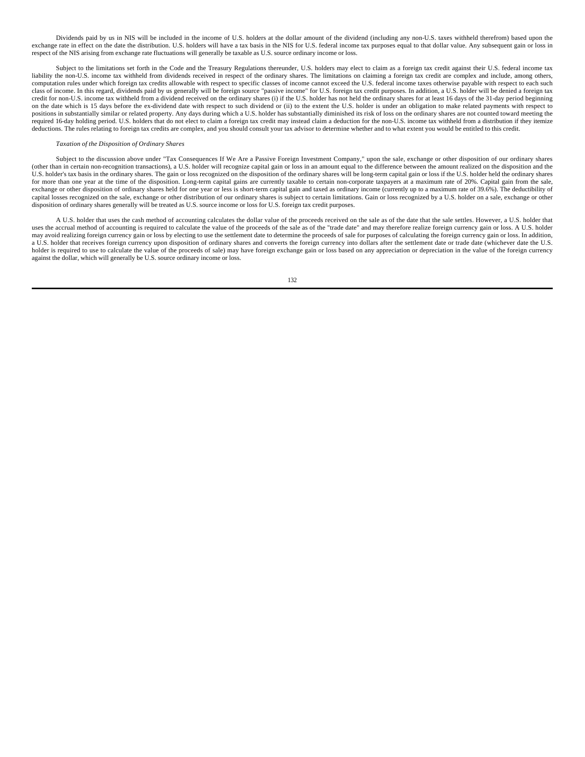Dividends paid by us in NIS will be included in the income of U.S. holders at the dollar amount of the dividend (including any non-U.S. taxes withheld therefrom) based upon the exchange rate in effect on the date the distribution. U.S. holders will have a tax basis in the NIS for U.S. federal income tax purposes equal to that dollar value. Any subsequent gain or loss in respect of the NIS arising from exchange rate fluctuations will generally be taxable as U.S. source ordinary income or loss.

Subject to the limitations set forth in the Code and the Treasury Regulations thereunder, U.S. holders may elect to claim as a foreign tax credit against their U.S. federal income tax liability the non-U.S. income tax withheld from dividends received in respect of the ordinary shares. The limitations on claiming a foreign tax credit are complex and include, among others, computation rules under which foreign tax credits allowable with respect to specific classes of income cannot exceed the U.S. federal income taxes otherwise payable with respect to each such class of income. In this regard, dividends paid by us generally will be foreign source "passive income" for U.S. foreign tax credit purposes. In addition, a U.S. holder will be denied a foreign tax credit for non-U.S. income tax withheld from a dividend received on the ordinary shares (i) if the U.S. holder has not held the ordinary shares for at least 16 days of the 31-day period beginning on the date which is 15 days before the ex-dividend date with respect to such dividend or (ii) to the extent the U.S. holder is under an obligation to make related payments with respect to positions in substantially similar or related property. Any days during which a U.S. holder has substantially diminished its risk of loss on the ordinary shares are not counted toward meeting the required 16-day holding period. U.S. holders that do not elect to claim a foreign tax credit may instead claim a deduction for the non-U.S. income tax withheld from a distribution if they itemize deductions. The rules relating to foreign tax credits are complex, and you should consult your tax advisor to determine whether and to what extent you would be entitled to this credit.

*Taxation of the Disposition of Ordinary Shares*

Subject to the discussion above under "Tax Consequences If We Are a Passive Foreign Investment Company," upon the sale, exchange or other disposition of our ordinary shares (other than in certain non-recognition transactions), a U.S. holder will recognize capital gain or loss in an amount equal to the difference between the amount realized on the disposition and the U.S. holder's tax basis in the ordinary shares. The gain or loss recognized on the disposition of the ordinary shares will be long-term capital gain or loss if the U.S. holder held the ordinary shares for more than one year at the time of the disposition. Long-term capital gains are currently taxable to certain non-corporate taxpayers at a maximum rate of 20%. Capital gain from the sale, exchange or other disposition of ordinary shares held for one year or less is short-term capital gain and taxed as ordinary income (currently up to a maximum rate of 39.6%). The deductibility of capital losses recognized on the sale, exchange or other distribution of our ordinary shares is subject to certain limitations. Gain or loss recognized by a U.S. holder on a sale, exchange or other disposition of ordinary shares generally will be treated as U.S. source income or loss for U.S. foreign tax credit purposes.

A U.S. holder that uses the cash method of accounting calculates the dollar value of the proceeds received on the sale as of the date that the sale settles. However, a U.S. holder that uses the accrual method of accounting is required to calculate the value of the proceeds of the sale as of the "trade date" and may therefore realize foreign currency gain or loss. A U.S. holder may avoid realizing foreign currency gain or loss by electing to use the settlement date to determine the proceeds of sale for purposes of calculating the foreign currency gain or loss. In addition, a U.S. holder that receives foreign currency upon disposition of ordinary shares and converts the foreign currency into dollars after the settlement date or trade date (whichever date the U.S. holder is required to use to calculate the value of the proceeds of sale) may have foreign exchange gain or loss based on any appreciation or depreciation in the value of the foreign currency against the dollar, which will generally be U.S. source ordinary income or loss.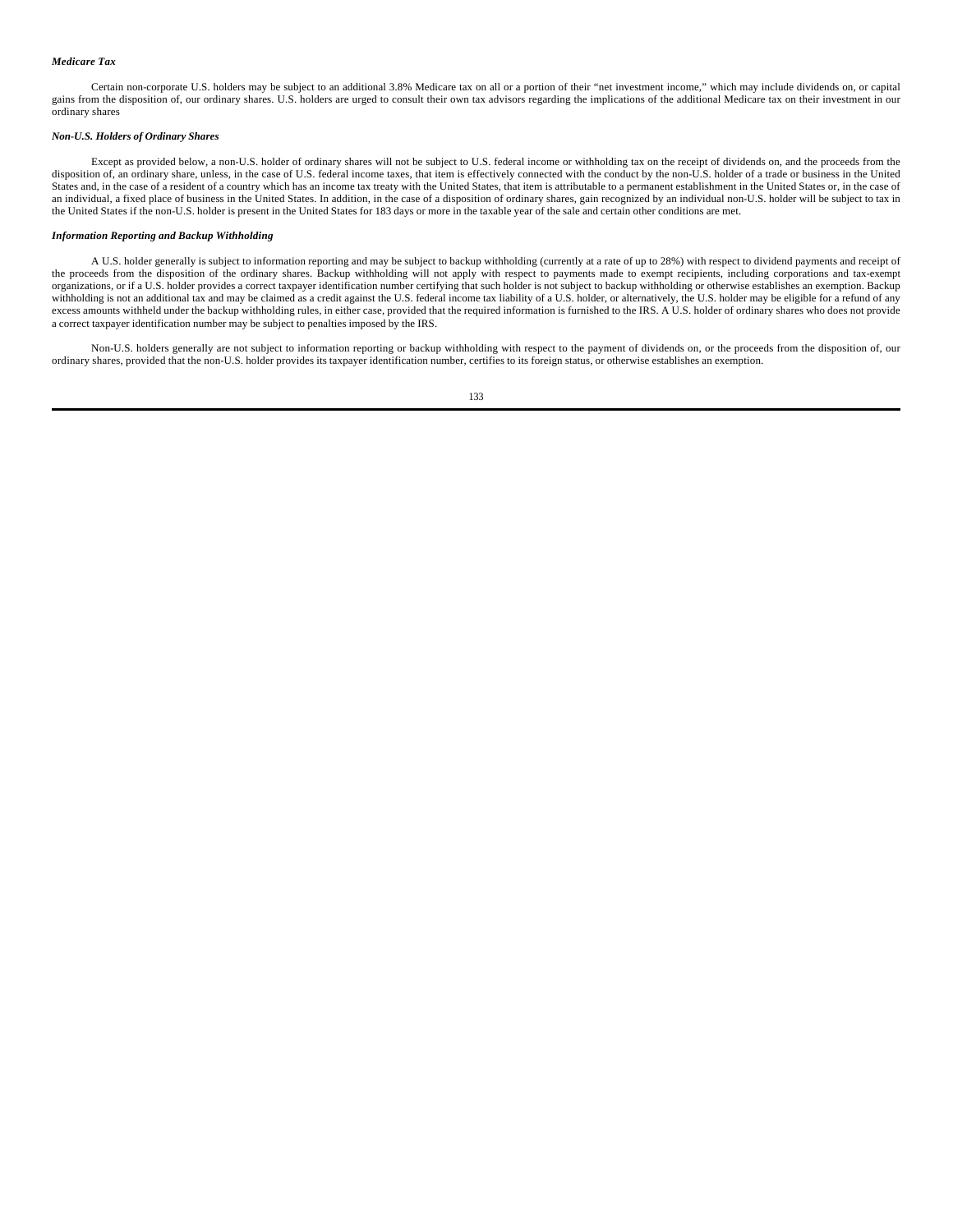***Medicare Tax***

Certain non-corporate U.S. holders may be subject to an additional 3.8% Medicare tax on all or a portion of their "net investment income," which may include dividends on, or capital gains from the disposition of, our ordinary shares. U.S. holders are urged to consult their own tax advisors regarding the implications of the additional Medicare tax on their investment in our ordinary shares

***Non-U.S. Holders of Ordinary Shares***

Except as provided below, a non-U.S. holder of ordinary shares will not be subject to U.S. federal income or withholding tax on the receipt of dividends on, and the proceeds from the disposition of, an ordinary share, unless, in the case of U.S. federal income taxes, that item is effectively connected with the conduct by the non-U.S. holder of a trade or business in the United States and, in the case of a resident of a country which has an income tax treaty with the United States, that item is attributable to a permanent establishment in the United States or, in the case of an individual, a fixed place of business in the United States. In addition, in the case of a disposition of ordinary shares, gain recognized by an individual non-U.S. holder will be subject to tax in the United States if the non-U.S. holder is present in the United States for 183 days or more in the taxable year of the sale and certain other conditions are met.

***Information Reporting and Backup Withholding***

A U.S. holder generally is subject to information reporting and may be subject to backup withholding (currently at a rate of up to 28%) with respect to dividend payments and receipt of the proceeds from the disposition of the ordinary shares. Backup withholding will not apply with respect to payments made to exempt recipients, including corporations and tax-exempt organizations, or if a U.S. holder provides a correct taxpayer identification number certifying that such holder is not subject to backup withholding or otherwise establishes an exemption. Backup withholding is not an additional tax and may be claimed as a credit against the U.S. federal income tax liability of a U.S. holder, or alternatively, the U.S. holder may be eligible for a refund of any excess amounts withheld under the backup withholding rules, in either case, provided that the required information is furnished to the IRS. A U.S. holder of ordinary shares who does not provide a correct taxpayer identification number may be subject to penalties imposed by the IRS.

Non-U.S. holders generally are not subject to information reporting or backup withholding with respect to the payment of dividends on, or the proceeds from the disposition of, our ordinary shares, provided that the non-U.S. holder provides its taxpayer identification number, certifies to its foreign status, or otherwise establishes an exemption.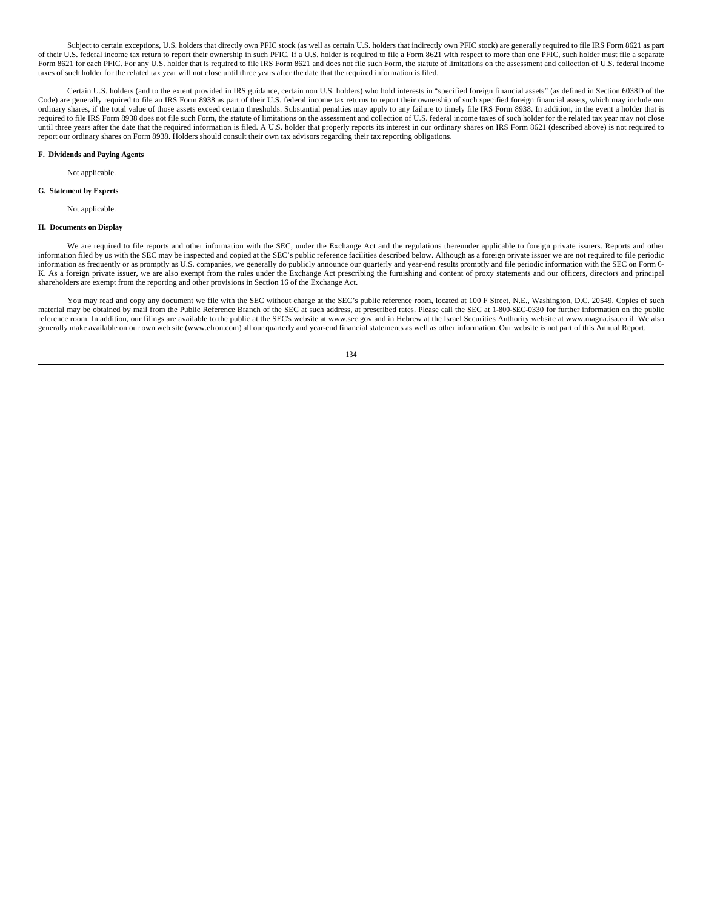Subject to certain exceptions, U.S. holders that directly own PFIC stock (as well as certain U.S. holders that indirectly own PFIC stock) are generally required to file IRS Form 8621 as part of their U.S. federal income tax return to report their ownership in such PFIC. If a U.S. holder is required to file a Form 8621 with respect to more than one PFIC, such holder must file a separate Form 8621 for each PFIC. For any U.S. holder that is required to file IRS Form 8621 and does not file such Form, the statute of limitations on the assessment and collection of U.S. federal income taxes of such holder for the related tax year will not close until three years after the date that the required information is filed.

Certain U.S. holders (and to the extent provided in IRS guidance, certain non U.S. holders) who hold interests in "specified foreign financial assets" (as defined in Section 6038D of the Code) are generally required to file an IRS Form 8938 as part of their U.S. federal income tax returns to report their ownership of such specified foreign financial assets, which may include our ordinary shares, if the total value of those assets exceed certain thresholds. Substantial penalties may apply to any failure to timely file IRS Form 8938. In addition, in the event a holder that is required to file IRS Form 8938 does not file such Form, the statute of limitations on the assessment and collection of U.S. federal income taxes of such holder for the related tax year may not close until three years after the date that the required information is filed. A U.S. holder that properly reports its interest in our ordinary shares on IRS Form 8621 (described above) is not required to report our ordinary shares on Form 8938. Holders should consult their own tax advisors regarding their tax reporting obligations.

**F. Dividends and Paying Agents**

Not applicable.

**G. Statement by Experts**

Not applicable.

**H. Documents on Display**

We are required to file reports and other information with the SEC, under the Exchange Act and the regulations thereunder applicable to foreign private issuers. Reports and other information filed by us with the SEC may be inspected and copied at the SEC's public reference facilities described below. Although as a foreign private issuer we are not required to file periodic information as frequently or as promptly as U.S. companies, we generally do publicly announce our quarterly and year-end results promptly and file periodic information with the SEC on Form 6-K. As a foreign private issuer, we are also exempt from the rules under the Exchange Act prescribing the furnishing and content of proxy statements and our officers, directors and principal shareholders are exempt from the reporting and other provisions in Section 16 of the Exchange Act.

You may read and copy any document we file with the SEC without charge at the SEC's public reference room, located at 100 F Street, N.E., Washington, D.C. 20549. Copies of such material may be obtained by mail from the Public Reference Branch of the SEC at such address, at prescribed rates. Please call the SEC at 1-800-SEC-0330 for further information on the public reference room. In addition, our filings are available to the public at the SEC's website at www.sec.gov and in Hebrew at the Israel Securities Authority website at www.magna.isa.co.il. We also generally make available on our own web site (www.elron.com) all our quarterly and year-end financial statements as well as other information. Our website is not part of this Annual Report.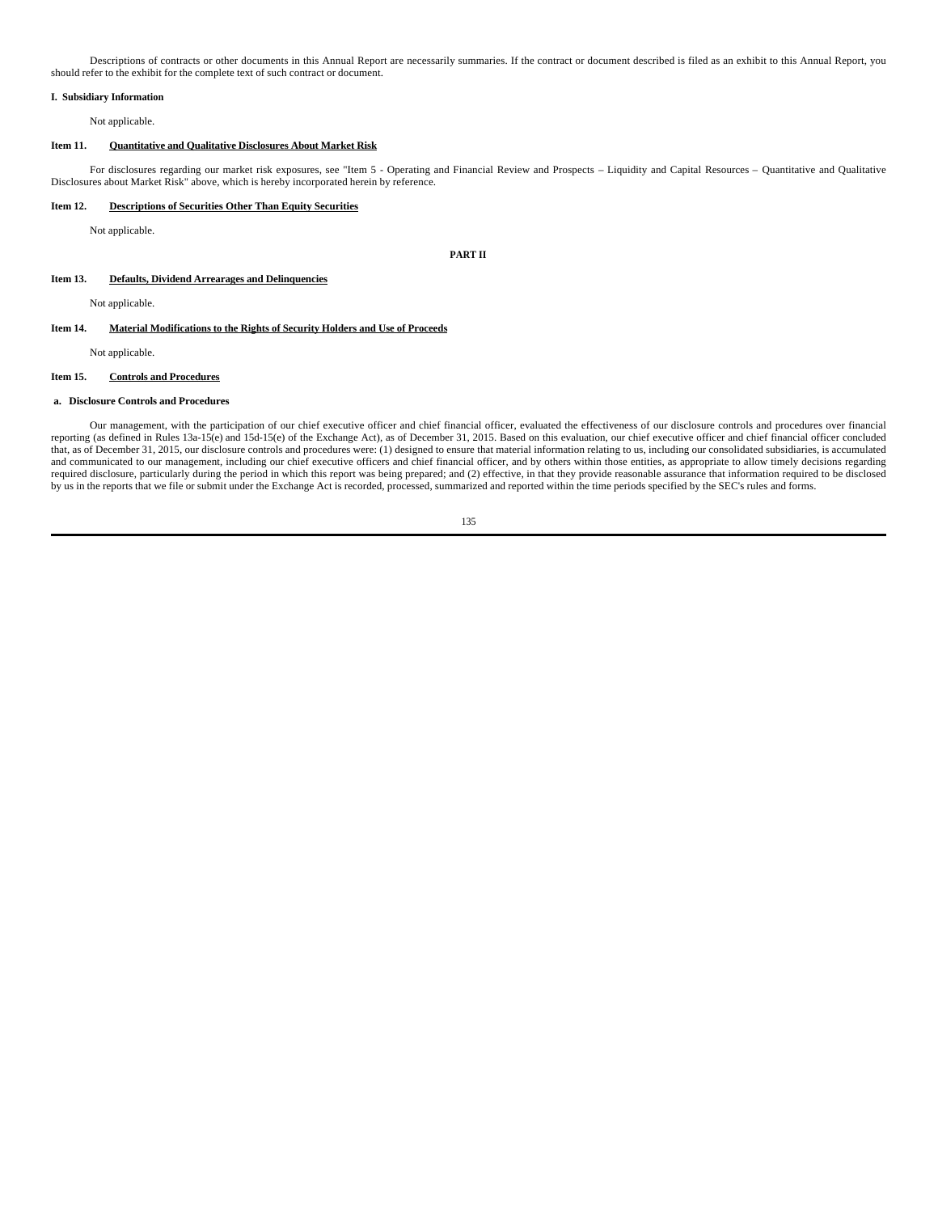Descriptions of contracts or other documents in this Annual Report are necessarily summaries. If the contract or document described is filed as an exhibit to this Annual Report, you should refer to the exhibit for the complete text of such contract or document.

**I. Subsidiary Information**

Not applicable.

## Item 11. Quantitative and Qualitative Disclosures About Market Risk

For disclosures regarding our market risk exposures, see "Item 5 - Operating and Financial Review and Prospects – Liquidity and Capital Resources – Quantitative and Qualitative Disclosures about Market Risk" above, which is hereby incorporated herein by reference.

## Item 12. Descriptions of Securities Other Than Equity Securities

Not applicable.

# PART II

## Item 13. Defaults, Dividend Arrearages and Delinquencies

Not applicable.

## Item 14. Material Modifications to the Rights of Security Holders and Use of Proceeds

Not applicable.

## Item 15. Controls and Procedures

**a. Disclosure Controls and Procedures**

Our management, with the participation of our chief executive officer and chief financial officer, evaluated the effectiveness of our disclosure controls and procedures over financial reporting (as defined in Rules 13a-15(e) and 15d-15(e) of the Exchange Act), as of December 31, 2015. Based on this evaluation, our chief executive officer and chief financial officer concluded that, as of December 31, 2015, our disclosure controls and procedures were: (1) designed to ensure that material information relating to us, including our consolidated subsidiaries, is accumulated and communicated to our management, including our chief executive officers and chief financial officer, and by others within those entities, as appropriate to allow timely decisions regarding required disclosure, particularly during the period in which this report was being prepared; and (2) effective, in that they provide reasonable assurance that information required to be disclosed by us in the reports that we file or submit under the Exchange Act is recorded, processed, summarized and reported within the time periods specified by the SEC's rules and forms.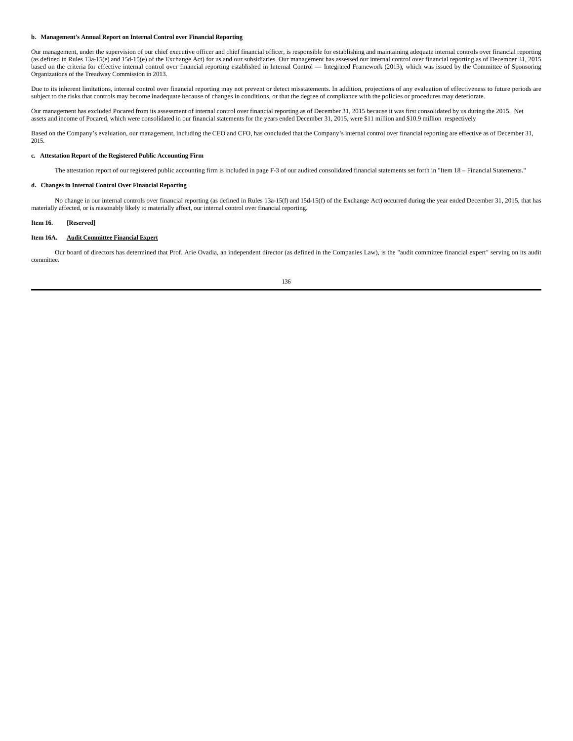**b. Management's Annual Report on Internal Control over Financial Reporting**

Our management, under the supervision of our chief executive officer and chief financial officer, is responsible for establishing and maintaining adequate internal controls over financial reporting (as defined in Rules 13a-15(e) and 15d-15(e) of the Exchange Act) for us and our subsidiaries. Our management has assessed our internal control over financial reporting as of December 31, 2015 based on the criteria for effective internal control over financial reporting established in Internal Control — Integrated Framework (2013), which was issued by the Committee of Sponsoring Organizations of the Treadway Commission in 2013.

Due to its inherent limitations, internal control over financial reporting may not prevent or detect misstatements. In addition, projections of any evaluation of effectiveness to future periods are subject to the risks that controls may become inadequate because of changes in conditions, or that the degree of compliance with the policies or procedures may deteriorate.

Our management has excluded Pocared from its assessment of internal control over financial reporting as of December 31, 2015 because it was first consolidated by us during the 2015. Net assets and income of Pocared, which were consolidated in our financial statements for the years ended December 31, 2015, were $11 million and $10.9 million respectively

Based on the Company's evaluation, our management, including the CEO and CFO, has concluded that the Company's internal control over financial reporting are effective as of December 31, 2015.

**c. Attestation Report of the Registered Public Accounting Firm**

The attestation report of our registered public accounting firm is included in page F-3 of our audited consolidated financial statements set forth in "Item 18 – Financial Statements."

**d. Changes in Internal Control Over Financial Reporting**

No change in our internal controls over financial reporting (as defined in Rules 13a-15(f) and 15d-15(f) of the Exchange Act) occurred during the year ended December 31, 2015, that has materially affected, or is reasonably likely to materially affect, our internal control over financial reporting.

**Item 16. [Reserved]**

**Item 16A. Audit Committee Financial Expert**

Our board of directors has determined that Prof. Arie Ovadia, an independent director (as defined in the Companies Law), is the "audit committee financial expert" serving on its audit committee.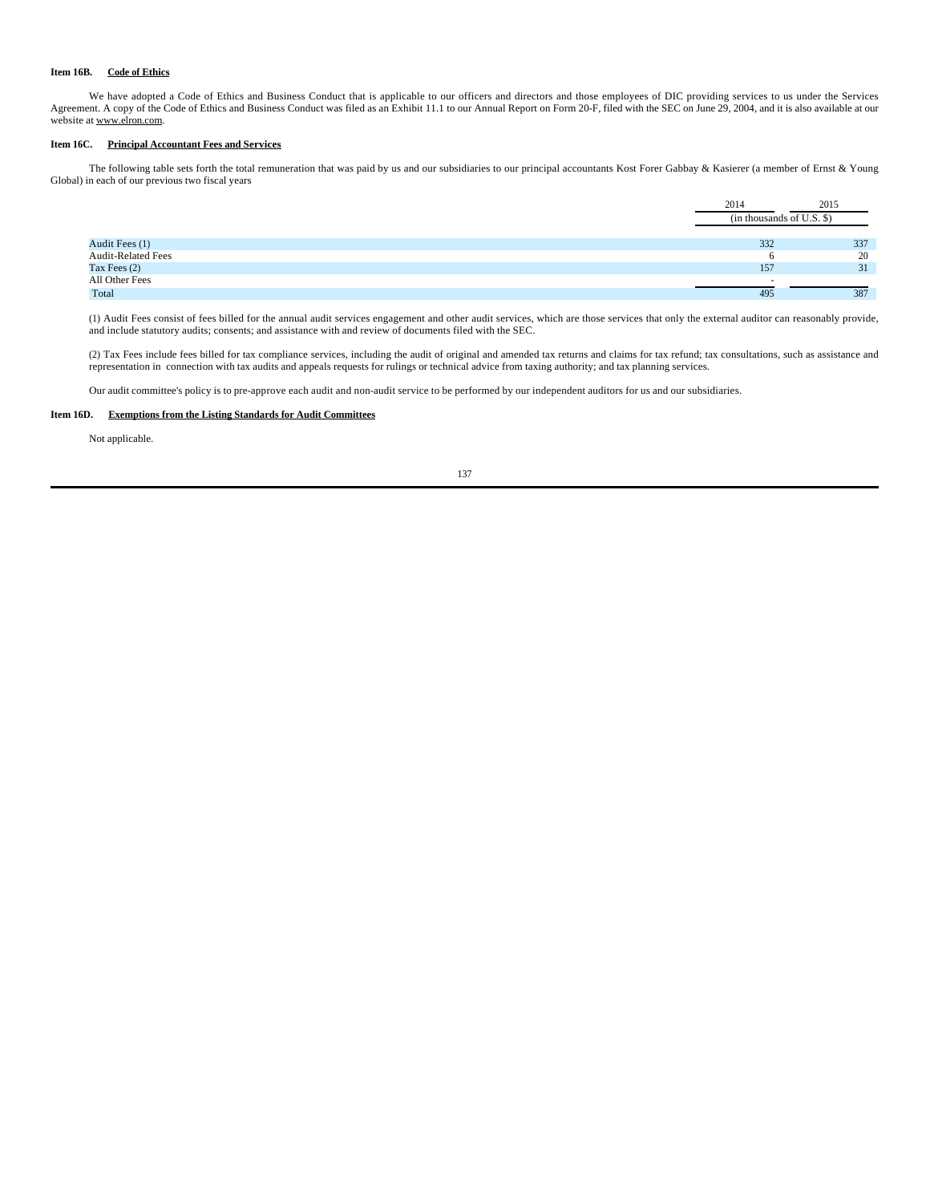#### Item 16B. Code of Ethics

We have adopted a Code of Ethics and Business Conduct that is applicable to our officers and directors and those employees of DIC providing services to us under the Services Agreement. A copy of the Code of Ethics and Business Conduct was filed as an Exhibit 11.1 to our Annual Report on Form 20-F, filed with the SEC on June 29, 2004, and it is also available at our website at www.elron.com.

#### Item 16C. Principal Accountant Fees and Services

The following table sets forth the total remuneration that was paid by us and our subsidiaries to our principal accountants Kost Forer Gabbay & Kasierer (a member of Ernst & Young Global) in each of our previous two fiscal years

| | 2014 | 2015 |
|---|---|---|
| | (in thousands of U.S. $) | |
| Audit Fees (1) | 332 | 337 |
| Audit-Related Fees | 6 | 20 |
| Tax Fees (2) | 157 | 31 |
| All Other Fees | - | |
| Total | 495 | 387 |

(1) Audit Fees consist of fees billed for the annual audit services engagement and other audit services, which are those services that only the external auditor can reasonably provide, and include statutory audits; consents; and assistance with and review of documents filed with the SEC.

(2) Tax Fees include fees billed for tax compliance services, including the audit of original and amended tax returns and claims for tax refund; tax consultations, such as assistance and representation in connection with tax audits and appeals requests for rulings or technical advice from taxing authority; and tax planning services.

Our audit committee's policy is to pre-approve each audit and non-audit service to be performed by our independent auditors for us and our subsidiaries.

#### Item 16D. Exemptions from the Listing Standards for Audit Committees

Not applicable.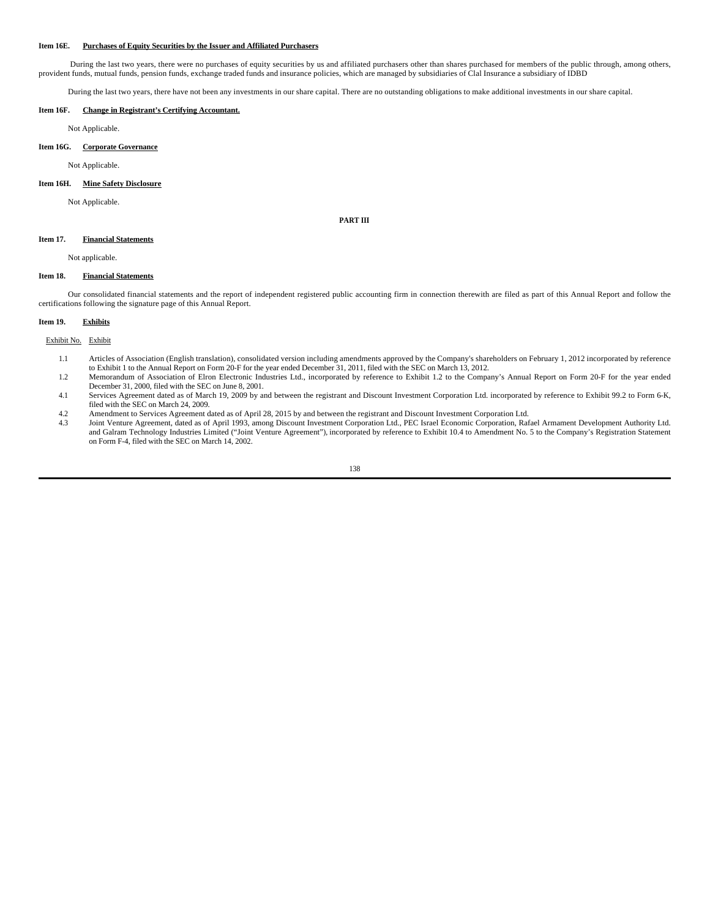**Item 16E. Purchases of Equity Securities by the Issuer and Affiliated Purchasers**

During the last two years, there were no purchases of equity securities by us and affiliated purchasers other than shares purchased for members of the public through, among others, provident funds, mutual funds, pension funds, exchange traded funds and insurance policies, which are managed by subsidiaries of Clal Insurance a subsidiary of IDBD

During the last two years, there have not been any investments in our share capital. There are no outstanding obligations to make additional investments in our share capital.

**Item 16F. Change in Registrant's Certifying Accountant.**

Not Applicable.

**Item 16G. Corporate Governance**

Not Applicable.

**Item 16H. Mine Safety Disclosure**

Not Applicable.

**PART III**

**Item 17. Financial Statements**

Not applicable.

**Item 18. Financial Statements**

Our consolidated financial statements and the report of independent registered public accounting firm in connection therewith are filed as part of this Annual Report and follow the certifications following the signature page of this Annual Report.

**Item 19. Exhibits**

| Exhibit No. | Exhibit |
| --- | --- |
| 1.1 | Articles of Association (English translation), consolidated version including amendments approved by the Company's shareholders on February 1, 2012 incorporated by reference to Exhibit 1 to the Annual Report on Form 20-F for the year ended December 31, 2011, filed with the SEC on March 13, 2012. |
| 1.2 | Memorandum of Association of Elron Electronic Industries Ltd., incorporated by reference to Exhibit 1.2 to the Company's Annual Report on Form 20-F for the year ended December 31, 2000, filed with the SEC on June 8, 2001. |
| 4.1 | Services Agreement dated as of March 19, 2009 by and between the registrant and Discount Investment Corporation Ltd. incorporated by reference to Exhibit 99.2 to Form 6-K, filed with the SEC on March 24, 2009. |
| 4.2 | Amendment to Services Agreement dated as of April 28, 2015 by and between the registrant and Discount Investment Corporation Ltd. |
| 4.3 | Joint Venture Agreement, dated as of April 1993, among Discount Investment Corporation Ltd., PEC Israel Economic Corporation, Rafael Armament Development Authority Ltd. and Galram Technology Industries Limited ("Joint Venture Agreement"), incorporated by reference to Exhibit 10.4 to Amendment No. 5 to the Company's Registration Statement on Form F-4, filed with the SEC on March 14, 2002. |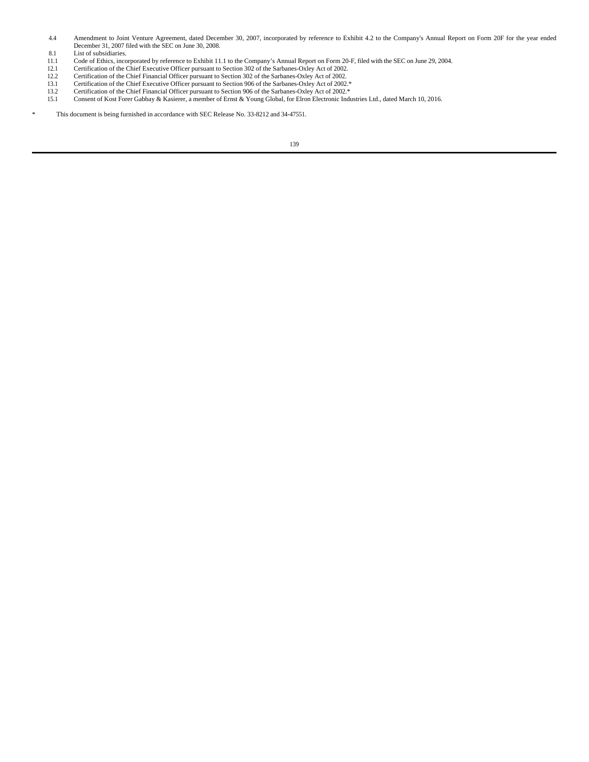| | |
|---|---|
| 4.4 | Amendment to Joint Venture Agreement, dated December 30, 2007, incorporated by reference to Exhibit 4.2 to the Company's Annual Report on Form 20F for the year ended December 31, 2007 filed with the SEC on June 30, 2008. |
| 8.1 | List of subsidiaries. |
| 11.1 | Code of Ethics, incorporated by reference to Exhibit 11.1 to the Company's Annual Report on Form 20-F, filed with the SEC on June 29, 2004. |
| 12.1 | Certification of the Chief Executive Officer pursuant to Section 302 of the Sarbanes-Oxley Act of 2002. |
| 12.2 | Certification of the Chief Financial Officer pursuant to Section 302 of the Sarbanes-Oxley Act of 2002. |
| 13.1 | Certification of the Chief Executive Officer pursuant to Section 906 of the Sarbanes-Oxley Act of 2002.* |
| 13.2 | Certification of the Chief Financial Officer pursuant to Section 906 of the Sarbanes-Oxley Act of 2002.* |
| 15.1 | Consent of Kost Forer Gabbay & Kasierer, a member of Ernst & Young Global, for Elron Electronic Industries Ltd., dated March 10, 2016. |

\* This document is being furnished in accordance with SEC Release No. 33-8212 and 34-47551.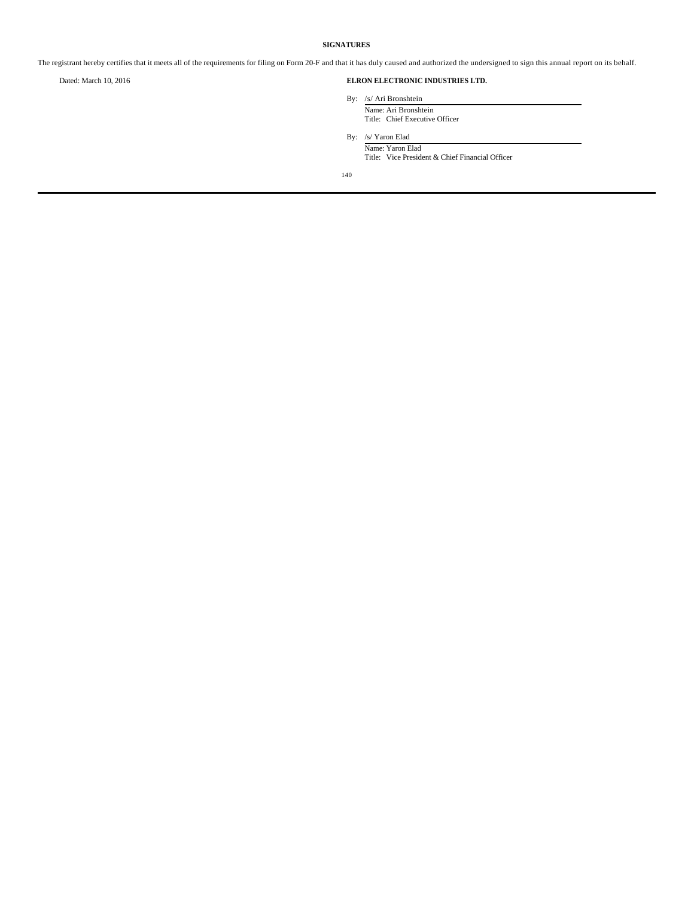**SIGNATURES**

The registrant hereby certifies that it meets all of the requirements for filing on Form 20-F and that it has duly caused and authorized the undersigned to sign this annual report on its behalf.

Dated: March 10, 2016

**ELRON ELECTRONIC INDUSTRIES LTD.**

By: /s/ Ari Bronshtein
Name: Ari Bronshtein
Title: Chief Executive Officer

By: /s/ Yaron Elad
Name: Yaron Elad
Title: Vice President & Chief Financial Officer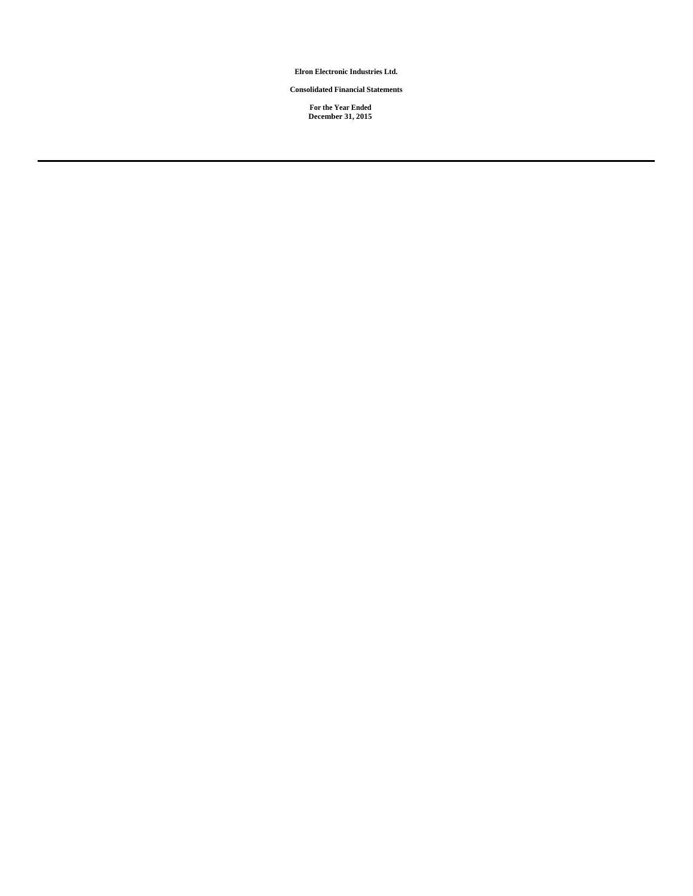**Elron Electronic Industries Ltd.**

**Consolidated Financial Statements**

**For the Year Ended December 31, 2015**

---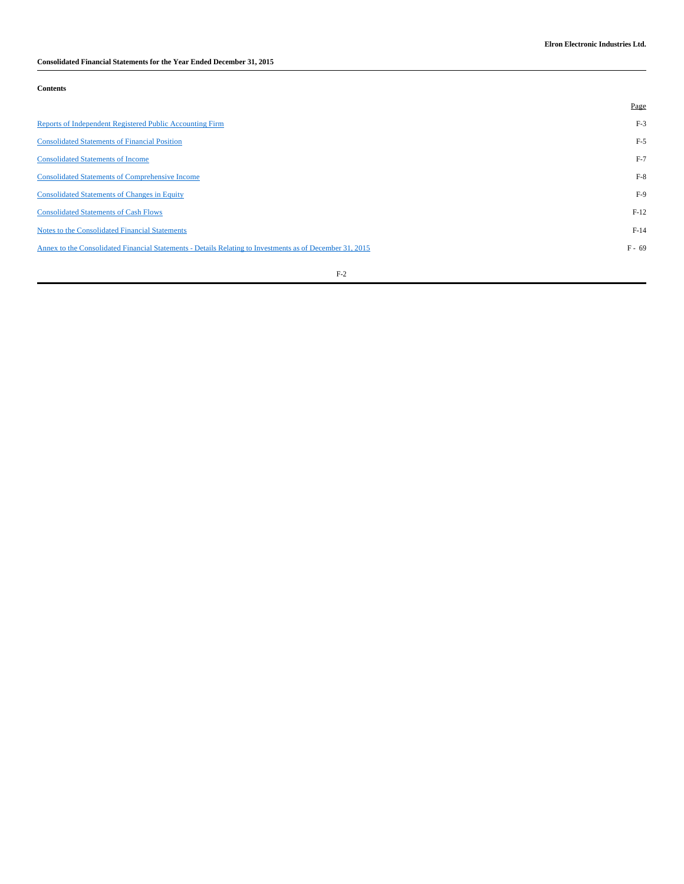**Elron Electronic Industries Ltd.**

**Consolidated Financial Statements for the Year Ended December 31, 2015**

**Contents**

| | Page |
|---|---|
| Reports of Independent Registered Public Accounting Firm | F-3 |
| Consolidated Statements of Financial Position | F-5 |
| Consolidated Statements of Income | F-7 |
| Consolidated Statements of Comprehensive Income | F-8 |
| Consolidated Statements of Changes in Equity | F-9 |
| Consolidated Statements of Cash Flows | F-12 |
| Notes to the Consolidated Financial Statements | F-14 |
| Annex to the Consolidated Financial Statements - Details Relating to Investments as of December 31, 2015 | F - 69 |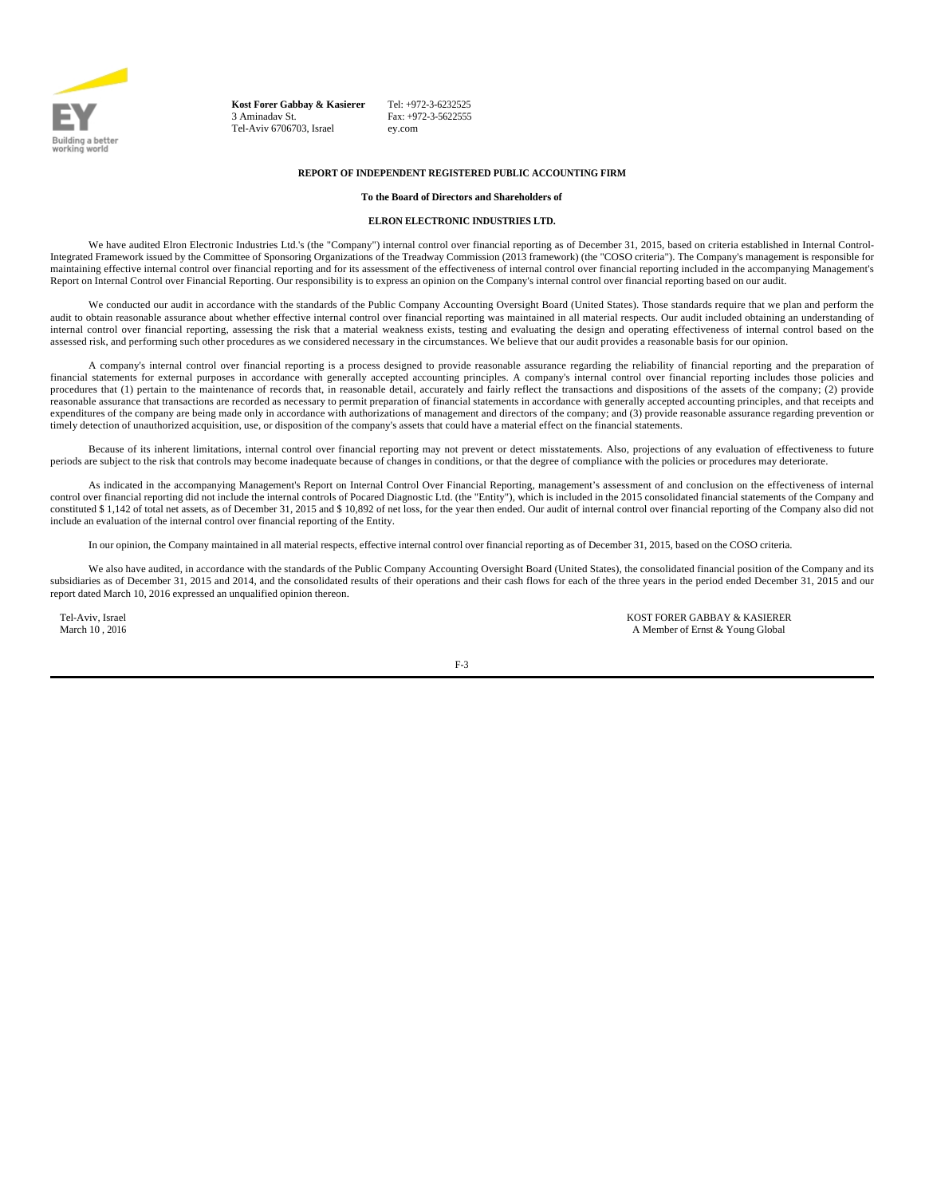Building a better working world

**Kost Forer Gabbay & Kasierer**
3 Aminadav St.
Tel-Aviv 6706703, Israel

Tel: +972-3-6232525
Fax: +972-3-5622555
ey.com

**REPORT OF INDEPENDENT REGISTERED PUBLIC ACCOUNTING FIRM**

**To the Board of Directors and Shareholders of**

**ELRON ELECTRONIC INDUSTRIES LTD.**

We have audited Elron Electronic Industries Ltd.'s (the "Company") internal control over financial reporting as of December 31, 2015, based on criteria established in Internal Control-Integrated Framework issued by the Committee of Sponsoring Organizations of the Treadway Commission (2013 framework) (the "COSO criteria"). The Company's management is responsible for maintaining effective internal control over financial reporting and for its assessment of the effectiveness of internal control over financial reporting included in the accompanying Management's Report on Internal Control over Financial Reporting. Our responsibility is to express an opinion on the Company's internal control over financial reporting based on our audit.

We conducted our audit in accordance with the standards of the Public Company Accounting Oversight Board (United States). Those standards require that we plan and perform the audit to obtain reasonable assurance about whether effective internal control over financial reporting was maintained in all material respects. Our audit included obtaining an understanding of internal control over financial reporting, assessing the risk that a material weakness exists, testing and evaluating the design and operating effectiveness of internal control based on the assessed risk, and performing such other procedures as we considered necessary in the circumstances. We believe that our audit provides a reasonable basis for our opinion.

A company's internal control over financial reporting is a process designed to provide reasonable assurance regarding the reliability of financial reporting and the preparation of financial statements for external purposes in accordance with generally accepted accounting principles. A company's internal control over financial reporting includes those policies and procedures that (1) pertain to the maintenance of records that, in reasonable detail, accurately and fairly reflect the transactions and dispositions of the assets of the company; (2) provide reasonable assurance that transactions are recorded as necessary to permit preparation of financial statements in accordance with generally accepted accounting principles, and that receipts and expenditures of the company are being made only in accordance with authorizations of management and directors of the company; and (3) provide reasonable assurance regarding prevention or timely detection of unauthorized acquisition, use, or disposition of the company's assets that could have a material effect on the financial statements.

Because of its inherent limitations, internal control over financial reporting may not prevent or detect misstatements. Also, projections of any evaluation of effectiveness to future periods are subject to the risk that controls may become inadequate because of changes in conditions, or that the degree of compliance with the policies or procedures may deteriorate.

As indicated in the accompanying Management's Report on Internal Control Over Financial Reporting, management's assessment of and conclusion on the effectiveness of internal control over financial reporting did not include the internal controls of Pocared Diagnostic Ltd. (the "Entity"), which is included in the 2015 consolidated financial statements of the Company and constituted $ 1,142 of total net assets, as of December 31, 2015 and $ 10,892 of net loss, for the year then ended. Our audit of internal control over financial reporting of the Company also did not include an evaluation of the internal control over financial reporting of the Entity.

In our opinion, the Company maintained in all material respects, effective internal control over financial reporting as of December 31, 2015, based on the COSO criteria.

We also have audited, in accordance with the standards of the Public Company Accounting Oversight Board (United States), the consolidated financial position of the Company and its subsidiaries as of December 31, 2015 and 2014, and the consolidated results of their operations and their cash flows for each of the three years in the period ended December 31, 2015 and our report dated March 10, 2016 expressed an unqualified opinion thereon.

Tel-Aviv, Israel
March 10 , 2016

KOST FORER GABBAY & KASIERER
A Member of Ernst & Young Global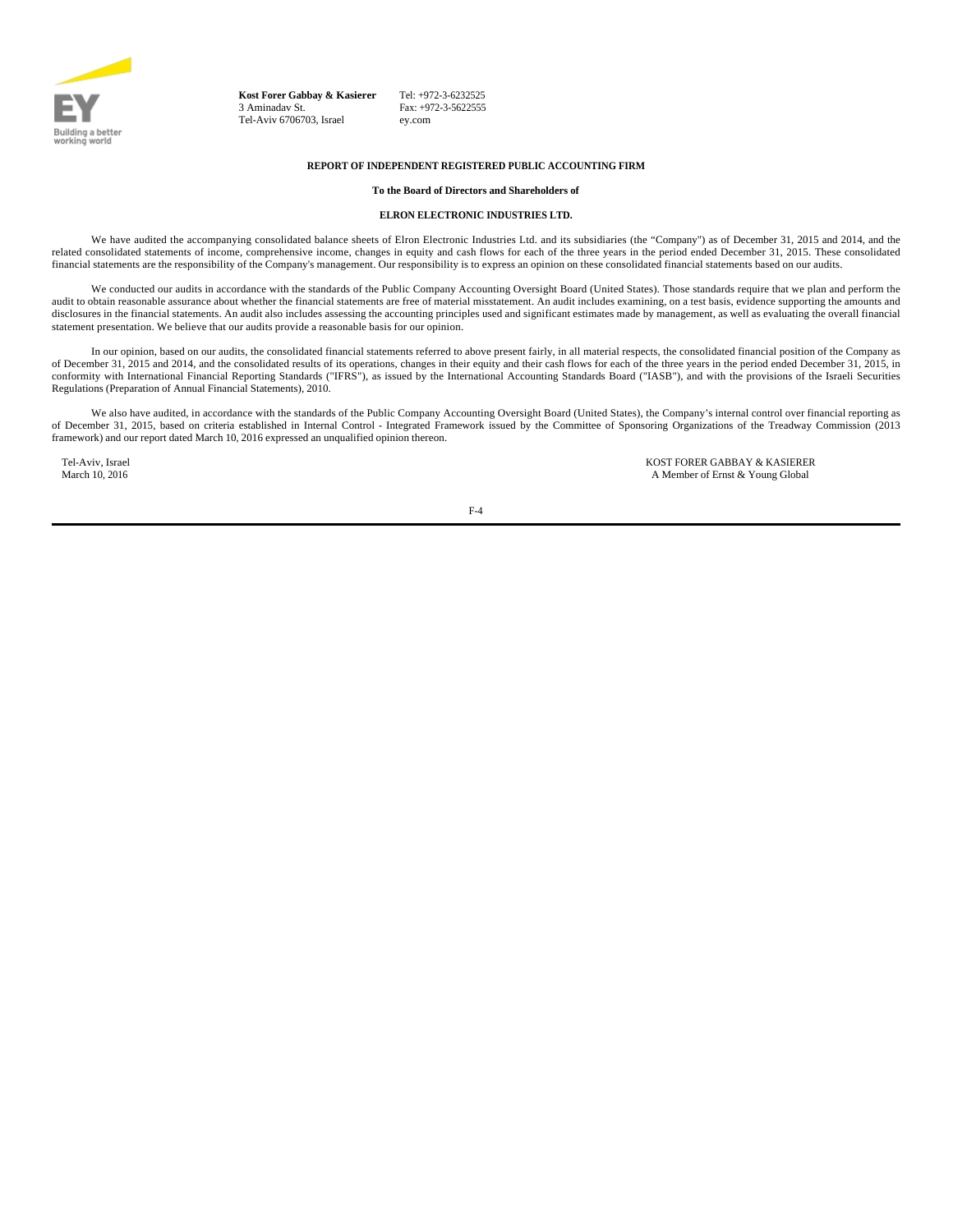EY

Building a better working world

**Kost Forer Gabbay & Kasierer**
3 Aminadav St.
Tel-Aviv 6706703, Israel

Tel: +972-3-6232525
Fax: +972-3-5622555
ey.com

**REPORT OF INDEPENDENT REGISTERED PUBLIC ACCOUNTING FIRM**

**To the Board of Directors and Shareholders of**

**ELRON ELECTRONIC INDUSTRIES LTD.**

We have audited the accompanying consolidated balance sheets of Elron Electronic Industries Ltd. and its subsidiaries (the "Company") as of December 31, 2015 and 2014, and the related consolidated statements of income, comprehensive income, changes in equity and cash flows for each of the three years in the period ended December 31, 2015. These consolidated financial statements are the responsibility of the Company's management. Our responsibility is to express an opinion on these consolidated financial statements based on our audits.

We conducted our audits in accordance with the standards of the Public Company Accounting Oversight Board (United States). Those standards require that we plan and perform the audit to obtain reasonable assurance about whether the financial statements are free of material misstatement. An audit includes examining, on a test basis, evidence supporting the amounts and disclosures in the financial statements. An audit also includes assessing the accounting principles used and significant estimates made by management, as well as evaluating the overall financial statement presentation. We believe that our audits provide a reasonable basis for our opinion.

In our opinion, based on our audits, the consolidated financial statements referred to above present fairly, in all material respects, the consolidated financial position of the Company as of December 31, 2015 and 2014, and the consolidated results of its operations, changes in their equity and their cash flows for each of the three years in the period ended December 31, 2015, in conformity with International Financial Reporting Standards ("IFRS"), as issued by the International Accounting Standards Board ("IASB"), and with the provisions of the Israeli Securities Regulations (Preparation of Annual Financial Statements), 2010.

We also have audited, in accordance with the standards of the Public Company Accounting Oversight Board (United States), the Company's internal control over financial reporting as of December 31, 2015, based on criteria established in Internal Control - Integrated Framework issued by the Committee of Sponsoring Organizations of the Treadway Commission (2013 framework) and our report dated March 10, 2016 expressed an unqualified opinion thereon.

Tel-Aviv, Israel
March 10, 2016

KOST FORER GABBAY & KASIERER
A Member of Ernst & Young Global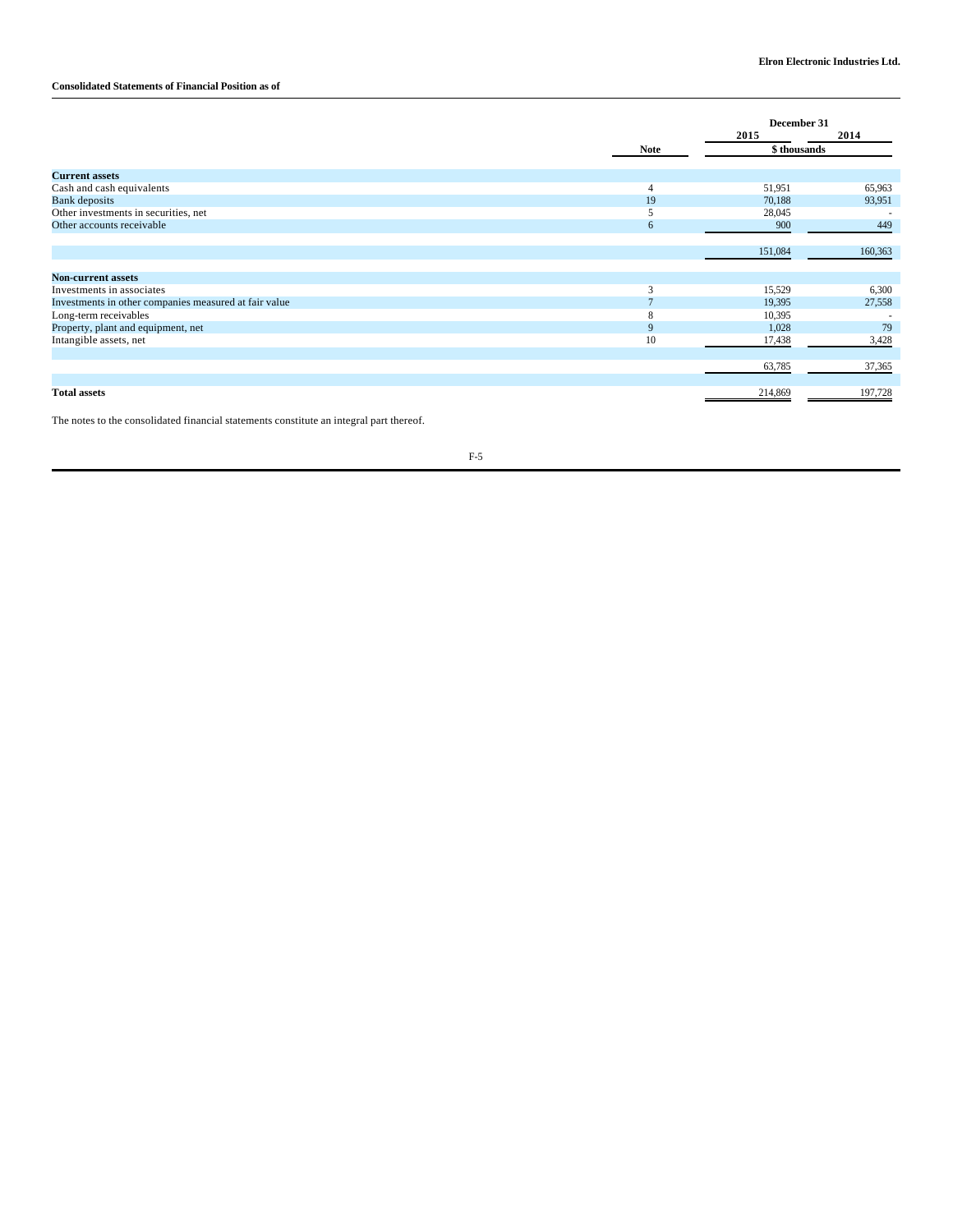**Elron Electronic Industries Ltd.**

**Consolidated Statements of Financial Position as of**

| | Note | December 31 2015 | December 31 2014 |
|---|---|---|---|
| | | $ thousands | |
| **Current assets** | | | |
| Cash and cash equivalents | 4 | 51,951 | 65,963 |
| Bank deposits | 19 | 70,188 | 93,951 |
| Other investments in securities, net | 5 | 28,045 | - |
| Other accounts receivable | 6 | 900 | 449 |
| | | 151,084 | 160,363 |
| **Non-current assets** | | | |
| Investments in associates | 3 | 15,529 | 6,300 |
| Investments in other companies measured at fair value | 7 | 19,395 | 27,558 |
| Long-term receivables | 8 | 10,395 | - |
| Property, plant and equipment, net | 9 | 1,028 | 79 |
| Intangible assets, net | 10 | 17,438 | 3,428 |
| | | 63,785 | 37,365 |
| **Total assets** | | 214,869 | 197,728 |

The notes to the consolidated financial statements constitute an integral part thereof.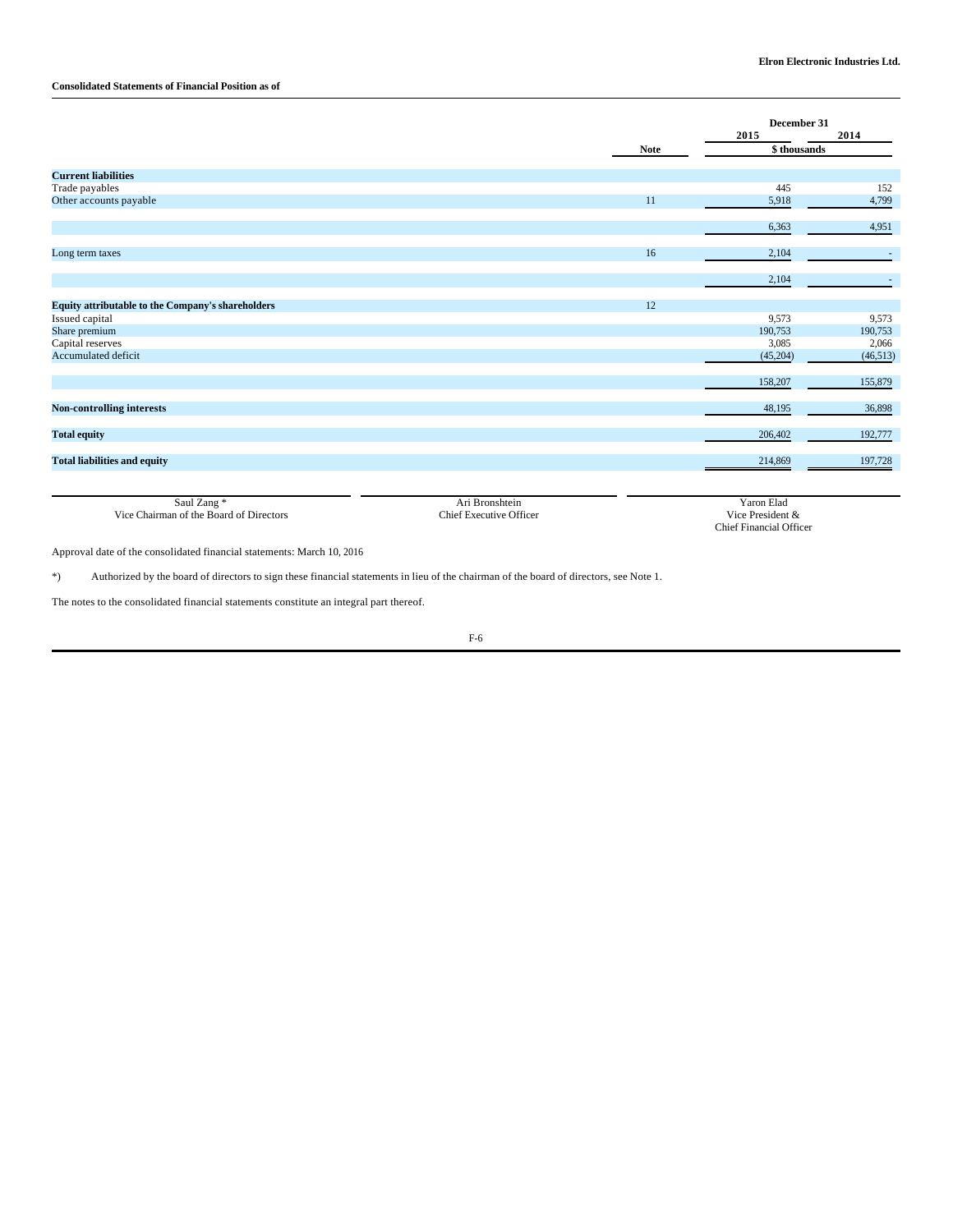**Elron Electronic Industries Ltd.**

**Consolidated Statements of Financial Position as of**

| | Note | December 31 2015 | December 31 2014 |
|---|---|---|---|
| | | $ thousands | |
| **Current liabilities** | | | |
| Trade payables | | 445 | 152 |
| Other accounts payable | 11 | 5,918 | 4,799 |
| | | 6,363 | 4,951 |
| Long term taxes | 16 | 2,104 | - |
| | | 2,104 | - |
| **Equity attributable to the Company's shareholders** | 12 | | |
| Issued capital | | 9,573 | 9,573 |
| Share premium | | 190,753 | 190,753 |
| Capital reserves | | 3,085 | 2,066 |
| Accumulated deficit | | (45,204) | (46,513) |
| | | 158,207 | 155,879 |
| **Non-controlling interests** | | 48,195 | 36,898 |
| **Total equity** | | 206,402 | 192,777 |
| **Total liabilities and equity** | | 214,869 | 197,728 |

| | | |
|---|---|---|
| Saul Zang * | Ari Bronshtein | Yaron Elad |
| Vice Chairman of the Board of Directors | Chief Executive Officer | Vice President & Chief Financial Officer |

Approval date of the consolidated financial statements: March 10, 2016

*) Authorized by the board of directors to sign these financial statements in lieu of the chairman of the board of directors, see Note 1.

The notes to the consolidated financial statements constitute an integral part thereof.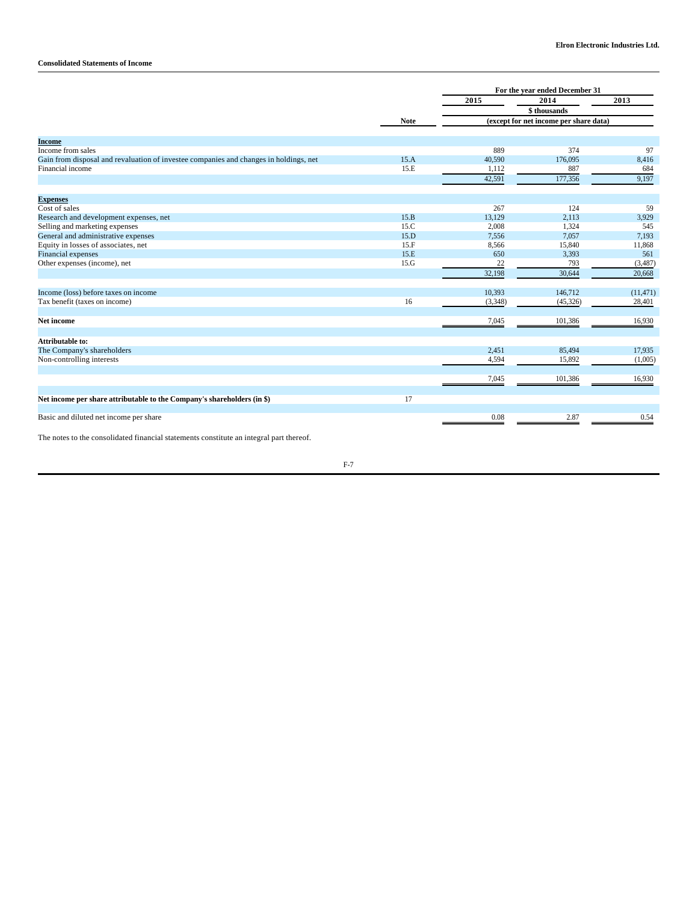**Consolidated Statements of Income**

| | Note | For the year ended December 31 | | |
|---|---|---|---|---|
| | | 2015 | 2014 | 2013 |
| | | $ thousands (except for net income per share data) | | |
| **Income** | | | | |
| Income from sales | | 889 | 374 | 97 |
| Gain from disposal and revaluation of investee companies and changes in holdings, net | 15.A | 40,590 | 176,095 | 8,416 |
| Financial income | 15.E | 1,112 | 887 | 684 |
| | | 42,591 | 177,356 | 9,197 |
| **Expenses** | | | | |
| Cost of sales | | 267 | 124 | 59 |
| Research and development expenses, net | 15.B | 13,129 | 2,113 | 3,929 |
| Selling and marketing expenses | 15.C | 2,008 | 1,324 | 545 |
| General and administrative expenses | 15.D | 7,556 | 7,057 | 7,193 |
| Equity in losses of associates, net | 15.F | 8,566 | 15,840 | 11,868 |
| Financial expenses | 15.E | 650 | 3,393 | 561 |
| Other expenses (income), net | 15.G | 22 | 793 | (3,487) |
| | | 32,198 | 30,644 | 20,668 |
| Income (loss) before taxes on income | | 10,393 | 146,712 | (11,471) |
| Tax benefit (taxes on income) | 16 | (3,348) | (45,326) | 28,401 |
| **Net income** | | 7,045 | 101,386 | 16,930 |
| **Attributable to:** | | | | |
| The Company's shareholders | | 2,451 | 85,494 | 17,935 |
| Non-controlling interests | | 4,594 | 15,892 | (1,005) |
| | | 7,045 | 101,386 | 16,930 |
| **Net income per share attributable to the Company's shareholders (in $)** | 17 | | | |
| Basic and diluted net income per share | | 0.08 | 2.87 | 0.54 |

The notes to the consolidated financial statements constitute an integral part thereof.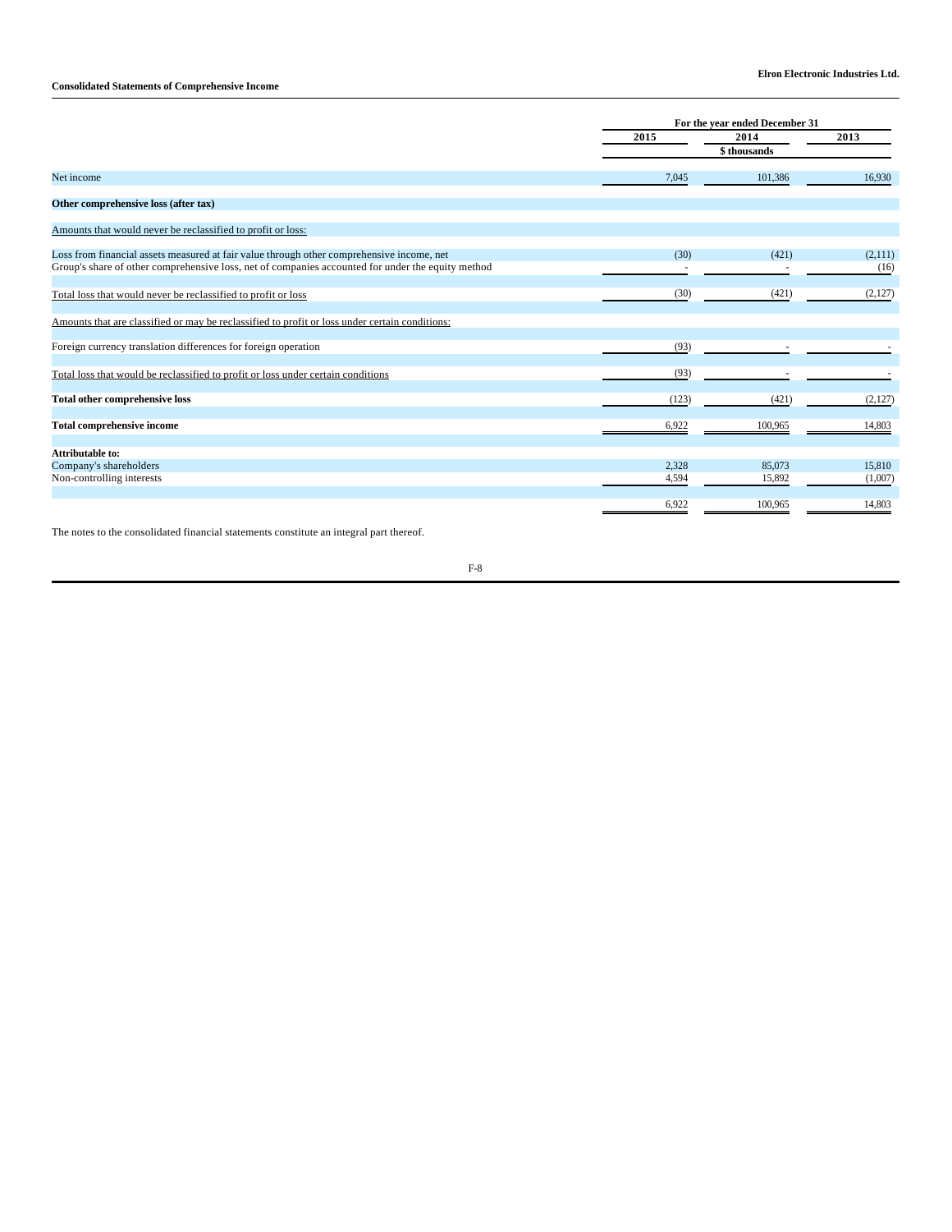**Elron Electronic Industries Ltd.**

**Consolidated Statements of Comprehensive Income**

| | For the year ended December 31 | | |
|---|---|---|---|
| | 2015 | 2014 | 2013 |
| | | $ thousands | |
| Net income | 7,045 | 101,386 | 16,930 |
| **Other comprehensive loss (after tax)** | | | |
| Amounts that would never be reclassified to profit or loss: | | | |
| Loss from financial assets measured at fair value through other comprehensive income, net | (30) | (421) | (2,111) |
| Group's share of other comprehensive loss, net of companies accounted for under the equity method | - | - | (16) |
| Total loss that would never be reclassified to profit or loss | (30) | (421) | (2,127) |
| Amounts that are classified or may be reclassified to profit or loss under certain conditions: | | | |
| Foreign currency translation differences for foreign operation | (93) | - | - |
| Total loss that would be reclassified to profit or loss under certain conditions | (93) | - | - |
| **Total other comprehensive loss** | (123) | (421) | (2,127) |
| **Total comprehensive income** | 6,922 | 100,965 | 14,803 |
| **Attributable to:** | | | |
| Company's shareholders | 2,328 | 85,073 | 15,810 |
| Non-controlling interests | 4,594 | 15,892 | (1,007) |
| | 6,922 | 100,965 | 14,803 |

The notes to the consolidated financial statements constitute an integral part thereof.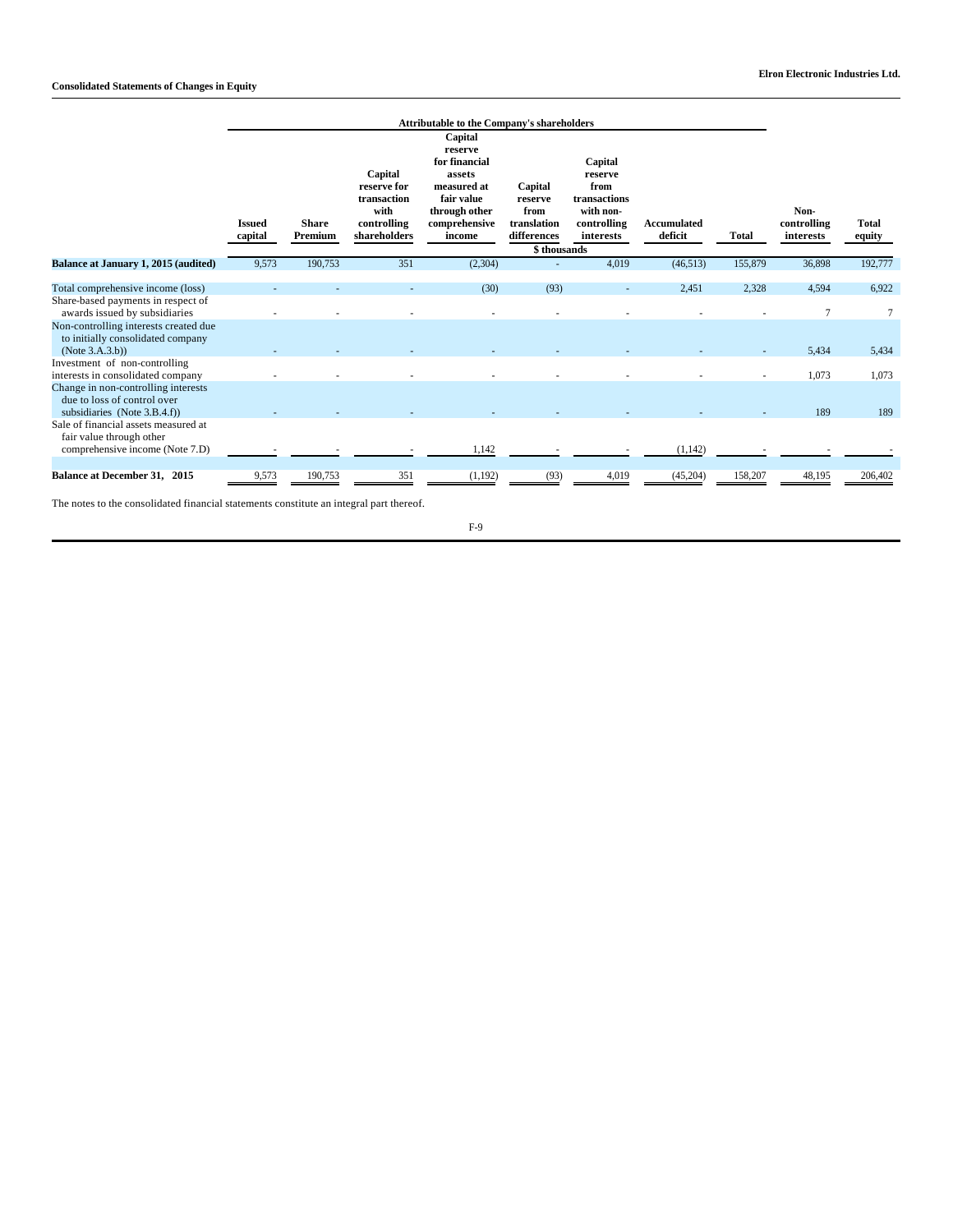**Elron Electronic Industries Ltd.**

**Consolidated Statements of Changes in Equity**

| | Attributable to the Company's shareholders | | | | | | | | | |
|---|---|---|---|---|---|---|---|---|---|---|
| | Issued capital | Share Premium | Capital reserve for transaction with controlling shareholders | Capital reserve for financial assets measured at fair value through other comprehensive income | Capital reserve from translation differences | Capital reserve from transactions with non-controlling interests | Accumulated deficit | Total | Non-controlling interests | Total equity |
| | \$ thousands | | | | | | | | | |
| **Balance at January 1, 2015 (audited)** | 9,573 | 190,753 | 351 | (2,304) | - | 4,019 | (46,513) | 155,879 | 36,898 | 192,777 |
| Total comprehensive income (loss) | - | - | - | (30) | (93) | - | 2,451 | 2,328 | 4,594 | 6,922 |
| Share-based payments in respect of awards issued by subsidiaries | - | - | - | - | - | - | - | - | 7 | 7 |
| Non-controlling interests created due to initially consolidated company (Note 3.A.3.b)) | - | - | - | - | - | - | - | - | 5,434 | 5,434 |
| Investment of non-controlling interests in consolidated company | - | - | - | - | - | - | - | - | 1,073 | 1,073 |
| Change in non-controlling interests due to loss of control over subsidiaries (Note 3.B.4.f)) | - | - | - | - | - | - | - | - | 189 | 189 |
| Sale of financial assets measured at fair value through other comprehensive income (Note 7.D) | - | - | - | 1,142 | - | - | (1,142) | - | - | - |
| **Balance at December 31, 2015** | 9,573 | 190,753 | 351 | (1,192) | (93) | 4,019 | (45,204) | 158,207 | 48,195 | 206,402 |

The notes to the consolidated financial statements constitute an integral part thereof.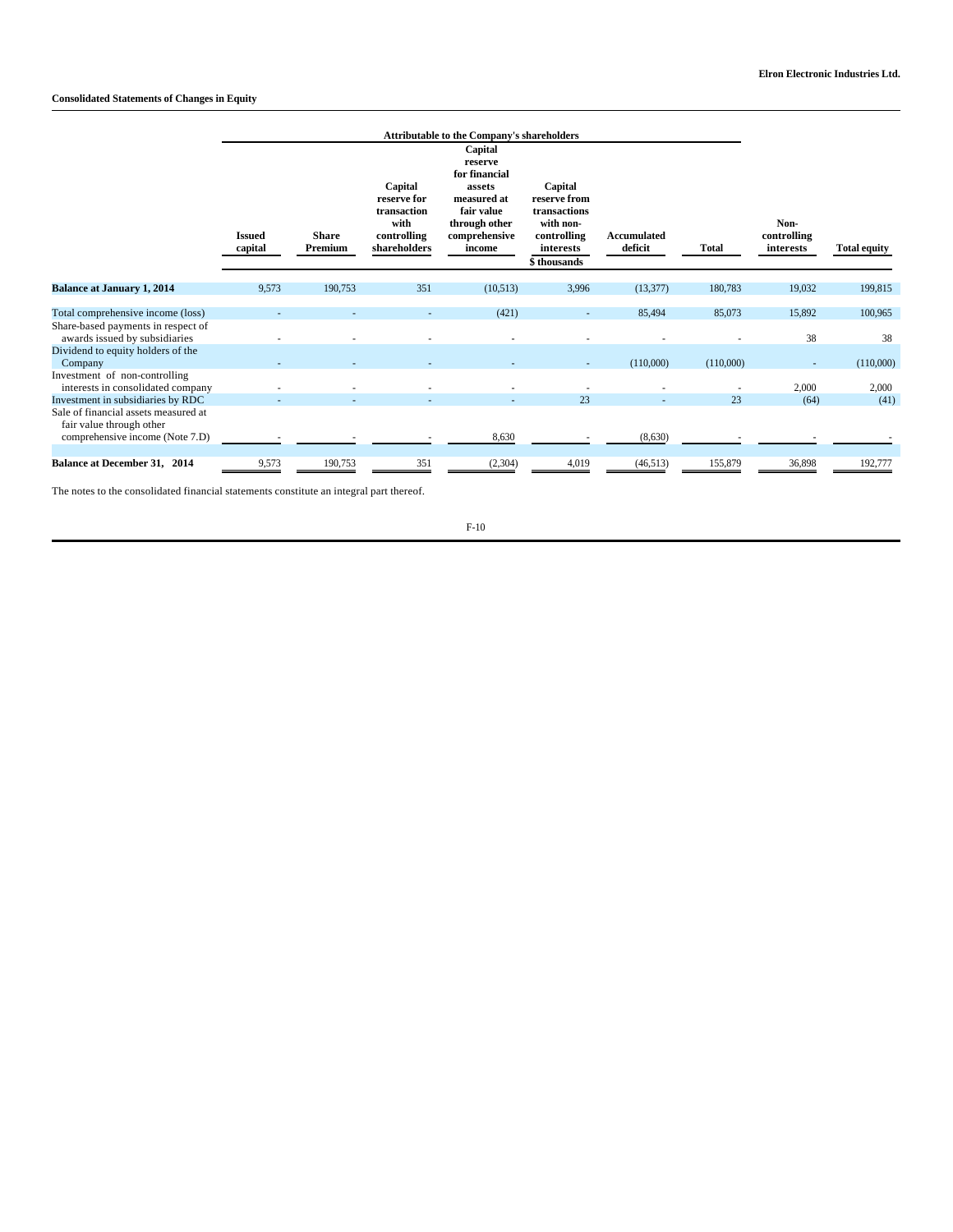**Elron Electronic Industries Ltd.**

**Consolidated Statements of Changes in Equity**

| | Attributable to the Company's shareholders | | | | | | | | |
|---|---|---|---|---|---|---|---|---|---|
| | Issued capital | Share Premium | Capital reserve for transaction with controlling shareholders | Capital reserve for financial assets measured at fair value through other comprehensive income | Capital reserve from transactions with non-controlling interests | Accumulated deficit | Total | Non-controlling interests | Total equity |
| | $ thousands | | | | | | | | |
| **Balance at January 1, 2014** | 9,573 | 190,753 | 351 | (10,513) | 3,996 | (13,377) | 180,783 | 19,032 | 199,815 |
| Total comprehensive income (loss) | - | - | - | (421) | - | 85,494 | 85,073 | 15,892 | 100,965 |
| Share-based payments in respect of awards issued by subsidiaries | - | - | - | - | - | - | - | 38 | 38 |
| Dividend to equity holders of the Company | - | - | - | - | - | (110,000) | (110,000) | - | (110,000) |
| Investment of non-controlling interests in consolidated company | - | - | - | - | - | - | - | 2,000 | 2,000 |
| Investment in subsidiaries by RDC | - | - | - | - | 23 | - | 23 | (64) | (41) |
| Sale of financial assets measured at fair value through other comprehensive income (Note 7.D) | - | - | - | 8,630 | - | (8,630) | - | - | - |
| **Balance at December 31, 2014** | 9,573 | 190,753 | 351 | (2,304) | 4,019 | (46,513) | 155,879 | 36,898 | 192,777 |

The notes to the consolidated financial statements constitute an integral part thereof.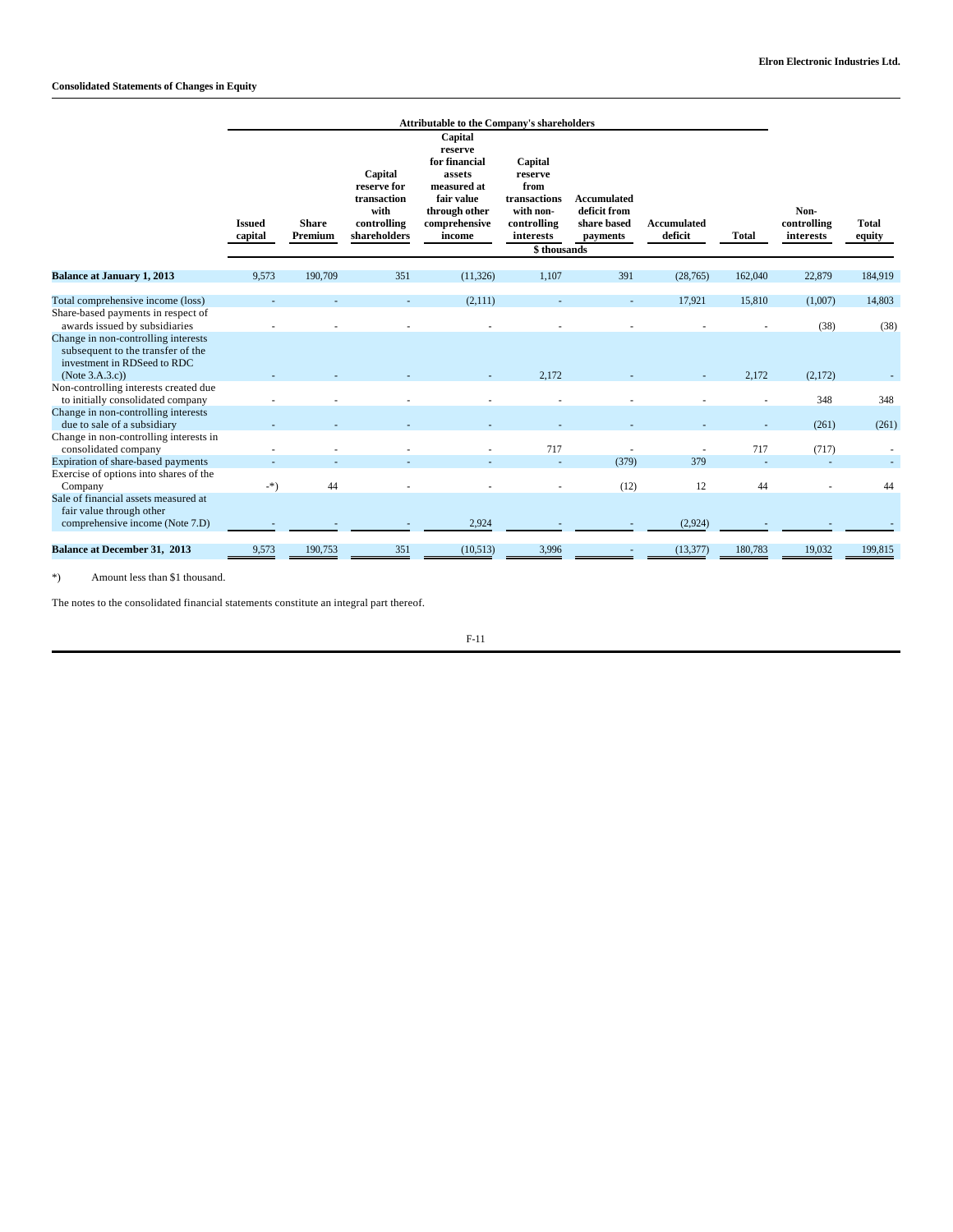## Consolidated Statements of Changes in Equity

| | Attributable to the Company's shareholders | | | | | | | | | |
|---|---|---|---|---|---|---|---|---|---|---|
| | Issued capital | Share Premium | Capital reserve for transaction with controlling shareholders | Capital reserve for financial assets measured at fair value through other comprehensive income | Capital reserve from transactions with non-controlling interests | Accumulated deficit from share based payments | Accumulated deficit | Total | Non-controlling interests | Total equity |
| | $ thousands | | | | | | | | | |
| **Balance at January 1, 2013** | 9,573 | 190,709 | 351 | (11,326) | 1,107 | 391 | (28,765) | 162,040 | 22,879 | 184,919 |
| Total comprehensive income (loss) | - | - | - | (2,111) | - | - | 17,921 | 15,810 | (1,007) | 14,803 |
| Share-based payments in respect of awards issued by subsidiaries | - | - | - | - | - | - | - | - | (38) | (38) |
| Change in non-controlling interests subsequent to the transfer of the investment in RDSeed to RDC (Note 3.A.3.c)) | - | - | - | - | 2,172 | - | - | 2,172 | (2,172) | - |
| Non-controlling interests created due to initially consolidated company | - | - | - | - | - | - | - | - | 348 | 348 |
| Change in non-controlling interests due to sale of a subsidiary | - | - | - | - | - | - | - | - | (261) | (261) |
| Change in non-controlling interests in consolidated company | - | - | - | - | 717 | - | - | 717 | (717) | - |
| Expiration of share-based payments | - | - | - | - | - | (379) | 379 | - | - | - |
| Exercise of options into shares of the Company | -*) | 44 | - | - | - | (12) | 12 | 44 | - | 44 |
| Sale of financial assets measured at fair value through other comprehensive income (Note 7.D) | - | - | - | 2,924 | - | - | (2,924) | - | - | - |
| **Balance at December 31, 2013** | 9,573 | 190,753 | 351 | (10,513) | 3,996 | - | (13,377) | 180,783 | 19,032 | 199,815 |

*) Amount less than $1 thousand.

The notes to the consolidated financial statements constitute an integral part thereof.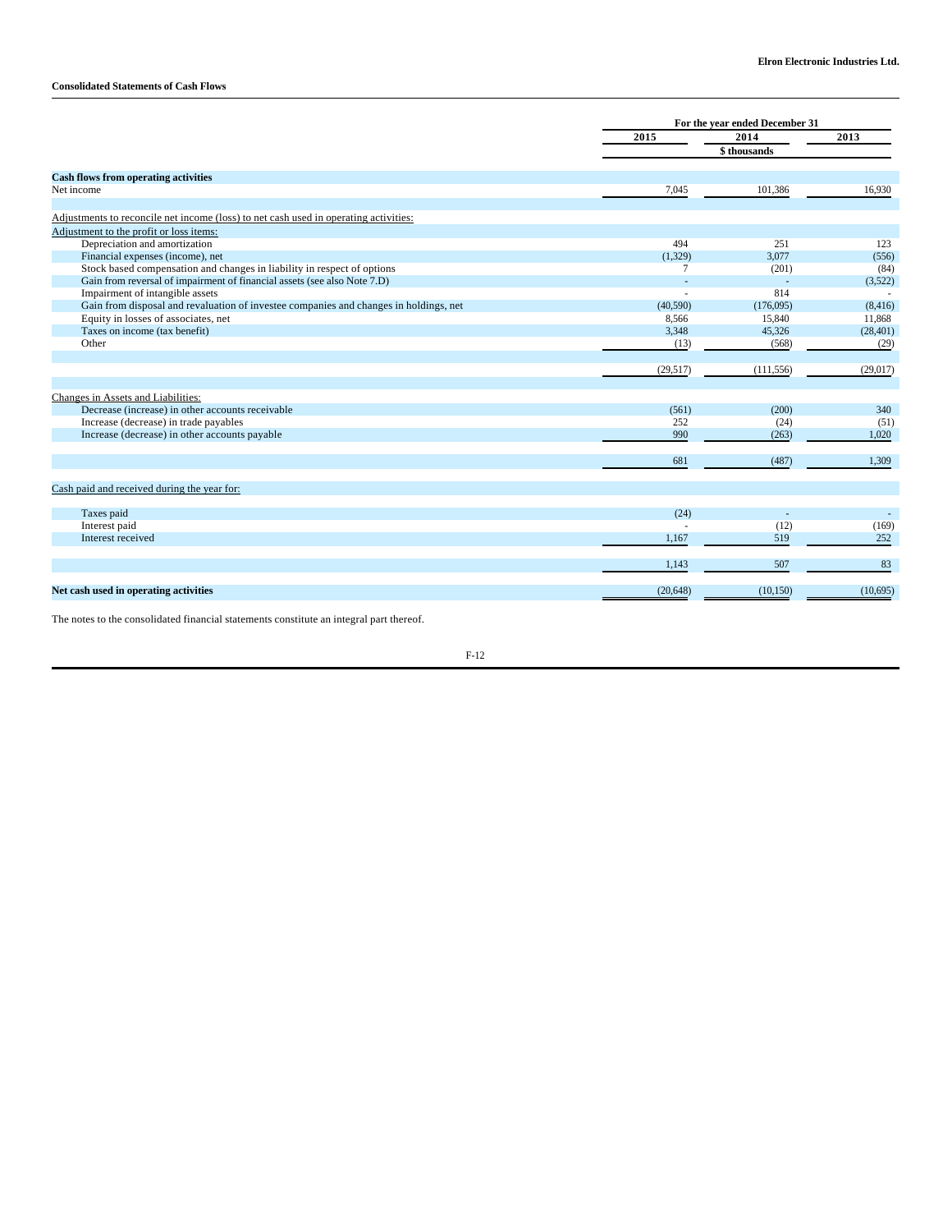**Elron Electronic Industries Ltd.**

**Consolidated Statements of Cash Flows**

| | For the year ended December 31 | | |
|---|---|---|---|
| | 2015 | 2014 | 2013 |
| | | $ thousands | |
| **Cash flows from operating activities** | | | |
| Net income | 7,045 | 101,386 | 16,930 |
| Adjustments to reconcile net income (loss) to net cash used in operating activities: | | | |
| Adjustment to the profit or loss items: | | | |
| Depreciation and amortization | 494 | 251 | 123 |
| Financial expenses (income), net | (1,329) | 3,077 | (556) |
| Stock based compensation and changes in liability in respect of options | 7 | (201) | (84) |
| Gain from reversal of impairment of financial assets (see also Note 7.D) | - | - | (3,522) |
| Impairment of intangible assets | - | 814 | - |
| Gain from disposal and revaluation of investee companies and changes in holdings, net | (40,590) | (176,095) | (8,416) |
| Equity in losses of associates, net | 8,566 | 15,840 | 11,868 |
| Taxes on income (tax benefit) | 3,348 | 45,326 | (28,401) |
| Other | (13) | (568) | (29) |
| | (29,517) | (111,556) | (29,017) |
| Changes in Assets and Liabilities: | | | |
| Decrease (increase) in other accounts receivable | (561) | (200) | 340 |
| Increase (decrease) in trade payables | 252 | (24) | (51) |
| Increase (decrease) in other accounts payable | 990 | (263) | 1,020 |
| | 681 | (487) | 1,309 |
| Cash paid and received during the year for: | | | |
| Taxes paid | (24) | - | - |
| Interest paid | - | (12) | (169) |
| Interest received | 1,167 | 519 | 252 |
| | 1,143 | 507 | 83 |
| **Net cash used in operating activities** | (20,648) | (10,150) | (10,695) |

The notes to the consolidated financial statements constitute an integral part thereof.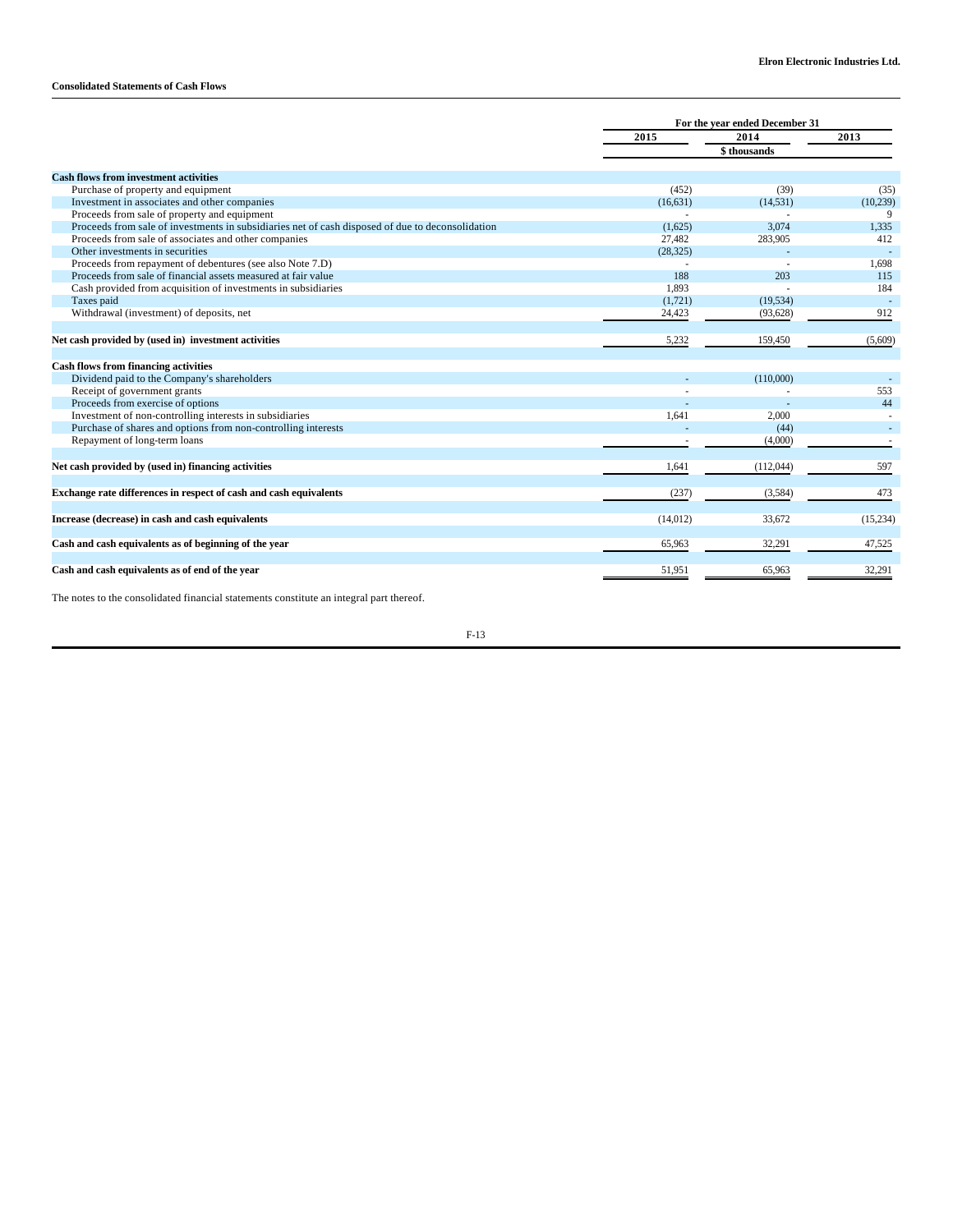**Elron Electronic Industries Ltd.**

**Consolidated Statements of Cash Flows**

| | For the year ended December 31 | | |
|---|---|---|---|
| | 2015 | 2014 | 2013 |
| | | $ thousands | |
| **Cash flows from investment activities** | | | |
| Purchase of property and equipment | (452) | (39) | (35) |
| Investment in associates and other companies | (16,631) | (14,531) | (10,239) |
| Proceeds from sale of property and equipment | - | - | 9 |
| Proceeds from sale of investments in subsidiaries net of cash disposed of due to deconsolidation | (1,625) | 3,074 | 1,335 |
| Proceeds from sale of associates and other companies | 27,482 | 283,905 | 412 |
| Other investments in securities | (28,325) | - | - |
| Proceeds from repayment of debentures (see also Note 7.D) | - | - | 1,698 |
| Proceeds from sale of financial assets measured at fair value | 188 | 203 | 115 |
| Cash provided from acquisition of investments in subsidiaries | 1,893 | - | 184 |
| Taxes paid | (1,721) | (19,534) | - |
| Withdrawal (investment) of deposits, net | 24,423 | (93,628) | 912 |
| **Net cash provided by (used in) investment activities** | 5,232 | 159,450 | (5,609) |
| **Cash flows from financing activities** | | | |
| Dividend paid to the Company's shareholders | - | (110,000) | - |
| Receipt of government grants | - | - | 553 |
| Proceeds from exercise of options | - | - | 44 |
| Investment of non-controlling interests in subsidiaries | 1,641 | 2,000 | - |
| Purchase of shares and options from non-controlling interests | - | (44) | - |
| Repayment of long-term loans | - | (4,000) | - |
| **Net cash provided by (used in) financing activities** | 1,641 | (112,044) | 597 |
| **Exchange rate differences in respect of cash and cash equivalents** | (237) | (3,584) | 473 |
| **Increase (decrease) in cash and cash equivalents** | (14,012) | 33,672 | (15,234) |
| **Cash and cash equivalents as of beginning of the year** | 65,963 | 32,291 | 47,525 |
| **Cash and cash equivalents as of end of the year** | 51,951 | 65,963 | 32,291 |

The notes to the consolidated financial statements constitute an integral part thereof.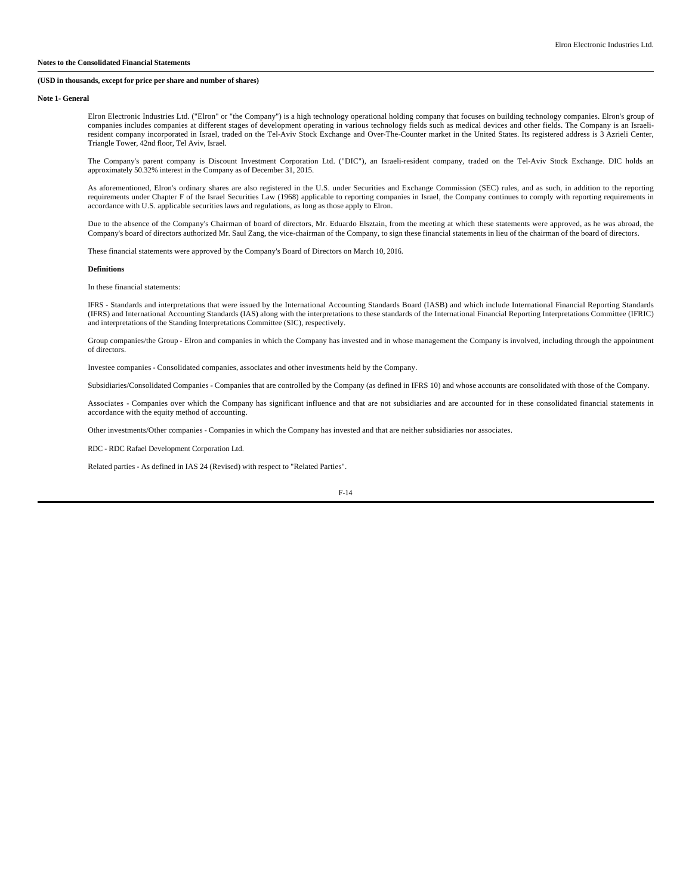**Notes to the Consolidated Financial Statements**

**(USD in thousands, except for price per share and number of shares)**

**Note 1- General**

Elron Electronic Industries Ltd. ("Elron" or "the Company") is a high technology operational holding company that focuses on building technology companies. Elron's group of companies includes companies at different stages of development operating in various technology fields such as medical devices and other fields. The Company is an Israeli-resident company incorporated in Israel, traded on the Tel-Aviv Stock Exchange and Over-The-Counter market in the United States. Its registered address is 3 Azrieli Center, Triangle Tower, 42nd floor, Tel Aviv, Israel.

The Company's parent company is Discount Investment Corporation Ltd. ("DIC"), an Israeli-resident company, traded on the Tel-Aviv Stock Exchange. DIC holds an approximately 50.32% interest in the Company as of December 31, 2015.

As aforementioned, Elron's ordinary shares are also registered in the U.S. under Securities and Exchange Commission (SEC) rules, and as such, in addition to the reporting requirements under Chapter F of the Israel Securities Law (1968) applicable to reporting companies in Israel, the Company continues to comply with reporting requirements in accordance with U.S. applicable securities laws and regulations, as long as those apply to Elron.

Due to the absence of the Company's Chairman of board of directors, Mr. Eduardo Elsztain, from the meeting at which these statements were approved, as he was abroad, the Company's board of directors authorized Mr. Saul Zang, the vice-chairman of the Company, to sign these financial statements in lieu of the chairman of the board of directors.

These financial statements were approved by the Company's Board of Directors on March 10, 2016.

**Definitions**

In these financial statements:

IFRS - Standards and interpretations that were issued by the International Accounting Standards Board (IASB) and which include International Financial Reporting Standards (IFRS) and International Accounting Standards (IAS) along with the interpretations to these standards of the International Financial Reporting Interpretations Committee (IFRIC) and interpretations of the Standing Interpretations Committee (SIC), respectively.

Group companies/the Group - Elron and companies in which the Company has invested and in whose management the Company is involved, including through the appointment of directors.

Investee companies - Consolidated companies, associates and other investments held by the Company.

Subsidiaries/Consolidated Companies - Companies that are controlled by the Company (as defined in IFRS 10) and whose accounts are consolidated with those of the Company.

Associates - Companies over which the Company has significant influence and that are not subsidiaries and are accounted for in these consolidated financial statements in accordance with the equity method of accounting.

Other investments/Other companies - Companies in which the Company has invested and that are neither subsidiaries nor associates.

RDC - RDC Rafael Development Corporation Ltd.

Related parties - As defined in IAS 24 (Revised) with respect to "Related Parties".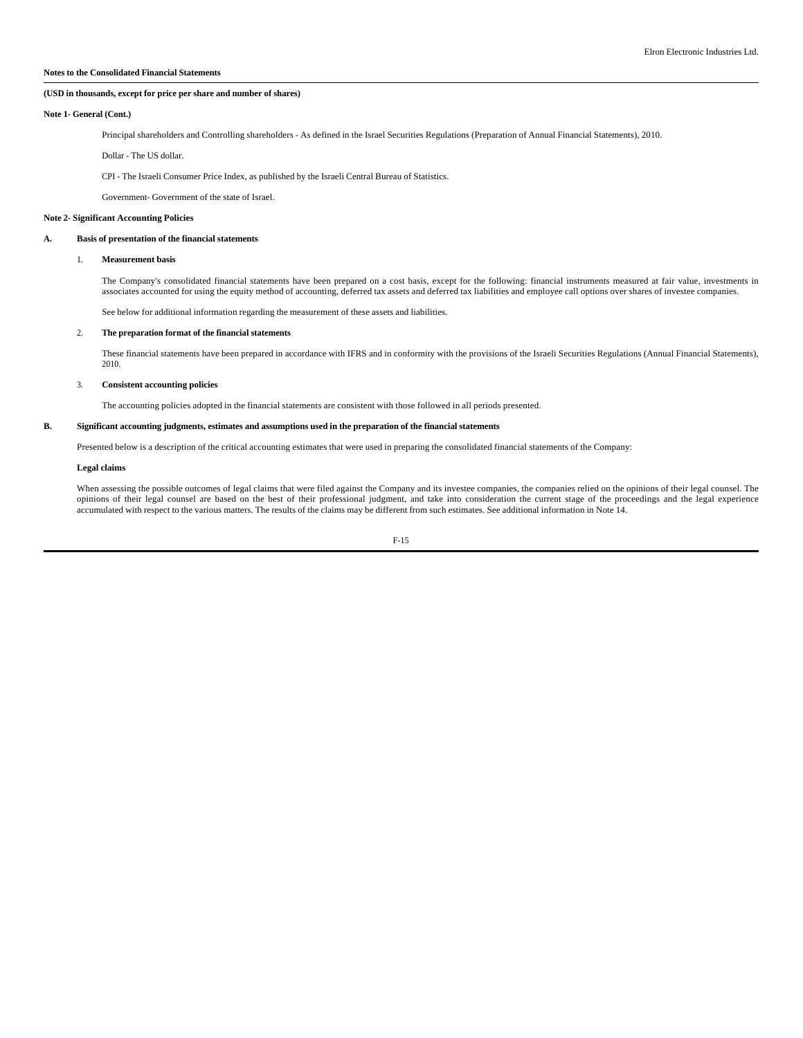**Notes to the Consolidated Financial Statements**

**(USD in thousands, except for price per share and number of shares)**

**Note 1- General (Cont.)**

Principal shareholders and Controlling shareholders - As defined in the Israel Securities Regulations (Preparation of Annual Financial Statements), 2010.

Dollar - The US dollar.

CPI - The Israeli Consumer Price Index, as published by the Israeli Central Bureau of Statistics.

Government- Government of the state of Israel.

## Note 2- Significant Accounting Policies

### A. Basis of presentation of the financial statements

#### 1. Measurement basis

The Company's consolidated financial statements have been prepared on a cost basis, except for the following: financial instruments measured at fair value, investments in associates accounted for using the equity method of accounting, deferred tax assets and deferred tax liabilities and employee call options over shares of investee companies.

See below for additional information regarding the measurement of these assets and liabilities.

#### 2. The preparation format of the financial statements

These financial statements have been prepared in accordance with IFRS and in conformity with the provisions of the Israeli Securities Regulations (Annual Financial Statements), 2010.

#### 3. Consistent accounting policies

The accounting policies adopted in the financial statements are consistent with those followed in all periods presented.

### B. Significant accounting judgments, estimates and assumptions used in the preparation of the financial statements

Presented below is a description of the critical accounting estimates that were used in preparing the consolidated financial statements of the Company:

**Legal claims**

When assessing the possible outcomes of legal claims that were filed against the Company and its investee companies, the companies relied on the opinions of their legal counsel. The opinions of their legal counsel are based on the best of their professional judgment, and take into consideration the current stage of the proceedings and the legal experience accumulated with respect to the various matters. The results of the claims may be different from such estimates. See additional information in Note 14.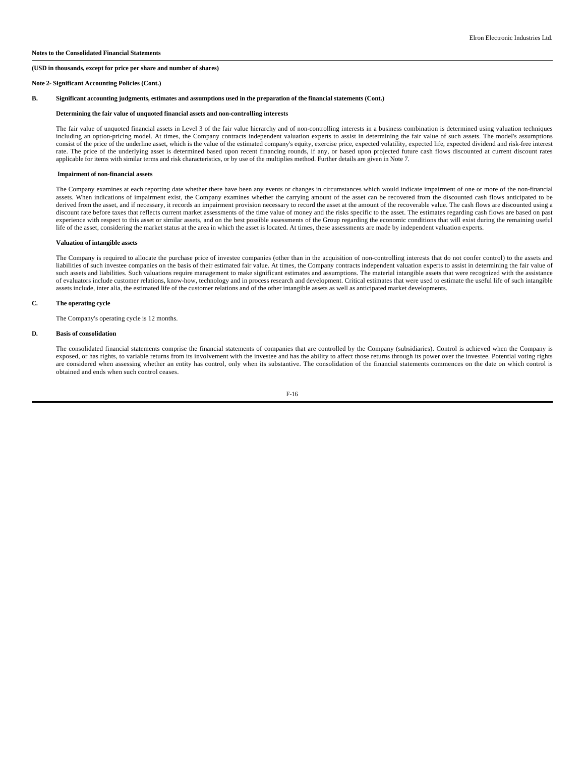**Notes to the Consolidated Financial Statements**

**(USD in thousands, except for price per share and number of shares)**

**Note 2- Significant Accounting Policies (Cont.)**

**B. Significant accounting judgments, estimates and assumptions used in the preparation of the financial statements (Cont.)**

**Determining the fair value of unquoted financial assets and non-controlling interests**

The fair value of unquoted financial assets in Level 3 of the fair value hierarchy and of non-controlling interests in a business combination is determined using valuation techniques including an option-pricing model. At times, the Company contracts independent valuation experts to assist in determining the fair value of such assets. The model's assumptions consist of the price of the underline asset, which is the value of the estimated company's equity, exercise price, expected volatility, expected life, expected dividend and risk-free interest rate. The price of the underlying asset is determined based upon recent financing rounds, if any, or based upon projected future cash flows discounted at current discount rates applicable for items with similar terms and risk characteristics, or by use of the multiples method. Further details are given in Note 7.

**Impairment of non-financial assets**

The Company examines at each reporting date whether there have been any events or changes in circumstances which would indicate impairment of one or more of the non-financial assets. When indications of impairment exist, the Company examines whether the carrying amount of the asset can be recovered from the discounted cash flows anticipated to be derived from the asset, and if necessary, it records an impairment provision necessary to record the asset at the amount of the recoverable value. The cash flows are discounted using a discount rate before taxes that reflects current market assessments of the time value of money and the risks specific to the asset. The estimates regarding cash flows are based on past experience with respect to this asset or similar assets, and on the best possible assessments of the Group regarding the economic conditions that will exist during the remaining useful life of the asset, considering the market status at the area in which the asset is located. At times, these assessments are made by independent valuation experts.

**Valuation of intangible assets**

The Company is required to allocate the purchase price of investee companies (other than in the acquisition of non-controlling interests that do not confer control) to the assets and liabilities of such investee companies on the basis of their estimated fair value. At times, the Company contracts independent valuation experts to assist in determining the fair value of such assets and liabilities. Such valuations require management to make significant estimates and assumptions. The material intangible assets that were recognized with the assistance of evaluators include customer relations, know-how, technology and in process research and development. Critical estimates that were used to estimate the useful life of such intangible assets include, inter alia, the estimated life of the customer relations and of the other intangible assets as well as anticipated market developments.

**C. The operating cycle**

The Company's operating cycle is 12 months.

**D. Basis of consolidation**

The consolidated financial statements comprise the financial statements of companies that are controlled by the Company (subsidiaries). Control is achieved when the Company is exposed, or has rights, to variable returns from its involvement with the investee and has the ability to affect those returns through its power over the investee. Potential voting rights are considered when assessing whether an entity has control, only when its substantive. The consolidation of the financial statements commences on the date on which control is obtained and ends when such control ceases.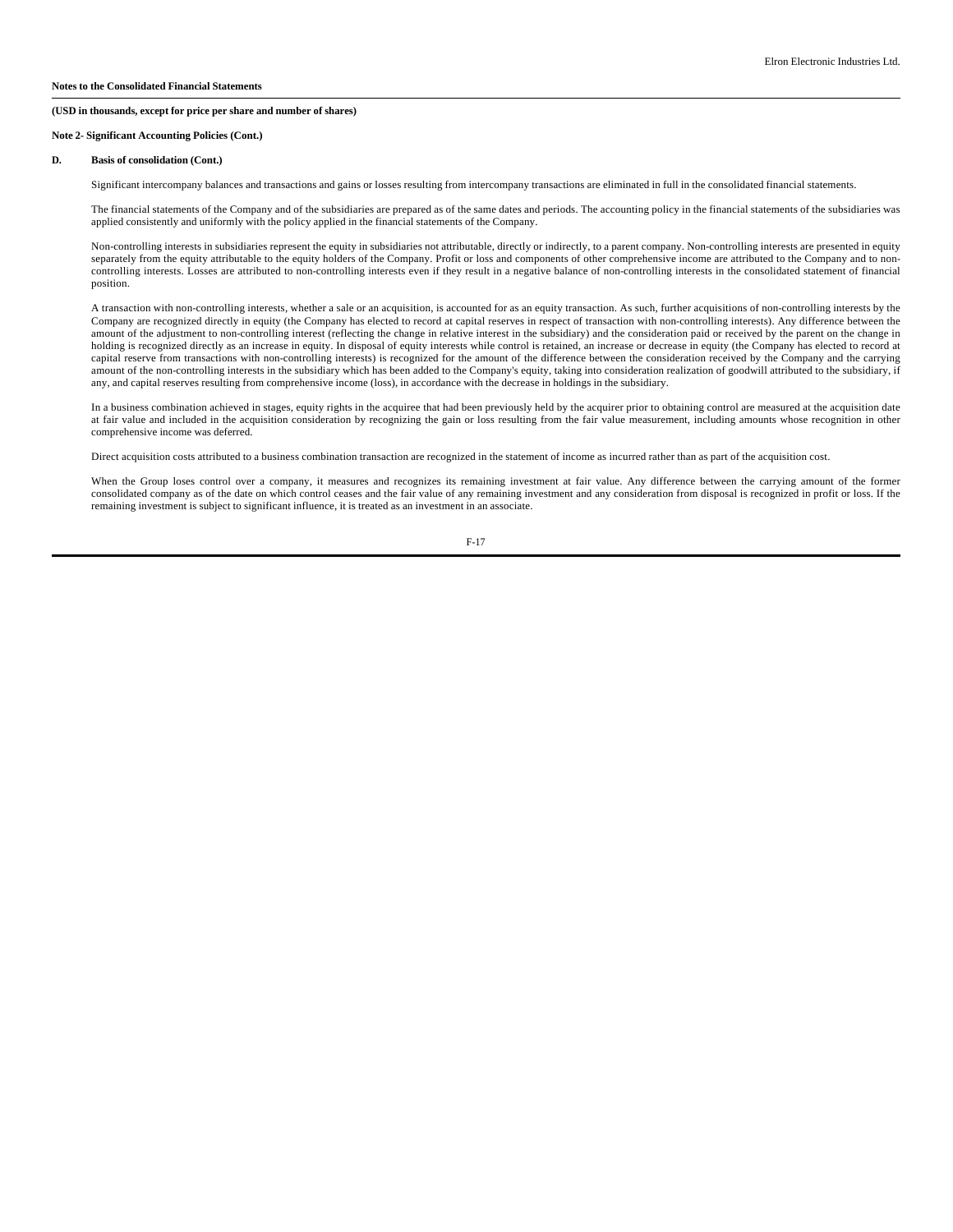**Notes to the Consolidated Financial Statements**

**(USD in thousands, except for price per share and number of shares)**

**Note 2- Significant Accounting Policies (Cont.)**

**D. Basis of consolidation (Cont.)**

Significant intercompany balances and transactions and gains or losses resulting from intercompany transactions are eliminated in full in the consolidated financial statements.

The financial statements of the Company and of the subsidiaries are prepared as of the same dates and periods. The accounting policy in the financial statements of the subsidiaries was applied consistently and uniformly with the policy applied in the financial statements of the Company.

Non-controlling interests in subsidiaries represent the equity in subsidiaries not attributable, directly or indirectly, to a parent company. Non-controlling interests are presented in equity separately from the equity attributable to the equity holders of the Company. Profit or loss and components of other comprehensive income are attributed to the Company and to non-controlling interests. Losses are attributed to non-controlling interests even if they result in a negative balance of non-controlling interests in the consolidated statement of financial position.

A transaction with non-controlling interests, whether a sale or an acquisition, is accounted for as an equity transaction. As such, further acquisitions of non-controlling interests by the Company are recognized directly in equity (the Company has elected to record at capital reserves in respect of transaction with non-controlling interests). Any difference between the amount of the adjustment to non-controlling interest (reflecting the change in relative interest in the subsidiary) and the consideration paid or received by the parent on the change in holding is recognized directly as an increase in equity. In disposal of equity interests while control is retained, an increase or decrease in equity (the Company has elected to record at capital reserve from transactions with non-controlling interests) is recognized for the amount of the difference between the consideration received by the Company and the carrying amount of the non-controlling interests in the subsidiary which has been added to the Company's equity, taking into consideration realization of goodwill attributed to the subsidiary, if any, and capital reserves resulting from comprehensive income (loss), in accordance with the decrease in holdings in the subsidiary.

In a business combination achieved in stages, equity rights in the acquiree that had been previously held by the acquirer prior to obtaining control are measured at the acquisition date at fair value and included in the acquisition consideration by recognizing the gain or loss resulting from the fair value measurement, including amounts whose recognition in other comprehensive income was deferred.

Direct acquisition costs attributed to a business combination transaction are recognized in the statement of income as incurred rather than as part of the acquisition cost.

When the Group loses control over a company, it measures and recognizes its remaining investment at fair value. Any difference between the carrying amount of the former consolidated company as of the date on which control ceases and the fair value of any remaining investment and any consideration from disposal is recognized in profit or loss. If the remaining investment is subject to significant influence, it is treated as an investment in an associate.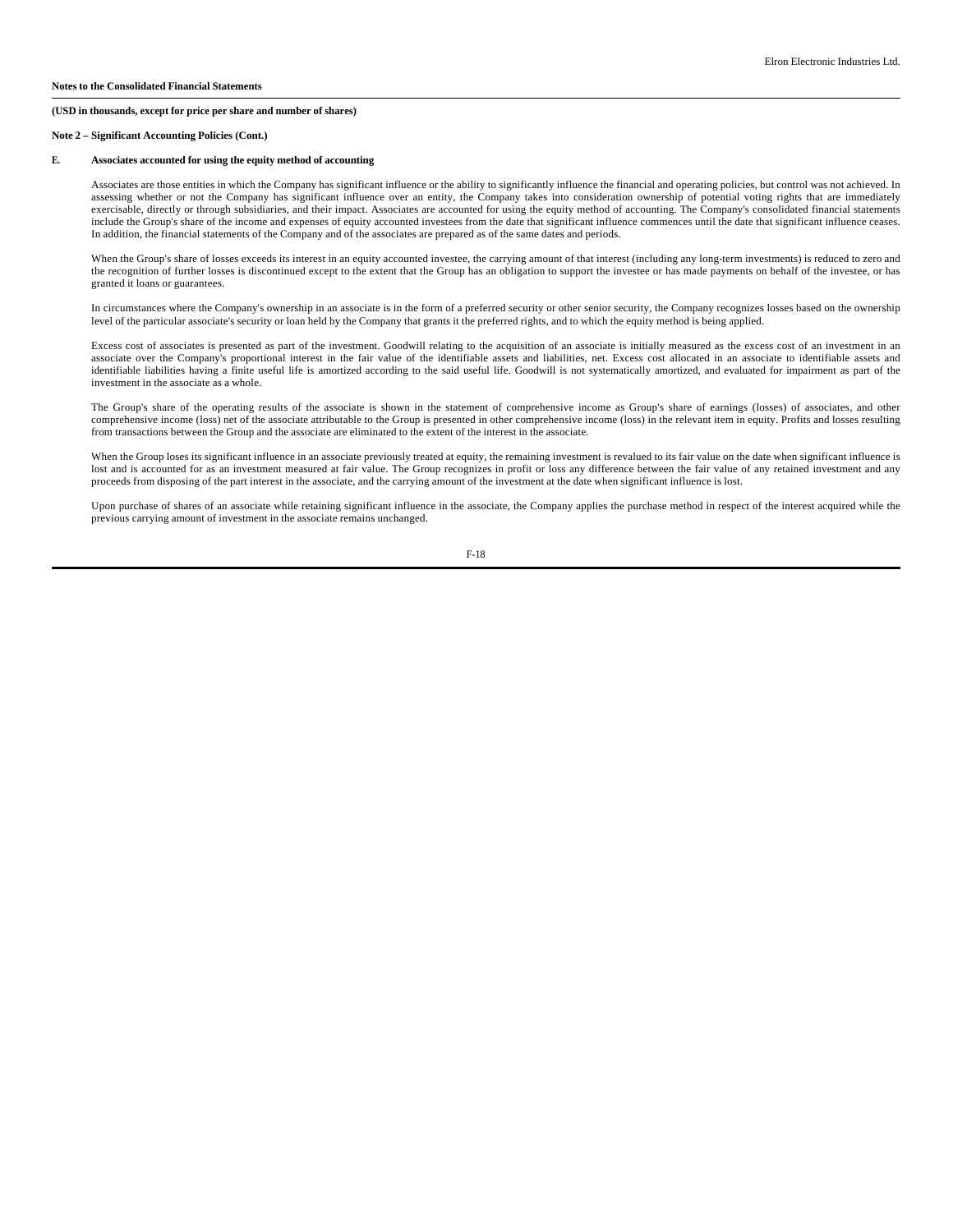**Notes to the Consolidated Financial Statements**

**(USD in thousands, except for price per share and number of shares)**

**Note 2 – Significant Accounting Policies (Cont.)**

**E. Associates accounted for using the equity method of accounting**

Associates are those entities in which the Company has significant influence or the ability to significantly influence the financial and operating policies, but control was not achieved. In assessing whether or not the Company has significant influence over an entity, the Company takes into consideration ownership of potential voting rights that are immediately exercisable, directly or through subsidiaries, and their impact. Associates are accounted for using the equity method of accounting. The Company's consolidated financial statements include the Group's share of the income and expenses of equity accounted investees from the date that significant influence commences until the date that significant influence ceases. In addition, the financial statements of the Company and of the associates are prepared as of the same dates and periods.

When the Group's share of losses exceeds its interest in an equity accounted investee, the carrying amount of that interest (including any long-term investments) is reduced to zero and the recognition of further losses is discontinued except to the extent that the Group has an obligation to support the investee or has made payments on behalf of the investee, or has granted it loans or guarantees.

In circumstances where the Company's ownership in an associate is in the form of a preferred security or other senior security, the Company recognizes losses based on the ownership level of the particular associate's security or loan held by the Company that grants it the preferred rights, and to which the equity method is being applied.

Excess cost of associates is presented as part of the investment. Goodwill relating to the acquisition of an associate is initially measured as the excess cost of an investment in an associate over the Company's proportional interest in the fair value of the identifiable assets and liabilities, net. Excess cost allocated in an associate to identifiable assets and identifiable liabilities having a finite useful life is amortized according to the said useful life. Goodwill is not systematically amortized, and evaluated for impairment as part of the investment in the associate as a whole.

The Group's share of the operating results of the associate is shown in the statement of comprehensive income as Group's share of earnings (losses) of associates, and other comprehensive income (loss) net of the associate attributable to the Group is presented in other comprehensive income (loss) in the relevant item in equity. Profits and losses resulting from transactions between the Group and the associate are eliminated to the extent of the interest in the associate.

When the Group loses its significant influence in an associate previously treated at equity, the remaining investment is revalued to its fair value on the date when significant influence is lost and is accounted for as an investment measured at fair value. The Group recognizes in profit or loss any difference between the fair value of any retained investment and any proceeds from disposing of the part interest in the associate, and the carrying amount of the investment at the date when significant influence is lost.

Upon purchase of shares of an associate while retaining significant influence in the associate, the Company applies the purchase method in respect of the interest acquired while the previous carrying amount of investment in the associate remains unchanged.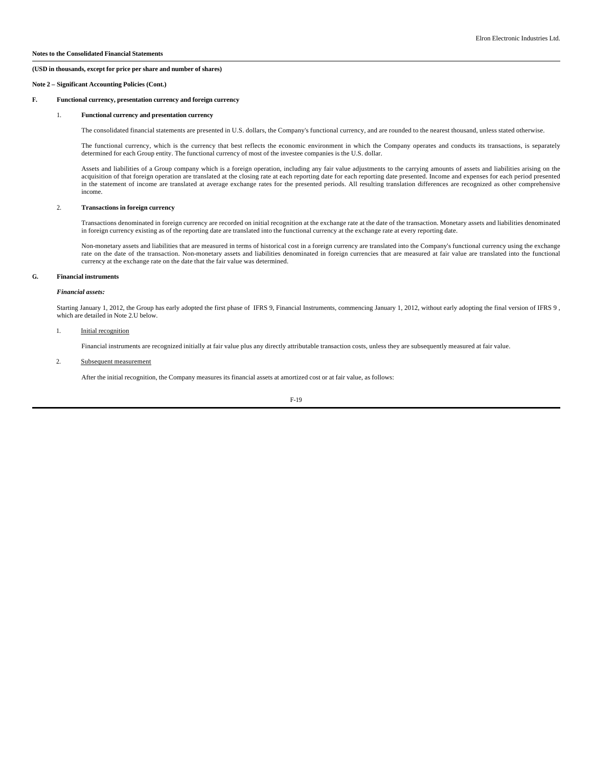**Notes to the Consolidated Financial Statements**

**(USD in thousands, except for price per share and number of shares)**

**Note 2 – Significant Accounting Policies (Cont.)**

**F. Functional currency, presentation currency and foreign currency**

1. **Functional currency and presentation currency**

The consolidated financial statements are presented in U.S. dollars, the Company's functional currency, and are rounded to the nearest thousand, unless stated otherwise.

The functional currency, which is the currency that best reflects the economic environment in which the Company operates and conducts its transactions, is separately determined for each Group entity. The functional currency of most of the investee companies is the U.S. dollar.

Assets and liabilities of a Group company which is a foreign operation, including any fair value adjustments to the carrying amounts of assets and liabilities arising on the acquisition of that foreign operation are translated at the closing rate at each reporting date for each reporting date presented. Income and expenses for each period presented in the statement of income are translated at average exchange rates for the presented periods. All resulting translation differences are recognized as other comprehensive income.

2. **Transactions in foreign currency**

Transactions denominated in foreign currency are recorded on initial recognition at the exchange rate at the date of the transaction. Monetary assets and liabilities denominated in foreign currency existing as of the reporting date are translated into the functional currency at the exchange rate at every reporting date.

Non-monetary assets and liabilities that are measured in terms of historical cost in a foreign currency are translated into the Company's functional currency using the exchange rate on the date of the transaction. Non-monetary assets and liabilities denominated in foreign currencies that are measured at fair value are translated into the functional currency at the exchange rate on the date that the fair value was determined.

**G. Financial instruments**

***Financial assets:***

Starting January 1, 2012, the Group has early adopted the first phase of IFRS 9, Financial Instruments, commencing January 1, 2012, without early adopting the final version of IFRS 9 , which are detailed in Note 2.U below.

1. Initial recognition

Financial instruments are recognized initially at fair value plus any directly attributable transaction costs, unless they are subsequently measured at fair value.

2. Subsequent measurement

After the initial recognition, the Company measures its financial assets at amortized cost or at fair value, as follows: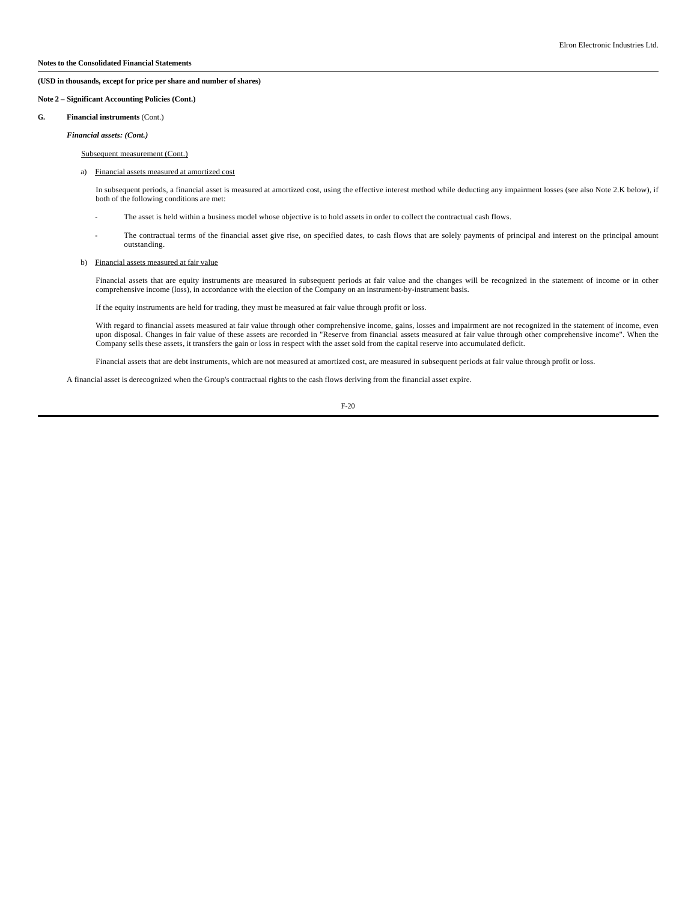**Notes to the Consolidated Financial Statements**

**(USD in thousands, except for price per share and number of shares)**

**Note 2 – Significant Accounting Policies (Cont.)**

**G. Financial instruments** (Cont.)

***Financial assets: (Cont.)***

Subsequent measurement (Cont.)

a) Financial assets measured at amortized cost

In subsequent periods, a financial asset is measured at amortized cost, using the effective interest method while deducting any impairment losses (see also Note 2.K below), if both of the following conditions are met:

- The asset is held within a business model whose objective is to hold assets in order to collect the contractual cash flows.

- The contractual terms of the financial asset give rise, on specified dates, to cash flows that are solely payments of principal and interest on the principal amount outstanding.

b) Financial assets measured at fair value

Financial assets that are equity instruments are measured in subsequent periods at fair value and the changes will be recognized in the statement of income or in other comprehensive income (loss), in accordance with the election of the Company on an instrument-by-instrument basis.

If the equity instruments are held for trading, they must be measured at fair value through profit or loss.

With regard to financial assets measured at fair value through other comprehensive income, gains, losses and impairment are not recognized in the statement of income, even upon disposal. Changes in fair value of these assets are recorded in "Reserve from financial assets measured at fair value through other comprehensive income". When the Company sells these assets, it transfers the gain or loss in respect with the asset sold from the capital reserve into accumulated deficit.

Financial assets that are debt instruments, which are not measured at amortized cost, are measured in subsequent periods at fair value through profit or loss.

A financial asset is derecognized when the Group's contractual rights to the cash flows deriving from the financial asset expire.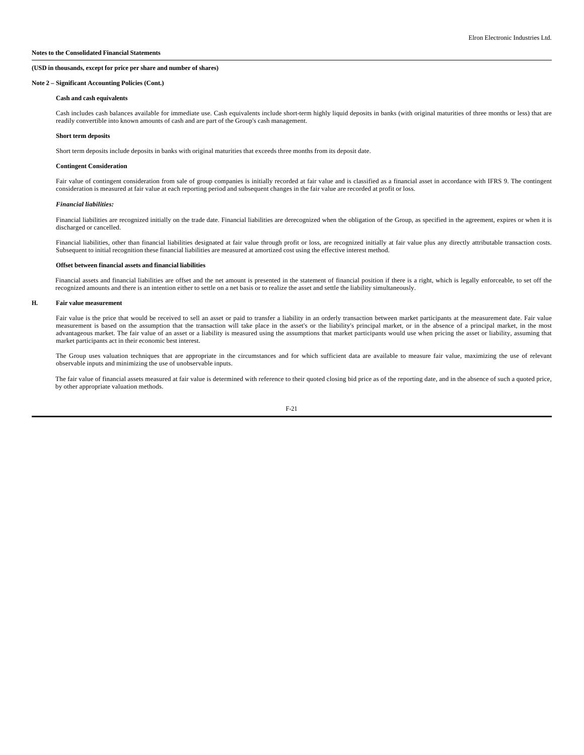**Notes to the Consolidated Financial Statements**

**(USD in thousands, except for price per share and number of shares)**

**Note 2 – Significant Accounting Policies (Cont.)**

**Cash and cash equivalents**

Cash includes cash balances available for immediate use. Cash equivalents include short-term highly liquid deposits in banks (with original maturities of three months or less) that are readily convertible into known amounts of cash and are part of the Group's cash management.

**Short term deposits**

Short term deposits include deposits in banks with original maturities that exceeds three months from its deposit date.

**Contingent Consideration**

Fair value of contingent consideration from sale of group companies is initially recorded at fair value and is classified as a financial asset in accordance with IFRS 9. The contingent consideration is measured at fair value at each reporting period and subsequent changes in the fair value are recorded at profit or loss.

***Financial liabilities:***

Financial liabilities are recognized initially on the trade date. Financial liabilities are derecognized when the obligation of the Group, as specified in the agreement, expires or when it is discharged or cancelled.

Financial liabilities, other than financial liabilities designated at fair value through profit or loss, are recognized initially at fair value plus any directly attributable transaction costs. Subsequent to initial recognition these financial liabilities are measured at amortized cost using the effective interest method.

**Offset between financial assets and financial liabilities**

Financial assets and financial liabilities are offset and the net amount is presented in the statement of financial position if there is a right, which is legally enforceable, to set off the recognized amounts and there is an intention either to settle on a net basis or to realize the asset and settle the liability simultaneously.

**H. Fair value measurement**

Fair value is the price that would be received to sell an asset or paid to transfer a liability in an orderly transaction between market participants at the measurement date. Fair value measurement is based on the assumption that the transaction will take place in the asset's or the liability's principal market, or in the absence of a principal market, in the most advantageous market. The fair value of an asset or a liability is measured using the assumptions that market participants would use when pricing the asset or liability, assuming that market participants act in their economic best interest.

The Group uses valuation techniques that are appropriate in the circumstances and for which sufficient data are available to measure fair value, maximizing the use of relevant observable inputs and minimizing the use of unobservable inputs.

The fair value of financial assets measured at fair value is determined with reference to their quoted closing bid price as of the reporting date, and in the absence of such a quoted price, by other appropriate valuation methods.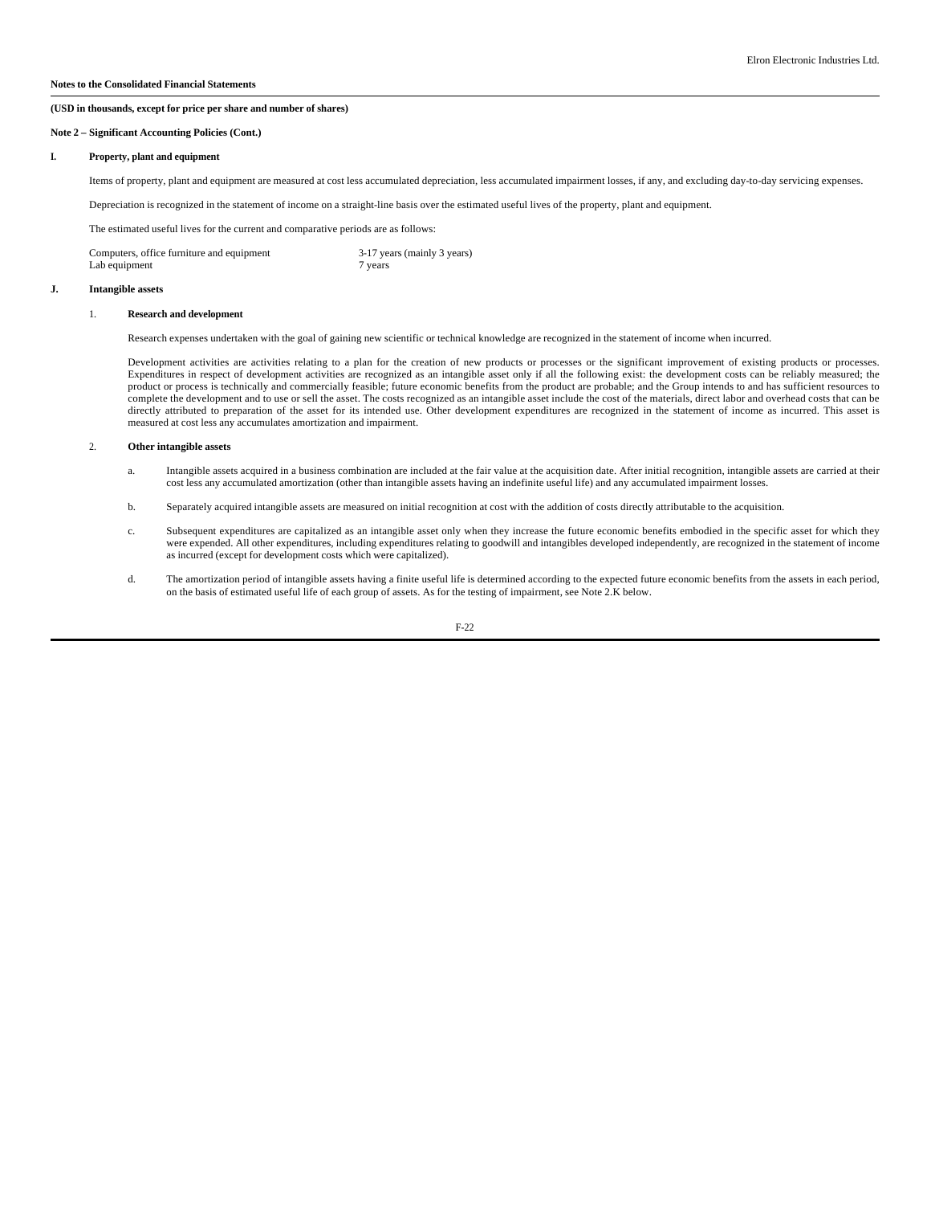**Notes to the Consolidated Financial Statements**

**(USD in thousands, except for price per share and number of shares)**

**Note 2 – Significant Accounting Policies (Cont.)**

**I. Property, plant and equipment**

Items of property, plant and equipment are measured at cost less accumulated depreciation, less accumulated impairment losses, if any, and excluding day-to-day servicing expenses.

Depreciation is recognized in the statement of income on a straight-line basis over the estimated useful lives of the property, plant and equipment.

The estimated useful lives for the current and comparative periods are as follows:

| | |
|---|---|
| Computers, office furniture and equipment | 3-17 years (mainly 3 years) |
| Lab equipment | 7 years |

**J. Intangible assets**

1. **Research and development**

Research expenses undertaken with the goal of gaining new scientific or technical knowledge are recognized in the statement of income when incurred.

Development activities are activities relating to a plan for the creation of new products or processes or the significant improvement of existing products or processes. Expenditures in respect of development activities are recognized as an intangible asset only if all the following exist: the development costs can be reliably measured; the product or process is technically and commercially feasible; future economic benefits from the product are probable; and the Group intends to and has sufficient resources to complete the development and to use or sell the asset. The costs recognized as an intangible asset include the cost of the materials, direct labor and overhead costs that can be directly attributed to preparation of the asset for its intended use. Other development expenditures are recognized in the statement of income as incurred. This asset is measured at cost less any accumulates amortization and impairment.

2. **Other intangible assets**

a. Intangible assets acquired in a business combination are included at the fair value at the acquisition date. After initial recognition, intangible assets are carried at their cost less any accumulated amortization (other than intangible assets having an indefinite useful life) and any accumulated impairment losses.

b. Separately acquired intangible assets are measured on initial recognition at cost with the addition of costs directly attributable to the acquisition.

c. Subsequent expenditures are capitalized as an intangible asset only when they increase the future economic benefits embodied in the specific asset for which they were expended. All other expenditures, including expenditures relating to goodwill and intangibles developed independently, are recognized in the statement of income as incurred (except for development costs which were capitalized).

d. The amortization period of intangible assets having a finite useful life is determined according to the expected future economic benefits from the assets in each period, on the basis of estimated useful life of each group of assets. As for the testing of impairment, see Note 2.K below.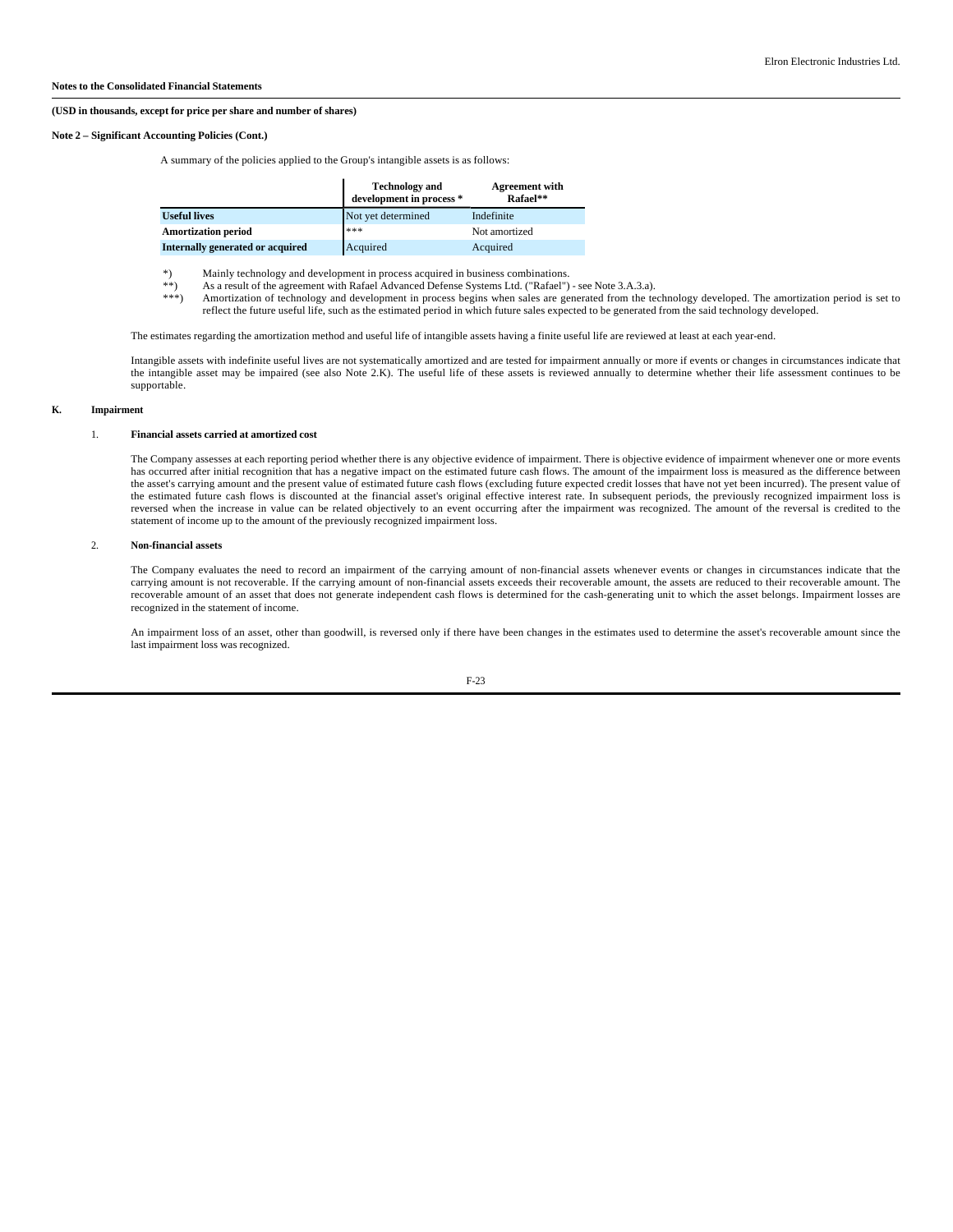**Notes to the Consolidated Financial Statements**

**(USD in thousands, except for price per share and number of shares)**

**Note 2 – Significant Accounting Policies (Cont.)**

A summary of the policies applied to the Group's intangible assets is as follows:

| | **Technology and development in process *** | **Agreement with Rafael**** |
|---|---|---|
| **Useful lives** | Not yet determined | Indefinite |
| **Amortization period** | *** | Not amortized |
| **Internally generated or acquired** | Acquired | Acquired |

*) Mainly technology and development in process acquired in business combinations.

**) As a result of the agreement with Rafael Advanced Defense Systems Ltd. ("Rafael") - see Note 3.A.3.a).

***) Amortization of technology and development in process begins when sales are generated from the technology developed. The amortization period is set to reflect the future useful life, such as the estimated period in which future sales expected to be generated from the said technology developed.

The estimates regarding the amortization method and useful life of intangible assets having a finite useful life are reviewed at least at each year-end.

Intangible assets with indefinite useful lives are not systematically amortized and are tested for impairment annually or more if events or changes in circumstances indicate that the intangible asset may be impaired (see also Note 2.K). The useful life of these assets is reviewed annually to determine whether their life assessment continues to be supportable.

**K. Impairment**

1. **Financial assets carried at amortized cost**

The Company assesses at each reporting period whether there is any objective evidence of impairment. There is objective evidence of impairment whenever one or more events has occurred after initial recognition that has a negative impact on the estimated future cash flows. The amount of the impairment loss is measured as the difference between the asset's carrying amount and the present value of estimated future cash flows (excluding future expected credit losses that have not yet been incurred). The present value of the estimated future cash flows is discounted at the financial asset's original effective interest rate. In subsequent periods, the previously recognized impairment loss is reversed when the increase in value can be related objectively to an event occurring after the impairment was recognized. The amount of the reversal is credited to the statement of income up to the amount of the previously recognized impairment loss.

2. **Non-financial assets**

The Company evaluates the need to record an impairment of the carrying amount of non-financial assets whenever events or changes in circumstances indicate that the carrying amount is not recoverable. If the carrying amount of non-financial assets exceeds their recoverable amount, the assets are reduced to their recoverable amount. The recoverable amount of an asset that does not generate independent cash flows is determined for the cash-generating unit to which the asset belongs. Impairment losses are recognized in the statement of income.

An impairment loss of an asset, other than goodwill, is reversed only if there have been changes in the estimates used to determine the asset's recoverable amount since the last impairment loss was recognized.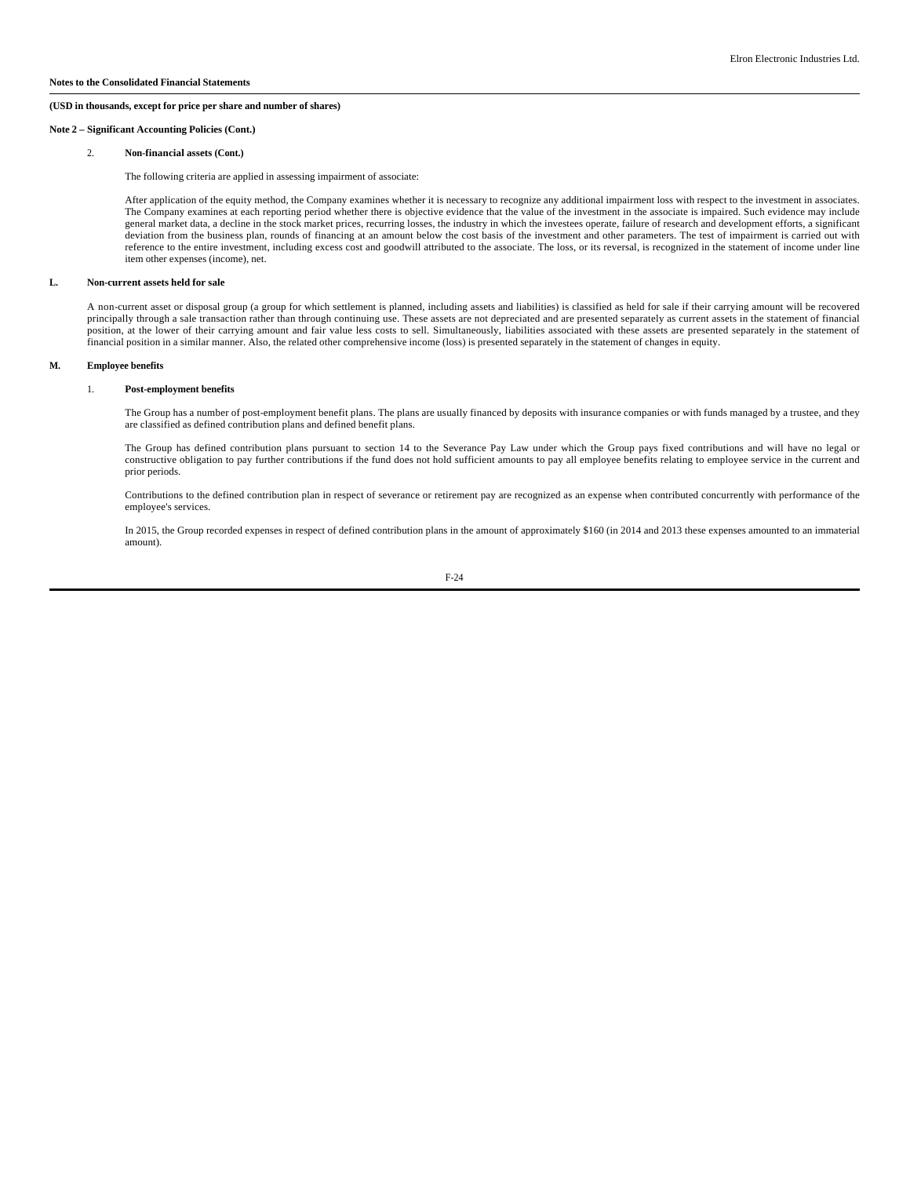**Notes to the Consolidated Financial Statements**

**(USD in thousands, except for price per share and number of shares)**

**Note 2 – Significant Accounting Policies (Cont.)**

2. **Non-financial assets (Cont.)**

The following criteria are applied in assessing impairment of associate:

After application of the equity method, the Company examines whether it is necessary to recognize any additional impairment loss with respect to the investment in associates. The Company examines at each reporting period whether there is objective evidence that the value of the investment in the associate is impaired. Such evidence may include general market data, a decline in the stock market prices, recurring losses, the industry in which the investees operate, failure of research and development efforts, a significant deviation from the business plan, rounds of financing at an amount below the cost basis of the investment and other parameters. The test of impairment is carried out with reference to the entire investment, including excess cost and goodwill attributed to the associate. The loss, or its reversal, is recognized in the statement of income under line item other expenses (income), net.

**L. Non-current assets held for sale**

A non-current asset or disposal group (a group for which settlement is planned, including assets and liabilities) is classified as held for sale if their carrying amount will be recovered principally through a sale transaction rather than through continuing use. These assets are not depreciated and are presented separately as current assets in the statement of financial position, at the lower of their carrying amount and fair value less costs to sell. Simultaneously, liabilities associated with these assets are presented separately in the statement of financial position in a similar manner. Also, the related other comprehensive income (loss) is presented separately in the statement of changes in equity.

**M. Employee benefits**

1. **Post-employment benefits**

The Group has a number of post-employment benefit plans. The plans are usually financed by deposits with insurance companies or with funds managed by a trustee, and they are classified as defined contribution plans and defined benefit plans.

The Group has defined contribution plans pursuant to section 14 to the Severance Pay Law under which the Group pays fixed contributions and will have no legal or constructive obligation to pay further contributions if the fund does not hold sufficient amounts to pay all employee benefits relating to employee service in the current and prior periods.

Contributions to the defined contribution plan in respect of severance or retirement pay are recognized as an expense when contributed concurrently with performance of the employee's services.

In 2015, the Group recorded expenses in respect of defined contribution plans in the amount of approximately $160 (in 2014 and 2013 these expenses amounted to an immaterial amount).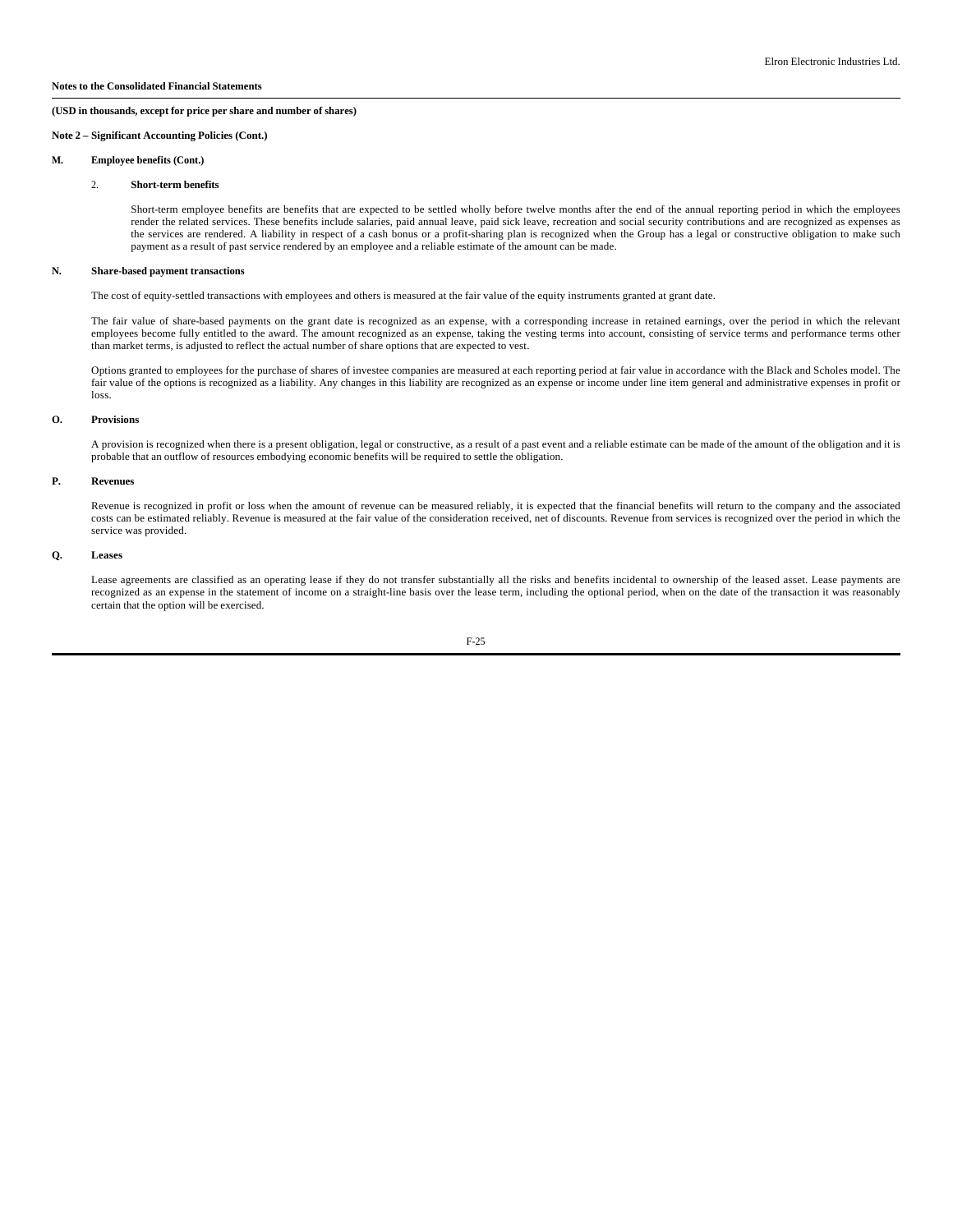**Notes to the Consolidated Financial Statements**

**(USD in thousands, except for price per share and number of shares)**

**Note 2 – Significant Accounting Policies (Cont.)**

**M. Employee benefits (Cont.)**

2. **Short-term benefits**

Short-term employee benefits are benefits that are expected to be settled wholly before twelve months after the end of the annual reporting period in which the employees render the related services. These benefits include salaries, paid annual leave, paid sick leave, recreation and social security contributions and are recognized as expenses as the services are rendered. A liability in respect of a cash bonus or a profit-sharing plan is recognized when the Group has a legal or constructive obligation to make such payment as a result of past service rendered by an employee and a reliable estimate of the amount can be made.

**N. Share-based payment transactions**

The cost of equity-settled transactions with employees and others is measured at the fair value of the equity instruments granted at grant date.

The fair value of share-based payments on the grant date is recognized as an expense, with a corresponding increase in retained earnings, over the period in which the relevant employees become fully entitled to the award. The amount recognized as an expense, taking the vesting terms into account, consisting of service terms and performance terms other than market terms, is adjusted to reflect the actual number of share options that are expected to vest.

Options granted to employees for the purchase of shares of investee companies are measured at each reporting period at fair value in accordance with the Black and Scholes model. The fair value of the options is recognized as a liability. Any changes in this liability are recognized as an expense or income under line item general and administrative expenses in profit or loss.

**O. Provisions**

A provision is recognized when there is a present obligation, legal or constructive, as a result of a past event and a reliable estimate can be made of the amount of the obligation and it is probable that an outflow of resources embodying economic benefits will be required to settle the obligation.

**P. Revenues**

Revenue is recognized in profit or loss when the amount of revenue can be measured reliably, it is expected that the financial benefits will return to the company and the associated costs can be estimated reliably. Revenue is measured at the fair value of the consideration received, net of discounts. Revenue from services is recognized over the period in which the service was provided.

**Q. Leases**

Lease agreements are classified as an operating lease if they do not transfer substantially all the risks and benefits incidental to ownership of the leased asset. Lease payments are recognized as an expense in the statement of income on a straight-line basis over the lease term, including the optional period, when on the date of the transaction it was reasonably certain that the option will be exercised.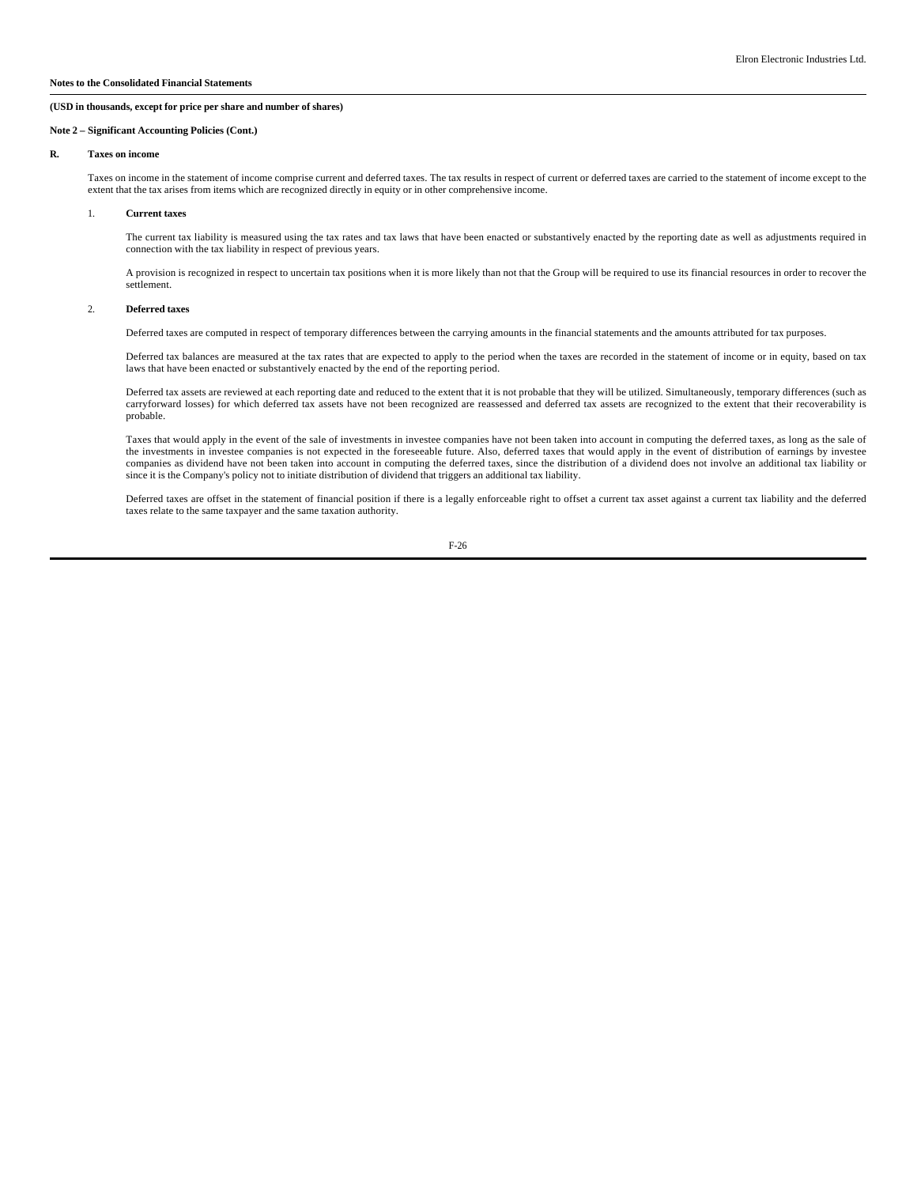**Notes to the Consolidated Financial Statements**

**(USD in thousands, except for price per share and number of shares)**

**Note 2 – Significant Accounting Policies (Cont.)**

**R. Taxes on income**

Taxes on income in the statement of income comprise current and deferred taxes. The tax results in respect of current or deferred taxes are carried to the statement of income except to the extent that the tax arises from items which are recognized directly in equity or in other comprehensive income.

1. **Current taxes**

The current tax liability is measured using the tax rates and tax laws that have been enacted or substantively enacted by the reporting date as well as adjustments required in connection with the tax liability in respect of previous years.

A provision is recognized in respect to uncertain tax positions when it is more likely than not that the Group will be required to use its financial resources in order to recover the settlement.

2. **Deferred taxes**

Deferred taxes are computed in respect of temporary differences between the carrying amounts in the financial statements and the amounts attributed for tax purposes.

Deferred tax balances are measured at the tax rates that are expected to apply to the period when the taxes are recorded in the statement of income or in equity, based on tax laws that have been enacted or substantively enacted by the end of the reporting period.

Deferred tax assets are reviewed at each reporting date and reduced to the extent that it is not probable that they will be utilized. Simultaneously, temporary differences (such as carryforward losses) for which deferred tax assets have not been recognized are reassessed and deferred tax assets are recognized to the extent that their recoverability is probable.

Taxes that would apply in the event of the sale of investments in investee companies have not been taken into account in computing the deferred taxes, as long as the sale of the investments in investee companies is not expected in the foreseeable future. Also, deferred taxes that would apply in the event of distribution of earnings by investee companies as dividend have not been taken into account in computing the deferred taxes, since the distribution of a dividend does not involve an additional tax liability or since it is the Company's policy not to initiate distribution of dividend that triggers an additional tax liability.

Deferred taxes are offset in the statement of financial position if there is a legally enforceable right to offset a current tax asset against a current tax liability and the deferred taxes relate to the same taxpayer and the same taxation authority.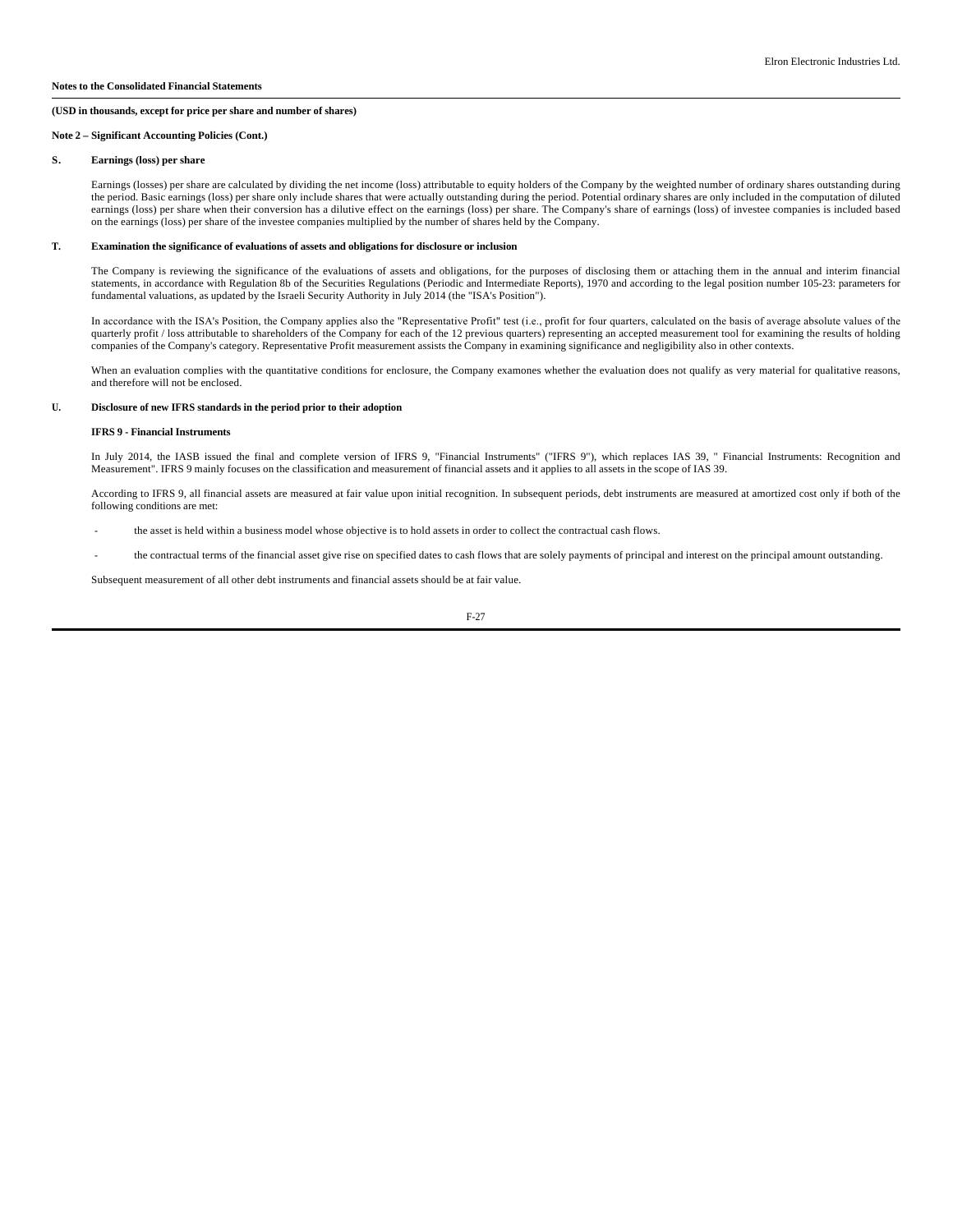**Notes to the Consolidated Financial Statements**

**(USD in thousands, except for price per share and number of shares)**

**Note 2 – Significant Accounting Policies (Cont.)**

**S. Earnings (loss) per share**

Earnings (losses) per share are calculated by dividing the net income (loss) attributable to equity holders of the Company by the weighted number of ordinary shares outstanding during the period. Basic earnings (loss) per share only include shares that were actually outstanding during the period. Potential ordinary shares are only included in the computation of diluted earnings (loss) per share when their conversion has a dilutive effect on the earnings (loss) per share. The Company's share of earnings (loss) of investee companies is included based on the earnings (loss) per share of the investee companies multiplied by the number of shares held by the Company.

**T. Examination the significance of evaluations of assets and obligations for disclosure or inclusion**

The Company is reviewing the significance of the evaluations of assets and obligations, for the purposes of disclosing them or attaching them in the annual and interim financial statements, in accordance with Regulation 8b of the Securities Regulations (Periodic and Intermediate Reports), 1970 and according to the legal position number 105-23: parameters for fundamental valuations, as updated by the Israeli Security Authority in July 2014 (the "ISA's Position").

In accordance with the ISA's Position, the Company applies also the "Representative Profit" test (i.e., profit for four quarters, calculated on the basis of average absolute values of the quarterly profit / loss attributable to shareholders of the Company for each of the 12 previous quarters) representing an accepted measurement tool for examining the results of holding companies of the Company's category. Representative Profit measurement assists the Company in examining significance and negligibility also in other contexts.

When an evaluation complies with the quantitative conditions for enclosure, the Company examones whether the evaluation does not qualify as very material for qualitative reasons, and therefore will not be enclosed.

**U. Disclosure of new IFRS standards in the period prior to their adoption**

**IFRS 9 - Financial Instruments**

In July 2014, the IASB issued the final and complete version of IFRS 9, "Financial Instruments" ("IFRS 9"), which replaces IAS 39, " Financial Instruments: Recognition and Measurement". IFRS 9 mainly focuses on the classification and measurement of financial assets and it applies to all assets in the scope of IAS 39.

According to IFRS 9, all financial assets are measured at fair value upon initial recognition. In subsequent periods, debt instruments are measured at amortized cost only if both of the following conditions are met:

- the asset is held within a business model whose objective is to hold assets in order to collect the contractual cash flows.
- the contractual terms of the financial asset give rise on specified dates to cash flows that are solely payments of principal and interest on the principal amount outstanding.

Subsequent measurement of all other debt instruments and financial assets should be at fair value.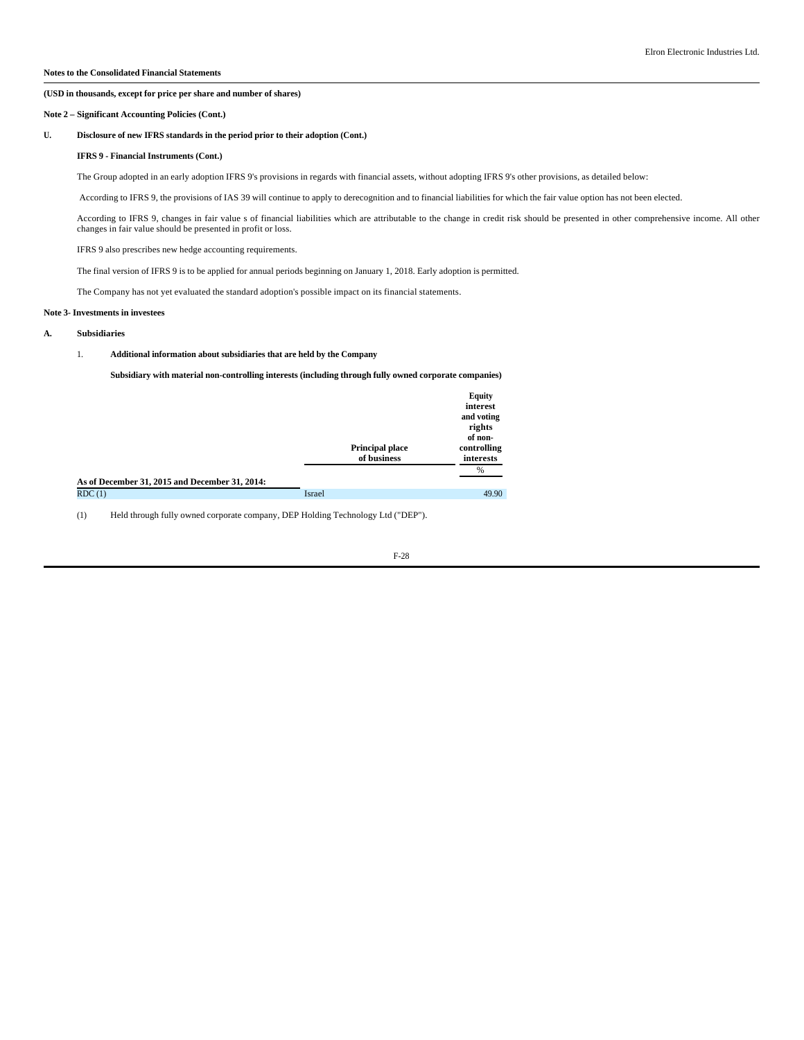**Notes to the Consolidated Financial Statements**

**(USD in thousands, except for price per share and number of shares)**

**Note 2 – Significant Accounting Policies (Cont.)**

**U. Disclosure of new IFRS standards in the period prior to their adoption (Cont.)**

**IFRS 9 - Financial Instruments (Cont.)**

The Group adopted in an early adoption IFRS 9's provisions in regards with financial assets, without adopting IFRS 9's other provisions, as detailed below:

According to IFRS 9, the provisions of IAS 39 will continue to apply to derecognition and to financial liabilities for which the fair value option has not been elected.

According to IFRS 9, changes in fair value s of financial liabilities which are attributable to the change in credit risk should be presented in other comprehensive income. All other changes in fair value should be presented in profit or loss.

IFRS 9 also prescribes new hedge accounting requirements.

The final version of IFRS 9 is to be applied for annual periods beginning on January 1, 2018. Early adoption is permitted.

The Company has not yet evaluated the standard adoption's possible impact on its financial statements.

**Note 3- Investments in investees**

**A. Subsidiaries**

1. **Additional information about subsidiaries that are held by the Company**

**Subsidiary with material non-controlling interests (including through fully owned corporate companies)**

| | Principal place of business | Equity interest and voting rights of non-controlling interests |
|---|---|---|
| | | % |
| **As of December 31, 2015 and December 31, 2014:** | | |
| RDC (1) | Israel | 49.90 |

(1) Held through fully owned corporate company, DEP Holding Technology Ltd ("DEP").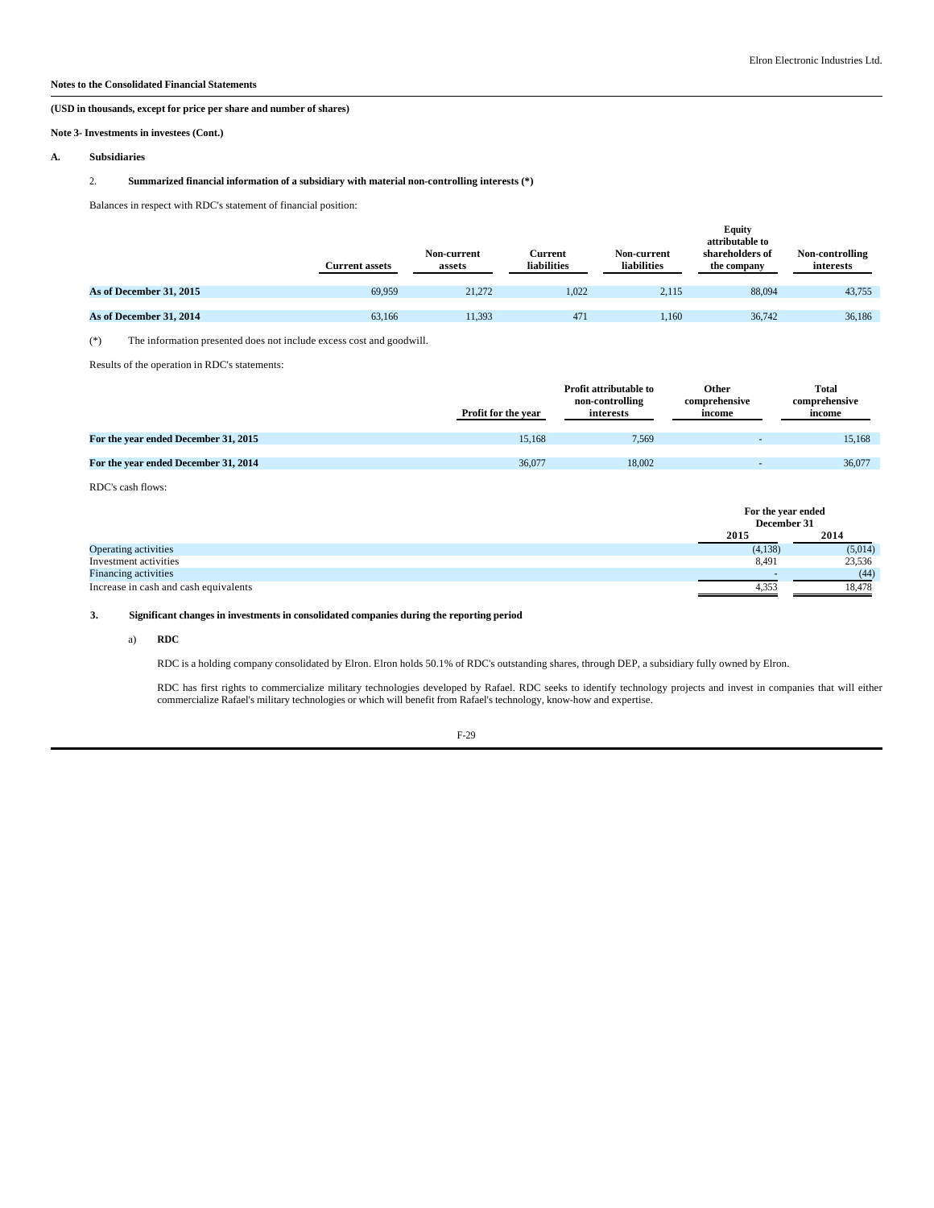**Notes to the Consolidated Financial Statements**

**(USD in thousands, except for price per share and number of shares)**

**Note 3- Investments in investees (Cont.)**

**A. Subsidiaries**

2. **Summarized financial information of a subsidiary with material non-controlling interests (\*)**

Balances in respect with RDC's statement of financial position:

| | Current assets | Non-current assets | Current liabilities | Non-current liabilities | Equity attributable to shareholders of the company | Non-controlling interests |
|---|---|---|---|---|---|---|
| **As of December 31, 2015** | 69,959 | 21,272 | 1,022 | 2,115 | 88,094 | 43,755 |
| **As of December 31, 2014** | 63,166 | 11,393 | 471 | 1,160 | 36,742 | 36,186 |

(\*) The information presented does not include excess cost and goodwill.

Results of the operation in RDC's statements:

| | Profit for the year | Profit attributable to non-controlling interests | Other comprehensive income | Total comprehensive income |
|---|---|---|---|---|
| **For the year ended December 31, 2015** | 15,168 | 7,569 | - | 15,168 |
| **For the year ended December 31, 2014** | 36,077 | 18,002 | - | 36,077 |

RDC's cash flows:

| | For the year ended December 31 | |
|---|---|---|
| | **2015** | **2014** |
| Operating activities | (4,138) | (5,014) |
| Investment activities | 8,491 | 23,536 |
| Financing activities | - | (44) |
| Increase in cash and cash equivalents | 4,353 | 18,478 |

3. **Significant changes in investments in consolidated companies during the reporting period**

a) **RDC**

RDC is a holding company consolidated by Elron. Elron holds 50.1% of RDC's outstanding shares, through DEP, a subsidiary fully owned by Elron.

RDC has first rights to commercialize military technologies developed by Rafael. RDC seeks to identify technology projects and invest in companies that will either commercialize Rafael's military technologies or which will benefit from Rafael's technology, know-how and expertise.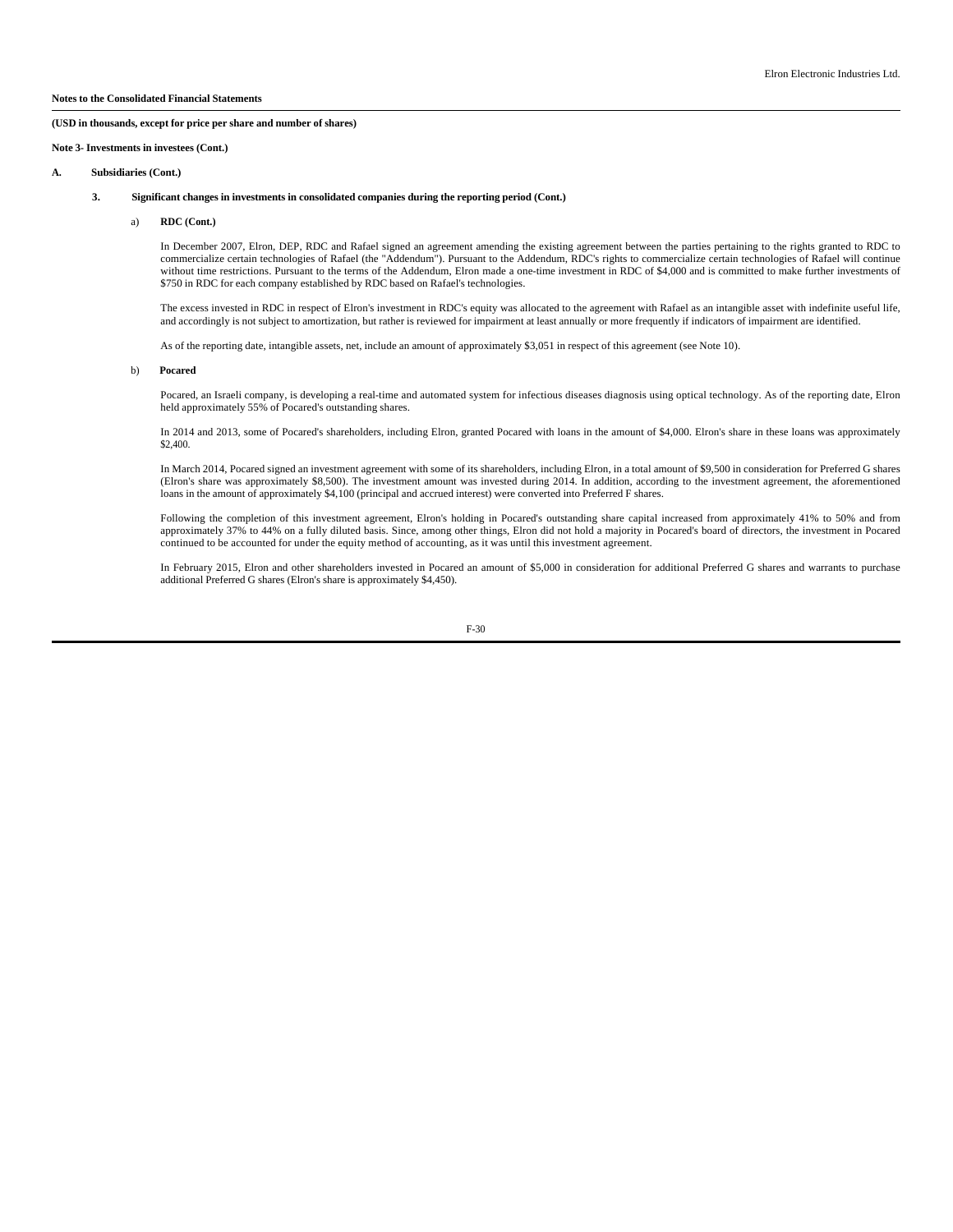**Notes to the Consolidated Financial Statements**

**(USD in thousands, except for price per share and number of shares)**

**Note 3- Investments in investees (Cont.)**

**A. Subsidiaries (Cont.)**

**3. Significant changes in investments in consolidated companies during the reporting period (Cont.)**

a) **RDC (Cont.)**

In December 2007, Elron, DEP, RDC and Rafael signed an agreement amending the existing agreement between the parties pertaining to the rights granted to RDC to commercialize certain technologies of Rafael (the "Addendum"). Pursuant to the Addendum, RDC's rights to commercialize certain technologies of Rafael will continue without time restrictions. Pursuant to the terms of the Addendum, Elron made a one-time investment in RDC of $4,000 and is committed to make further investments of $750 in RDC for each company established by RDC based on Rafael's technologies.

The excess invested in RDC in respect of Elron's investment in RDC's equity was allocated to the agreement with Rafael as an intangible asset with indefinite useful life, and accordingly is not subject to amortization, but rather is reviewed for impairment at least annually or more frequently if indicators of impairment are identified.

As of the reporting date, intangible assets, net, include an amount of approximately $3,051 in respect of this agreement (see Note 10).

b) **Pocared**

Pocared, an Israeli company, is developing a real-time and automated system for infectious diseases diagnosis using optical technology. As of the reporting date, Elron held approximately 55% of Pocared's outstanding shares.

In 2014 and 2013, some of Pocared's shareholders, including Elron, granted Pocared with loans in the amount of $4,000. Elron's share in these loans was approximately $2,400.

In March 2014, Pocared signed an investment agreement with some of its shareholders, including Elron, in a total amount of $9,500 in consideration for Preferred G shares (Elron's share was approximately $8,500). The investment amount was invested during 2014. In addition, according to the investment agreement, the aforementioned loans in the amount of approximately $4,100 (principal and accrued interest) were converted into Preferred F shares.

Following the completion of this investment agreement, Elron's holding in Pocared's outstanding share capital increased from approximately 41% to 50% and from approximately 37% to 44% on a fully diluted basis. Since, among other things, Elron did not hold a majority in Pocared's board of directors, the investment in Pocared continued to be accounted for under the equity method of accounting, as it was until this investment agreement.

In February 2015, Elron and other shareholders invested in Pocared an amount of $5,000 in consideration for additional Preferred G shares and warrants to purchase additional Preferred G shares (Elron's share is approximately $4,450).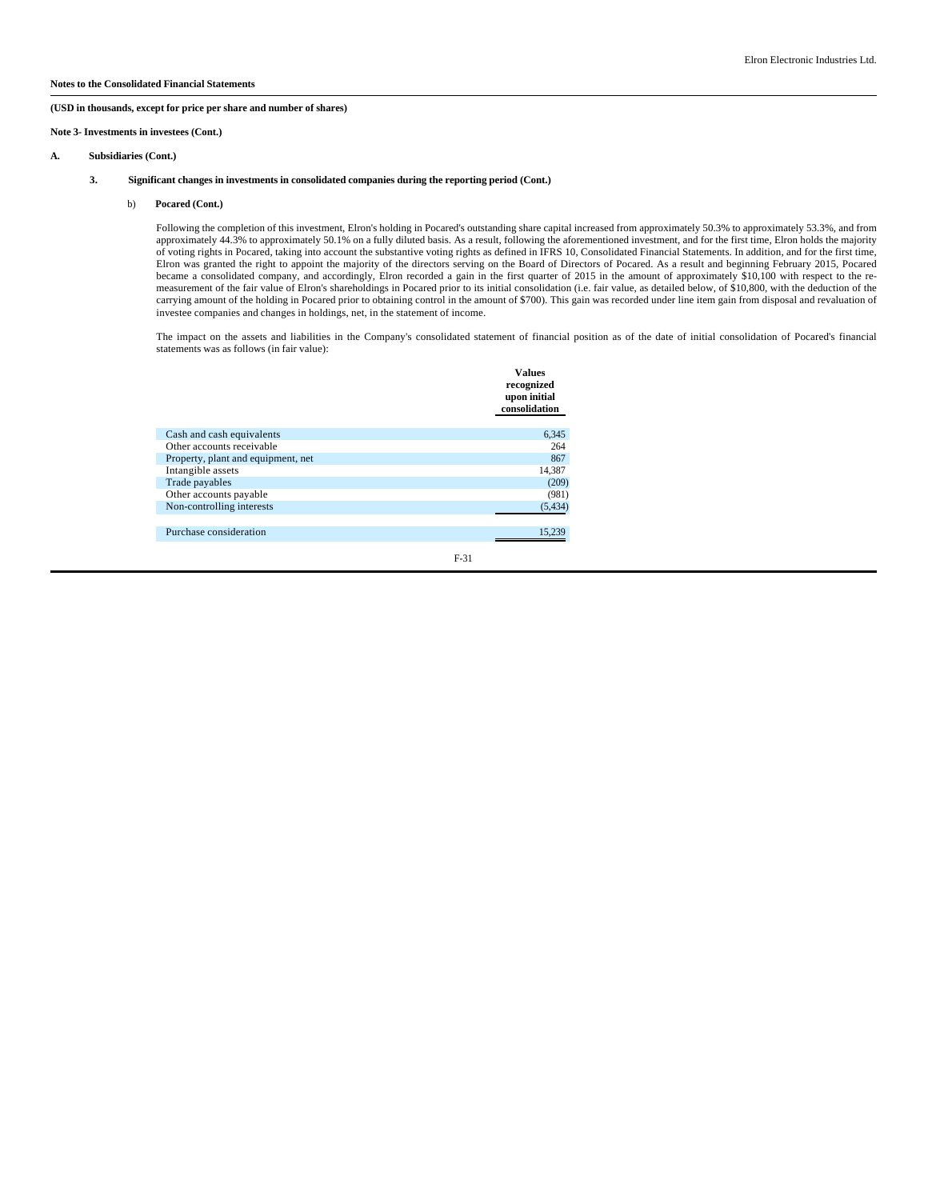**Notes to the Consolidated Financial Statements**

**(USD in thousands, except for price per share and number of shares)**

**Note 3- Investments in investees (Cont.)**

**A. Subsidiaries (Cont.)**

**3. Significant changes in investments in consolidated companies during the reporting period (Cont.)**

b) **Pocared (Cont.)**

Following the completion of this investment, Elron's holding in Pocared's outstanding share capital increased from approximately 50.3% to approximately 53.3%, and from approximately 44.3% to approximately 50.1% on a fully diluted basis. As a result, following the aforementioned investment, and for the first time, Elron holds the majority of voting rights in Pocared, taking into account the substantive voting rights as defined in IFRS 10, Consolidated Financial Statements. In addition, and for the first time, Elron was granted the right to appoint the majority of the directors serving on the Board of Directors of Pocared. As a result and beginning February 2015, Pocared became a consolidated company, and accordingly, Elron recorded a gain in the first quarter of 2015 in the amount of approximately $10,100 with respect to the re-measurement of the fair value of Elron's shareholdings in Pocared prior to its initial consolidation (i.e. fair value, as detailed below, of $10,800, with the deduction of the carrying amount of the holding in Pocared prior to obtaining control in the amount of $700). This gain was recorded under line item gain from disposal and revaluation of investee companies and changes in holdings, net, in the statement of income.

The impact on the assets and liabilities in the Company's consolidated statement of financial position as of the date of initial consolidation of Pocared's financial statements was as follows (in fair value):

| | Values recognized upon initial consolidation |
|---|---|
| Cash and cash equivalents | 6,345 |
| Other accounts receivable | 264 |
| Property, plant and equipment, net | 867 |
| Intangible assets | 14,387 |
| Trade payables | (209) |
| Other accounts payable | (981) |
| Non-controlling interests | (5,434) |
| Purchase consideration | 15,239 |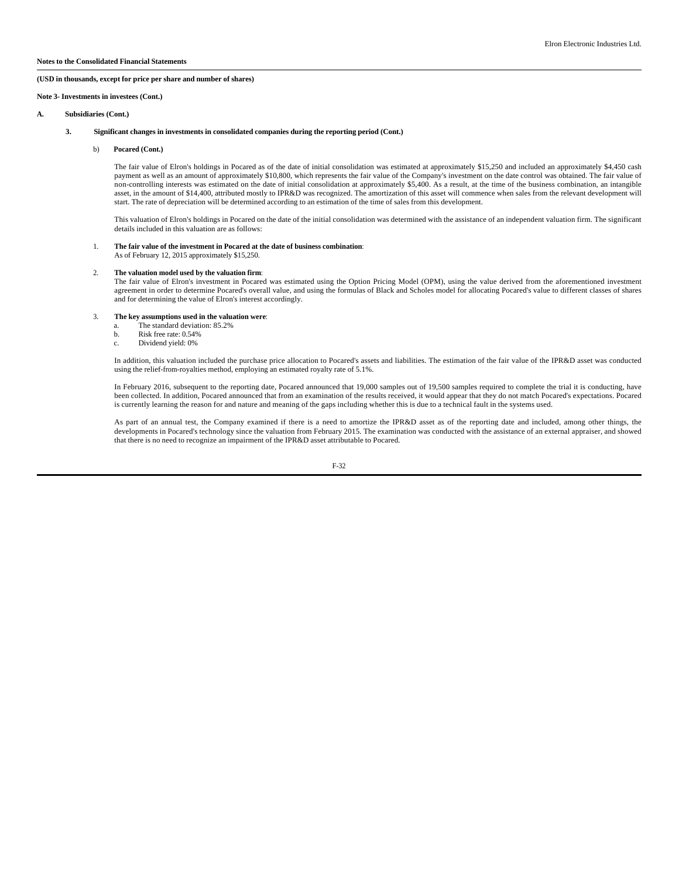**Notes to the Consolidated Financial Statements**

**(USD in thousands, except for price per share and number of shares)**

**Note 3- Investments in investees (Cont.)**

**A. Subsidiaries (Cont.)**

**3. Significant changes in investments in consolidated companies during the reporting period (Cont.)**

b) **Pocared (Cont.)**

The fair value of Elron's holdings in Pocared as of the date of initial consolidation was estimated at approximately $15,250 and included an approximately $4,450 cash payment as well as an amount of approximately $10,800, which represents the fair value of the Company's investment on the date control was obtained. The fair value of non-controlling interests was estimated on the date of initial consolidation at approximately $5,400. As a result, at the time of the business combination, an intangible asset, in the amount of $14,400, attributed mostly to IPR&D was recognized. The amortization of this asset will commence when sales from the relevant development will start. The rate of depreciation will be determined according to an estimation of the time of sales from this development.

This valuation of Elron's holdings in Pocared on the date of the initial consolidation was determined with the assistance of an independent valuation firm. The significant details included in this valuation are as follows:

1. **The fair value of the investment in Pocared at the date of business combination**:
   As of February 12, 2015 approximately $15,250.

2. **The valuation model used by the valuation firm**:
   The fair value of Elron's investment in Pocared was estimated using the Option Pricing Model (OPM), using the value derived from the aforementioned investment agreement in order to determine Pocared's overall value, and using the formulas of Black and Scholes model for allocating Pocared's value to different classes of shares and for determining the value of Elron's interest accordingly.

3. **The key assumptions used in the valuation were**:
   a. The standard deviation: 85.2%
   b. Risk free rate: 0.54%
   c. Dividend yield: 0%

In addition, this valuation included the purchase price allocation to Pocared's assets and liabilities. The estimation of the fair value of the IPR&D asset was conducted using the relief-from-royalties method, employing an estimated royalty rate of 5.1%.

In February 2016, subsequent to the reporting date, Pocared announced that 19,000 samples out of 19,500 samples required to complete the trial it is conducting, have been collected. In addition, Pocared announced that from an examination of the results received, it would appear that they do not match Pocared's expectations. Pocared is currently learning the reason for and nature and meaning of the gaps including whether this is due to a technical fault in the systems used.

As part of an annual test, the Company examined if there is a need to amortize the IPR&D asset as of the reporting date and included, among other things, the developments in Pocared's technology since the valuation from February 2015. The examination was conducted with the assistance of an external appraiser, and showed that there is no need to recognize an impairment of the IPR&D asset attributable to Pocared.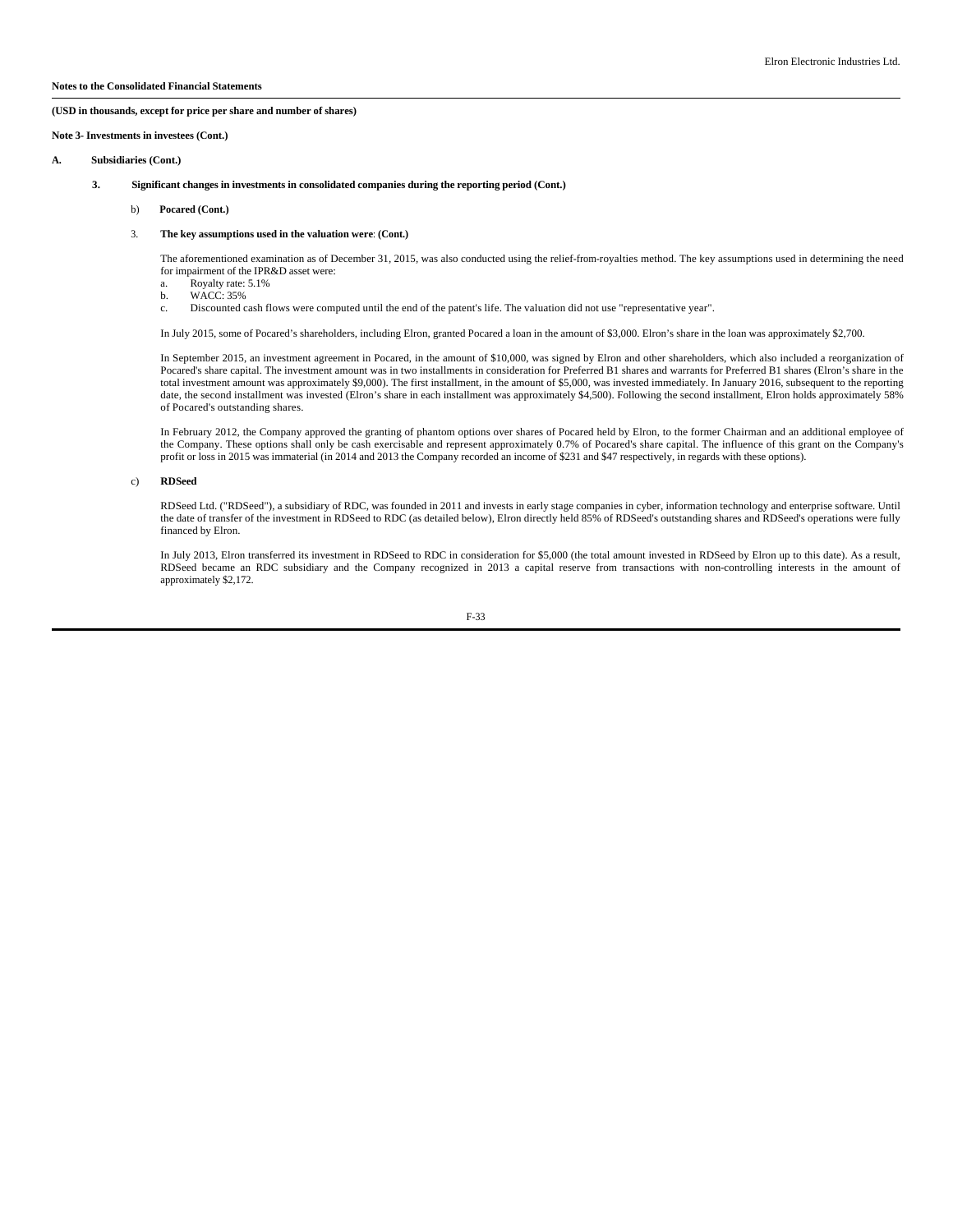**Notes to the Consolidated Financial Statements**

**(USD in thousands, except for price per share and number of shares)**

**Note 3- Investments in investees (Cont.)**

**A. Subsidiaries (Cont.)**

**3. Significant changes in investments in consolidated companies during the reporting period (Cont.)**

b) **Pocared (Cont.)**

3. **The key assumptions used in the valuation were**: **(Cont.)**

The aforementioned examination as of December 31, 2015, was also conducted using the relief-from-royalties method. The key assumptions used in determining the need for impairment of the IPR&D asset were:

a. Royalty rate: 5.1%
b. WACC: 35%
c. Discounted cash flows were computed until the end of the patent's life. The valuation did not use "representative year".

In July 2015, some of Pocared's shareholders, including Elron, granted Pocared a loan in the amount of $3,000. Elron's share in the loan was approximately $2,700.

In September 2015, an investment agreement in Pocared, in the amount of $10,000, was signed by Elron and other shareholders, which also included a reorganization of Pocared's share capital. The investment amount was in two installments in consideration for Preferred B1 shares and warrants for Preferred B1 shares (Elron's share in the total investment amount was approximately $9,000). The first installment, in the amount of $5,000, was invested immediately. In January 2016, subsequent to the reporting date, the second installment was invested (Elron's share in each installment was approximately $4,500). Following the second installment, Elron holds approximately 58% of Pocared's outstanding shares.

In February 2012, the Company approved the granting of phantom options over shares of Pocared held by Elron, to the former Chairman and an additional employee of the Company. These options shall only be cash exercisable and represent approximately 0.7% of Pocared's share capital. The influence of this grant on the Company's profit or loss in 2015 was immaterial (in 2014 and 2013 the Company recorded an income of $231 and $47 respectively, in regards with these options).

c) **RDSeed**

RDSeed Ltd. ("RDSeed"), a subsidiary of RDC, was founded in 2011 and invests in early stage companies in cyber, information technology and enterprise software. Until the date of transfer of the investment in RDSeed to RDC (as detailed below), Elron directly held 85% of RDSeed's outstanding shares and RDSeed's operations were fully financed by Elron.

In July 2013, Elron transferred its investment in RDSeed to RDC in consideration for $5,000 (the total amount invested in RDSeed by Elron up to this date). As a result, RDSeed became an RDC subsidiary and the Company recognized in 2013 a capital reserve from transactions with non-controlling interests in the amount of approximately $2,172.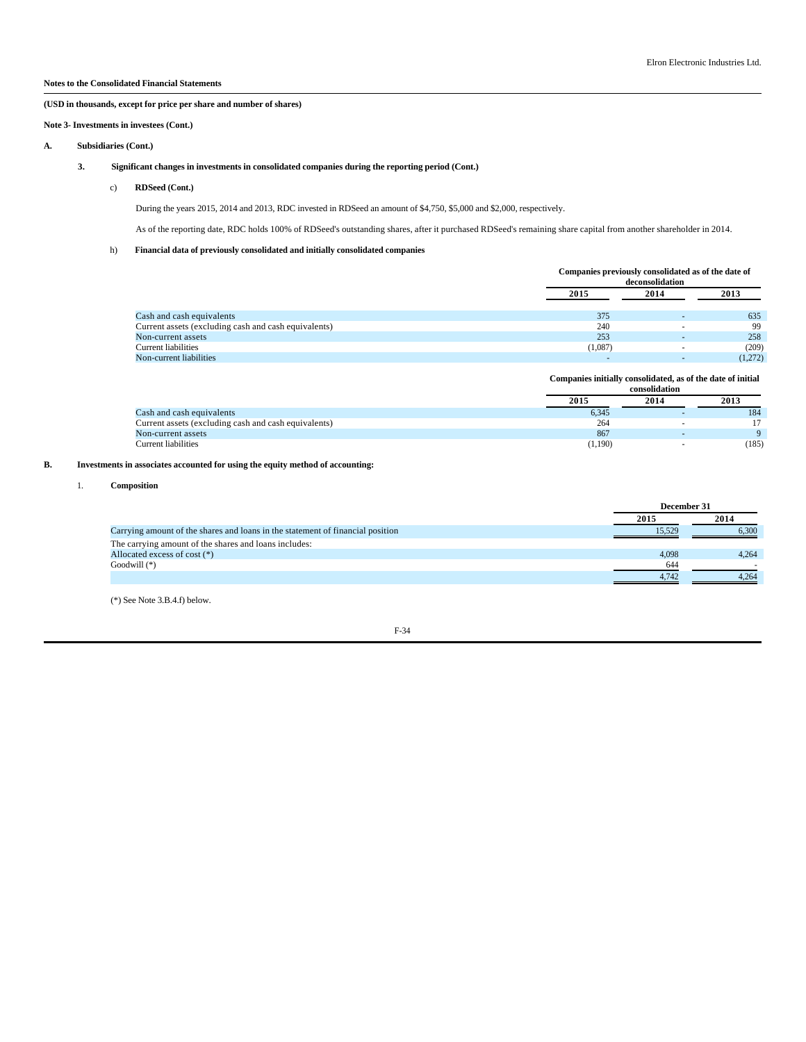**Notes to the Consolidated Financial Statements**

**(USD in thousands, except for price per share and number of shares)**

**Note 3- Investments in investees (Cont.)**

**A. Subsidiaries (Cont.)**

**3. Significant changes in investments in consolidated companies during the reporting period (Cont.)**

**c) RDSeed (Cont.)**

During the years 2015, 2014 and 2013, RDC invested in RDSeed an amount of $4,750, $5,000 and $2,000, respectively.

As of the reporting date, RDC holds 100% of RDSeed's outstanding shares, after it purchased RDSeed's remaining share capital from another shareholder in 2014.

**h) Financial data of previously consolidated and initially consolidated companies**

| | Companies previously consolidated as of the date of deconsolidation | | |
|---|---|---|---|
| | 2015 | 2014 | 2013 |
| Cash and cash equivalents | 375 | - | 635 |
| Current assets (excluding cash and cash equivalents) | 240 | - | 99 |
| Non-current assets | 253 | - | 258 |
| Current liabilities | (1,087) | - | (209) |
| Non-current liabilities | - | - | (1,272) |

| | Companies initially consolidated, as of the date of initial consolidation | | |
|---|---|---|---|
| | 2015 | 2014 | 2013 |
| Cash and cash equivalents | 6,345 | - | 184 |
| Current assets (excluding cash and cash equivalents) | 264 | - | 17 |
| Non-current assets | 867 | - | 9 |
| Current liabilities | (1,190) | - | (185) |

**B. Investments in associates accounted for using the equity method of accounting:**

1. **Composition**

| | December 31 | |
|---|---|---|
| | 2015 | 2014 |
| Carrying amount of the shares and loans in the statement of financial position | 15,529 | 6,300 |
| The carrying amount of the shares and loans includes: | | |
| Allocated excess of cost (*) | 4,098 | 4,264 |
| Goodwill (*) | 644 | - |
| | 4,742 | 4,264 |

(*) See Note 3.B.4.f) below.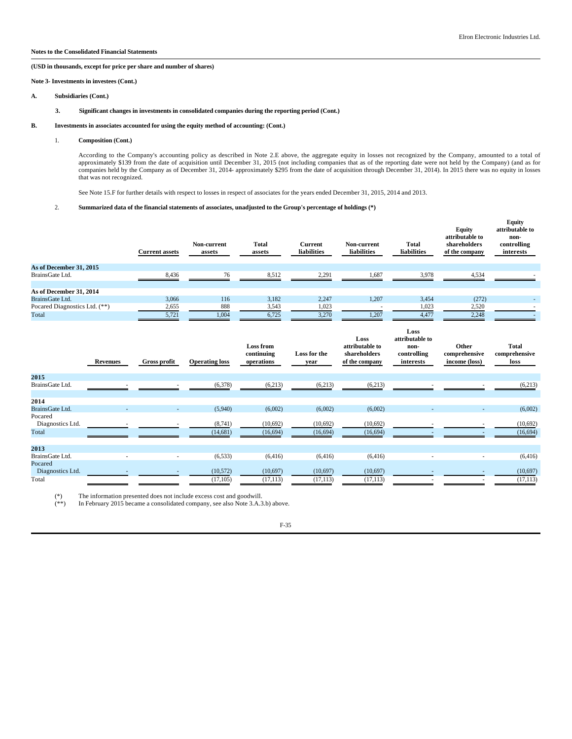**Notes to the Consolidated Financial Statements**

**(USD in thousands, except for price per share and number of shares)**

**Note 3- Investments in investees (Cont.)**

**A. Subsidiaries (Cont.)**

**3. Significant changes in investments in consolidated companies during the reporting period (Cont.)**

**B. Investments in associates accounted for using the equity method of accounting: (Cont.)**

1. **Composition (Cont.)**

According to the Company's accounting policy as described in Note 2.E above, the aggregate equity in losses not recognized by the Company, amounted to a total of approximately $139 from the date of acquisition until December 31, 2015 (not including companies that as of the reporting date were not held by the Company) (and as for companies held by the Company as of December 31, 2014- approximately $295 from the date of acquisition through December 31, 2014). In 2015 there was no equity in losses that was not recognized.

See Note 15.F for further details with respect to losses in respect of associates for the years ended December 31, 2015, 2014 and 2013.

2. **Summarized data of the financial statements of associates, unadjusted to the Group's percentage of holdings (*)**

| | Current assets | Non-current assets | Total assets | Current liabilities | Non-current liabilities | Total liabilities | Equity attributable to shareholders of the company | Equity attributable to non-controlling interests |
|---|---|---|---|---|---|---|---|---|
| **As of December 31, 2015** | | | | | | | | |
| BrainsGate Ltd. | 8,436 | 76 | 8,512 | 2,291 | 1,687 | 3,978 | 4,534 | - |
| **As of December 31, 2014** | | | | | | | | |
| BrainsGate Ltd. | 3,066 | 116 | 3,182 | 2,247 | 1,207 | 3,454 | (272) | - |
| Pocared Diagnostics Ltd. (**) | 2,655 | 888 | 3,543 | 1,023 | - | 1,023 | 2,520 | - |
| Total | 5,721 | 1,004 | 6,725 | 3,270 | 1,207 | 4,477 | 2,248 | - |

| | Revenues | Gross profit | Operating loss | Loss from continuing operations | Loss for the year | Loss attributable to shareholders of the company | Loss attributable to non-controlling interests | Other comprehensive income (loss) | Total comprehensive loss |
|---|---|---|---|---|---|---|---|---|---|
| **2015** | | | | | | | | | |
| BrainsGate Ltd. | - | - | (6,378) | (6,213) | (6,213) | (6,213) | - | - | (6,213) |
| **2014** | | | | | | | | | |
| BrainsGate Ltd. | - | - | (5,940) | (6,002) | (6,002) | (6,002) | - | - | (6,002) |
| Pocared Diagnostics Ltd. | - | - | (8,741) | (10,692) | (10,692) | (10,692) | - | - | (10,692) |
| Total | | | (14,681) | (16,694) | (16,694) | (16,694) | - | - | (16,694) |
| **2013** | | | | | | | | | |
| BrainsGate Ltd. | - | - | (6,533) | (6,416) | (6,416) | (6,416) | - | - | (6,416) |
| Pocared Diagnostics Ltd. | - | - | (10,572) | (10,697) | (10,697) | (10,697) | - | - | (10,697) |
| Total | | | (17,105) | (17,113) | (17,113) | (17,113) | - | - | (17,113) |

(*) The information presented does not include excess cost and goodwill.
(**) In February 2015 became a consolidated company, see also Note 3.A.3.b) above.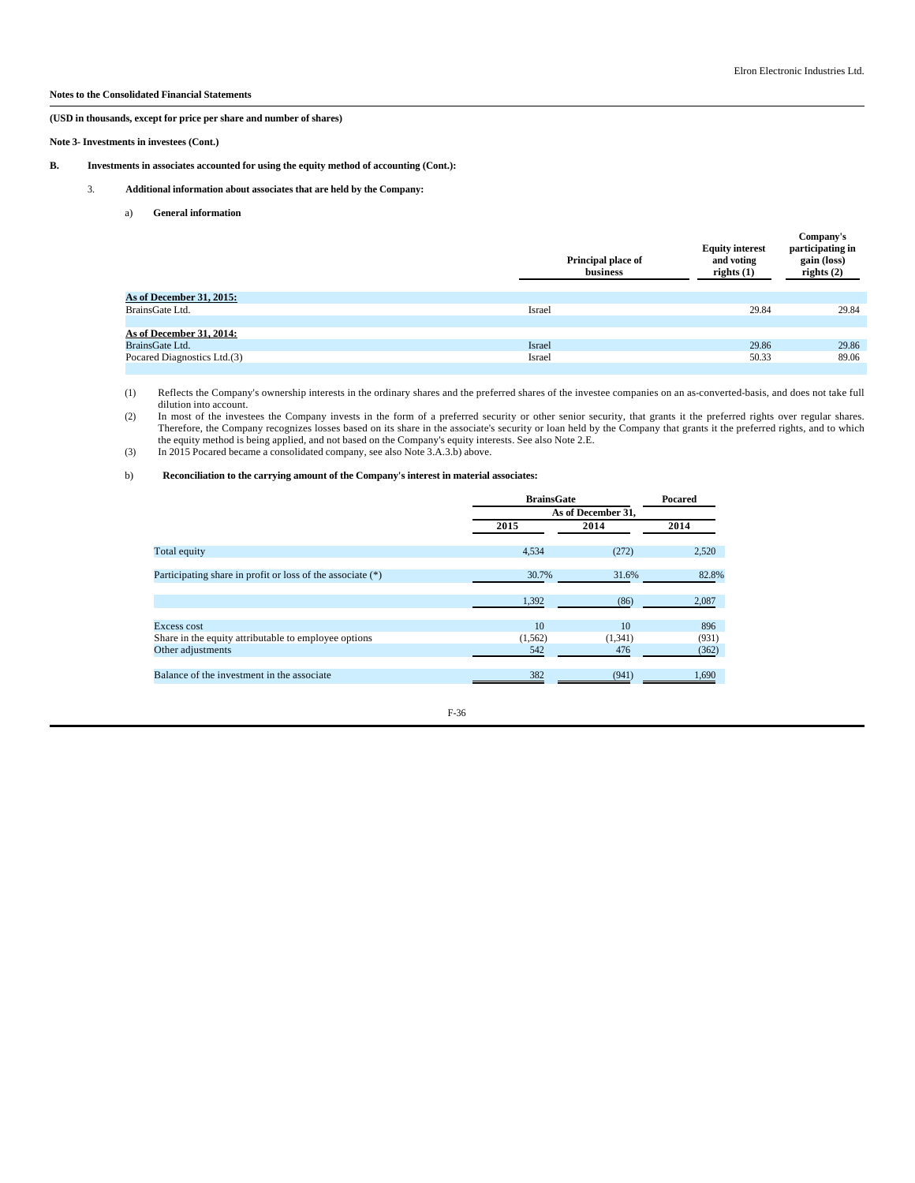**Notes to the Consolidated Financial Statements**

**(USD in thousands, except for price per share and number of shares)**

**Note 3- Investments in investees (Cont.)**

**B. Investments in associates accounted for using the equity method of accounting (Cont.):**

**3. Additional information about associates that are held by the Company:**

**a) General information**

| | Principal place of business | Equity interest and voting rights (1) | Company's participating in gain (loss) rights (2) |
|---|---|---|---|
| **As of December 31, 2015:** | | | |
| BrainsGate Ltd. | Israel | 29.84 | 29.84 |
| | | | |
| **As of December 31, 2014:** | | | |
| BrainsGate Ltd. | Israel | 29.86 | 29.86 |
| Pocared Diagnostics Ltd.(3) | Israel | 50.33 | 89.06 |

(1) Reflects the Company's ownership interests in the ordinary shares and the preferred shares of the investee companies on an as-converted-basis, and does not take full dilution into account.

(2) In most of the investees the Company invests in the form of a preferred security or other senior security, that grants it the preferred rights over regular shares. Therefore, the Company recognizes losses based on its share in the associate's security or loan held by the Company that grants it the preferred rights, and to which the equity method is being applied, and not based on the Company's equity interests. See also Note 2.E.

(3) In 2015 Pocared became a consolidated company, see also Note 3.A.3.b) above.

**b) Reconciliation to the carrying amount of the Company's interest in material associates:**

| | BrainsGate | | Pocared |
|---|---|---|---|
| | As of December 31, | | |
| | 2015 | 2014 | 2014 |
| Total equity | 4,534 | (272) | 2,520 |
| Participating share in profit or loss of the associate (*) | 30.7% | 31.6% | 82.8% |
| | 1,392 | (86) | 2,087 |
| Excess cost | 10 | 10 | 896 |
| Share in the equity attributable to employee options | (1,562) | (1,341) | (931) |
| Other adjustments | 542 | 476 | (362) |
| Balance of the investment in the associate | 382 | (941) | 1,690 |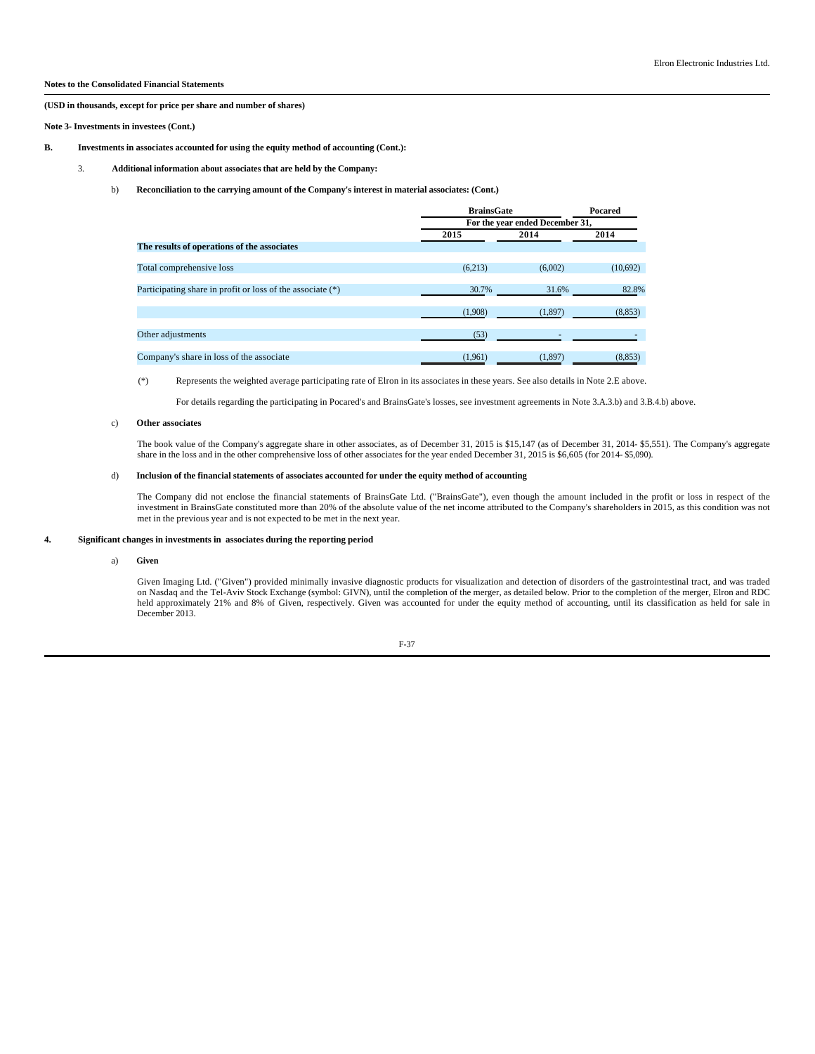**Notes to the Consolidated Financial Statements**

**(USD in thousands, except for price per share and number of shares)**

**Note 3- Investments in investees (Cont.)**

**B. Investments in associates accounted for using the equity method of accounting (Cont.):**

**3. Additional information about associates that are held by the Company:**

**b) Reconciliation to the carrying amount of the Company's interest in material associates: (Cont.)**

| | BrainsGate | | Pocared |
|---|---|---|---|
| | For the year ended December 31, | | |
| | 2015 | 2014 | 2014 |
| **The results of operations of the associates** | | | |
| Total comprehensive loss | (6,213) | (6,002) | (10,692) |
| Participating share in profit or loss of the associate (*) | 30.7% | 31.6% | 82.8% |
| | (1,908) | (1,897) | (8,853) |
| Other adjustments | (53) | - | - |
| Company's share in loss of the associate | (1,961) | (1,897) | (8,853) |

(*) Represents the weighted average participating rate of Elron in its associates in these years. See also details in Note 2.E above.

For details regarding the participating in Pocared's and BrainsGate's losses, see investment agreements in Note 3.A.3.b) and 3.B.4.b) above.

**c) Other associates**

The book value of the Company's aggregate share in other associates, as of December 31, 2015 is $15,147 (as of December 31, 2014- $5,551). The Company's aggregate share in the loss and in the other comprehensive loss of other associates for the year ended December 31, 2015 is $6,605 (for 2014- $5,090).

**d) Inclusion of the financial statements of associates accounted for under the equity method of accounting**

The Company did not enclose the financial statements of BrainsGate Ltd. ("BrainsGate"), even though the amount included in the profit or loss in respect of the investment in BrainsGate constituted more than 20% of the absolute value of the net income attributed to the Company's shareholders in 2015, as this condition was not met in the previous year and is not expected to be met in the next year.

**4. Significant changes in investments in associates during the reporting period**

**a) Given**

Given Imaging Ltd. ("Given") provided minimally invasive diagnostic products for visualization and detection of disorders of the gastrointestinal tract, and was traded on Nasdaq and the Tel-Aviv Stock Exchange (symbol: GIVN), until the completion of the merger, as detailed below. Prior to the completion of the merger, Elron and RDC held approximately 21% and 8% of Given, respectively. Given was accounted for under the equity method of accounting, until its classification as held for sale in December 2013.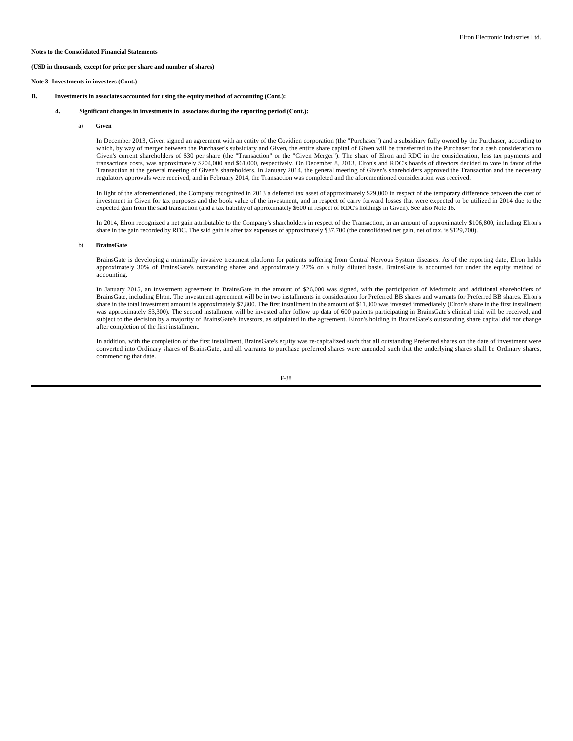**Notes to the Consolidated Financial Statements**

**(USD in thousands, except for price per share and number of shares)**

**Note 3- Investments in investees (Cont.)**

**B. Investments in associates accounted for using the equity method of accounting (Cont.):**

**4. Significant changes in investments in associates during the reporting period (Cont.):**

a) **Given**

In December 2013, Given signed an agreement with an entity of the Covidien corporation (the "Purchaser") and a subsidiary fully owned by the Purchaser, according to which, by way of merger between the Purchaser's subsidiary and Given, the entire share capital of Given will be transferred to the Purchaser for a cash consideration to Given's current shareholders of $30 per share (the "Transaction" or the "Given Merger"). The share of Elron and RDC in the consideration, less tax payments and transactions costs, was approximately $204,000 and $61,000, respectively. On December 8, 2013, Elron's and RDC's boards of directors decided to vote in favor of the Transaction at the general meeting of Given's shareholders. In January 2014, the general meeting of Given's shareholders approved the Transaction and the necessary regulatory approvals were received, and in February 2014, the Transaction was completed and the aforementioned consideration was received.

In light of the aforementioned, the Company recognized in 2013 a deferred tax asset of approximately $29,000 in respect of the temporary difference between the cost of investment in Given for tax purposes and the book value of the investment, and in respect of carry forward losses that were expected to be utilized in 2014 due to the expected gain from the said transaction (and a tax liability of approximately $600 in respect of RDC's holdings in Given). See also Note 16.

In 2014, Elron recognized a net gain attributable to the Company's shareholders in respect of the Transaction, in an amount of approximately $106,800, including Elron's share in the gain recorded by RDC. The said gain is after tax expenses of approximately $37,700 (the consolidated net gain, net of tax, is $129,700).

b) **BrainsGate**

BrainsGate is developing a minimally invasive treatment platform for patients suffering from Central Nervous System diseases. As of the reporting date, Elron holds approximately 30% of BrainsGate's outstanding shares and approximately 27% on a fully diluted basis. BrainsGate is accounted for under the equity method of accounting.

In January 2015, an investment agreement in BrainsGate in the amount of $26,000 was signed, with the participation of Medtronic and additional shareholders of BrainsGate, including Elron. The investment agreement will be in two installments in consideration for Preferred BB shares and warrants for Preferred BB shares. Elron's share in the total investment amount is approximately $7,800. The first installment in the amount of $11,000 was invested immediately (Elron's share in the first installment was approximately $3,300). The second installment will be invested after follow up data of 600 patients participating in BrainsGate's clinical trial will be received, and subject to the decision by a majority of BrainsGate's investors, as stipulated in the agreement. Elron's holding in BrainsGate's outstanding share capital did not change after completion of the first installment.

In addition, with the completion of the first installment, BrainsGate's equity was re-capitalized such that all outstanding Preferred shares on the date of investment were converted into Ordinary shares of BrainsGate, and all warrants to purchase preferred shares were amended such that the underlying shares shall be Ordinary shares, commencing that date.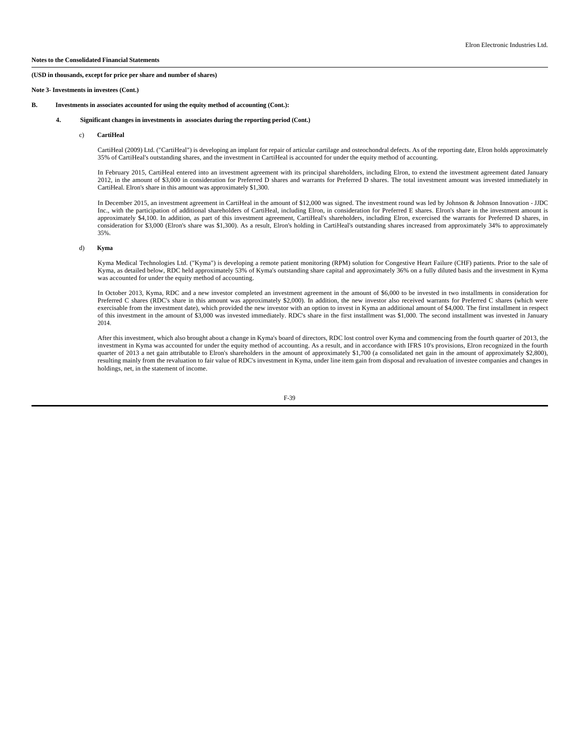**Notes to the Consolidated Financial Statements**

**(USD in thousands, except for price per share and number of shares)**

**Note 3- Investments in investees (Cont.)**

**B. Investments in associates accounted for using the equity method of accounting (Cont.):**

**4. Significant changes in investments in associates during the reporting period (Cont.)**

c) **CartiHeal**

CartiHeal (2009) Ltd. ("CartiHeal") is developing an implant for repair of articular cartilage and osteochondral defects. As of the reporting date, Elron holds approximately 35% of CartiHeal's outstanding shares, and the investment in CartiHeal is accounted for under the equity method of accounting.

In February 2015, CartiHeal entered into an investment agreement with its principal shareholders, including Elron, to extend the investment agreement dated January 2012, in the amount of $3,000 in consideration for Preferred D shares and warrants for Preferred D shares. The total investment amount was invested immediately in CartiHeal. Elron's share in this amount was approximately $1,300.

In December 2015, an investment agreement in CartiHeal in the amount of $12,000 was signed. The investment round was led by Johnson & Johnson Innovation - JJDC Inc., with the participation of additional shareholders of CartiHeal, including Elron, in consideration for Preferred E shares. Elron's share in the investment amount is approximately $4,100. In addition, as part of this investment agreement, CartiHeal's shareholders, including Elron, excercised the warrants for Preferred D shares, in consideration for $3,000 (Elron's share was $1,300). As a result, Elron's holding in CartiHeal's outstanding shares increased from approximately 34% to approximately 35%.

d) **Kyma**

Kyma Medical Technologies Ltd. ("Kyma") is developing a remote patient monitoring (RPM) solution for Congestive Heart Failure (CHF) patients. Prior to the sale of Kyma, as detailed below, RDC held approximately 53% of Kyma's outstanding share capital and approximately 36% on a fully diluted basis and the investment in Kyma was accounted for under the equity method of accounting.

In October 2013, Kyma, RDC and a new investor completed an investment agreement in the amount of $6,000 to be invested in two installments in consideration for Preferred C shares (RDC's share in this amount was approximately $2,000). In addition, the new investor also received warrants for Preferred C shares (which were exercisable from the investment date), which provided the new investor with an option to invest in Kyma an additional amount of $4,000. The first installment in respect of this investment in the amount of $3,000 was invested immediately. RDC's share in the first installment was $1,000. The second installment was invested in January 2014.

After this investment, which also brought about a change in Kyma's board of directors, RDC lost control over Kyma and commencing from the fourth quarter of 2013, the investment in Kyma was accounted for under the equity method of accounting. As a result, and in accordance with IFRS 10's provisions, Elron recognized in the fourth quarter of 2013 a net gain attributable to Elron's shareholders in the amount of approximately $1,700 (a consolidated net gain in the amount of approximately $2,800), resulting mainly from the revaluation to fair value of RDC's investment in Kyma, under line item gain from disposal and revaluation of investee companies and changes in holdings, net, in the statement of income.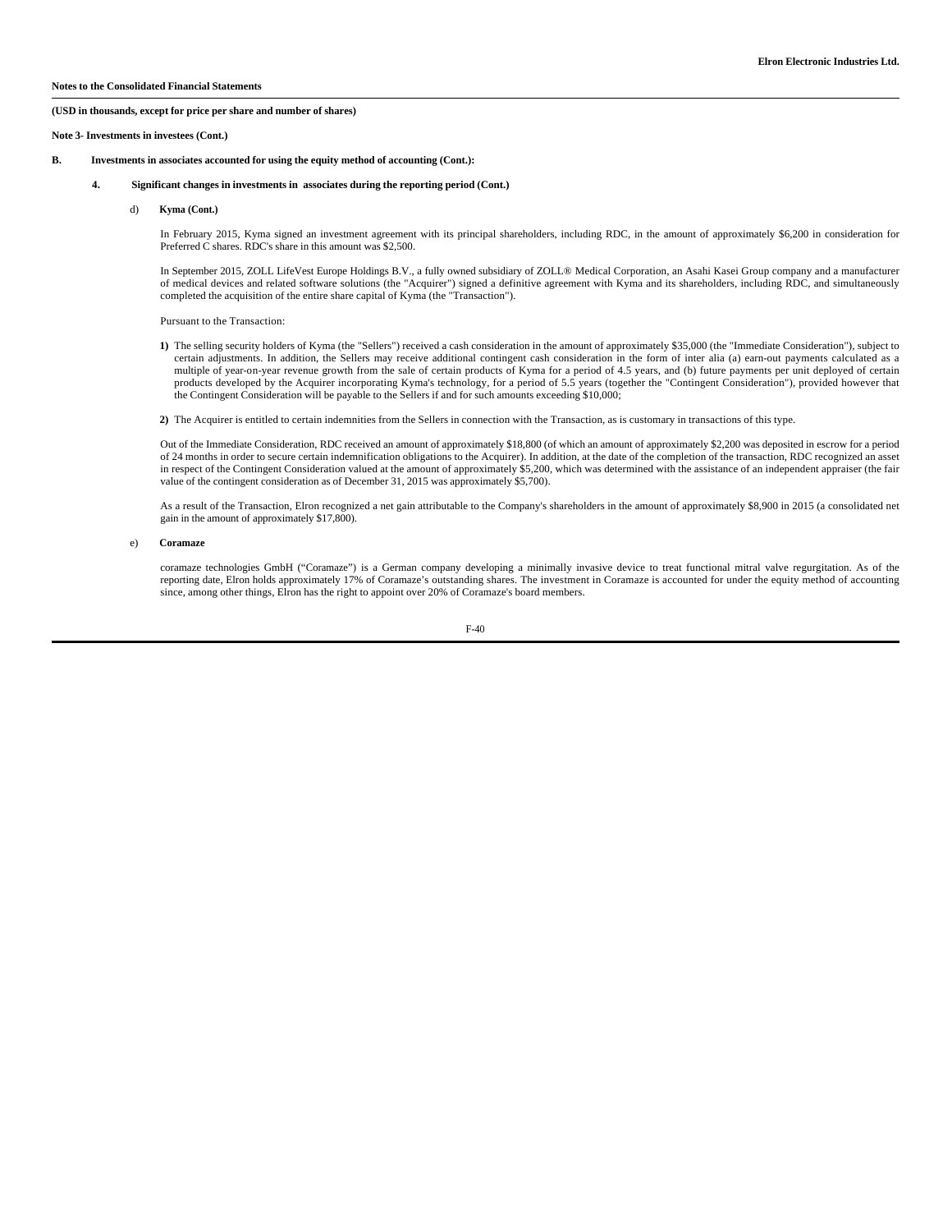**Notes to the Consolidated Financial Statements**

**(USD in thousands, except for price per share and number of shares)**

**Note 3- Investments in investees (Cont.)**

**B. Investments in associates accounted for using the equity method of accounting (Cont.):**

**4. Significant changes in investments in associates during the reporting period (Cont.)**

d) **Kyma (Cont.)**

In February 2015, Kyma signed an investment agreement with its principal shareholders, including RDC, in the amount of approximately $6,200 in consideration for Preferred C shares. RDC's share in this amount was $2,500.

In September 2015, ZOLL LifeVest Europe Holdings B.V., a fully owned subsidiary of ZOLL® Medical Corporation, an Asahi Kasei Group company and a manufacturer of medical devices and related software solutions (the "Acquirer") signed a definitive agreement with Kyma and its shareholders, including RDC, and simultaneously completed the acquisition of the entire share capital of Kyma (the "Transaction").

Pursuant to the Transaction:

**1)** The selling security holders of Kyma (the "Sellers") received a cash consideration in the amount of approximately $35,000 (the "Immediate Consideration"), subject to certain adjustments. In addition, the Sellers may receive additional contingent cash consideration in the form of inter alia (a) earn-out payments calculated as a multiple of year-on-year revenue growth from the sale of certain products of Kyma for a period of 4.5 years, and (b) future payments per unit deployed of certain products developed by the Acquirer incorporating Kyma's technology, for a period of 5.5 years (together the "Contingent Consideration"), provided however that the Contingent Consideration will be payable to the Sellers if and for such amounts exceeding $10,000;

**2)** The Acquirer is entitled to certain indemnities from the Sellers in connection with the Transaction, as is customary in transactions of this type.

Out of the Immediate Consideration, RDC received an amount of approximately $18,800 (of which an amount of approximately $2,200 was deposited in escrow for a period of 24 months in order to secure certain indemnification obligations to the Acquirer). In addition, at the date of the completion of the transaction, RDC recognized an asset in respect of the Contingent Consideration valued at the amount of approximately $5,200, which was determined with the assistance of an independent appraiser (the fair value of the contingent consideration as of December 31, 2015 was approximately $5,700).

As a result of the Transaction, Elron recognized a net gain attributable to the Company's shareholders in the amount of approximately $8,900 in 2015 (a consolidated net gain in the amount of approximately $17,800).

e) **Coramaze**

coramaze technologies GmbH ("Coramaze") is a German company developing a minimally invasive device to treat functional mitral valve regurgitation. As of the reporting date, Elron holds approximately 17% of Coramaze's outstanding shares. The investment in Coramaze is accounted for under the equity method of accounting since, among other things, Elron has the right to appoint over 20% of Coramaze's board members.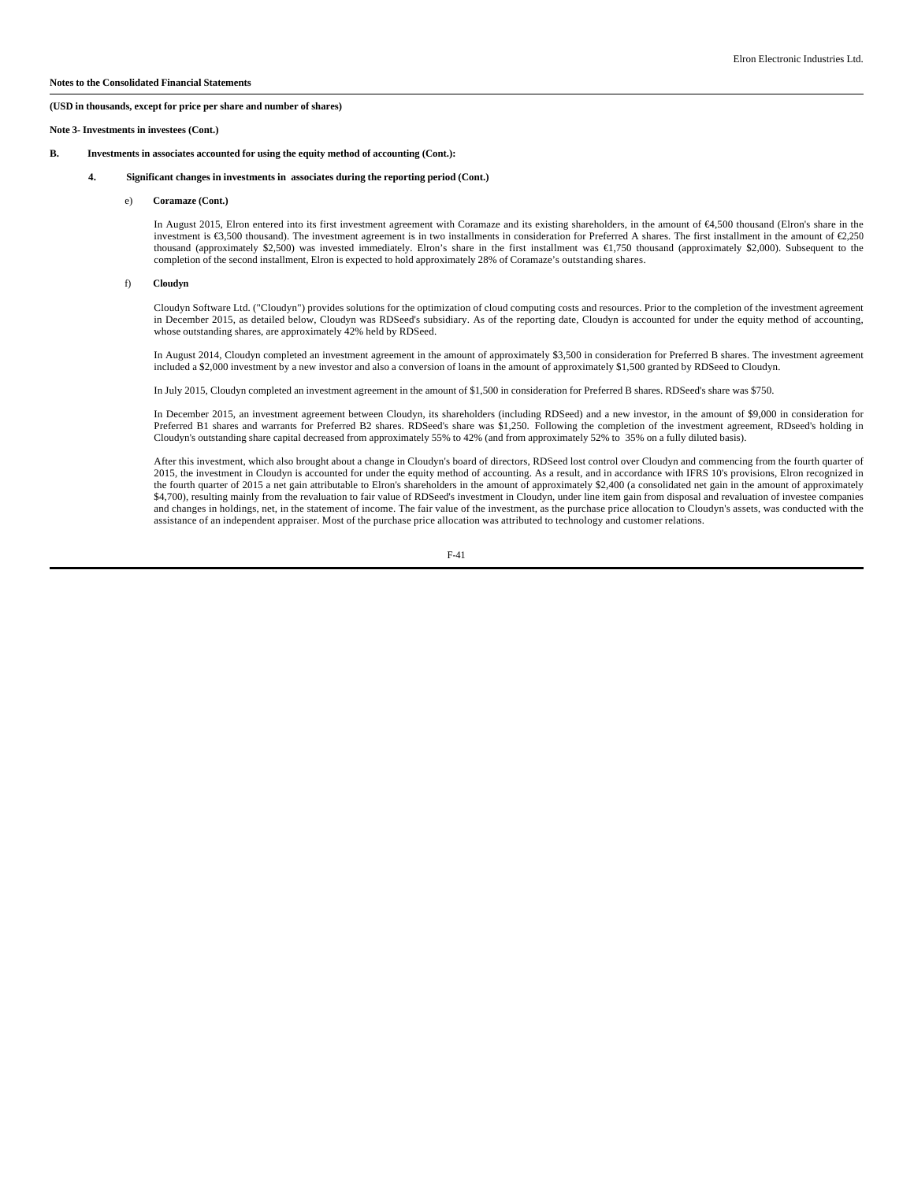**Notes to the Consolidated Financial Statements**

**(USD in thousands, except for price per share and number of shares)**

**Note 3- Investments in investees (Cont.)**

**B. Investments in associates accounted for using the equity method of accounting (Cont.):**

**4. Significant changes in investments in associates during the reporting period (Cont.)**

e) **Coramaze (Cont.)**

In August 2015, Elron entered into its first investment agreement with Coramaze and its existing shareholders, in the amount of €4,500 thousand (Elron's share in the investment is €3,500 thousand). The investment agreement is in two installments in consideration for Preferred A shares. The first installment in the amount of €2,250 thousand (approximately $2,500) was invested immediately. Elron's share in the first installment was €1,750 thousand (approximately $2,000). Subsequent to the completion of the second installment, Elron is expected to hold approximately 28% of Coramaze's outstanding shares.

f) **Cloudyn**

Cloudyn Software Ltd. ("Cloudyn") provides solutions for the optimization of cloud computing costs and resources. Prior to the completion of the investment agreement in December 2015, as detailed below, Cloudyn was RDSeed's subsidiary. As of the reporting date, Cloudyn is accounted for under the equity method of accounting, whose outstanding shares, are approximately 42% held by RDSeed.

In August 2014, Cloudyn completed an investment agreement in the amount of approximately $3,500 in consideration for Preferred B shares. The investment agreement included a $2,000 investment by a new investor and also a conversion of loans in the amount of approximately $1,500 granted by RDSeed to Cloudyn.

In July 2015, Cloudyn completed an investment agreement in the amount of $1,500 in consideration for Preferred B shares. RDSeed's share was $750.

In December 2015, an investment agreement between Cloudyn, its shareholders (including RDSeed) and a new investor, in the amount of $9,000 in consideration for Preferred B1 shares and warrants for Preferred B2 shares. RDSeed's share was $1,250. Following the completion of the investment agreement, RDseed's holding in Cloudyn's outstanding share capital decreased from approximately 55% to 42% (and from approximately 52% to 35% on a fully diluted basis).

After this investment, which also brought about a change in Cloudyn's board of directors, RDSeed lost control over Cloudyn and commencing from the fourth quarter of 2015, the investment in Cloudyn is accounted for under the equity method of accounting. As a result, and in accordance with IFRS 10's provisions, Elron recognized in the fourth quarter of 2015 a net gain attributable to Elron's shareholders in the amount of approximately $2,400 (a consolidated net gain in the amount of approximately $4,700), resulting mainly from the revaluation to fair value of RDSeed's investment in Cloudyn, under line item gain from disposal and revaluation of investee companies and changes in holdings, net, in the statement of income. The fair value of the investment, as the purchase price allocation to Cloudyn's assets, was conducted with the assistance of an independent appraiser. Most of the purchase price allocation was attributed to technology and customer relations.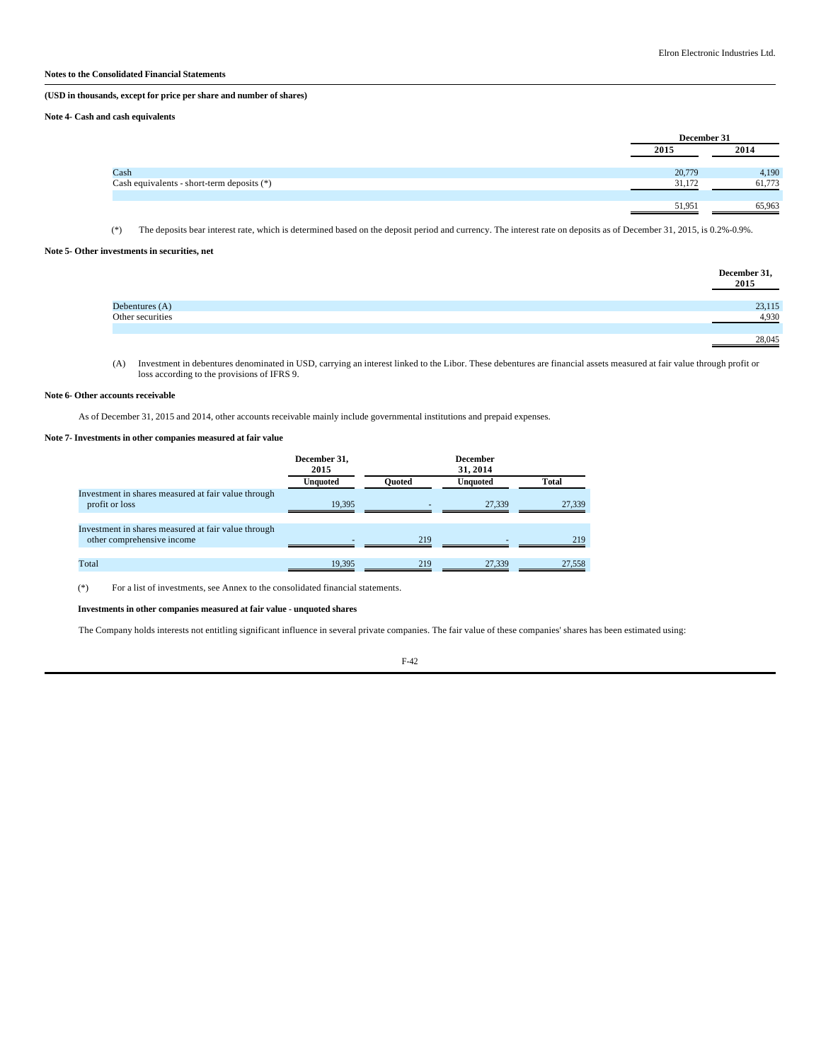**Notes to the Consolidated Financial Statements**

**(USD in thousands, except for price per share and number of shares)**

**Note 4- Cash and cash equivalents**

| | December 31 | |
|---|---|---|
| | 2015 | 2014 |
| Cash | 20,779 | 4,190 |
| Cash equivalents - short-term deposits (*) | 31,172 | 61,773 |
| | 51,951 | 65,963 |

(*) The deposits bear interest rate, which is determined based on the deposit period and currency. The interest rate on deposits as of December 31, 2015, is 0.2%-0.9%.

**Note 5- Other investments in securities, net**

| | December 31, 2015 |
|---|---|
| Debentures (A) | 23,115 |
| Other securities | 4,930 |
| | 28,045 |

(A) Investment in debentures denominated in USD, carrying an interest linked to the Libor. These debentures are financial assets measured at fair value through profit or loss according to the provisions of IFRS 9.

**Note 6- Other accounts receivable**

As of December 31, 2015 and 2014, other accounts receivable mainly include governmental institutions and prepaid expenses.

**Note 7- Investments in other companies measured at fair value**

| | December 31, 2015 | December 31, 2014 | | |
|---|---|---|---|---|
| | Unquoted | Quoted | Unquoted | Total |
| Investment in shares measured at fair value through profit or loss | 19,395 | - | 27,339 | 27,339 |
| Investment in shares measured at fair value through other comprehensive income | - | 219 | - | 219 |
| Total | 19,395 | 219 | 27,339 | 27,558 |

(*) For a list of investments, see Annex to the consolidated financial statements.

**Investments in other companies measured at fair value - unquoted shares**

The Company holds interests not entitling significant influence in several private companies. The fair value of these companies' shares has been estimated using: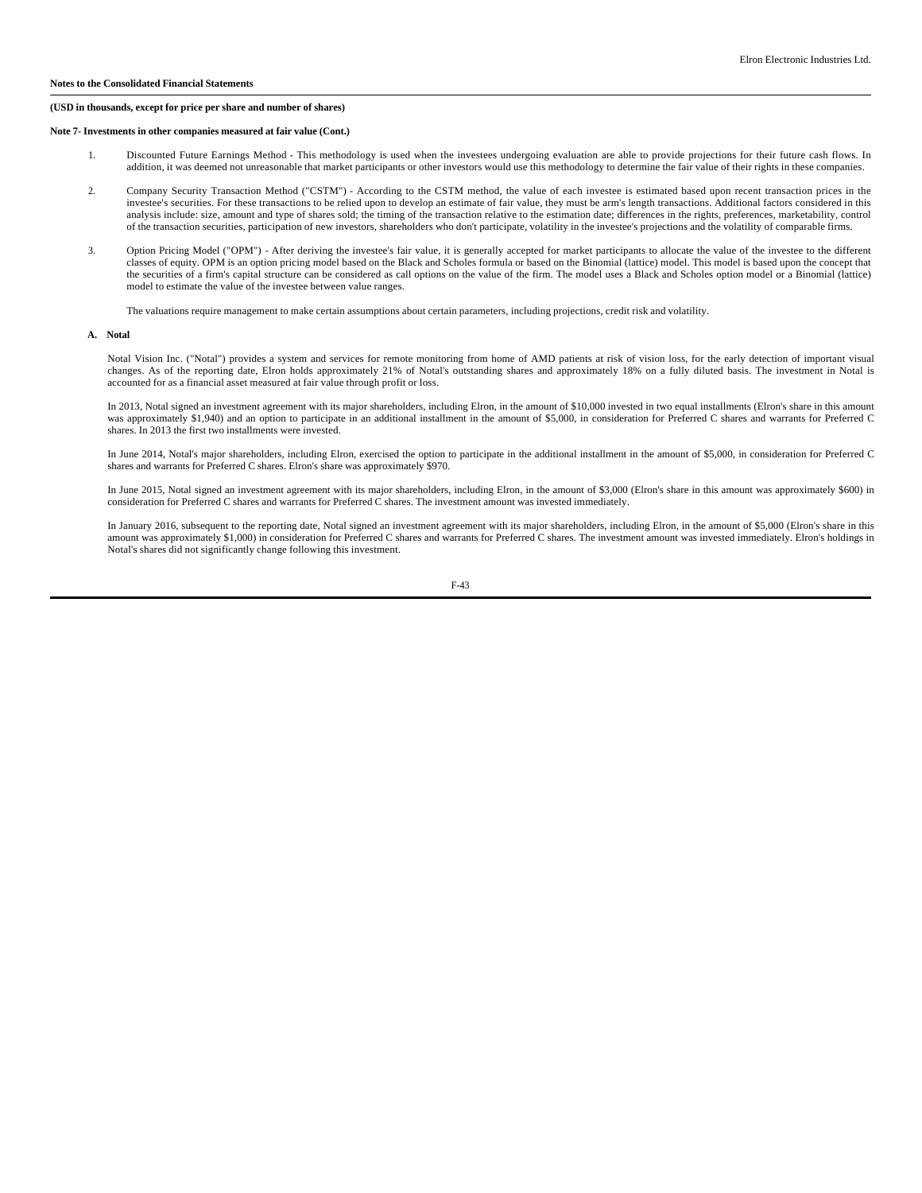**Notes to the Consolidated Financial Statements**

**(USD in thousands, except for price per share and number of shares)**

**Note 7- Investments in other companies measured at fair value (Cont.)**

1. Discounted Future Earnings Method - This methodology is used when the investees undergoing evaluation are able to provide projections for their future cash flows. In addition, it was deemed not unreasonable that market participants or other investors would use this methodology to determine the fair value of their rights in these companies.

2. Company Security Transaction Method ("CSTM") - According to the CSTM method, the value of each investee is estimated based upon recent transaction prices in the investee's securities. For these transactions to be relied upon to develop an estimate of fair value, they must be arm's length transactions. Additional factors considered in this analysis include: size, amount and type of shares sold; the timing of the transaction relative to the estimation date; differences in the rights, preferences, marketability, control of the transaction securities, participation of new investors, shareholders who don't participate, volatility in the investee's projections and the volatility of comparable firms.

3. Option Pricing Model ("OPM") - After deriving the investee's fair value, it is generally accepted for market participants to allocate the value of the investee to the different classes of equity. OPM is an option pricing model based on the Black and Scholes formula or based on the Binomial (lattice) model. This model is based upon the concept that the securities of a firm's capital structure can be considered as call options on the value of the firm. The model uses a Black and Scholes option model or a Binomial (lattice) model to estimate the value of the investee between value ranges.

   The valuations require management to make certain assumptions about certain parameters, including projections, credit risk and volatility.

**A. Notal**

Notal Vision Inc. ("Notal") provides a system and services for remote monitoring from home of AMD patients at risk of vision loss, for the early detection of important visual changes. As of the reporting date, Elron holds approximately 21% of Notal's outstanding shares and approximately 18% on a fully diluted basis. The investment in Notal is accounted for as a financial asset measured at fair value through profit or loss.

In 2013, Notal signed an investment agreement with its major shareholders, including Elron, in the amount of $10,000 invested in two equal installments (Elron's share in this amount was approximately $1,940) and an option to participate in an additional installment in the amount of $5,000, in consideration for Preferred C shares and warrants for Preferred C shares. In 2013 the first two installments were invested.

In June 2014, Notal's major shareholders, including Elron, exercised the option to participate in the additional installment in the amount of $5,000, in consideration for Preferred C shares and warrants for Preferred C shares. Elron's share was approximately $970.

In June 2015, Notal signed an investment agreement with its major shareholders, including Elron, in the amount of $3,000 (Elron's share in this amount was approximately $600) in consideration for Preferred C shares and warrants for Preferred C shares. The investment amount was invested immediately.

In January 2016, subsequent to the reporting date, Notal signed an investment agreement with its major shareholders, including Elron, in the amount of $5,000 (Elron's share in this amount was approximately $1,000) in consideration for Preferred C shares and warrants for Preferred C shares. The investment amount was invested immediately. Elron's holdings in Notal's shares did not significantly change following this investment.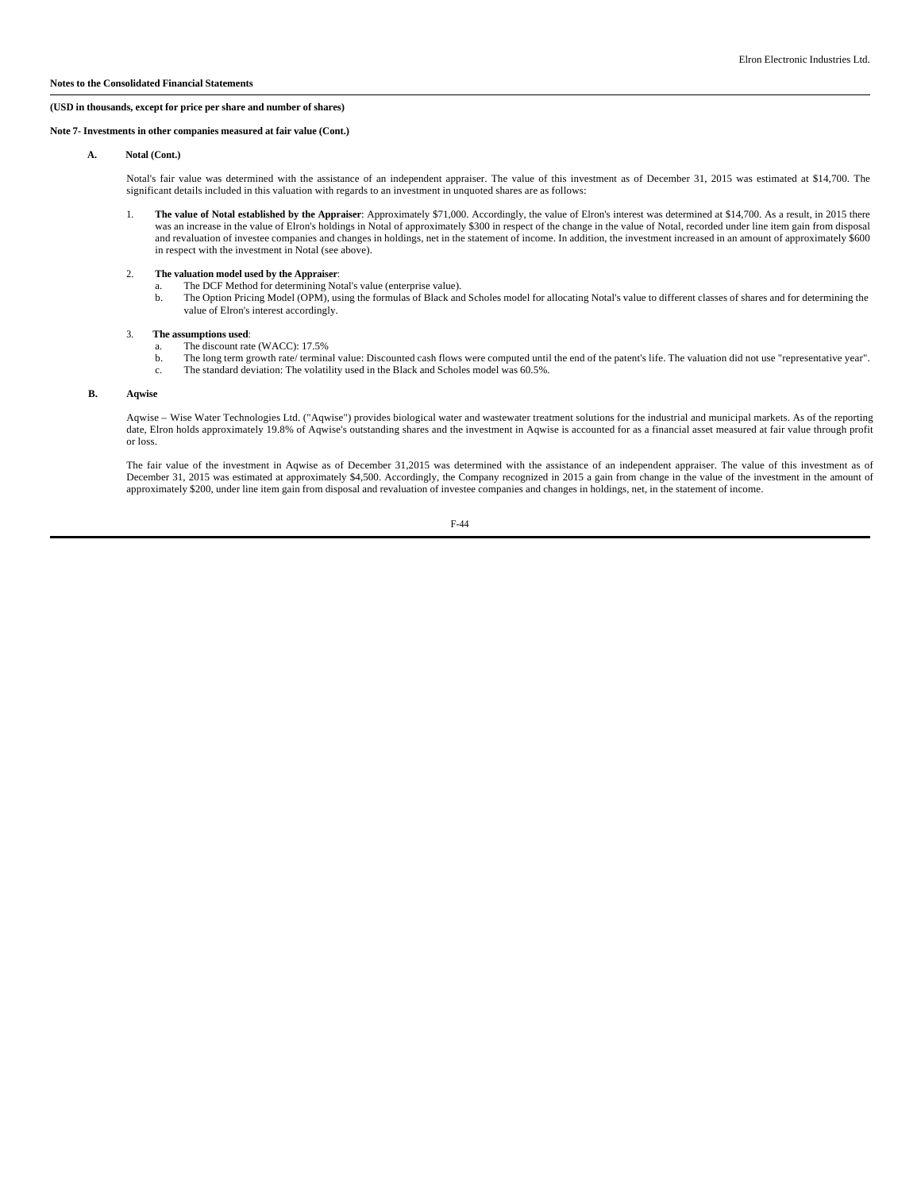**Notes to the Consolidated Financial Statements**

**(USD in thousands, except for price per share and number of shares)**

**Note 7- Investments in other companies measured at fair value (Cont.)**

**A. Notal (Cont.)**

Notal's fair value was determined with the assistance of an independent appraiser. The value of this investment as of December 31, 2015 was estimated at $14,700. The significant details included in this valuation with regards to an investment in unquoted shares are as follows:

1. **The value of Notal established by the Appraiser**: Approximately $71,000. Accordingly, the value of Elron's interest was determined at $14,700. As a result, in 2015 there was an increase in the value of Elron's holdings in Notal of approximately $300 in respect of the change in the value of Notal, recorded under line item gain from disposal and revaluation of investee companies and changes in holdings, net in the statement of income. In addition, the investment increased in an amount of approximately $600 in respect with the investment in Notal (see above).

2. **The valuation model used by the Appraiser**:
   a. The DCF Method for determining Notal's value (enterprise value).
   b. The Option Pricing Model (OPM), using the formulas of Black and Scholes model for allocating Notal's value to different classes of shares and for determining the value of Elron's interest accordingly.

3. **The assumptions used**:
   a. The discount rate (WACC): 17.5%
   b. The long term growth rate/ terminal value: Discounted cash flows were computed until the end of the patent's life. The valuation did not use "representative year".
   c. The standard deviation: The volatility used in the Black and Scholes model was 60.5%.

**B. Aqwise**

Aqwise – Wise Water Technologies Ltd. ("Aqwise") provides biological water and wastewater treatment solutions for the industrial and municipal markets. As of the reporting date, Elron holds approximately 19.8% of Aqwise's outstanding shares and the investment in Aqwise is accounted for as a financial asset measured at fair value through profit or loss.

The fair value of the investment in Aqwise as of December 31,2015 was determined with the assistance of an independent appraiser. The value of this investment as of December 31, 2015 was estimated at approximately $4,500. Accordingly, the Company recognized in 2015 a gain from change in the value of the investment in the amount of approximately $200, under line item gain from disposal and revaluation of investee companies and changes in holdings, net, in the statement of income.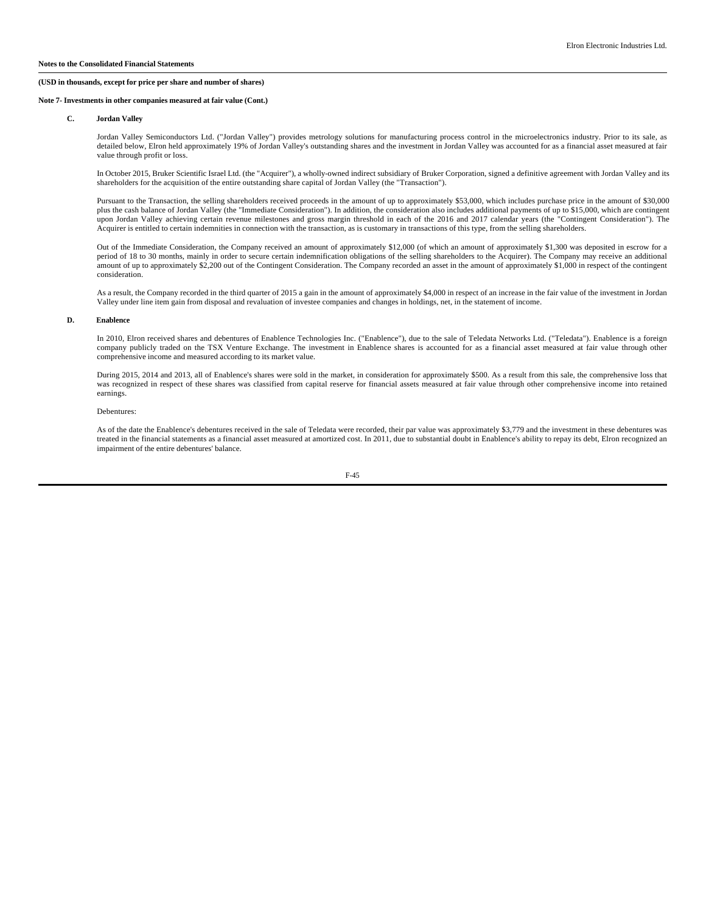**Notes to the Consolidated Financial Statements**

**(USD in thousands, except for price per share and number of shares)**

**Note 7- Investments in other companies measured at fair value (Cont.)**

**C. Jordan Valley**

Jordan Valley Semiconductors Ltd. ("Jordan Valley") provides metrology solutions for manufacturing process control in the microelectronics industry. Prior to its sale, as detailed below, Elron held approximately 19% of Jordan Valley's outstanding shares and the investment in Jordan Valley was accounted for as a financial asset measured at fair value through profit or loss.

In October 2015, Bruker Scientific Israel Ltd. (the "Acquirer"), a wholly-owned indirect subsidiary of Bruker Corporation, signed a definitive agreement with Jordan Valley and its shareholders for the acquisition of the entire outstanding share capital of Jordan Valley (the "Transaction").

Pursuant to the Transaction, the selling shareholders received proceeds in the amount of up to approximately \$53,000, which includes purchase price in the amount of \$30,000 plus the cash balance of Jordan Valley (the "Immediate Consideration"). In addition, the consideration also includes additional payments of up to \$15,000, which are contingent upon Jordan Valley achieving certain revenue milestones and gross margin threshold in each of the 2016 and 2017 calendar years (the "Contingent Consideration"). The Acquirer is entitled to certain indemnities in connection with the transaction, as is customary in transactions of this type, from the selling shareholders.

Out of the Immediate Consideration, the Company received an amount of approximately \$12,000 (of which an amount of approximately \$1,300 was deposited in escrow for a period of 18 to 30 months, mainly in order to secure certain indemnification obligations of the selling shareholders to the Acquirer). The Company may receive an additional amount of up to approximately \$2,200 out of the Contingent Consideration. The Company recorded an asset in the amount of approximately \$1,000 in respect of the contingent consideration.

As a result, the Company recorded in the third quarter of 2015 a gain in the amount of approximately \$4,000 in respect of an increase in the fair value of the investment in Jordan Valley under line item gain from disposal and revaluation of investee companies and changes in holdings, net, in the statement of income.

**D. Enablence**

In 2010, Elron received shares and debentures of Enablence Technologies Inc. ("Enablence"), due to the sale of Teledata Networks Ltd. ("Teledata"). Enablence is a foreign company publicly traded on the TSX Venture Exchange. The investment in Enablence shares is accounted for as a financial asset measured at fair value through other comprehensive income and measured according to its market value.

During 2015, 2014 and 2013, all of Enablence's shares were sold in the market, in consideration for approximately \$500. As a result from this sale, the comprehensive loss that was recognized in respect of these shares was classified from capital reserve for financial assets measured at fair value through other comprehensive income into retained earnings.

Debentures:

As of the date the Enablence's debentures received in the sale of Teledata were recorded, their par value was approximately \$3,779 and the investment in these debentures was treated in the financial statements as a financial asset measured at amortized cost. In 2011, due to substantial doubt in Enablence's ability to repay its debt, Elron recognized an impairment of the entire debentures' balance.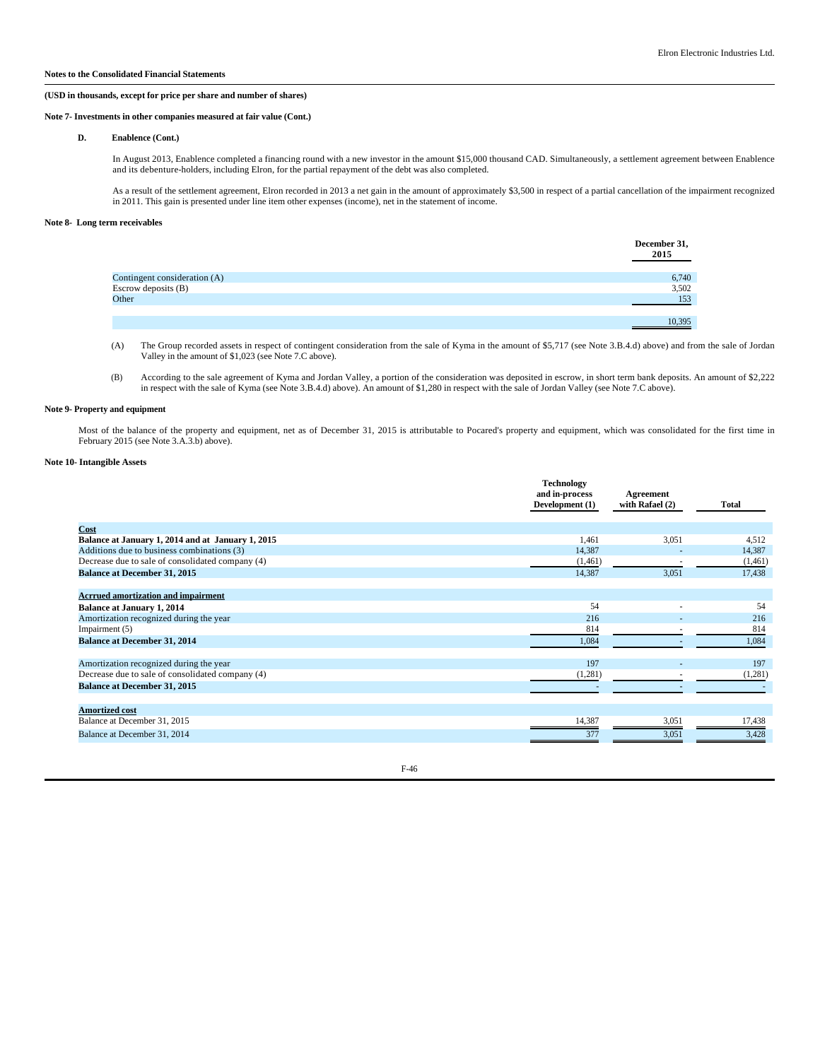**Notes to the Consolidated Financial Statements**

**(USD in thousands, except for price per share and number of shares)**

**Note 7- Investments in other companies measured at fair value (Cont.)**

**D. Enablence (Cont.)**

In August 2013, Enablence completed a financing round with a new investor in the amount $15,000 thousand CAD. Simultaneously, a settlement agreement between Enablence and its debenture-holders, including Elron, for the partial repayment of the debt was also completed.

As a result of the settlement agreement, Elron recorded in 2013 a net gain in the amount of approximately $3,500 in respect of a partial cancellation of the impairment recognized in 2011. This gain is presented under line item other expenses (income), net in the statement of income.

**Note 8- Long term receivables**

| | December 31, 2015 |
|---|---|
| Contingent consideration (A) | 6,740 |
| Escrow deposits (B) | 3,502 |
| Other | 153 |
| | 10,395 |

(A) The Group recorded assets in respect of contingent consideration from the sale of Kyma in the amount of $5,717 (see Note 3.B.4.d) above) and from the sale of Jordan Valley in the amount of $1,023 (see Note 7.C above).

(B) According to the sale agreement of Kyma and Jordan Valley, a portion of the consideration was deposited in escrow, in short term bank deposits. An amount of $2,222 in respect with the sale of Kyma (see Note 3.B.4.d) above). An amount of $1,280 in respect with the sale of Jordan Valley (see Note 7.C above).

**Note 9- Property and equipment**

Most of the balance of the property and equipment, net as of December 31, 2015 is attributable to Pocared's property and equipment, which was consolidated for the first time in February 2015 (see Note 3.A.3.b) above).

**Note 10- Intangible Assets**

| | Technology and in-process Development (1) | Agreement with Rafael (2) | Total |
|---|---|---|---|
| **Cost** | | | |
| **Balance at January 1, 2014 and at January 1, 2015** | 1,461 | 3,051 | 4,512 |
| Additions due to business combinations (3) | 14,387 | - | 14,387 |
| Decrease due to sale of consolidated company (4) | (1,461) | - | (1,461) |
| **Balance at December 31, 2015** | 14,387 | 3,051 | 17,438 |
| **Acrrued amortization and impairment** | | | |
| **Balance at January 1, 2014** | 54 | - | 54 |
| Amortization recognized during the year | 216 | - | 216 |
| Impairment (5) | 814 | - | 814 |
| **Balance at December 31, 2014** | 1,084 | - | 1,084 |
| Amortization recognized during the year | 197 | - | 197 |
| Decrease due to sale of consolidated company (4) | (1,281) | - | (1,281) |
| **Balance at December 31, 2015** | - | - | - |
| **Amortized cost** | | | |
| Balance at December 31, 2015 | 14,387 | 3,051 | 17,438 |
| Balance at December 31, 2014 | 377 | 3,051 | 3,428 |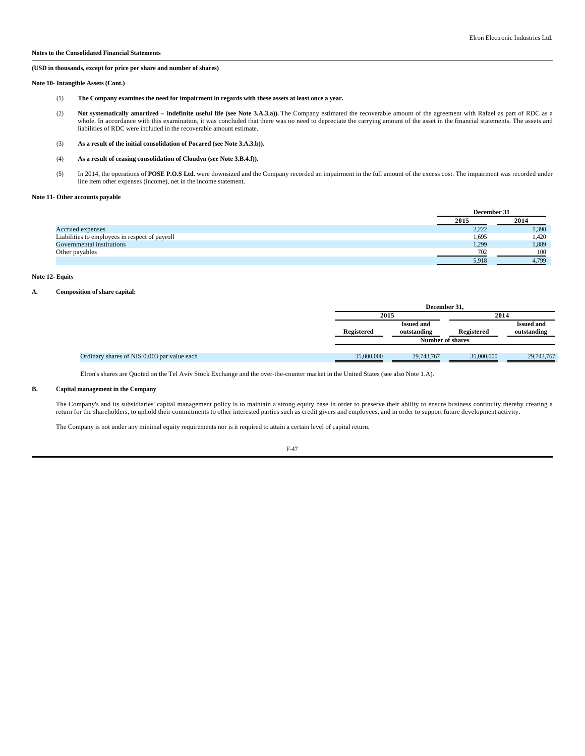**Notes to the Consolidated Financial Statements**

**(USD in thousands, except for price per share and number of shares)**

**Note 10- Intangible Assets (Cont.)**

(1) **The Company examines the need for impairment in regards with these assets at least once a year.**

(2) **Not systematically amortized – indefinite useful life (see Note 3.A.3.a)).** The Company estimated the recoverable amount of the agreement with Rafael as part of RDC as a whole. In accordance with this examination, it was concluded that there was no need to depreciate the carrying amount of the asset in the financial statements. The assets and liabilities of RDC were included in the recoverable amount estimate.

(3) **As a result of the initial consolidation of Pocared (see Note 3.A.3.b)).**

(4) **As a result of ceasing consolidation of Cloudyn (see Note 3.B.4.f)).**

(5) In 2014, the operations of **POSE P.O.S Ltd.** were downsized and the Company recorded an impairment in the full amount of the excess cost. The impairment was recorded under line item other expenses (income), net in the income statement.

**Note 11- Other accounts payable**

| | December 31 | |
|---|---|---|
| | **2015** | **2014** |
| Accrued expenses | 2,222 | 1,390 |
| Liabilities to employees in respect of payroll | 1,695 | 1,420 |
| Governmental institutions | 1,299 | 1,889 |
| Other payables | 702 | 100 |
| | 5,918 | 4,799 |

**Note 12- Equity**

**A. Composition of share capital:**

| | December 31, | | | |
|---|---|---|---|---|
| | **2015** | | **2014** | |
| | **Registered** | **Issued and outstanding** | **Registered** | **Issued and outstanding** |
| | **Number of shares** | | | |
| Ordinary shares of NIS 0.003 par value each | 35,000,000 | 29,743,767 | 35,000,000 | 29,743,767 |

Elron's shares are Quoted on the Tel Aviv Stock Exchange and the over-the-counter market in the United States (see also Note 1.A).

**B. Capital management in the Company**

The Company's and its subsidiaries' capital management policy is to maintain a strong equity base in order to preserve their ability to ensure business continuity thereby creating a return for the shareholders, to uphold their commitments to other interested parties such as credit givers and employees, and in order to support future development activity.

The Company is not under any minimal equity requirements nor is it required to attain a certain level of capital return.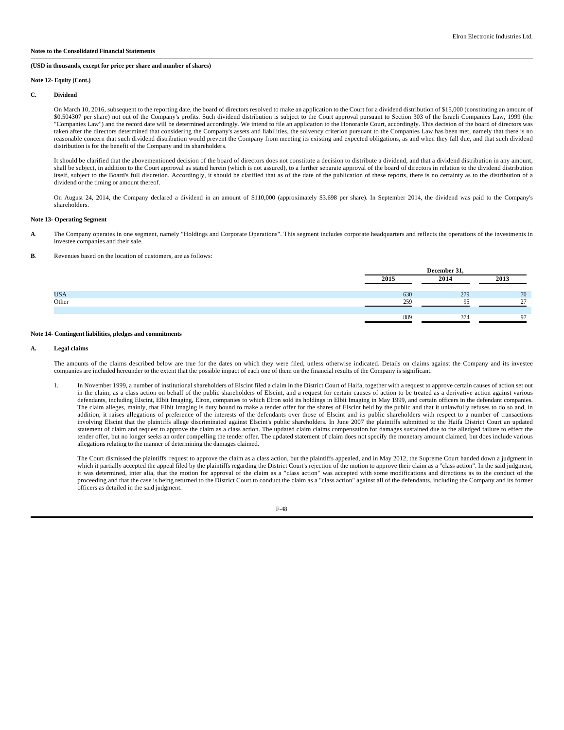**Notes to the Consolidated Financial Statements**

**(USD in thousands, except for price per share and number of shares)**

**Note 12- Equity (Cont.)**

**C. Dividend**

On March 10, 2016, subsequent to the reporting date, the board of directors resolved to make an application to the Court for a dividend distribution of $15,000 (constituting an amount of $0.504307 per share) not out of the Company's profits. Such dividend distribution is subject to the Court approval pursuant to Section 303 of the Israeli Companies Law, 1999 (the "Companies Law") and the record date will be determined accordingly. We intend to file an application to the Honorable Court, accordingly. This decision of the board of directors was taken after the directors determined that considering the Company's assets and liabilities, the solvency criterion pursuant to the Companies Law has been met, namely that there is no reasonable concern that such dividend distribution would prevent the Company from meeting its existing and expected obligations, as and when they fall due, and that such dividend distribution is for the benefit of the Company and its shareholders.

It should be clarified that the abovementioned decision of the board of directors does not constitute a decision to distribute a dividend, and that a dividend distribution in any amount, shall be subject, in addition to the Court approval as stated herein (which is not assured), to a further separate approval of the board of directors in relation to the dividend distribution itself, subject to the Board's full discretion. Accordingly, it should be clarified that as of the date of the publication of these reports, there is no certainty as to the distribution of a dividend or the timing or amount thereof.

On August 24, 2014, the Company declared a dividend in an amount of $110,000 (approximately $3.698 per share). In September 2014, the dividend was paid to the Company's shareholders.

**Note 13- Operating Segment**

**A**. The Company operates in one segment, namely "Holdings and Corporate Operations". This segment includes corporate headquarters and reflects the operations of the investments in investee companies and their sale.

**B**. Revenues based on the location of customers, are as follows:

| | December 31, | | |
|---|---|---|---|
| | 2015 | 2014 | 2013 |
| USA | 630 | 279 | 70 |
| Other | 259 | 95 | 27 |
| | 889 | 374 | 97 |

**Note 14- Contingent liabilities, pledges and commitments**

**A. Legal claims**

The amounts of the claims described below are true for the dates on which they were filed, unless otherwise indicated. Details on claims against the Company and its investee companies are included hereunder to the extent that the possible impact of each one of them on the financial results of the Company is significant.

1. In November 1999, a number of institutional shareholders of Elscint filed a claim in the District Court of Haifa, together with a request to approve certain causes of action set out in the claim, as a class action on behalf of the public shareholders of Elscint, and a request for certain causes of action to be treated as a derivative action against various defendants, including Elscint, Elbit Imaging, Elron, companies to which Elron sold its holdings in Elbit Imaging in May 1999, and certain officers in the defendant companies. The claim alleges, mainly, that Elbit Imaging is duty bound to make a tender offer for the shares of Elscint held by the public and that it unlawfully refuses to do so and, in addition, it raises allegations of preference of the interests of the defendants over those of Elscint and its public shareholders with respect to a number of transactions involving Elscint that the plaintiffs allege discriminated against Elscint's public shareholders. In June 2007 the plaintiffs submitted to the Haifa District Court an updated statement of claim and request to approve the claim as a class action. The updated claim claims compensation for damages sustained due to the alledged failure to effect the tender offer, but no longer seeks an order compelling the tender offer. The updated statement of claim does not specify the monetary amount claimed, but does include various allegations relating to the manner of determining the damages claimed.

   The Court dismissed the plaintiffs' request to approve the claim as a class action, but the plaintiffs appealed, and in May 2012, the Supreme Court handed down a judgment in which it partially accepted the appeal filed by the plaintiffs regarding the District Court's rejection of the motion to approve their claim as a "class action". In the said judgment, it was determined, inter alia, that the motion for approval of the claim as a "class action" was accepted with some modifications and directions as to the conduct of the proceeding and that the case is being returned to the District Court to conduct the claim as a "class action" against all of the defendants, including the Company and its former officers as detailed in the said judgment.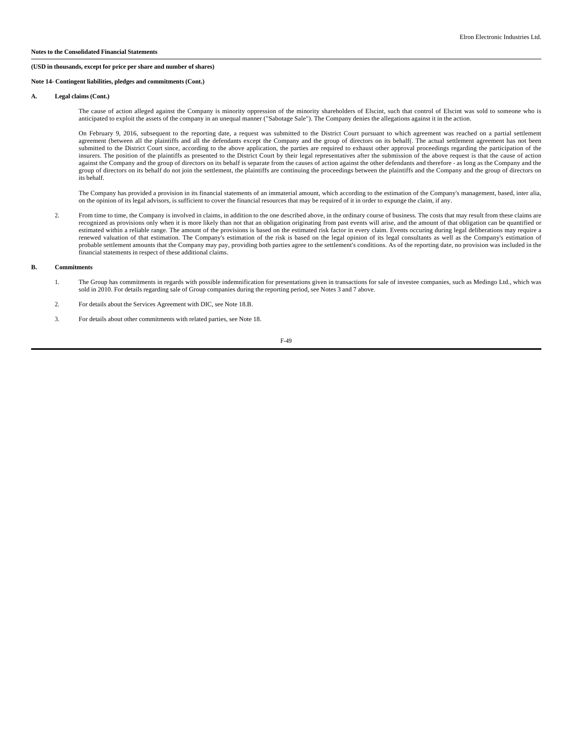**Notes to the Consolidated Financial Statements**

**(USD in thousands, except for price per share and number of shares)**

**Note 14- Contingent liabilities, pledges and commitments (Cont.)**

**A. Legal claims (Cont.)**

The cause of action alleged against the Company is minority oppression of the minority shareholders of Elscint, such that control of Elscint was sold to someone who is anticipated to exploit the assets of the company in an unequal manner ("Sabotage Sale"). The Company denies the allegations against it in the action.

On February 9, 2016, subsequent to the reporting date, a request was submitted to the District Court pursuant to which agreement was reached on a partial settlement agreement (between all the plaintiffs and all the defendants except the Company and the group of directors on its behalf(. The actual settlement agreement has not been submitted to the District Court since, according to the above application, the parties are required to exhaust other approval proceedings regarding the participation of the insurers. The position of the plaintiffs as presented to the District Court by their legal representatives after the submission of the above request is that the cause of action against the Company and the group of directors on its behalf is separate from the causes of action against the other defendants and therefore - as long as the Company and the group of directors on its behalf do not join the settlement, the plaintiffs are continuing the proceedings between the plaintiffs and the Company and the group of directors on its behalf.

The Company has provided a provision in its financial statements of an immaterial amount, which according to the estimation of the Company's management, based, inter alia, on the opinion of its legal advisors, is sufficient to cover the financial resources that may be required of it in order to expunge the claim, if any.

2. From time to time, the Company is involved in claims, in addition to the one described above, in the ordinary course of business. The costs that may result from these claims are recognized as provisions only when it is more likely than not that an obligation originating from past events will arise, and the amount of that obligation can be quantified or estimated within a reliable range. The amount of the provisions is based on the estimated risk factor in every claim. Events occuring during legal deliberations may require a renewed valuation of that estimation. The Company's estimation of the risk is based on the legal opinion of its legal consultants as well as the Company's estimation of probable settlement amounts that the Company may pay, providing both parties agree to the settlement's conditions. As of the reporting date, no provision was included in the financial statements in respect of these additional claims.

**B. Commitments**

1. The Group has commitments in regards with possible indemnification for presentations given in transactions for sale of investee companies, such as Medingo Ltd., which was sold in 2010. For details regarding sale of Group companies during the reporting period, see Notes 3 and 7 above.

2. For details about the Services Agreement with DIC, see Note 18.B.

3. For details about other commitments with related parties, see Note 18.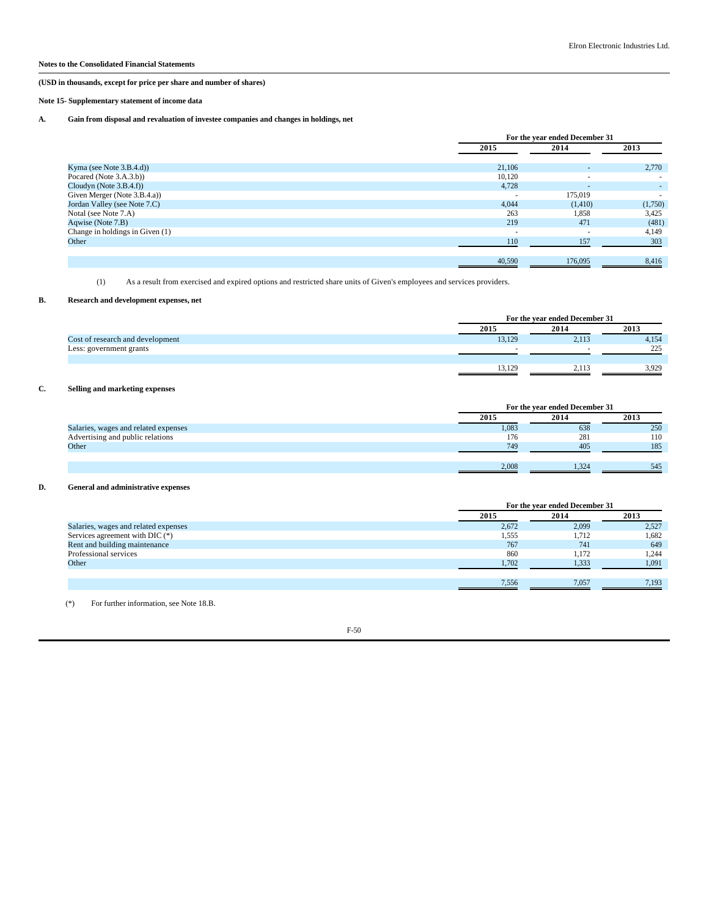**Notes to the Consolidated Financial Statements**

**(USD in thousands, except for price per share and number of shares)**

**Note 15- Supplementary statement of income data**

**A. Gain from disposal and revaluation of investee companies and changes in holdings, net**

| | For the year ended December 31 | | |
|---|---|---|---|
| | 2015 | 2014 | 2013 |
| Kyma (see Note 3.B.4.d)) | 21,106 | - | 2,770 |
| Pocared (Note 3.A.3.b)) | 10,120 | - | - |
| Cloudyn (Note 3.B.4.f)) | 4,728 | - | - |
| Given Merger (Note 3.B.4.a)) | - | 175,019 | - |
| Jordan Valley (see Note 7.C) | 4,044 | (1,410) | (1,750) |
| Notal (see Note 7.A) | 263 | 1,858 | 3,425 |
| Aqwise (Note 7.B) | 219 | 471 | (481) |
| Change in holdings in Given (1) | - | - | 4,149 |
| Other | 110 | 157 | 303 |
| | 40,590 | 176,095 | 8,416 |

(1) As a result from exercised and expired options and restricted share units of Given's employees and services providers.

**B. Research and development expenses, net**

| | For the year ended December 31 | | |
|---|---|---|---|
| | 2015 | 2014 | 2013 |
| Cost of research and development | 13,129 | 2,113 | 4,154 |
| Less: government grants | - | - | 225 |
| | 13,129 | 2,113 | 3,929 |

**C. Selling and marketing expenses**

| | For the year ended December 31 | | |
|---|---|---|---|
| | 2015 | 2014 | 2013 |
| Salaries, wages and related expenses | 1,083 | 638 | 250 |
| Advertising and public relations | 176 | 281 | 110 |
| Other | 749 | 405 | 185 |
| | 2,008 | 1,324 | 545 |

**D. General and administrative expenses**

| | For the year ended December 31 | | |
|---|---|---|---|
| | 2015 | 2014 | 2013 |
| Salaries, wages and related expenses | 2,672 | 2,099 | 2,527 |
| Services agreement with DIC (*) | 1,555 | 1,712 | 1,682 |
| Rent and building maintenance | 767 | 741 | 649 |
| Professional services | 860 | 1,172 | 1,244 |
| Other | 1,702 | 1,333 | 1,091 |
| | 7,556 | 7,057 | 7,193 |

(*) For further information, see Note 18.B.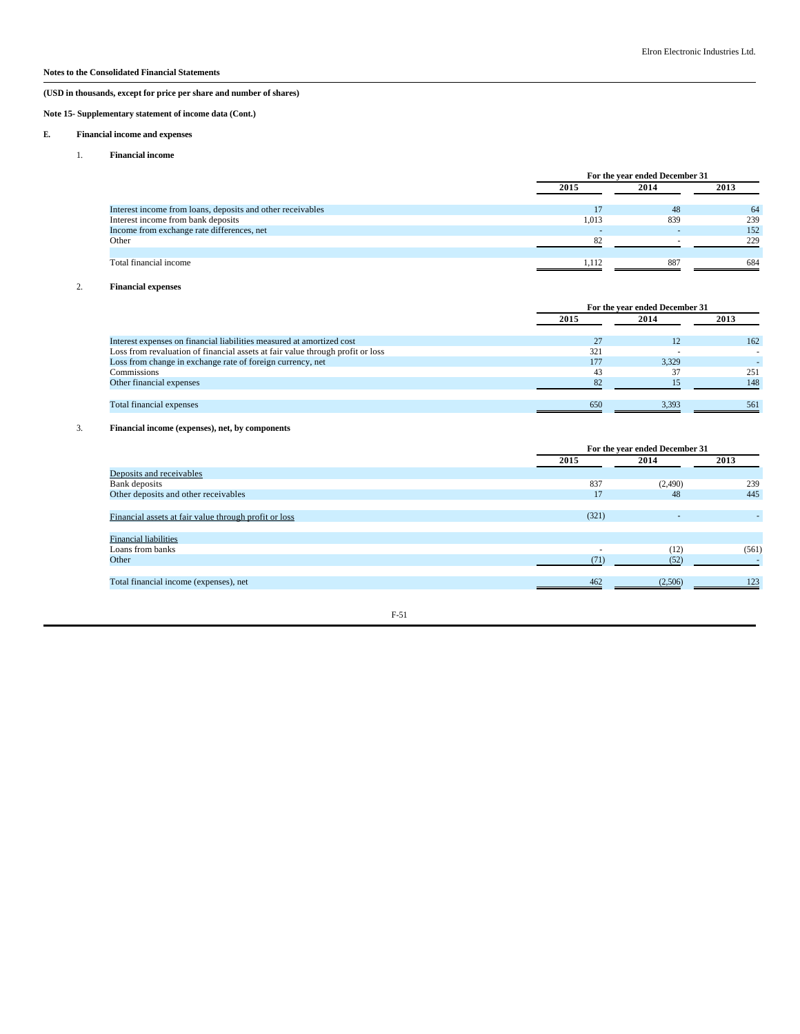**Notes to the Consolidated Financial Statements**

**(USD in thousands, except for price per share and number of shares)**

**Note 15- Supplementary statement of income data (Cont.)**

**E. Financial income and expenses**

1. **Financial income**

| | For the year ended December 31 | | |
|---|---|---|---|
| | 2015 | 2014 | 2013 |
| Interest income from loans, deposits and other receivables | 17 | 48 | 64 |
| Interest income from bank deposits | 1,013 | 839 | 239 |
| Income from exchange rate differences, net | - | - | 152 |
| Other | 82 | - | 229 |
| Total financial income | 1,112 | 887 | 684 |

2. **Financial expenses**

| | For the year ended December 31 | | |
|---|---|---|---|
| | 2015 | 2014 | 2013 |
| Interest expenses on financial liabilities measured at amortized cost | 27 | 12 | 162 |
| Loss from revaluation of financial assets at fair value through profit or loss | 321 | - | - |
| Loss from change in exchange rate of foreign currency, net | 177 | 3,329 | - |
| Commissions | 43 | 37 | 251 |
| Other financial expenses | 82 | 15 | 148 |
| Total financial expenses | 650 | 3,393 | 561 |

3. **Financial income (expenses), net, by components**

| | For the year ended December 31 | | |
|---|---|---|---|
| | 2015 | 2014 | 2013 |
| Deposits and receivables | | | |
| Bank deposits | 837 | (2,490) | 239 |
| Other deposits and other receivables | 17 | 48 | 445 |
| Financial assets at fair value through profit or loss | (321) | - | - |
| Financial liabilities | | | |
| Loans from banks | - | (12) | (561) |
| Other | (71) | (52) | - |
| Total financial income (expenses), net | 462 | (2,506) | 123 |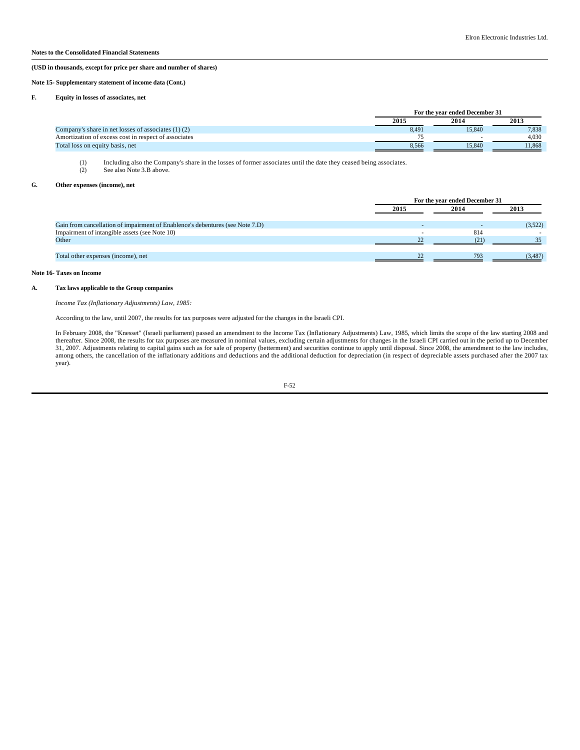**Notes to the Consolidated Financial Statements**

**(USD in thousands, except for price per share and number of shares)**

**Note 15- Supplementary statement of income data (Cont.)**

**F. Equity in losses of associates, net**

| | For the year ended December 31 | | |
|---|---|---|---|
| | 2015 | 2014 | 2013 |
| Company's share in net losses of associates (1) (2) | 8,491 | 15,840 | 7,838 |
| Amortization of excess cost in respect of associates | 75 | - | 4,030 |
| Total loss on equity basis, net | 8,566 | 15,840 | 11,868 |

(1) Including also the Company's share in the losses of former associates until the date they ceased being associates.
(2) See also Note 3.B above.

**G. Other expenses (income), net**

| | For the year ended December 31 | | |
|---|---|---|---|
| | 2015 | 2014 | 2013 |
| Gain from cancellation of impairment of Enablence's debentures (see Note 7.D) | - | - | (3,522) |
| Impairment of intangible assets (see Note 10) | - | 814 | - |
| Other | 22 | (21) | 35 |
| Total other expenses (income), net | 22 | 793 | (3,487) |

**Note 16- Taxes on Income**

**A. Tax laws applicable to the Group companies**

*Income Tax (Inflationary Adjustments) Law, 1985:*

According to the law, until 2007, the results for tax purposes were adjusted for the changes in the Israeli CPI.

In February 2008, the "Knesset" (Israeli parliament) passed an amendment to the Income Tax (Inflationary Adjustments) Law, 1985, which limits the scope of the law starting 2008 and thereafter. Since 2008, the results for tax purposes are measured in nominal values, excluding certain adjustments for changes in the Israeli CPI carried out in the period up to December 31, 2007. Adjustments relating to capital gains such as for sale of property (betterment) and securities continue to apply until disposal. Since 2008, the amendment to the law includes, among others, the cancellation of the inflationary additions and deductions and the additional deduction for depreciation (in respect of depreciable assets purchased after the 2007 tax year).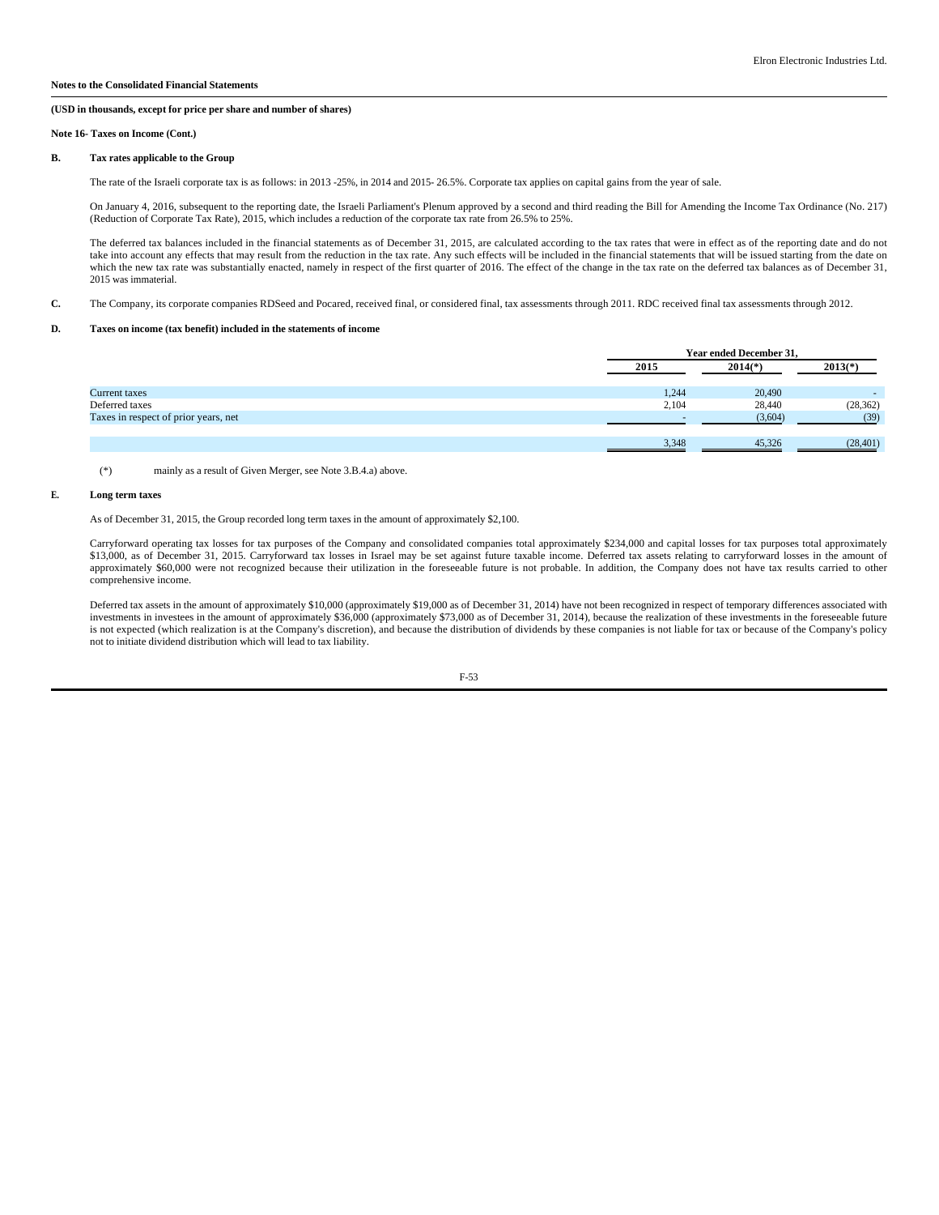**Notes to the Consolidated Financial Statements**

**(USD in thousands, except for price per share and number of shares)**

**Note 16- Taxes on Income (Cont.)**

**B. Tax rates applicable to the Group**

The rate of the Israeli corporate tax is as follows: in 2013 -25%, in 2014 and 2015- 26.5%. Corporate tax applies on capital gains from the year of sale.

On January 4, 2016, subsequent to the reporting date, the Israeli Parliament's Plenum approved by a second and third reading the Bill for Amending the Income Tax Ordinance (No. 217) (Reduction of Corporate Tax Rate), 2015, which includes a reduction of the corporate tax rate from 26.5% to 25%.

The deferred tax balances included in the financial statements as of December 31, 2015, are calculated according to the tax rates that were in effect as of the reporting date and do not take into account any effects that may result from the reduction in the tax rate. Any such effects will be included in the financial statements that will be issued starting from the date on which the new tax rate was substantially enacted, namely in respect of the first quarter of 2016. The effect of the change in the tax rate on the deferred tax balances as of December 31, 2015 was immaterial.

**C.** The Company, its corporate companies RDSeed and Pocared, received final, or considered final, tax assessments through 2011. RDC received final tax assessments through 2012.

**D. Taxes on income (tax benefit) included in the statements of income**

| | Year ended December 31, | | |
|---|---|---|---|
| | 2015 | 2014(*) | 2013(*) |
| Current taxes | 1,244 | 20,490 | - |
| Deferred taxes | 2,104 | 28,440 | (28,362) |
| Taxes in respect of prior years, net | - | (3,604) | (39) |
| | 3,348 | 45,326 | (28,401) |

(*) mainly as a result of Given Merger, see Note 3.B.4.a) above.

**E. Long term taxes**

As of December 31, 2015, the Group recorded long term taxes in the amount of approximately $2,100.

Carryforward operating tax losses for tax purposes of the Company and consolidated companies total approximately $234,000 and capital losses for tax purposes total approximately $13,000, as of December 31, 2015. Carryforward tax losses in Israel may be set against future taxable income. Deferred tax assets relating to carryforward losses in the amount of approximately $60,000 were not recognized because their utilization in the foreseeable future is not probable. In addition, the Company does not have tax results carried to other comprehensive income.

Deferred tax assets in the amount of approximately $10,000 (approximately $19,000 as of December 31, 2014) have not been recognized in respect of temporary differences associated with investments in investees in the amount of approximately $36,000 (approximately $73,000 as of December 31, 2014), because the realization of these investments in the foreseeable future is not expected (which realization is at the Company's discretion), and because the distribution of dividends by these companies is not liable for tax or because of the Company's policy not to initiate dividend distribution which will lead to tax liability.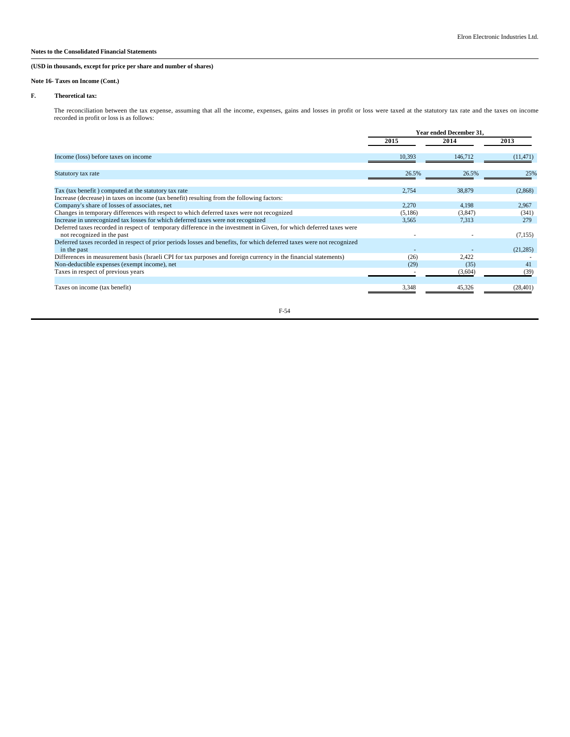**Notes to the Consolidated Financial Statements**

**(USD in thousands, except for price per share and number of shares)**

**Note 16- Taxes on Income (Cont.)**

**F. Theoretical tax:**

The reconciliation between the tax expense, assuming that all the income, expenses, gains and losses in profit or loss were taxed at the statutory tax rate and the taxes on income recorded in profit or loss is as follows:

| | Year ended December 31, | | |
|---|---|---|---|
| | 2015 | 2014 | 2013 |
| Income (loss) before taxes on income | 10,393 | 146,712 | (11,471) |
| Statutory tax rate | 26.5% | 26.5% | 25% |
| Tax (tax benefit ) computed at the statutory tax rate | 2,754 | 38,879 | (2,868) |
| Increase (decrease) in taxes on income (tax benefit) resulting from the following factors: | | | |
| Company's share of losses of associates, net | 2,270 | 4,198 | 2,967 |
| Changes in temporary differences with respect to which deferred taxes were not recognized | (5,186) | (3,847) | (341) |
| Increase in unrecognized tax losses for which deferred taxes were not recognized | 3,565 | 7,313 | 279 |
| Deferred taxes recorded in respect of temporary difference in the investment in Given, for which deferred taxes were not recognized in the past | - | - | (7,155) |
| Deferred taxes recorded in respect of prior periods losses and benefits, for which deferred taxes were not recognized in the past | - | - | (21,285) |
| Differences in measurement basis (Israeli CPI for tax purposes and foreign currency in the financial statements) | (26) | 2,422 | - |
| Non-deductible expenses (exempt income), net | (29) | (35) | 41 |
| Taxes in respect of previous years | - | (3,604) | (39) |
| Taxes on income (tax benefit) | 3,348 | 45,326 | (28,401) |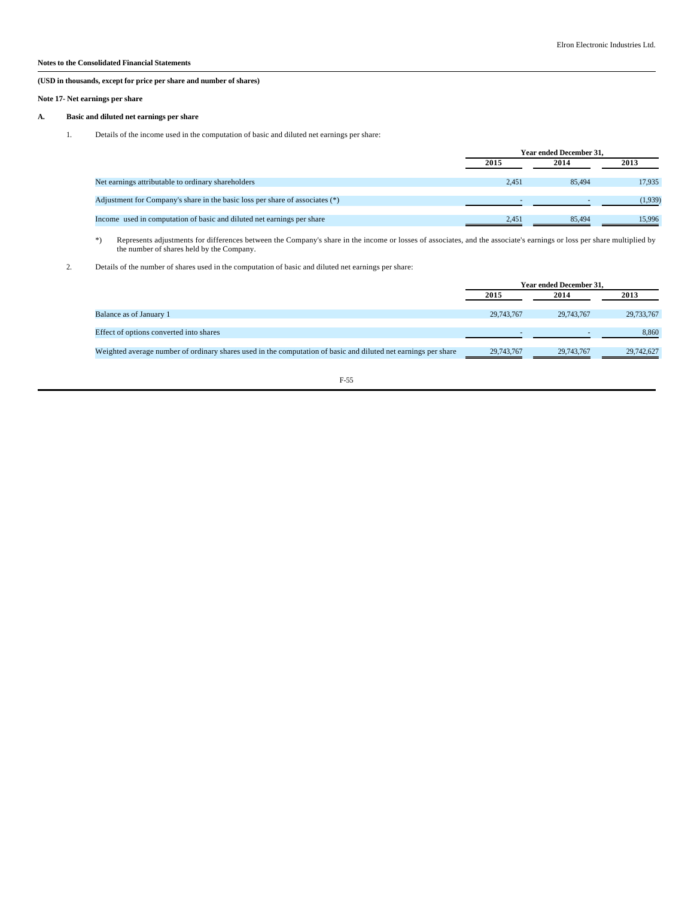**Notes to the Consolidated Financial Statements**

**(USD in thousands, except for price per share and number of shares)**

**Note 17- Net earnings per share**

**A. Basic and diluted net earnings per share**

1. Details of the income used in the computation of basic and diluted net earnings per share:

| | Year ended December 31, | | |
|---|---|---|---|
| | 2015 | 2014 | 2013 |
| Net earnings attributable to ordinary shareholders | 2,451 | 85,494 | 17,935 |
| Adjustment for Company's share in the basic loss per share of associates (*) | - | - | (1,939) |
| Income used in computation of basic and diluted net earnings per share | 2,451 | 85,494 | 15,996 |

*) Represents adjustments for differences between the Company's share in the income or losses of associates, and the associate's earnings or loss per share multiplied by the number of shares held by the Company.

2. Details of the number of shares used in the computation of basic and diluted net earnings per share:

| | Year ended December 31, | | |
|---|---|---|---|
| | 2015 | 2014 | 2013 |
| Balance as of January 1 | 29,743,767 | 29,743,767 | 29,733,767 |
| Effect of options converted into shares | - | - | 8,860 |
| Weighted average number of ordinary shares used in the computation of basic and diluted net earnings per share | 29,743,767 | 29,743,767 | 29,742,627 |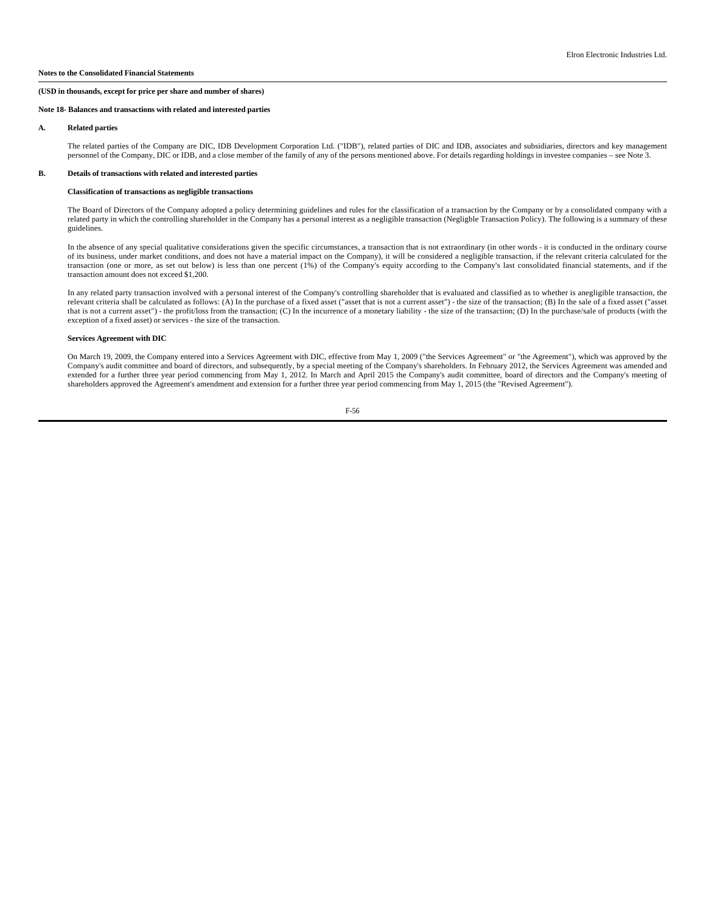**Notes to the Consolidated Financial Statements**

**(USD in thousands, except for price per share and number of shares)**

**Note 18- Balances and transactions with related and interested parties**

**A. Related parties**

The related parties of the Company are DIC, IDB Development Corporation Ltd. ("IDB"), related parties of DIC and IDB, associates and subsidiaries, directors and key management personnel of the Company, DIC or IDB, and a close member of the family of any of the persons mentioned above. For details regarding holdings in investee companies – see Note 3.

**B. Details of transactions with related and interested parties**

**Classification of transactions as negligible transactions**

The Board of Directors of the Company adopted a policy determining guidelines and rules for the classification of a transaction by the Company or by a consolidated company with a related party in which the controlling shareholder in the Company has a personal interest as a negligible transaction (Negligble Transaction Policy). The following is a summary of these guidelines.

In the absence of any special qualitative considerations given the specific circumstances, a transaction that is not extraordinary (in other words - it is conducted in the ordinary course of its business, under market conditions, and does not have a material impact on the Company), it will be considered a negligible transaction, if the relevant criteria calculated for the transaction (one or more, as set out below) is less than one percent (1%) of the Company's equity according to the Company's last consolidated financial statements, and if the transaction amount does not exceed $1,200.

In any related party transaction involved with a personal interest of the Company's controlling shareholder that is evaluated and classified as to whether is anegligible transaction, the relevant criteria shall be calculated as follows: (A) In the purchase of a fixed asset ("asset that is not a current asset") - the size of the transaction; (B) In the sale of a fixed asset ("asset that is not a current asset") - the profit/loss from the transaction; (C) In the incurrence of a monetary liability - the size of the transaction; (D) In the purchase/sale of products (with the exception of a fixed asset) or services - the size of the transaction.

**Services Agreement with DIC**

On March 19, 2009, the Company entered into a Services Agreement with DIC, effective from May 1, 2009 ("the Services Agreement" or "the Agreement"), which was approved by the Company's audit committee and board of directors, and subsequently, by a special meeting of the Company's shareholders. In February 2012, the Services Agreement was amended and extended for a further three year period commencing from May 1, 2012. In March and April 2015 the Company's audit committee, board of directors and the Company's meeting of shareholders approved the Agreement's amendment and extension for a further three year period commencing from May 1, 2015 (the "Revised Agreement").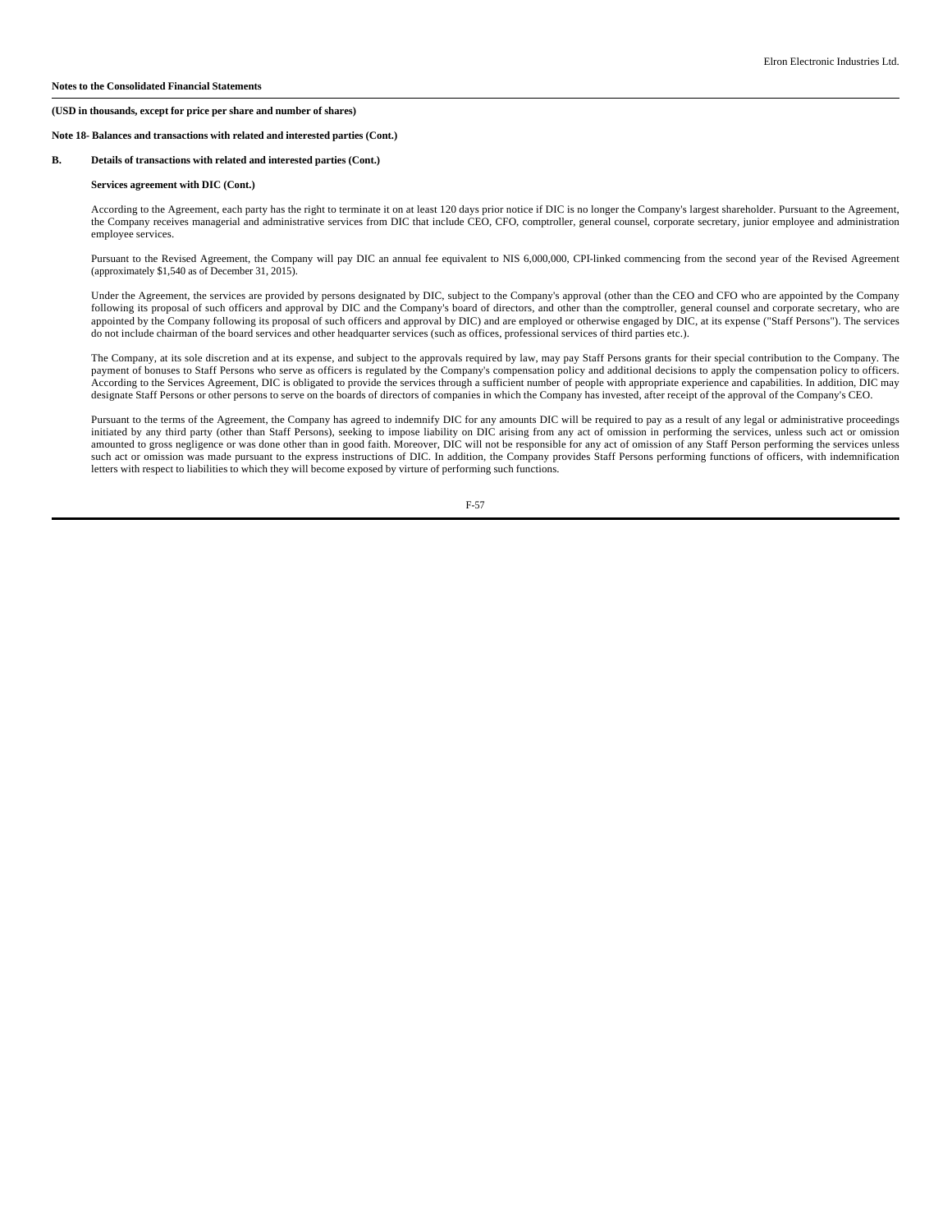**Notes to the Consolidated Financial Statements**

**(USD in thousands, except for price per share and number of shares)**

**Note 18- Balances and transactions with related and interested parties (Cont.)**

**B. Details of transactions with related and interested parties (Cont.)**

**Services agreement with DIC (Cont.)**

According to the Agreement, each party has the right to terminate it on at least 120 days prior notice if DIC is no longer the Company's largest shareholder. Pursuant to the Agreement, the Company receives managerial and administrative services from DIC that include CEO, CFO, comptroller, general counsel, corporate secretary, junior employee and administration employee services.

Pursuant to the Revised Agreement, the Company will pay DIC an annual fee equivalent to NIS 6,000,000, CPI-linked commencing from the second year of the Revised Agreement (approximately $1,540 as of December 31, 2015).

Under the Agreement, the services are provided by persons designated by DIC, subject to the Company's approval (other than the CEO and CFO who are appointed by the Company following its proposal of such officers and approval by DIC and the Company's board of directors, and other than the comptroller, general counsel and corporate secretary, who are appointed by the Company following its proposal of such officers and approval by DIC) and are employed or otherwise engaged by DIC, at its expense ("Staff Persons"). The services do not include chairman of the board services and other headquarter services (such as offices, professional services of third parties etc.).

The Company, at its sole discretion and at its expense, and subject to the approvals required by law, may pay Staff Persons grants for their special contribution to the Company. The payment of bonuses to Staff Persons who serve as officers is regulated by the Company's compensation policy and additional decisions to apply the compensation policy to officers. According to the Services Agreement, DIC is obligated to provide the services through a sufficient number of people with appropriate experience and capabilities. In addition, DIC may designate Staff Persons or other persons to serve on the boards of directors of companies in which the Company has invested, after receipt of the approval of the Company's CEO.

Pursuant to the terms of the Agreement, the Company has agreed to indemnify DIC for any amounts DIC will be required to pay as a result of any legal or administrative proceedings initiated by any third party (other than Staff Persons), seeking to impose liability on DIC arising from any act of omission in performing the services, unless such act or omission amounted to gross negligence or was done other than in good faith. Moreover, DIC will not be responsible for any act of omission of any Staff Person performing the services unless such act or omission was made pursuant to the express instructions of DIC. In addition, the Company provides Staff Persons performing functions of officers, with indemnification letters with respect to liabilities to which they will become exposed by virture of performing such functions.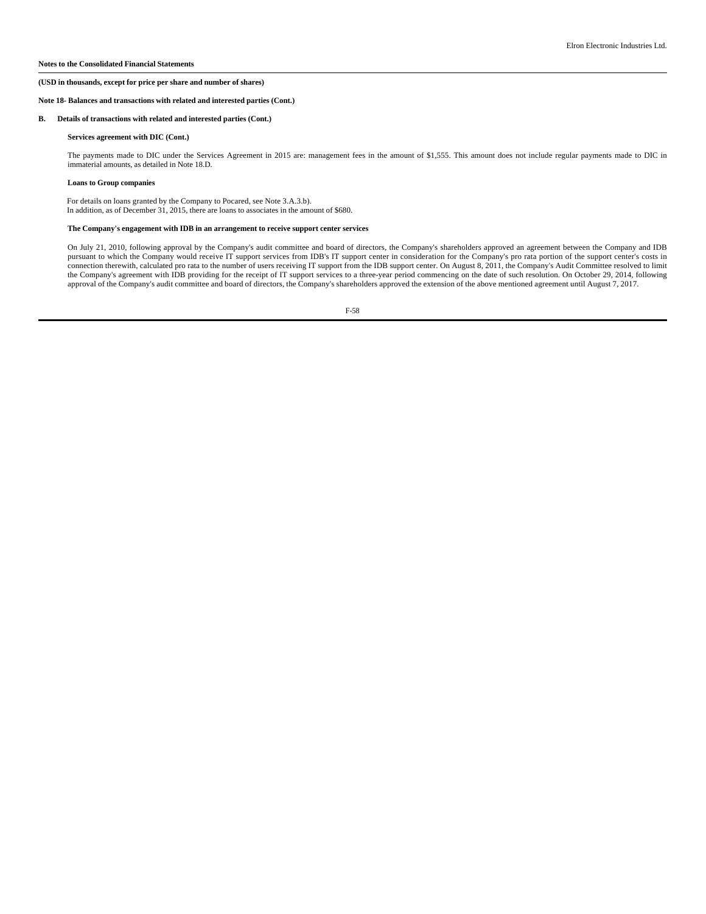**Notes to the Consolidated Financial Statements**

**(USD in thousands, except for price per share and number of shares)**

**Note 18- Balances and transactions with related and interested parties (Cont.)**

**B. Details of transactions with related and interested parties (Cont.)**

**Services agreement with DIC (Cont.)**

The payments made to DIC under the Services Agreement in 2015 are: management fees in the amount of $1,555. This amount does not include regular payments made to DIC in immaterial amounts, as detailed in Note 18.D.

**Loans to Group companies**

For details on loans granted by the Company to Pocared, see Note 3.A.3.b).
In addition, as of December 31, 2015, there are loans to associates in the amount of $680.

**The Company's engagement with IDB in an arrangement to receive support center services**

On July 21, 2010, following approval by the Company's audit committee and board of directors, the Company's shareholders approved an agreement between the Company and IDB pursuant to which the Company would receive IT support services from IDB's IT support center in consideration for the Company's pro rata portion of the support center's costs in connection therewith, calculated pro rata to the number of users receiving IT support from the IDB support center. On August 8, 2011, the Company's Audit Committee resolved to limit the Company's agreement with IDB providing for the receipt of IT support services to a three-year period commencing on the date of such resolution. On October 29, 2014, following approval of the Company's audit committee and board of directors, the Company's shareholders approved the extension of the above mentioned agreement until August 7, 2017.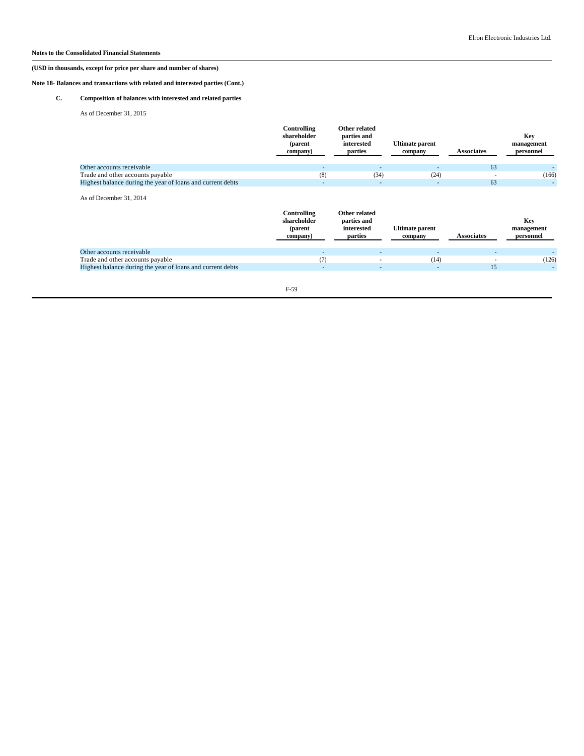**Notes to the Consolidated Financial Statements**

**(USD in thousands, except for price per share and number of shares)**

**Note 18- Balances and transactions with related and interested parties (Cont.)**

**C. Composition of balances with interested and related parties**

As of December 31, 2015

| | Controlling shareholder (parent company) | Other related parties and interested parties | Ultimate parent company | Associates | Key management personnel |
|---|---|---|---|---|---|
| Other accounts receivable | - | - | - | 63 | - |
| Trade and other accounts payable | (8) | (34) | (24) | - | (166) |
| Highest balance during the year of loans and current debts | - | - | - | 63 | - |

As of December 31, 2014

| | Controlling shareholder (parent company) | Other related parties and interested parties | Ultimate parent company | Associates | Key management personnel |
|---|---|---|---|---|---|
| Other accounts receivable | - | - | - | - | - |
| Trade and other accounts payable | (7) | - | (14) | - | (126) |
| Highest balance during the year of loans and current debts | - | - | - | 15 | - |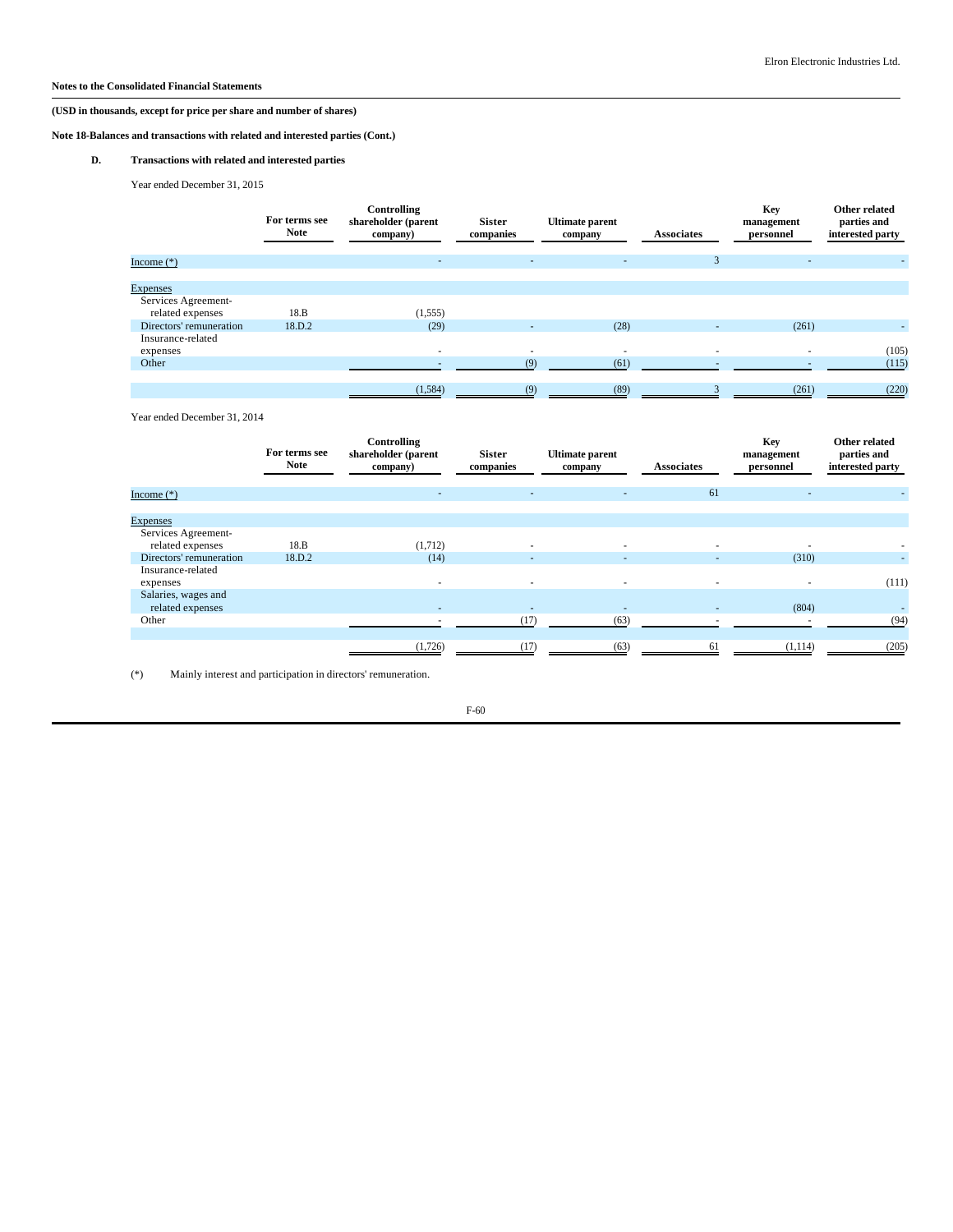Notes to the Consolidated Financial Statements

**(USD in thousands, except for price per share and number of shares)**

**Note 18-Balances and transactions with related and interested parties (Cont.)**

**D. Transactions with related and interested parties**

Year ended December 31, 2015

| | For terms see Note | Controlling shareholder (parent company) | Sister companies | Ultimate parent company | Associates | Key management personnel | Other related parties and interested party |
|---|---|---|---|---|---|---|---|
| Income (*) | | - | - | - | 3 | - | - |
| Expenses | | | | | | | |
| Services Agreement-related expenses | 18.B | (1,555) | | | | | |
| Directors' remuneration | 18.D.2 | (29) | - | (28) | - | (261) | - |
| Insurance-related expenses | | - | - | - | - | - | (105) |
| Other | | - | (9) | (61) | - | - | (115) |
| | | (1,584) | (9) | (89) | 3 | (261) | (220) |

Year ended December 31, 2014

| | For terms see Note | Controlling shareholder (parent company) | Sister companies | Ultimate parent company | Associates | Key management personnel | Other related parties and interested party |
|---|---|---|---|---|---|---|---|
| Income (*) | | - | - | - | 61 | - | - |
| Expenses | | | | | | | |
| Services Agreement-related expenses | 18.B | (1,712) | - | - | - | - | - |
| Directors' remuneration | 18.D.2 | (14) | - | - | - | (310) | - |
| Insurance-related expenses | | - | - | - | - | - | (111) |
| Salaries, wages and related expenses | | - | - | - | - | (804) | - |
| Other | | - | (17) | (63) | - | - | (94) |
| | | (1,726) | (17) | (63) | 61 | (1,114) | (205) |

(*) Mainly interest and participation in directors' remuneration.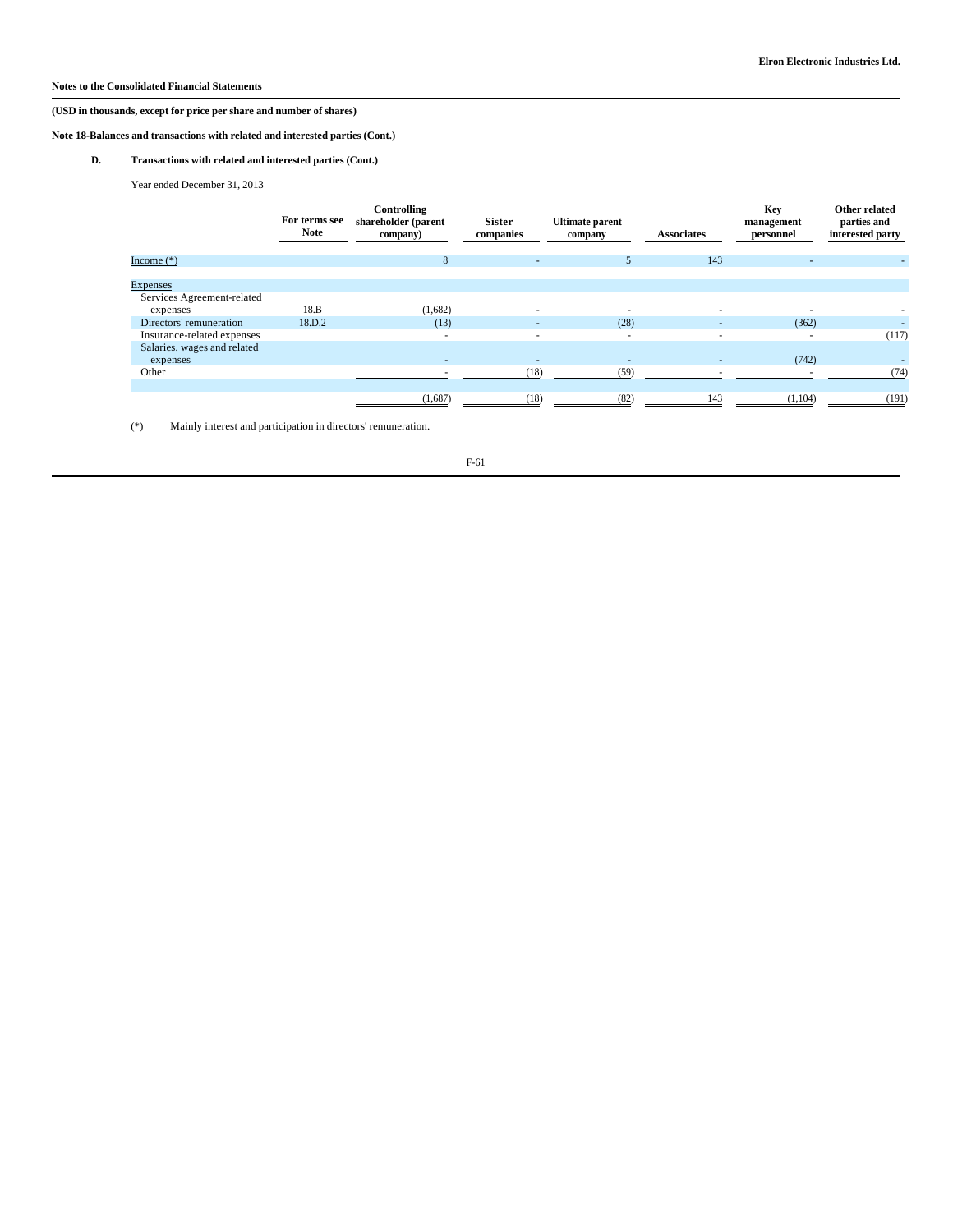**Notes to the Consolidated Financial Statements**

**(USD in thousands, except for price per share and number of shares)**

**Note 18-Balances and transactions with related and interested parties (Cont.)**

**D. Transactions with related and interested parties (Cont.)**

Year ended December 31, 2013

| | For terms see Note | Controlling shareholder (parent company) | Sister companies | Ultimate parent company | Associates | Key management personnel | Other related parties and interested party |
|---|---|---|---|---|---|---|---|
| Income (*) | | 8 | - | 5 | 143 | - | - |
| Expenses | | | | | | | |
| Services Agreement-related expenses | 18.B | (1,682) | - | - | - | - | - |
| Directors' remuneration | 18.D.2 | (13) | - | (28) | - | (362) | - |
| Insurance-related expenses | | - | - | - | - | - | (117) |
| Salaries, wages and related expenses | | - | - | - | - | (742) | - |
| Other | | - | (18) | (59) | - | - | (74) |
| | | (1,687) | (18) | (82) | 143 | (1,104) | (191) |

(*) Mainly interest and participation in directors' remuneration.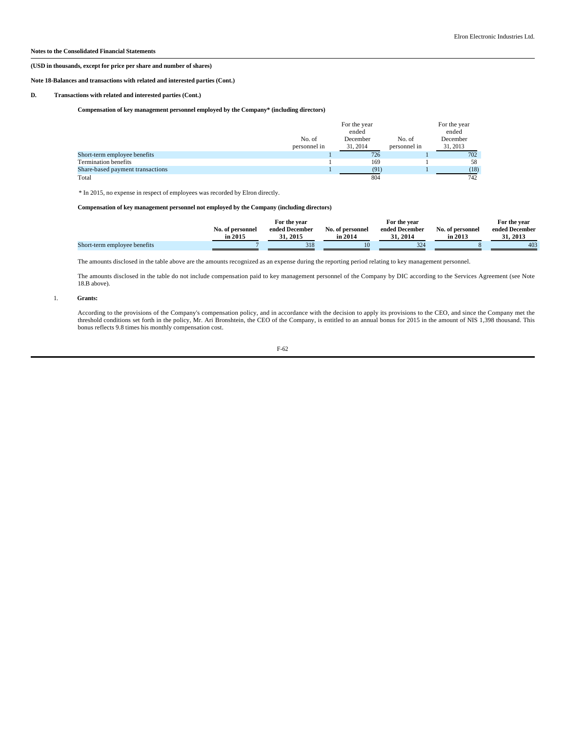**Notes to the Consolidated Financial Statements**

**(USD in thousands, except for price per share and number of shares)**

**Note 18-Balances and transactions with related and interested parties (Cont.)**

**D. Transactions with related and interested parties (Cont.)**

**Compensation of key management personnel employed by the Company\* (including directors)**

| | No. of personnel in | For the year ended December 31, 2014 | No. of personnel in | For the year ended December 31, 2013 |
|---|---|---|---|---|
| Short-term employee benefits | 1 | 726 | 1 | 702 |
| Termination benefits | 1 | 169 | 1 | 58 |
| Share-based payment transactions | 1 | (91) | 1 | (18) |
| Total | | 804 | | 742 |

\* In 2015, no expense in respect of employees was recorded by Elron directly.

**Compensation of key management personnel not employed by the Company (including directors)**

| | No. of personnel in 2015 | For the year ended December 31, 2015 | No. of personnel in 2014 | For the year ended December 31, 2014 | No. of personnel in 2013 | For the year ended December 31, 2013 |
|---|---|---|---|---|---|---|
| Short-term employee benefits | 7 | 318 | 10 | 324 | 8 | 403 |

The amounts disclosed in the table above are the amounts recognized as an expense during the reporting period relating to key management personnel.

The amounts disclosed in the table do not include compensation paid to key management personnel of the Company by DIC according to the Services Agreement (see Note 18.B above).

1. **Grants:**

According to the provisions of the Company's compensation policy, and in accordance with the decision to apply its provisions to the CEO, and since the Company met the threshold conditions set forth in the policy, Mr. Ari Bronshtein, the CEO of the Company, is entitled to an annual bonus for 2015 in the amount of NIS 1,398 thousand. This bonus reflects 9.8 times his monthly compensation cost.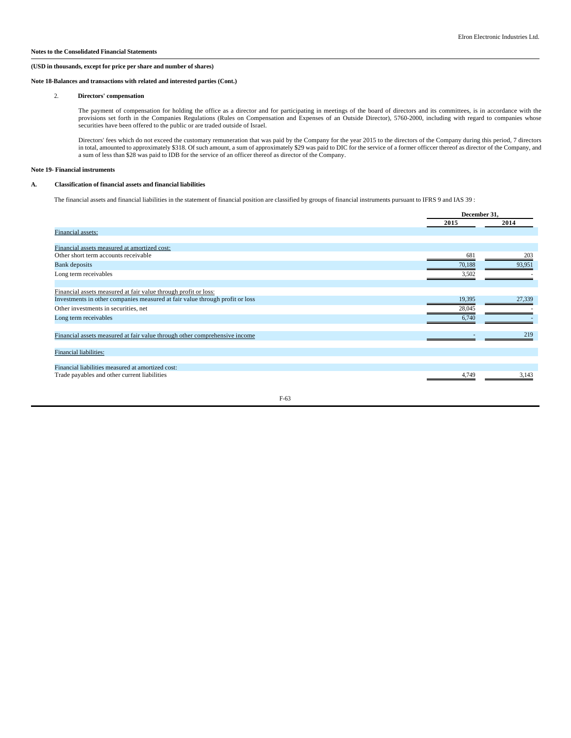**Notes to the Consolidated Financial Statements**

**(USD in thousands, except for price per share and number of shares)**

**Note 18-Balances and transactions with related and interested parties (Cont.)**

2. **Directors' compensation**

The payment of compensation for holding the office as a director and for participating in meetings of the board of directors and its committees, is in accordance with the provisions set forth in the Companies Regulations (Rules on Compensation and Expenses of an Outside Director), 5760-2000, including with regard to companies whose securities have been offered to the public or are traded outside of Israel.

Directors' fees which do not exceed the customary remuneration that was paid by the Company for the year 2015 to the directors of the Company during this period, 7 directors in total, amounted to approximately $318. Of such amount, a sum of approximately $29 was paid to DIC for the service of a former officcer thereof as director of the Company, and a sum of less than $28 was paid to IDB for the service of an officer thereof as director of the Company.

**Note 19- Financial instruments**

**A. Classification of financial assets and financial liabilities**

The financial assets and financial liabilities in the statement of financial position are classified by groups of financial instruments pursuant to IFRS 9 and IAS 39 :

| | December 31, | |
|---|---|---|
| | 2015 | 2014 |
| Financial assets: | | |
| Financial assets measured at amortized cost: | | |
| Other short term accounts receivable | 681 | 203 |
| Bank deposits | 70,188 | 93,951 |
| Long term receivables | 3,502 | - |
| Financial assets measured at fair value through profit or loss: | | |
| Investments in other companies measured at fair value through profit or loss | 19,395 | 27,339 |
| Other investments in securities, net | 28,045 | - |
| Long term receivables | 6,740 | - |
| Financial assets measured at fair value through other comprehensive income | - | 219 |
| Financial liabilities: | | |
| Financial liabilities measured at amortized cost: | | |
| Trade payables and other current liabilities | 4,749 | 3,143 |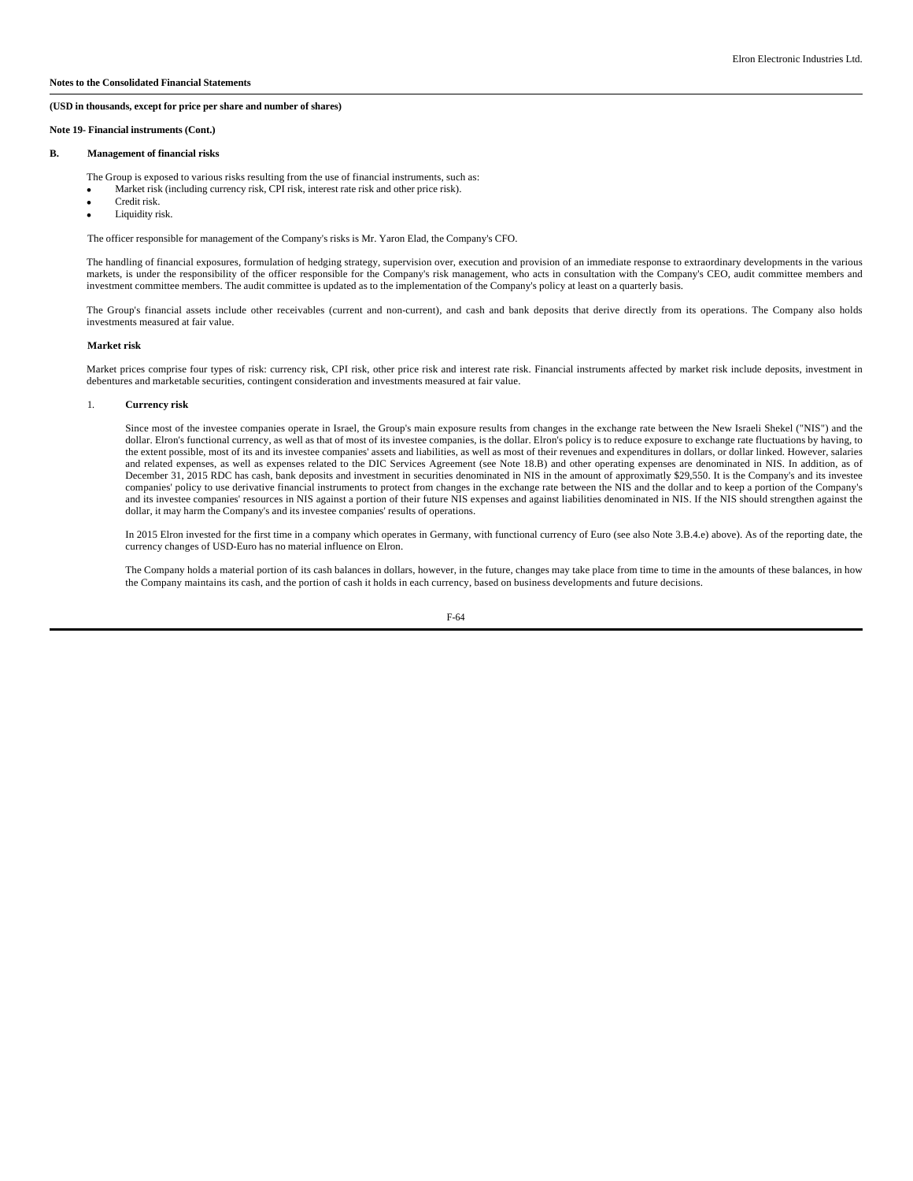**Notes to the Consolidated Financial Statements**

**(USD in thousands, except for price per share and number of shares)**

**Note 19- Financial instruments (Cont.)**

**B. Management of financial risks**

The Group is exposed to various risks resulting from the use of financial instruments, such as:

- Market risk (including currency risk, CPI risk, interest rate risk and other price risk).
- Credit risk.
- Liquidity risk.

The officer responsible for management of the Company's risks is Mr. Yaron Elad, the Company's CFO.

The handling of financial exposures, formulation of hedging strategy, supervision over, execution and provision of an immediate response to extraordinary developments in the various markets, is under the responsibility of the officer responsible for the Company's risk management, who acts in consultation with the Company's CEO, audit committee members and investment committee members. The audit committee is updated as to the implementation of the Company's policy at least on a quarterly basis.

The Group's financial assets include other receivables (current and non-current), and cash and bank deposits that derive directly from its operations. The Company also holds investments measured at fair value.

**Market risk**

Market prices comprise four types of risk: currency risk, CPI risk, other price risk and interest rate risk. Financial instruments affected by market risk include deposits, investment in debentures and marketable securities, contingent consideration and investments measured at fair value.

1. **Currency risk**

Since most of the investee companies operate in Israel, the Group's main exposure results from changes in the exchange rate between the New Israeli Shekel ("NIS") and the dollar. Elron's functional currency, as well as that of most of its investee companies, is the dollar. Elron's policy is to reduce exposure to exchange rate fluctuations by having, to the extent possible, most of its and its investee companies' assets and liabilities, as well as most of their revenues and expenditures in dollars, or dollar linked. However, salaries and related expenses, as well as expenses related to the DIC Services Agreement (see Note 18.B) and other operating expenses are denominated in NIS. In addition, as of December 31, 2015 RDC has cash, bank deposits and investment in securities denominated in NIS in the amount of approximately $29,550. It is the Company's and its investee companies' policy to use derivative financial instruments to protect from changes in the exchange rate between the NIS and the dollar and to keep a portion of the Company's and its investee companies' resources in NIS against a portion of their future NIS expenses and against liabilities denominated in NIS. If the NIS should strengthen against the dollar, it may harm the Company's and its investee companies' results of operations.

In 2015 Elron invested for the first time in a company which operates in Germany, with functional currency of Euro (see also Note 3.B.4.e) above). As of the reporting date, the currency changes of USD-Euro has no material influence on Elron.

The Company holds a material portion of its cash balances in dollars, however, in the future, changes may take place from time to time in the amounts of these balances, in how the Company maintains its cash, and the portion of cash it holds in each currency, based on business developments and future decisions.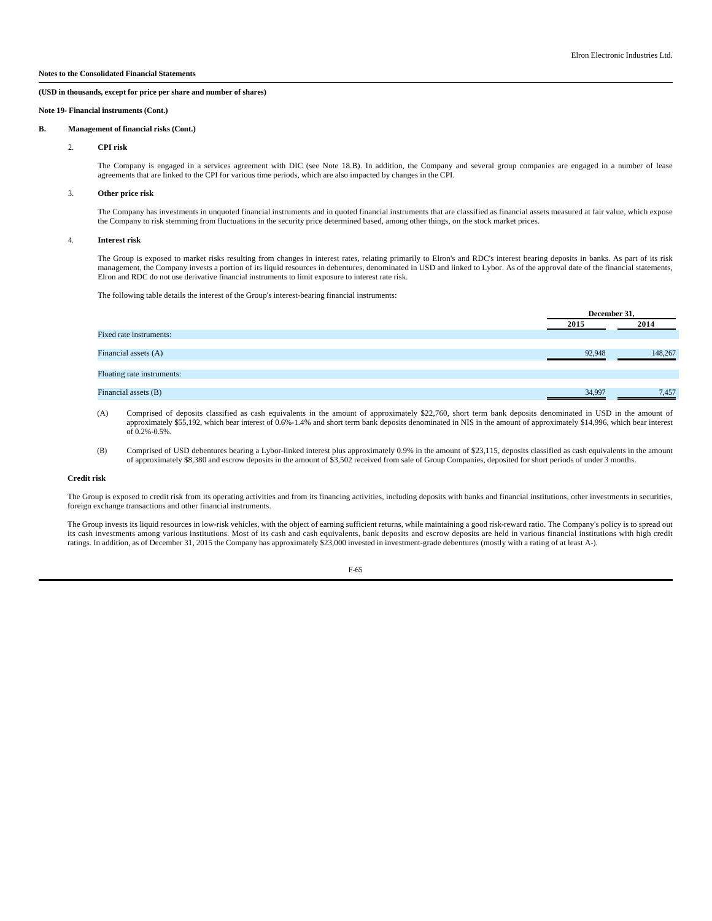**Notes to the Consolidated Financial Statements**

**(USD in thousands, except for price per share and number of shares)**

**Note 19- Financial instruments (Cont.)**

**B. Management of financial risks (Cont.)**

2. **CPI risk**

The Company is engaged in a services agreement with DIC (see Note 18.B). In addition, the Company and several group companies are engaged in a number of lease agreements that are linked to the CPI for various time periods, which are also impacted by changes in the CPI.

3. **Other price risk**

The Company has investments in unquoted financial instruments and in quoted financial instruments that are classified as financial assets measured at fair value, which expose the Company to risk stemming from fluctuations in the security price determined based, among other things, on the stock market prices.

4. **Interest risk**

The Group is exposed to market risks resulting from changes in interest rates, relating primarily to Elron's and RDC's interest bearing deposits in banks. As part of its risk management, the Company invests a portion of its liquid resources in debentures, denominated in USD and linked to Lybor. As of the approval date of the financial statements, Elron and RDC do not use derivative financial instruments to limit exposure to interest rate risk.

The following table details the interest of the Group's interest-bearing financial instruments:

| | December 31, | |
|---|---|---|
| | 2015 | 2014 |
| Fixed rate instruments: | | |
| Financial assets (A) | 92,948 | 148,267 |
| Floating rate instruments: | | |
| Financial assets (B) | 34,997 | 7,457 |

(A) Comprised of deposits classified as cash equivalents in the amount of approximately $22,760, short term bank deposits denominated in USD in the amount of approximately $55,192, which bear interest of 0.6%-1.4% and short term bank deposits denominated in NIS in the amount of approximately $14,996, which bear interest of 0.2%-0.5%.

(B) Comprised of USD debentures bearing a Lybor-linked interest plus approximately 0.9% in the amount of $23,115, deposits classified as cash equivalents in the amount of approximately $8,380 and escrow deposits in the amount of $3,502 received from sale of Group Companies, deposited for short periods of under 3 months.

**Credit risk**

The Group is exposed to credit risk from its operating activities and from its financing activities, including deposits with banks and financial institutions, other investments in securities, foreign exchange transactions and other financial instruments.

The Group invests its liquid resources in low-risk vehicles, with the object of earning sufficient returns, while maintaining a good risk-reward ratio. The Company's policy is to spread out its cash investments among various institutions. Most of its cash and cash equivalents, bank deposits and escrow deposits are held in various financial institutions with high credit ratings. In addition, as of December 31, 2015 the Company has approximately $23,000 invested in investment-grade debentures (mostly with a rating of at least A-).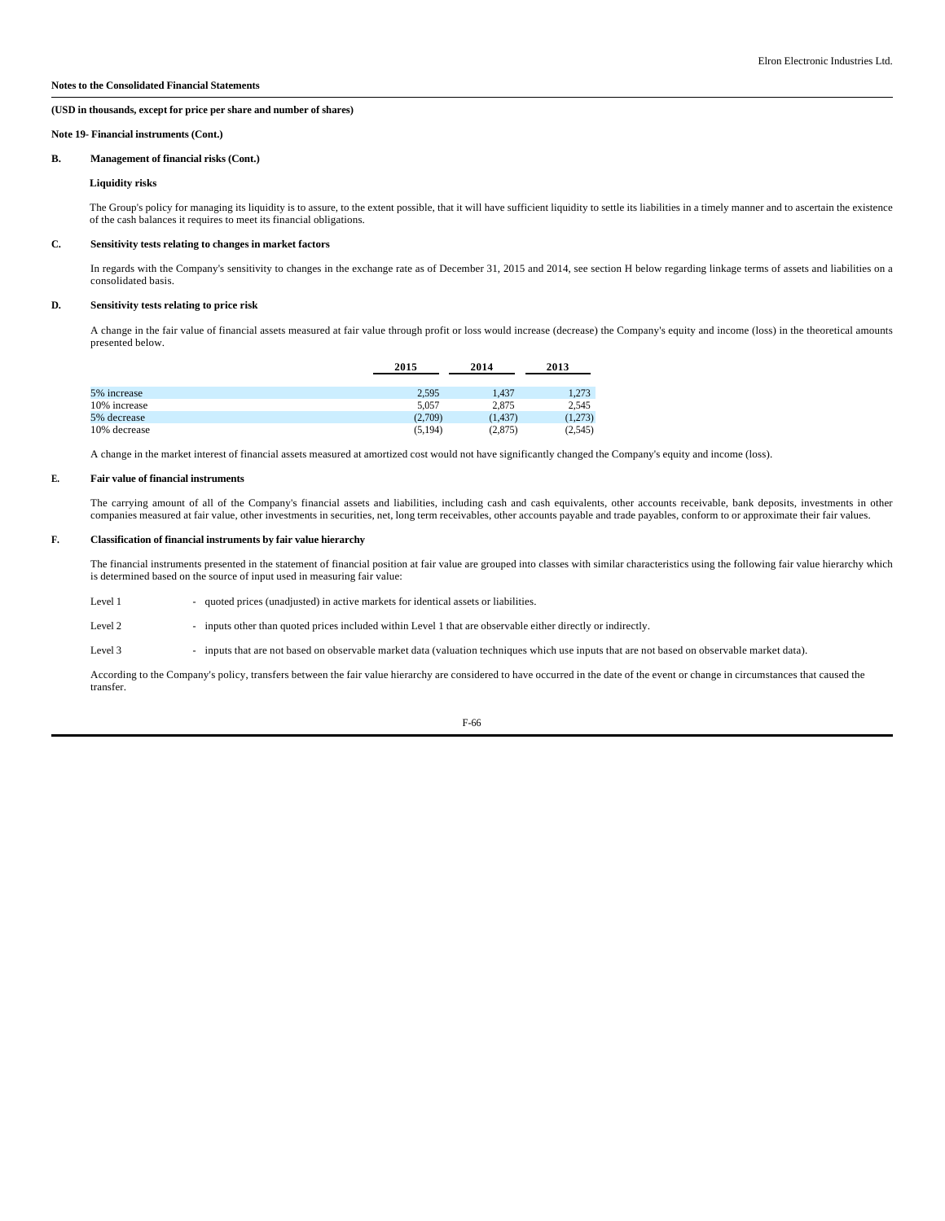**Notes to the Consolidated Financial Statements**

**(USD in thousands, except for price per share and number of shares)**

**Note 19- Financial instruments (Cont.)**

**B. Management of financial risks (Cont.)**

**Liquidity risks**

The Group's policy for managing its liquidity is to assure, to the extent possible, that it will have sufficient liquidity to settle its liabilities in a timely manner and to ascertain the existence of the cash balances it requires to meet its financial obligations.

**C. Sensitivity tests relating to changes in market factors**

In regards with the Company's sensitivity to changes in the exchange rate as of December 31, 2015 and 2014, see section H below regarding linkage terms of assets and liabilities on a consolidated basis.

**D. Sensitivity tests relating to price risk**

A change in the fair value of financial assets measured at fair value through profit or loss would increase (decrease) the Company's equity and income (loss) in the theoretical amounts presented below.

| | 2015 | 2014 | 2013 |
|---|---|---|---|
| 5% increase | 2,595 | 1,437 | 1,273 |
| 10% increase | 5,057 | 2,875 | 2,545 |
| 5% decrease | (2,709) | (1,437) | (1,273) |
| 10% decrease | (5,194) | (2,875) | (2,545) |

A change in the market interest of financial assets measured at amortized cost would not have significantly changed the Company's equity and income (loss).

**E. Fair value of financial instruments**

The carrying amount of all of the Company's financial assets and liabilities, including cash and cash equivalents, other accounts receivable, bank deposits, investments in other companies measured at fair value, other investments in securities, net, long term receivables, other accounts payable and trade payables, conform to or approximate their fair values.

**F. Classification of financial instruments by fair value hierarchy**

The financial instruments presented in the statement of financial position at fair value are grouped into classes with similar characteristics using the following fair value hierarchy which is determined based on the source of input used in measuring fair value:

Level 1 - quoted prices (unadjusted) in active markets for identical assets or liabilities.

Level 2 - inputs other than quoted prices included within Level 1 that are observable either directly or indirectly.

Level 3 - inputs that are not based on observable market data (valuation techniques which use inputs that are not based on observable market data).

According to the Company's policy, transfers between the fair value hierarchy are considered to have occurred in the date of the event or change in circumstances that caused the transfer.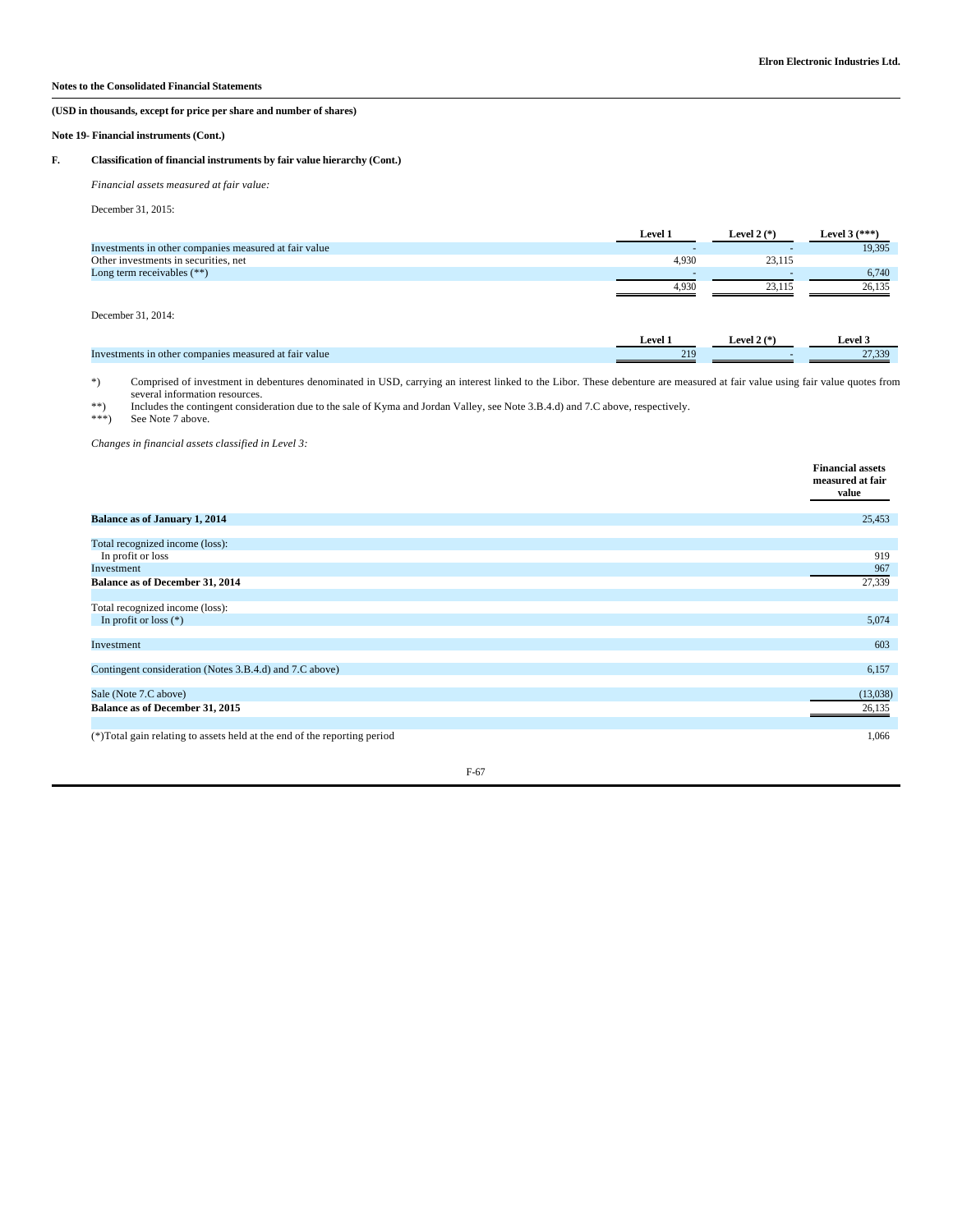**Notes to the Consolidated Financial Statements**

**(USD in thousands, except for price per share and number of shares)**

**Note 19- Financial instruments (Cont.)**

**F. Classification of financial instruments by fair value hierarchy (Cont.)**

*Financial assets measured at fair value:*

December 31, 2015:

| | Level 1 | Level 2 (*) | Level 3 (***) |
|---|---|---|---|
| Investments in other companies measured at fair value | - | - | 19,395 |
| Other investments in securities, net | 4,930 | 23,115 | |
| Long term receivables (**) | - | - | 6,740 |
| | 4,930 | 23,115 | 26,135 |

December 31, 2014:

| | Level 1 | Level 2 (*) | Level 3 |
|---|---|---|---|
| Investments in other companies measured at fair value | 219 | - | 27,339 |

*) Comprised of investment in debentures denominated in USD, carrying an interest linked to the Libor. These debenture are measured at fair value using fair value quotes from several information resources.

**) Includes the contingent consideration due to the sale of Kyma and Jordan Valley, see Note 3.B.4.d) and 7.C above, respectively.

***) See Note 7 above.

*Changes in financial assets classified in Level 3:*

| | Financial assets measured at fair value |
|---|---|
| **Balance as of January 1, 2014** | 25,453 |
| | |
| Total recognized income (loss): | |
| In profit or loss | 919 |
| Investment | 967 |
| **Balance as of December 31, 2014** | 27,339 |
| | |
| Total recognized income (loss): | |
| In profit or loss (*) | 5,074 |
| | |
| Investment | 603 |
| | |
| Contingent consideration (Notes 3.B.4.d) and 7.C above) | 6,157 |
| | |
| Sale (Note 7.C above) | (13,038) |
| **Balance as of December 31, 2015** | 26,135 |
| | |
| (*)Total gain relating to assets held at the end of the reporting period | 1,066 |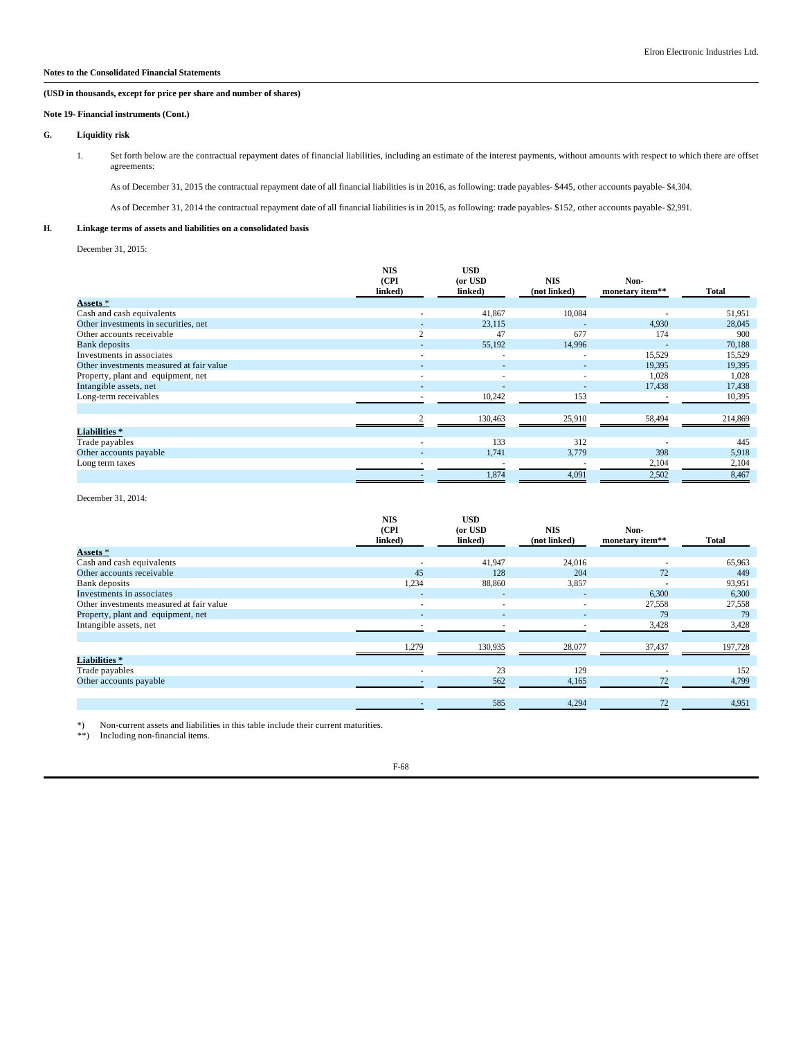**Notes to the Consolidated Financial Statements**

**(USD in thousands, except for price per share and number of shares)**

**Note 19- Financial instruments (Cont.)**

**G. Liquidity risk**

1. Set forth below are the contractual repayment dates of financial liabilities, including an estimate of the interest payments, without amounts with respect to which there are offset agreements:

As of December 31, 2015 the contractual repayment date of all financial liabilities is in 2016, as following: trade payables- $445, other accounts payable- $4,304.

As of December 31, 2014 the contractual repayment date of all financial liabilities is in 2015, as following: trade payables- $152, other accounts payable- $2,991.

**H. Linkage terms of assets and liabilities on a consolidated basis**

December 31, 2015:

| | NIS (CPI linked) | USD (or USD linked) | NIS (not linked) | Non-monetary item** | Total |
|---|---|---|---|---|---|
| **Assets *** | | | | | |
| Cash and cash equivalents | - | 41,867 | 10,084 | - | 51,951 |
| Other investments in securities, net | - | 23,115 | - | 4,930 | 28,045 |
| Other accounts receivable | 2 | 47 | 677 | 174 | 900 |
| Bank deposits | - | 55,192 | 14,996 | - | 70,188 |
| Investments in associates | - | - | - | 15,529 | 15,529 |
| Other investments measured at fair value | - | - | - | 19,395 | 19,395 |
| Property, plant and equipment, net | - | - | - | 1,028 | 1,028 |
| Intangible assets, net | - | - | - | 17,438 | 17,438 |
| Long-term receivables | - | 10,242 | 153 | - | 10,395 |
| | 2 | 130,463 | 25,910 | 58,494 | 214,869 |
| **Liabilities *** | | | | | |
| Trade payables | - | 133 | 312 | - | 445 |
| Other accounts payable | - | 1,741 | 3,779 | 398 | 5,918 |
| Long term taxes | - | - | - | 2,104 | 2,104 |
| | - | 1,874 | 4,091 | 2,502 | 8,467 |

December 31, 2014:

| | NIS (CPI linked) | USD (or USD linked) | NIS (not linked) | Non-monetary item** | Total |
|---|---|---|---|---|---|
| **Assets *** | | | | | |
| Cash and cash equivalents | - | 41,947 | 24,016 | - | 65,963 |
| Other accounts receivable | 45 | 128 | 204 | 72 | 449 |
| Bank deposits | 1,234 | 88,860 | 3,857 | - | 93,951 |
| Investments in associates | - | - | - | 6,300 | 6,300 |
| Other investments measured at fair value | - | - | - | 27,558 | 27,558 |
| Property, plant and equipment, net | - | - | - | 79 | 79 |
| Intangible assets, net | - | - | - | 3,428 | 3,428 |
| | 1,279 | 130,935 | 28,077 | 37,437 | 197,728 |
| **Liabilities *** | | | | | |
| Trade payables | - | 23 | 129 | - | 152 |
| Other accounts payable | - | 562 | 4,165 | 72 | 4,799 |
| | - | 585 | 4,294 | 72 | 4,951 |

*) Non-current assets and liabilities in this table include their current maturities.
**) Including non-financial items.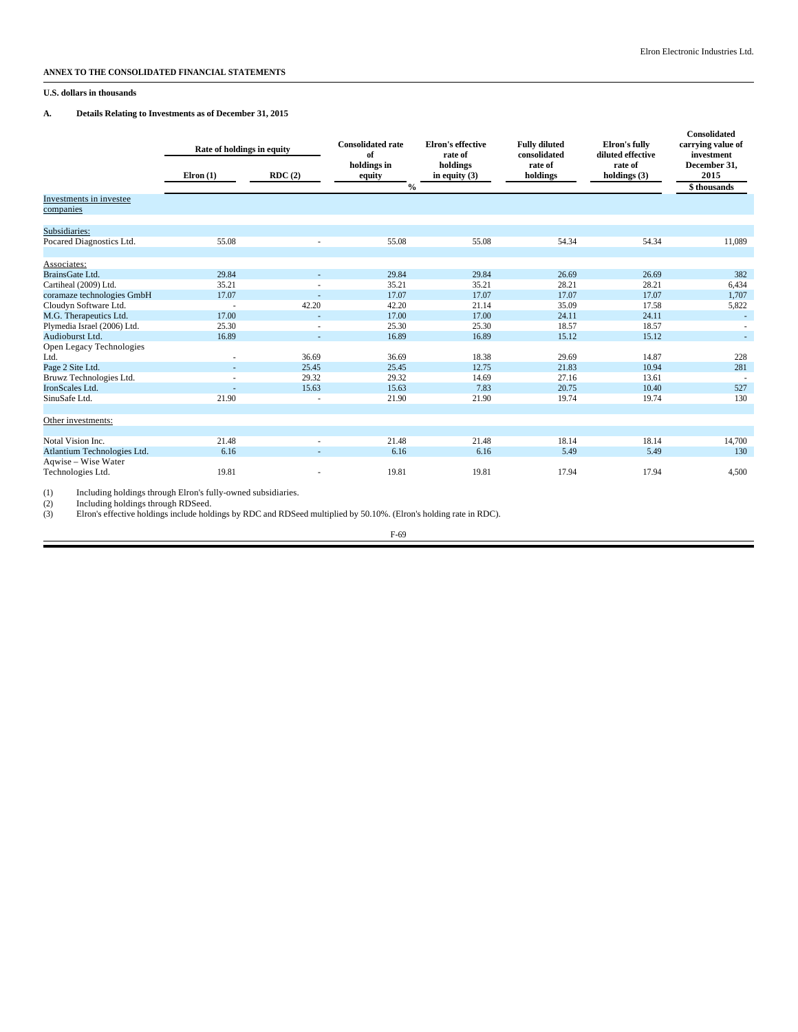## ANNEX TO THE CONSOLIDATED FINANCIAL STATEMENTS

**U.S. dollars in thousands**

### A. Details Relating to Investments as of December 31, 2015

| | Rate of holdings in equity | | Consolidated rate of holdings in equity | Elron's effective rate of holdings in equity (3) | Fully diluted consolidated rate of holdings | Elron's fully diluted effective rate of holdings (3) | Consolidated carrying value of investment December 31, 2015 |
|---|---|---|---|---|---|---|---|
| | Elron (1) | RDC (2) | | | | | |
| | % | | | | | | $ thousands |
| Investments in investee companies | | | | | | | |
| Subsidiaries: | | | | | | | |
| Pocared Diagnostics Ltd. | 55.08 | - | 55.08 | 55.08 | 54.34 | 54.34 | 11,089 |
| Associates: | | | | | | | |
| BrainsGate Ltd. | 29.84 | - | 29.84 | 29.84 | 26.69 | 26.69 | 382 |
| Cartiheal (2009) Ltd. | 35.21 | - | 35.21 | 35.21 | 28.21 | 28.21 | 6,434 |
| coramaze technologies GmbH | 17.07 | - | 17.07 | 17.07 | 17.07 | 17.07 | 1,707 |
| Cloudyn Software Ltd. | - | 42.20 | 42.20 | 21.14 | 35.09 | 17.58 | 5,822 |
| M.G. Therapeutics Ltd. | 17.00 | - | 17.00 | 17.00 | 24.11 | 24.11 | - |
| Plymedia Israel (2006) Ltd. | 25.30 | - | 25.30 | 25.30 | 18.57 | 18.57 | - |
| Audioburst Ltd. | 16.89 | - | 16.89 | 16.89 | 15.12 | 15.12 | - |
| Open Legacy Technologies Ltd. | - | 36.69 | 36.69 | 18.38 | 29.69 | 14.87 | 228 |
| Page 2 Site Ltd. | - | 25.45 | 25.45 | 12.75 | 21.83 | 10.94 | 281 |
| Bruwz Technologies Ltd. | - | 29.32 | 29.32 | 14.69 | 27.16 | 13.61 | - |
| IronScales Ltd. | - | 15.63 | 15.63 | 7.83 | 20.75 | 10.40 | 527 |
| SinuSafe Ltd. | 21.90 | - | 21.90 | 21.90 | 19.74 | 19.74 | 130 |
| Other investments: | | | | | | | |
| Notal Vision Inc. | 21.48 | - | 21.48 | 21.48 | 18.14 | 18.14 | 14,700 |
| Atlantium Technologies Ltd. | 6.16 | - | 6.16 | 6.16 | 5.49 | 5.49 | 130 |
| Aqwise – Wise Water Technologies Ltd. | 19.81 | - | 19.81 | 19.81 | 17.94 | 17.94 | 4,500 |

(1) Including holdings through Elron's fully-owned subsidiaries.

(2) Including holdings through RDSeed.

(3) Elron's effective holdings include holdings by RDC and RDSeed multiplied by 50.10%. (Elron's holding rate in RDC).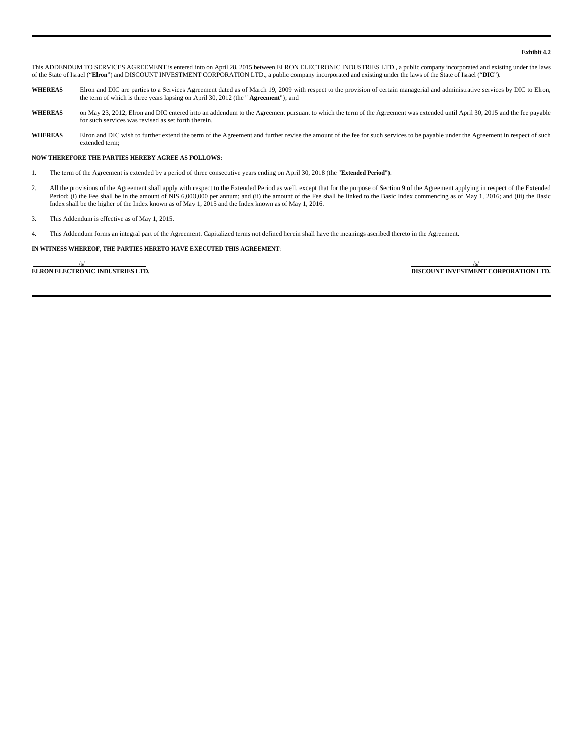**Exhibit 4.2**

This ADDENDUM TO SERVICES AGREEMENT is entered into on April 28, 2015 between ELRON ELECTRONIC INDUSTRIES LTD., a public company incorporated and existing under the laws of the State of Israel ("**Elron**") and DISCOUNT INVESTMENT CORPORATION LTD., a public company incorporated and existing under the laws of the State of Israel ("**DIC**").

**WHEREAS** Elron and DIC are parties to a Services Agreement dated as of March 19, 2009 with respect to the provision of certain managerial and administrative services by DIC to Elron, the term of which is three years lapsing on April 30, 2012 (the " **Agreement**"); and

**WHEREAS** on May 23, 2012, Elron and DIC entered into an addendum to the Agreement pursuant to which the term of the Agreement was extended until April 30, 2015 and the fee payable for such services was revised as set forth therein.

**WHEREAS** Elron and DIC wish to further extend the term of the Agreement and further revise the amount of the fee for such services to be payable under the Agreement in respect of such extended term;

**NOW THEREFORE THE PARTIES HEREBY AGREE AS FOLLOWS:**

1. The term of the Agreement is extended by a period of three consecutive years ending on April 30, 2018 (the "**Extended Period**").

2. All the provisions of the Agreement shall apply with respect to the Extended Period as well, except that for the purpose of Section 9 of the Agreement applying in respect of the Extended Period: (i) the Fee shall be in the amount of NIS 6,000,000 per annum; and (ii) the amount of the Fee shall be linked to the Basic Index commencing as of May 1, 2016; and (iii) the Basic Index shall be the higher of the Index known as of May 1, 2015 and the Index known as of May 1, 2016.

3. This Addendum is effective as of May 1, 2015.

4. This Addendum forms an integral part of the Agreement. Capitalized terms not defined herein shall have the meanings ascribed thereto in the Agreement.

**IN WITNESS WHEREOF, THE PARTIES HERETO HAVE EXECUTED THIS AGREEMENT**:

| /s/ | /s/ |
|---|---|
| **ELRON ELECTRONIC INDUSTRIES LTD.** | **DISCOUNT INVESTMENT CORPORATION LTD.** |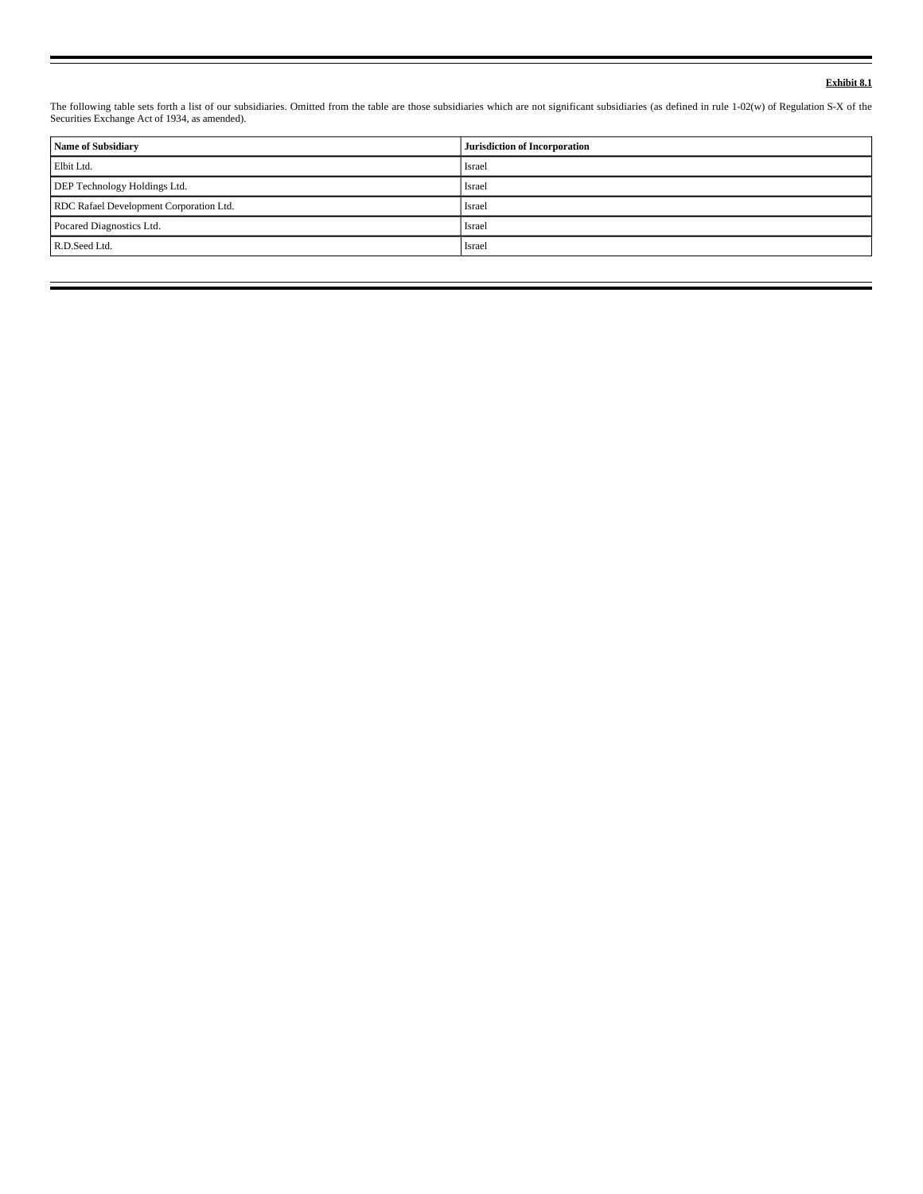**Exhibit 8.1**

The following table sets forth a list of our subsidiaries. Omitted from the table are those subsidiaries which are not significant subsidiaries (as defined in rule 1-02(w) of Regulation S-X of the Securities Exchange Act of 1934, as amended).

| Name of Subsidiary | Jurisdiction of Incorporation |
| --- | --- |
| Elbit Ltd. | Israel |
| DEP Technology Holdings Ltd. | Israel |
| RDC Rafael Development Corporation Ltd. | Israel |
| Pocared Diagnostics Ltd. | Israel |
| R.D.Seed Ltd. | Israel |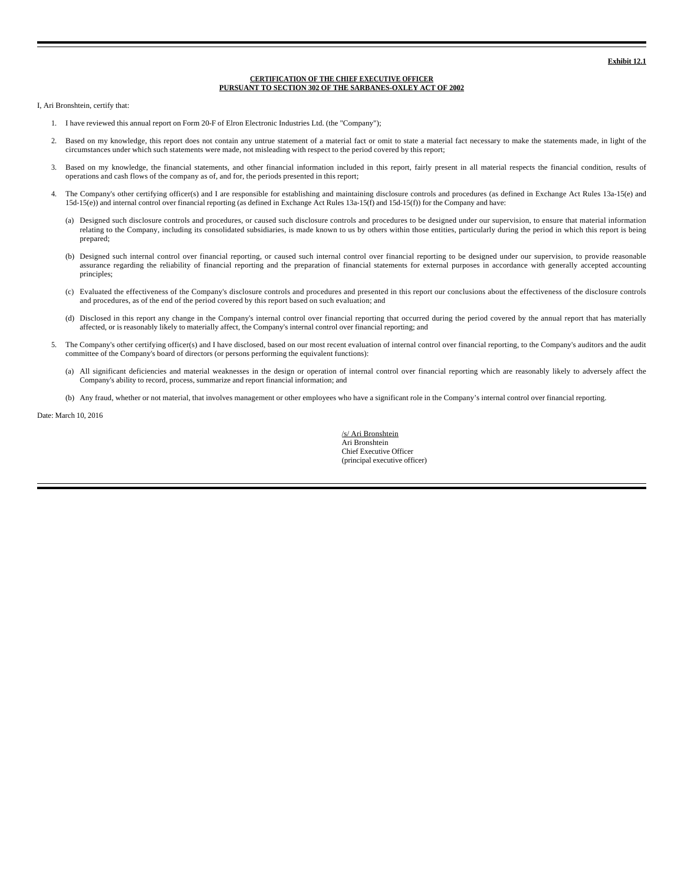**Exhibit 12.1**

**CERTIFICATION OF THE CHIEF EXECUTIVE OFFICER**
**PURSUANT TO SECTION 302 OF THE SARBANES-OXLEY ACT OF 2002**

I, Ari Bronshtein, certify that:

1. I have reviewed this annual report on Form 20-F of Elron Electronic Industries Ltd. (the "Company");

2. Based on my knowledge, this report does not contain any untrue statement of a material fact or omit to state a material fact necessary to make the statements made, in light of the circumstances under which such statements were made, not misleading with respect to the period covered by this report;

3. Based on my knowledge, the financial statements, and other financial information included in this report, fairly present in all material respects the financial condition, results of operations and cash flows of the company as of, and for, the periods presented in this report;

4. The Company's other certifying officer(s) and I are responsible for establishing and maintaining disclosure controls and procedures (as defined in Exchange Act Rules 13a-15(e) and 15d-15(e)) and internal control over financial reporting (as defined in Exchange Act Rules 13a-15(f) and 15d-15(f)) for the Company and have:

   (a) Designed such disclosure controls and procedures, or caused such disclosure controls and procedures to be designed under our supervision, to ensure that material information relating to the Company, including its consolidated subsidiaries, is made known to us by others within those entities, particularly during the period in which this report is being prepared;

   (b) Designed such internal control over financial reporting, or caused such internal control over financial reporting to be designed under our supervision, to provide reasonable assurance regarding the reliability of financial reporting and the preparation of financial statements for external purposes in accordance with generally accepted accounting principles;

   (c) Evaluated the effectiveness of the Company's disclosure controls and procedures and presented in this report our conclusions about the effectiveness of the disclosure controls and procedures, as of the end of the period covered by this report based on such evaluation; and

   (d) Disclosed in this report any change in the Company's internal control over financial reporting that occurred during the period covered by the annual report that has materially affected, or is reasonably likely to materially affect, the Company's internal control over financial reporting; and

5. The Company's other certifying officer(s) and I have disclosed, based on our most recent evaluation of internal control over financial reporting, to the Company's auditors and the audit committee of the Company's board of directors (or persons performing the equivalent functions):

   (a) All significant deficiencies and material weaknesses in the design or operation of internal control over financial reporting which are reasonably likely to adversely affect the Company's ability to record, process, summarize and report financial information; and

   (b) Any fraud, whether or not material, that involves management or other employees who have a significant role in the Company's internal control over financial reporting.

Date: March 10, 2016

/s/ Ari Bronshtein
Ari Bronshtein
Chief Executive Officer
(principal executive officer)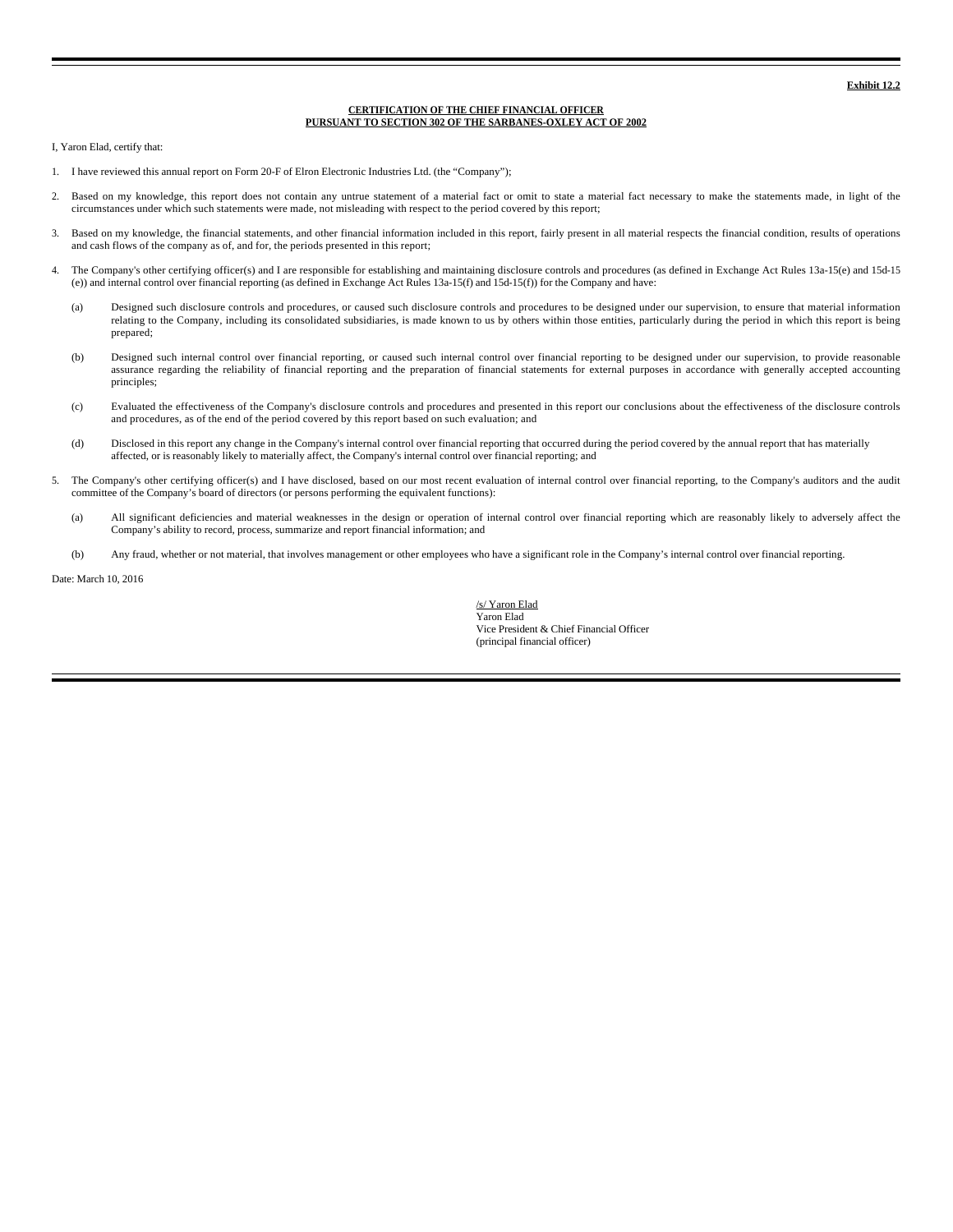**Exhibit 12.2**

**CERTIFICATION OF THE CHIEF FINANCIAL OFFICER**
**PURSUANT TO SECTION 302 OF THE SARBANES-OXLEY ACT OF 2002**

I, Yaron Elad, certify that:

1. I have reviewed this annual report on Form 20-F of Elron Electronic Industries Ltd. (the "Company");

2. Based on my knowledge, this report does not contain any untrue statement of a material fact or omit to state a material fact necessary to make the statements made, in light of the circumstances under which such statements were made, not misleading with respect to the period covered by this report;

3. Based on my knowledge, the financial statements, and other financial information included in this report, fairly present in all material respects the financial condition, results of operations and cash flows of the company as of, and for, the periods presented in this report;

4. The Company's other certifying officer(s) and I are responsible for establishing and maintaining disclosure controls and procedures (as defined in Exchange Act Rules 13a-15(e) and 15d-15 (e)) and internal control over financial reporting (as defined in Exchange Act Rules 13a-15(f) and 15d-15(f)) for the Company and have:

   (a) Designed such disclosure controls and procedures, or caused such disclosure controls and procedures to be designed under our supervision, to ensure that material information relating to the Company, including its consolidated subsidiaries, is made known to us by others within those entities, particularly during the period in which this report is being prepared;

   (b) Designed such internal control over financial reporting, or caused such internal control over financial reporting to be designed under our supervision, to provide reasonable assurance regarding the reliability of financial reporting and the preparation of financial statements for external purposes in accordance with generally accepted accounting principles;

   (c) Evaluated the effectiveness of the Company's disclosure controls and procedures and presented in this report our conclusions about the effectiveness of the disclosure controls and procedures, as of the end of the period covered by this report based on such evaluation; and

   (d) Disclosed in this report any change in the Company's internal control over financial reporting that occurred during the period covered by the annual report that has materially affected, or is reasonably likely to materially affect, the Company's internal control over financial reporting; and

5. The Company's other certifying officer(s) and I have disclosed, based on our most recent evaluation of internal control over financial reporting, to the Company's auditors and the audit committee of the Company's board of directors (or persons performing the equivalent functions):

   (a) All significant deficiencies and material weaknesses in the design or operation of internal control over financial reporting which are reasonably likely to adversely affect the Company's ability to record, process, summarize and report financial information; and

   (b) Any fraud, whether or not material, that involves management or other employees who have a significant role in the Company's internal control over financial reporting.

Date: March 10, 2016

/s/ Yaron Elad
Yaron Elad
Vice President & Chief Financial Officer
(principal financial officer)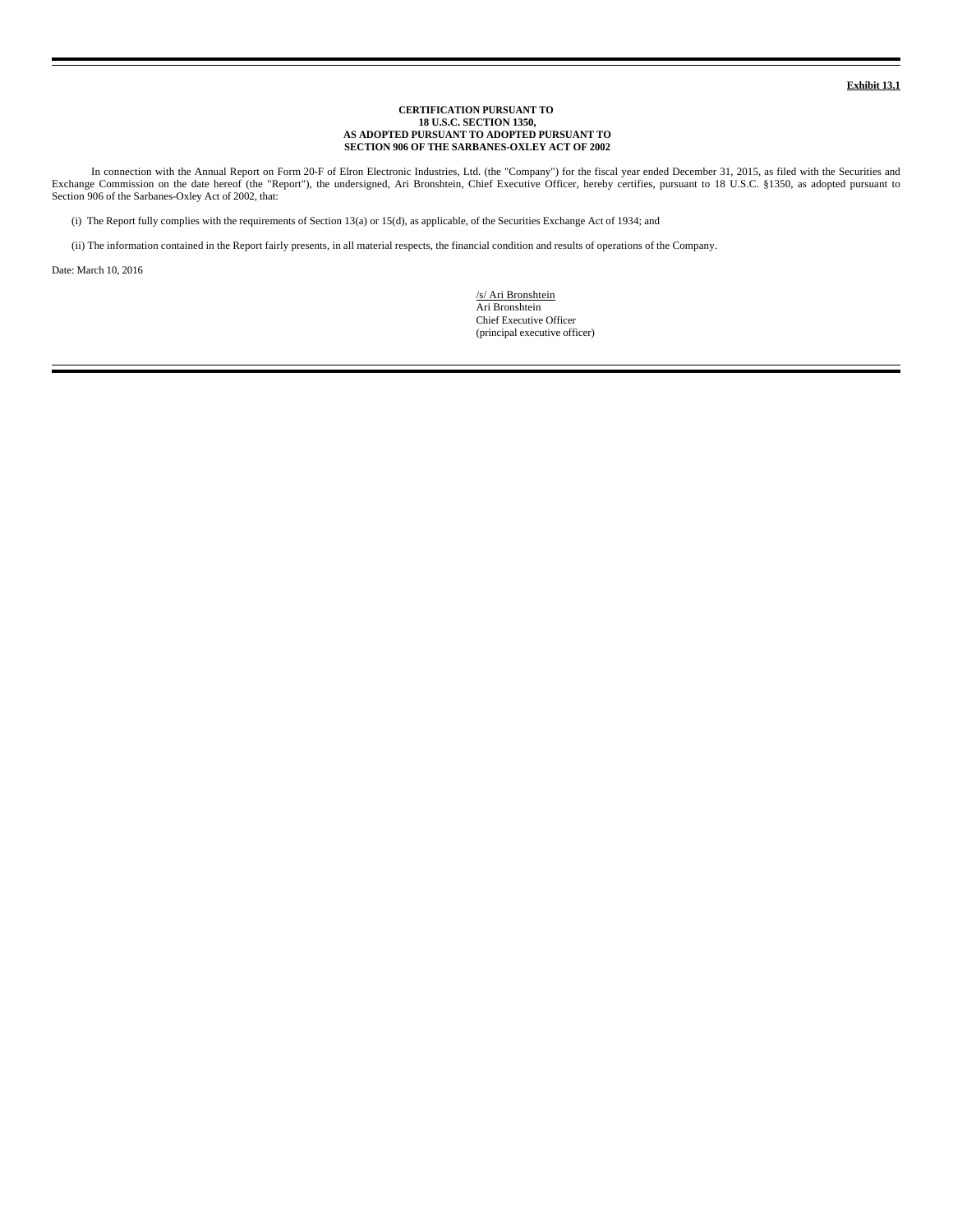**Exhibit 13.1**

**CERTIFICATION PURSUANT TO**
**18 U.S.C. SECTION 1350,**
**AS ADOPTED PURSUANT TO ADOPTED PURSUANT TO**
**SECTION 906 OF THE SARBANES-OXLEY ACT OF 2002**

In connection with the Annual Report on Form 20-F of Elron Electronic Industries, Ltd. (the "Company") for the fiscal year ended December 31, 2015, as filed with the Securities and Exchange Commission on the date hereof (the "Report"), the undersigned, Ari Bronshtein, Chief Executive Officer, hereby certifies, pursuant to 18 U.S.C. §1350, as adopted pursuant to Section 906 of the Sarbanes-Oxley Act of 2002, that:

(i) The Report fully complies with the requirements of Section 13(a) or 15(d), as applicable, of the Securities Exchange Act of 1934; and

(ii) The information contained in the Report fairly presents, in all material respects, the financial condition and results of operations of the Company.

Date: March 10, 2016

/s/ Ari Bronshtein
Ari Bronshtein
Chief Executive Officer
(principal executive officer)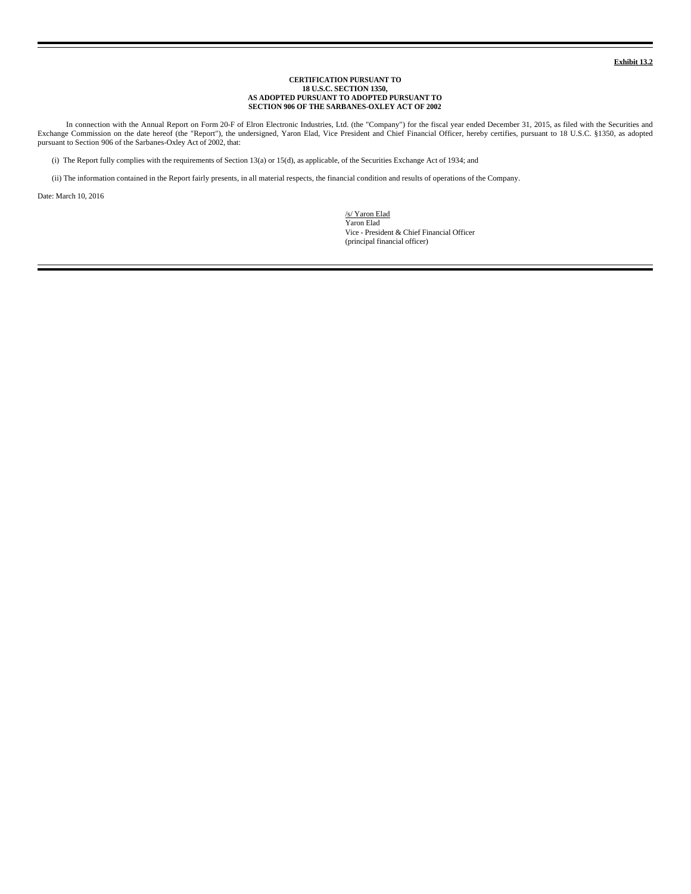**Exhibit 13.2**

**CERTIFICATION PURSUANT TO**
**18 U.S.C. SECTION 1350,**
**AS ADOPTED PURSUANT TO ADOPTED PURSUANT TO**
**SECTION 906 OF THE SARBANES-OXLEY ACT OF 2002**

In connection with the Annual Report on Form 20-F of Elron Electronic Industries, Ltd. (the "Company") for the fiscal year ended December 31, 2015, as filed with the Securities and Exchange Commission on the date hereof (the "Report"), the undersigned, Yaron Elad, Vice President and Chief Financial Officer, hereby certifies, pursuant to 18 U.S.C. §1350, as adopted pursuant to Section 906 of the Sarbanes-Oxley Act of 2002, that:

(i) The Report fully complies with the requirements of Section 13(a) or 15(d), as applicable, of the Securities Exchange Act of 1934; and

(ii) The information contained in the Report fairly presents, in all material respects, the financial condition and results of operations of the Company.

Date: March 10, 2016

/s/ Yaron Elad
Yaron Elad
Vice - President & Chief Financial Officer
(principal financial officer)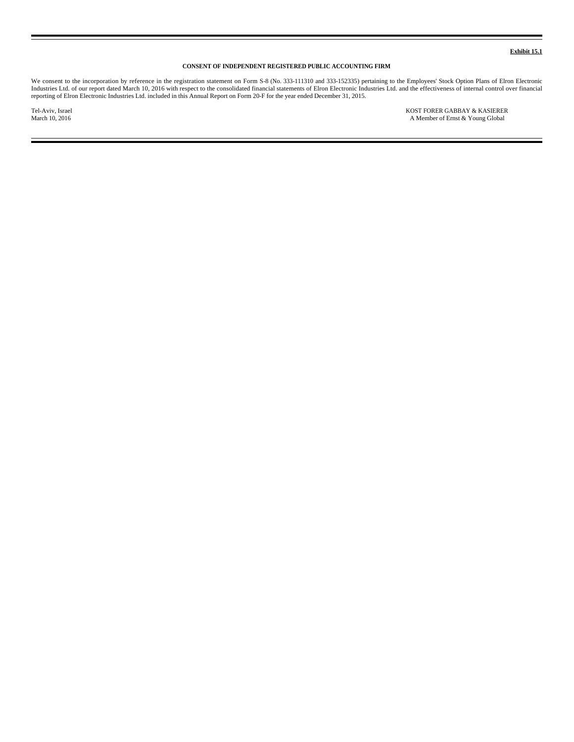**Exhibit 15.1**

**CONSENT OF INDEPENDENT REGISTERED PUBLIC ACCOUNTING FIRM**

We consent to the incorporation by reference in the registration statement on Form S-8 (No. 333-111310 and 333-152335) pertaining to the Employees' Stock Option Plans of Elron Electronic Industries Ltd. of our report dated March 10, 2016 with respect to the consolidated financial statements of Elron Electronic Industries Ltd. and the effectiveness of internal control over financial reporting of Elron Electronic Industries Ltd. included in this Annual Report on Form 20-F for the year ended December 31, 2015.

Tel-Aviv, Israel
March 10, 2016

KOST FORER GABBAY & KASIERER
A Member of Ernst & Young Global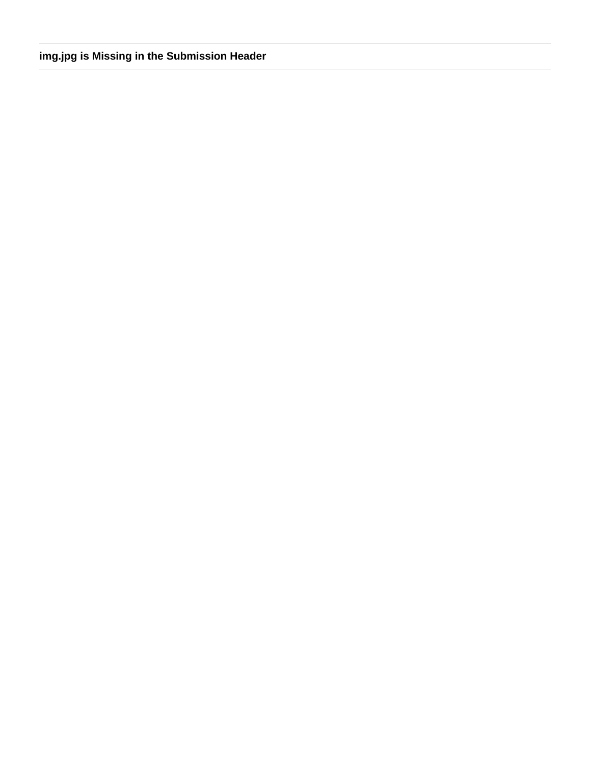**img.jpg is Missing in the Submission Header**